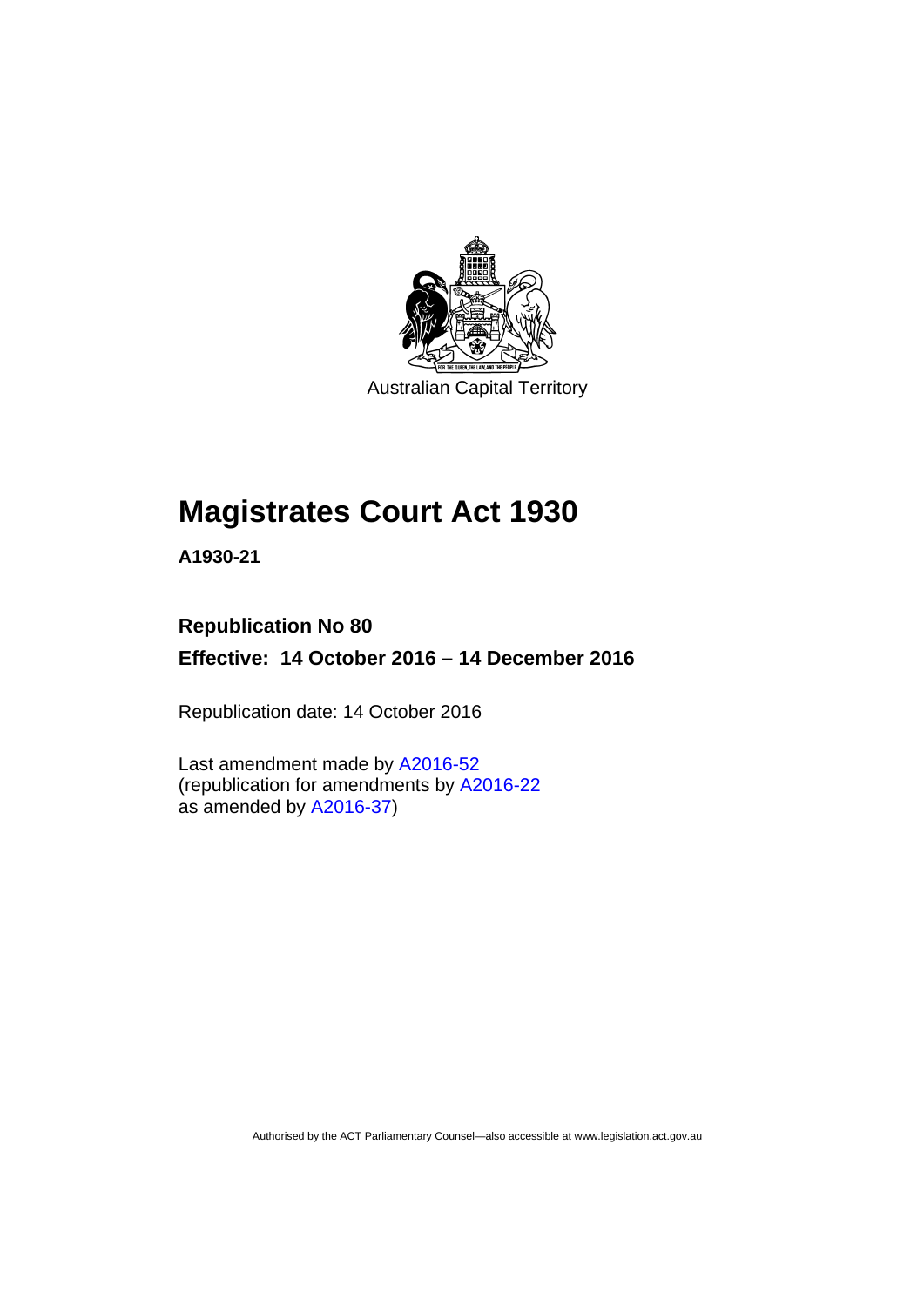Australian Capital Territory

# Magistrates Court Act 1930

**A1930-21**

**Republication No 80**

**Effective: 14 October 2016 – 14 December 2016**

Republication date: 14 October 2016

Last amendment made by A2016-52
(republication for amendments by A2016-22
as amended by A2016-37)

Authorised by the ACT Parliamentary Counsel—also accessible at www.legislation.act.gov.au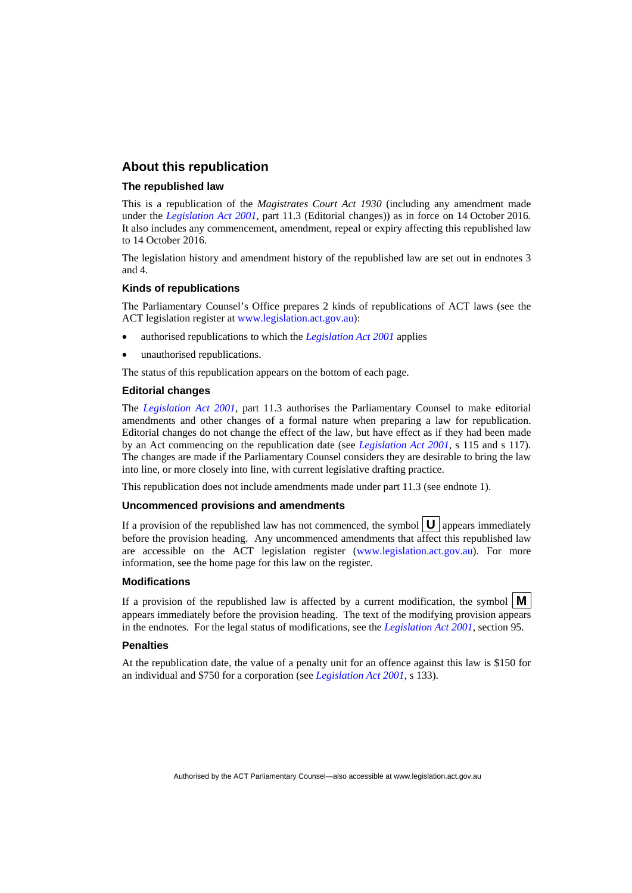## About this republication

### The republished law

This is a republication of the *Magistrates Court Act 1930* (including any amendment made under the *Legislation Act 2001*, part 11.3 (Editorial changes)) as in force on 14 October 2016*.* It also includes any commencement, amendment, repeal or expiry affecting this republished law to 14 October 2016.

The legislation history and amendment history of the republished law are set out in endnotes 3 and 4.

### Kinds of republications

The Parliamentary Counsel's Office prepares 2 kinds of republications of ACT laws (see the ACT legislation register at www.legislation.act.gov.au):

- authorised republications to which the *Legislation Act 2001* applies
- unauthorised republications.

The status of this republication appears on the bottom of each page.

### Editorial changes

The *Legislation Act 2001*, part 11.3 authorises the Parliamentary Counsel to make editorial amendments and other changes of a formal nature when preparing a law for republication. Editorial changes do not change the effect of the law, but have effect as if they had been made by an Act commencing on the republication date (see *Legislation Act 2001*, s 115 and s 117). The changes are made if the Parliamentary Counsel considers they are desirable to bring the law into line, or more closely into line, with current legislative drafting practice.

This republication does not include amendments made under part 11.3 (see endnote 1).

### Uncommenced provisions and amendments

If a provision of the republished law has not commenced, the symbol **U** appears immediately before the provision heading. Any uncommenced amendments that affect this republished law are accessible on the ACT legislation register (www.legislation.act.gov.au). For more information, see the home page for this law on the register.

### Modifications

If a provision of the republished law is affected by a current modification, the symbol **M** appears immediately before the provision heading. The text of the modifying provision appears in the endnotes. For the legal status of modifications, see the *Legislation Act 2001*, section 95.

### Penalties

At the republication date, the value of a penalty unit for an offence against this law is $150 for an individual and $750 for a corporation (see *Legislation Act 2001*, s 133).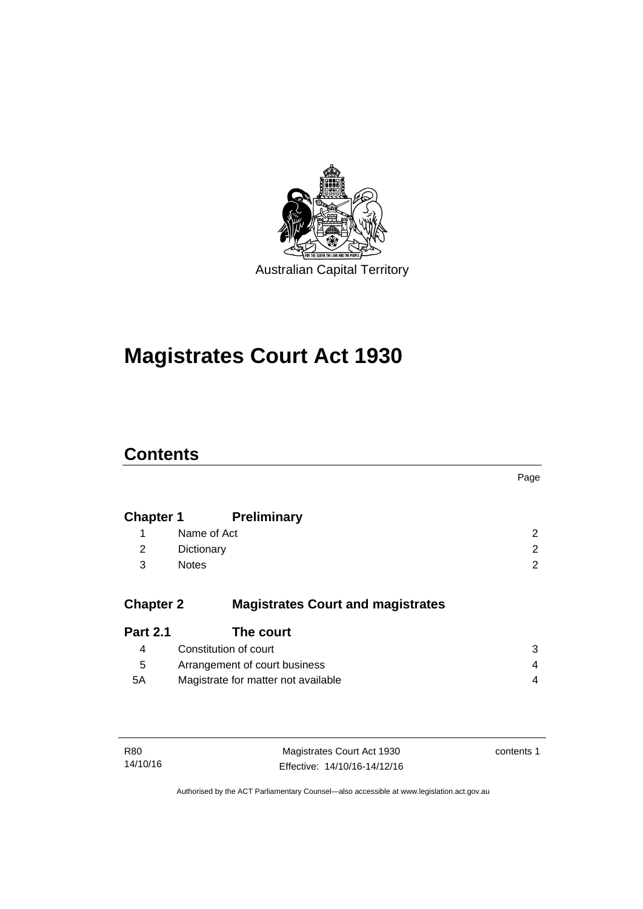Australian Capital Territory

# Magistrates Court Act 1930

## Contents

| | | Page |
|---|---|---|
| **Chapter 1** | **Preliminary** | |
| 1 | Name of Act | 2 |
| 2 | Dictionary | 2 |
| 3 | Notes | 2 |
| **Chapter 2** | **Magistrates Court and magistrates** | |
| **Part 2.1** | **The court** | |
| 4 | Constitution of court | 3 |
| 5 | Arrangement of court business | 4 |
| 5A | Magistrate for matter not available | 4 |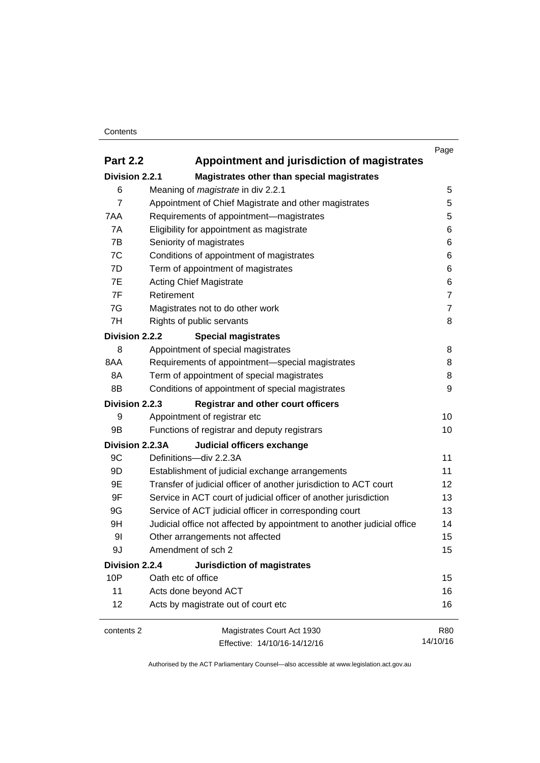| | | Page |
|---|---|---|
| **Part 2.2** | **Appointment and jurisdiction of magistrates** | |
| **Division 2.2.1** | **Magistrates other than special magistrates** | |
| 6 | Meaning of *magistrate* in div 2.2.1 | 5 |
| 7 | Appointment of Chief Magistrate and other magistrates | 5 |
| 7AA | Requirements of appointment—magistrates | 5 |
| 7A | Eligibility for appointment as magistrate | 6 |
| 7B | Seniority of magistrates | 6 |
| 7C | Conditions of appointment of magistrates | 6 |
| 7D | Term of appointment of magistrates | 6 |
| 7E | Acting Chief Magistrate | 6 |
| 7F | Retirement | 7 |
| 7G | Magistrates not to do other work | 7 |
| 7H | Rights of public servants | 8 |
| **Division 2.2.2** | **Special magistrates** | |
| 8 | Appointment of special magistrates | 8 |
| 8AA | Requirements of appointment—special magistrates | 8 |
| 8A | Term of appointment of special magistrates | 8 |
| 8B | Conditions of appointment of special magistrates | 9 |
| **Division 2.2.3** | **Registrar and other court officers** | |
| 9 | Appointment of registrar etc | 10 |
| 9B | Functions of registrar and deputy registrars | 10 |
| **Division 2.2.3A** | **Judicial officers exchange** | |
| 9C | Definitions—div 2.2.3A | 11 |
| 9D | Establishment of judicial exchange arrangements | 11 |
| 9E | Transfer of judicial officer of another jurisdiction to ACT court | 12 |
| 9F | Service in ACT court of judicial officer of another jurisdiction | 13 |
| 9G | Service of ACT judicial officer in corresponding court | 13 |
| 9H | Judicial office not affected by appointment to another judicial office | 14 |
| 9I | Other arrangements not affected | 15 |
| 9J | Amendment of sch 2 | 15 |
| **Division 2.2.4** | **Jurisdiction of magistrates** | |
| 10P | Oath etc of office | 15 |
| 11 | Acts done beyond ACT | 16 |
| 12 | Acts by magistrate out of court etc | 16 |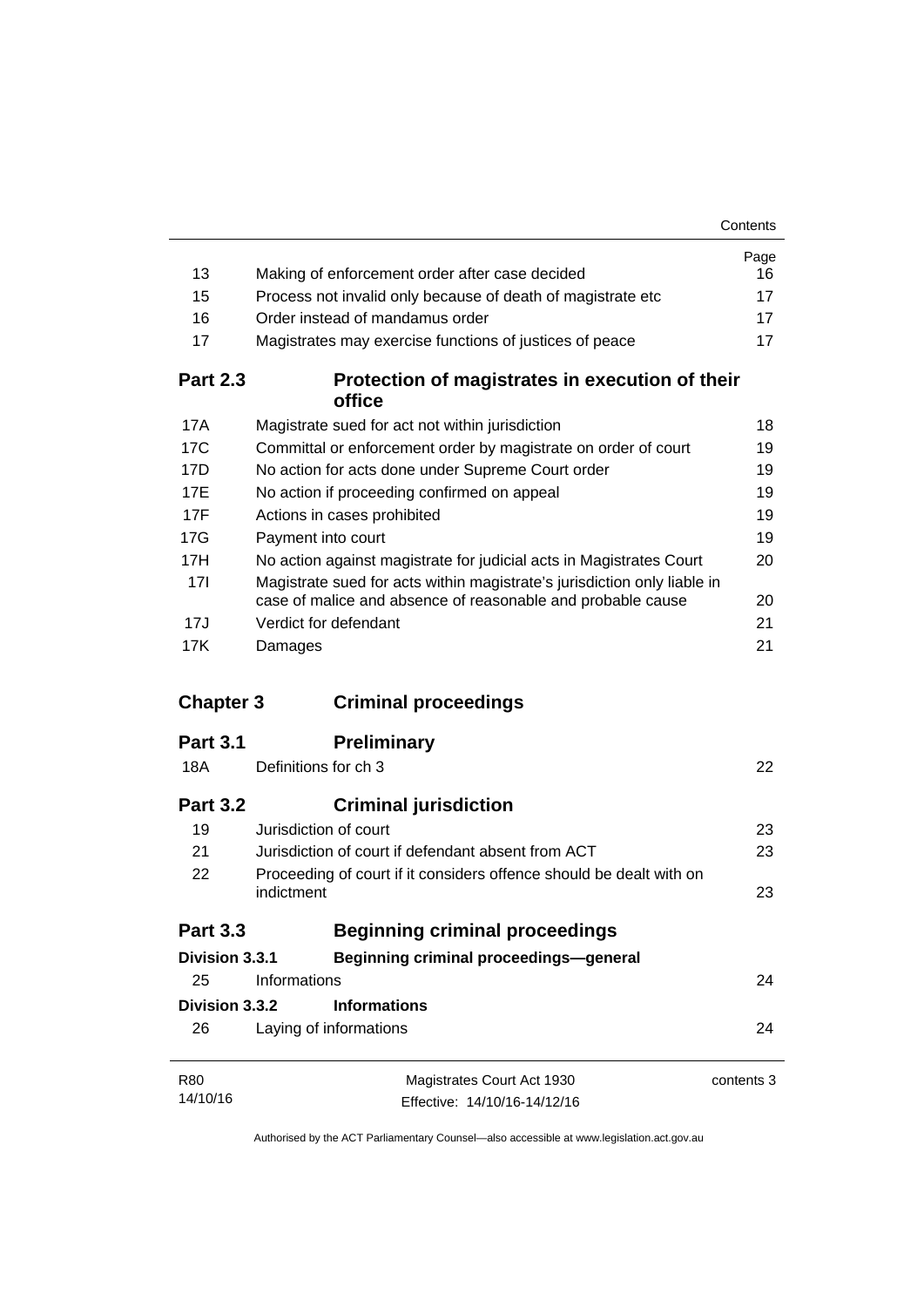| | | Page |
|---|---|---|
| 13 | Making of enforcement order after case decided | 16 |
| 15 | Process not invalid only because of death of magistrate etc | 17 |
| 16 | Order instead of mandamus order | 17 |
| 17 | Magistrates may exercise functions of justices of peace | 17 |
| **Part 2.3** | **Protection of magistrates in execution of their office** | |
| 17A | Magistrate sued for act not within jurisdiction | 18 |
| 17C | Committal or enforcement order by magistrate on order of court | 19 |
| 17D | No action for acts done under Supreme Court order | 19 |
| 17E | No action if proceeding confirmed on appeal | 19 |
| 17F | Actions in cases prohibited | 19 |
| 17G | Payment into court | 19 |
| 17H | No action against magistrate for judicial acts in Magistrates Court | 20 |
| 17I | Magistrate sued for acts within magistrate's jurisdiction only liable in case of malice and absence of reasonable and probable cause | 20 |
| 17J | Verdict for defendant | 21 |
| 17K | Damages | 21 |
| **Chapter 3** | **Criminal proceedings** | |
| **Part 3.1** | **Preliminary** | |
| 18A | Definitions for ch 3 | 22 |
| **Part 3.2** | **Criminal jurisdiction** | |
| 19 | Jurisdiction of court | 23 |
| 21 | Jurisdiction of court if defendant absent from ACT | 23 |
| 22 | Proceeding of court if it considers offence should be dealt with on indictment | 23 |
| **Part 3.3** | **Beginning criminal proceedings** | |
| **Division 3.3.1** | **Beginning criminal proceedings—general** | |
| 25 | Informations | 24 |
| **Division 3.3.2** | **Informations** | |
| 26 | Laying of informations | 24 |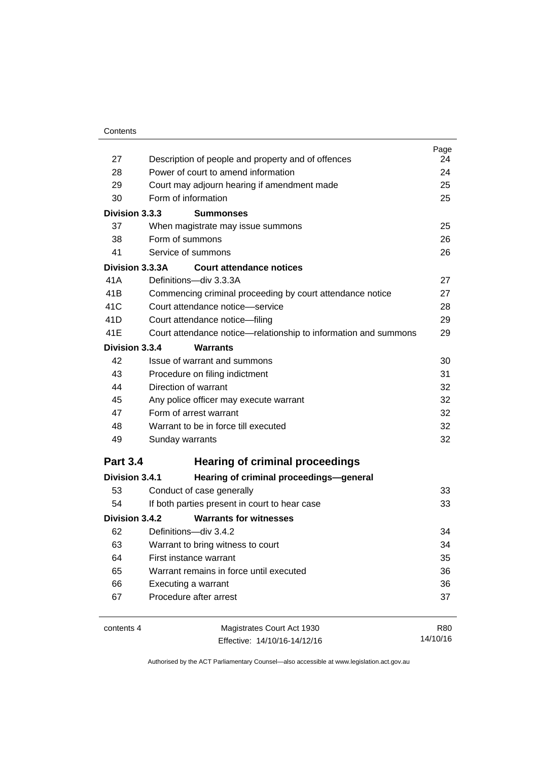| | | Page |
|---|---|---|
| 27 | Description of people and property and of offences | 24 |
| 28 | Power of court to amend information | 24 |
| 29 | Court may adjourn hearing if amendment made | 25 |
| 30 | Form of information | 25 |
| **Division 3.3.3** | **Summonses** | |
| 37 | When magistrate may issue summons | 25 |
| 38 | Form of summons | 26 |
| 41 | Service of summons | 26 |
| **Division 3.3.3A** | **Court attendance notices** | |
| 41A | Definitions—div 3.3.3A | 27 |
| 41B | Commencing criminal proceeding by court attendance notice | 27 |
| 41C | Court attendance notice—service | 28 |
| 41D | Court attendance notice—filing | 29 |
| 41E | Court attendance notice—relationship to information and summons | 29 |
| **Division 3.3.4** | **Warrants** | |
| 42 | Issue of warrant and summons | 30 |
| 43 | Procedure on filing indictment | 31 |
| 44 | Direction of warrant | 32 |
| 45 | Any police officer may execute warrant | 32 |
| 47 | Form of arrest warrant | 32 |
| 48 | Warrant to be in force till executed | 32 |
| 49 | Sunday warrants | 32 |
| **Part 3.4** | **Hearing of criminal proceedings** | |
| **Division 3.4.1** | **Hearing of criminal proceedings—general** | |
| 53 | Conduct of case generally | 33 |
| 54 | If both parties present in court to hear case | 33 |
| **Division 3.4.2** | **Warrants for witnesses** | |
| 62 | Definitions—div 3.4.2 | 34 |
| 63 | Warrant to bring witness to court | 34 |
| 64 | First instance warrant | 35 |
| 65 | Warrant remains in force until executed | 36 |
| 66 | Executing a warrant | 36 |
| 67 | Procedure after arrest | 37 |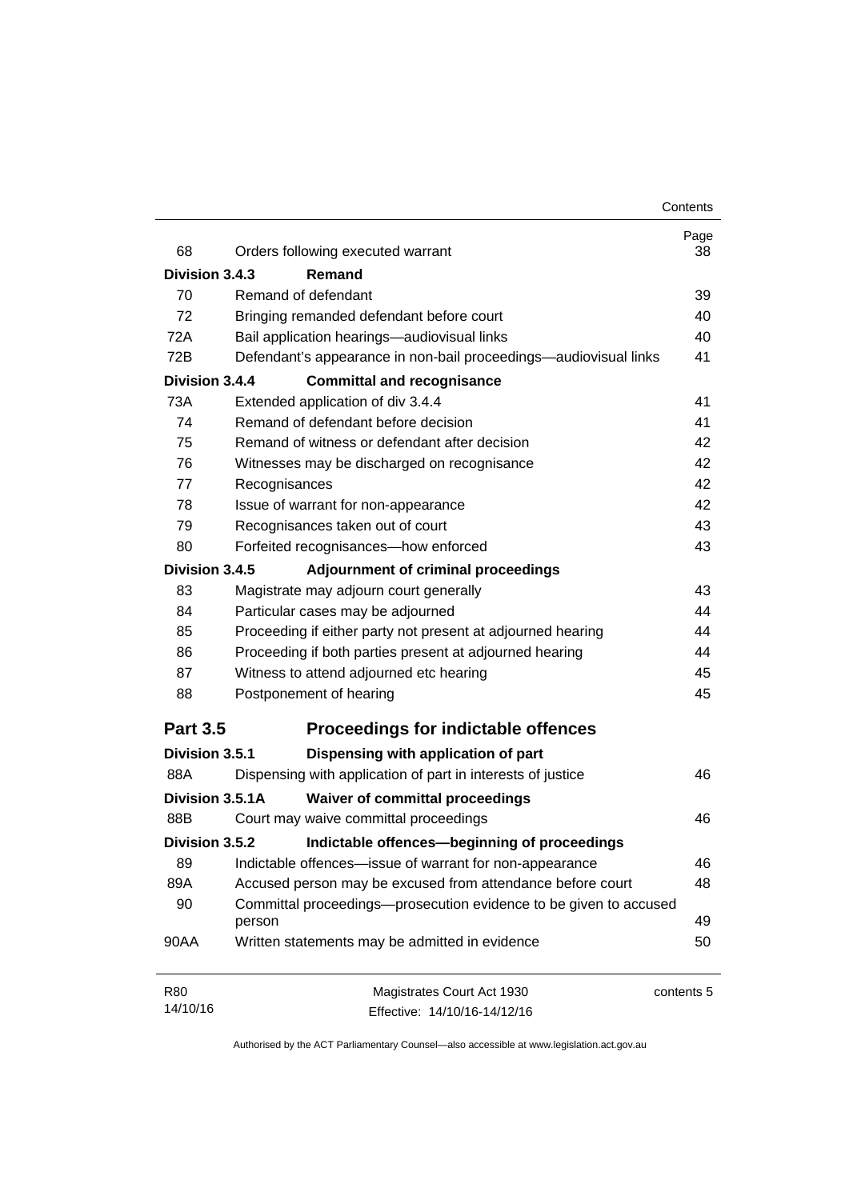| | | Page |
|---|---|---|
| 68 | Orders following executed warrant | 38 |
| **Division 3.4.3** | **Remand** | |
| 70 | Remand of defendant | 39 |
| 72 | Bringing remanded defendant before court | 40 |
| 72A | Bail application hearings—audiovisual links | 40 |
| 72B | Defendant's appearance in non-bail proceedings—audiovisual links | 41 |
| **Division 3.4.4** | **Committal and recognisance** | |
| 73A | Extended application of div 3.4.4 | 41 |
| 74 | Remand of defendant before decision | 41 |
| 75 | Remand of witness or defendant after decision | 42 |
| 76 | Witnesses may be discharged on recognisance | 42 |
| 77 | Recognisances | 42 |
| 78 | Issue of warrant for non-appearance | 42 |
| 79 | Recognisances taken out of court | 43 |
| 80 | Forfeited recognisances—how enforced | 43 |
| **Division 3.4.5** | **Adjournment of criminal proceedings** | |
| 83 | Magistrate may adjourn court generally | 43 |
| 84 | Particular cases may be adjourned | 44 |
| 85 | Proceeding if either party not present at adjourned hearing | 44 |
| 86 | Proceeding if both parties present at adjourned hearing | 44 |
| 87 | Witness to attend adjourned etc hearing | 45 |
| 88 | Postponement of hearing | 45 |
| **Part 3.5** | **Proceedings for indictable offences** | |
| **Division 3.5.1** | **Dispensing with application of part** | |
| 88A | Dispensing with application of part in interests of justice | 46 |
| **Division 3.5.1A** | **Waiver of committal proceedings** | |
| 88B | Court may waive committal proceedings | 46 |
| **Division 3.5.2** | **Indictable offences—beginning of proceedings** | |
| 89 | Indictable offences—issue of warrant for non-appearance | 46 |
| 89A | Accused person may be excused from attendance before court | 48 |
| 90 | Committal proceedings—prosecution evidence to be given to accused person | 49 |
| 90AA | Written statements may be admitted in evidence | 50 |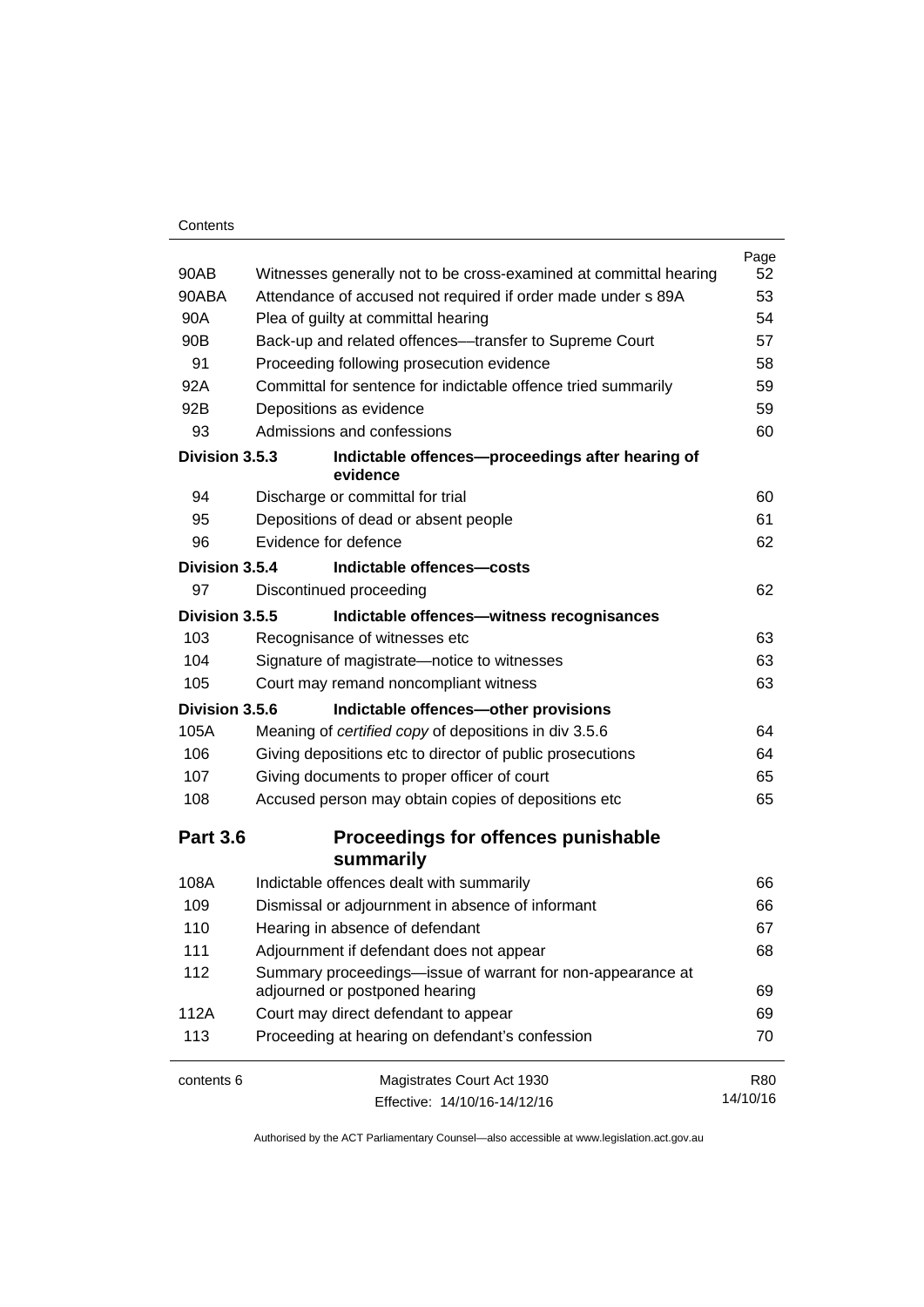| | | Page |
|---|---|---|
| 90AB | Witnesses generally not to be cross-examined at committal hearing | 52 |
| 90ABA | Attendance of accused not required if order made under s 89A | 53 |
| 90A | Plea of guilty at committal hearing | 54 |
| 90B | Back-up and related offences—transfer to Supreme Court | 57 |
| 91 | Proceeding following prosecution evidence | 58 |
| 92A | Committal for sentence for indictable offence tried summarily | 59 |
| 92B | Depositions as evidence | 59 |
| 93 | Admissions and confessions | 60 |
| **Division 3.5.3** | **Indictable offences—proceedings after hearing of evidence** | |
| 94 | Discharge or committal for trial | 60 |
| 95 | Depositions of dead or absent people | 61 |
| 96 | Evidence for defence | 62 |
| **Division 3.5.4** | **Indictable offences—costs** | |
| 97 | Discontinued proceeding | 62 |
| **Division 3.5.5** | **Indictable offences—witness recognisances** | |
| 103 | Recognisance of witnesses etc | 63 |
| 104 | Signature of magistrate—notice to witnesses | 63 |
| 105 | Court may remand noncompliant witness | 63 |
| **Division 3.5.6** | **Indictable offences—other provisions** | |
| 105A | Meaning of *certified copy* of depositions in div 3.5.6 | 64 |
| 106 | Giving depositions etc to director of public prosecutions | 64 |
| 107 | Giving documents to proper officer of court | 65 |
| 108 | Accused person may obtain copies of depositions etc | 65 |

## Part 3.6 Proceedings for offences punishable summarily

| | | |
|---|---|---|
| 108A | Indictable offences dealt with summarily | 66 |
| 109 | Dismissal or adjournment in absence of informant | 66 |
| 110 | Hearing in absence of defendant | 67 |
| 111 | Adjournment if defendant does not appear | 68 |
| 112 | Summary proceedings—issue of warrant for non-appearance at adjourned or postponed hearing | 69 |
| 112A | Court may direct defendant to appear | 69 |
| 113 | Proceeding at hearing on defendant's confession | 70 |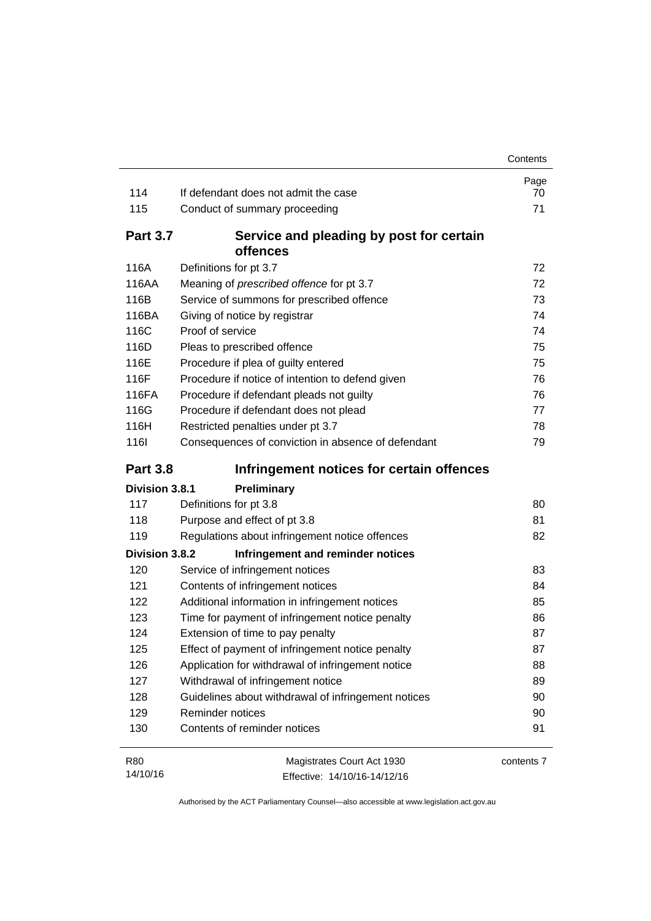| | | Page |
|---|---|---|
| 114 | If defendant does not admit the case | 70 |
| 115 | Conduct of summary proceeding | 71 |
| **Part 3.7** | **Service and pleading by post for certain offences** | |
| 116A | Definitions for pt 3.7 | 72 |
| 116AA | Meaning of *prescribed offence* for pt 3.7 | 72 |
| 116B | Service of summons for prescribed offence | 73 |
| 116BA | Giving of notice by registrar | 74 |
| 116C | Proof of service | 74 |
| 116D | Pleas to prescribed offence | 75 |
| 116E | Procedure if plea of guilty entered | 75 |
| 116F | Procedure if notice of intention to defend given | 76 |
| 116FA | Procedure if defendant pleads not guilty | 76 |
| 116G | Procedure if defendant does not plead | 77 |
| 116H | Restricted penalties under pt 3.7 | 78 |
| 116I | Consequences of conviction in absence of defendant | 79 |
| **Part 3.8** | **Infringement notices for certain offences** | |
| **Division 3.8.1** | **Preliminary** | |
| 117 | Definitions for pt 3.8 | 80 |
| 118 | Purpose and effect of pt 3.8 | 81 |
| 119 | Regulations about infringement notice offences | 82 |
| **Division 3.8.2** | **Infringement and reminder notices** | |
| 120 | Service of infringement notices | 83 |
| 121 | Contents of infringement notices | 84 |
| 122 | Additional information in infringement notices | 85 |
| 123 | Time for payment of infringement notice penalty | 86 |
| 124 | Extension of time to pay penalty | 87 |
| 125 | Effect of payment of infringement notice penalty | 87 |
| 126 | Application for withdrawal of infringement notice | 88 |
| 127 | Withdrawal of infringement notice | 89 |
| 128 | Guidelines about withdrawal of infringement notices | 90 |
| 129 | Reminder notices | 90 |
| 130 | Contents of reminder notices | 91 |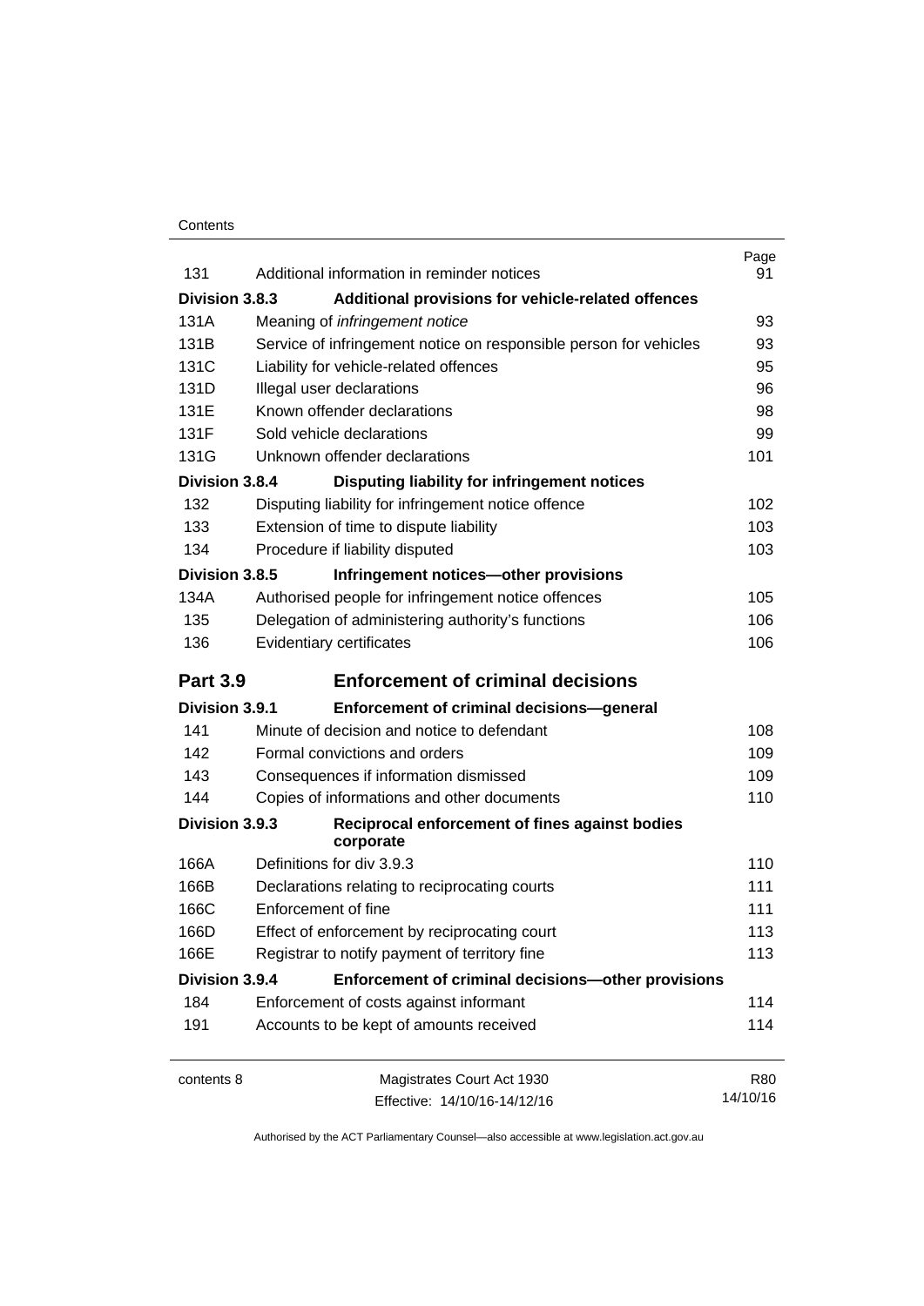| | | Page |
|---|---|---|
| 131 | Additional information in reminder notices | 91 |
| **Division 3.8.3** | **Additional provisions for vehicle-related offences** | |
| 131A | Meaning of *infringement notice* | 93 |
| 131B | Service of infringement notice on responsible person for vehicles | 93 |
| 131C | Liability for vehicle-related offences | 95 |
| 131D | Illegal user declarations | 96 |
| 131E | Known offender declarations | 98 |
| 131F | Sold vehicle declarations | 99 |
| 131G | Unknown offender declarations | 101 |
| **Division 3.8.4** | **Disputing liability for infringement notices** | |
| 132 | Disputing liability for infringement notice offence | 102 |
| 133 | Extension of time to dispute liability | 103 |
| 134 | Procedure if liability disputed | 103 |
| **Division 3.8.5** | **Infringement notices—other provisions** | |
| 134A | Authorised people for infringement notice offences | 105 |
| 135 | Delegation of administering authority's functions | 106 |
| 136 | Evidentiary certificates | 106 |
| **Part 3.9** | **Enforcement of criminal decisions** | |
| **Division 3.9.1** | **Enforcement of criminal decisions—general** | |
| 141 | Minute of decision and notice to defendant | 108 |
| 142 | Formal convictions and orders | 109 |
| 143 | Consequences if information dismissed | 109 |
| 144 | Copies of informations and other documents | 110 |
| **Division 3.9.3** | **Reciprocal enforcement of fines against bodies corporate** | |
| 166A | Definitions for div 3.9.3 | 110 |
| 166B | Declarations relating to reciprocating courts | 111 |
| 166C | Enforcement of fine | 111 |
| 166D | Effect of enforcement by reciprocating court | 113 |
| 166E | Registrar to notify payment of territory fine | 113 |
| **Division 3.9.4** | **Enforcement of criminal decisions—other provisions** | |
| 184 | Enforcement of costs against informant | 114 |
| 191 | Accounts to be kept of amounts received | 114 |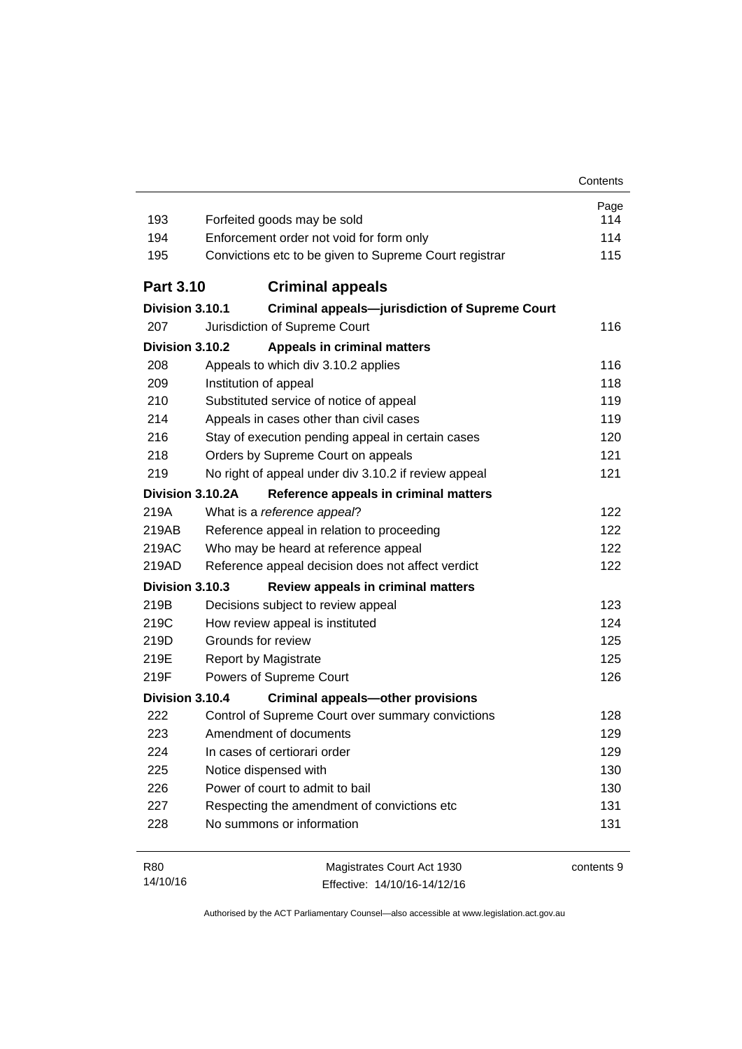| | | Page |
|---|---|---|
| 193 | Forfeited goods may be sold | 114 |
| 194 | Enforcement order not void for form only | 114 |
| 195 | Convictions etc to be given to Supreme Court registrar | 115 |

## Part 3.10 Criminal appeals

| | | |
|---|---|---|
| **Division 3.10.1** | **Criminal appeals—jurisdiction of Supreme Court** | |
| 207 | Jurisdiction of Supreme Court | 116 |
| **Division 3.10.2** | **Appeals in criminal matters** | |
| 208 | Appeals to which div 3.10.2 applies | 116 |
| 209 | Institution of appeal | 118 |
| 210 | Substituted service of notice of appeal | 119 |
| 214 | Appeals in cases other than civil cases | 119 |
| 216 | Stay of execution pending appeal in certain cases | 120 |
| 218 | Orders by Supreme Court on appeals | 121 |
| 219 | No right of appeal under div 3.10.2 if review appeal | 121 |
| **Division 3.10.2A** | **Reference appeals in criminal matters** | |
| 219A | What is a *reference appeal*? | 122 |
| 219AB | Reference appeal in relation to proceeding | 122 |
| 219AC | Who may be heard at reference appeal | 122 |
| 219AD | Reference appeal decision does not affect verdict | 122 |
| **Division 3.10.3** | **Review appeals in criminal matters** | |
| 219B | Decisions subject to review appeal | 123 |
| 219C | How review appeal is instituted | 124 |
| 219D | Grounds for review | 125 |
| 219E | Report by Magistrate | 125 |
| 219F | Powers of Supreme Court | 126 |
| **Division 3.10.4** | **Criminal appeals—other provisions** | |
| 222 | Control of Supreme Court over summary convictions | 128 |
| 223 | Amendment of documents | 129 |
| 224 | In cases of certiorari order | 129 |
| 225 | Notice dispensed with | 130 |
| 226 | Power of court to admit to bail | 130 |
| 227 | Respecting the amendment of convictions etc | 131 |
| 228 | No summons or information | 131 |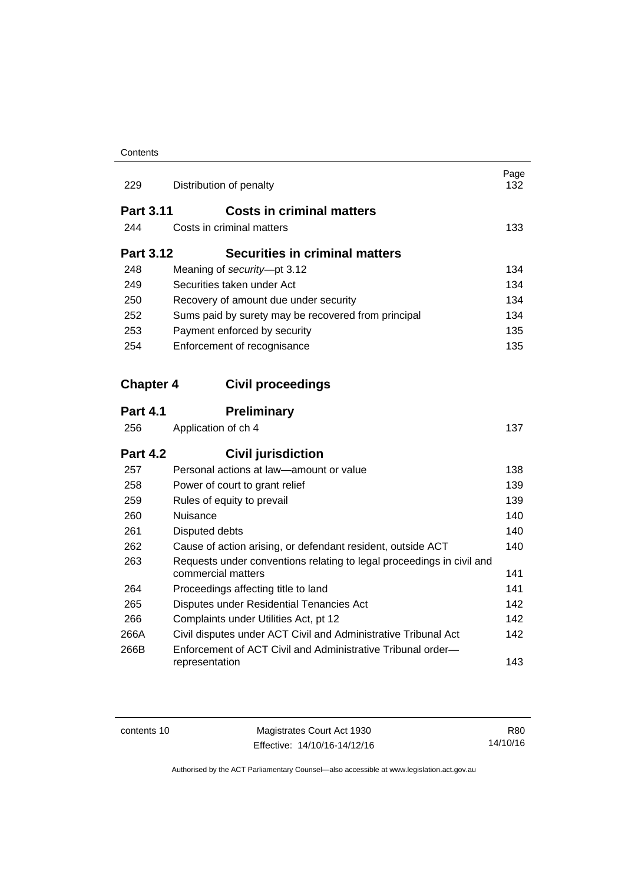| | | Page |
|---|---|---|
| 229 | Distribution of penalty | 132 |
| **Part 3.11** | **Costs in criminal matters** | |
| 244 | Costs in criminal matters | 133 |
| **Part 3.12** | **Securities in criminal matters** | |
| 248 | Meaning of *security*—pt 3.12 | 134 |
| 249 | Securities taken under Act | 134 |
| 250 | Recovery of amount due under security | 134 |
| 252 | Sums paid by surety may be recovered from principal | 134 |
| 253 | Payment enforced by security | 135 |
| 254 | Enforcement of recognisance | 135 |
| **Chapter 4** | **Civil proceedings** | |
| **Part 4.1** | **Preliminary** | |
| 256 | Application of ch 4 | 137 |
| **Part 4.2** | **Civil jurisdiction** | |
| 257 | Personal actions at law—amount or value | 138 |
| 258 | Power of court to grant relief | 139 |
| 259 | Rules of equity to prevail | 139 |
| 260 | Nuisance | 140 |
| 261 | Disputed debts | 140 |
| 262 | Cause of action arising, or defendant resident, outside ACT | 140 |
| 263 | Requests under conventions relating to legal proceedings in civil and commercial matters | 141 |
| 264 | Proceedings affecting title to land | 141 |
| 265 | Disputes under Residential Tenancies Act | 142 |
| 266 | Complaints under Utilities Act, pt 12 | 142 |
| 266A | Civil disputes under ACT Civil and Administrative Tribunal Act | 142 |
| 266B | Enforcement of ACT Civil and Administrative Tribunal order—representation | 143 |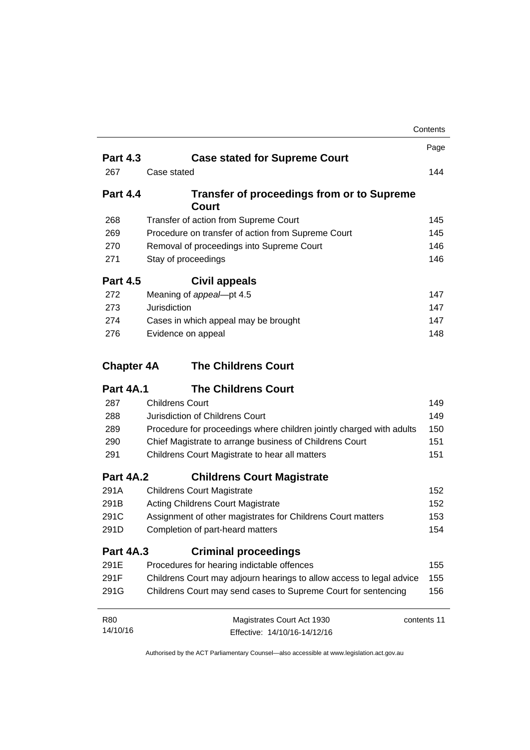| | | Page |
|---|---|---|
| **Part 4.3** | **Case stated for Supreme Court** | |
| 267 | Case stated | 144 |
| **Part 4.4** | **Transfer of proceedings from or to Supreme Court** | |
| 268 | Transfer of action from Supreme Court | 145 |
| 269 | Procedure on transfer of action from Supreme Court | 145 |
| 270 | Removal of proceedings into Supreme Court | 146 |
| 271 | Stay of proceedings | 146 |
| **Part 4.5** | **Civil appeals** | |
| 272 | Meaning of *appeal*—pt 4.5 | 147 |
| 273 | Jurisdiction | 147 |
| 274 | Cases in which appeal may be brought | 147 |
| 276 | Evidence on appeal | 148 |
| **Chapter 4A** | **The Childrens Court** | |
| **Part 4A.1** | **The Childrens Court** | |
| 287 | Childrens Court | 149 |
| 288 | Jurisdiction of Childrens Court | 149 |
| 289 | Procedure for proceedings where children jointly charged with adults | 150 |
| 290 | Chief Magistrate to arrange business of Childrens Court | 151 |
| 291 | Childrens Court Magistrate to hear all matters | 151 |
| **Part 4A.2** | **Childrens Court Magistrate** | |
| 291A | Childrens Court Magistrate | 152 |
| 291B | Acting Childrens Court Magistrate | 152 |
| 291C | Assignment of other magistrates for Childrens Court matters | 153 |
| 291D | Completion of part-heard matters | 154 |
| **Part 4A.3** | **Criminal proceedings** | |
| 291E | Procedures for hearing indictable offences | 155 |
| 291F | Childrens Court may adjourn hearings to allow access to legal advice | 155 |
| 291G | Childrens Court may send cases to Supreme Court for sentencing | 156 |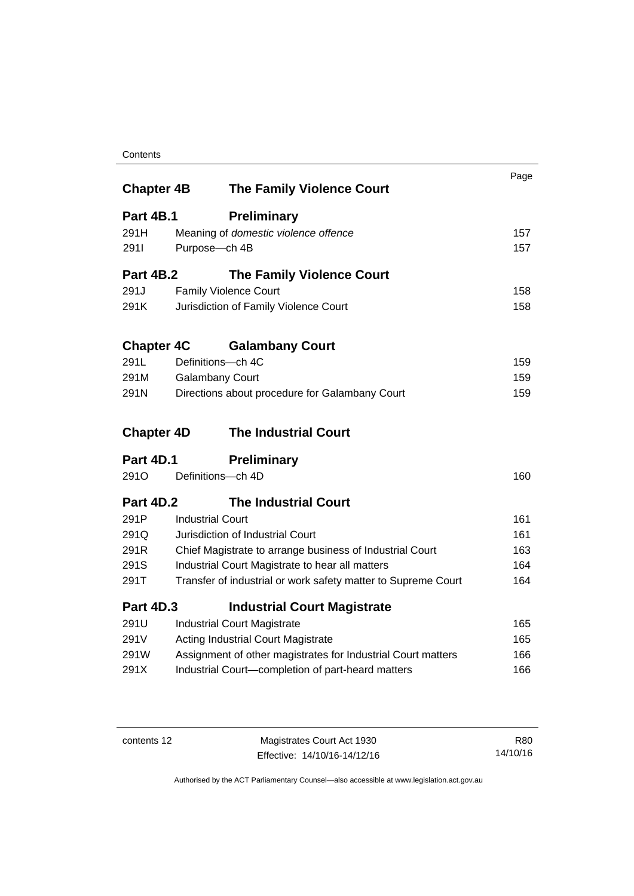| | | Page |
|---|---|---|
| **Chapter 4B** | **The Family Violence Court** | |
| **Part 4B.1** | **Preliminary** | |
| 291H | Meaning of *domestic violence offence* | 157 |
| 291I | Purpose—ch 4B | 157 |
| **Part 4B.2** | **The Family Violence Court** | |
| 291J | Family Violence Court | 158 |
| 291K | Jurisdiction of Family Violence Court | 158 |
| **Chapter 4C** | **Galambany Court** | |
| 291L | Definitions—ch 4C | 159 |
| 291M | Galambany Court | 159 |
| 291N | Directions about procedure for Galambany Court | 159 |
| **Chapter 4D** | **The Industrial Court** | |
| **Part 4D.1** | **Preliminary** | |
| 291O | Definitions—ch 4D | 160 |
| **Part 4D.2** | **The Industrial Court** | |
| 291P | Industrial Court | 161 |
| 291Q | Jurisdiction of Industrial Court | 161 |
| 291R | Chief Magistrate to arrange business of Industrial Court | 163 |
| 291S | Industrial Court Magistrate to hear all matters | 164 |
| 291T | Transfer of industrial or work safety matter to Supreme Court | 164 |
| **Part 4D.3** | **Industrial Court Magistrate** | |
| 291U | Industrial Court Magistrate | 165 |
| 291V | Acting Industrial Court Magistrate | 165 |
| 291W | Assignment of other magistrates for Industrial Court matters | 166 |
| 291X | Industrial Court—completion of part-heard matters | 166 |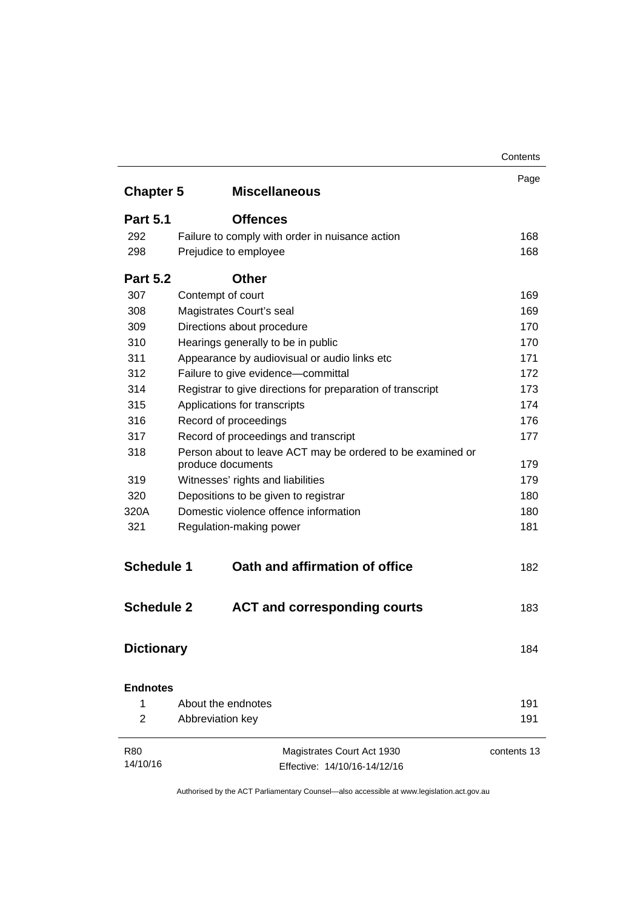| | | Page |
|---|---|---|
| **Chapter 5** | **Miscellaneous** | |
| **Part 5.1** | **Offences** | |
| 292 | Failure to comply with order in nuisance action | 168 |
| 298 | Prejudice to employee | 168 |
| **Part 5.2** | **Other** | |
| 307 | Contempt of court | 169 |
| 308 | Magistrates Court's seal | 169 |
| 309 | Directions about procedure | 170 |
| 310 | Hearings generally to be in public | 170 |
| 311 | Appearance by audiovisual or audio links etc | 171 |
| 312 | Failure to give evidence—committal | 172 |
| 314 | Registrar to give directions for preparation of transcript | 173 |
| 315 | Applications for transcripts | 174 |
| 316 | Record of proceedings | 176 |
| 317 | Record of proceedings and transcript | 177 |
| 318 | Person about to leave ACT may be ordered to be examined or produce documents | 179 |
| 319 | Witnesses' rights and liabilities | 179 |
| 320 | Depositions to be given to registrar | 180 |
| 320A | Domestic violence offence information | 180 |
| 321 | Regulation-making power | 181 |
| **Schedule 1** | **Oath and affirmation of office** | 182 |
| **Schedule 2** | **ACT and corresponding courts** | 183 |
| **Dictionary** | | 184 |
| **Endnotes** | | |
| 1 | About the endnotes | 191 |
| 2 | Abbreviation key | 191 |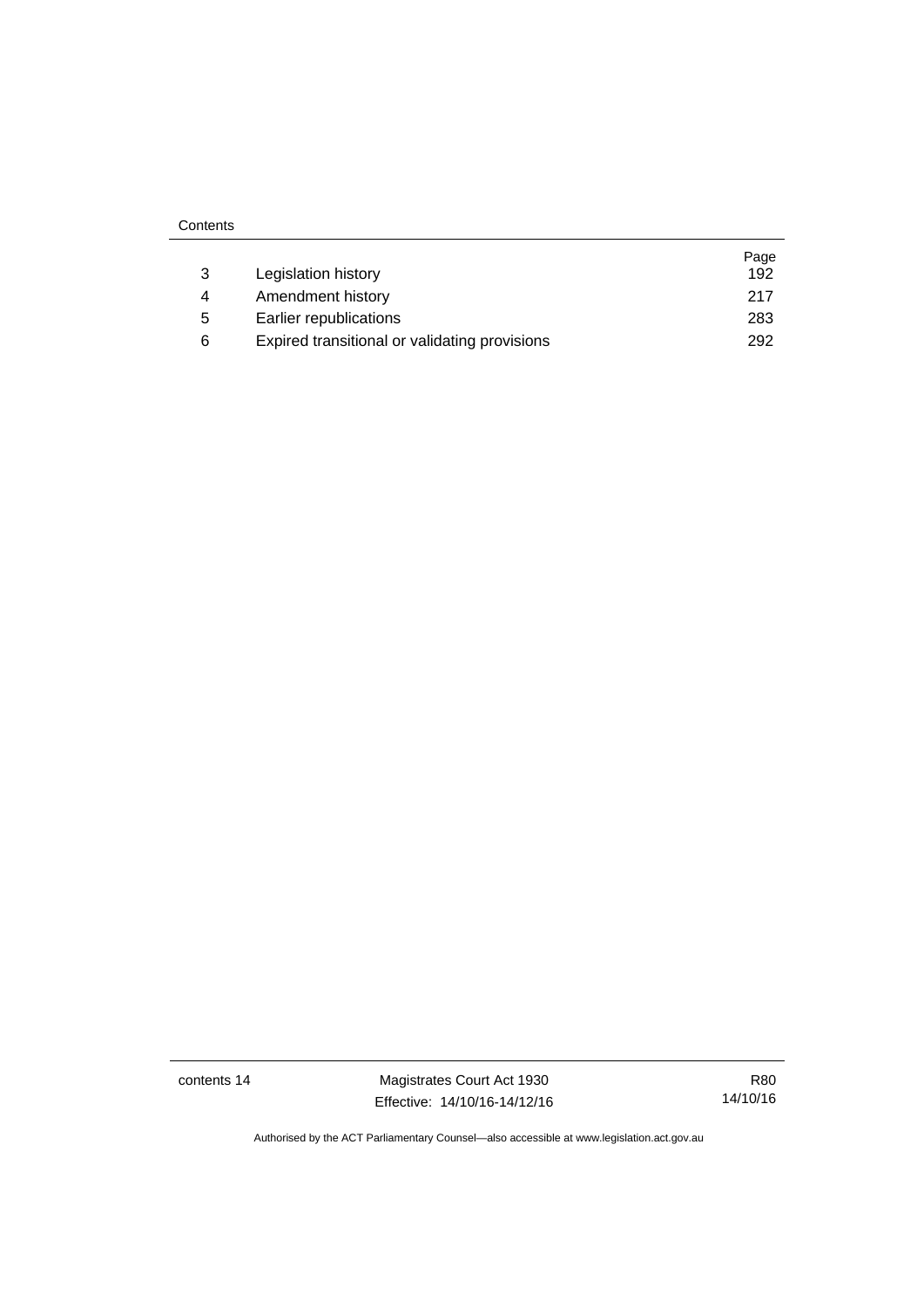| | | Page |
|---|---|---|
| 3 | Legislation history | 192 |
| 4 | Amendment history | 217 |
| 5 | Earlier republications | 283 |
| 6 | Expired transitional or validating provisions | 292 |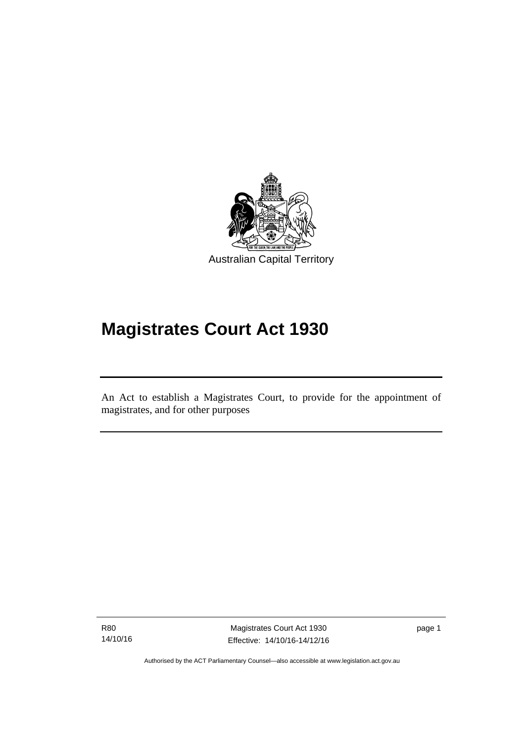Australian Capital Territory

# Magistrates Court Act 1930

An Act to establish a Magistrates Court, to provide for the appointment of magistrates, and for other purposes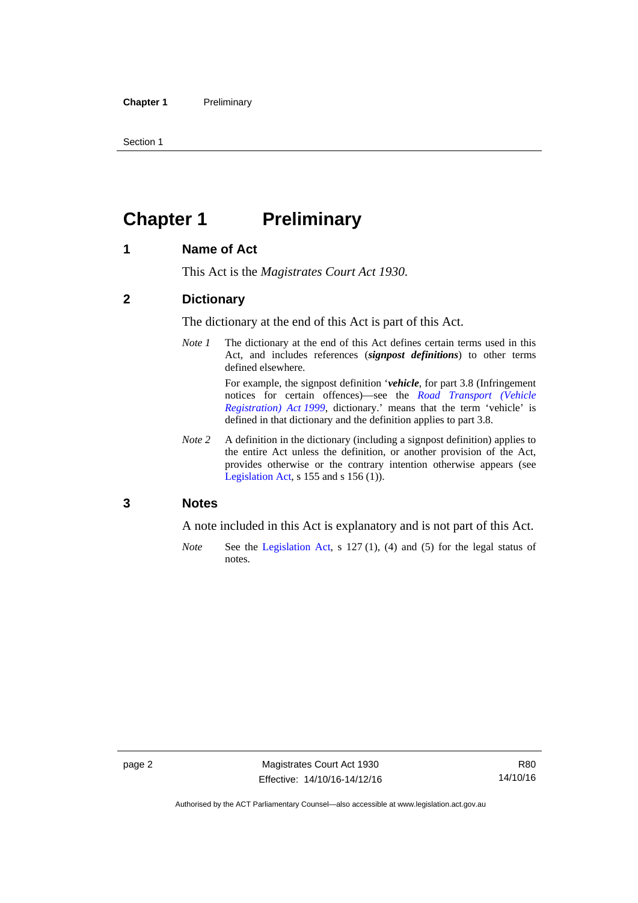# Chapter 1 Preliminary

## 1 Name of Act

This Act is the *Magistrates Court Act 1930*.

## 2 Dictionary

The dictionary at the end of this Act is part of this Act.

*Note 1* The dictionary at the end of this Act defines certain terms used in this Act, and includes references (***signpost definitions***) to other terms defined elsewhere.

For example, the signpost definition '***vehicle***, for part 3.8 (Infringement notices for certain offences)—see the *Road Transport (Vehicle Registration) Act 1999*, dictionary.' means that the term 'vehicle' is defined in that dictionary and the definition applies to part 3.8.

*Note 2* A definition in the dictionary (including a signpost definition) applies to the entire Act unless the definition, or another provision of the Act, provides otherwise or the contrary intention otherwise appears (see Legislation Act, s 155 and s 156 (1)).

## 3 Notes

A note included in this Act is explanatory and is not part of this Act.

*Note* See the Legislation Act, s 127 (1), (4) and (5) for the legal status of notes.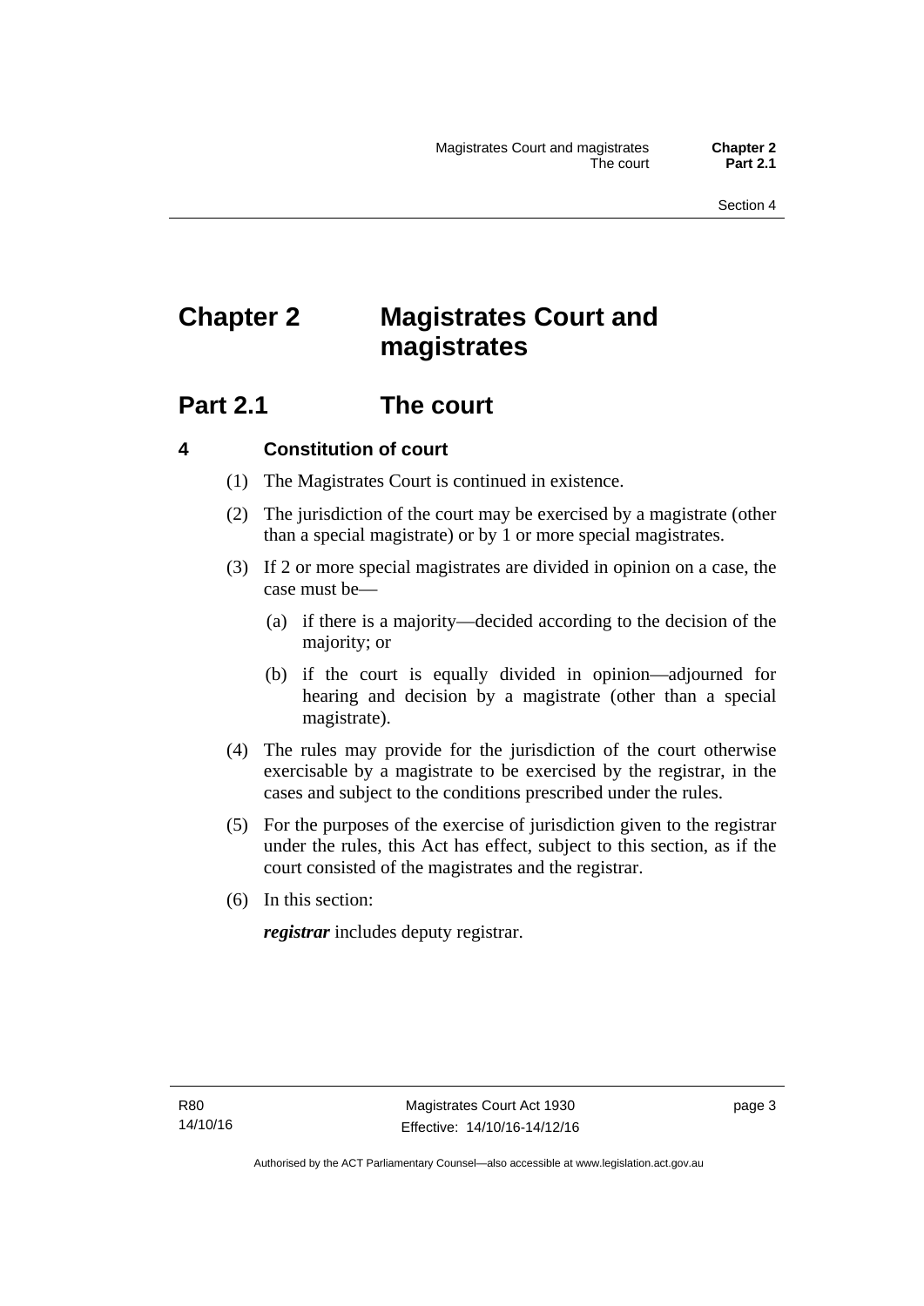# Chapter 2 Magistrates Court and magistrates

## Part 2.1 The court

### 4 Constitution of court

(1) The Magistrates Court is continued in existence.

(2) The jurisdiction of the court may be exercised by a magistrate (other than a special magistrate) or by 1 or more special magistrates.

(3) If 2 or more special magistrates are divided in opinion on a case, the case must be—

(a) if there is a majority—decided according to the decision of the majority; or

(b) if the court is equally divided in opinion—adjourned for hearing and decision by a magistrate (other than a special magistrate).

(4) The rules may provide for the jurisdiction of the court otherwise exercisable by a magistrate to be exercised by the registrar, in the cases and subject to the conditions prescribed under the rules.

(5) For the purposes of the exercise of jurisdiction given to the registrar under the rules, this Act has effect, subject to this section, as if the court consisted of the magistrates and the registrar.

(6) In this section:

***registrar*** includes deputy registrar.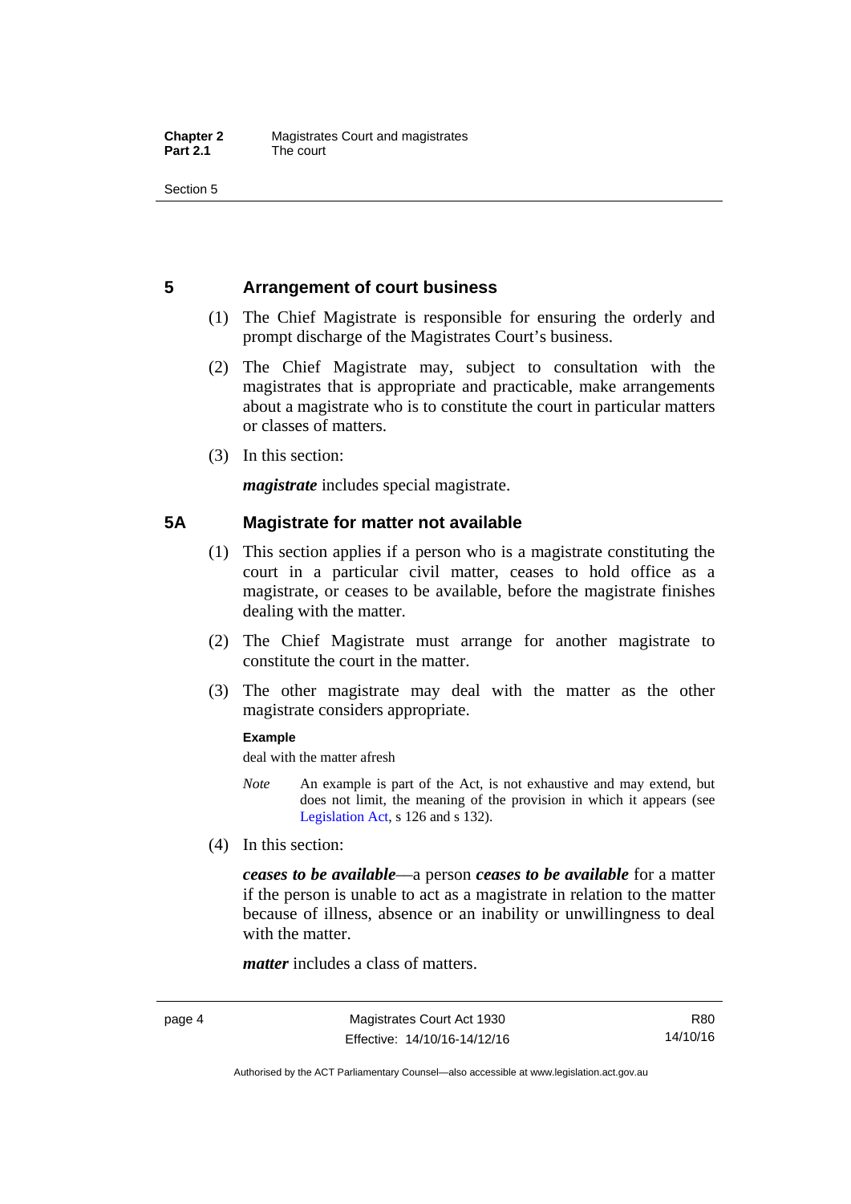## 5 Arrangement of court business

(1) The Chief Magistrate is responsible for ensuring the orderly and prompt discharge of the Magistrates Court's business.

(2) The Chief Magistrate may, subject to consultation with the magistrates that is appropriate and practicable, make arrangements about a magistrate who is to constitute the court in particular matters or classes of matters.

(3) In this section:

***magistrate*** includes special magistrate.

## 5A Magistrate for matter not available

(1) This section applies if a person who is a magistrate constituting the court in a particular civil matter, ceases to hold office as a magistrate, or ceases to be available, before the magistrate finishes dealing with the matter.

(2) The Chief Magistrate must arrange for another magistrate to constitute the court in the matter.

(3) The other magistrate may deal with the matter as the other magistrate considers appropriate.

**Example**

deal with the matter afresh

*Note* An example is part of the Act, is not exhaustive and may extend, but does not limit, the meaning of the provision in which it appears (see Legislation Act, s 126 and s 132).

(4) In this section:

***ceases to be available***—a person ***ceases to be available*** for a matter if the person is unable to act as a magistrate in relation to the matter because of illness, absence or an inability or unwillingness to deal with the matter.

***matter*** includes a class of matters.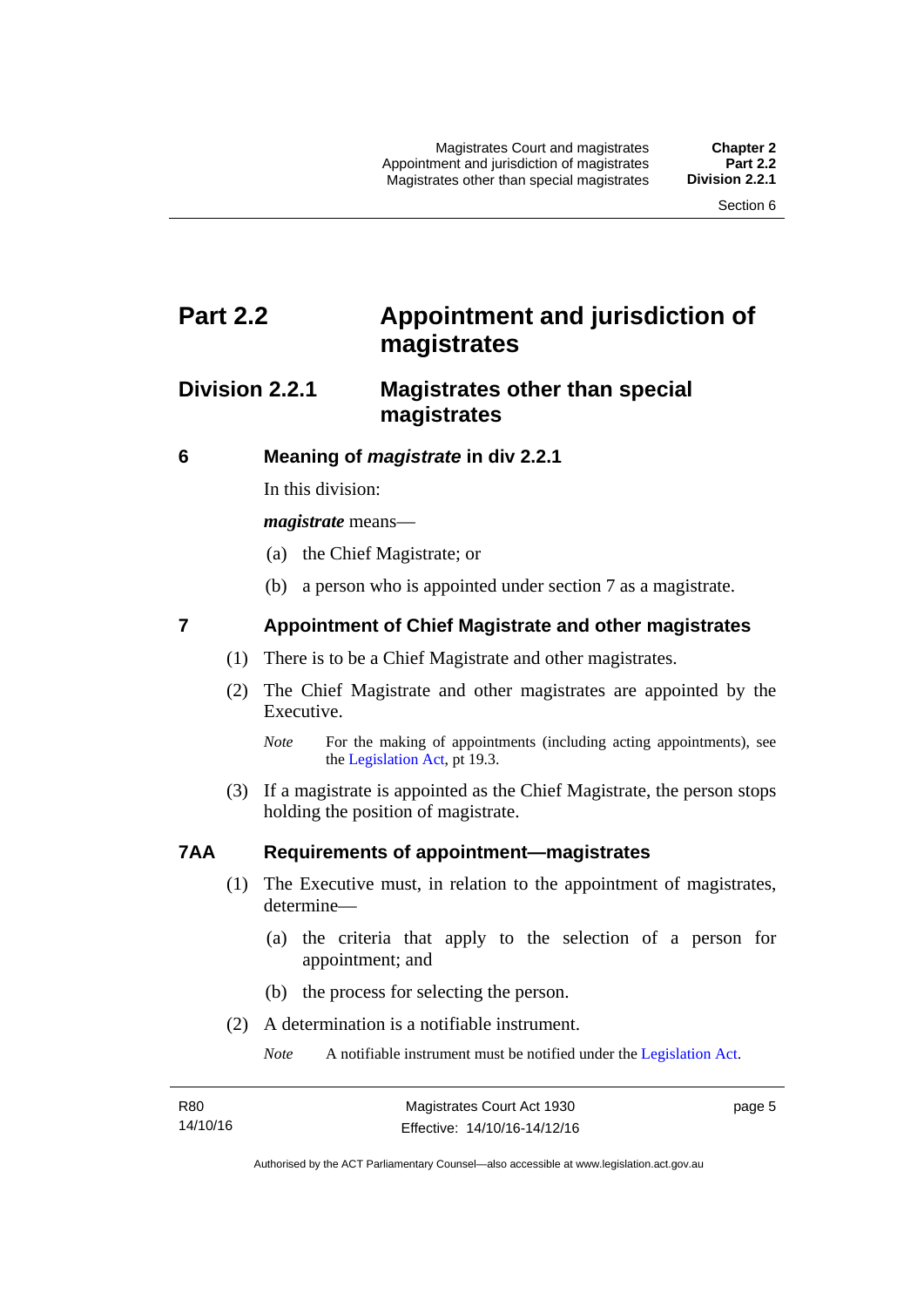# Part 2.2 Appointment and jurisdiction of magistrates

## Division 2.2.1 Magistrates other than special magistrates

### 6 Meaning of *magistrate* in div 2.2.1

In this division:

***magistrate*** means—

(a) the Chief Magistrate; or

(b) a person who is appointed under section 7 as a magistrate.

### 7 Appointment of Chief Magistrate and other magistrates

(1) There is to be a Chief Magistrate and other magistrates.

(2) The Chief Magistrate and other magistrates are appointed by the Executive.

*Note* For the making of appointments (including acting appointments), see the Legislation Act, pt 19.3.

(3) If a magistrate is appointed as the Chief Magistrate, the person stops holding the position of magistrate.

### 7AA Requirements of appointment—magistrates

(1) The Executive must, in relation to the appointment of magistrates, determine—

(a) the criteria that apply to the selection of a person for appointment; and

(b) the process for selecting the person.

(2) A determination is a notifiable instrument.

*Note* A notifiable instrument must be notified under the Legislation Act.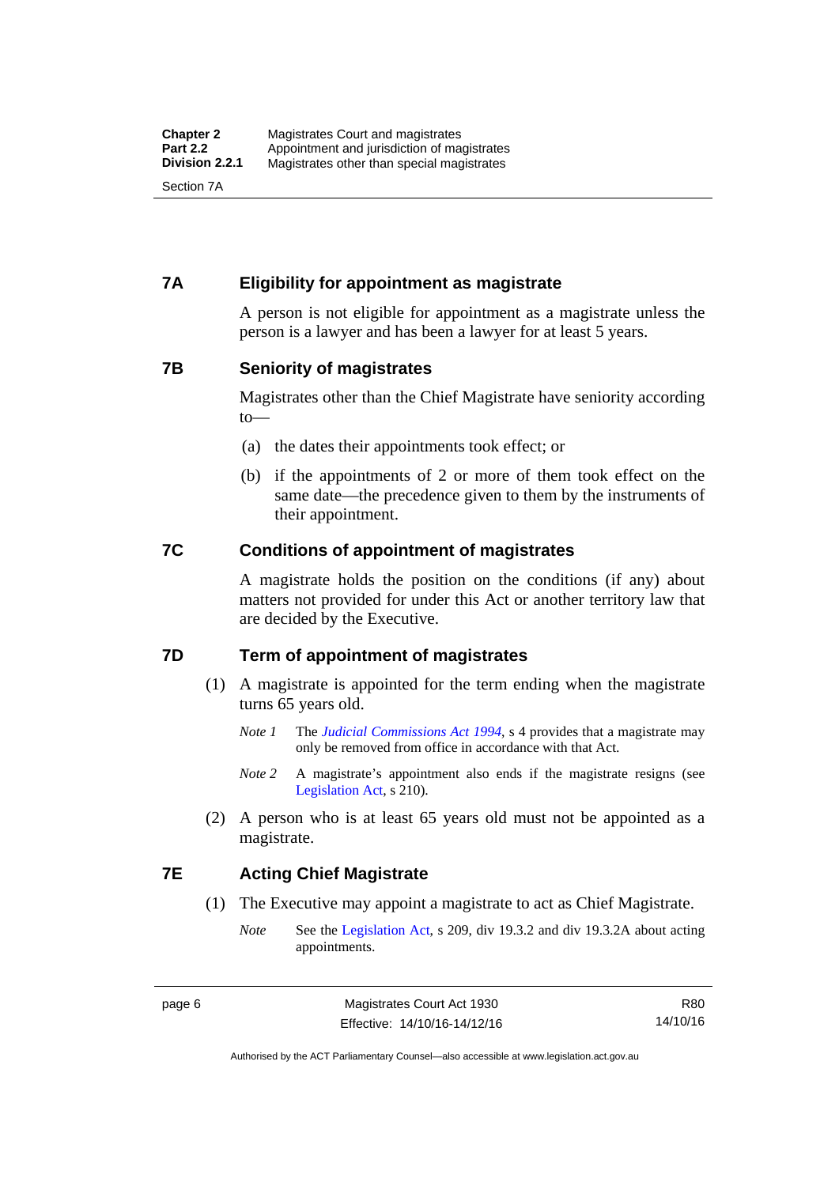## 7A Eligibility for appointment as magistrate

A person is not eligible for appointment as a magistrate unless the person is a lawyer and has been a lawyer for at least 5 years.

## 7B Seniority of magistrates

Magistrates other than the Chief Magistrate have seniority according to—

(a) the dates their appointments took effect; or

(b) if the appointments of 2 or more of them took effect on the same date—the precedence given to them by the instruments of their appointment.

## 7C Conditions of appointment of magistrates

A magistrate holds the position on the conditions (if any) about matters not provided for under this Act or another territory law that are decided by the Executive.

## 7D Term of appointment of magistrates

(1) A magistrate is appointed for the term ending when the magistrate turns 65 years old.

*Note 1* The *Judicial Commissions Act 1994*, s 4 provides that a magistrate may only be removed from office in accordance with that Act.

*Note 2* A magistrate's appointment also ends if the magistrate resigns (see Legislation Act, s 210).

(2) A person who is at least 65 years old must not be appointed as a magistrate.

## 7E Acting Chief Magistrate

(1) The Executive may appoint a magistrate to act as Chief Magistrate.

*Note* See the Legislation Act, s 209, div 19.3.2 and div 19.3.2A about acting appointments.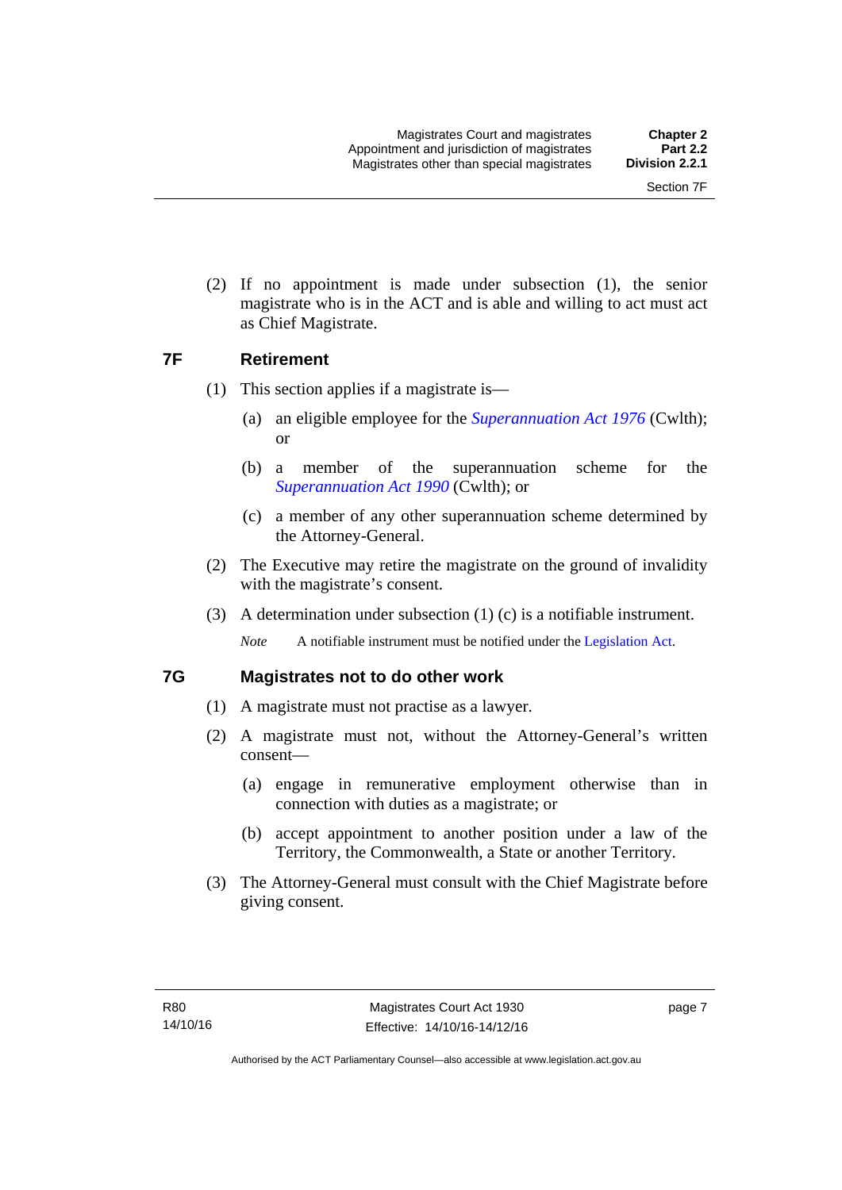(2) If no appointment is made under subsection (1), the senior magistrate who is in the ACT and is able and willing to act must act as Chief Magistrate.

## 7F Retirement

(1) This section applies if a magistrate is—

(a) an eligible employee for the *Superannuation Act 1976* (Cwlth); or

(b) a member of the superannuation scheme for the *Superannuation Act 1990* (Cwlth); or

(c) a member of any other superannuation scheme determined by the Attorney-General.

(2) The Executive may retire the magistrate on the ground of invalidity with the magistrate's consent.

(3) A determination under subsection (1) (c) is a notifiable instrument.

*Note* A notifiable instrument must be notified under the Legislation Act.

## 7G Magistrates not to do other work

(1) A magistrate must not practise as a lawyer.

(2) A magistrate must not, without the Attorney-General's written consent—

(a) engage in remunerative employment otherwise than in connection with duties as a magistrate; or

(b) accept appointment to another position under a law of the Territory, the Commonwealth, a State or another Territory.

(3) The Attorney-General must consult with the Chief Magistrate before giving consent.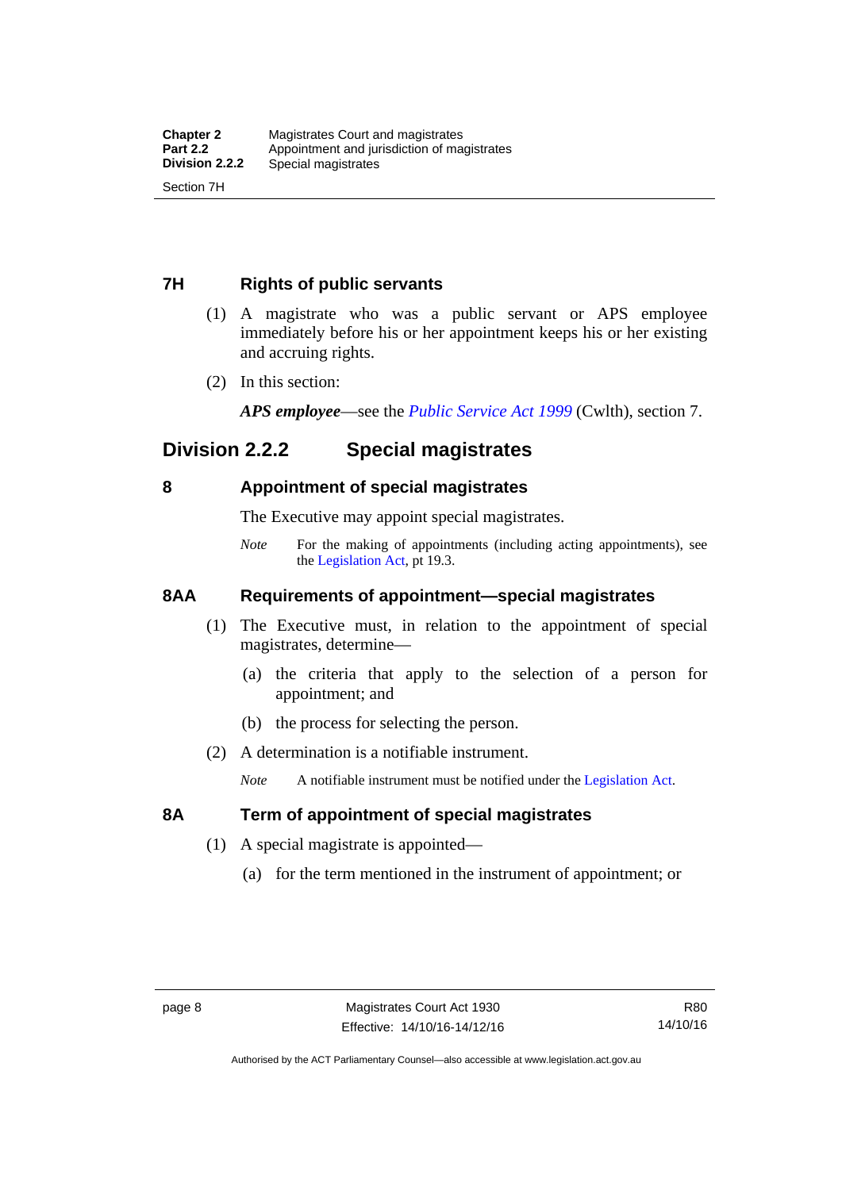### 7H Rights of public servants

(1) A magistrate who was a public servant or APS employee immediately before his or her appointment keeps his or her existing and accruing rights.

(2) In this section:

***APS employee***—see the *Public Service Act 1999* (Cwlth), section 7.

## Division 2.2.2 Special magistrates

### 8 Appointment of special magistrates

The Executive may appoint special magistrates.

*Note* For the making of appointments (including acting appointments), see the Legislation Act, pt 19.3.

### 8AA Requirements of appointment—special magistrates

(1) The Executive must, in relation to the appointment of special magistrates, determine—

(a) the criteria that apply to the selection of a person for appointment; and

(b) the process for selecting the person.

(2) A determination is a notifiable instrument.

*Note* A notifiable instrument must be notified under the Legislation Act.

### 8A Term of appointment of special magistrates

(1) A special magistrate is appointed—

(a) for the term mentioned in the instrument of appointment; or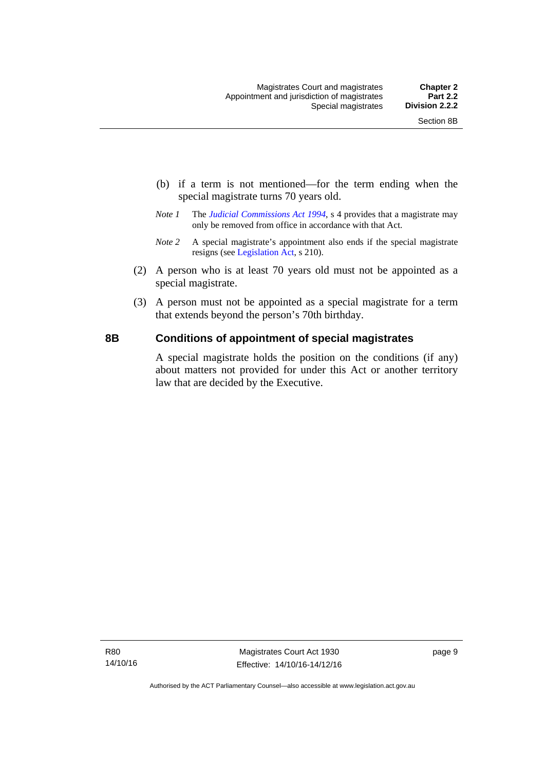(b) if a term is not mentioned—for the term ending when the special magistrate turns 70 years old.

*Note 1* The *Judicial Commissions Act 1994*, s 4 provides that a magistrate may only be removed from office in accordance with that Act.

*Note 2* A special magistrate's appointment also ends if the special magistrate resigns (see Legislation Act, s 210).

(2) A person who is at least 70 years old must not be appointed as a special magistrate.

(3) A person must not be appointed as a special magistrate for a term that extends beyond the person's 70th birthday.

## 8B Conditions of appointment of special magistrates

A special magistrate holds the position on the conditions (if any) about matters not provided for under this Act or another territory law that are decided by the Executive.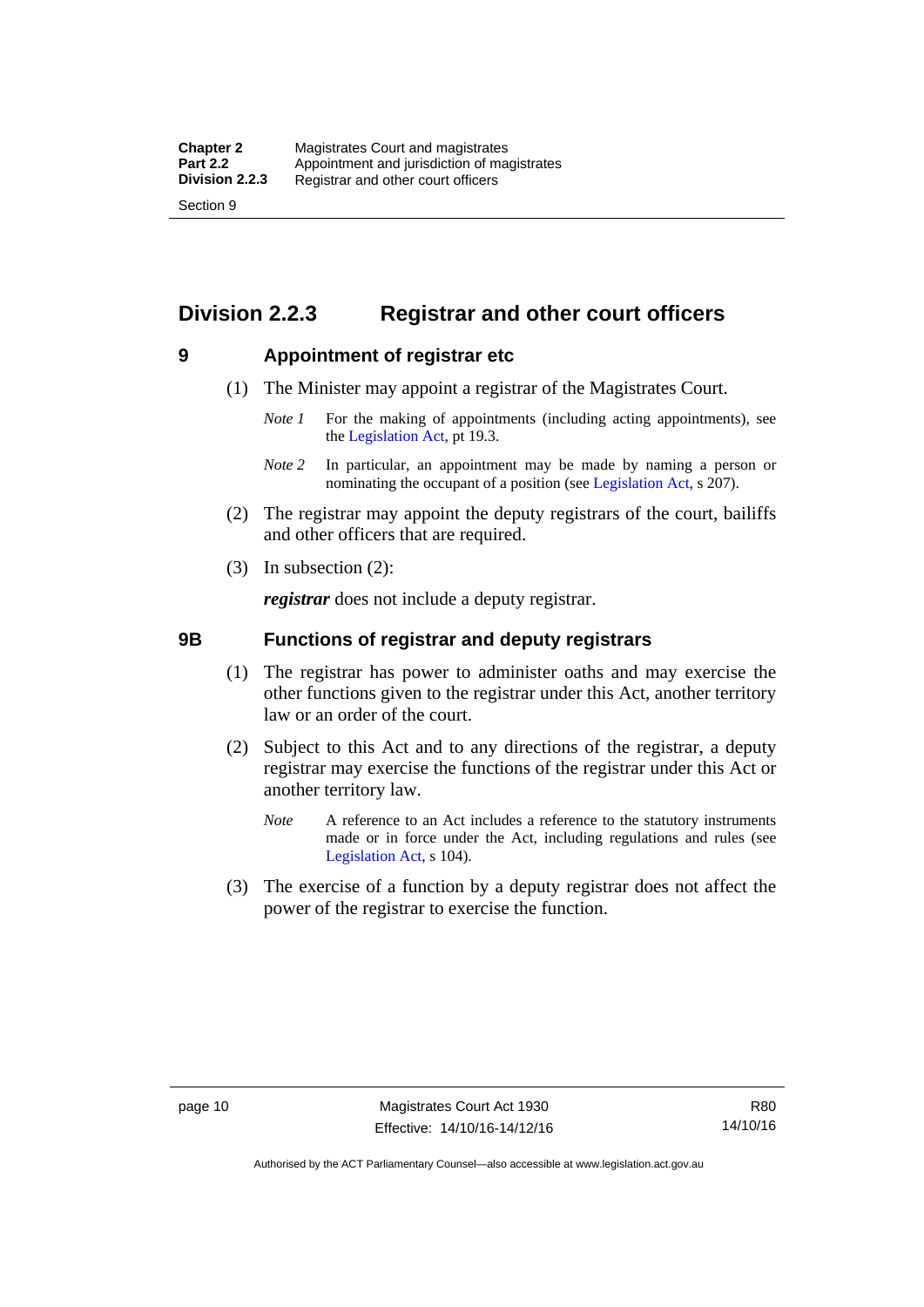## Division 2.2.3 Registrar and other court officers

### 9 Appointment of registrar etc

(1) The Minister may appoint a registrar of the Magistrates Court.

*Note 1* For the making of appointments (including acting appointments), see the Legislation Act, pt 19.3.

*Note 2* In particular, an appointment may be made by naming a person or nominating the occupant of a position (see Legislation Act, s 207).

(2) The registrar may appoint the deputy registrars of the court, bailiffs and other officers that are required.

(3) In subsection (2):

***registrar*** does not include a deputy registrar.

### 9B Functions of registrar and deputy registrars

(1) The registrar has power to administer oaths and may exercise the other functions given to the registrar under this Act, another territory law or an order of the court.

(2) Subject to this Act and to any directions of the registrar, a deputy registrar may exercise the functions of the registrar under this Act or another territory law.

*Note* A reference to an Act includes a reference to the statutory instruments made or in force under the Act, including regulations and rules (see Legislation Act, s 104).

(3) The exercise of a function by a deputy registrar does not affect the power of the registrar to exercise the function.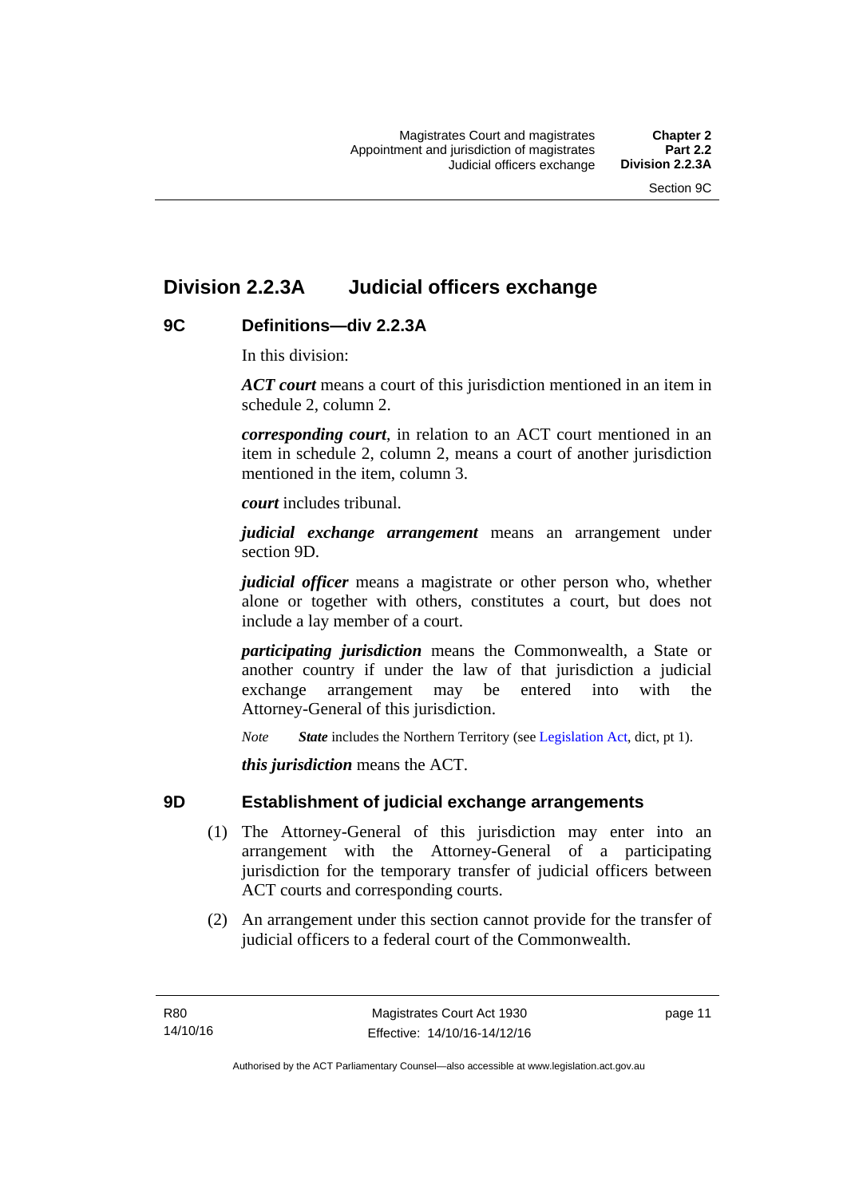## Division 2.2.3A Judicial officers exchange

### 9C Definitions—div 2.2.3A

In this division:

***ACT court*** means a court of this jurisdiction mentioned in an item in schedule 2, column 2.

***corresponding court***, in relation to an ACT court mentioned in an item in schedule 2, column 2, means a court of another jurisdiction mentioned in the item, column 3.

***court*** includes tribunal.

***judicial exchange arrangement*** means an arrangement under section 9D.

***judicial officer*** means a magistrate or other person who, whether alone or together with others, constitutes a court, but does not include a lay member of a court.

***participating jurisdiction*** means the Commonwealth, a State or another country if under the law of that jurisdiction a judicial exchange arrangement may be entered into with the Attorney-General of this jurisdiction.

*Note* ***State*** includes the Northern Territory (see Legislation Act, dict, pt 1).

***this jurisdiction*** means the ACT.

### 9D Establishment of judicial exchange arrangements

(1) The Attorney-General of this jurisdiction may enter into an arrangement with the Attorney-General of a participating jurisdiction for the temporary transfer of judicial officers between ACT courts and corresponding courts.

(2) An arrangement under this section cannot provide for the transfer of judicial officers to a federal court of the Commonwealth.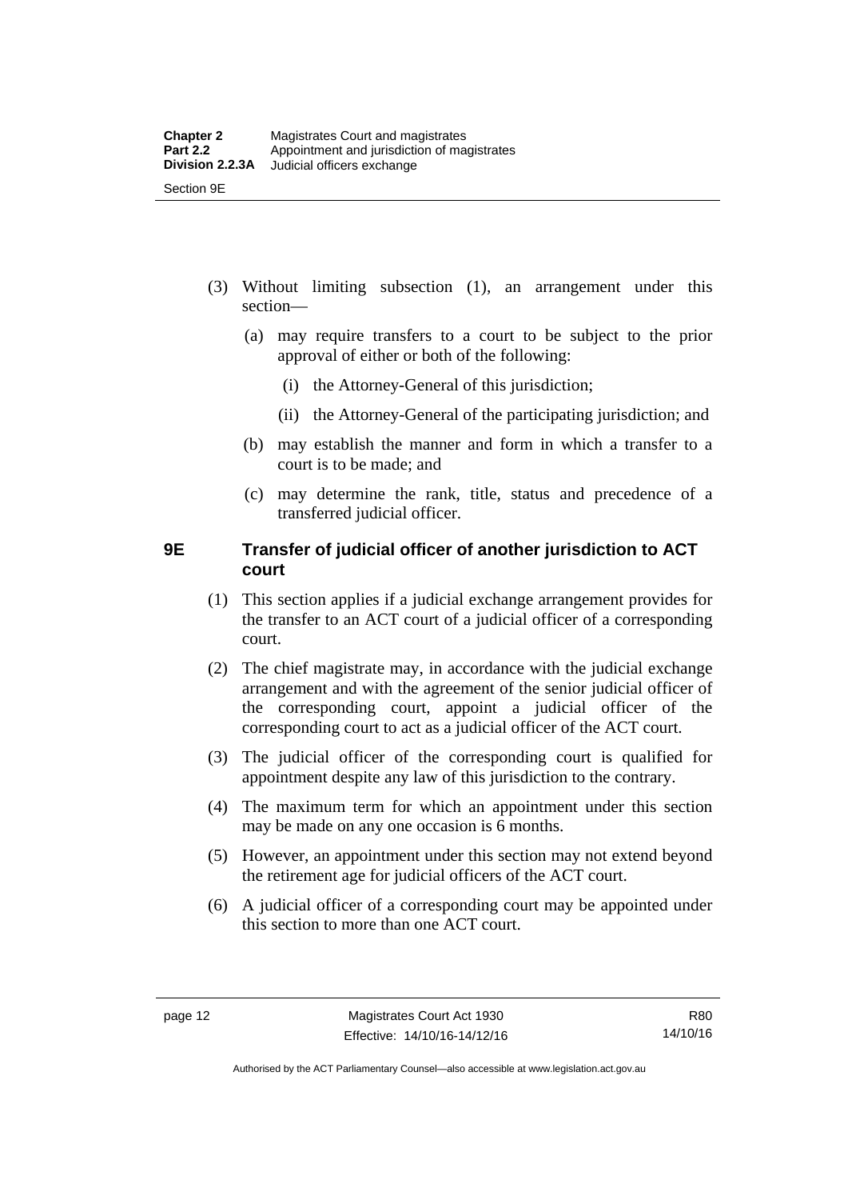(3) Without limiting subsection (1), an arrangement under this section—

(a) may require transfers to a court to be subject to the prior approval of either or both of the following:

(i) the Attorney-General of this jurisdiction;

(ii) the Attorney-General of the participating jurisdiction; and

(b) may establish the manner and form in which a transfer to a court is to be made; and

(c) may determine the rank, title, status and precedence of a transferred judicial officer.

### 9E Transfer of judicial officer of another jurisdiction to ACT court

(1) This section applies if a judicial exchange arrangement provides for the transfer to an ACT court of a judicial officer of a corresponding court.

(2) The chief magistrate may, in accordance with the judicial exchange arrangement and with the agreement of the senior judicial officer of the corresponding court, appoint a judicial officer of the corresponding court to act as a judicial officer of the ACT court.

(3) The judicial officer of the corresponding court is qualified for appointment despite any law of this jurisdiction to the contrary.

(4) The maximum term for which an appointment under this section may be made on any one occasion is 6 months.

(5) However, an appointment under this section may not extend beyond the retirement age for judicial officers of the ACT court.

(6) A judicial officer of a corresponding court may be appointed under this section to more than one ACT court.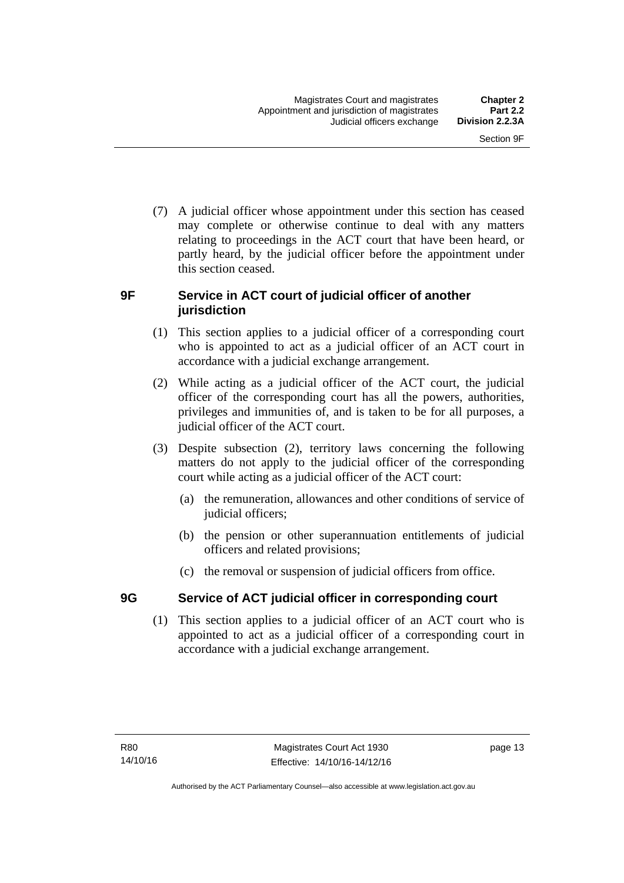(7) A judicial officer whose appointment under this section has ceased may complete or otherwise continue to deal with any matters relating to proceedings in the ACT court that have been heard, or partly heard, by the judicial officer before the appointment under this section ceased.

### 9F Service in ACT court of judicial officer of another jurisdiction

(1) This section applies to a judicial officer of a corresponding court who is appointed to act as a judicial officer of an ACT court in accordance with a judicial exchange arrangement.

(2) While acting as a judicial officer of the ACT court, the judicial officer of the corresponding court has all the powers, authorities, privileges and immunities of, and is taken to be for all purposes, a judicial officer of the ACT court.

(3) Despite subsection (2), territory laws concerning the following matters do not apply to the judicial officer of the corresponding court while acting as a judicial officer of the ACT court:

(a) the remuneration, allowances and other conditions of service of judicial officers;

(b) the pension or other superannuation entitlements of judicial officers and related provisions;

(c) the removal or suspension of judicial officers from office.

### 9G Service of ACT judicial officer in corresponding court

(1) This section applies to a judicial officer of an ACT court who is appointed to act as a judicial officer of a corresponding court in accordance with a judicial exchange arrangement.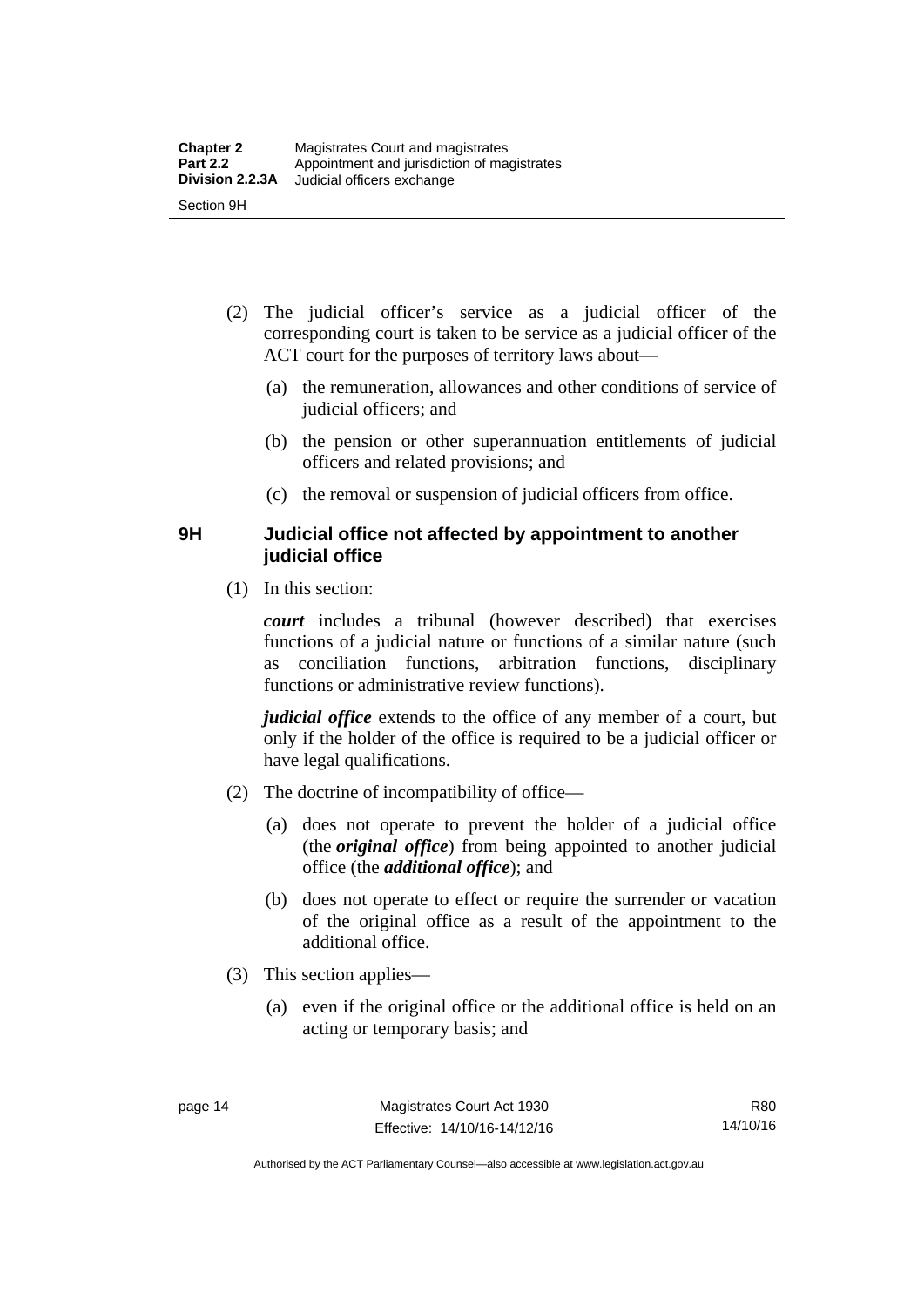(2) The judicial officer's service as a judicial officer of the corresponding court is taken to be service as a judicial officer of the ACT court for the purposes of territory laws about—

(a) the remuneration, allowances and other conditions of service of judicial officers; and

(b) the pension or other superannuation entitlements of judicial officers and related provisions; and

(c) the removal or suspension of judicial officers from office.

### 9H Judicial office not affected by appointment to another judicial office

(1) In this section:

***court*** includes a tribunal (however described) that exercises functions of a judicial nature or functions of a similar nature (such as conciliation functions, arbitration functions, disciplinary functions or administrative review functions).

***judicial office*** extends to the office of any member of a court, but only if the holder of the office is required to be a judicial officer or have legal qualifications.

(2) The doctrine of incompatibility of office—

(a) does not operate to prevent the holder of a judicial office (the ***original office***) from being appointed to another judicial office (the ***additional office***); and

(b) does not operate to effect or require the surrender or vacation of the original office as a result of the appointment to the additional office.

(3) This section applies—

(a) even if the original office or the additional office is held on an acting or temporary basis; and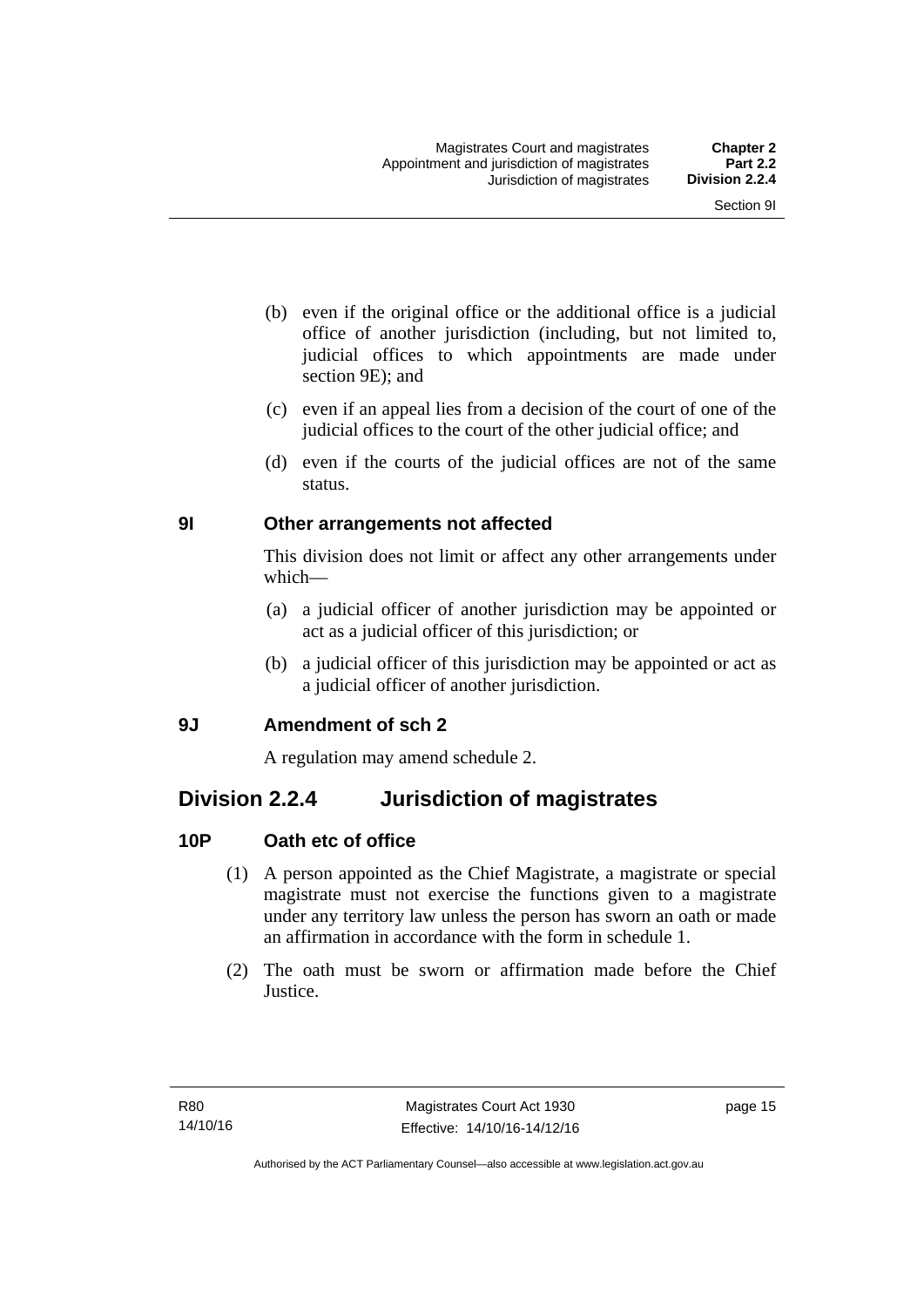(b) even if the original office or the additional office is a judicial office of another jurisdiction (including, but not limited to, judicial offices to which appointments are made under section 9E); and

(c) even if an appeal lies from a decision of the court of one of the judicial offices to the court of the other judicial office; and

(d) even if the courts of the judicial offices are not of the same status.

### 9I Other arrangements not affected

This division does not limit or affect any other arrangements under which—

(a) a judicial officer of another jurisdiction may be appointed or act as a judicial officer of this jurisdiction; or

(b) a judicial officer of this jurisdiction may be appointed or act as a judicial officer of another jurisdiction.

### 9J Amendment of sch 2

A regulation may amend schedule 2.

## Division 2.2.4 Jurisdiction of magistrates

### 10P Oath etc of office

(1) A person appointed as the Chief Magistrate, a magistrate or special magistrate must not exercise the functions given to a magistrate under any territory law unless the person has sworn an oath or made an affirmation in accordance with the form in schedule 1.

(2) The oath must be sworn or affirmation made before the Chief Justice.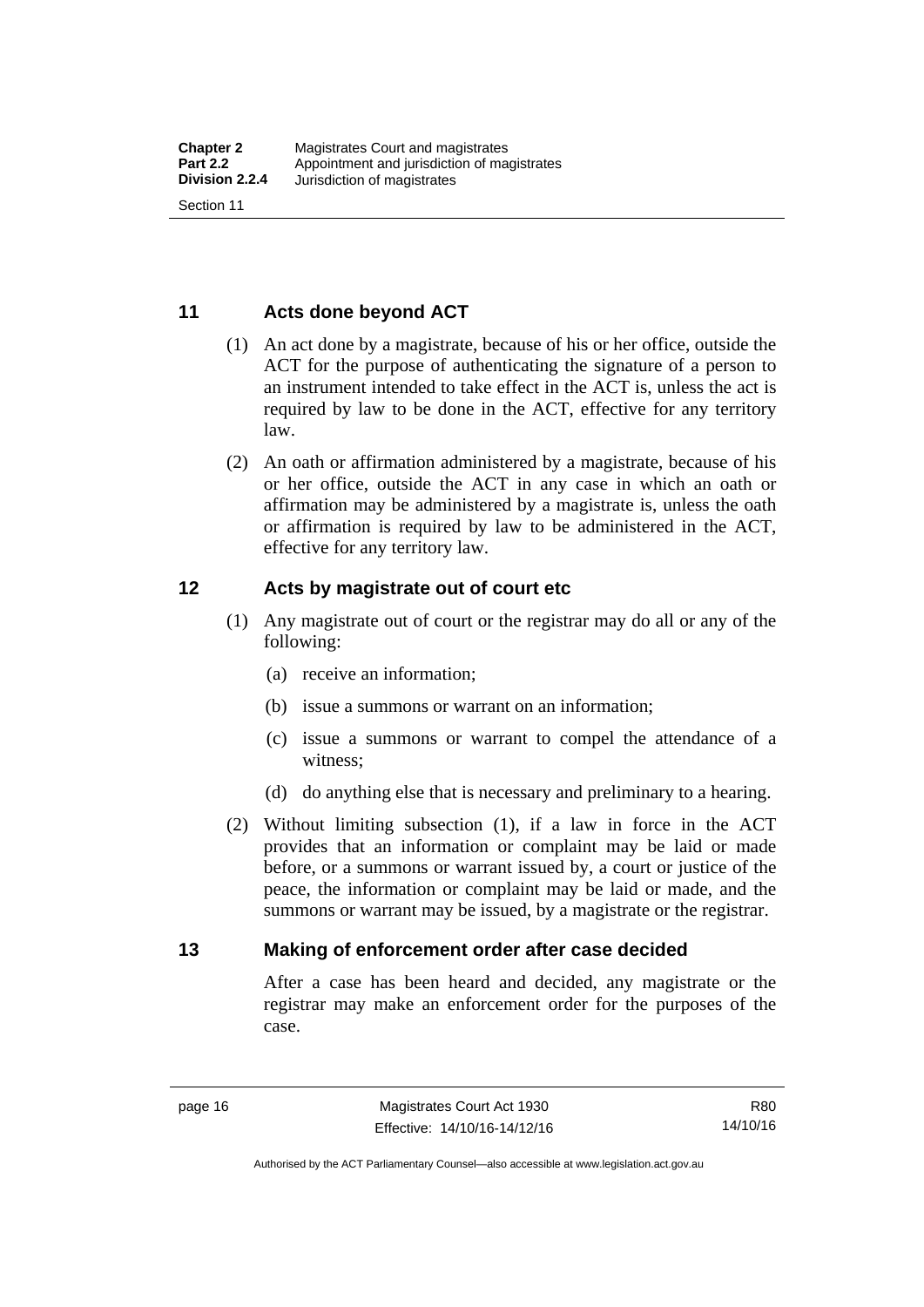## 11 Acts done beyond ACT

(1) An act done by a magistrate, because of his or her office, outside the ACT for the purpose of authenticating the signature of a person to an instrument intended to take effect in the ACT is, unless the act is required by law to be done in the ACT, effective for any territory law.

(2) An oath or affirmation administered by a magistrate, because of his or her office, outside the ACT in any case in which an oath or affirmation may be administered by a magistrate is, unless the oath or affirmation is required by law to be administered in the ACT, effective for any territory law.

## 12 Acts by magistrate out of court etc

(1) Any magistrate out of court or the registrar may do all or any of the following:

- (a) receive an information;
- (b) issue a summons or warrant on an information;
- (c) issue a summons or warrant to compel the attendance of a witness;
- (d) do anything else that is necessary and preliminary to a hearing.

(2) Without limiting subsection (1), if a law in force in the ACT provides that an information or complaint may be laid or made before, or a summons or warrant issued by, a court or justice of the peace, the information or complaint may be laid or made, and the summons or warrant may be issued, by a magistrate or the registrar.

## 13 Making of enforcement order after case decided

After a case has been heard and decided, any magistrate or the registrar may make an enforcement order for the purposes of the case.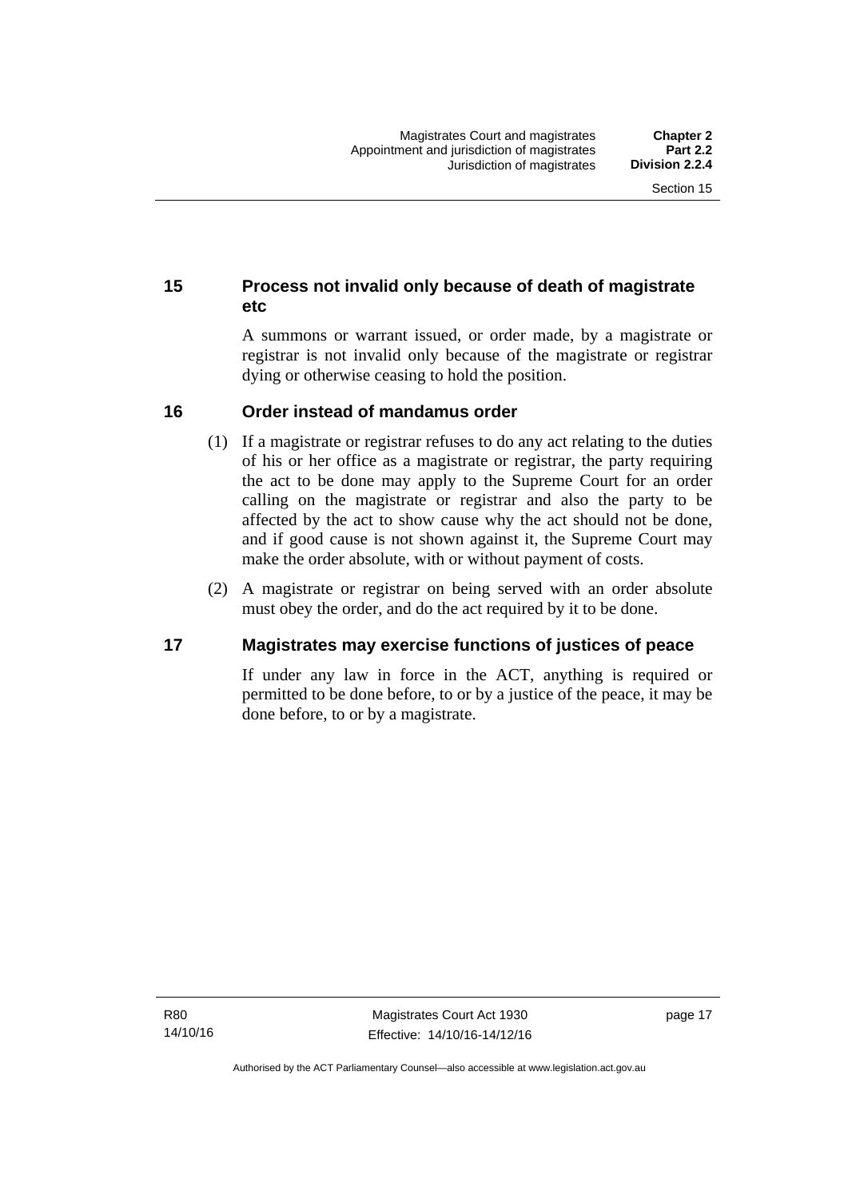## 15 Process not invalid only because of death of magistrate etc

A summons or warrant issued, or order made, by a magistrate or registrar is not invalid only because of the magistrate or registrar dying or otherwise ceasing to hold the position.

## 16 Order instead of mandamus order

(1) If a magistrate or registrar refuses to do any act relating to the duties of his or her office as a magistrate or registrar, the party requiring the act to be done may apply to the Supreme Court for an order calling on the magistrate or registrar and also the party to be affected by the act to show cause why the act should not be done, and if good cause is not shown against it, the Supreme Court may make the order absolute, with or without payment of costs.

(2) A magistrate or registrar on being served with an order absolute must obey the order, and do the act required by it to be done.

## 17 Magistrates may exercise functions of justices of peace

If under any law in force in the ACT, anything is required or permitted to be done before, to or by a justice of the peace, it may be done before, to or by a magistrate.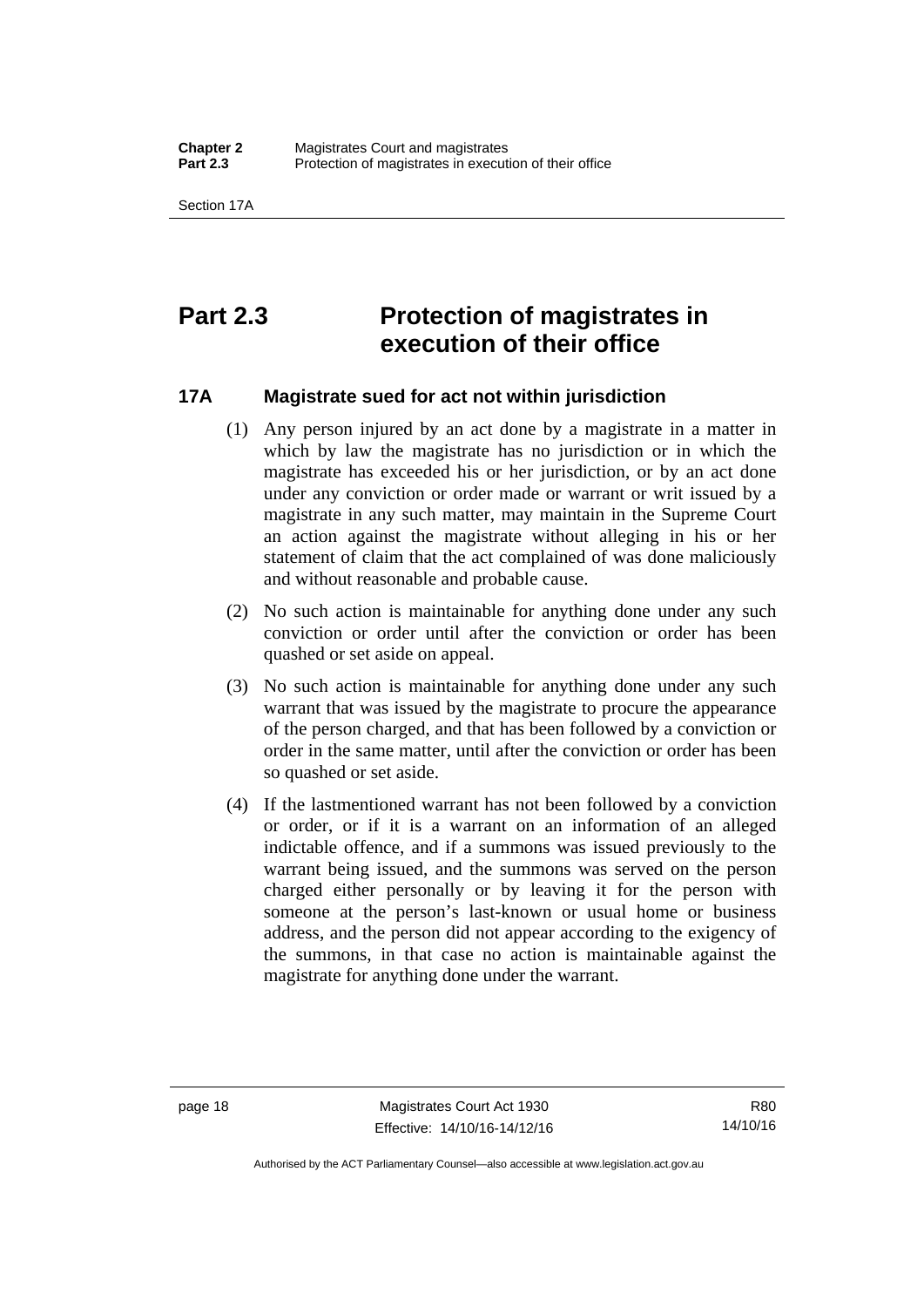# Part 2.3 Protection of magistrates in execution of their office

## 17A Magistrate sued for act not within jurisdiction

(1) Any person injured by an act done by a magistrate in a matter in which by law the magistrate has no jurisdiction or in which the magistrate has exceeded his or her jurisdiction, or by an act done under any conviction or order made or warrant or writ issued by a magistrate in any such matter, may maintain in the Supreme Court an action against the magistrate without alleging in his or her statement of claim that the act complained of was done maliciously and without reasonable and probable cause.

(2) No such action is maintainable for anything done under any such conviction or order until after the conviction or order has been quashed or set aside on appeal.

(3) No such action is maintainable for anything done under any such warrant that was issued by the magistrate to procure the appearance of the person charged, and that has been followed by a conviction or order in the same matter, until after the conviction or order has been so quashed or set aside.

(4) If the lastmentioned warrant has not been followed by a conviction or order, or if it is a warrant on an information of an alleged indictable offence, and if a summons was issued previously to the warrant being issued, and the summons was served on the person charged either personally or by leaving it for the person with someone at the person's last-known or usual home or business address, and the person did not appear according to the exigency of the summons, in that case no action is maintainable against the magistrate for anything done under the warrant.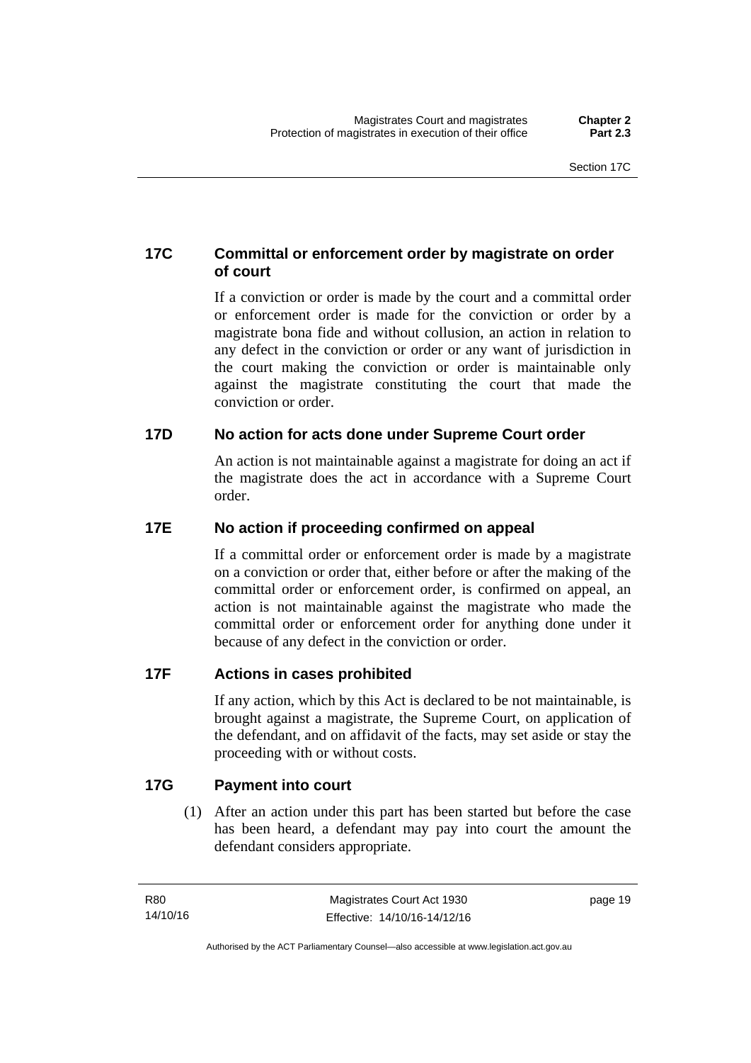### 17C Committal or enforcement order by magistrate on order of court

If a conviction or order is made by the court and a committal order or enforcement order is made for the conviction or order by a magistrate bona fide and without collusion, an action in relation to any defect in the conviction or order or any want of jurisdiction in the court making the conviction or order is maintainable only against the magistrate constituting the court that made the conviction or order.

### 17D No action for acts done under Supreme Court order

An action is not maintainable against a magistrate for doing an act if the magistrate does the act in accordance with a Supreme Court order.

### 17E No action if proceeding confirmed on appeal

If a committal order or enforcement order is made by a magistrate on a conviction or order that, either before or after the making of the committal order or enforcement order, is confirmed on appeal, an action is not maintainable against the magistrate who made the committal order or enforcement order for anything done under it because of any defect in the conviction or order.

### 17F Actions in cases prohibited

If any action, which by this Act is declared to be not maintainable, is brought against a magistrate, the Supreme Court, on application of the defendant, and on affidavit of the facts, may set aside or stay the proceeding with or without costs.

### 17G Payment into court

(1) After an action under this part has been started but before the case has been heard, a defendant may pay into court the amount the defendant considers appropriate.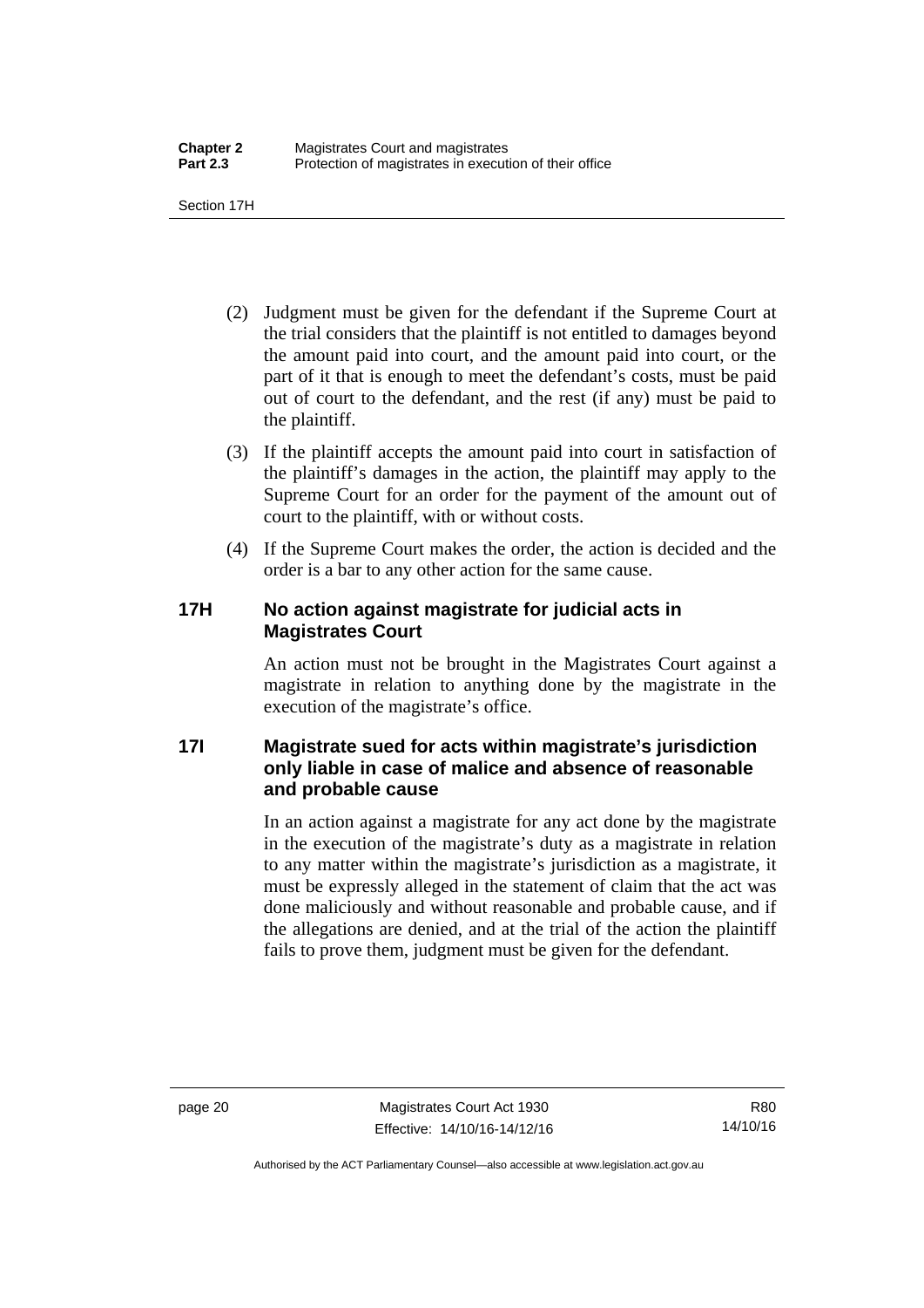(2) Judgment must be given for the defendant if the Supreme Court at the trial considers that the plaintiff is not entitled to damages beyond the amount paid into court, and the amount paid into court, or the part of it that is enough to meet the defendant's costs, must be paid out of court to the defendant, and the rest (if any) must be paid to the plaintiff.

(3) If the plaintiff accepts the amount paid into court in satisfaction of the plaintiff's damages in the action, the plaintiff may apply to the Supreme Court for an order for the payment of the amount out of court to the plaintiff, with or without costs.

(4) If the Supreme Court makes the order, the action is decided and the order is a bar to any other action for the same cause.

### 17H No action against magistrate for judicial acts in Magistrates Court

An action must not be brought in the Magistrates Court against a magistrate in relation to anything done by the magistrate in the execution of the magistrate's office.

### 17I Magistrate sued for acts within magistrate's jurisdiction only liable in case of malice and absence of reasonable and probable cause

In an action against a magistrate for any act done by the magistrate in the execution of the magistrate's duty as a magistrate in relation to any matter within the magistrate's jurisdiction as a magistrate, it must be expressly alleged in the statement of claim that the act was done maliciously and without reasonable and probable cause, and if the allegations are denied, and at the trial of the action the plaintiff fails to prove them, judgment must be given for the defendant.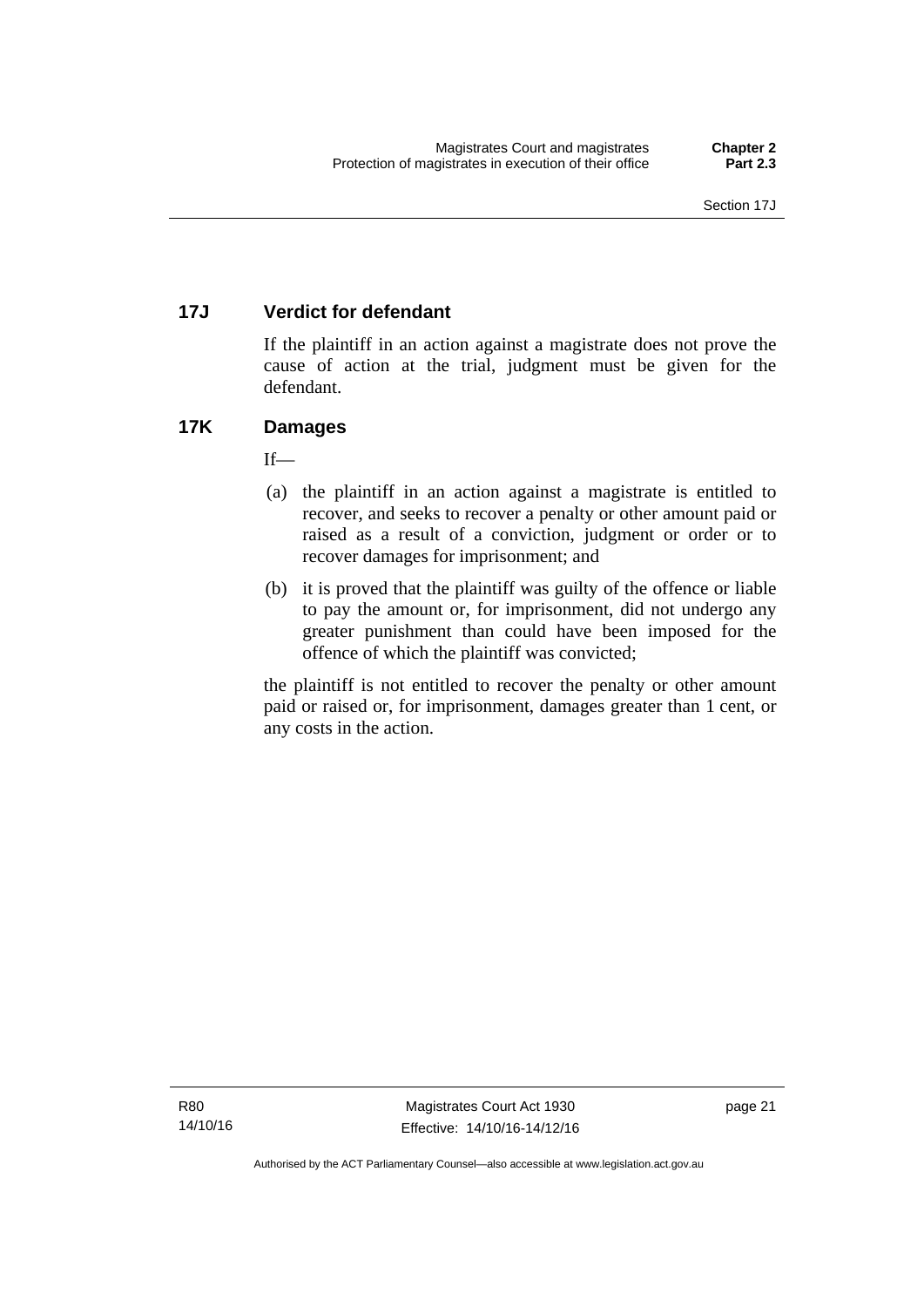## 17J Verdict for defendant

If the plaintiff in an action against a magistrate does not prove the cause of action at the trial, judgment must be given for the defendant.

## 17K Damages

If—

(a) the plaintiff in an action against a magistrate is entitled to recover, and seeks to recover a penalty or other amount paid or raised as a result of a conviction, judgment or order or to recover damages for imprisonment; and

(b) it is proved that the plaintiff was guilty of the offence or liable to pay the amount or, for imprisonment, did not undergo any greater punishment than could have been imposed for the offence of which the plaintiff was convicted;

the plaintiff is not entitled to recover the penalty or other amount paid or raised or, for imprisonment, damages greater than 1 cent, or any costs in the action.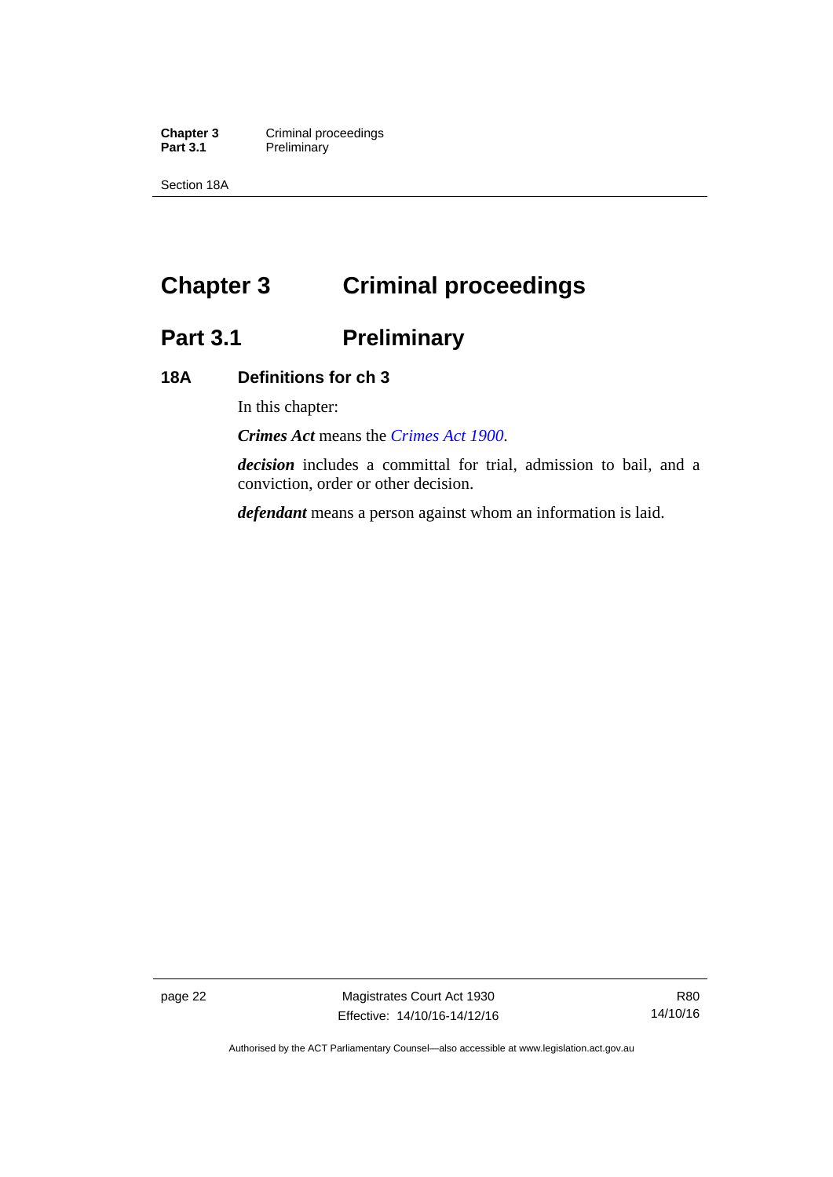# Chapter 3 Criminal proceedings

## Part 3.1 Preliminary

### 18A Definitions for ch 3

In this chapter:

***Crimes Act*** means the *Crimes Act 1900*.

***decision*** includes a committal for trial, admission to bail, and a conviction, order or other decision.

***defendant*** means a person against whom an information is laid.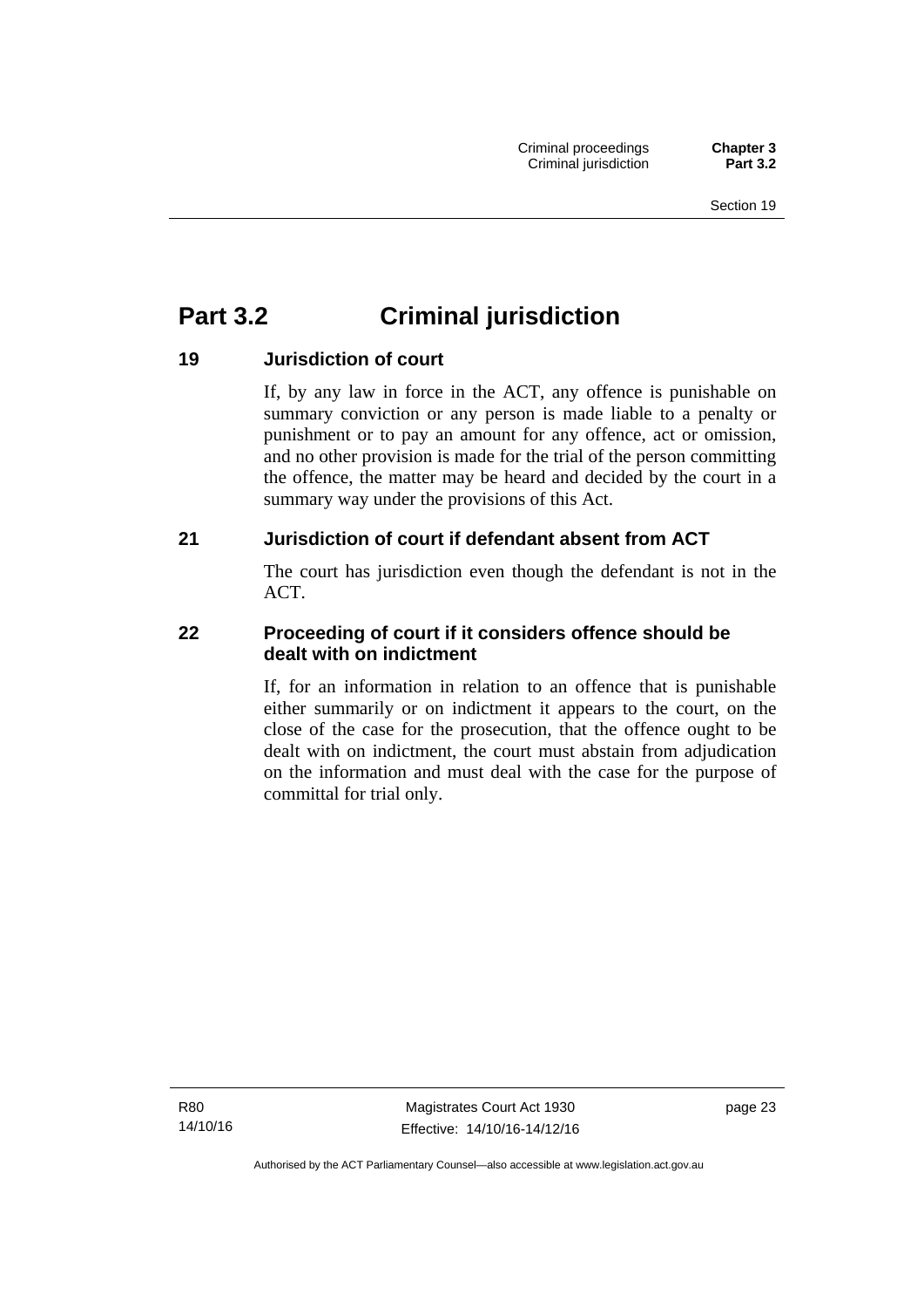# Part 3.2 Criminal jurisdiction

### 19 Jurisdiction of court

If, by any law in force in the ACT, any offence is punishable on summary conviction or any person is made liable to a penalty or punishment or to pay an amount for any offence, act or omission, and no other provision is made for the trial of the person committing the offence, the matter may be heard and decided by the court in a summary way under the provisions of this Act.

### 21 Jurisdiction of court if defendant absent from ACT

The court has jurisdiction even though the defendant is not in the ACT.

### 22 Proceeding of court if it considers offence should be dealt with on indictment

If, for an information in relation to an offence that is punishable either summarily or on indictment it appears to the court, on the close of the case for the prosecution, that the offence ought to be dealt with on indictment, the court must abstain from adjudication on the information and must deal with the case for the purpose of committal for trial only.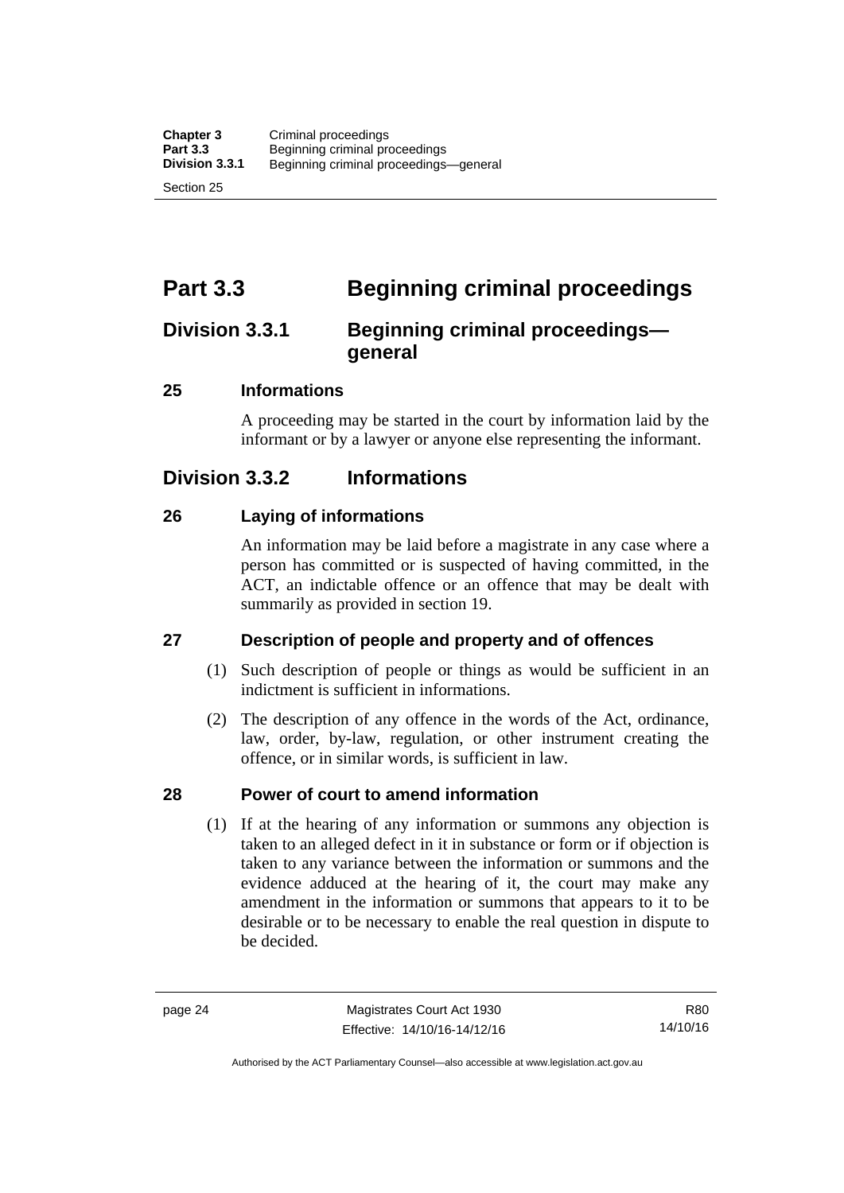# Part 3.3 Beginning criminal proceedings

## Division 3.3.1 Beginning criminal proceedings—general

### 25 Informations

A proceeding may be started in the court by information laid by the informant or by a lawyer or anyone else representing the informant.

## Division 3.3.2 Informations

### 26 Laying of informations

An information may be laid before a magistrate in any case where a person has committed or is suspected of having committed, in the ACT, an indictable offence or an offence that may be dealt with summarily as provided in section 19.

### 27 Description of people and property and of offences

(1) Such description of people or things as would be sufficient in an indictment is sufficient in informations.

(2) The description of any offence in the words of the Act, ordinance, law, order, by-law, regulation, or other instrument creating the offence, or in similar words, is sufficient in law.

### 28 Power of court to amend information

(1) If at the hearing of any information or summons any objection is taken to an alleged defect in it in substance or form or if objection is taken to any variance between the information or summons and the evidence adduced at the hearing of it, the court may make any amendment in the information or summons that appears to it to be desirable or to be necessary to enable the real question in dispute to be decided.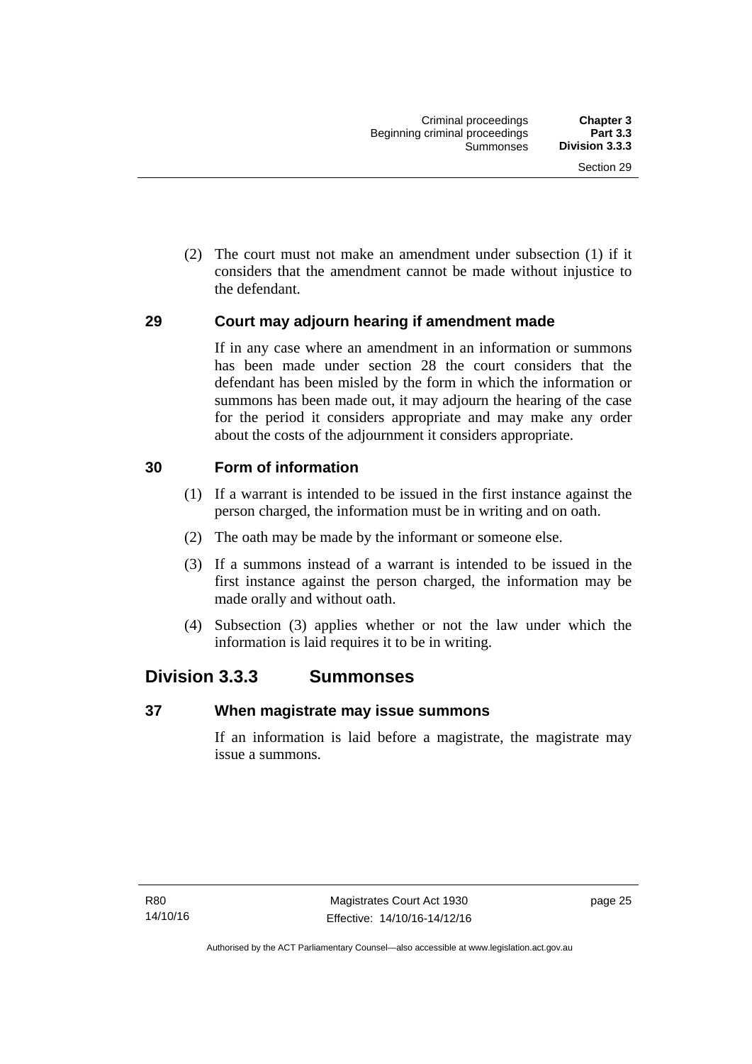(2) The court must not make an amendment under subsection (1) if it considers that the amendment cannot be made without injustice to the defendant.

### 29 Court may adjourn hearing if amendment made

If in any case where an amendment in an information or summons has been made under section 28 the court considers that the defendant has been misled by the form in which the information or summons has been made out, it may adjourn the hearing of the case for the period it considers appropriate and may make any order about the costs of the adjournment it considers appropriate.

### 30 Form of information

(1) If a warrant is intended to be issued in the first instance against the person charged, the information must be in writing and on oath.

(2) The oath may be made by the informant or someone else.

(3) If a summons instead of a warrant is intended to be issued in the first instance against the person charged, the information may be made orally and without oath.

(4) Subsection (3) applies whether or not the law under which the information is laid requires it to be in writing.

## Division 3.3.3 Summonses

### 37 When magistrate may issue summons

If an information is laid before a magistrate, the magistrate may issue a summons.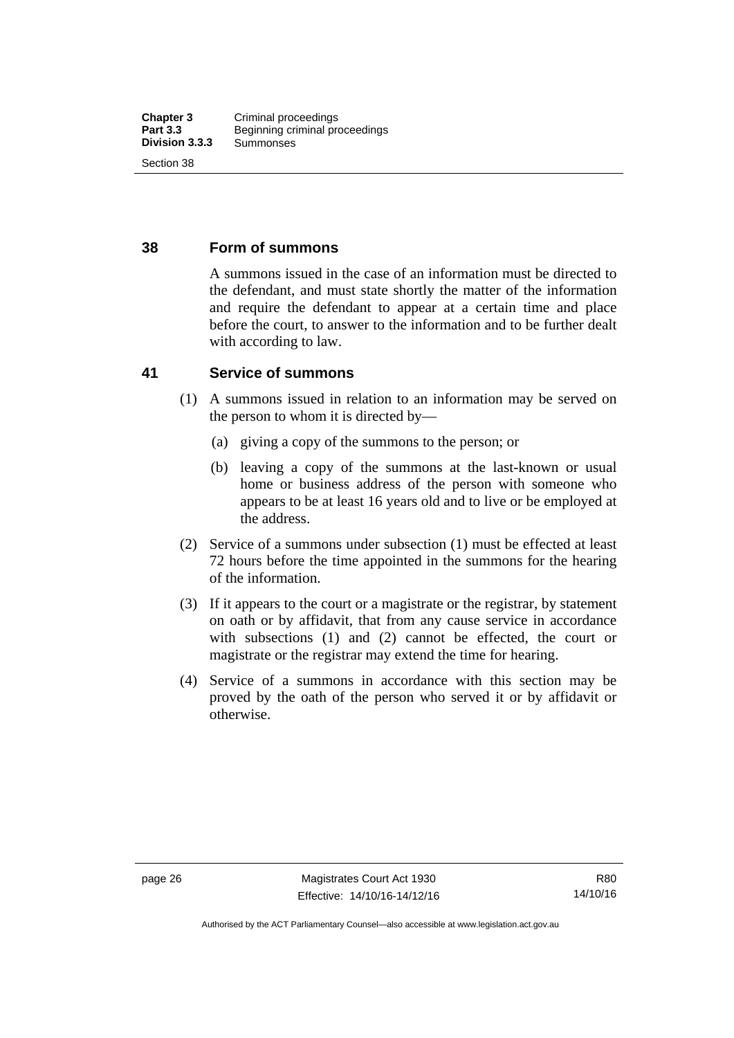## 38 Form of summons

A summons issued in the case of an information must be directed to the defendant, and must state shortly the matter of the information and require the defendant to appear at a certain time and place before the court, to answer to the information and to be further dealt with according to law.

## 41 Service of summons

(1) A summons issued in relation to an information may be served on the person to whom it is directed by—

(a) giving a copy of the summons to the person; or

(b) leaving a copy of the summons at the last-known or usual home or business address of the person with someone who appears to be at least 16 years old and to live or be employed at the address.

(2) Service of a summons under subsection (1) must be effected at least 72 hours before the time appointed in the summons for the hearing of the information.

(3) If it appears to the court or a magistrate or the registrar, by statement on oath or by affidavit, that from any cause service in accordance with subsections (1) and (2) cannot be effected, the court or magistrate or the registrar may extend the time for hearing.

(4) Service of a summons in accordance with this section may be proved by the oath of the person who served it or by affidavit or otherwise.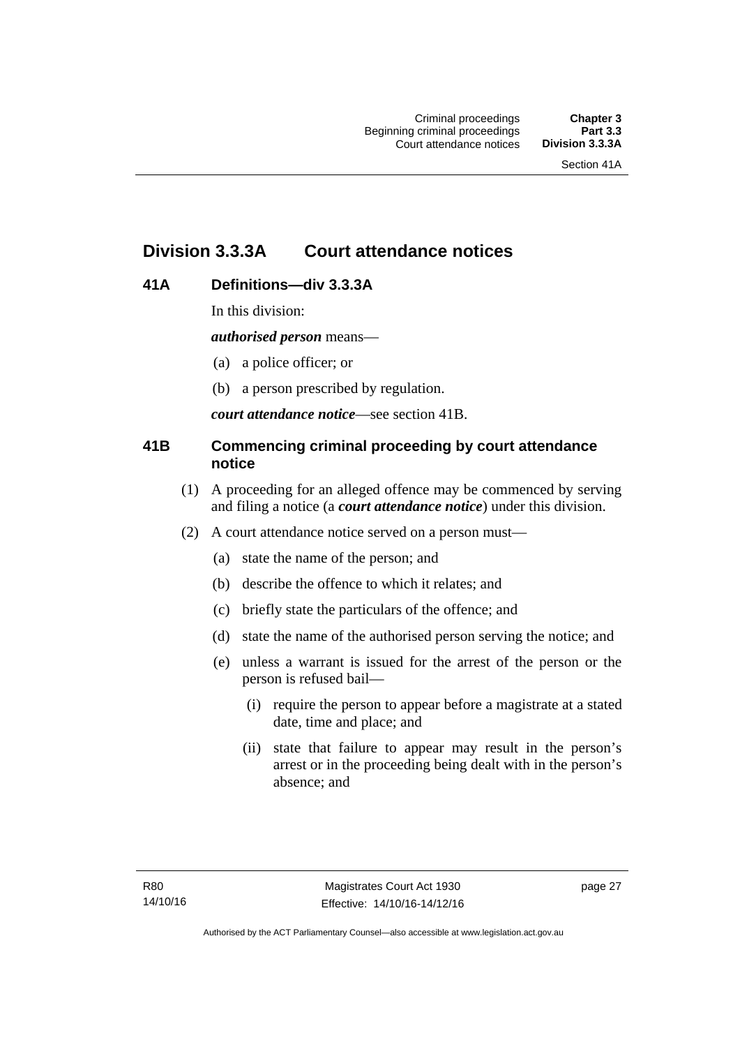## Division 3.3.3A Court attendance notices

### 41A Definitions—div 3.3.3A

In this division:

***authorised person*** means—

(a) a police officer; or

(b) a person prescribed by regulation.

***court attendance notice***—see section 41B.

### 41B Commencing criminal proceeding by court attendance notice

(1) A proceeding for an alleged offence may be commenced by serving and filing a notice (a ***court attendance notice***) under this division.

(2) A court attendance notice served on a person must—

(a) state the name of the person; and

(b) describe the offence to which it relates; and

(c) briefly state the particulars of the offence; and

(d) state the name of the authorised person serving the notice; and

(e) unless a warrant is issued for the arrest of the person or the person is refused bail—

(i) require the person to appear before a magistrate at a stated date, time and place; and

(ii) state that failure to appear may result in the person's arrest or in the proceeding being dealt with in the person's absence; and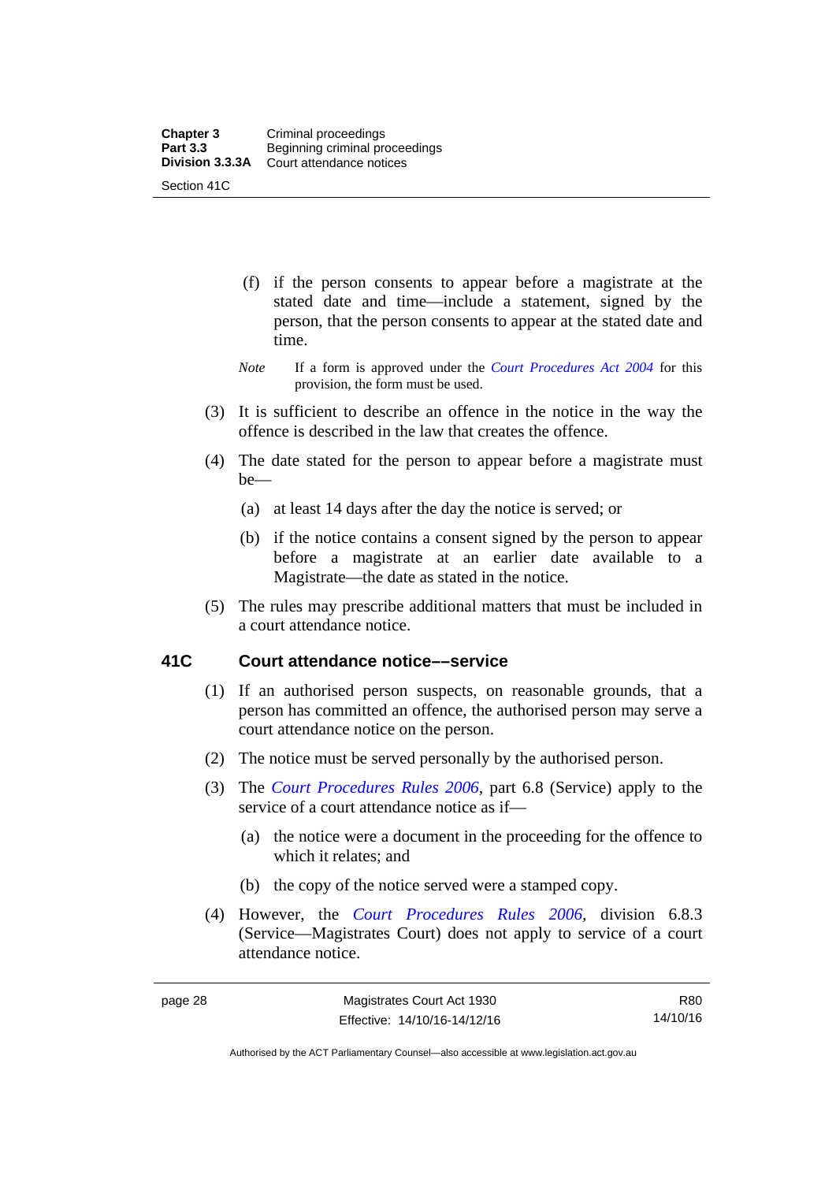(f) if the person consents to appear before a magistrate at the stated date and time—include a statement, signed by the person, that the person consents to appear at the stated date and time.

*Note* If a form is approved under the *Court Procedures Act 2004* for this provision, the form must be used.

(3) It is sufficient to describe an offence in the notice in the way the offence is described in the law that creates the offence.

(4) The date stated for the person to appear before a magistrate must be—

(a) at least 14 days after the day the notice is served; or

(b) if the notice contains a consent signed by the person to appear before a magistrate at an earlier date available to a Magistrate—the date as stated in the notice.

(5) The rules may prescribe additional matters that must be included in a court attendance notice.

### 41C Court attendance notice––service

(1) If an authorised person suspects, on reasonable grounds, that a person has committed an offence, the authorised person may serve a court attendance notice on the person.

(2) The notice must be served personally by the authorised person.

(3) The *Court Procedures Rules 2006*, part 6.8 (Service) apply to the service of a court attendance notice as if—

(a) the notice were a document in the proceeding for the offence to which it relates; and

(b) the copy of the notice served were a stamped copy.

(4) However, the *Court Procedures Rules 2006*, division 6.8.3 (Service—Magistrates Court) does not apply to service of a court attendance notice.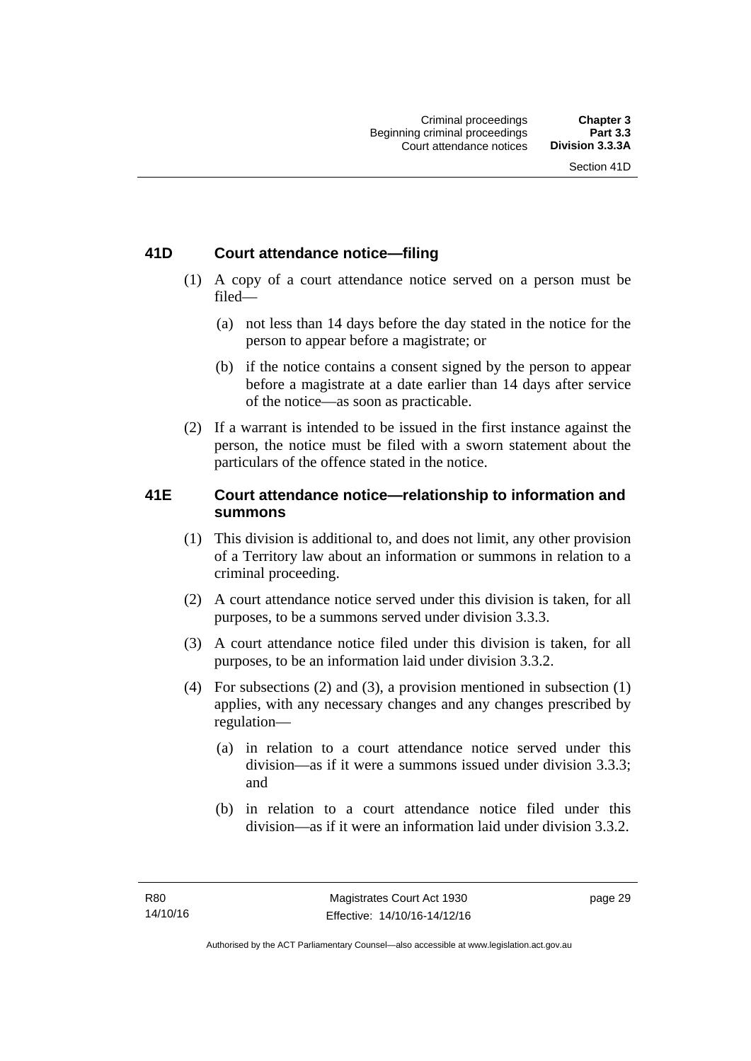### 41D Court attendance notice—filing

(1) A copy of a court attendance notice served on a person must be filed—

(a) not less than 14 days before the day stated in the notice for the person to appear before a magistrate; or

(b) if the notice contains a consent signed by the person to appear before a magistrate at a date earlier than 14 days after service of the notice—as soon as practicable.

(2) If a warrant is intended to be issued in the first instance against the person, the notice must be filed with a sworn statement about the particulars of the offence stated in the notice.

### 41E Court attendance notice—relationship to information and summons

(1) This division is additional to, and does not limit, any other provision of a Territory law about an information or summons in relation to a criminal proceeding.

(2) A court attendance notice served under this division is taken, for all purposes, to be a summons served under division 3.3.3.

(3) A court attendance notice filed under this division is taken, for all purposes, to be an information laid under division 3.3.2.

(4) For subsections (2) and (3), a provision mentioned in subsection (1) applies, with any necessary changes and any changes prescribed by regulation—

(a) in relation to a court attendance notice served under this division—as if it were a summons issued under division 3.3.3; and

(b) in relation to a court attendance notice filed under this division—as if it were an information laid under division 3.3.2.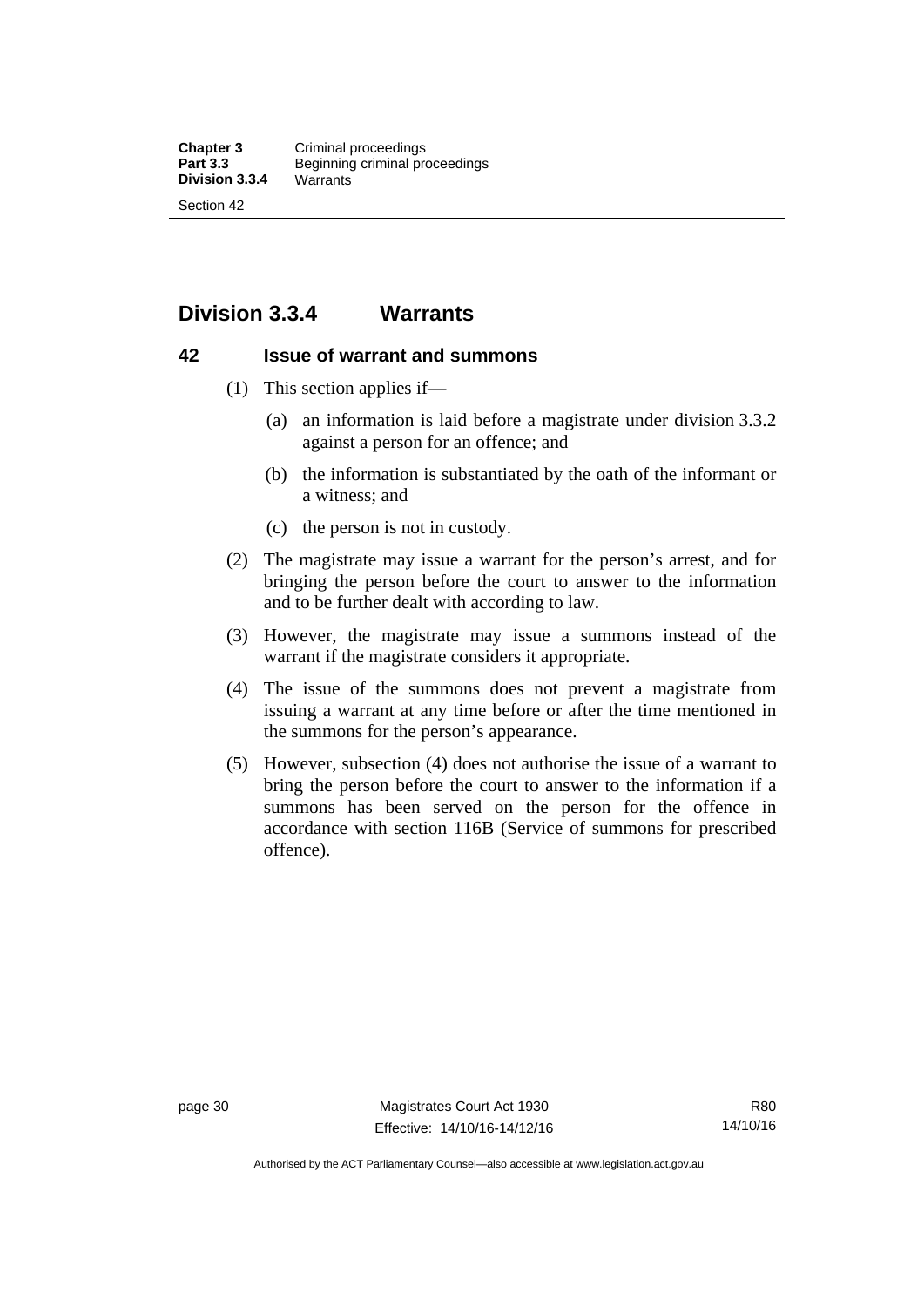## Division 3.3.4 Warrants

### 42 Issue of warrant and summons

(1) This section applies if—

(a) an information is laid before a magistrate under division 3.3.2 against a person for an offence; and

(b) the information is substantiated by the oath of the informant or a witness; and

(c) the person is not in custody.

(2) The magistrate may issue a warrant for the person's arrest, and for bringing the person before the court to answer to the information and to be further dealt with according to law.

(3) However, the magistrate may issue a summons instead of the warrant if the magistrate considers it appropriate.

(4) The issue of the summons does not prevent a magistrate from issuing a warrant at any time before or after the time mentioned in the summons for the person's appearance.

(5) However, subsection (4) does not authorise the issue of a warrant to bring the person before the court to answer to the information if a summons has been served on the person for the offence in accordance with section 116B (Service of summons for prescribed offence).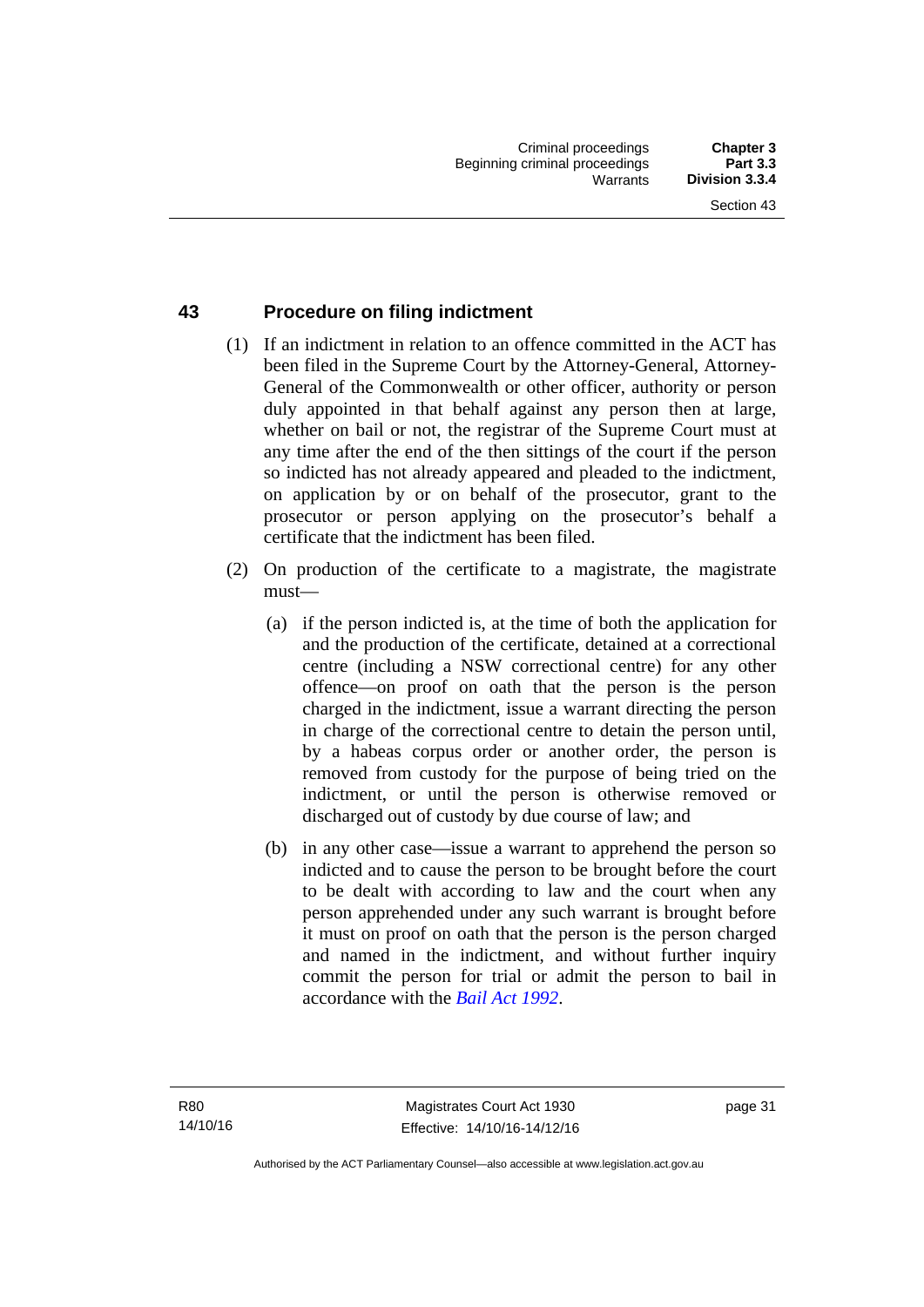## 43 Procedure on filing indictment

(1) If an indictment in relation to an offence committed in the ACT has been filed in the Supreme Court by the Attorney-General, Attorney-General of the Commonwealth or other officer, authority or person duly appointed in that behalf against any person then at large, whether on bail or not, the registrar of the Supreme Court must at any time after the end of the then sittings of the court if the person so indicted has not already appeared and pleaded to the indictment, on application by or on behalf of the prosecutor, grant to the prosecutor or person applying on the prosecutor's behalf a certificate that the indictment has been filed.

(2) On production of the certificate to a magistrate, the magistrate must—

(a) if the person indicted is, at the time of both the application for and the production of the certificate, detained at a correctional centre (including a NSW correctional centre) for any other offence—on proof on oath that the person is the person charged in the indictment, issue a warrant directing the person in charge of the correctional centre to detain the person until, by a habeas corpus order or another order, the person is removed from custody for the purpose of being tried on the indictment, or until the person is otherwise removed or discharged out of custody by due course of law; and

(b) in any other case—issue a warrant to apprehend the person so indicted and to cause the person to be brought before the court to be dealt with according to law and the court when any person apprehended under any such warrant is brought before it must on proof on oath that the person is the person charged and named in the indictment, and without further inquiry commit the person for trial or admit the person to bail in accordance with the *Bail Act 1992*.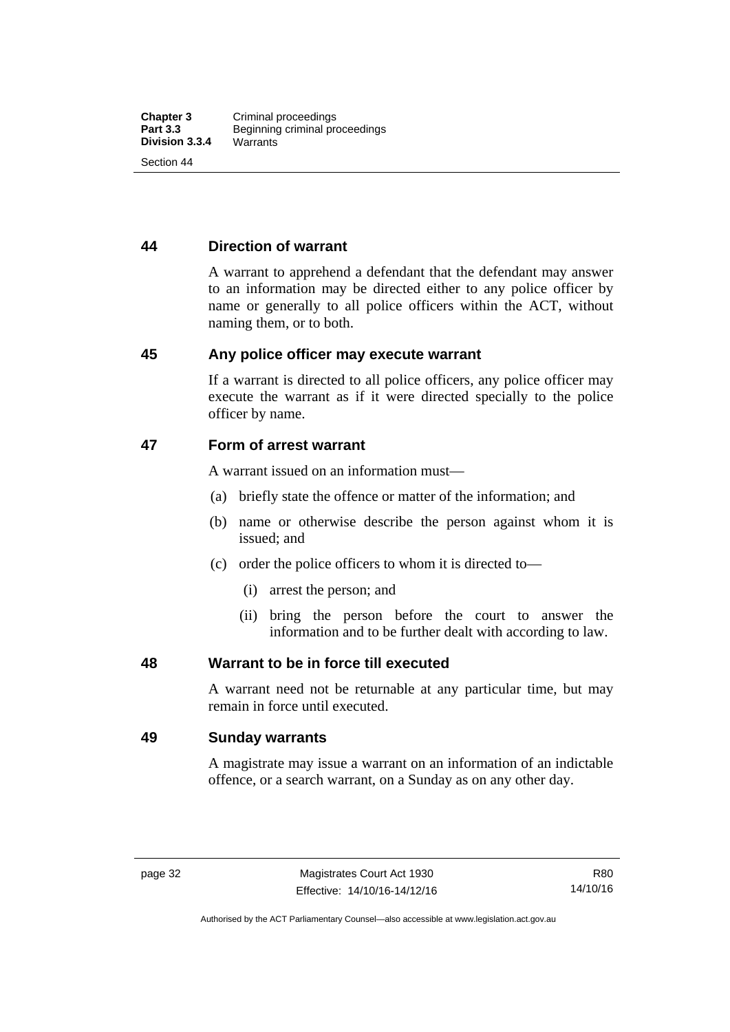## 44 Direction of warrant

A warrant to apprehend a defendant that the defendant may answer to an information may be directed either to any police officer by name or generally to all police officers within the ACT, without naming them, or to both.

## 45 Any police officer may execute warrant

If a warrant is directed to all police officers, any police officer may execute the warrant as if it were directed specially to the police officer by name.

## 47 Form of arrest warrant

A warrant issued on an information must—

(a) briefly state the offence or matter of the information; and

(b) name or otherwise describe the person against whom it is issued; and

(c) order the police officers to whom it is directed to—

  (i) arrest the person; and

  (ii) bring the person before the court to answer the information and to be further dealt with according to law.

## 48 Warrant to be in force till executed

A warrant need not be returnable at any particular time, but may remain in force until executed.

## 49 Sunday warrants

A magistrate may issue a warrant on an information of an indictable offence, or a search warrant, on a Sunday as on any other day.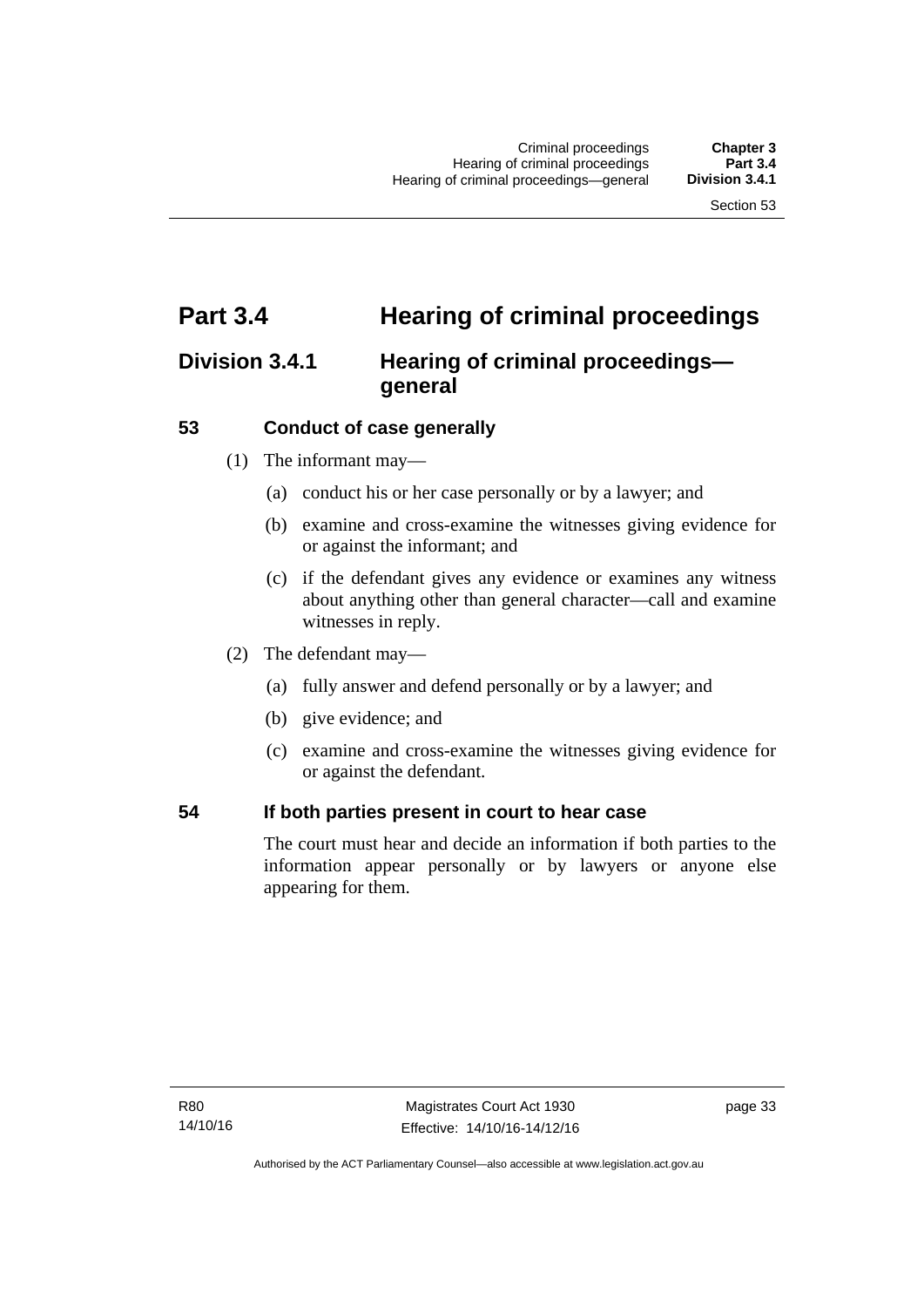# Part 3.4 Hearing of criminal proceedings

## Division 3.4.1 Hearing of criminal proceedings—general

### 53 Conduct of case generally

(1) The informant may—

(a) conduct his or her case personally or by a lawyer; and

(b) examine and cross-examine the witnesses giving evidence for or against the informant; and

(c) if the defendant gives any evidence or examines any witness about anything other than general character—call and examine witnesses in reply.

(2) The defendant may—

(a) fully answer and defend personally or by a lawyer; and

(b) give evidence; and

(c) examine and cross-examine the witnesses giving evidence for or against the defendant.

### 54 If both parties present in court to hear case

The court must hear and decide an information if both parties to the information appear personally or by lawyers or anyone else appearing for them.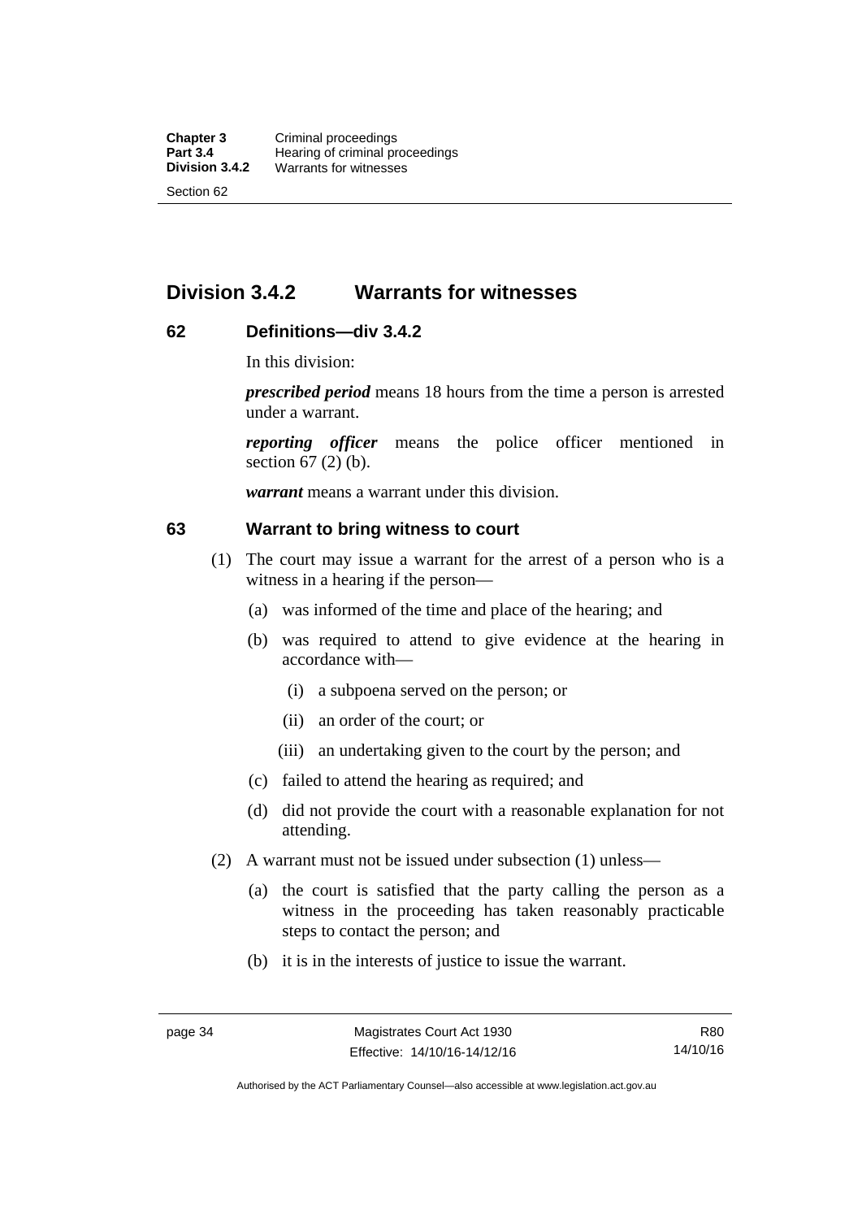## Division 3.4.2 Warrants for witnesses

### 62 Definitions—div 3.4.2

In this division:

***prescribed period*** means 18 hours from the time a person is arrested under a warrant.

***reporting officer*** means the police officer mentioned in section 67 (2) (b).

***warrant*** means a warrant under this division.

### 63 Warrant to bring witness to court

(1) The court may issue a warrant for the arrest of a person who is a witness in a hearing if the person—

(a) was informed of the time and place of the hearing; and

(b) was required to attend to give evidence at the hearing in accordance with—

(i) a subpoena served on the person; or

(ii) an order of the court; or

(iii) an undertaking given to the court by the person; and

(c) failed to attend the hearing as required; and

(d) did not provide the court with a reasonable explanation for not attending.

(2) A warrant must not be issued under subsection (1) unless—

(a) the court is satisfied that the party calling the person as a witness in the proceeding has taken reasonably practicable steps to contact the person; and

(b) it is in the interests of justice to issue the warrant.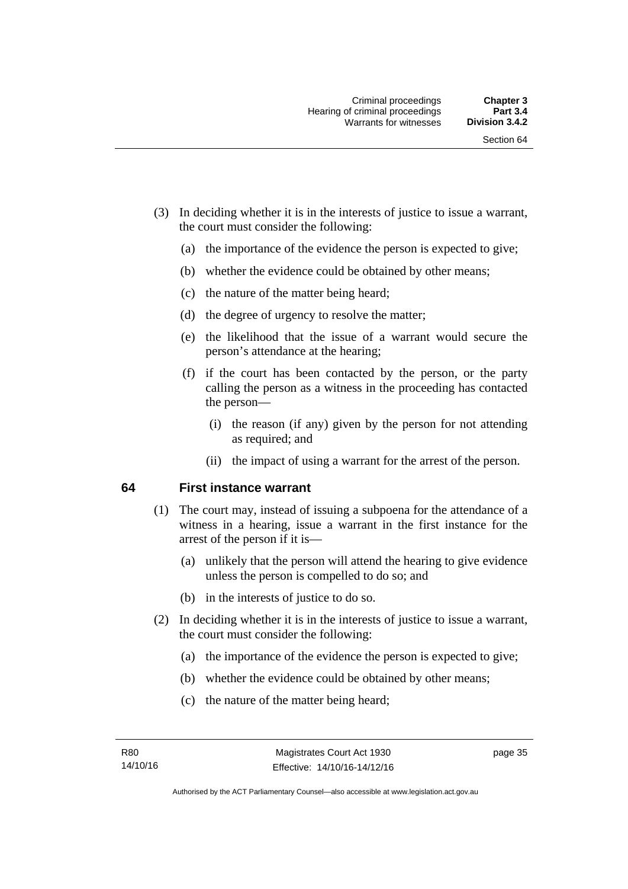(3) In deciding whether it is in the interests of justice to issue a warrant, the court must consider the following:

  (a) the importance of the evidence the person is expected to give;

  (b) whether the evidence could be obtained by other means;

  (c) the nature of the matter being heard;

  (d) the degree of urgency to resolve the matter;

  (e) the likelihood that the issue of a warrant would secure the person's attendance at the hearing;

  (f) if the court has been contacted by the person, or the party calling the person as a witness in the proceeding has contacted the person—

    (i) the reason (if any) given by the person for not attending as required; and

    (ii) the impact of using a warrant for the arrest of the person.

### 64 First instance warrant

(1) The court may, instead of issuing a subpoena for the attendance of a witness in a hearing, issue a warrant in the first instance for the arrest of the person if it is—

  (a) unlikely that the person will attend the hearing to give evidence unless the person is compelled to do so; and

  (b) in the interests of justice to do so.

(2) In deciding whether it is in the interests of justice to issue a warrant, the court must consider the following:

  (a) the importance of the evidence the person is expected to give;

  (b) whether the evidence could be obtained by other means;

  (c) the nature of the matter being heard;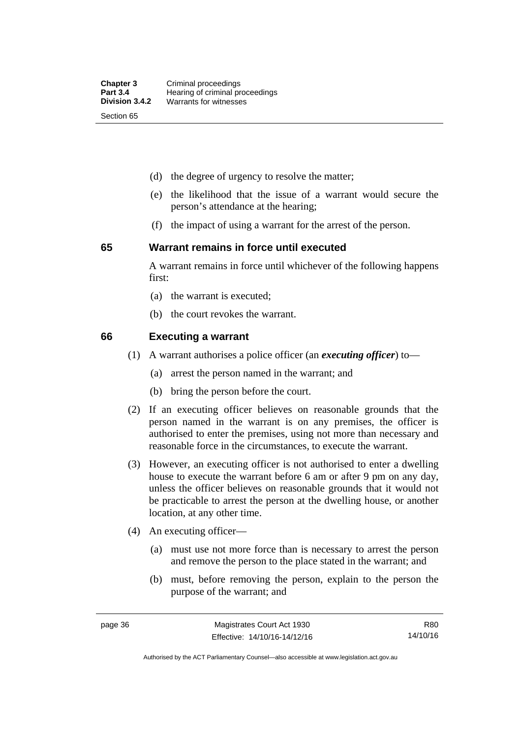(d) the degree of urgency to resolve the matter;

(e) the likelihood that the issue of a warrant would secure the person's attendance at the hearing;

(f) the impact of using a warrant for the arrest of the person.

## 65 Warrant remains in force until executed

A warrant remains in force until whichever of the following happens first:

(a) the warrant is executed;

(b) the court revokes the warrant.

## 66 Executing a warrant

(1) A warrant authorises a police officer (an ***executing officer***) to—

(a) arrest the person named in the warrant; and

(b) bring the person before the court.

(2) If an executing officer believes on reasonable grounds that the person named in the warrant is on any premises, the officer is authorised to enter the premises, using not more than necessary and reasonable force in the circumstances, to execute the warrant.

(3) However, an executing officer is not authorised to enter a dwelling house to execute the warrant before 6 am or after 9 pm on any day, unless the officer believes on reasonable grounds that it would not be practicable to arrest the person at the dwelling house, or another location, at any other time.

(4) An executing officer—

(a) must use not more force than is necessary to arrest the person and remove the person to the place stated in the warrant; and

(b) must, before removing the person, explain to the person the purpose of the warrant; and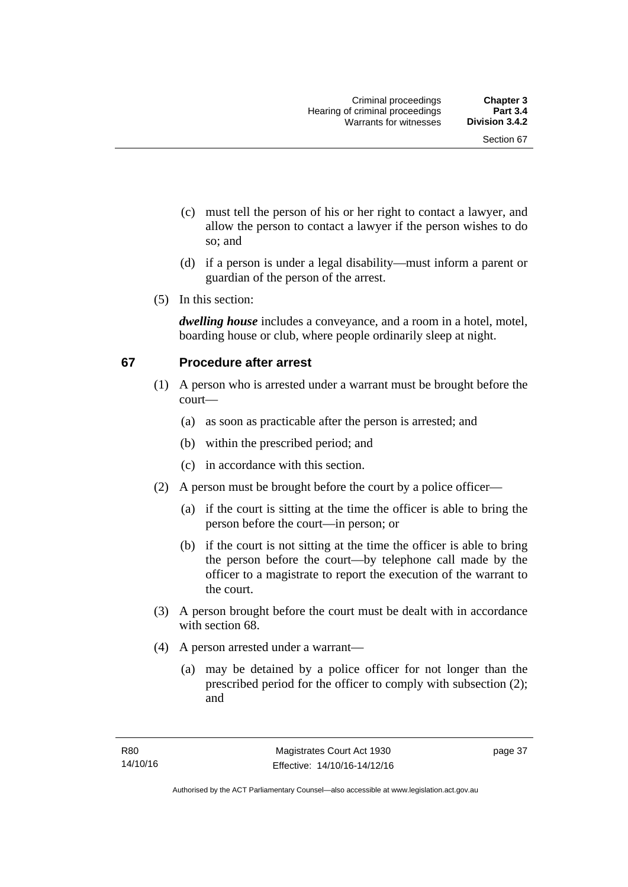(c) must tell the person of his or her right to contact a lawyer, and allow the person to contact a lawyer if the person wishes to do so; and

(d) if a person is under a legal disability—must inform a parent or guardian of the person of the arrest.

(5) In this section:

***dwelling house*** includes a conveyance, and a room in a hotel, motel, boarding house or club, where people ordinarily sleep at night.

## 67 Procedure after arrest

(1) A person who is arrested under a warrant must be brought before the court—

(a) as soon as practicable after the person is arrested; and

(b) within the prescribed period; and

(c) in accordance with this section.

(2) A person must be brought before the court by a police officer—

(a) if the court is sitting at the time the officer is able to bring the person before the court—in person; or

(b) if the court is not sitting at the time the officer is able to bring the person before the court—by telephone call made by the officer to a magistrate to report the execution of the warrant to the court.

(3) A person brought before the court must be dealt with in accordance with section 68.

(4) A person arrested under a warrant—

(a) may be detained by a police officer for not longer than the prescribed period for the officer to comply with subsection (2); and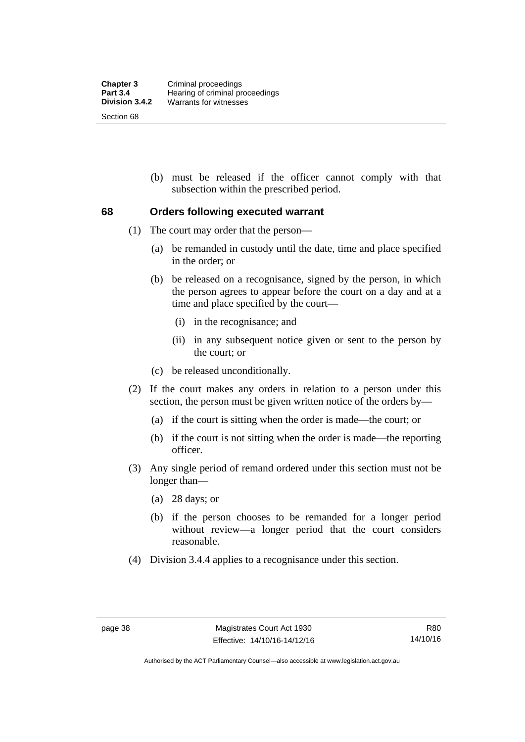(b) must be released if the officer cannot comply with that subsection within the prescribed period.

## 68 Orders following executed warrant

(1) The court may order that the person—

(a) be remanded in custody until the date, time and place specified in the order; or

(b) be released on a recognisance, signed by the person, in which the person agrees to appear before the court on a day and at a time and place specified by the court—

(i) in the recognisance; and

(ii) in any subsequent notice given or sent to the person by the court; or

(c) be released unconditionally.

(2) If the court makes any orders in relation to a person under this section, the person must be given written notice of the orders by—

(a) if the court is sitting when the order is made—the court; or

(b) if the court is not sitting when the order is made—the reporting officer.

(3) Any single period of remand ordered under this section must not be longer than—

(a) 28 days; or

(b) if the person chooses to be remanded for a longer period without review—a longer period that the court considers reasonable.

(4) Division 3.4.4 applies to a recognisance under this section.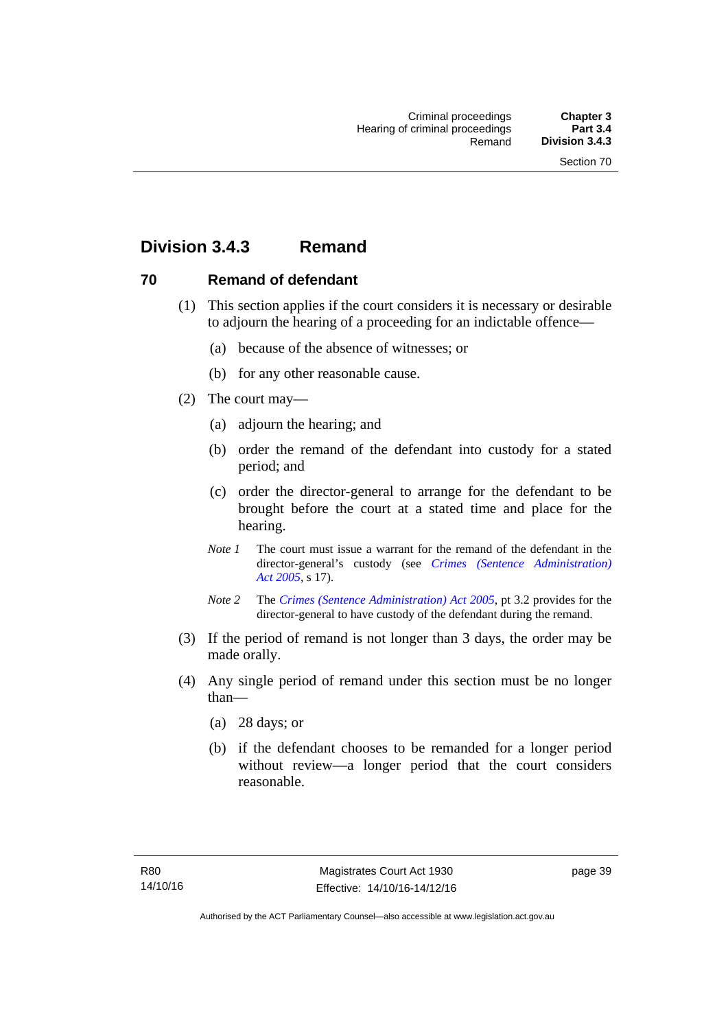## Division 3.4.3 Remand

### 70 Remand of defendant

(1) This section applies if the court considers it is necessary or desirable to adjourn the hearing of a proceeding for an indictable offence—

(a) because of the absence of witnesses; or

(b) for any other reasonable cause.

(2) The court may—

(a) adjourn the hearing; and

(b) order the remand of the defendant into custody for a stated period; and

(c) order the director-general to arrange for the defendant to be brought before the court at a stated time and place for the hearing.

*Note 1* The court must issue a warrant for the remand of the defendant in the director-general's custody (see *Crimes (Sentence Administration) Act 2005*, s 17).

*Note 2* The *Crimes (Sentence Administration) Act 2005*, pt 3.2 provides for the director-general to have custody of the defendant during the remand.

(3) If the period of remand is not longer than 3 days, the order may be made orally.

(4) Any single period of remand under this section must be no longer than—

(a) 28 days; or

(b) if the defendant chooses to be remanded for a longer period without review—a longer period that the court considers reasonable.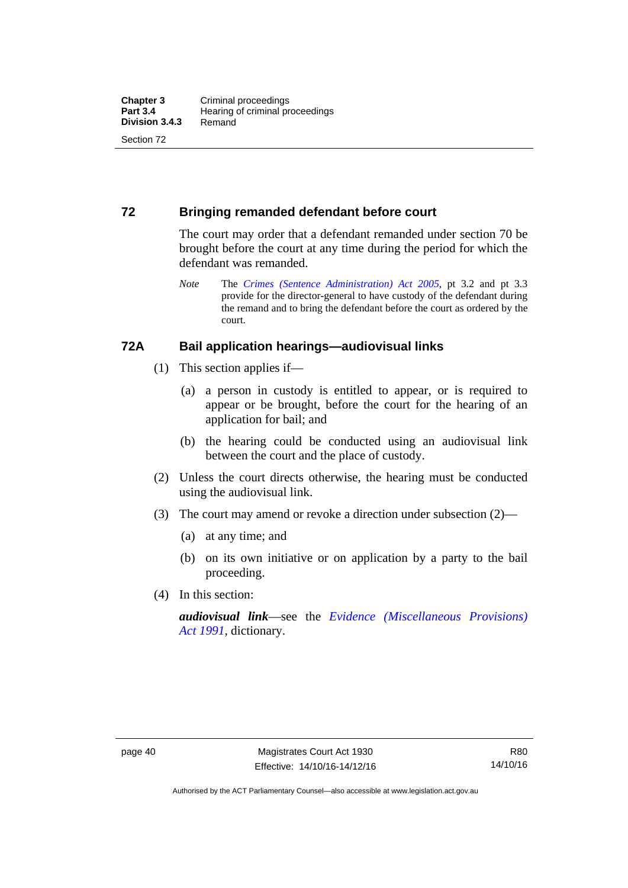## 72 Bringing remanded defendant before court

The court may order that a defendant remanded under section 70 be brought before the court at any time during the period for which the defendant was remanded.

*Note* The *Crimes (Sentence Administration) Act 2005*, pt 3.2 and pt 3.3 provide for the director-general to have custody of the defendant during the remand and to bring the defendant before the court as ordered by the court.

## 72A Bail application hearings—audiovisual links

(1) This section applies if—

(a) a person in custody is entitled to appear, or is required to appear or be brought, before the court for the hearing of an application for bail; and

(b) the hearing could be conducted using an audiovisual link between the court and the place of custody.

(2) Unless the court directs otherwise, the hearing must be conducted using the audiovisual link.

(3) The court may amend or revoke a direction under subsection (2)—

(a) at any time; and

(b) on its own initiative or on application by a party to the bail proceeding.

(4) In this section:

***audiovisual link***—see the *Evidence (Miscellaneous Provisions) Act 1991*, dictionary.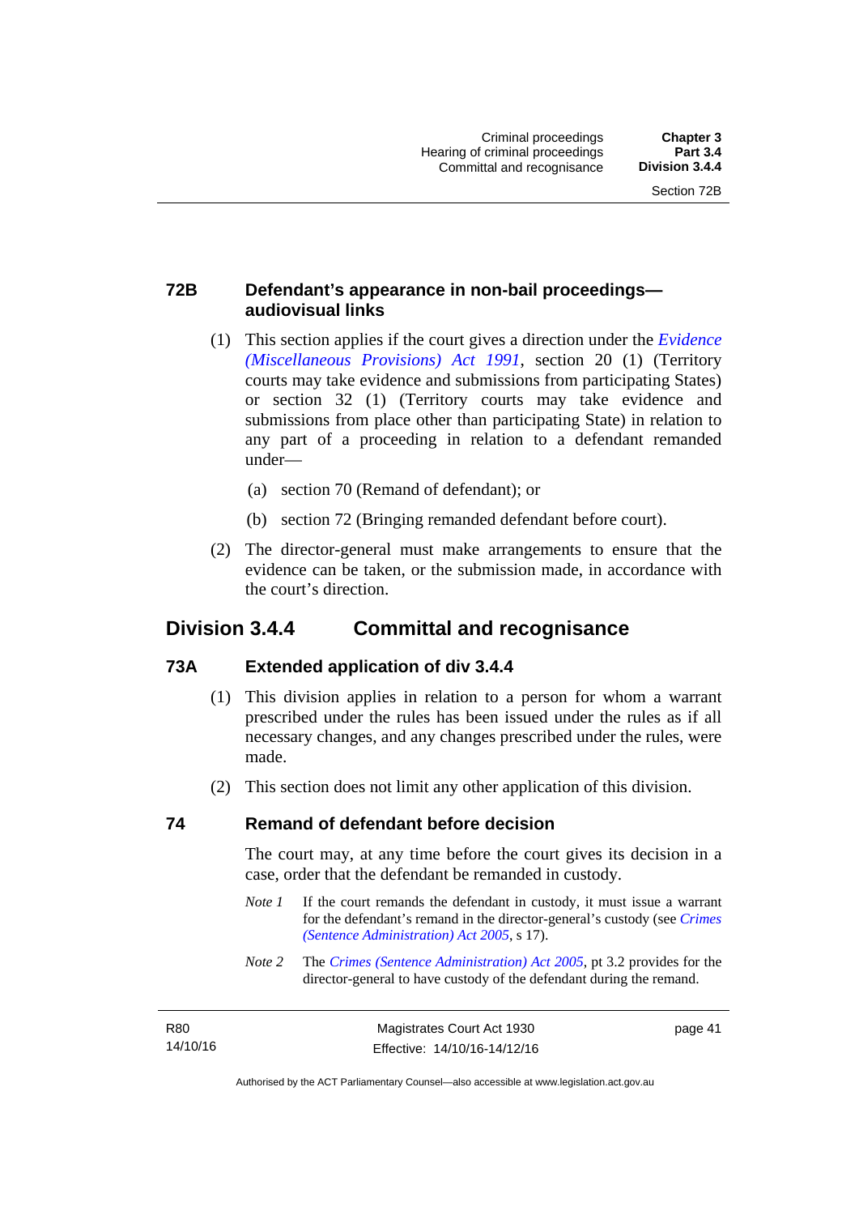### 72B Defendant's appearance in non-bail proceedings—audiovisual links

(1) This section applies if the court gives a direction under the *Evidence (Miscellaneous Provisions) Act 1991*, section 20 (1) (Territory courts may take evidence and submissions from participating States) or section 32 (1) (Territory courts may take evidence and submissions from place other than participating State) in relation to any part of a proceeding in relation to a defendant remanded under—

(a) section 70 (Remand of defendant); or

(b) section 72 (Bringing remanded defendant before court).

(2) The director-general must make arrangements to ensure that the evidence can be taken, or the submission made, in accordance with the court's direction.

## Division 3.4.4 Committal and recognisance

### 73A Extended application of div 3.4.4

(1) This division applies in relation to a person for whom a warrant prescribed under the rules has been issued under the rules as if all necessary changes, and any changes prescribed under the rules, were made.

(2) This section does not limit any other application of this division.

### 74 Remand of defendant before decision

The court may, at any time before the court gives its decision in a case, order that the defendant be remanded in custody.

*Note 1* If the court remands the defendant in custody, it must issue a warrant for the defendant's remand in the director-general's custody (see *Crimes (Sentence Administration) Act 2005*, s 17).

*Note 2* The *Crimes (Sentence Administration) Act 2005*, pt 3.2 provides for the director-general to have custody of the defendant during the remand.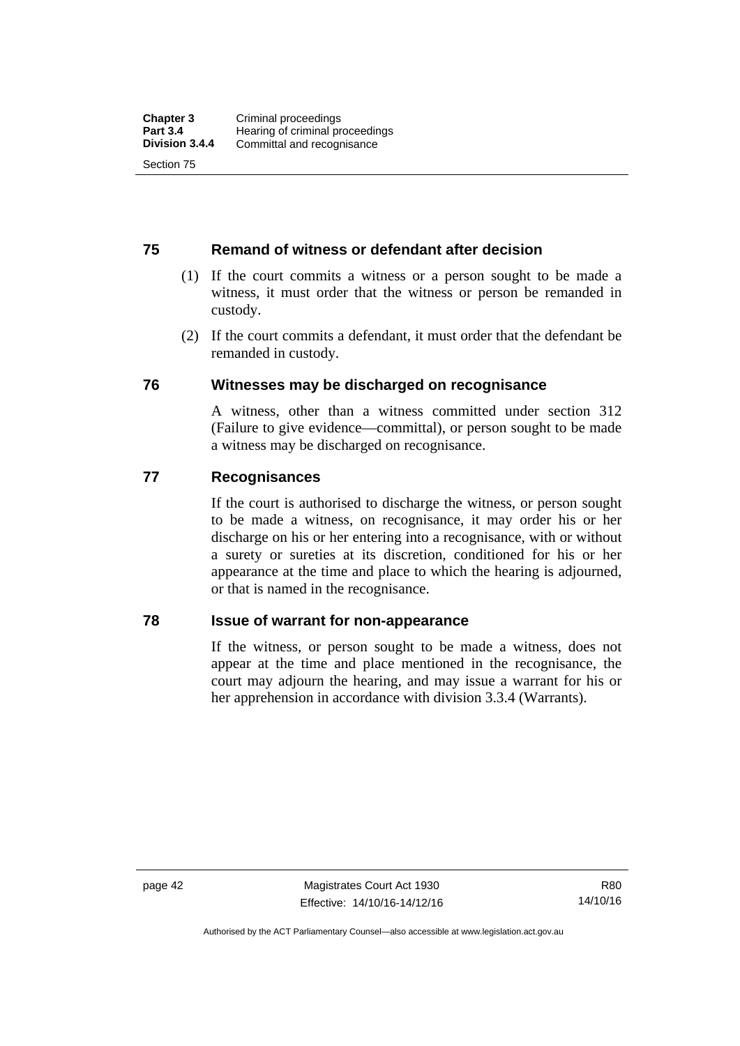## 75 Remand of witness or defendant after decision

(1) If the court commits a witness or a person sought to be made a witness, it must order that the witness or person be remanded in custody.

(2) If the court commits a defendant, it must order that the defendant be remanded in custody.

## 76 Witnesses may be discharged on recognisance

A witness, other than a witness committed under section 312 (Failure to give evidence—committal), or person sought to be made a witness may be discharged on recognisance.

## 77 Recognisances

If the court is authorised to discharge the witness, or person sought to be made a witness, on recognisance, it may order his or her discharge on his or her entering into a recognisance, with or without a surety or sureties at its discretion, conditioned for his or her appearance at the time and place to which the hearing is adjourned, or that is named in the recognisance.

## 78 Issue of warrant for non-appearance

If the witness, or person sought to be made a witness, does not appear at the time and place mentioned in the recognisance, the court may adjourn the hearing, and may issue a warrant for his or her apprehension in accordance with division 3.3.4 (Warrants).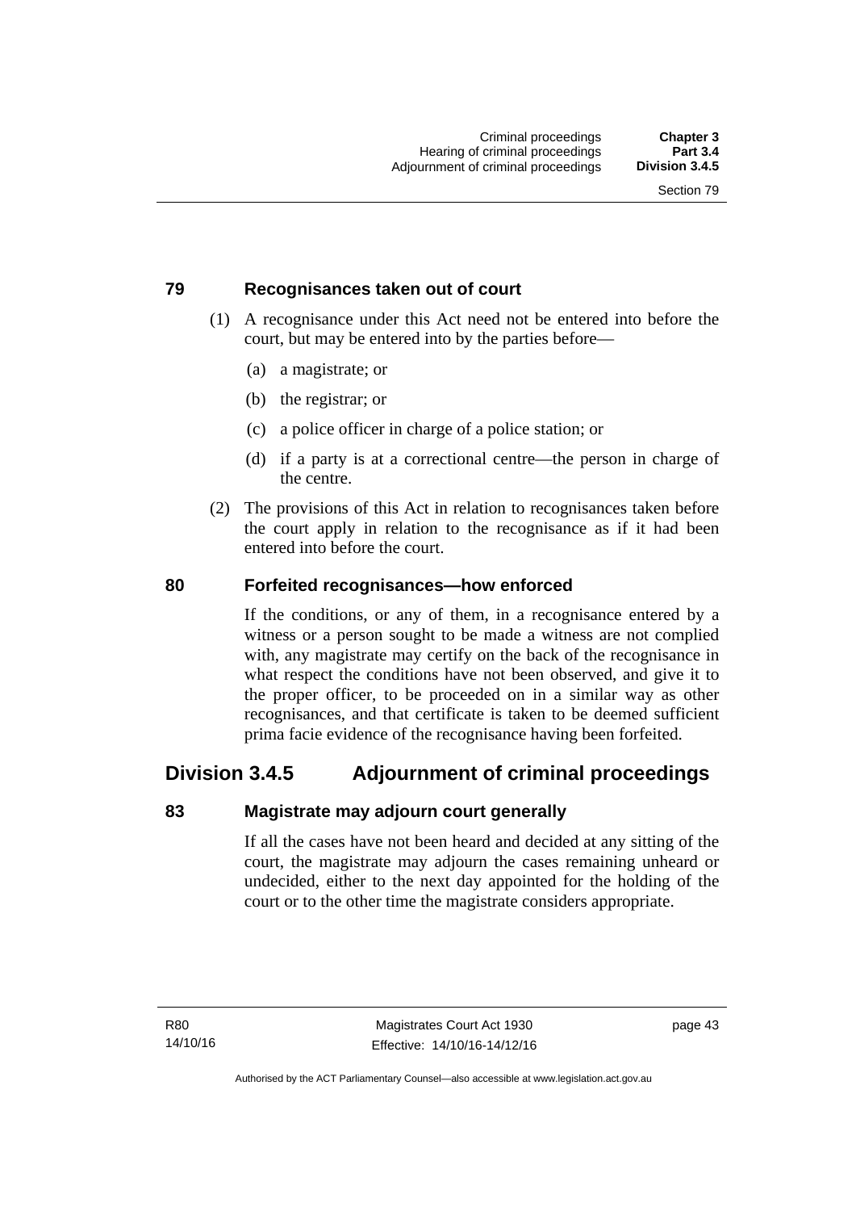### 79 Recognisances taken out of court

(1) A recognisance under this Act need not be entered into before the court, but may be entered into by the parties before—

(a) a magistrate; or

(b) the registrar; or

(c) a police officer in charge of a police station; or

(d) if a party is at a correctional centre—the person in charge of the centre.

(2) The provisions of this Act in relation to recognisances taken before the court apply in relation to the recognisance as if it had been entered into before the court.

### 80 Forfeited recognisances—how enforced

If the conditions, or any of them, in a recognisance entered by a witness or a person sought to be made a witness are not complied with, any magistrate may certify on the back of the recognisance in what respect the conditions have not been observed, and give it to the proper officer, to be proceeded on in a similar way as other recognisances, and that certificate is taken to be deemed sufficient prima facie evidence of the recognisance having been forfeited.

## Division 3.4.5 Adjournment of criminal proceedings

### 83 Magistrate may adjourn court generally

If all the cases have not been heard and decided at any sitting of the court, the magistrate may adjourn the cases remaining unheard or undecided, either to the next day appointed for the holding of the court or to the other time the magistrate considers appropriate.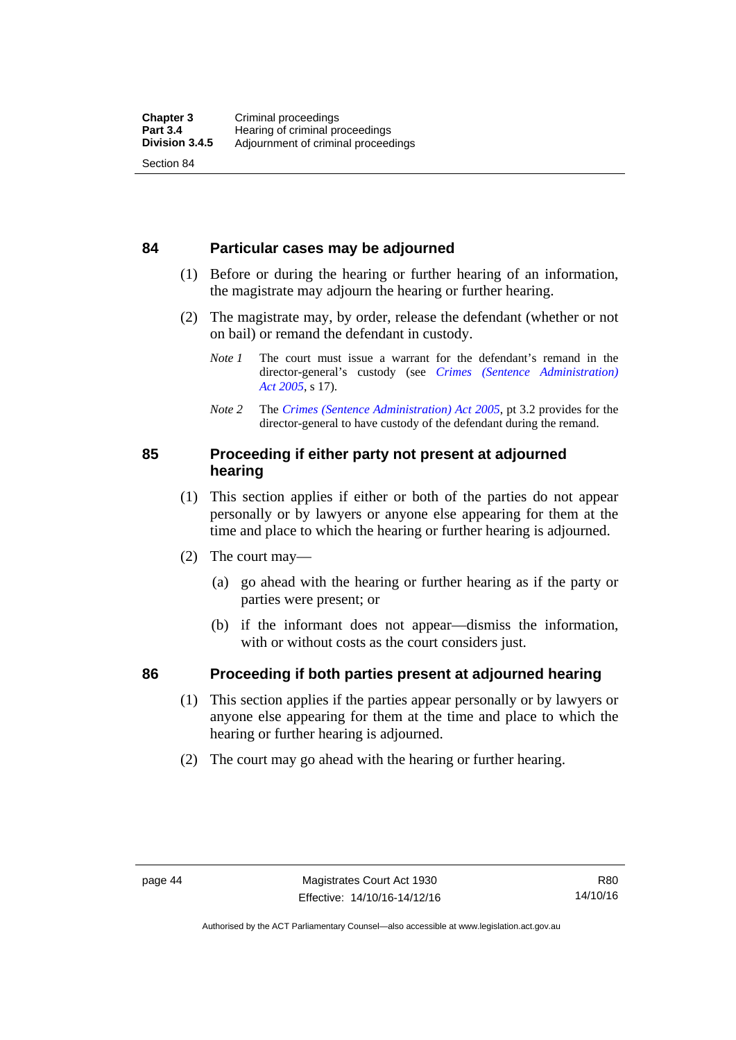## 84 Particular cases may be adjourned

(1) Before or during the hearing or further hearing of an information, the magistrate may adjourn the hearing or further hearing.

(2) The magistrate may, by order, release the defendant (whether or not on bail) or remand the defendant in custody.

*Note 1* The court must issue a warrant for the defendant's remand in the director-general's custody (see *Crimes (Sentence Administration) Act 2005*, s 17).

*Note 2* The *Crimes (Sentence Administration) Act 2005*, pt 3.2 provides for the director-general to have custody of the defendant during the remand.

## 85 Proceeding if either party not present at adjourned hearing

(1) This section applies if either or both of the parties do not appear personally or by lawyers or anyone else appearing for them at the time and place to which the hearing or further hearing is adjourned.

(2) The court may—

(a) go ahead with the hearing or further hearing as if the party or parties were present; or

(b) if the informant does not appear—dismiss the information, with or without costs as the court considers just.

## 86 Proceeding if both parties present at adjourned hearing

(1) This section applies if the parties appear personally or by lawyers or anyone else appearing for them at the time and place to which the hearing or further hearing is adjourned.

(2) The court may go ahead with the hearing or further hearing.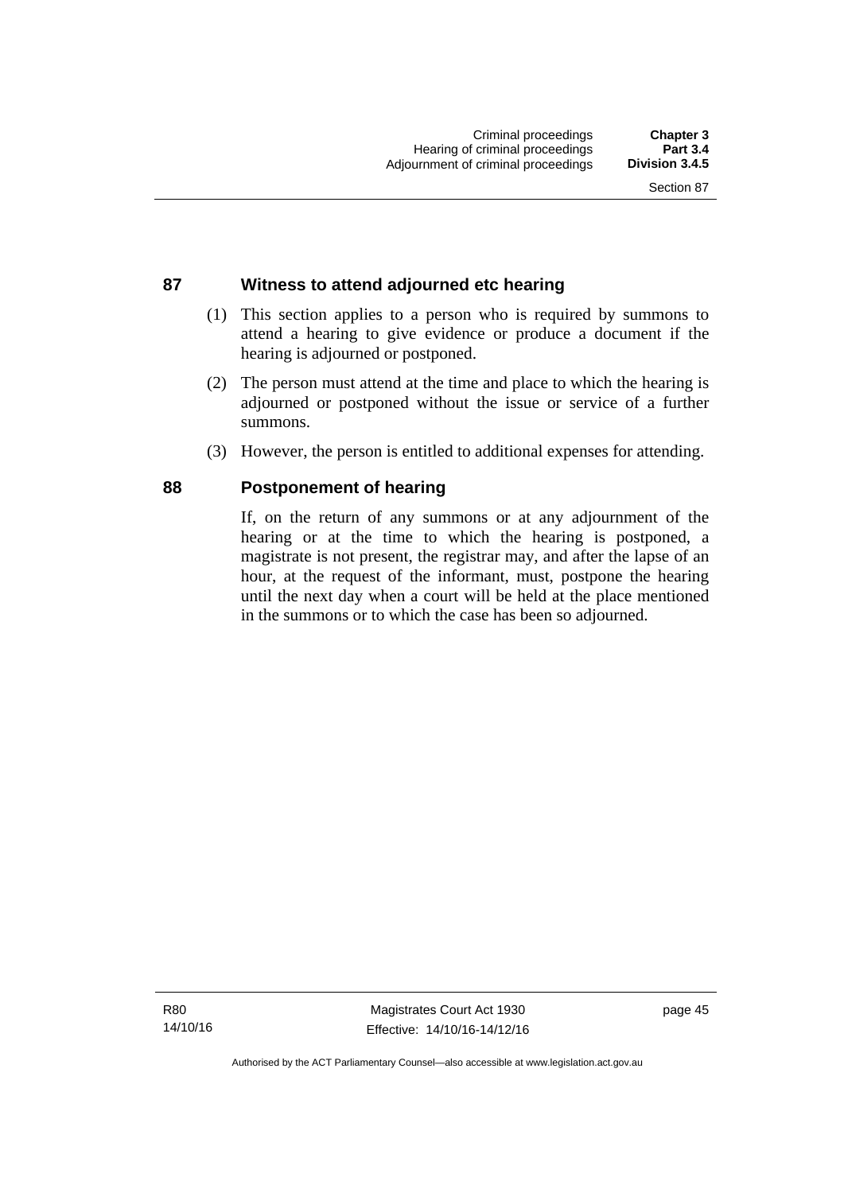## 87 Witness to attend adjourned etc hearing

(1) This section applies to a person who is required by summons to attend a hearing to give evidence or produce a document if the hearing is adjourned or postponed.

(2) The person must attend at the time and place to which the hearing is adjourned or postponed without the issue or service of a further summons.

(3) However, the person is entitled to additional expenses for attending.

## 88 Postponement of hearing

If, on the return of any summons or at any adjournment of the hearing or at the time to which the hearing is postponed, a magistrate is not present, the registrar may, and after the lapse of an hour, at the request of the informant, must, postpone the hearing until the next day when a court will be held at the place mentioned in the summons or to which the case has been so adjourned.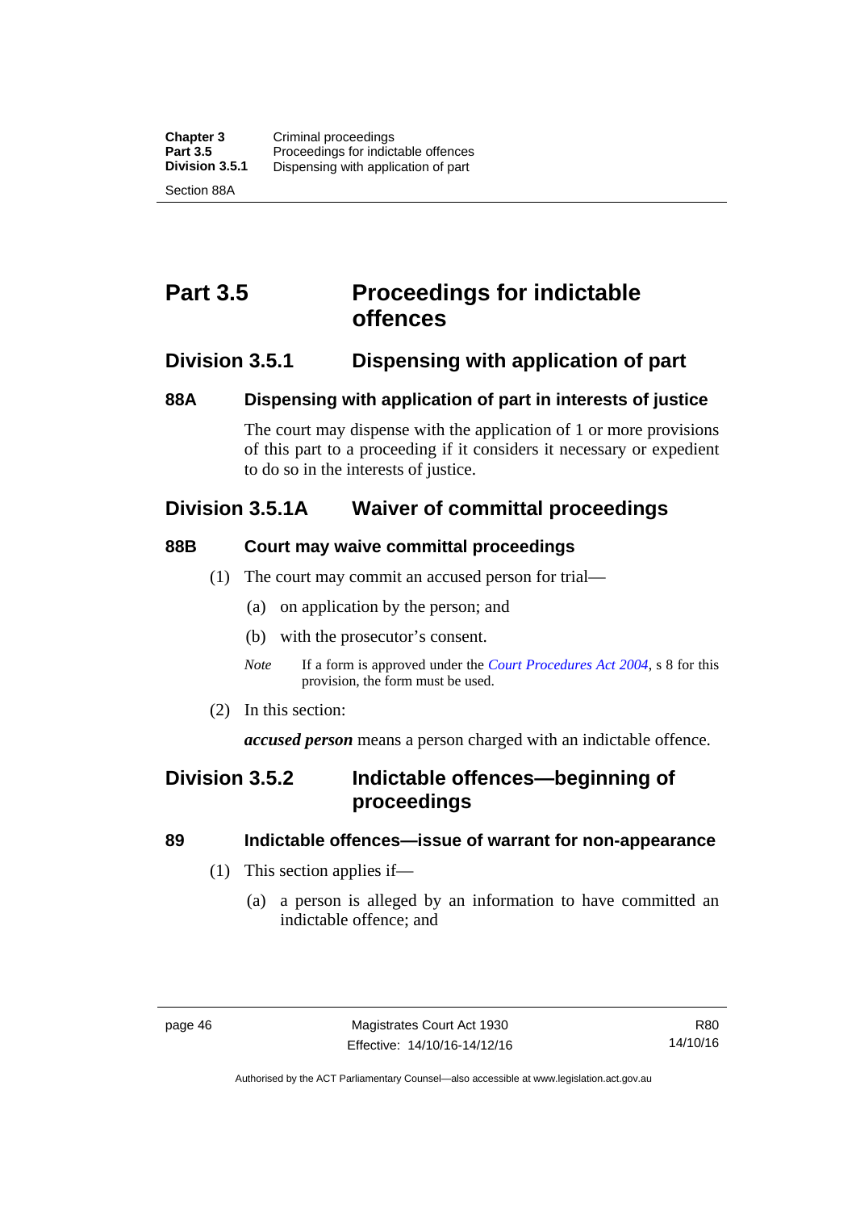# Part 3.5 Proceedings for indictable offences

## Division 3.5.1 Dispensing with application of part

### 88A Dispensing with application of part in interests of justice

The court may dispense with the application of 1 or more provisions of this part to a proceeding if it considers it necessary or expedient to do so in the interests of justice.

## Division 3.5.1A Waiver of committal proceedings

### 88B Court may waive committal proceedings

(1) The court may commit an accused person for trial—

(a) on application by the person; and

(b) with the prosecutor's consent.

*Note* If a form is approved under the *Court Procedures Act 2004*, s 8 for this provision, the form must be used.

(2) In this section:

***accused person*** means a person charged with an indictable offence.

## Division 3.5.2 Indictable offences—beginning of proceedings

### 89 Indictable offences—issue of warrant for non-appearance

(1) This section applies if—

(a) a person is alleged by an information to have committed an indictable offence; and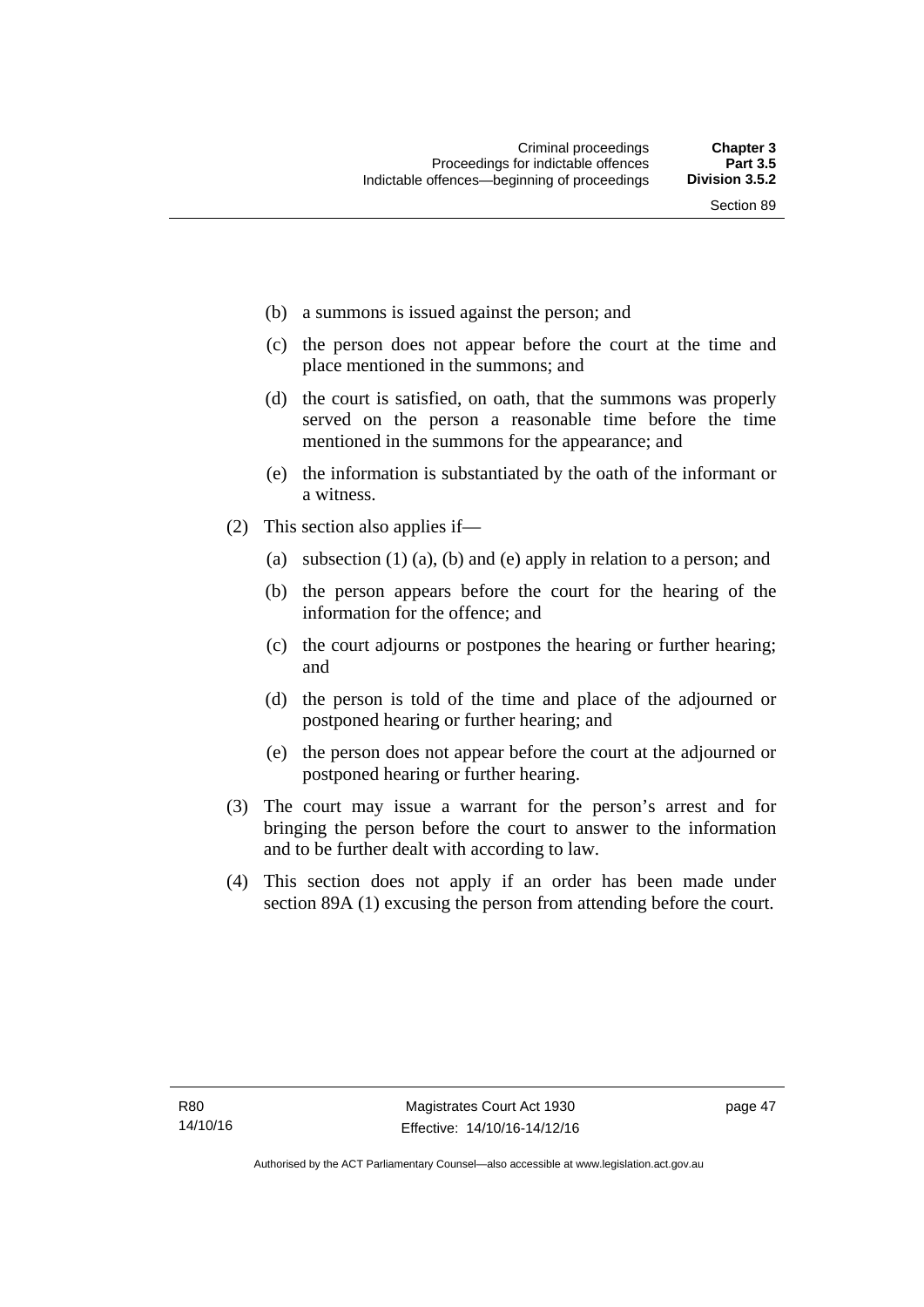(b) a summons is issued against the person; and

(c) the person does not appear before the court at the time and place mentioned in the summons; and

(d) the court is satisfied, on oath, that the summons was properly served on the person a reasonable time before the time mentioned in the summons for the appearance; and

(e) the information is substantiated by the oath of the informant or a witness.

(2) This section also applies if—

(a) subsection (1) (a), (b) and (e) apply in relation to a person; and

(b) the person appears before the court for the hearing of the information for the offence; and

(c) the court adjourns or postpones the hearing or further hearing; and

(d) the person is told of the time and place of the adjourned or postponed hearing or further hearing; and

(e) the person does not appear before the court at the adjourned or postponed hearing or further hearing.

(3) The court may issue a warrant for the person's arrest and for bringing the person before the court to answer to the information and to be further dealt with according to law.

(4) This section does not apply if an order has been made under section 89A (1) excusing the person from attending before the court.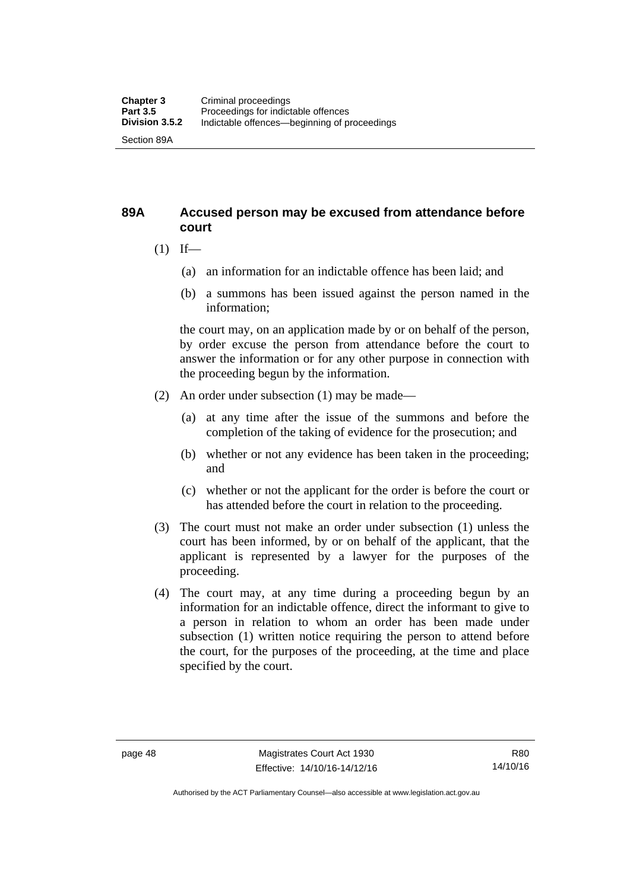## 89A Accused person may be excused from attendance before court

(1) If—

(a) an information for an indictable offence has been laid; and

(b) a summons has been issued against the person named in the information;

the court may, on an application made by or on behalf of the person, by order excuse the person from attendance before the court to answer the information or for any other purpose in connection with the proceeding begun by the information.

(2) An order under subsection (1) may be made—

(a) at any time after the issue of the summons and before the completion of the taking of evidence for the prosecution; and

(b) whether or not any evidence has been taken in the proceeding; and

(c) whether or not the applicant for the order is before the court or has attended before the court in relation to the proceeding.

(3) The court must not make an order under subsection (1) unless the court has been informed, by or on behalf of the applicant, that the applicant is represented by a lawyer for the purposes of the proceeding.

(4) The court may, at any time during a proceeding begun by an information for an indictable offence, direct the informant to give to a person in relation to whom an order has been made under subsection (1) written notice requiring the person to attend before the court, for the purposes of the proceeding, at the time and place specified by the court.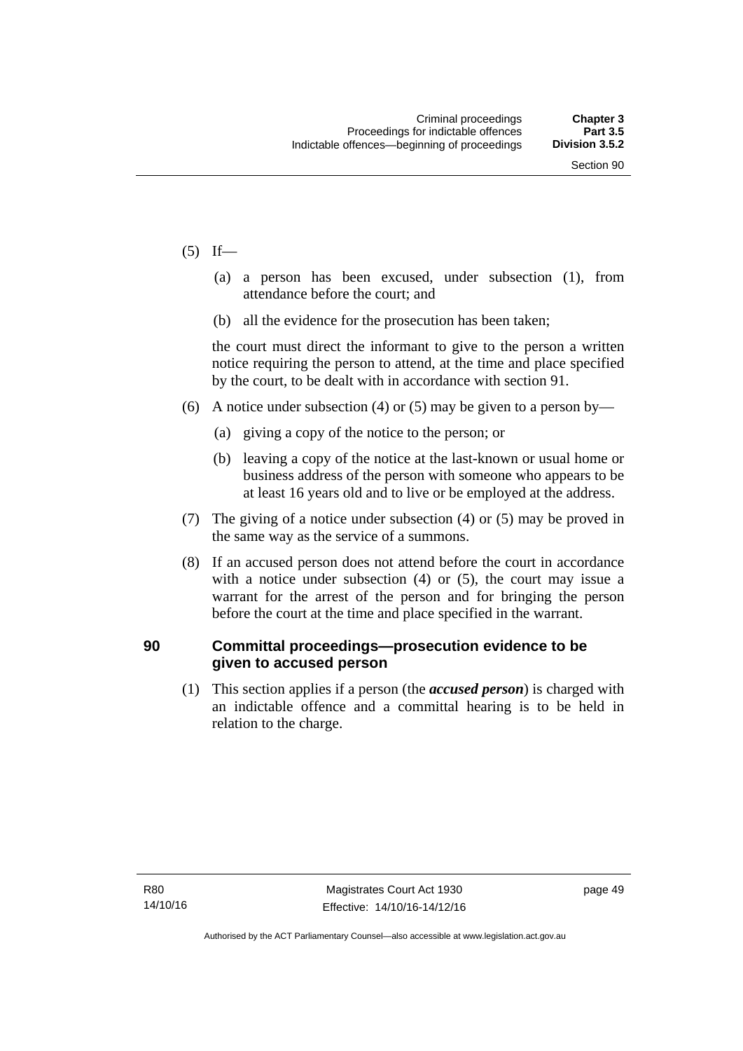(5) If—

(a) a person has been excused, under subsection (1), from attendance before the court; and

(b) all the evidence for the prosecution has been taken;

the court must direct the informant to give to the person a written notice requiring the person to attend, at the time and place specified by the court, to be dealt with in accordance with section 91.

(6) A notice under subsection (4) or (5) may be given to a person by—

(a) giving a copy of the notice to the person; or

(b) leaving a copy of the notice at the last-known or usual home or business address of the person with someone who appears to be at least 16 years old and to live or be employed at the address.

(7) The giving of a notice under subsection (4) or (5) may be proved in the same way as the service of a summons.

(8) If an accused person does not attend before the court in accordance with a notice under subsection (4) or (5), the court may issue a warrant for the arrest of the person and for bringing the person before the court at the time and place specified in the warrant.

## 90 Committal proceedings—prosecution evidence to be given to accused person

(1) This section applies if a person (the ***accused person***) is charged with an indictable offence and a committal hearing is to be held in relation to the charge.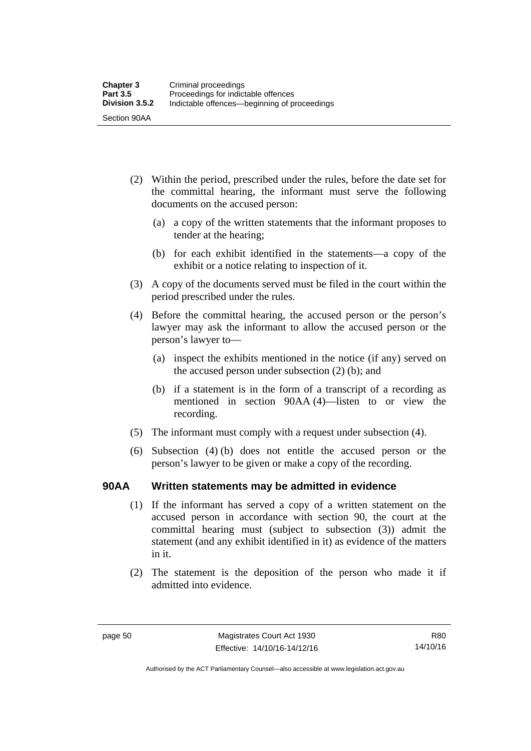(2) Within the period, prescribed under the rules, before the date set for the committal hearing, the informant must serve the following documents on the accused person:

(a) a copy of the written statements that the informant proposes to tender at the hearing;

(b) for each exhibit identified in the statements—a copy of the exhibit or a notice relating to inspection of it.

(3) A copy of the documents served must be filed in the court within the period prescribed under the rules.

(4) Before the committal hearing, the accused person or the person's lawyer may ask the informant to allow the accused person or the person's lawyer to—

(a) inspect the exhibits mentioned in the notice (if any) served on the accused person under subsection (2) (b); and

(b) if a statement is in the form of a transcript of a recording as mentioned in section 90AA (4)—listen to or view the recording.

(5) The informant must comply with a request under subsection (4).

(6) Subsection (4) (b) does not entitle the accused person or the person's lawyer to be given or make a copy of the recording.

## 90AA Written statements may be admitted in evidence

(1) If the informant has served a copy of a written statement on the accused person in accordance with section 90, the court at the committal hearing must (subject to subsection (3)) admit the statement (and any exhibit identified in it) as evidence of the matters in it.

(2) The statement is the deposition of the person who made it if admitted into evidence.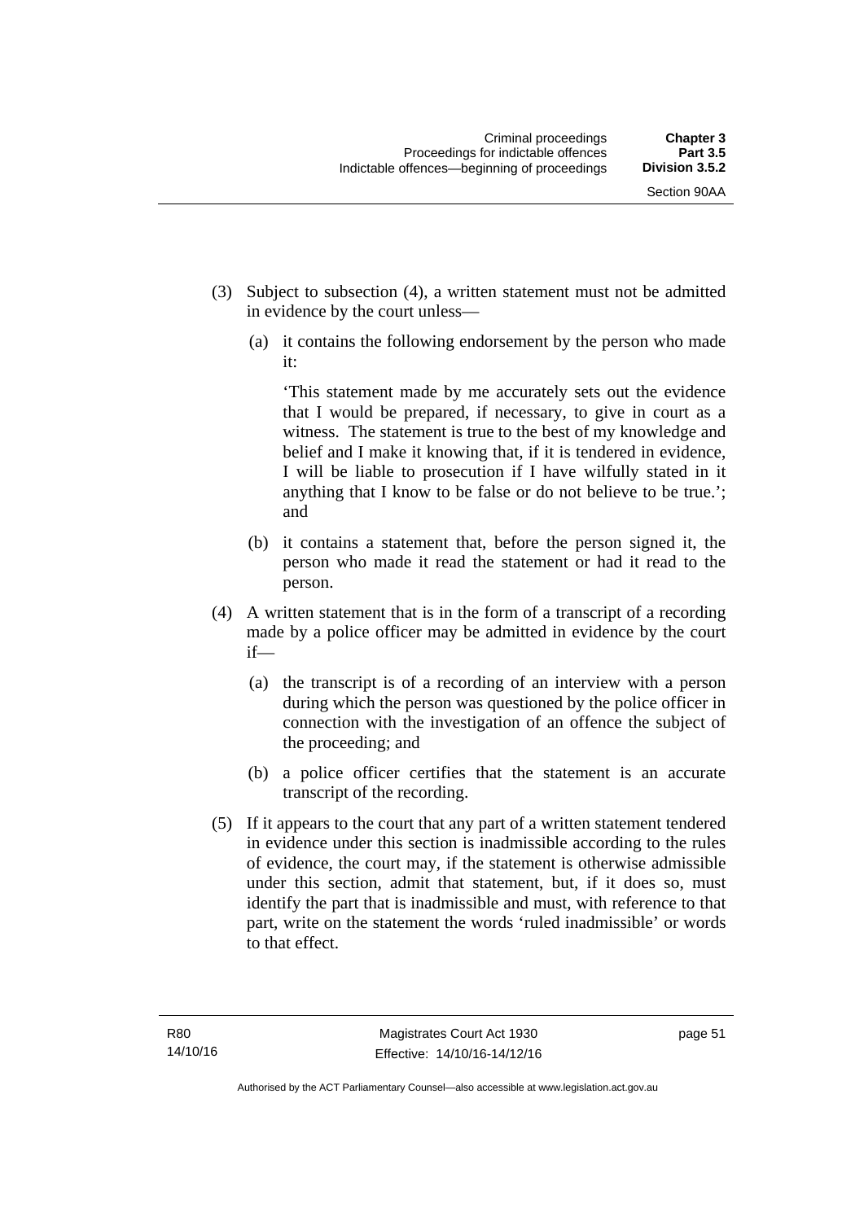(3) Subject to subsection (4), a written statement must not be admitted in evidence by the court unless—

(a) it contains the following endorsement by the person who made it:

'This statement made by me accurately sets out the evidence that I would be prepared, if necessary, to give in court as a witness. The statement is true to the best of my knowledge and belief and I make it knowing that, if it is tendered in evidence, I will be liable to prosecution if I have wilfully stated in it anything that I know to be false or do not believe to be true.'; and

(b) it contains a statement that, before the person signed it, the person who made it read the statement or had it read to the person.

(4) A written statement that is in the form of a transcript of a recording made by a police officer may be admitted in evidence by the court if—

(a) the transcript is of a recording of an interview with a person during which the person was questioned by the police officer in connection with the investigation of an offence the subject of the proceeding; and

(b) a police officer certifies that the statement is an accurate transcript of the recording.

(5) If it appears to the court that any part of a written statement tendered in evidence under this section is inadmissible according to the rules of evidence, the court may, if the statement is otherwise admissible under this section, admit that statement, but, if it does so, must identify the part that is inadmissible and must, with reference to that part, write on the statement the words 'ruled inadmissible' or words to that effect.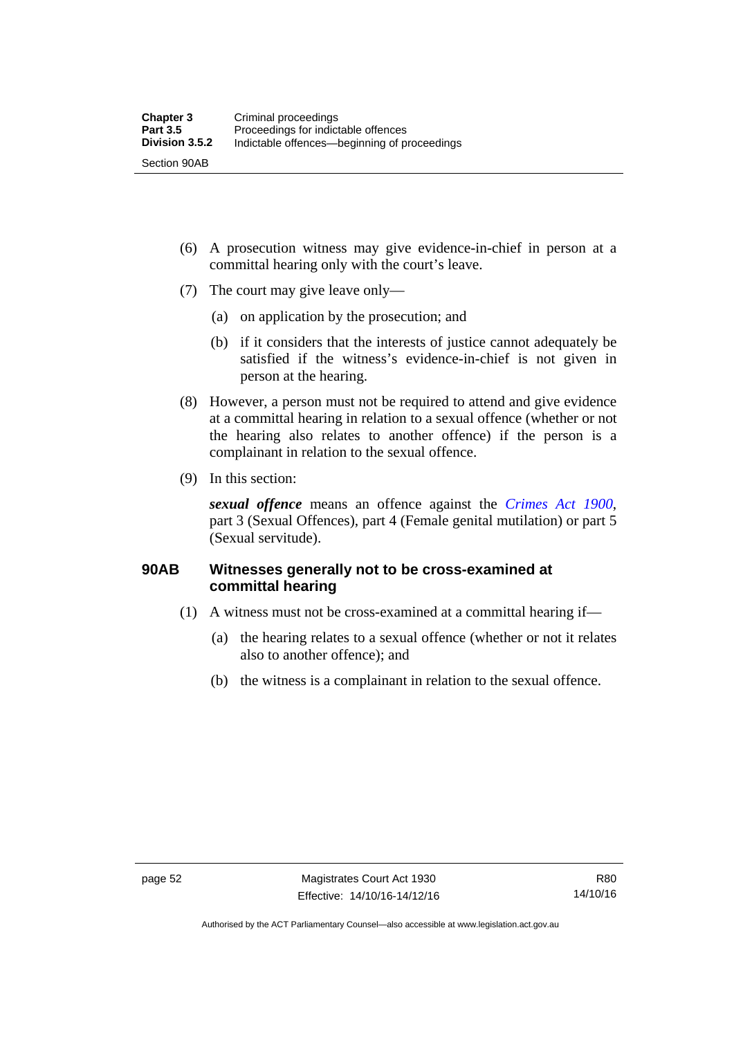(6) A prosecution witness may give evidence-in-chief in person at a committal hearing only with the court's leave.

(7) The court may give leave only—

(a) on application by the prosecution; and

(b) if it considers that the interests of justice cannot adequately be satisfied if the witness's evidence-in-chief is not given in person at the hearing.

(8) However, a person must not be required to attend and give evidence at a committal hearing in relation to a sexual offence (whether or not the hearing also relates to another offence) if the person is a complainant in relation to the sexual offence.

(9) In this section:

***sexual offence*** means an offence against the *Crimes Act 1900*, part 3 (Sexual Offences), part 4 (Female genital mutilation) or part 5 (Sexual servitude).

## 90AB Witnesses generally not to be cross-examined at committal hearing

(1) A witness must not be cross-examined at a committal hearing if—

(a) the hearing relates to a sexual offence (whether or not it relates also to another offence); and

(b) the witness is a complainant in relation to the sexual offence.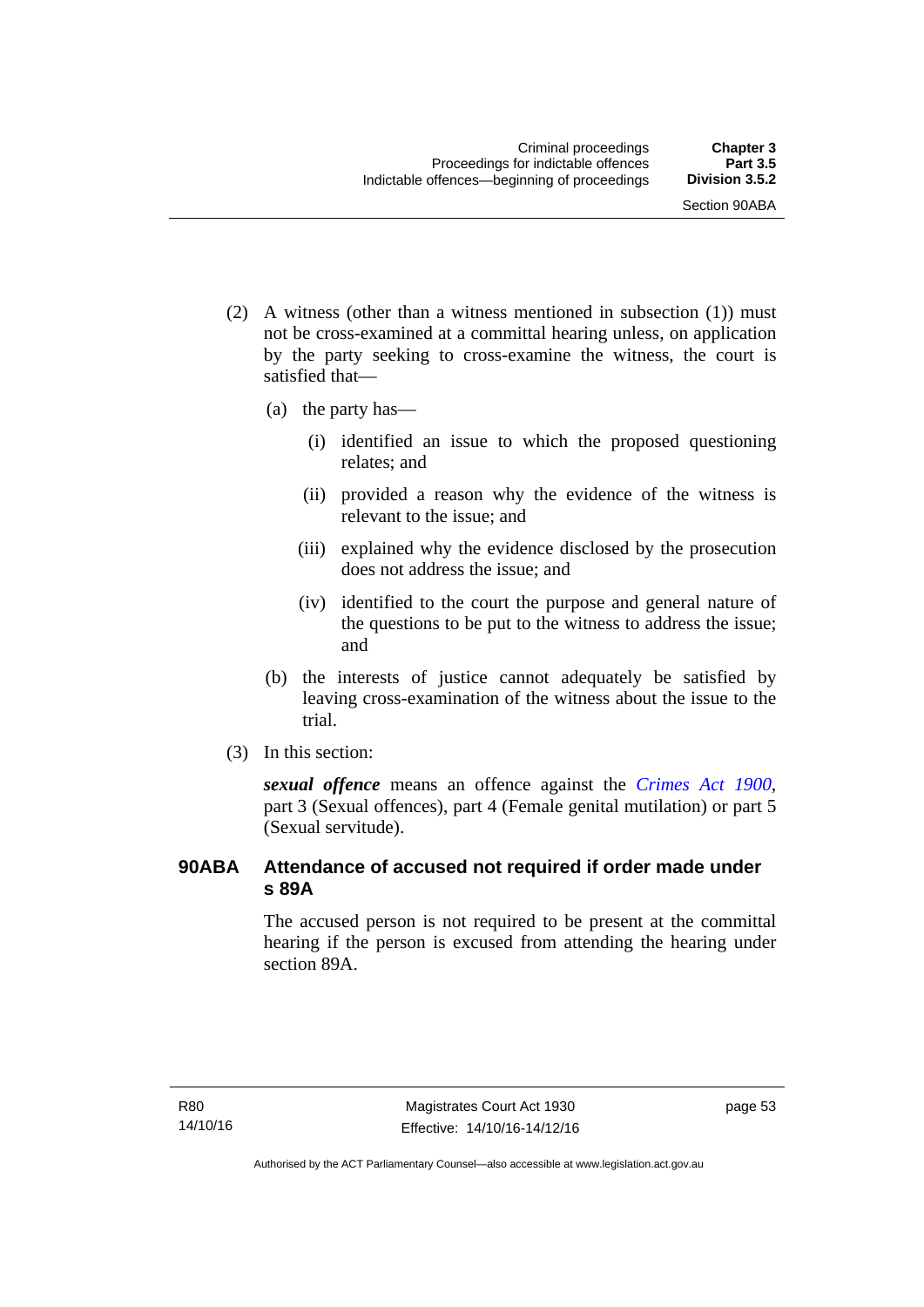(2) A witness (other than a witness mentioned in subsection (1)) must not be cross-examined at a committal hearing unless, on application by the party seeking to cross-examine the witness, the court is satisfied that—

   (a) the party has—

      (i) identified an issue to which the proposed questioning relates; and

      (ii) provided a reason why the evidence of the witness is relevant to the issue; and

      (iii) explained why the evidence disclosed by the prosecution does not address the issue; and

      (iv) identified to the court the purpose and general nature of the questions to be put to the witness to address the issue; and

   (b) the interests of justice cannot adequately be satisfied by leaving cross-examination of the witness about the issue to the trial.

(3) In this section:

***sexual offence*** means an offence against the *Crimes Act 1900*, part 3 (Sexual offences), part 4 (Female genital mutilation) or part 5 (Sexual servitude).

### 90ABA Attendance of accused not required if order made under s 89A

The accused person is not required to be present at the committal hearing if the person is excused from attending the hearing under section 89A.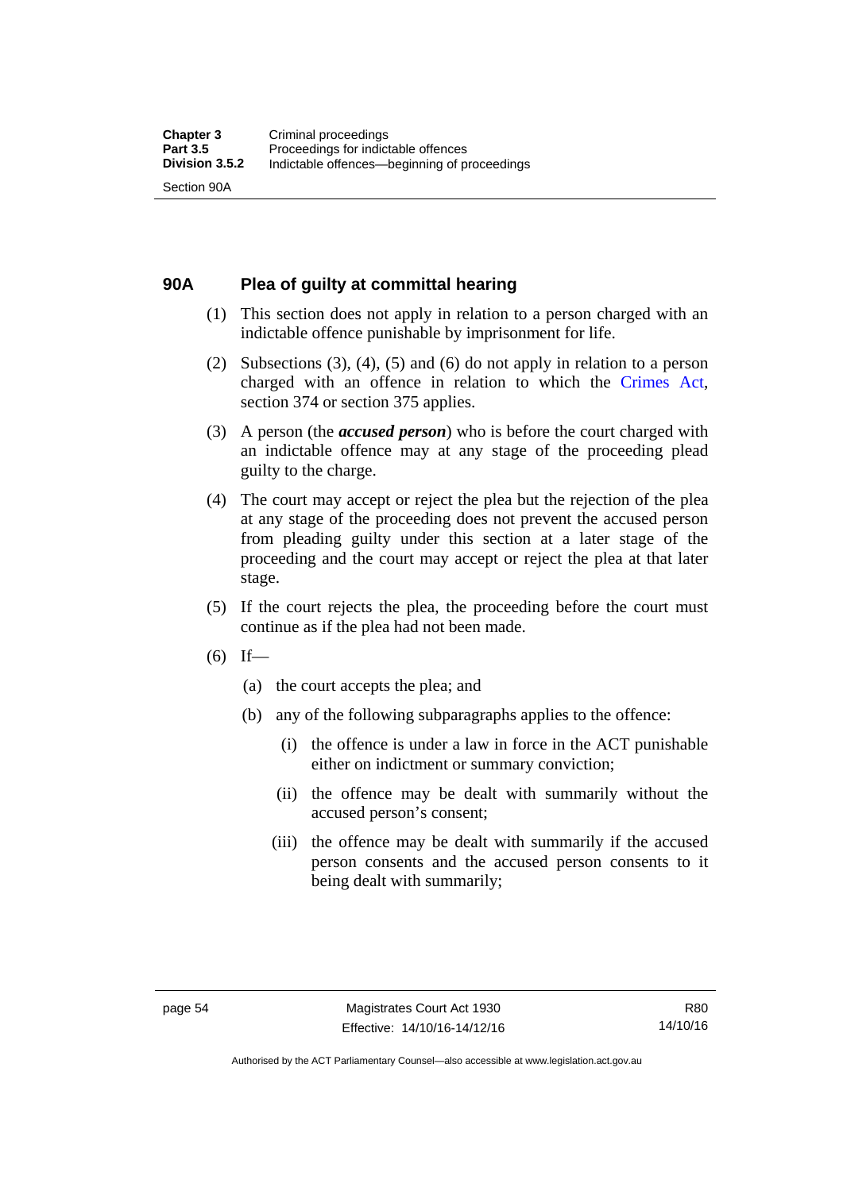## 90A Plea of guilty at committal hearing

(1) This section does not apply in relation to a person charged with an indictable offence punishable by imprisonment for life.

(2) Subsections (3), (4), (5) and (6) do not apply in relation to a person charged with an offence in relation to which the Crimes Act, section 374 or section 375 applies.

(3) A person (the ***accused person***) who is before the court charged with an indictable offence may at any stage of the proceeding plead guilty to the charge.

(4) The court may accept or reject the plea but the rejection of the plea at any stage of the proceeding does not prevent the accused person from pleading guilty under this section at a later stage of the proceeding and the court may accept or reject the plea at that later stage.

(5) If the court rejects the plea, the proceeding before the court must continue as if the plea had not been made.

(6) If—

(a) the court accepts the plea; and

(b) any of the following subparagraphs applies to the offence:

(i) the offence is under a law in force in the ACT punishable either on indictment or summary conviction;

(ii) the offence may be dealt with summarily without the accused person's consent;

(iii) the offence may be dealt with summarily if the accused person consents and the accused person consents to it being dealt with summarily;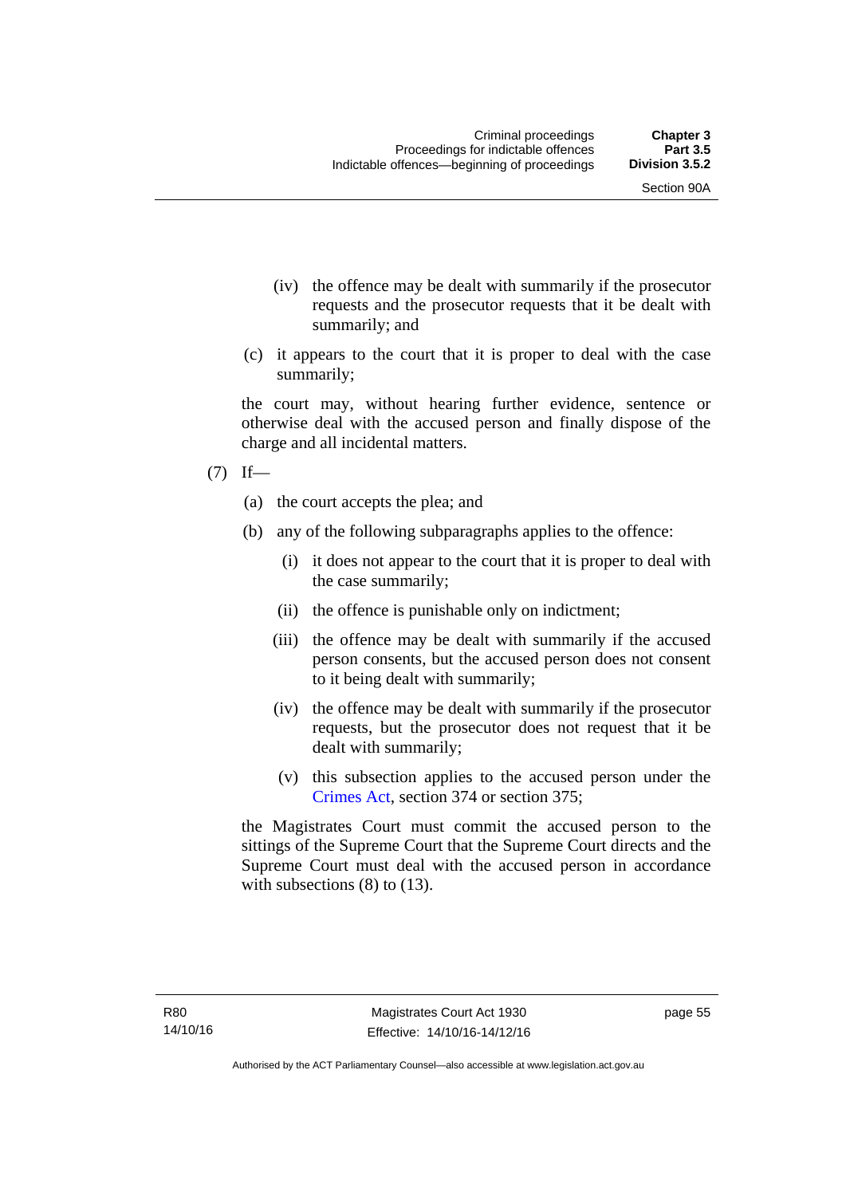(iv) the offence may be dealt with summarily if the prosecutor requests and the prosecutor requests that it be dealt with summarily; and

(c) it appears to the court that it is proper to deal with the case summarily;

the court may, without hearing further evidence, sentence or otherwise deal with the accused person and finally dispose of the charge and all incidental matters.

(7) If—

(a) the court accepts the plea; and

(b) any of the following subparagraphs applies to the offence:

(i) it does not appear to the court that it is proper to deal with the case summarily;

(ii) the offence is punishable only on indictment;

(iii) the offence may be dealt with summarily if the accused person consents, but the accused person does not consent to it being dealt with summarily;

(iv) the offence may be dealt with summarily if the prosecutor requests, but the prosecutor does not request that it be dealt with summarily;

(v) this subsection applies to the accused person under the Crimes Act, section 374 or section 375;

the Magistrates Court must commit the accused person to the sittings of the Supreme Court that the Supreme Court directs and the Supreme Court must deal with the accused person in accordance with subsections (8) to (13).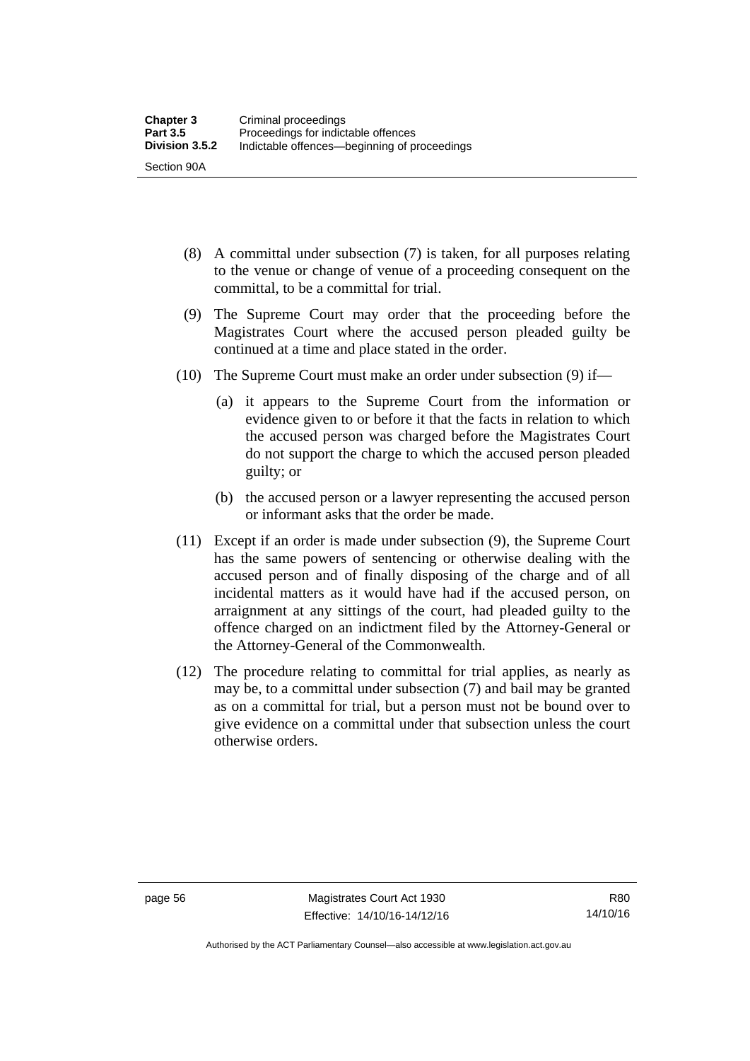(8) A committal under subsection (7) is taken, for all purposes relating to the venue or change of venue of a proceeding consequent on the committal, to be a committal for trial.

(9) The Supreme Court may order that the proceeding before the Magistrates Court where the accused person pleaded guilty be continued at a time and place stated in the order.

(10) The Supreme Court must make an order under subsection (9) if—

(a) it appears to the Supreme Court from the information or evidence given to or before it that the facts in relation to which the accused person was charged before the Magistrates Court do not support the charge to which the accused person pleaded guilty; or

(b) the accused person or a lawyer representing the accused person or informant asks that the order be made.

(11) Except if an order is made under subsection (9), the Supreme Court has the same powers of sentencing or otherwise dealing with the accused person and of finally disposing of the charge and of all incidental matters as it would have had if the accused person, on arraignment at any sittings of the court, had pleaded guilty to the offence charged on an indictment filed by the Attorney-General or the Attorney-General of the Commonwealth.

(12) The procedure relating to committal for trial applies, as nearly as may be, to a committal under subsection (7) and bail may be granted as on a committal for trial, but a person must not be bound over to give evidence on a committal under that subsection unless the court otherwise orders.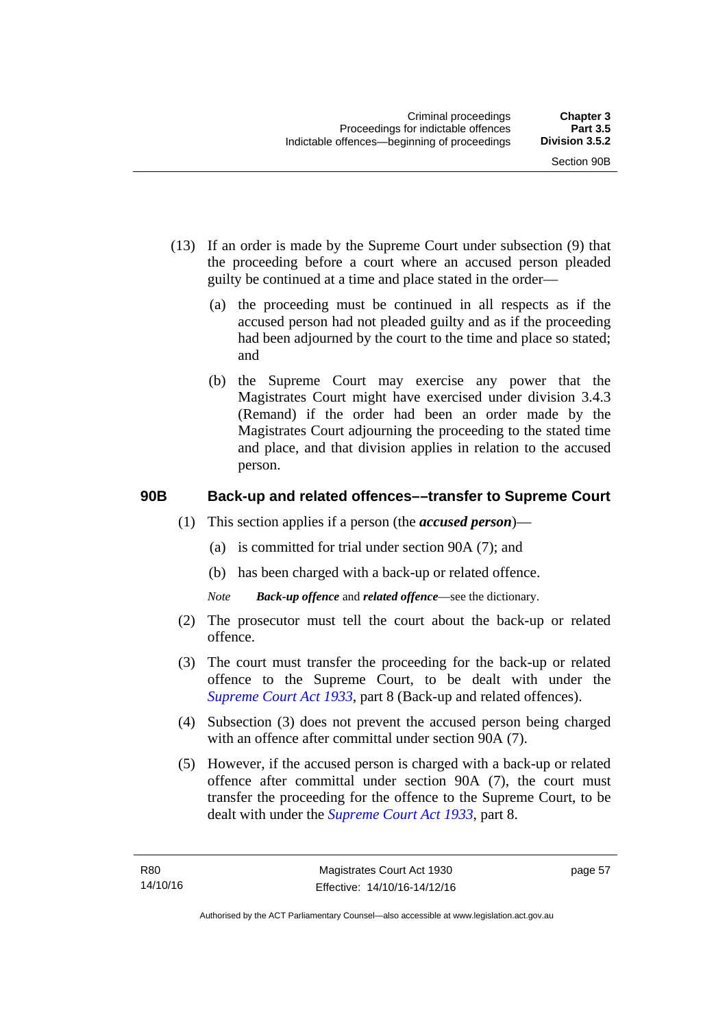(13) If an order is made by the Supreme Court under subsection (9) that the proceeding before a court where an accused person pleaded guilty be continued at a time and place stated in the order—

(a) the proceeding must be continued in all respects as if the accused person had not pleaded guilty and as if the proceeding had been adjourned by the court to the time and place so stated; and

(b) the Supreme Court may exercise any power that the Magistrates Court might have exercised under division 3.4.3 (Remand) if the order had been an order made by the Magistrates Court adjourning the proceeding to the stated time and place, and that division applies in relation to the accused person.

### 90B Back-up and related offences––transfer to Supreme Court

(1) This section applies if a person (the ***accused person***)—

(a) is committed for trial under section 90A (7); and

(b) has been charged with a back-up or related offence.

*Note* ***Back-up offence*** and ***related offence***—see the dictionary.

(2) The prosecutor must tell the court about the back-up or related offence.

(3) The court must transfer the proceeding for the back-up or related offence to the Supreme Court, to be dealt with under the *Supreme Court Act 1933*, part 8 (Back-up and related offences).

(4) Subsection (3) does not prevent the accused person being charged with an offence after committal under section 90A (7).

(5) However, if the accused person is charged with a back-up or related offence after committal under section 90A (7), the court must transfer the proceeding for the offence to the Supreme Court, to be dealt with under the *Supreme Court Act 1933*, part 8.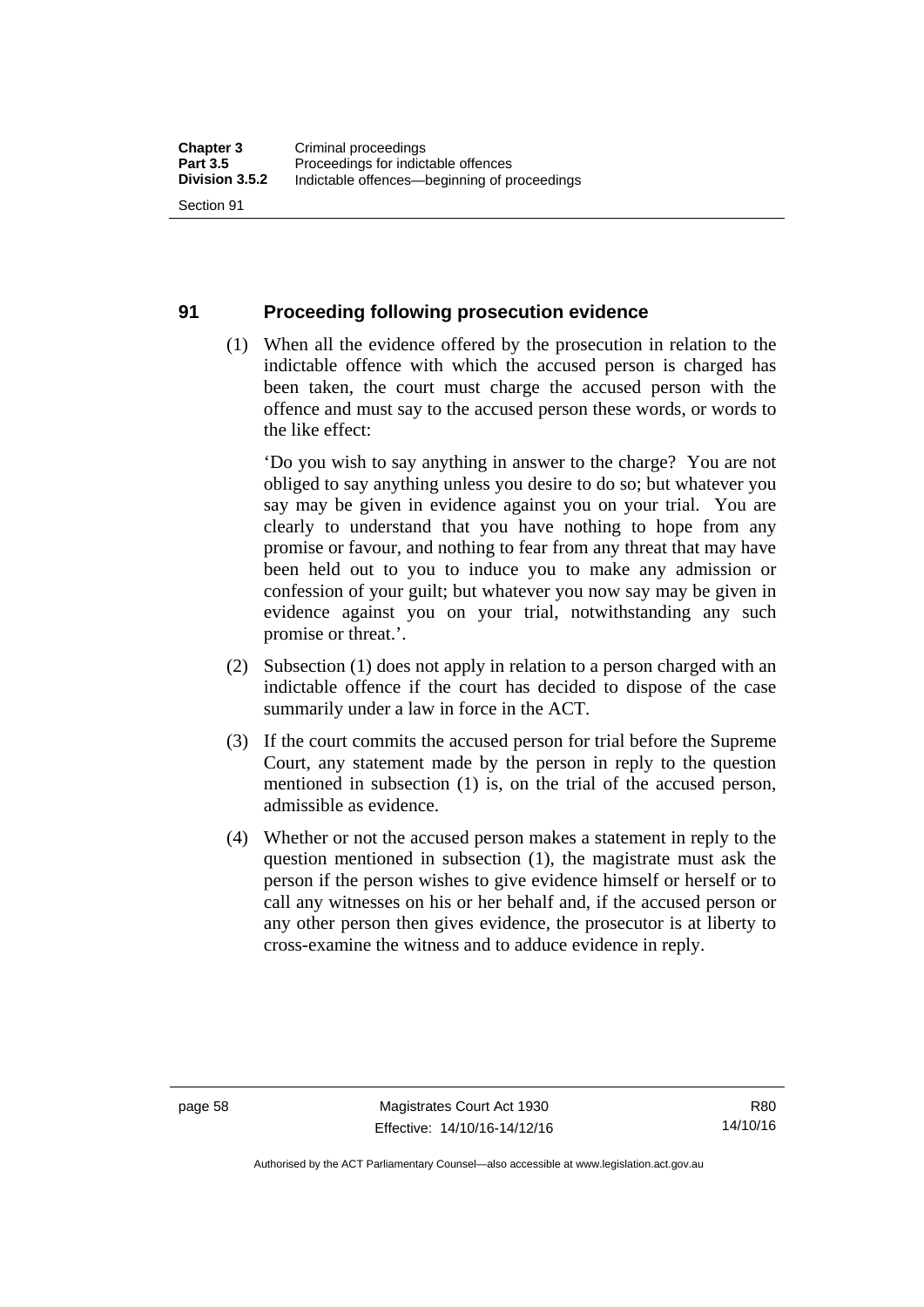## 91 Proceeding following prosecution evidence

(1) When all the evidence offered by the prosecution in relation to the indictable offence with which the accused person is charged has been taken, the court must charge the accused person with the offence and must say to the accused person these words, or words to the like effect:

'Do you wish to say anything in answer to the charge? You are not obliged to say anything unless you desire to do so; but whatever you say may be given in evidence against you on your trial. You are clearly to understand that you have nothing to hope from any promise or favour, and nothing to fear from any threat that may have been held out to you to induce you to make any admission or confession of your guilt; but whatever you now say may be given in evidence against you on your trial, notwithstanding any such promise or threat.'.

(2) Subsection (1) does not apply in relation to a person charged with an indictable offence if the court has decided to dispose of the case summarily under a law in force in the ACT.

(3) If the court commits the accused person for trial before the Supreme Court, any statement made by the person in reply to the question mentioned in subsection (1) is, on the trial of the accused person, admissible as evidence.

(4) Whether or not the accused person makes a statement in reply to the question mentioned in subsection (1), the magistrate must ask the person if the person wishes to give evidence himself or herself or to call any witnesses on his or her behalf and, if the accused person or any other person then gives evidence, the prosecutor is at liberty to cross-examine the witness and to adduce evidence in reply.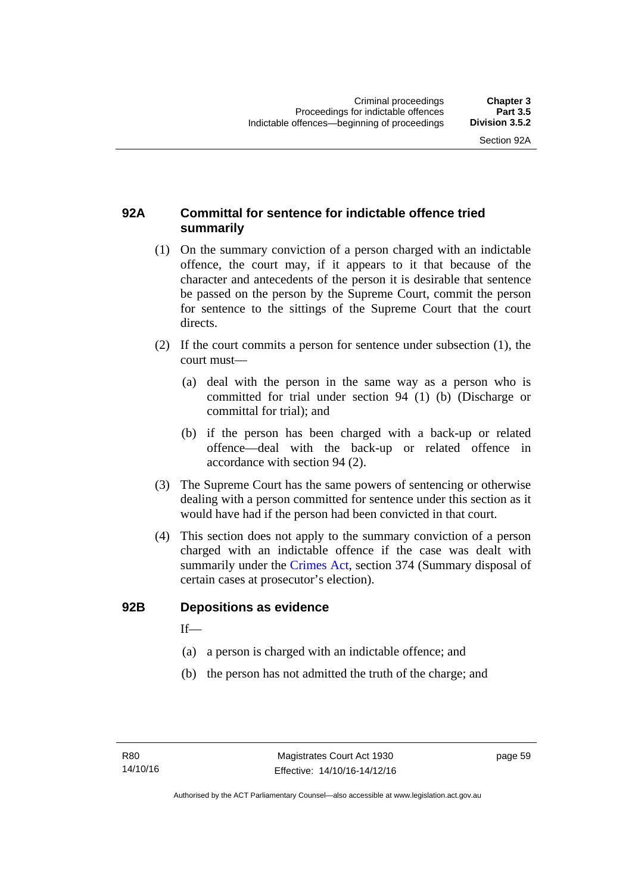## 92A Committal for sentence for indictable offence tried summarily

(1) On the summary conviction of a person charged with an indictable offence, the court may, if it appears to it that because of the character and antecedents of the person it is desirable that sentence be passed on the person by the Supreme Court, commit the person for sentence to the sittings of the Supreme Court that the court directs.

(2) If the court commits a person for sentence under subsection (1), the court must—

(a) deal with the person in the same way as a person who is committed for trial under section 94 (1) (b) (Discharge or committal for trial); and

(b) if the person has been charged with a back-up or related offence—deal with the back-up or related offence in accordance with section 94 (2).

(3) The Supreme Court has the same powers of sentencing or otherwise dealing with a person committed for sentence under this section as it would have had if the person had been convicted in that court.

(4) This section does not apply to the summary conviction of a person charged with an indictable offence if the case was dealt with summarily under the Crimes Act, section 374 (Summary disposal of certain cases at prosecutor's election).

## 92B Depositions as evidence

If—

(a) a person is charged with an indictable offence; and

(b) the person has not admitted the truth of the charge; and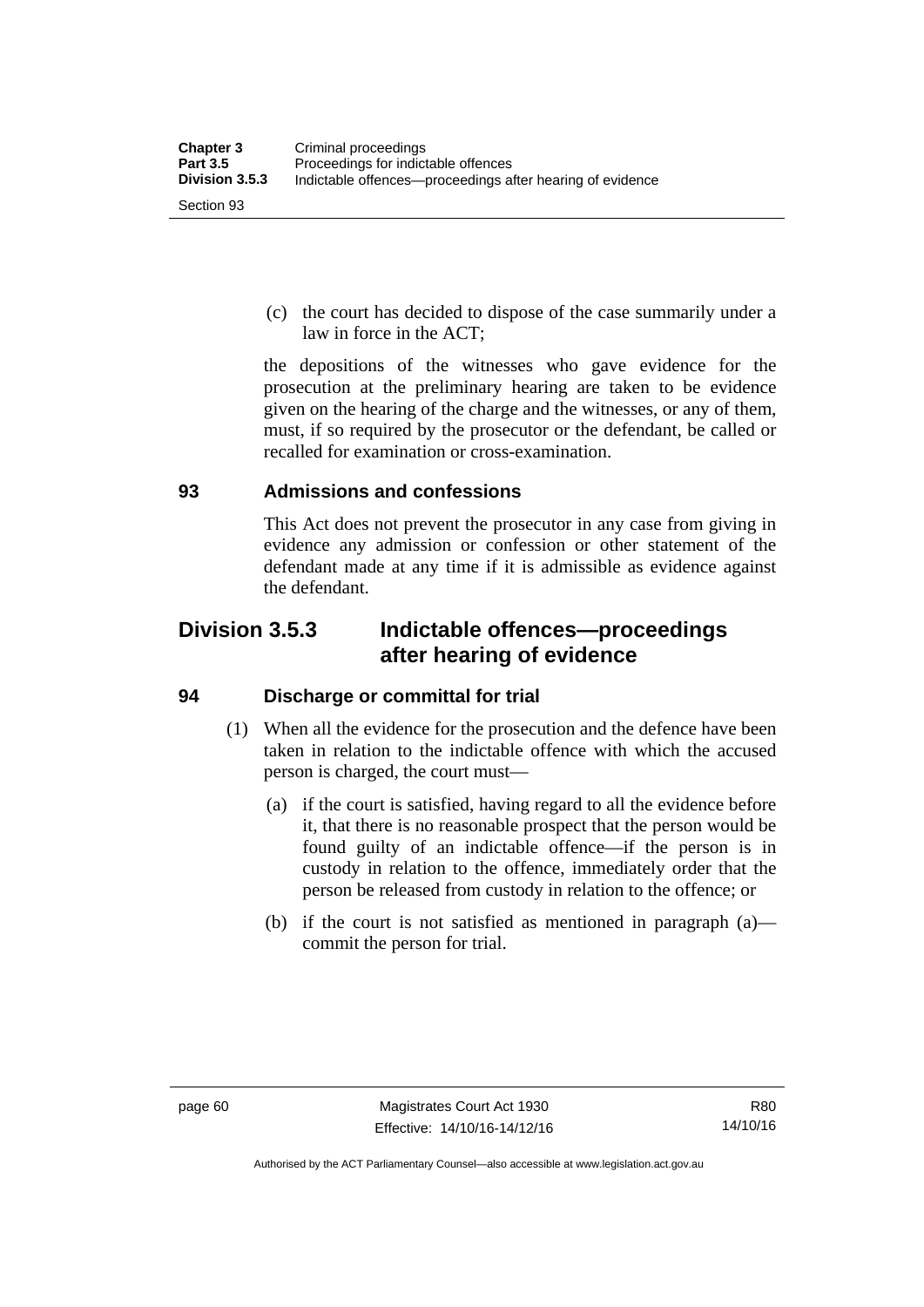(c) the court has decided to dispose of the case summarily under a law in force in the ACT;

the depositions of the witnesses who gave evidence for the prosecution at the preliminary hearing are taken to be evidence given on the hearing of the charge and the witnesses, or any of them, must, if so required by the prosecutor or the defendant, be called or recalled for examination or cross-examination.

### 93 Admissions and confessions

This Act does not prevent the prosecutor in any case from giving in evidence any admission or confession or other statement of the defendant made at any time if it is admissible as evidence against the defendant.

## Division 3.5.3 Indictable offences—proceedings after hearing of evidence

### 94 Discharge or committal for trial

(1) When all the evidence for the prosecution and the defence have been taken in relation to the indictable offence with which the accused person is charged, the court must—

(a) if the court is satisfied, having regard to all the evidence before it, that there is no reasonable prospect that the person would be found guilty of an indictable offence—if the person is in custody in relation to the offence, immediately order that the person be released from custody in relation to the offence; or

(b) if the court is not satisfied as mentioned in paragraph (a)—commit the person for trial.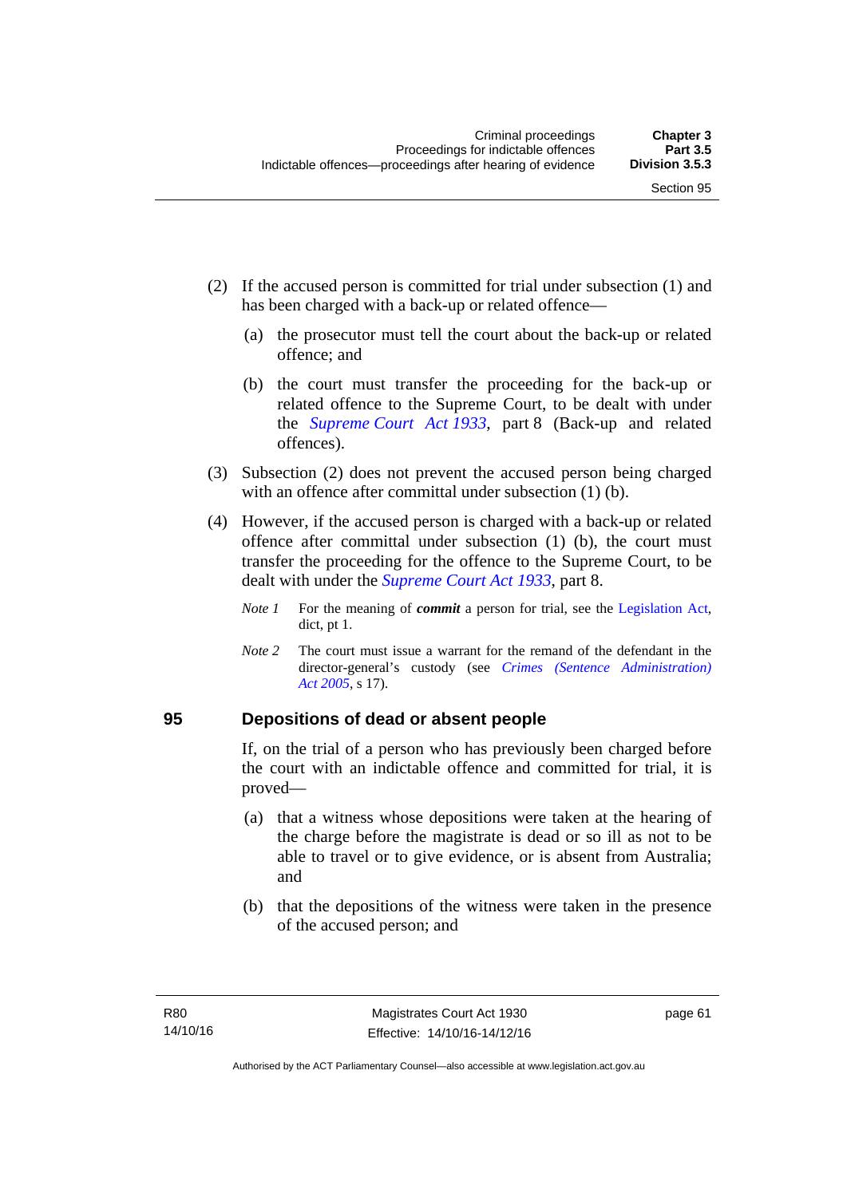(2) If the accused person is committed for trial under subsection (1) and has been charged with a back-up or related offence—

(a) the prosecutor must tell the court about the back-up or related offence; and

(b) the court must transfer the proceeding for the back-up or related offence to the Supreme Court, to be dealt with under the *Supreme Court Act 1933*, part 8 (Back-up and related offences).

(3) Subsection (2) does not prevent the accused person being charged with an offence after committal under subsection (1) (b).

(4) However, if the accused person is charged with a back-up or related offence after committal under subsection (1) (b), the court must transfer the proceeding for the offence to the Supreme Court, to be dealt with under the *Supreme Court Act 1933*, part 8.

*Note 1* For the meaning of ***commit*** a person for trial, see the Legislation Act, dict, pt 1.

*Note 2* The court must issue a warrant for the remand of the defendant in the director-general's custody (see *Crimes (Sentence Administration) Act 2005*, s 17).

## 95 Depositions of dead or absent people

If, on the trial of a person who has previously been charged before the court with an indictable offence and committed for trial, it is proved—

(a) that a witness whose depositions were taken at the hearing of the charge before the magistrate is dead or so ill as not to be able to travel or to give evidence, or is absent from Australia; and

(b) that the depositions of the witness were taken in the presence of the accused person; and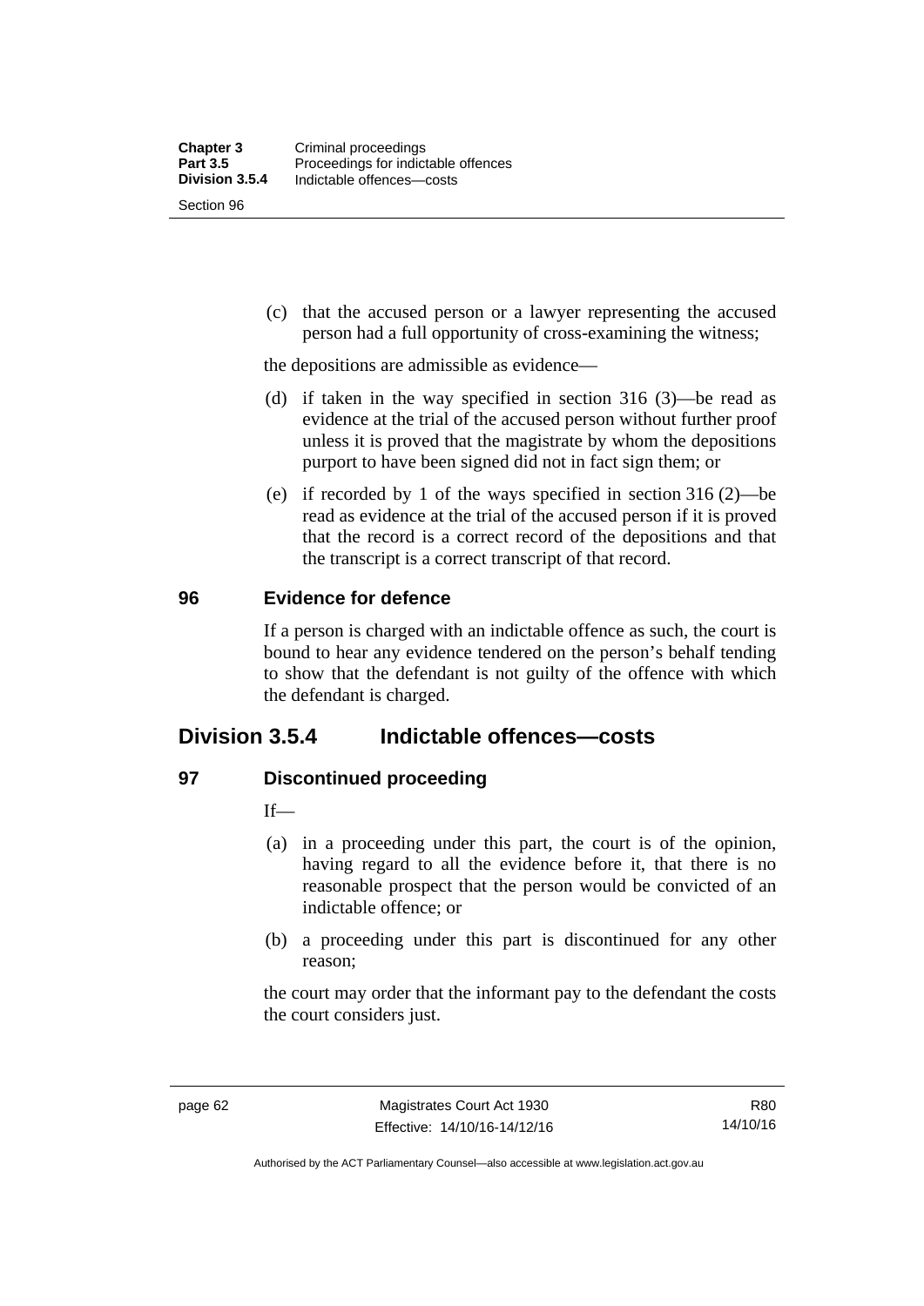(c) that the accused person or a lawyer representing the accused person had a full opportunity of cross-examining the witness;

the depositions are admissible as evidence—

(d) if taken in the way specified in section 316 (3)—be read as evidence at the trial of the accused person without further proof unless it is proved that the magistrate by whom the depositions purport to have been signed did not in fact sign them; or

(e) if recorded by 1 of the ways specified in section 316 (2)—be read as evidence at the trial of the accused person if it is proved that the record is a correct record of the depositions and that the transcript is a correct transcript of that record.

### 96 Evidence for defence

If a person is charged with an indictable offence as such, the court is bound to hear any evidence tendered on the person's behalf tending to show that the defendant is not guilty of the offence with which the defendant is charged.

## Division 3.5.4 Indictable offences—costs

### 97 Discontinued proceeding

If—

(a) in a proceeding under this part, the court is of the opinion, having regard to all the evidence before it, that there is no reasonable prospect that the person would be convicted of an indictable offence; or

(b) a proceeding under this part is discontinued for any other reason;

the court may order that the informant pay to the defendant the costs the court considers just.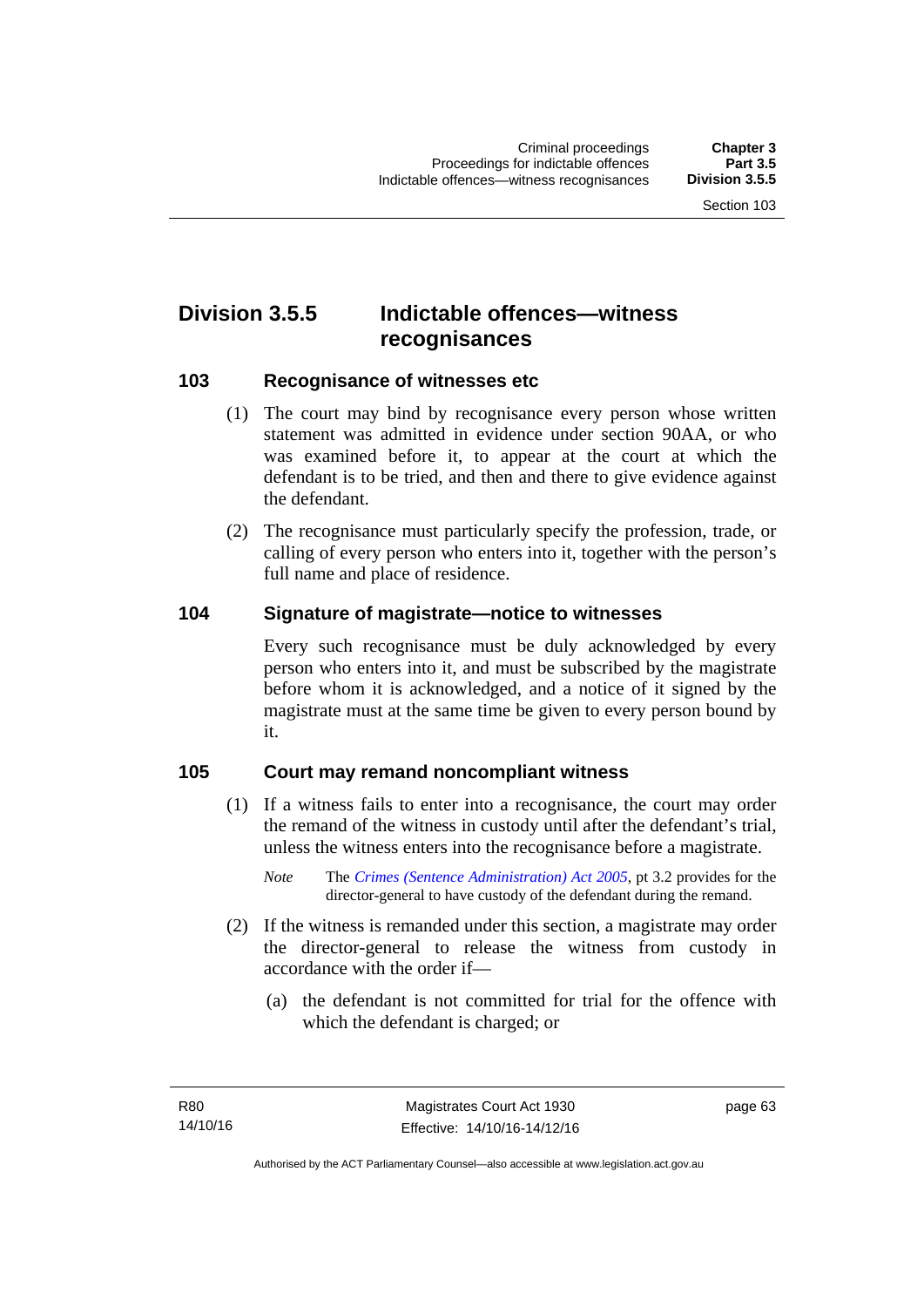## Division 3.5.5 Indictable offences—witness recognisances

### 103 Recognisance of witnesses etc

(1) The court may bind by recognisance every person whose written statement was admitted in evidence under section 90AA, or who was examined before it, to appear at the court at which the defendant is to be tried, and then and there to give evidence against the defendant.

(2) The recognisance must particularly specify the profession, trade, or calling of every person who enters into it, together with the person's full name and place of residence.

### 104 Signature of magistrate—notice to witnesses

Every such recognisance must be duly acknowledged by every person who enters into it, and must be subscribed by the magistrate before whom it is acknowledged, and a notice of it signed by the magistrate must at the same time be given to every person bound by it.

### 105 Court may remand noncompliant witness

(1) If a witness fails to enter into a recognisance, the court may order the remand of the witness in custody until after the defendant's trial, unless the witness enters into the recognisance before a magistrate.

*Note* The *Crimes (Sentence Administration) Act 2005*, pt 3.2 provides for the director-general to have custody of the defendant during the remand.

(2) If the witness is remanded under this section, a magistrate may order the director-general to release the witness from custody in accordance with the order if—

(a) the defendant is not committed for trial for the offence with which the defendant is charged; or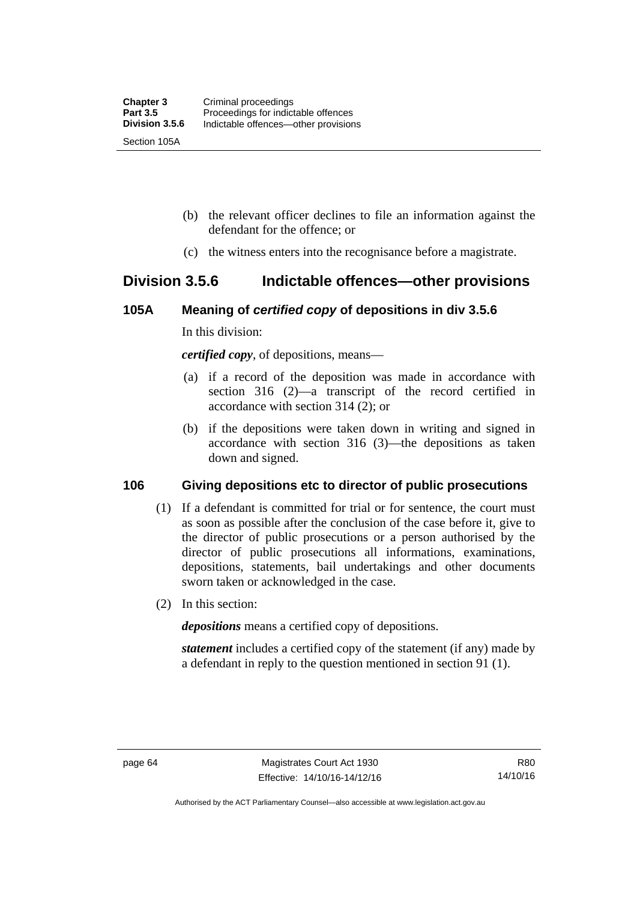(b) the relevant officer declines to file an information against the defendant for the offence; or

(c) the witness enters into the recognisance before a magistrate.

## Division 3.5.6 Indictable offences—other provisions

### 105A Meaning of *certified copy* of depositions in div 3.5.6

In this division:

***certified copy***, of depositions, means—

(a) if a record of the deposition was made in accordance with section 316 (2)—a transcript of the record certified in accordance with section 314 (2); or

(b) if the depositions were taken down in writing and signed in accordance with section 316 (3)—the depositions as taken down and signed.

### 106 Giving depositions etc to director of public prosecutions

(1) If a defendant is committed for trial or for sentence, the court must as soon as possible after the conclusion of the case before it, give to the director of public prosecutions or a person authorised by the director of public prosecutions all informations, examinations, depositions, statements, bail undertakings and other documents sworn taken or acknowledged in the case.

(2) In this section:

***depositions*** means a certified copy of depositions.

***statement*** includes a certified copy of the statement (if any) made by a defendant in reply to the question mentioned in section 91 (1).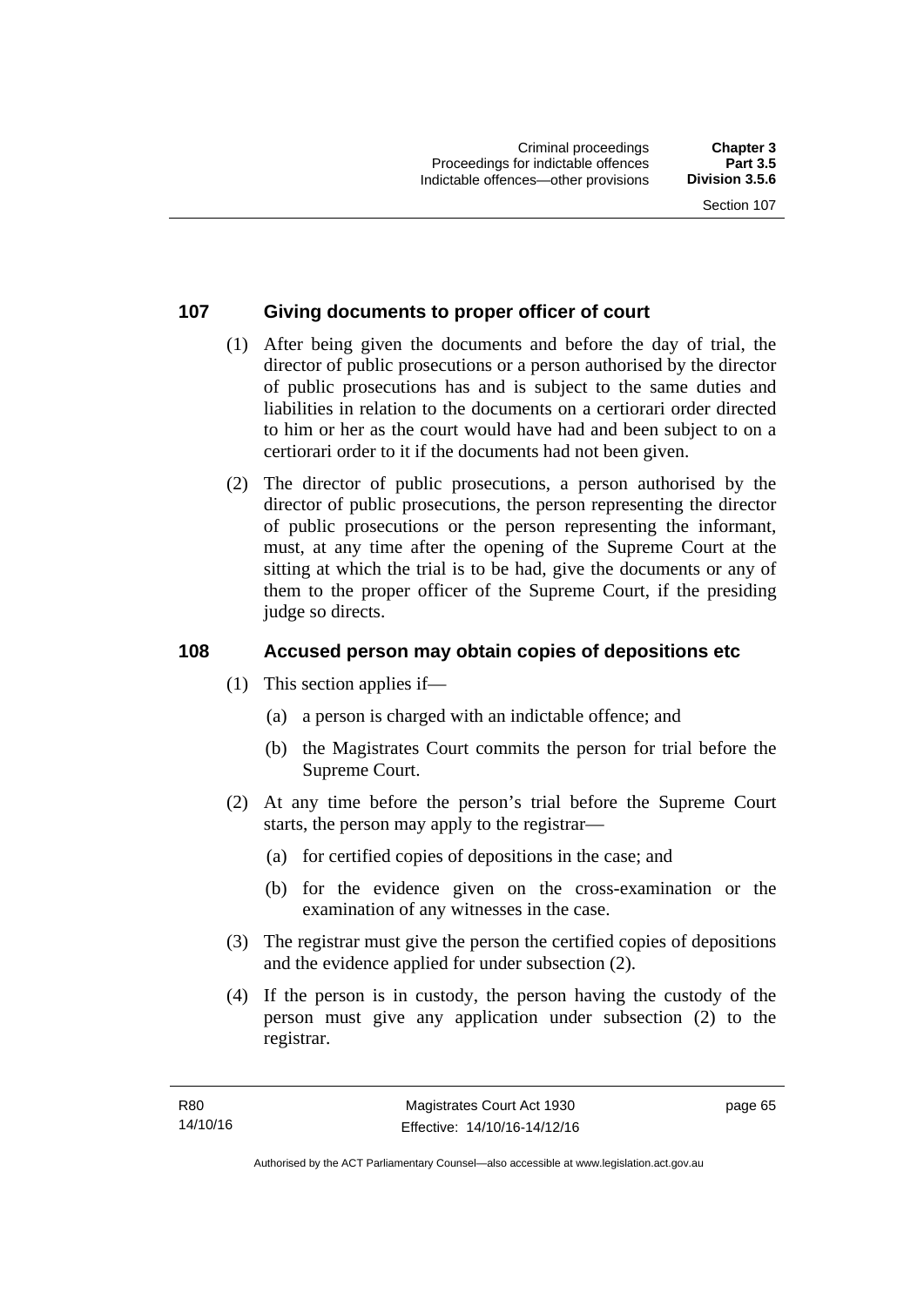## 107 Giving documents to proper officer of court

(1) After being given the documents and before the day of trial, the director of public prosecutions or a person authorised by the director of public prosecutions has and is subject to the same duties and liabilities in relation to the documents on a certiorari order directed to him or her as the court would have had and been subject to on a certiorari order to it if the documents had not been given.

(2) The director of public prosecutions, a person authorised by the director of public prosecutions, the person representing the director of public prosecutions or the person representing the informant, must, at any time after the opening of the Supreme Court at the sitting at which the trial is to be had, give the documents or any of them to the proper officer of the Supreme Court, if the presiding judge so directs.

## 108 Accused person may obtain copies of depositions etc

(1) This section applies if—

(a) a person is charged with an indictable offence; and

(b) the Magistrates Court commits the person for trial before the Supreme Court.

(2) At any time before the person's trial before the Supreme Court starts, the person may apply to the registrar—

(a) for certified copies of depositions in the case; and

(b) for the evidence given on the cross-examination or the examination of any witnesses in the case.

(3) The registrar must give the person the certified copies of depositions and the evidence applied for under subsection (2).

(4) If the person is in custody, the person having the custody of the person must give any application under subsection (2) to the registrar.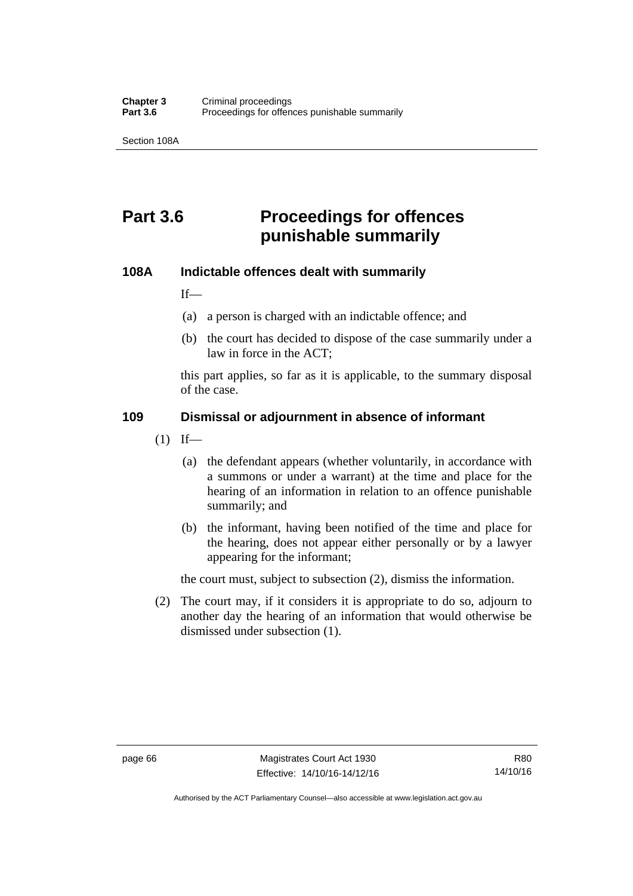# Part 3.6 Proceedings for offences punishable summarily

### 108A Indictable offences dealt with summarily

If—

(a) a person is charged with an indictable offence; and

(b) the court has decided to dispose of the case summarily under a law in force in the ACT;

this part applies, so far as it is applicable, to the summary disposal of the case.

### 109 Dismissal or adjournment in absence of informant

(1) If—

(a) the defendant appears (whether voluntarily, in accordance with a summons or under a warrant) at the time and place for the hearing of an information in relation to an offence punishable summarily; and

(b) the informant, having been notified of the time and place for the hearing, does not appear either personally or by a lawyer appearing for the informant;

the court must, subject to subsection (2), dismiss the information.

(2) The court may, if it considers it is appropriate to do so, adjourn to another day the hearing of an information that would otherwise be dismissed under subsection (1).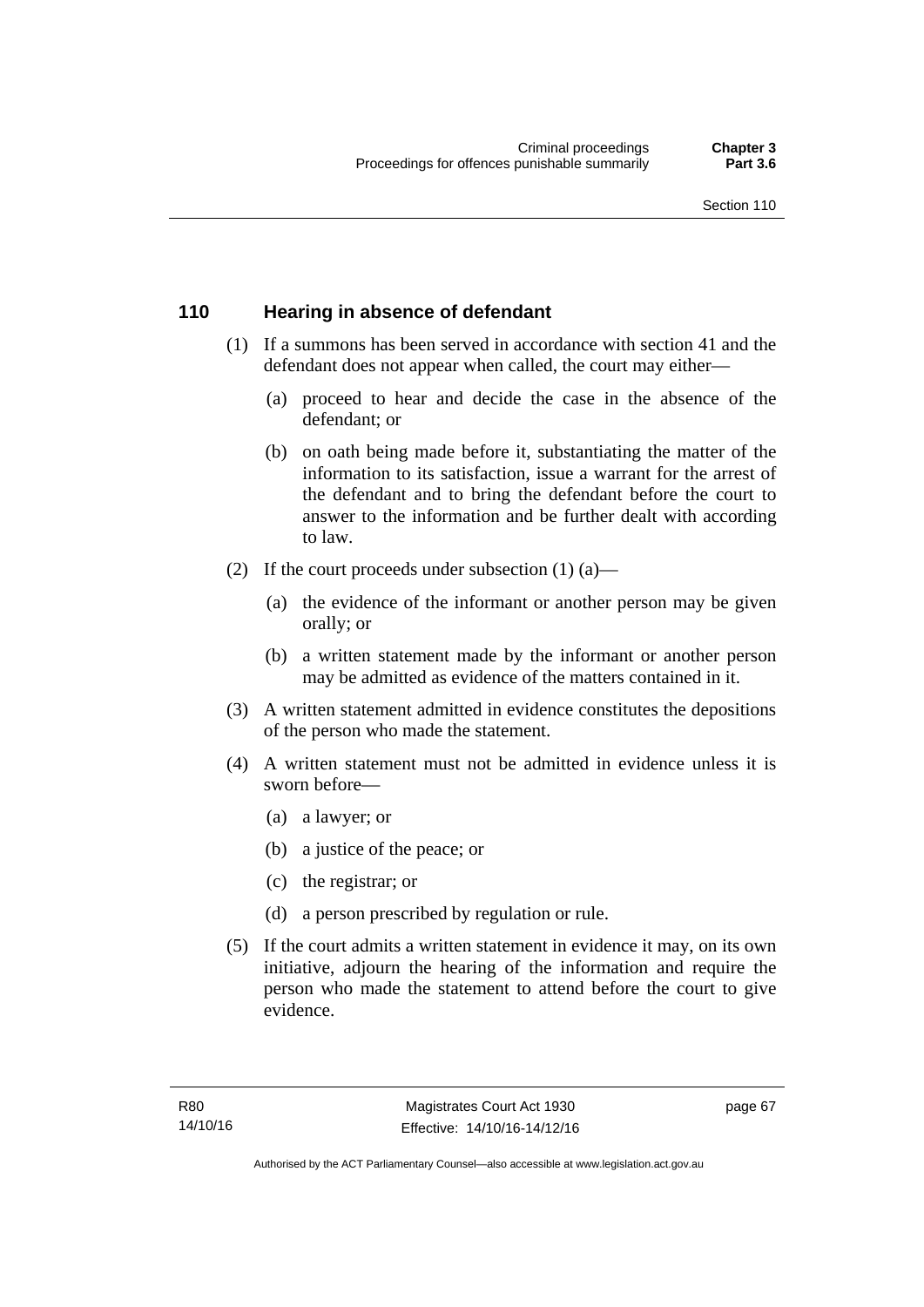## 110 Hearing in absence of defendant

(1) If a summons has been served in accordance with section 41 and the defendant does not appear when called, the court may either—

(a) proceed to hear and decide the case in the absence of the defendant; or

(b) on oath being made before it, substantiating the matter of the information to its satisfaction, issue a warrant for the arrest of the defendant and to bring the defendant before the court to answer to the information and be further dealt with according to law.

(2) If the court proceeds under subsection (1) (a)—

(a) the evidence of the informant or another person may be given orally; or

(b) a written statement made by the informant or another person may be admitted as evidence of the matters contained in it.

(3) A written statement admitted in evidence constitutes the depositions of the person who made the statement.

(4) A written statement must not be admitted in evidence unless it is sworn before—

(a) a lawyer; or

(b) a justice of the peace; or

(c) the registrar; or

(d) a person prescribed by regulation or rule.

(5) If the court admits a written statement in evidence it may, on its own initiative, adjourn the hearing of the information and require the person who made the statement to attend before the court to give evidence.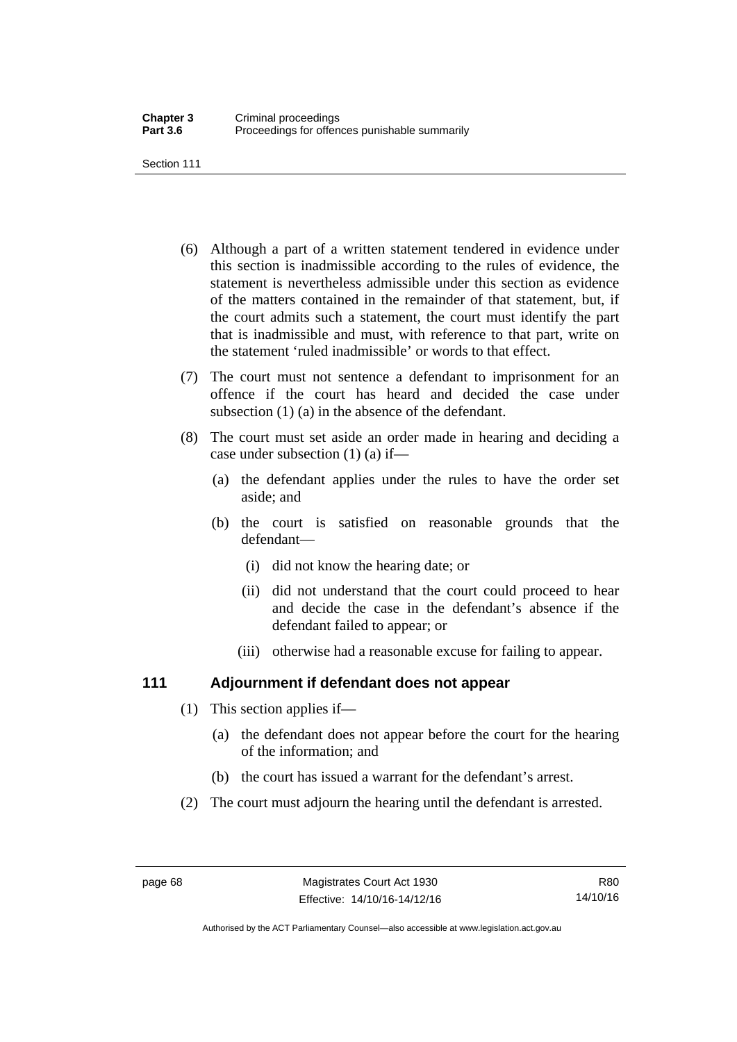(6) Although a part of a written statement tendered in evidence under this section is inadmissible according to the rules of evidence, the statement is nevertheless admissible under this section as evidence of the matters contained in the remainder of that statement, but, if the court admits such a statement, the court must identify the part that is inadmissible and must, with reference to that part, write on the statement 'ruled inadmissible' or words to that effect.

(7) The court must not sentence a defendant to imprisonment for an offence if the court has heard and decided the case under subsection (1) (a) in the absence of the defendant.

(8) The court must set aside an order made in hearing and deciding a case under subsection (1) (a) if—

(a) the defendant applies under the rules to have the order set aside; and

(b) the court is satisfied on reasonable grounds that the defendant—

(i) did not know the hearing date; or

(ii) did not understand that the court could proceed to hear and decide the case in the defendant's absence if the defendant failed to appear; or

(iii) otherwise had a reasonable excuse for failing to appear.

### 111 Adjournment if defendant does not appear

(1) This section applies if—

(a) the defendant does not appear before the court for the hearing of the information; and

(b) the court has issued a warrant for the defendant's arrest.

(2) The court must adjourn the hearing until the defendant is arrested.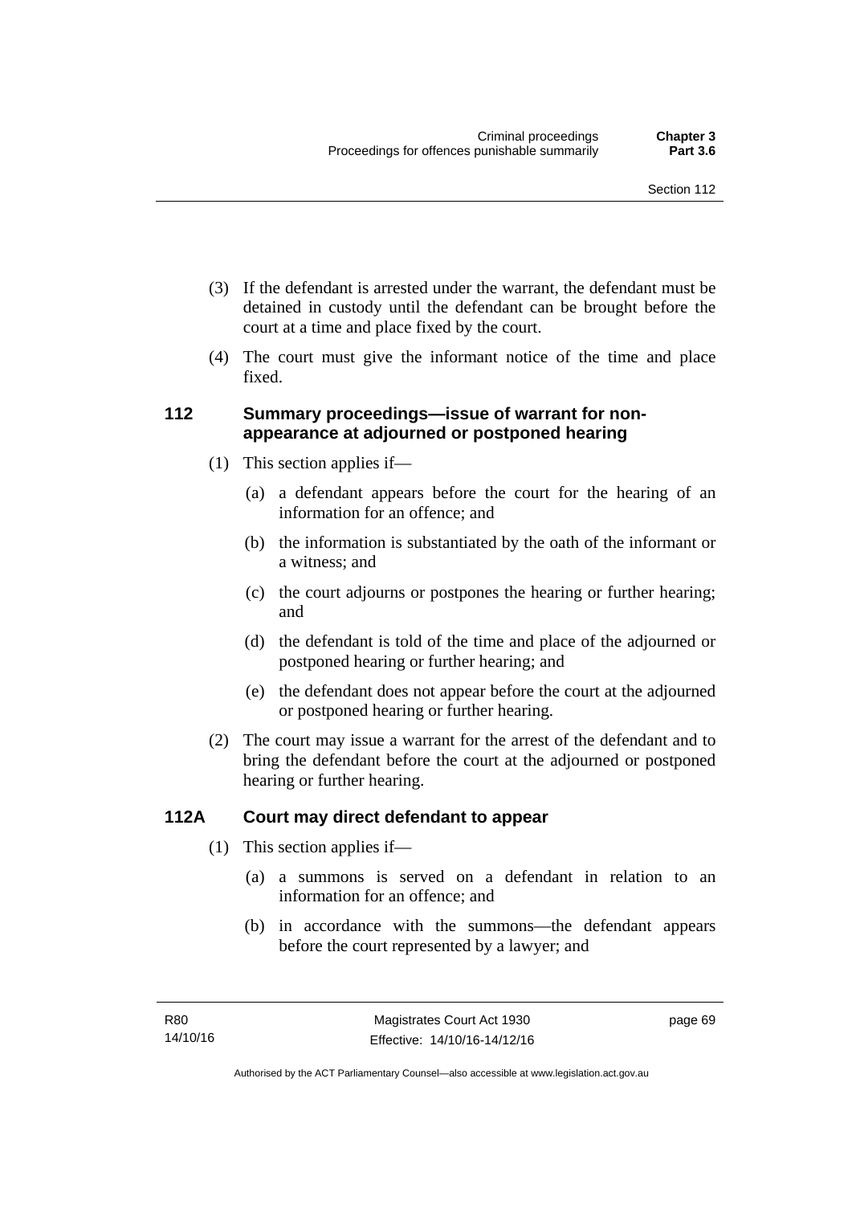(3) If the defendant is arrested under the warrant, the defendant must be detained in custody until the defendant can be brought before the court at a time and place fixed by the court.

(4) The court must give the informant notice of the time and place fixed.

### 112 Summary proceedings—issue of warrant for non-appearance at adjourned or postponed hearing

(1) This section applies if—

(a) a defendant appears before the court for the hearing of an information for an offence; and

(b) the information is substantiated by the oath of the informant or a witness; and

(c) the court adjourns or postpones the hearing or further hearing; and

(d) the defendant is told of the time and place of the adjourned or postponed hearing or further hearing; and

(e) the defendant does not appear before the court at the adjourned or postponed hearing or further hearing.

(2) The court may issue a warrant for the arrest of the defendant and to bring the defendant before the court at the adjourned or postponed hearing or further hearing.

### 112A Court may direct defendant to appear

(1) This section applies if—

(a) a summons is served on a defendant in relation to an information for an offence; and

(b) in accordance with the summons—the defendant appears before the court represented by a lawyer; and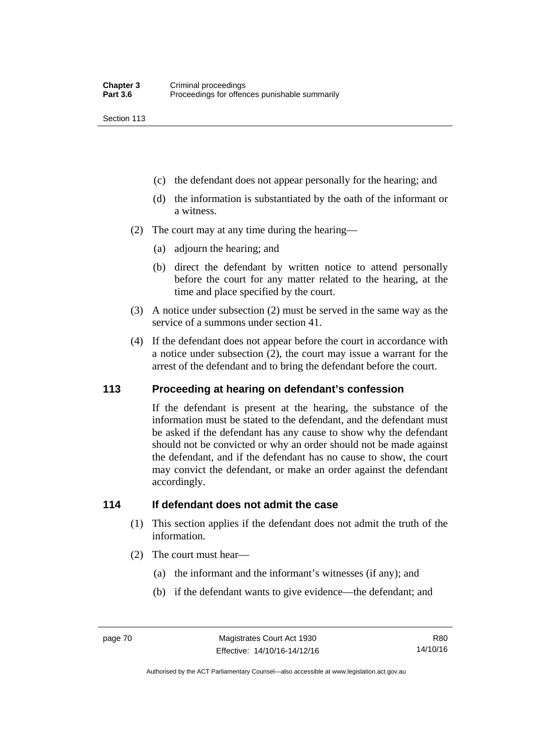(c) the defendant does not appear personally for the hearing; and

(d) the information is substantiated by the oath of the informant or a witness.

(2) The court may at any time during the hearing—

(a) adjourn the hearing; and

(b) direct the defendant by written notice to attend personally before the court for any matter related to the hearing, at the time and place specified by the court.

(3) A notice under subsection (2) must be served in the same way as the service of a summons under section 41.

(4) If the defendant does not appear before the court in accordance with a notice under subsection (2), the court may issue a warrant for the arrest of the defendant and to bring the defendant before the court.

## 113 Proceeding at hearing on defendant's confession

If the defendant is present at the hearing, the substance of the information must be stated to the defendant, and the defendant must be asked if the defendant has any cause to show why the defendant should not be convicted or why an order should not be made against the defendant, and if the defendant has no cause to show, the court may convict the defendant, or make an order against the defendant accordingly.

## 114 If defendant does not admit the case

(1) This section applies if the defendant does not admit the truth of the information.

(2) The court must hear—

(a) the informant and the informant's witnesses (if any); and

(b) if the defendant wants to give evidence—the defendant; and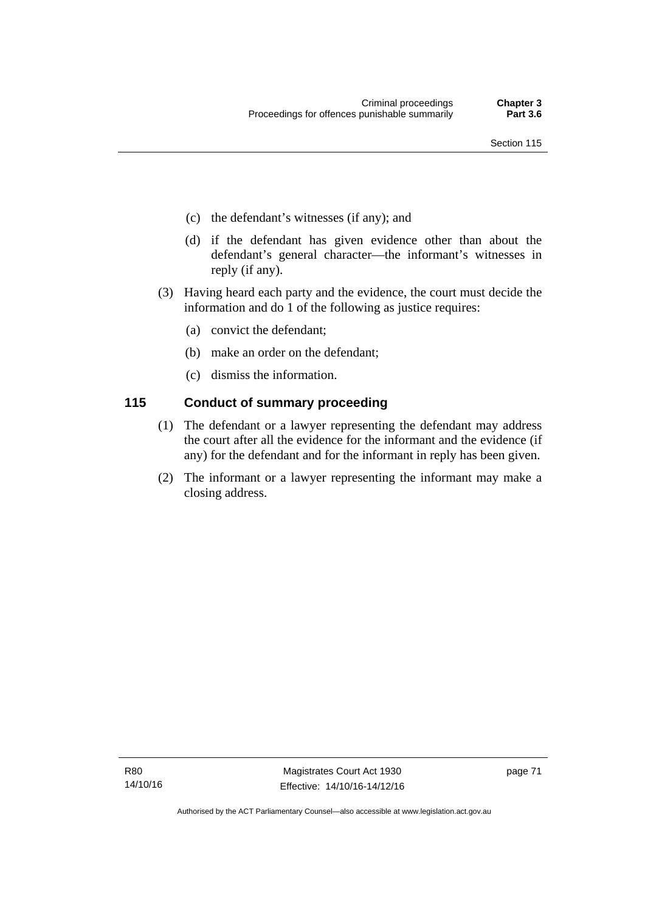(c) the defendant's witnesses (if any); and

(d) if the defendant has given evidence other than about the defendant's general character—the informant's witnesses in reply (if any).

(3) Having heard each party and the evidence, the court must decide the information and do 1 of the following as justice requires:

(a) convict the defendant;

(b) make an order on the defendant;

(c) dismiss the information.

## 115 Conduct of summary proceeding

(1) The defendant or a lawyer representing the defendant may address the court after all the evidence for the informant and the evidence (if any) for the defendant and for the informant in reply has been given.

(2) The informant or a lawyer representing the informant may make a closing address.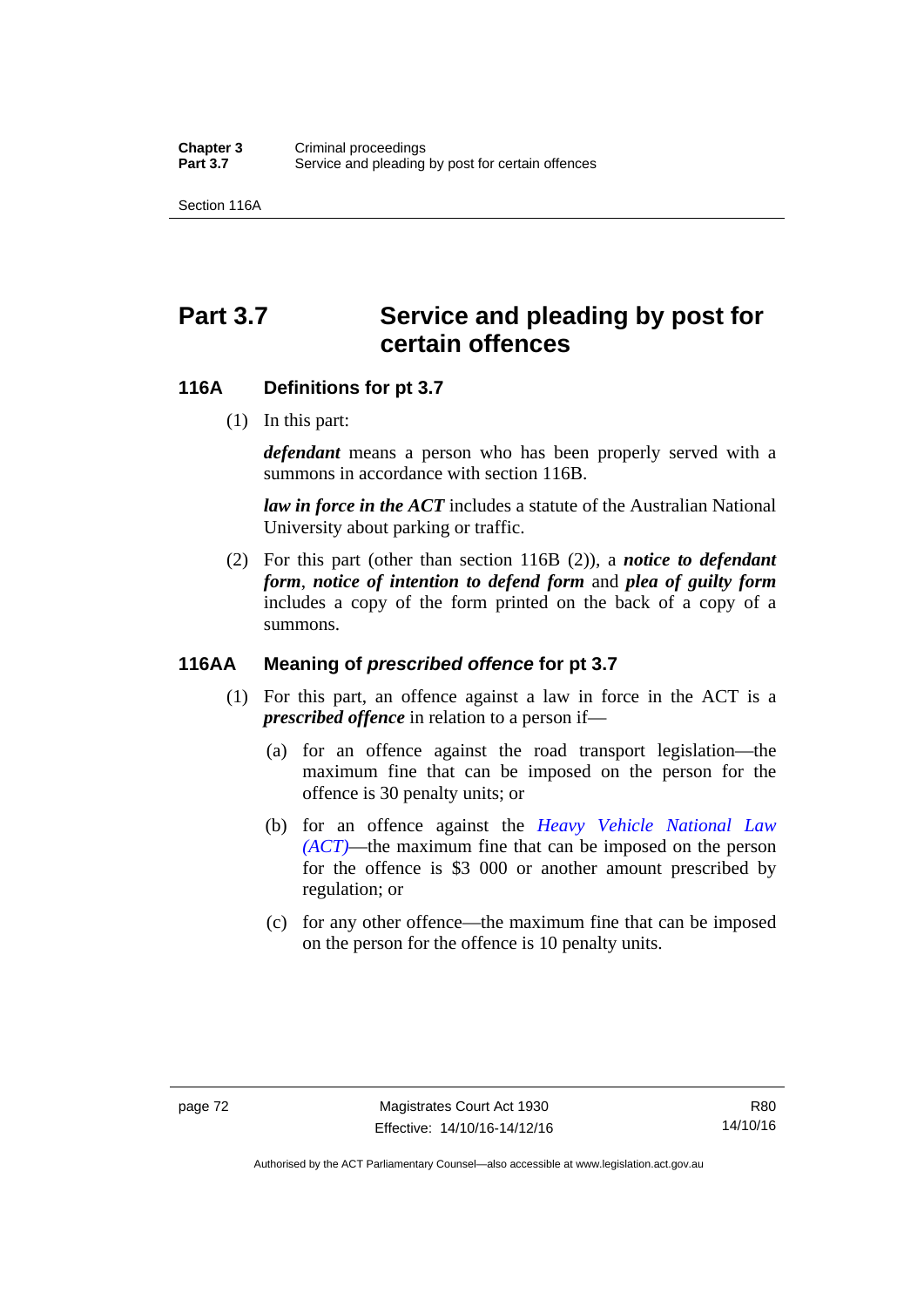# Part 3.7 Service and pleading by post for certain offences

## 116A Definitions for pt 3.7

(1) In this part:

***defendant*** means a person who has been properly served with a summons in accordance with section 116B.

***law in force in the ACT*** includes a statute of the Australian National University about parking or traffic.

(2) For this part (other than section 116B (2)), a ***notice to defendant form***, ***notice of intention to defend form*** and ***plea of guilty form*** includes a copy of the form printed on the back of a copy of a summons.

## 116AA Meaning of *prescribed offence* for pt 3.7

(1) For this part, an offence against a law in force in the ACT is a ***prescribed offence*** in relation to a person if—

(a) for an offence against the road transport legislation—the maximum fine that can be imposed on the person for the offence is 30 penalty units; or

(b) for an offence against the *Heavy Vehicle National Law (ACT)*—the maximum fine that can be imposed on the person for the offence is $3 000 or another amount prescribed by regulation; or

(c) for any other offence—the maximum fine that can be imposed on the person for the offence is 10 penalty units.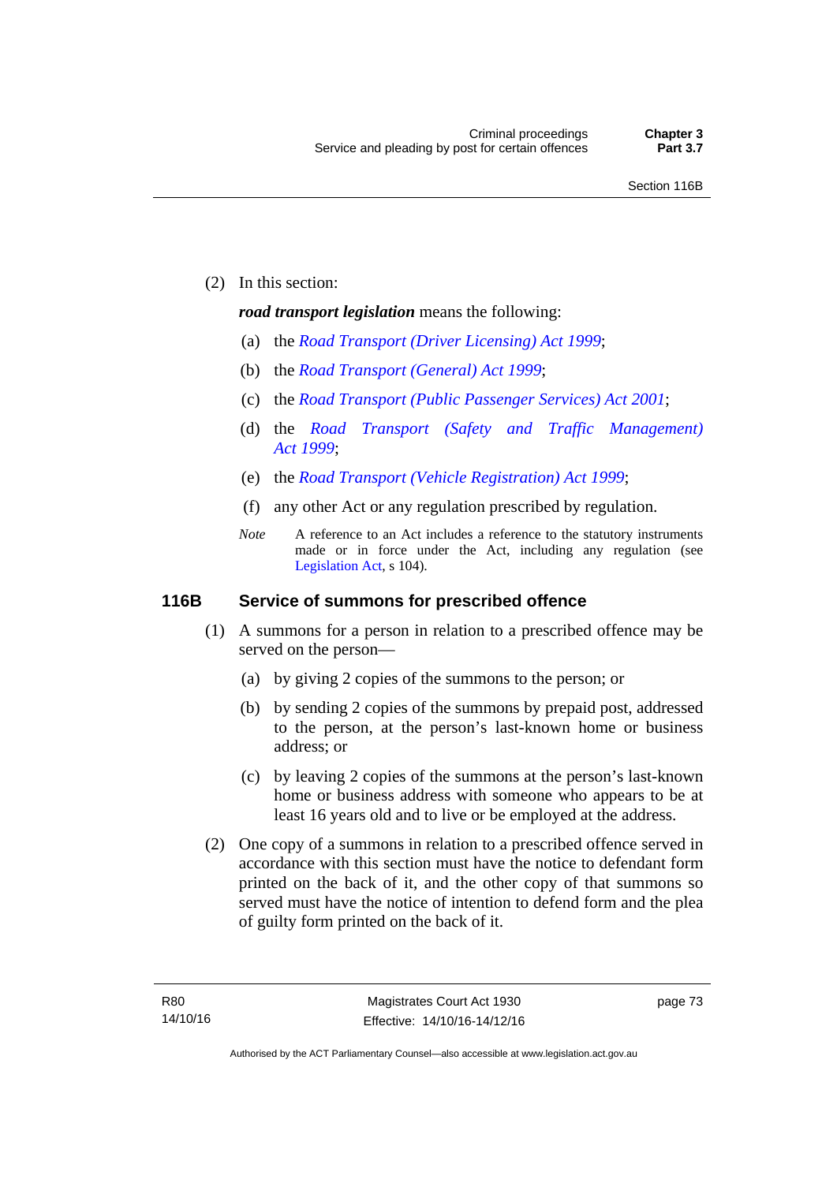(2) In this section:

***road transport legislation*** means the following:

(a) the *Road Transport (Driver Licensing) Act 1999*;

(b) the *Road Transport (General) Act 1999*;

(c) the *Road Transport (Public Passenger Services) Act 2001*;

(d) the *Road Transport (Safety and Traffic Management) Act 1999*;

(e) the *Road Transport (Vehicle Registration) Act 1999*;

(f) any other Act or any regulation prescribed by regulation.

*Note* A reference to an Act includes a reference to the statutory instruments made or in force under the Act, including any regulation (see Legislation Act, s 104).

### 116B Service of summons for prescribed offence

(1) A summons for a person in relation to a prescribed offence may be served on the person—

(a) by giving 2 copies of the summons to the person; or

(b) by sending 2 copies of the summons by prepaid post, addressed to the person, at the person's last-known home or business address; or

(c) by leaving 2 copies of the summons at the person's last-known home or business address with someone who appears to be at least 16 years old and to live or be employed at the address.

(2) One copy of a summons in relation to a prescribed offence served in accordance with this section must have the notice to defendant form printed on the back of it, and the other copy of that summons so served must have the notice of intention to defend form and the plea of guilty form printed on the back of it.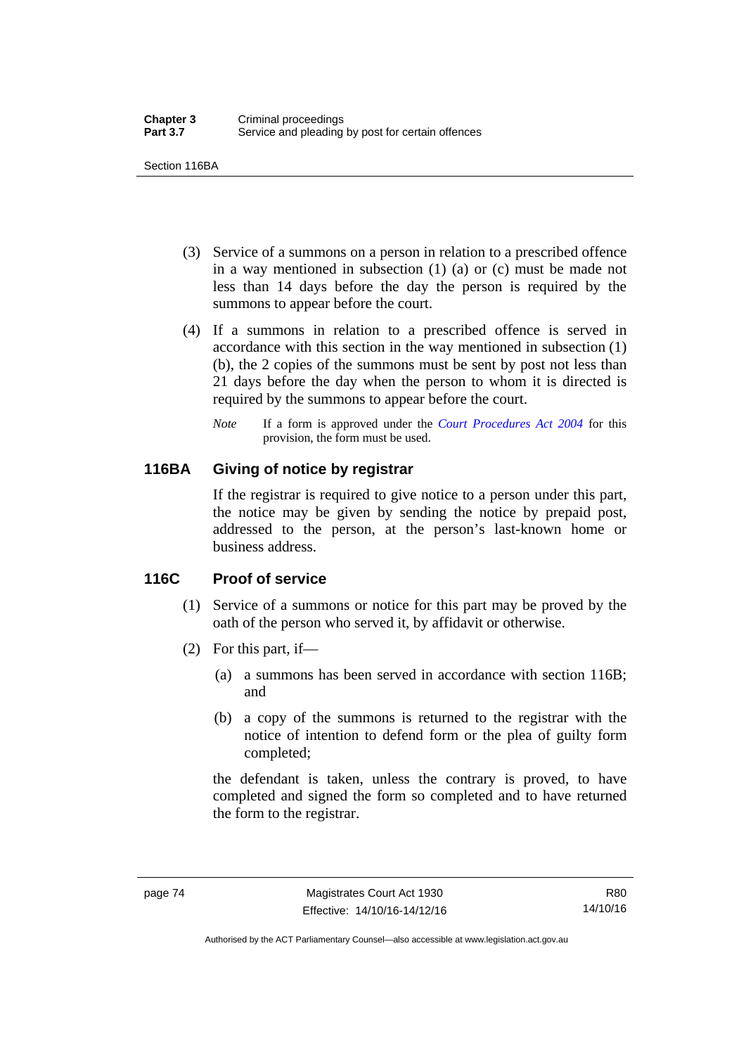(3) Service of a summons on a person in relation to a prescribed offence in a way mentioned in subsection (1) (a) or (c) must be made not less than 14 days before the day the person is required by the summons to appear before the court.

(4) If a summons in relation to a prescribed offence is served in accordance with this section in the way mentioned in subsection (1) (b), the 2 copies of the summons must be sent by post not less than 21 days before the day when the person to whom it is directed is required by the summons to appear before the court.

*Note* If a form is approved under the *Court Procedures Act 2004* for this provision, the form must be used.

### 116BA Giving of notice by registrar

If the registrar is required to give notice to a person under this part, the notice may be given by sending the notice by prepaid post, addressed to the person, at the person's last-known home or business address.

### 116C Proof of service

(1) Service of a summons or notice for this part may be proved by the oath of the person who served it, by affidavit or otherwise.

(2) For this part, if—

(a) a summons has been served in accordance with section 116B; and

(b) a copy of the summons is returned to the registrar with the notice of intention to defend form or the plea of guilty form completed;

the defendant is taken, unless the contrary is proved, to have completed and signed the form so completed and to have returned the form to the registrar.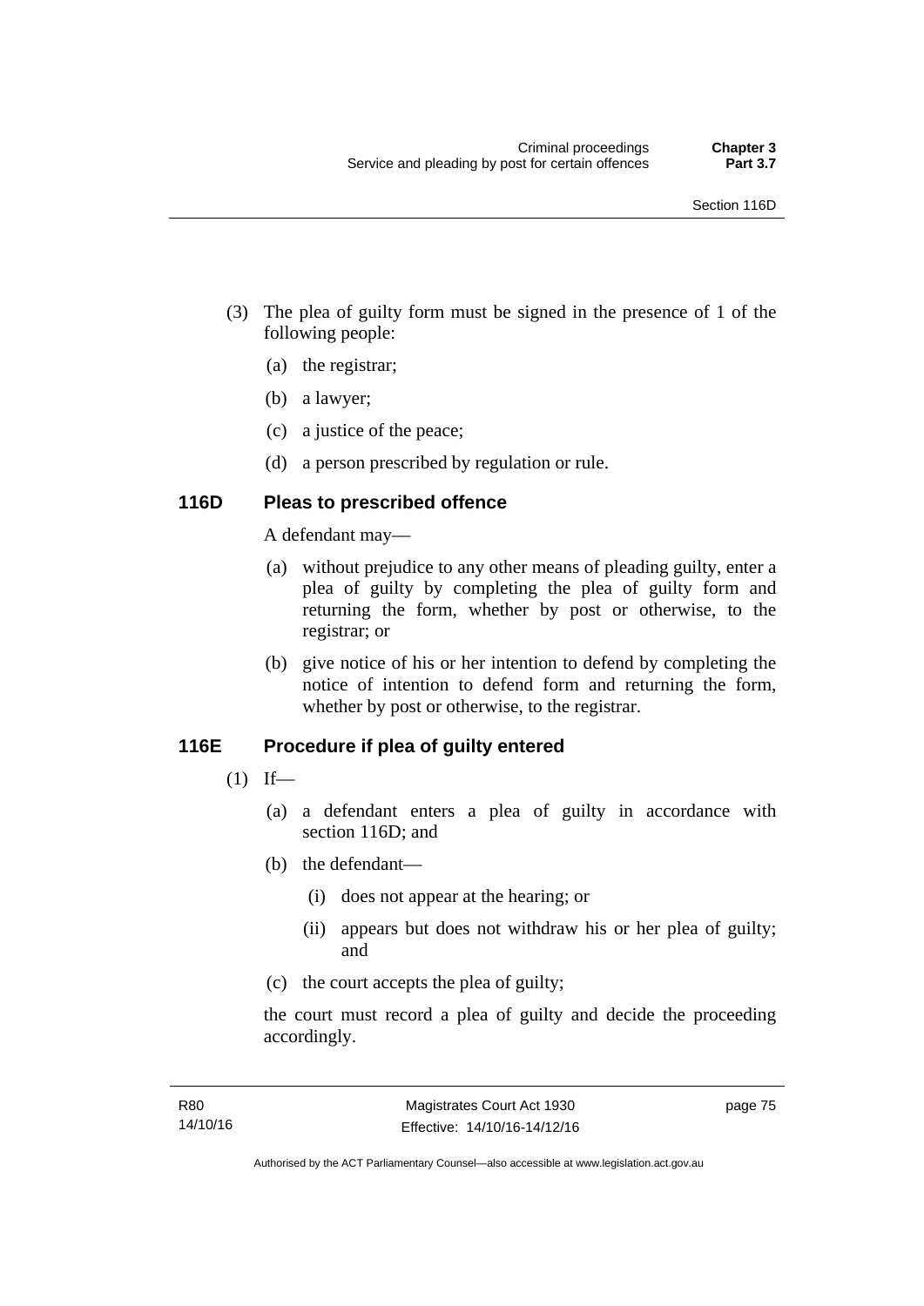(3) The plea of guilty form must be signed in the presence of 1 of the following people:

(a) the registrar;

(b) a lawyer;

(c) a justice of the peace;

(d) a person prescribed by regulation or rule.

## 116D Pleas to prescribed offence

A defendant may—

(a) without prejudice to any other means of pleading guilty, enter a plea of guilty by completing the plea of guilty form and returning the form, whether by post or otherwise, to the registrar; or

(b) give notice of his or her intention to defend by completing the notice of intention to defend form and returning the form, whether by post or otherwise, to the registrar.

## 116E Procedure if plea of guilty entered

(1) If—

(a) a defendant enters a plea of guilty in accordance with section 116D; and

(b) the defendant—

(i) does not appear at the hearing; or

(ii) appears but does not withdraw his or her plea of guilty; and

(c) the court accepts the plea of guilty;

the court must record a plea of guilty and decide the proceeding accordingly.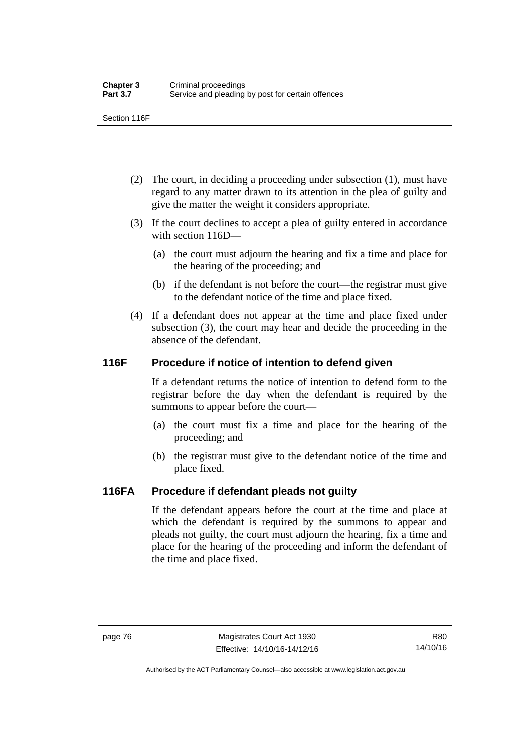(2) The court, in deciding a proceeding under subsection (1), must have regard to any matter drawn to its attention in the plea of guilty and give the matter the weight it considers appropriate.

(3) If the court declines to accept a plea of guilty entered in accordance with section 116D—

(a) the court must adjourn the hearing and fix a time and place for the hearing of the proceeding; and

(b) if the defendant is not before the court—the registrar must give to the defendant notice of the time and place fixed.

(4) If a defendant does not appear at the time and place fixed under subsection (3), the court may hear and decide the proceeding in the absence of the defendant.

## 116F Procedure if notice of intention to defend given

If a defendant returns the notice of intention to defend form to the registrar before the day when the defendant is required by the summons to appear before the court—

(a) the court must fix a time and place for the hearing of the proceeding; and

(b) the registrar must give to the defendant notice of the time and place fixed.

## 116FA Procedure if defendant pleads not guilty

If the defendant appears before the court at the time and place at which the defendant is required by the summons to appear and pleads not guilty, the court must adjourn the hearing, fix a time and place for the hearing of the proceeding and inform the defendant of the time and place fixed.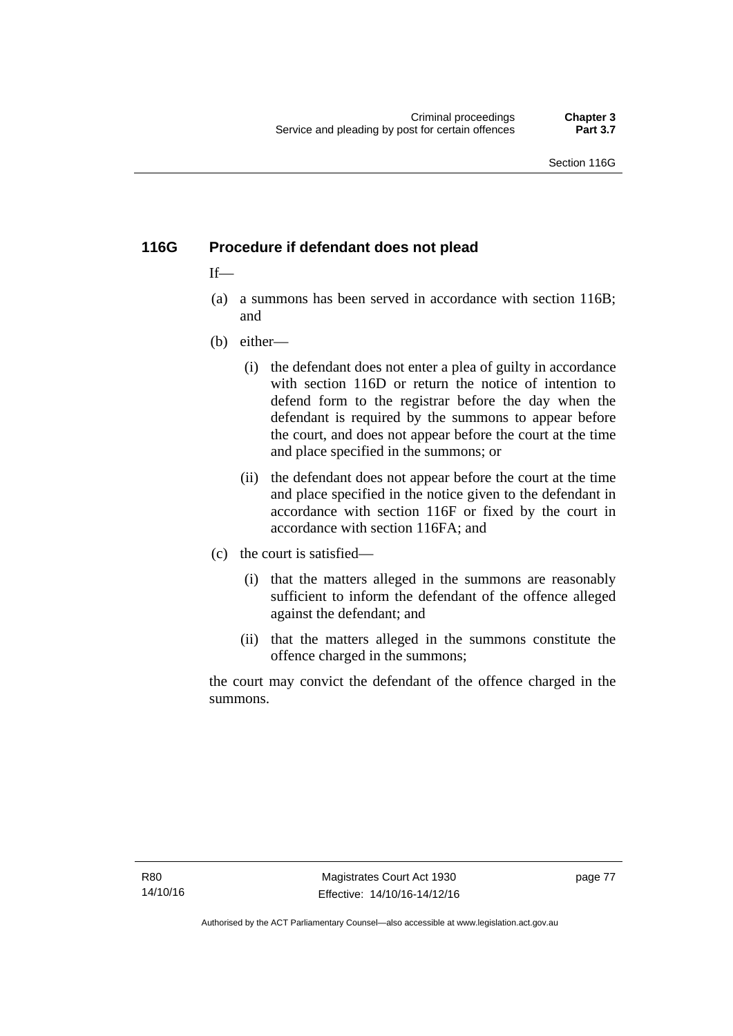## 116G Procedure if defendant does not plead

If—

(a) a summons has been served in accordance with section 116B; and

(b) either—

  (i) the defendant does not enter a plea of guilty in accordance with section 116D or return the notice of intention to defend form to the registrar before the day when the defendant is required by the summons to appear before the court, and does not appear before the court at the time and place specified in the summons; or

  (ii) the defendant does not appear before the court at the time and place specified in the notice given to the defendant in accordance with section 116F or fixed by the court in accordance with section 116FA; and

(c) the court is satisfied—

  (i) that the matters alleged in the summons are reasonably sufficient to inform the defendant of the offence alleged against the defendant; and

  (ii) that the matters alleged in the summons constitute the offence charged in the summons;

the court may convict the defendant of the offence charged in the summons.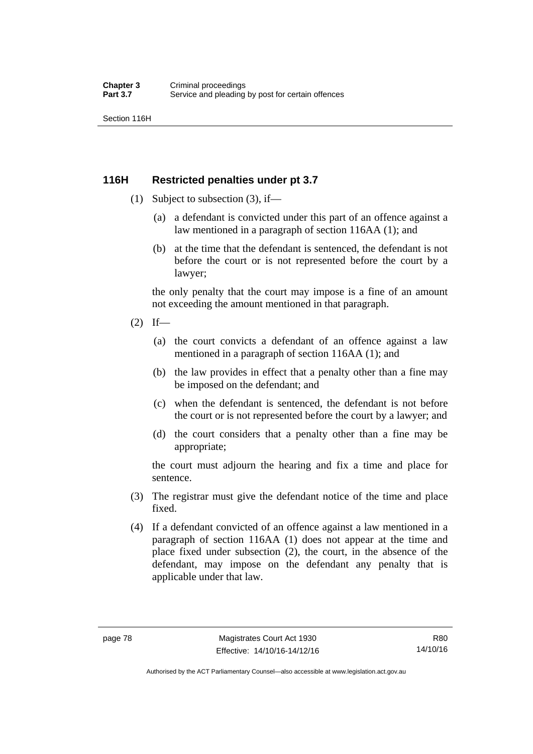## 116H Restricted penalties under pt 3.7

(1) Subject to subsection (3), if—

(a) a defendant is convicted under this part of an offence against a law mentioned in a paragraph of section 116AA (1); and

(b) at the time that the defendant is sentenced, the defendant is not before the court or is not represented before the court by a lawyer;

the only penalty that the court may impose is a fine of an amount not exceeding the amount mentioned in that paragraph.

(2) If—

(a) the court convicts a defendant of an offence against a law mentioned in a paragraph of section 116AA (1); and

(b) the law provides in effect that a penalty other than a fine may be imposed on the defendant; and

(c) when the defendant is sentenced, the defendant is not before the court or is not represented before the court by a lawyer; and

(d) the court considers that a penalty other than a fine may be appropriate;

the court must adjourn the hearing and fix a time and place for sentence.

(3) The registrar must give the defendant notice of the time and place fixed.

(4) If a defendant convicted of an offence against a law mentioned in a paragraph of section 116AA (1) does not appear at the time and place fixed under subsection (2), the court, in the absence of the defendant, may impose on the defendant any penalty that is applicable under that law.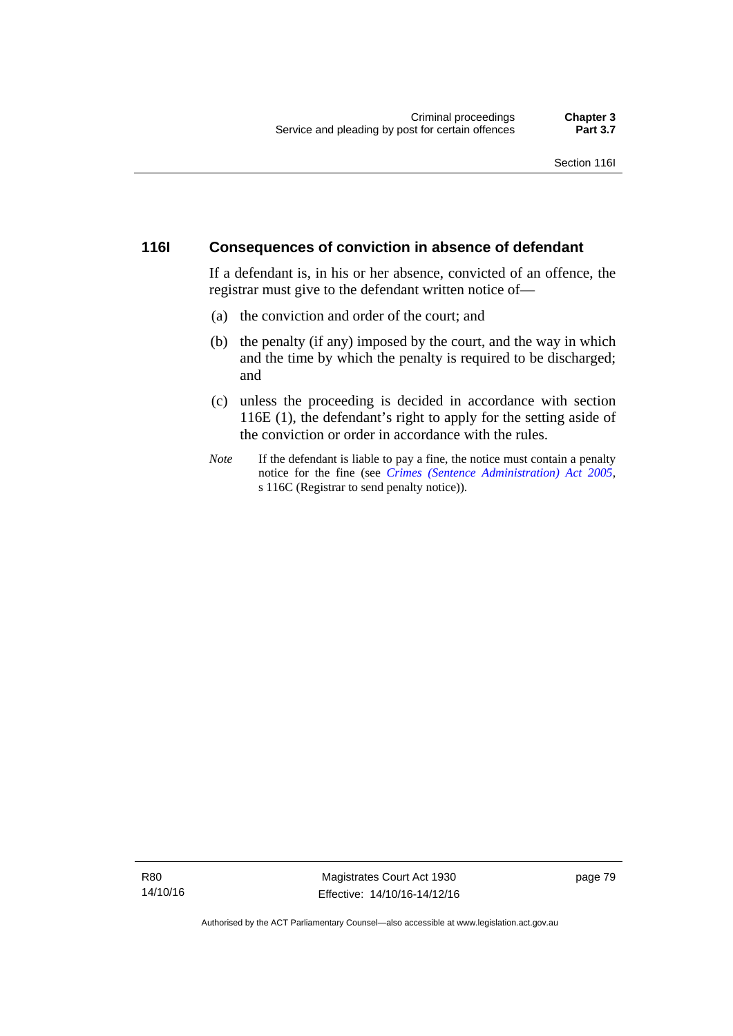## 116I Consequences of conviction in absence of defendant

If a defendant is, in his or her absence, convicted of an offence, the registrar must give to the defendant written notice of—

(a) the conviction and order of the court; and

(b) the penalty (if any) imposed by the court, and the way in which and the time by which the penalty is required to be discharged; and

(c) unless the proceeding is decided in accordance with section 116E (1), the defendant's right to apply for the setting aside of the conviction or order in accordance with the rules.

*Note* If the defendant is liable to pay a fine, the notice must contain a penalty notice for the fine (see *Crimes (Sentence Administration) Act 2005*, s 116C (Registrar to send penalty notice)).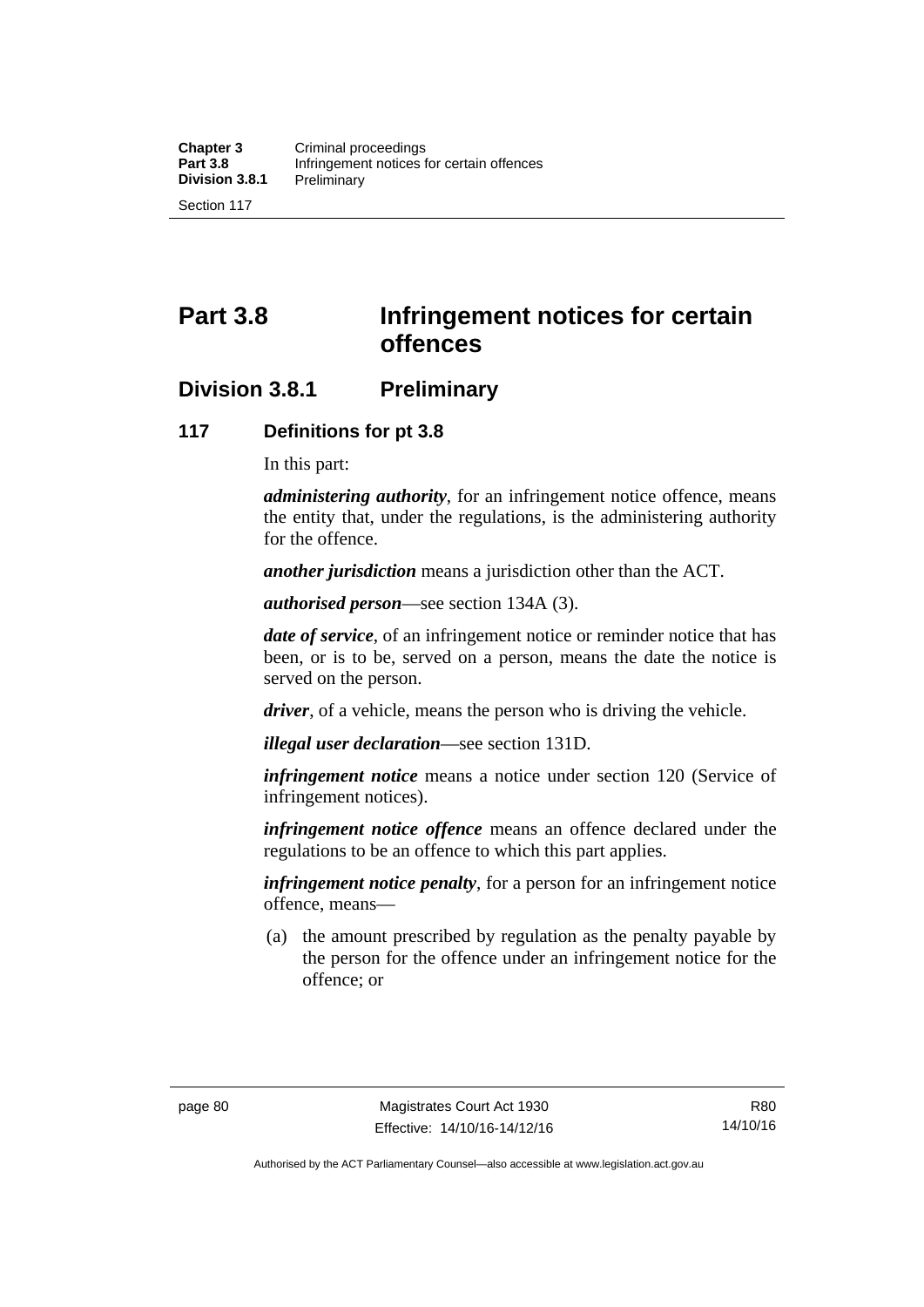# Part 3.8 Infringement notices for certain offences

## Division 3.8.1 Preliminary

### 117 Definitions for pt 3.8

In this part:

***administering authority***, for an infringement notice offence, means the entity that, under the regulations, is the administering authority for the offence.

***another jurisdiction*** means a jurisdiction other than the ACT.

***authorised person***—see section 134A (3).

***date of service***, of an infringement notice or reminder notice that has been, or is to be, served on a person, means the date the notice is served on the person.

***driver***, of a vehicle, means the person who is driving the vehicle.

***illegal user declaration***—see section 131D.

***infringement notice*** means a notice under section 120 (Service of infringement notices).

***infringement notice offence*** means an offence declared under the regulations to be an offence to which this part applies.

***infringement notice penalty***, for a person for an infringement notice offence, means—

(a) the amount prescribed by regulation as the penalty payable by the person for the offence under an infringement notice for the offence; or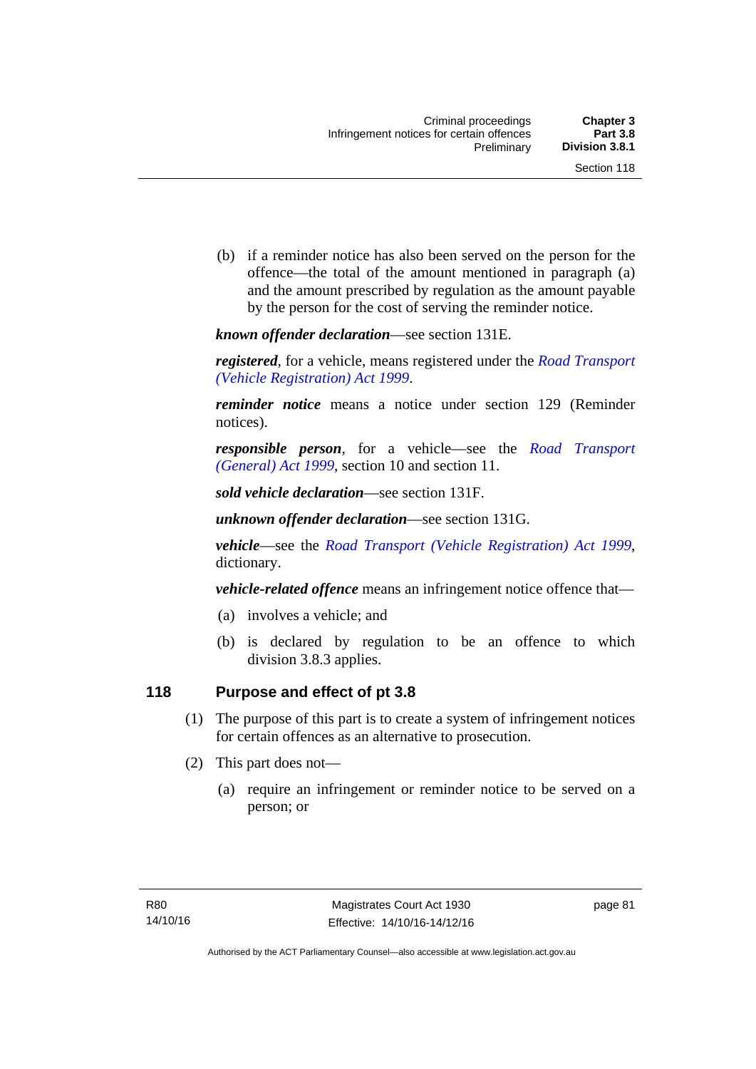(b) if a reminder notice has also been served on the person for the offence—the total of the amount mentioned in paragraph (a) and the amount prescribed by regulation as the amount payable by the person for the cost of serving the reminder notice.

***known offender declaration***—see section 131E.

***registered***, for a vehicle, means registered under the *Road Transport (Vehicle Registration) Act 1999*.

***reminder notice*** means a notice under section 129 (Reminder notices).

***responsible person***, for a vehicle—see the *Road Transport (General) Act 1999*, section 10 and section 11.

***sold vehicle declaration***—see section 131F.

***unknown offender declaration***—see section 131G.

***vehicle***—see the *Road Transport (Vehicle Registration) Act 1999*, dictionary.

***vehicle-related offence*** means an infringement notice offence that—

(a) involves a vehicle; and

(b) is declared by regulation to be an offence to which division 3.8.3 applies.

### 118 Purpose and effect of pt 3.8

(1) The purpose of this part is to create a system of infringement notices for certain offences as an alternative to prosecution.

(2) This part does not—

(a) require an infringement or reminder notice to be served on a person; or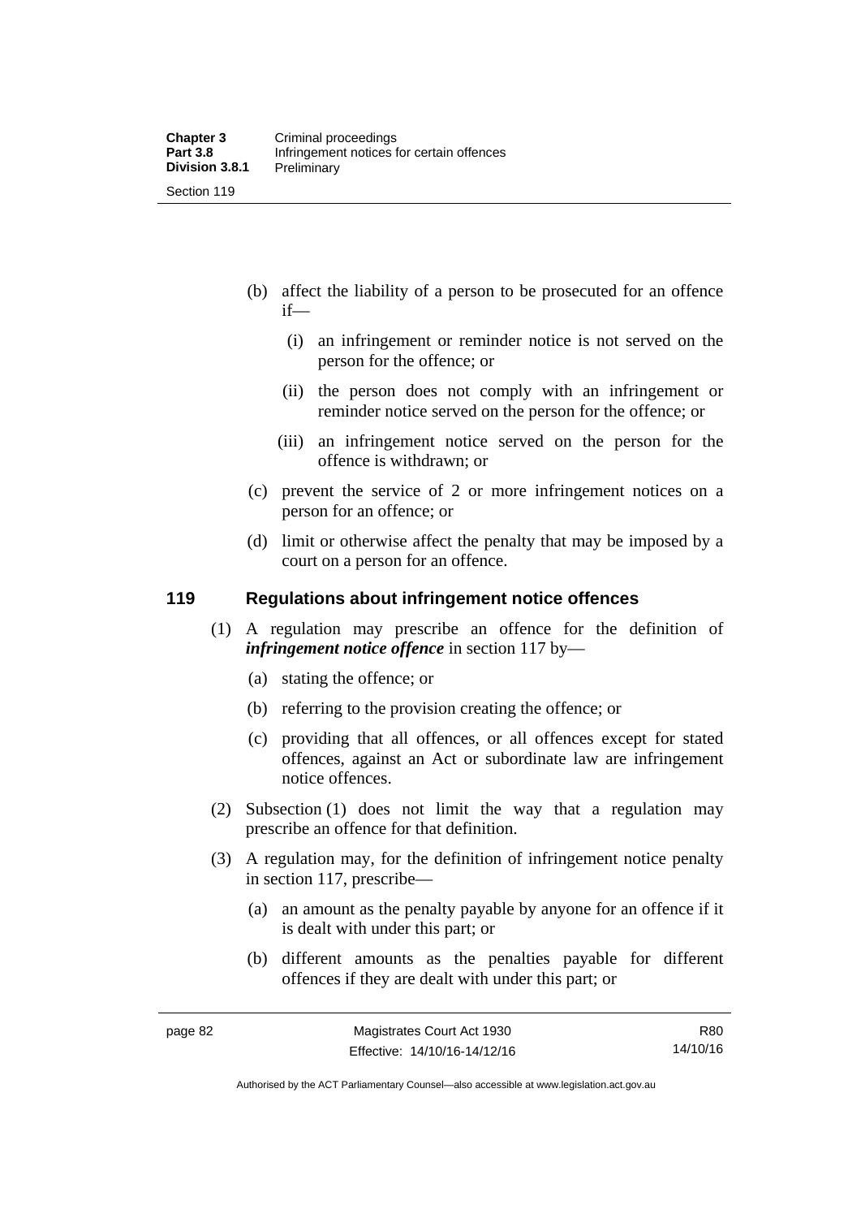(b) affect the liability of a person to be prosecuted for an offence if—

(i) an infringement or reminder notice is not served on the person for the offence; or

(ii) the person does not comply with an infringement or reminder notice served on the person for the offence; or

(iii) an infringement notice served on the person for the offence is withdrawn; or

(c) prevent the service of 2 or more infringement notices on a person for an offence; or

(d) limit or otherwise affect the penalty that may be imposed by a court on a person for an offence.

## 119 Regulations about infringement notice offences

(1) A regulation may prescribe an offence for the definition of ***infringement notice offence*** in section 117 by—

(a) stating the offence; or

(b) referring to the provision creating the offence; or

(c) providing that all offences, or all offences except for stated offences, against an Act or subordinate law are infringement notice offences.

(2) Subsection (1) does not limit the way that a regulation may prescribe an offence for that definition.

(3) A regulation may, for the definition of infringement notice penalty in section 117, prescribe—

(a) an amount as the penalty payable by anyone for an offence if it is dealt with under this part; or

(b) different amounts as the penalties payable for different offences if they are dealt with under this part; or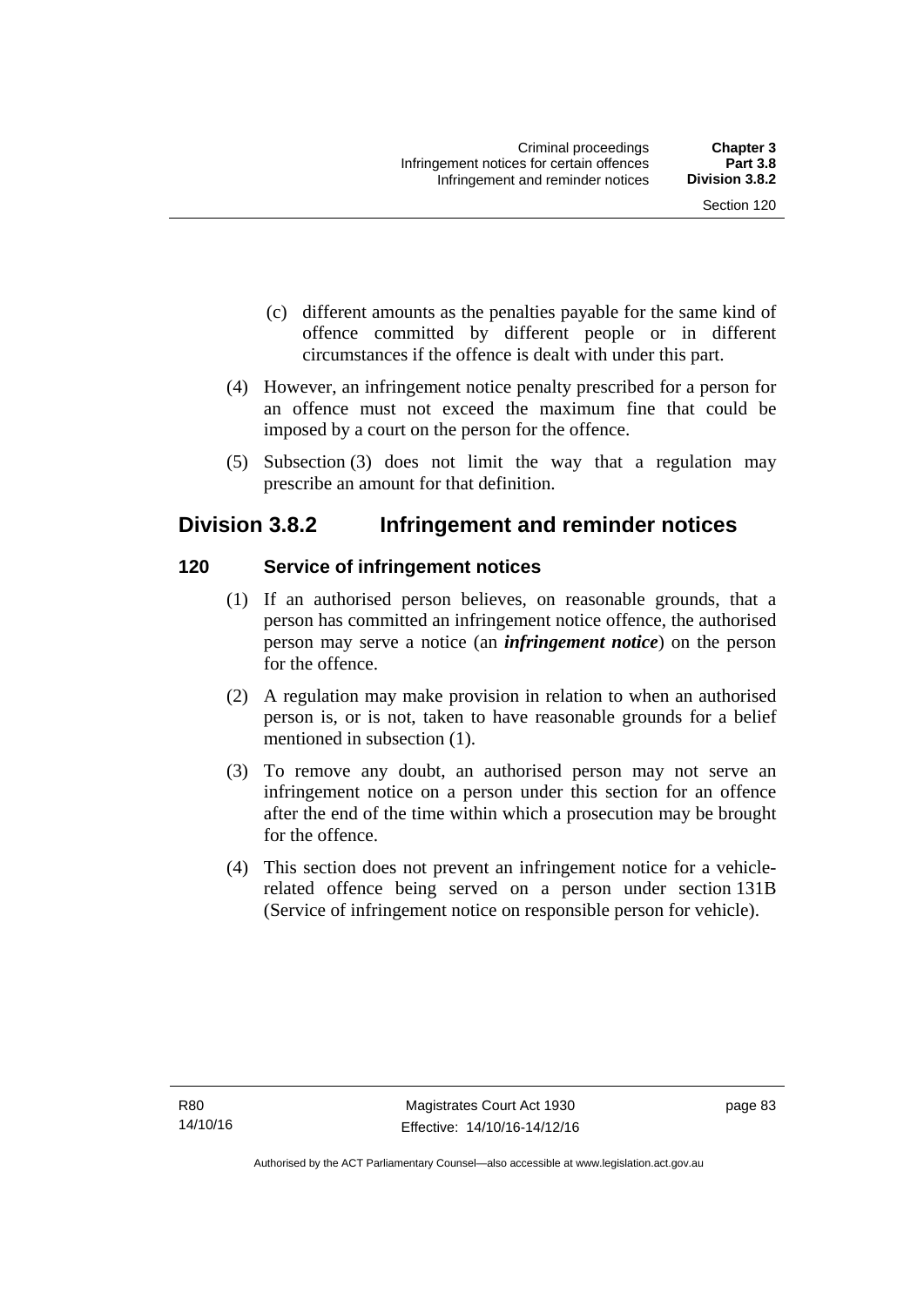(c) different amounts as the penalties payable for the same kind of offence committed by different people or in different circumstances if the offence is dealt with under this part.

(4) However, an infringement notice penalty prescribed for a person for an offence must not exceed the maximum fine that could be imposed by a court on the person for the offence.

(5) Subsection (3) does not limit the way that a regulation may prescribe an amount for that definition.

## Division 3.8.2 Infringement and reminder notices

### 120 Service of infringement notices

(1) If an authorised person believes, on reasonable grounds, that a person has committed an infringement notice offence, the authorised person may serve a notice (an ***infringement notice***) on the person for the offence.

(2) A regulation may make provision in relation to when an authorised person is, or is not, taken to have reasonable grounds for a belief mentioned in subsection (1).

(3) To remove any doubt, an authorised person may not serve an infringement notice on a person under this section for an offence after the end of the time within which a prosecution may be brought for the offence.

(4) This section does not prevent an infringement notice for a vehicle-related offence being served on a person under section 131B (Service of infringement notice on responsible person for vehicle).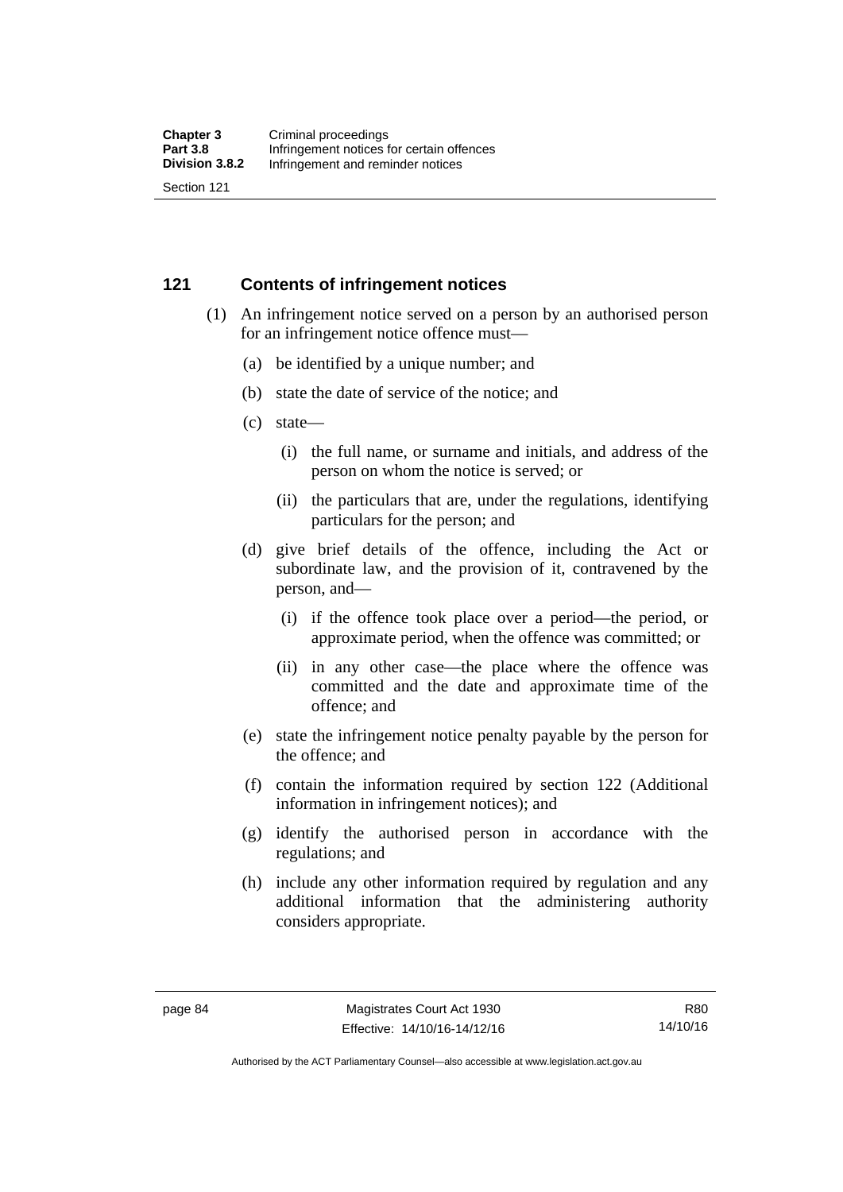## 121 Contents of infringement notices

(1) An infringement notice served on a person by an authorised person for an infringement notice offence must—

(a) be identified by a unique number; and

(b) state the date of service of the notice; and

(c) state—

(i) the full name, or surname and initials, and address of the person on whom the notice is served; or

(ii) the particulars that are, under the regulations, identifying particulars for the person; and

(d) give brief details of the offence, including the Act or subordinate law, and the provision of it, contravened by the person, and—

(i) if the offence took place over a period—the period, or approximate period, when the offence was committed; or

(ii) in any other case—the place where the offence was committed and the date and approximate time of the offence; and

(e) state the infringement notice penalty payable by the person for the offence; and

(f) contain the information required by section 122 (Additional information in infringement notices); and

(g) identify the authorised person in accordance with the regulations; and

(h) include any other information required by regulation and any additional information that the administering authority considers appropriate.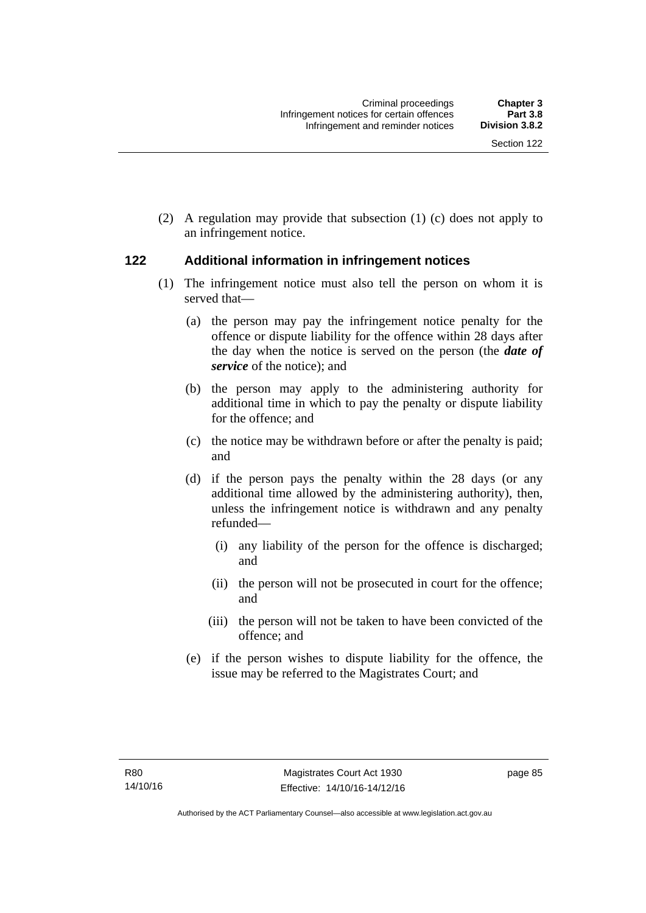(2) A regulation may provide that subsection (1) (c) does not apply to an infringement notice.

## 122 Additional information in infringement notices

(1) The infringement notice must also tell the person on whom it is served that—

(a) the person may pay the infringement notice penalty for the offence or dispute liability for the offence within 28 days after the day when the notice is served on the person (the ***date of service*** of the notice); and

(b) the person may apply to the administering authority for additional time in which to pay the penalty or dispute liability for the offence; and

(c) the notice may be withdrawn before or after the penalty is paid; and

(d) if the person pays the penalty within the 28 days (or any additional time allowed by the administering authority), then, unless the infringement notice is withdrawn and any penalty refunded—

(i) any liability of the person for the offence is discharged; and

(ii) the person will not be prosecuted in court for the offence; and

(iii) the person will not be taken to have been convicted of the offence; and

(e) if the person wishes to dispute liability for the offence, the issue may be referred to the Magistrates Court; and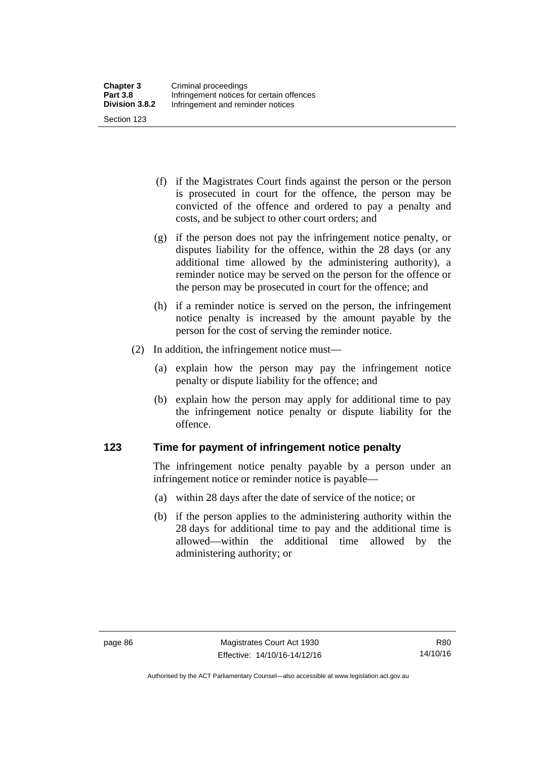(f) if the Magistrates Court finds against the person or the person is prosecuted in court for the offence, the person may be convicted of the offence and ordered to pay a penalty and costs, and be subject to other court orders; and

(g) if the person does not pay the infringement notice penalty, or disputes liability for the offence, within the 28 days (or any additional time allowed by the administering authority), a reminder notice may be served on the person for the offence or the person may be prosecuted in court for the offence; and

(h) if a reminder notice is served on the person, the infringement notice penalty is increased by the amount payable by the person for the cost of serving the reminder notice.

(2) In addition, the infringement notice must—

(a) explain how the person may pay the infringement notice penalty or dispute liability for the offence; and

(b) explain how the person may apply for additional time to pay the infringement notice penalty or dispute liability for the offence.

## 123 Time for payment of infringement notice penalty

The infringement notice penalty payable by a person under an infringement notice or reminder notice is payable—

(a) within 28 days after the date of service of the notice; or

(b) if the person applies to the administering authority within the 28 days for additional time to pay and the additional time is allowed—within the additional time allowed by the administering authority; or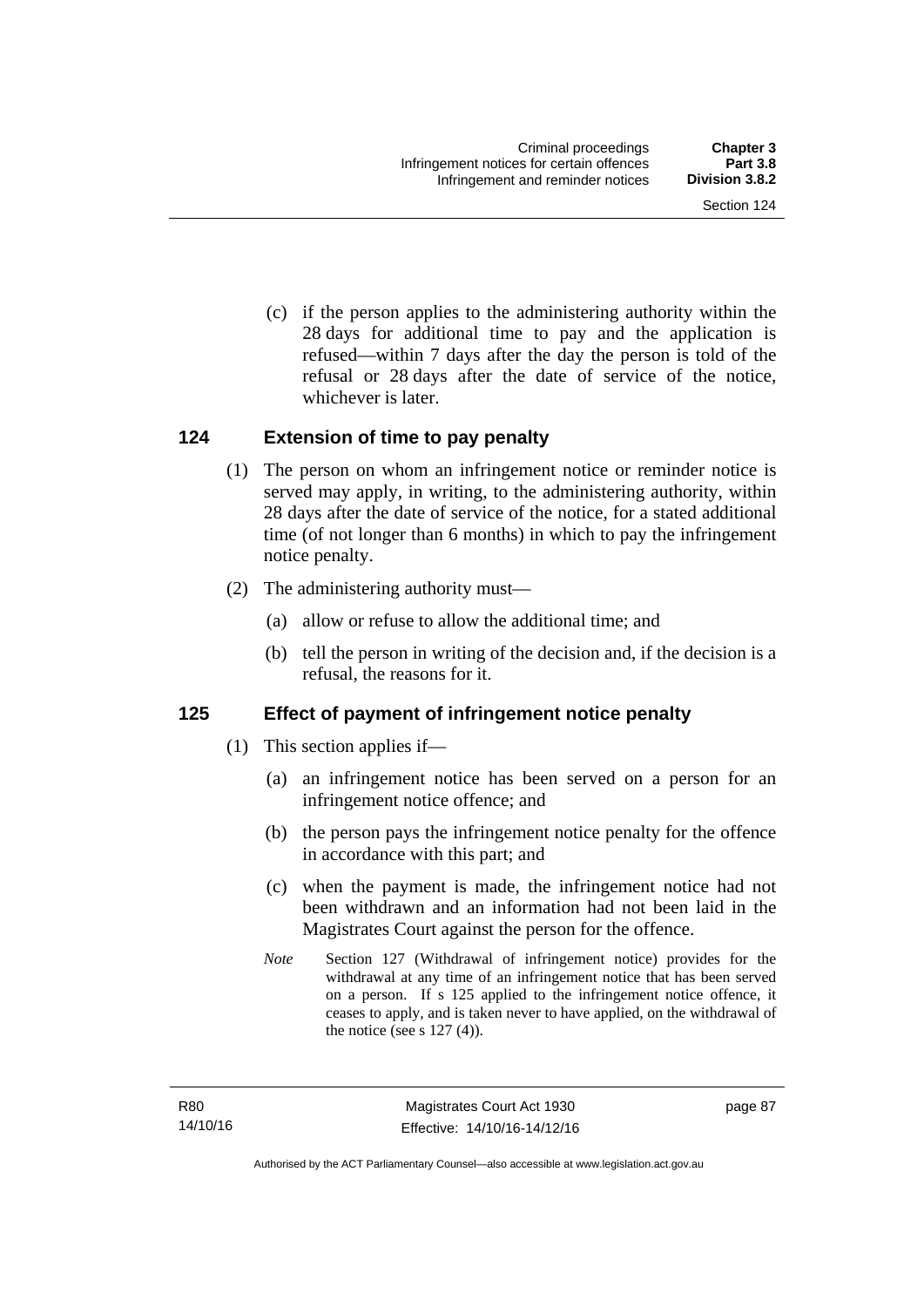(c) if the person applies to the administering authority within the 28 days for additional time to pay and the application is refused—within 7 days after the day the person is told of the refusal or 28 days after the date of service of the notice, whichever is later.

### 124 Extension of time to pay penalty

(1) The person on whom an infringement notice or reminder notice is served may apply, in writing, to the administering authority, within 28 days after the date of service of the notice, for a stated additional time (of not longer than 6 months) in which to pay the infringement notice penalty.

(2) The administering authority must—

(a) allow or refuse to allow the additional time; and

(b) tell the person in writing of the decision and, if the decision is a refusal, the reasons for it.

### 125 Effect of payment of infringement notice penalty

(1) This section applies if—

(a) an infringement notice has been served on a person for an infringement notice offence; and

(b) the person pays the infringement notice penalty for the offence in accordance with this part; and

(c) when the payment is made, the infringement notice had not been withdrawn and an information had not been laid in the Magistrates Court against the person for the offence.

*Note* Section 127 (Withdrawal of infringement notice) provides for the withdrawal at any time of an infringement notice that has been served on a person. If s 125 applied to the infringement notice offence, it ceases to apply, and is taken never to have applied, on the withdrawal of the notice (see s 127 (4)).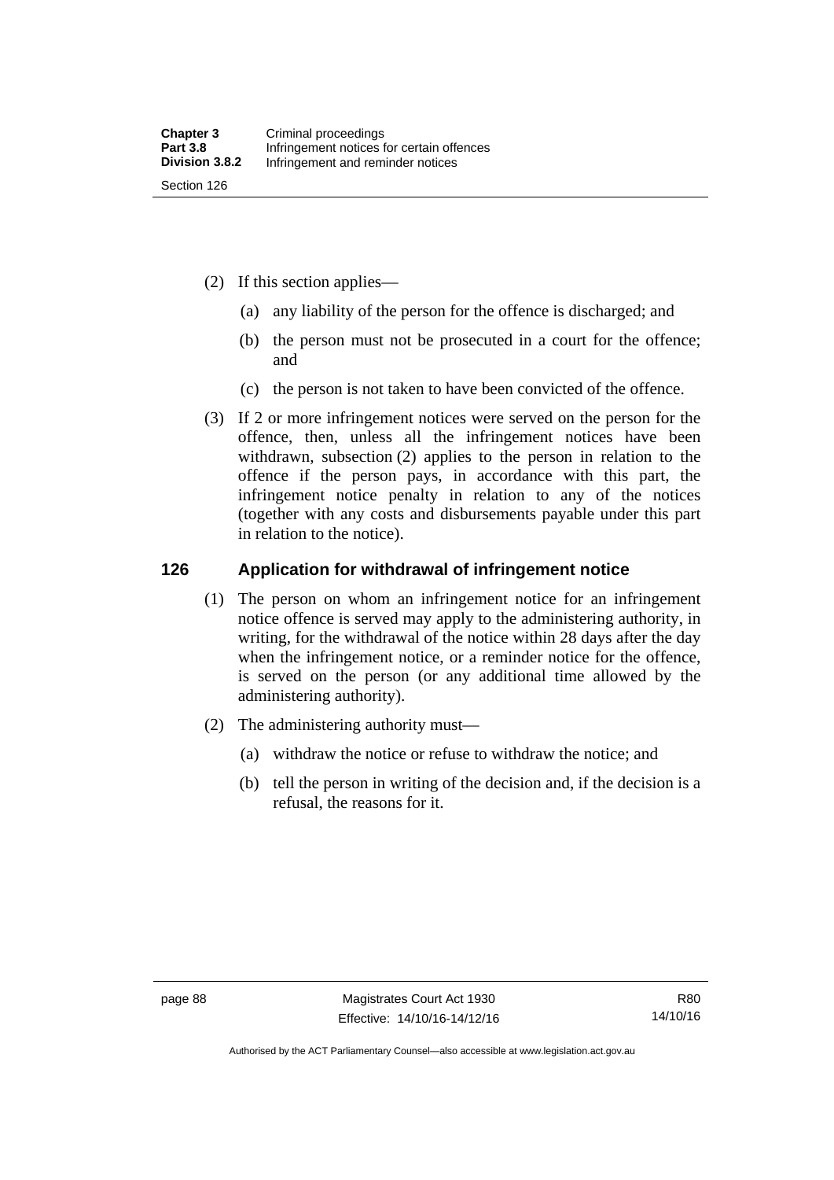(2) If this section applies—

(a) any liability of the person for the offence is discharged; and

(b) the person must not be prosecuted in a court for the offence; and

(c) the person is not taken to have been convicted of the offence.

(3) If 2 or more infringement notices were served on the person for the offence, then, unless all the infringement notices have been withdrawn, subsection (2) applies to the person in relation to the offence if the person pays, in accordance with this part, the infringement notice penalty in relation to any of the notices (together with any costs and disbursements payable under this part in relation to the notice).

## 126 Application for withdrawal of infringement notice

(1) The person on whom an infringement notice for an infringement notice offence is served may apply to the administering authority, in writing, for the withdrawal of the notice within 28 days after the day when the infringement notice, or a reminder notice for the offence, is served on the person (or any additional time allowed by the administering authority).

(2) The administering authority must—

(a) withdraw the notice or refuse to withdraw the notice; and

(b) tell the person in writing of the decision and, if the decision is a refusal, the reasons for it.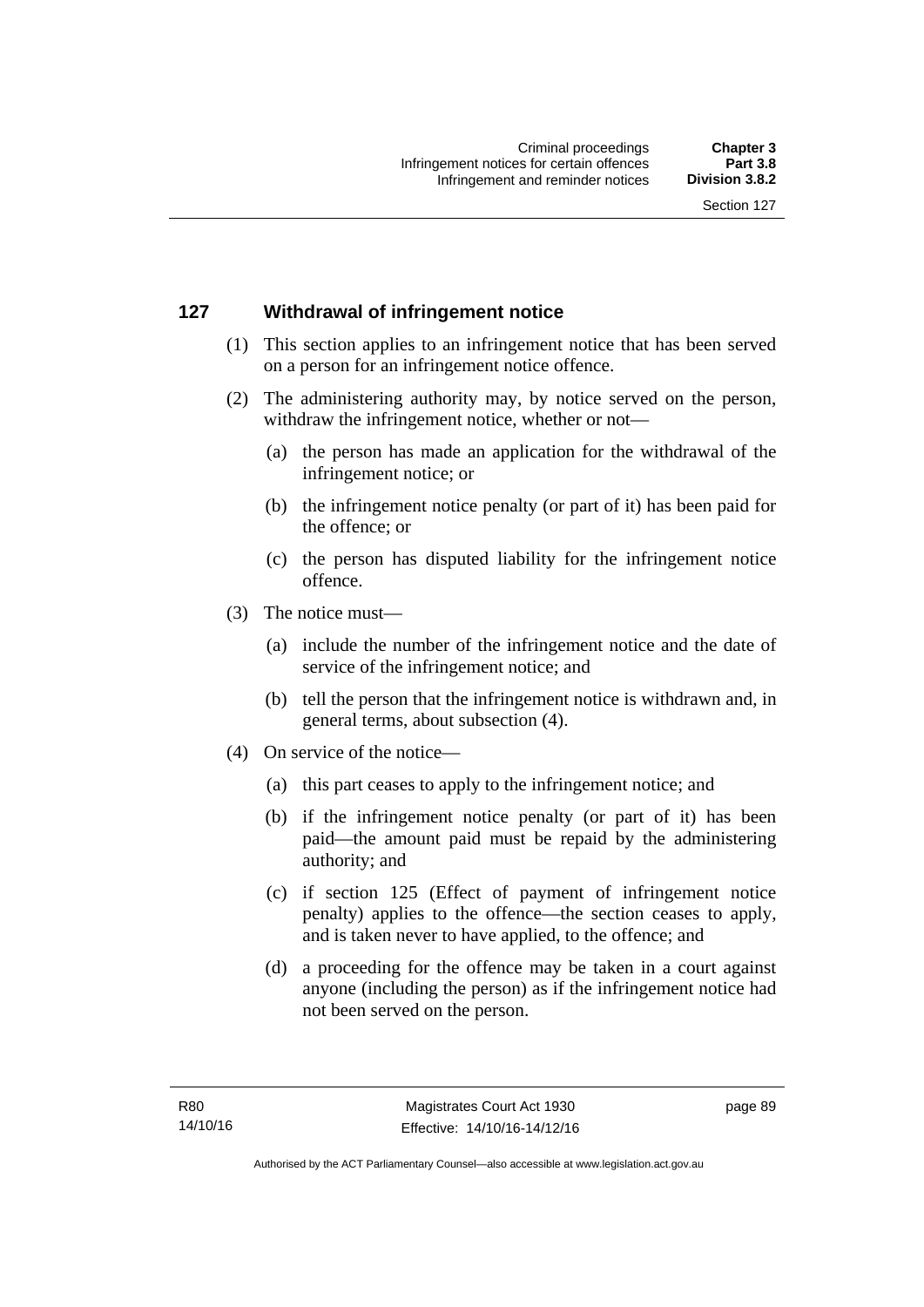## 127 Withdrawal of infringement notice

(1) This section applies to an infringement notice that has been served on a person for an infringement notice offence.

(2) The administering authority may, by notice served on the person, withdraw the infringement notice, whether or not—

(a) the person has made an application for the withdrawal of the infringement notice; or

(b) the infringement notice penalty (or part of it) has been paid for the offence; or

(c) the person has disputed liability for the infringement notice offence.

(3) The notice must—

(a) include the number of the infringement notice and the date of service of the infringement notice; and

(b) tell the person that the infringement notice is withdrawn and, in general terms, about subsection (4).

(4) On service of the notice—

(a) this part ceases to apply to the infringement notice; and

(b) if the infringement notice penalty (or part of it) has been paid—the amount paid must be repaid by the administering authority; and

(c) if section 125 (Effect of payment of infringement notice penalty) applies to the offence—the section ceases to apply, and is taken never to have applied, to the offence; and

(d) a proceeding for the offence may be taken in a court against anyone (including the person) as if the infringement notice had not been served on the person.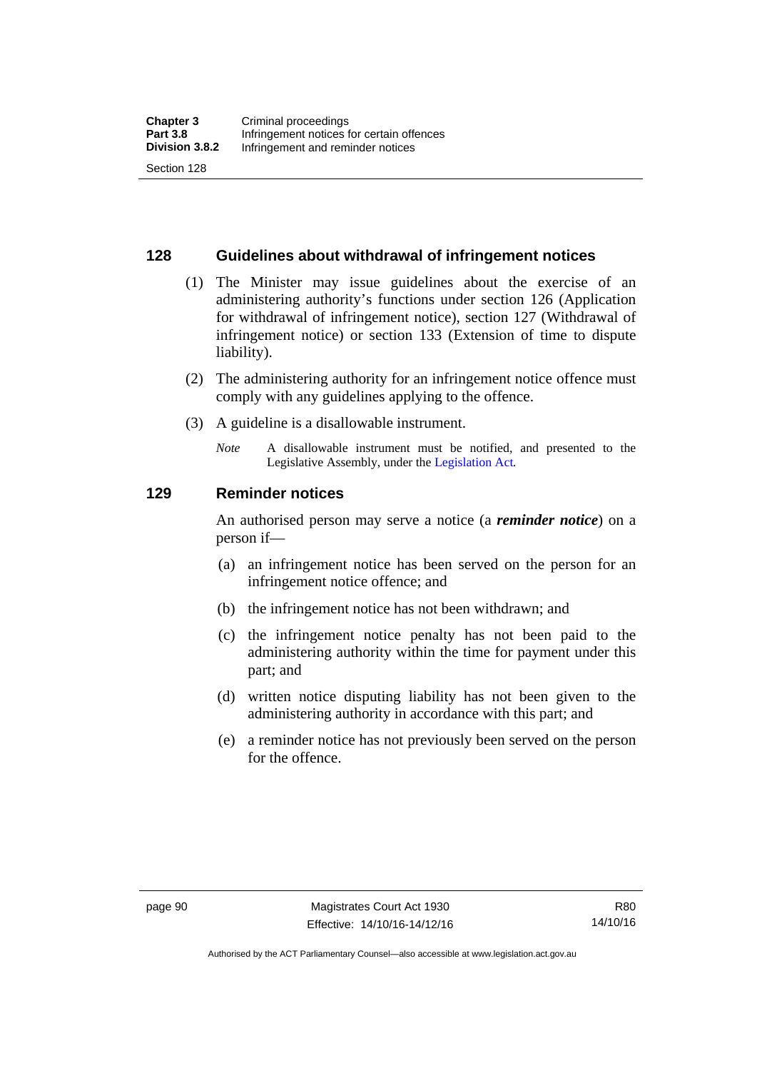## 128 Guidelines about withdrawal of infringement notices

(1) The Minister may issue guidelines about the exercise of an administering authority's functions under section 126 (Application for withdrawal of infringement notice), section 127 (Withdrawal of infringement notice) or section 133 (Extension of time to dispute liability).

(2) The administering authority for an infringement notice offence must comply with any guidelines applying to the offence.

(3) A guideline is a disallowable instrument.

*Note* A disallowable instrument must be notified, and presented to the Legislative Assembly, under the Legislation Act.

## 129 Reminder notices

An authorised person may serve a notice (a ***reminder notice***) on a person if—

(a) an infringement notice has been served on the person for an infringement notice offence; and

(b) the infringement notice has not been withdrawn; and

(c) the infringement notice penalty has not been paid to the administering authority within the time for payment under this part; and

(d) written notice disputing liability has not been given to the administering authority in accordance with this part; and

(e) a reminder notice has not previously been served on the person for the offence.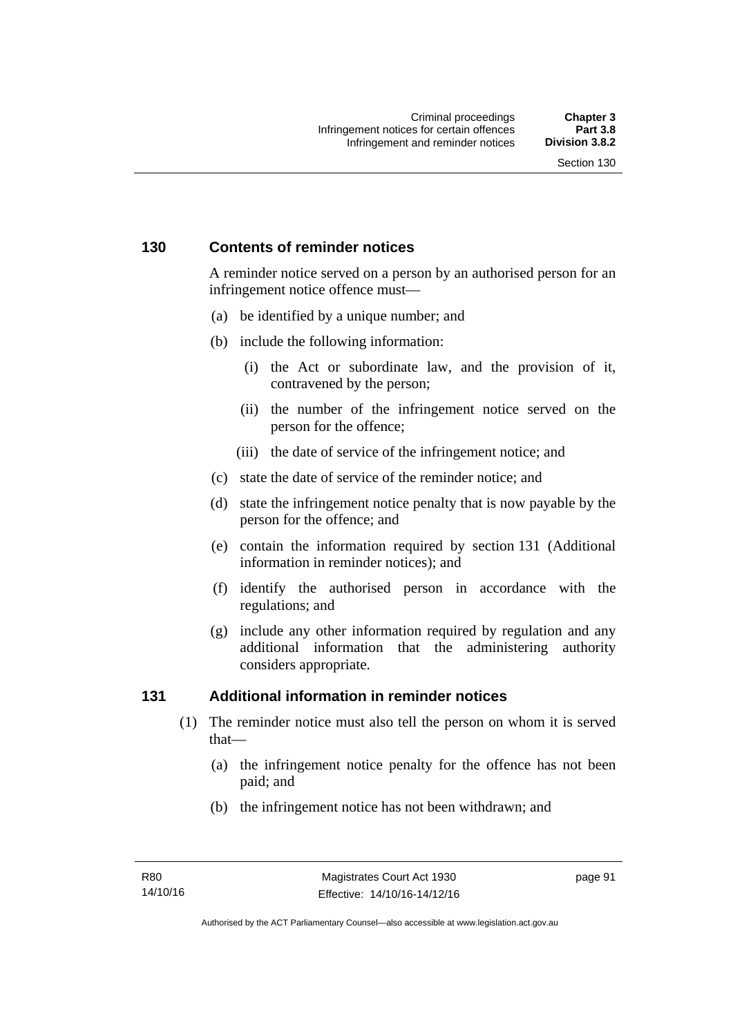### 130 Contents of reminder notices

A reminder notice served on a person by an authorised person for an infringement notice offence must—

(a) be identified by a unique number; and

(b) include the following information:

  (i) the Act or subordinate law, and the provision of it, contravened by the person;

  (ii) the number of the infringement notice served on the person for the offence;

  (iii) the date of service of the infringement notice; and

(c) state the date of service of the reminder notice; and

(d) state the infringement notice penalty that is now payable by the person for the offence; and

(e) contain the information required by section 131 (Additional information in reminder notices); and

(f) identify the authorised person in accordance with the regulations; and

(g) include any other information required by regulation and any additional information that the administering authority considers appropriate.

### 131 Additional information in reminder notices

(1) The reminder notice must also tell the person on whom it is served that—

  (a) the infringement notice penalty for the offence has not been paid; and

  (b) the infringement notice has not been withdrawn; and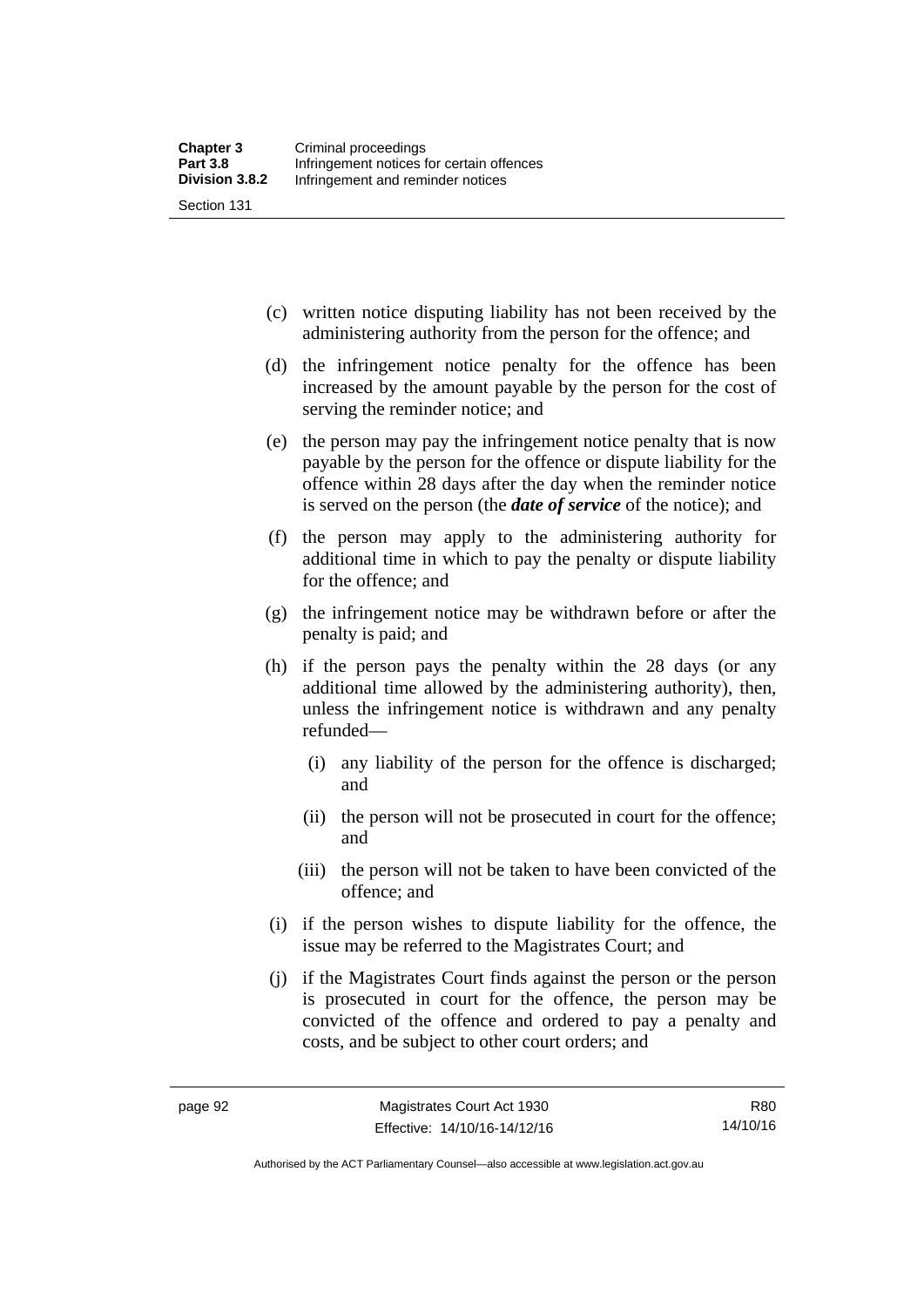(c) written notice disputing liability has not been received by the administering authority from the person for the offence; and

(d) the infringement notice penalty for the offence has been increased by the amount payable by the person for the cost of serving the reminder notice; and

(e) the person may pay the infringement notice penalty that is now payable by the person for the offence or dispute liability for the offence within 28 days after the day when the reminder notice is served on the person (the ***date of service*** of the notice); and

(f) the person may apply to the administering authority for additional time in which to pay the penalty or dispute liability for the offence; and

(g) the infringement notice may be withdrawn before or after the penalty is paid; and

(h) if the person pays the penalty within the 28 days (or any additional time allowed by the administering authority), then, unless the infringement notice is withdrawn and any penalty refunded—

   (i) any liability of the person for the offence is discharged; and

   (ii) the person will not be prosecuted in court for the offence; and

   (iii) the person will not be taken to have been convicted of the offence; and

(i) if the person wishes to dispute liability for the offence, the issue may be referred to the Magistrates Court; and

(j) if the Magistrates Court finds against the person or the person is prosecuted in court for the offence, the person may be convicted of the offence and ordered to pay a penalty and costs, and be subject to other court orders; and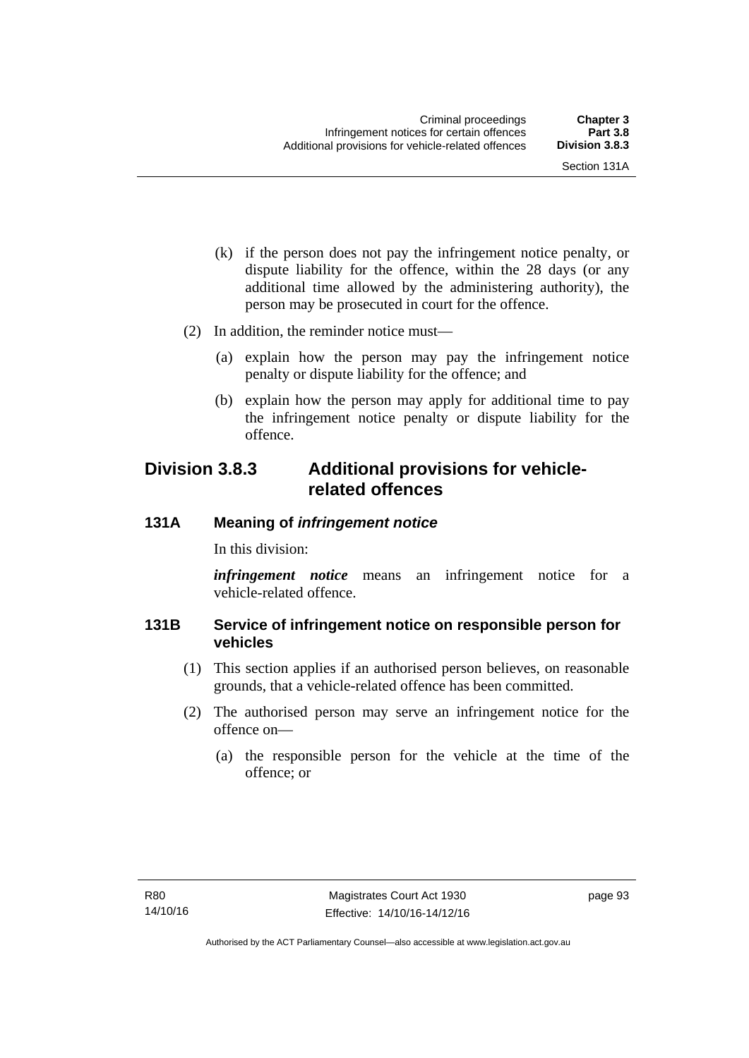(k) if the person does not pay the infringement notice penalty, or dispute liability for the offence, within the 28 days (or any additional time allowed by the administering authority), the person may be prosecuted in court for the offence.

(2) In addition, the reminder notice must—

(a) explain how the person may pay the infringement notice penalty or dispute liability for the offence; and

(b) explain how the person may apply for additional time to pay the infringement notice penalty or dispute liability for the offence.

## Division 3.8.3 Additional provisions for vehicle-related offences

### 131A Meaning of *infringement notice*

In this division:

***infringement notice*** means an infringement notice for a vehicle-related offence.

### 131B Service of infringement notice on responsible person for vehicles

(1) This section applies if an authorised person believes, on reasonable grounds, that a vehicle-related offence has been committed.

(2) The authorised person may serve an infringement notice for the offence on—

(a) the responsible person for the vehicle at the time of the offence; or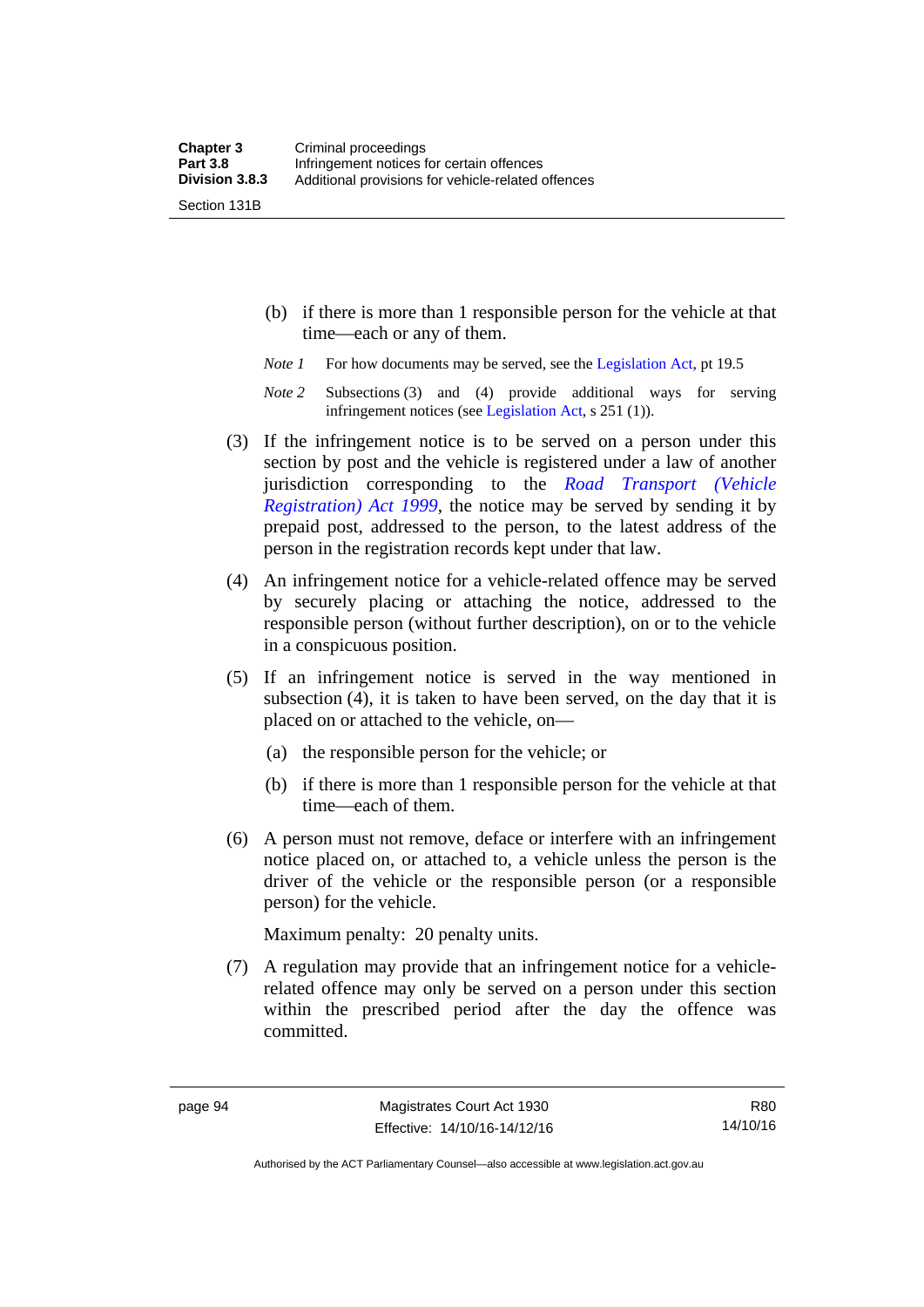(b) if there is more than 1 responsible person for the vehicle at that time—each or any of them.

*Note 1* For how documents may be served, see the Legislation Act, pt 19.5

*Note 2* Subsections (3) and (4) provide additional ways for serving infringement notices (see Legislation Act, s 251 (1)).

(3) If the infringement notice is to be served on a person under this section by post and the vehicle is registered under a law of another jurisdiction corresponding to the *Road Transport (Vehicle Registration) Act 1999*, the notice may be served by sending it by prepaid post, addressed to the person, to the latest address of the person in the registration records kept under that law.

(4) An infringement notice for a vehicle-related offence may be served by securely placing or attaching the notice, addressed to the responsible person (without further description), on or to the vehicle in a conspicuous position.

(5) If an infringement notice is served in the way mentioned in subsection (4), it is taken to have been served, on the day that it is placed on or attached to the vehicle, on—

(a) the responsible person for the vehicle; or

(b) if there is more than 1 responsible person for the vehicle at that time—each of them.

(6) A person must not remove, deface or interfere with an infringement notice placed on, or attached to, a vehicle unless the person is the driver of the vehicle or the responsible person (or a responsible person) for the vehicle.

Maximum penalty: 20 penalty units.

(7) A regulation may provide that an infringement notice for a vehicle-related offence may only be served on a person under this section within the prescribed period after the day the offence was committed.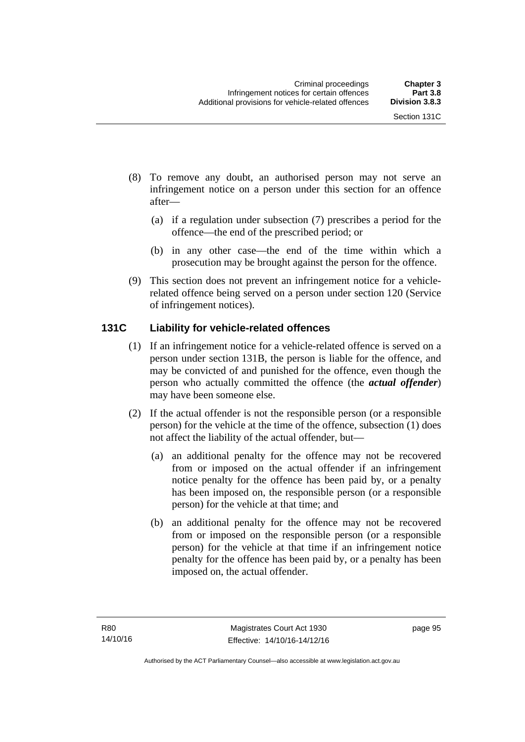(8) To remove any doubt, an authorised person may not serve an infringement notice on a person under this section for an offence after—

   (a) if a regulation under subsection (7) prescribes a period for the offence—the end of the prescribed period; or

   (b) in any other case—the end of the time within which a prosecution may be brought against the person for the offence.

(9) This section does not prevent an infringement notice for a vehicle-related offence being served on a person under section 120 (Service of infringement notices).

### 131C Liability for vehicle-related offences

(1) If an infringement notice for a vehicle-related offence is served on a person under section 131B, the person is liable for the offence, and may be convicted of and punished for the offence, even though the person who actually committed the offence (the ***actual offender***) may have been someone else.

(2) If the actual offender is not the responsible person (or a responsible person) for the vehicle at the time of the offence, subsection (1) does not affect the liability of the actual offender, but—

   (a) an additional penalty for the offence may not be recovered from or imposed on the actual offender if an infringement notice penalty for the offence has been paid by, or a penalty has been imposed on, the responsible person (or a responsible person) for the vehicle at that time; and

   (b) an additional penalty for the offence may not be recovered from or imposed on the responsible person (or a responsible person) for the vehicle at that time if an infringement notice penalty for the offence has been paid by, or a penalty has been imposed on, the actual offender.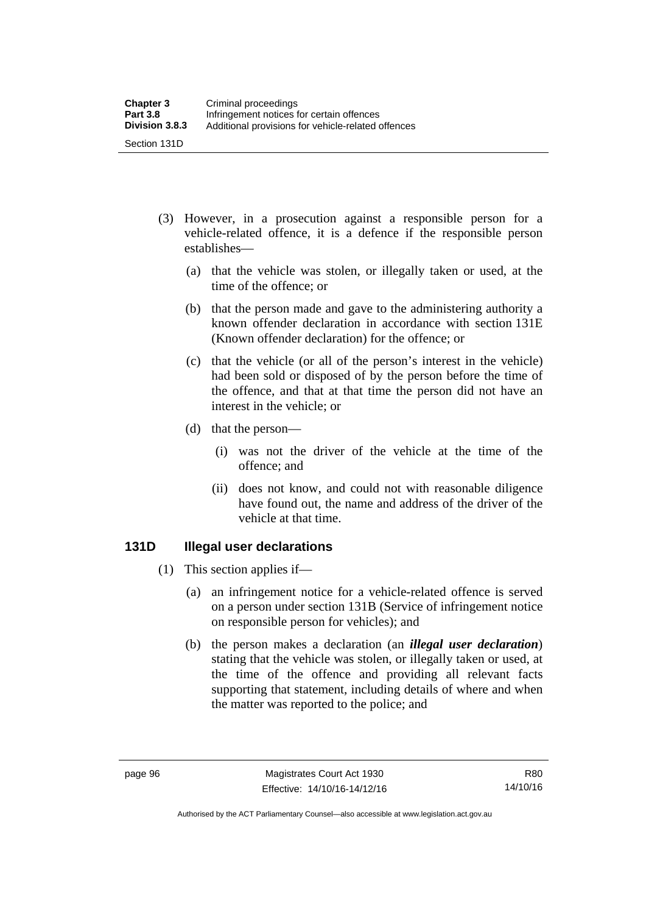(3) However, in a prosecution against a responsible person for a vehicle-related offence, it is a defence if the responsible person establishes—

(a) that the vehicle was stolen, or illegally taken or used, at the time of the offence; or

(b) that the person made and gave to the administering authority a known offender declaration in accordance with section 131E (Known offender declaration) for the offence; or

(c) that the vehicle (or all of the person's interest in the vehicle) had been sold or disposed of by the person before the time of the offence, and that at that time the person did not have an interest in the vehicle; or

(d) that the person—

(i) was not the driver of the vehicle at the time of the offence; and

(ii) does not know, and could not with reasonable diligence have found out, the name and address of the driver of the vehicle at that time.

## 131D Illegal user declarations

(1) This section applies if—

(a) an infringement notice for a vehicle-related offence is served on a person under section 131B (Service of infringement notice on responsible person for vehicles); and

(b) the person makes a declaration (an ***illegal user declaration***) stating that the vehicle was stolen, or illegally taken or used, at the time of the offence and providing all relevant facts supporting that statement, including details of where and when the matter was reported to the police; and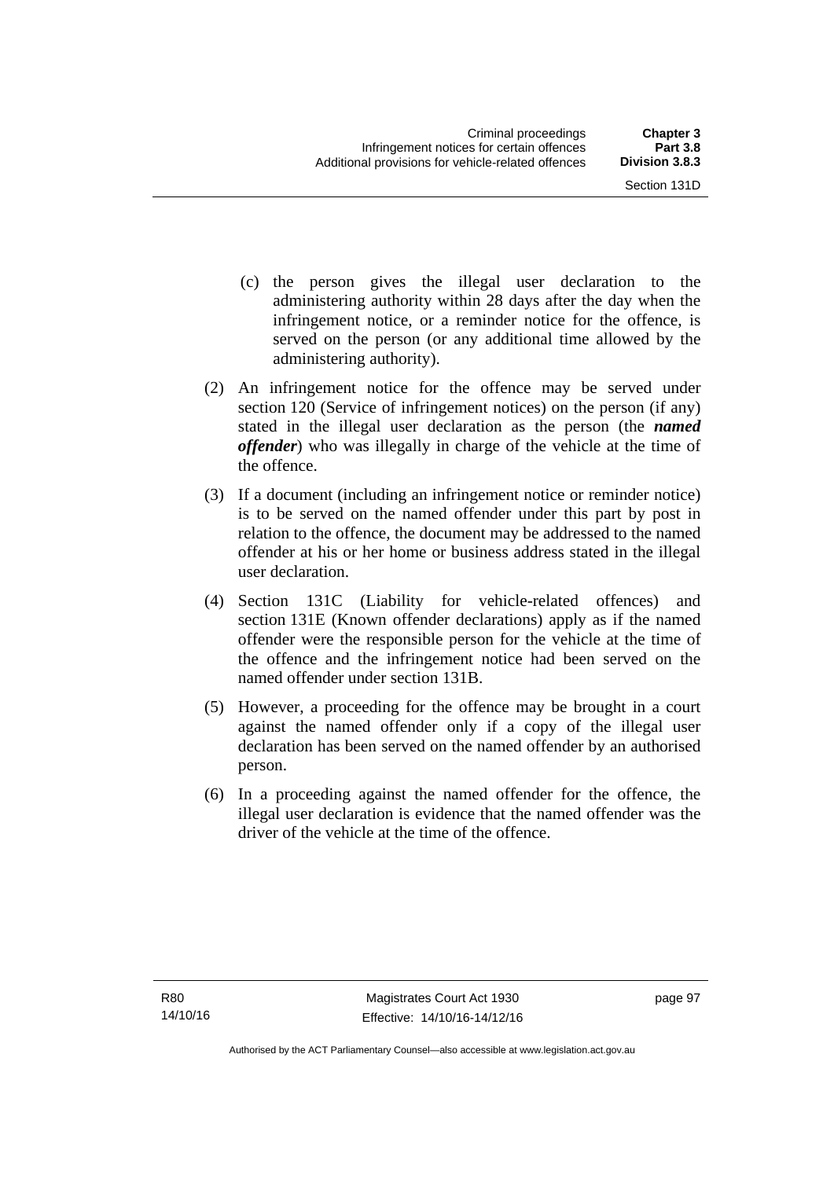(c) the person gives the illegal user declaration to the administering authority within 28 days after the day when the infringement notice, or a reminder notice for the offence, is served on the person (or any additional time allowed by the administering authority).

(2) An infringement notice for the offence may be served under section 120 (Service of infringement notices) on the person (if any) stated in the illegal user declaration as the person (the ***named offender***) who was illegally in charge of the vehicle at the time of the offence.

(3) If a document (including an infringement notice or reminder notice) is to be served on the named offender under this part by post in relation to the offence, the document may be addressed to the named offender at his or her home or business address stated in the illegal user declaration.

(4) Section 131C (Liability for vehicle-related offences) and section 131E (Known offender declarations) apply as if the named offender were the responsible person for the vehicle at the time of the offence and the infringement notice had been served on the named offender under section 131B.

(5) However, a proceeding for the offence may be brought in a court against the named offender only if a copy of the illegal user declaration has been served on the named offender by an authorised person.

(6) In a proceeding against the named offender for the offence, the illegal user declaration is evidence that the named offender was the driver of the vehicle at the time of the offence.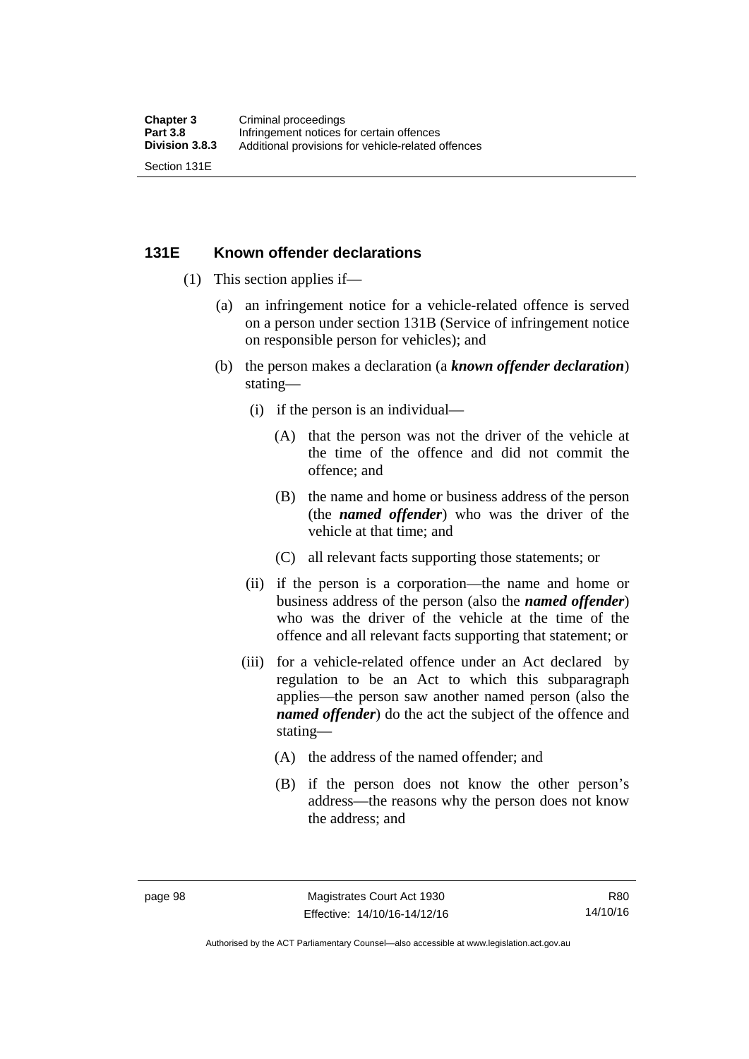## 131E Known offender declarations

(1) This section applies if—

(a) an infringement notice for a vehicle-related offence is served on a person under section 131B (Service of infringement notice on responsible person for vehicles); and

(b) the person makes a declaration (a ***known offender declaration***) stating—

(i) if the person is an individual—

(A) that the person was not the driver of the vehicle at the time of the offence and did not commit the offence; and

(B) the name and home or business address of the person (the ***named offender***) who was the driver of the vehicle at that time; and

(C) all relevant facts supporting those statements; or

(ii) if the person is a corporation—the name and home or business address of the person (also the ***named offender***) who was the driver of the vehicle at the time of the offence and all relevant facts supporting that statement; or

(iii) for a vehicle-related offence under an Act declared by regulation to be an Act to which this subparagraph applies—the person saw another named person (also the ***named offender***) do the act the subject of the offence and stating—

(A) the address of the named offender; and

(B) if the person does not know the other person's address—the reasons why the person does not know the address; and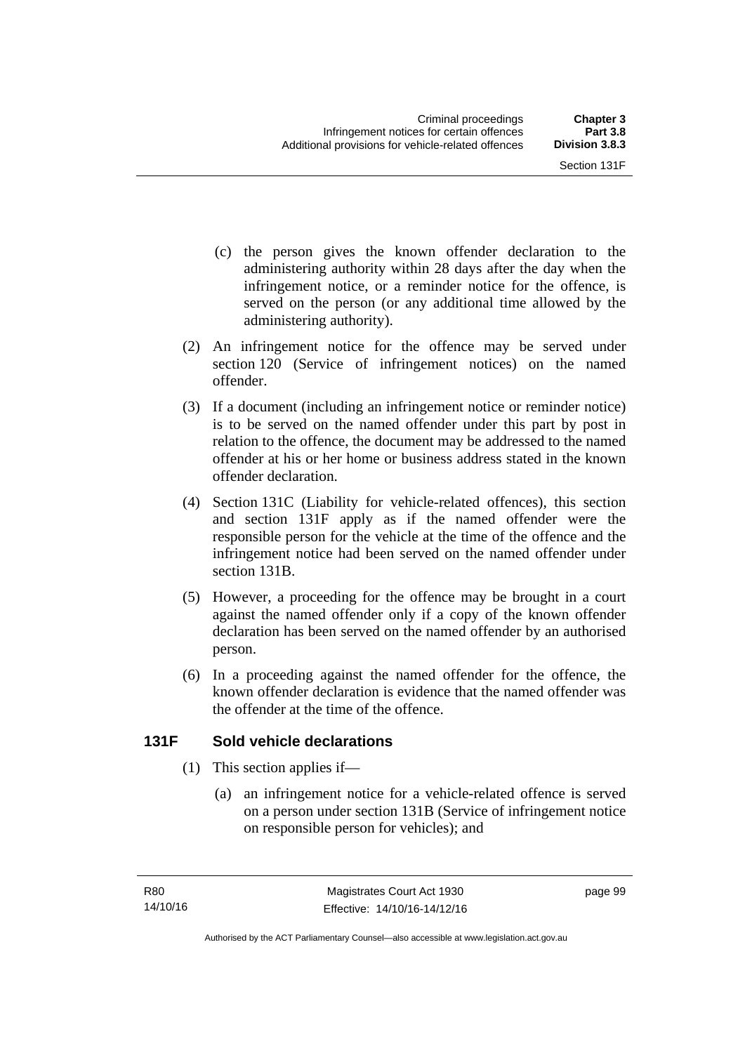(c) the person gives the known offender declaration to the administering authority within 28 days after the day when the infringement notice, or a reminder notice for the offence, is served on the person (or any additional time allowed by the administering authority).

(2) An infringement notice for the offence may be served under section 120 (Service of infringement notices) on the named offender.

(3) If a document (including an infringement notice or reminder notice) is to be served on the named offender under this part by post in relation to the offence, the document may be addressed to the named offender at his or her home or business address stated in the known offender declaration.

(4) Section 131C (Liability for vehicle-related offences), this section and section 131F apply as if the named offender were the responsible person for the vehicle at the time of the offence and the infringement notice had been served on the named offender under section 131B.

(5) However, a proceeding for the offence may be brought in a court against the named offender only if a copy of the known offender declaration has been served on the named offender by an authorised person.

(6) In a proceeding against the named offender for the offence, the known offender declaration is evidence that the named offender was the offender at the time of the offence.

## 131F Sold vehicle declarations

(1) This section applies if—

(a) an infringement notice for a vehicle-related offence is served on a person under section 131B (Service of infringement notice on responsible person for vehicles); and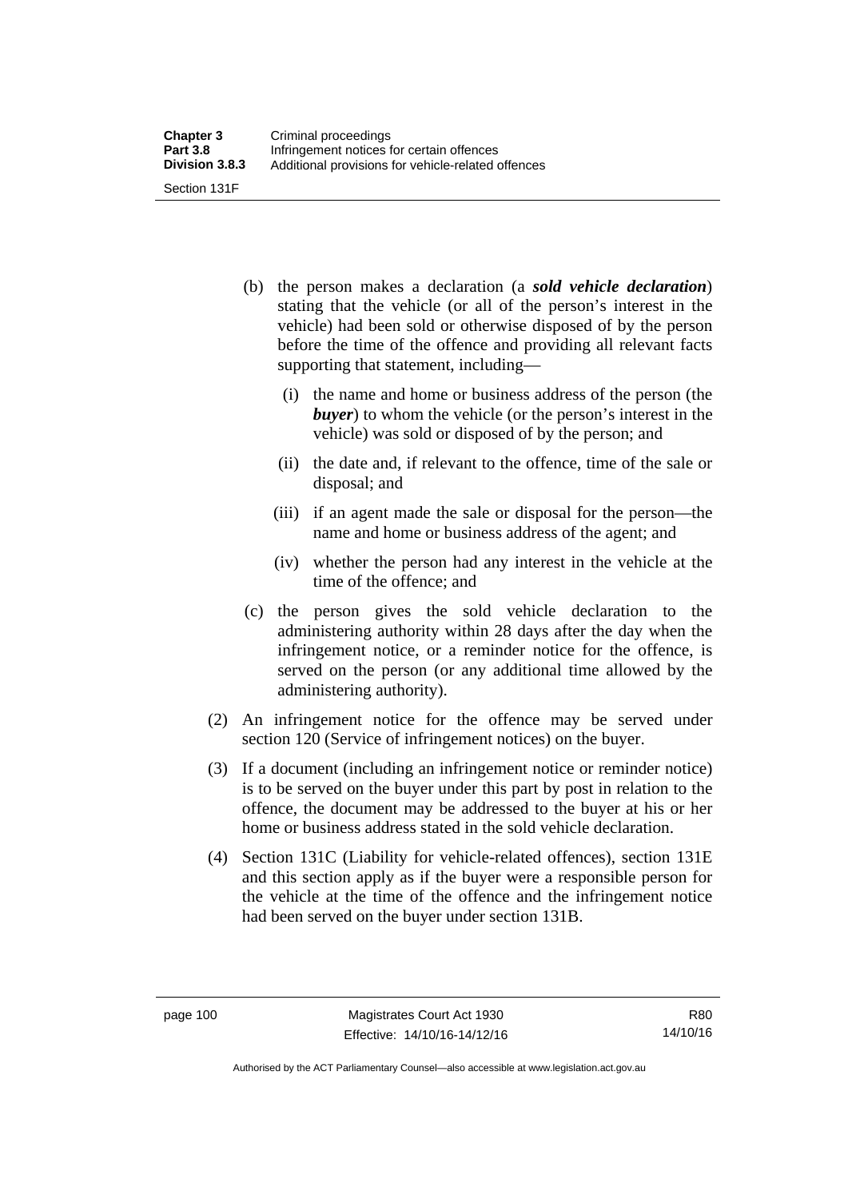(b) the person makes a declaration (a ***sold vehicle declaration***) stating that the vehicle (or all of the person's interest in the vehicle) had been sold or otherwise disposed of by the person before the time of the offence and providing all relevant facts supporting that statement, including—

   (i) the name and home or business address of the person (the ***buyer***) to whom the vehicle (or the person's interest in the vehicle) was sold or disposed of by the person; and

   (ii) the date and, if relevant to the offence, time of the sale or disposal; and

   (iii) if an agent made the sale or disposal for the person—the name and home or business address of the agent; and

   (iv) whether the person had any interest in the vehicle at the time of the offence; and

(c) the person gives the sold vehicle declaration to the administering authority within 28 days after the day when the infringement notice, or a reminder notice for the offence, is served on the person (or any additional time allowed by the administering authority).

(2) An infringement notice for the offence may be served under section 120 (Service of infringement notices) on the buyer.

(3) If a document (including an infringement notice or reminder notice) is to be served on the buyer under this part by post in relation to the offence, the document may be addressed to the buyer at his or her home or business address stated in the sold vehicle declaration.

(4) Section 131C (Liability for vehicle-related offences), section 131E and this section apply as if the buyer were a responsible person for the vehicle at the time of the offence and the infringement notice had been served on the buyer under section 131B.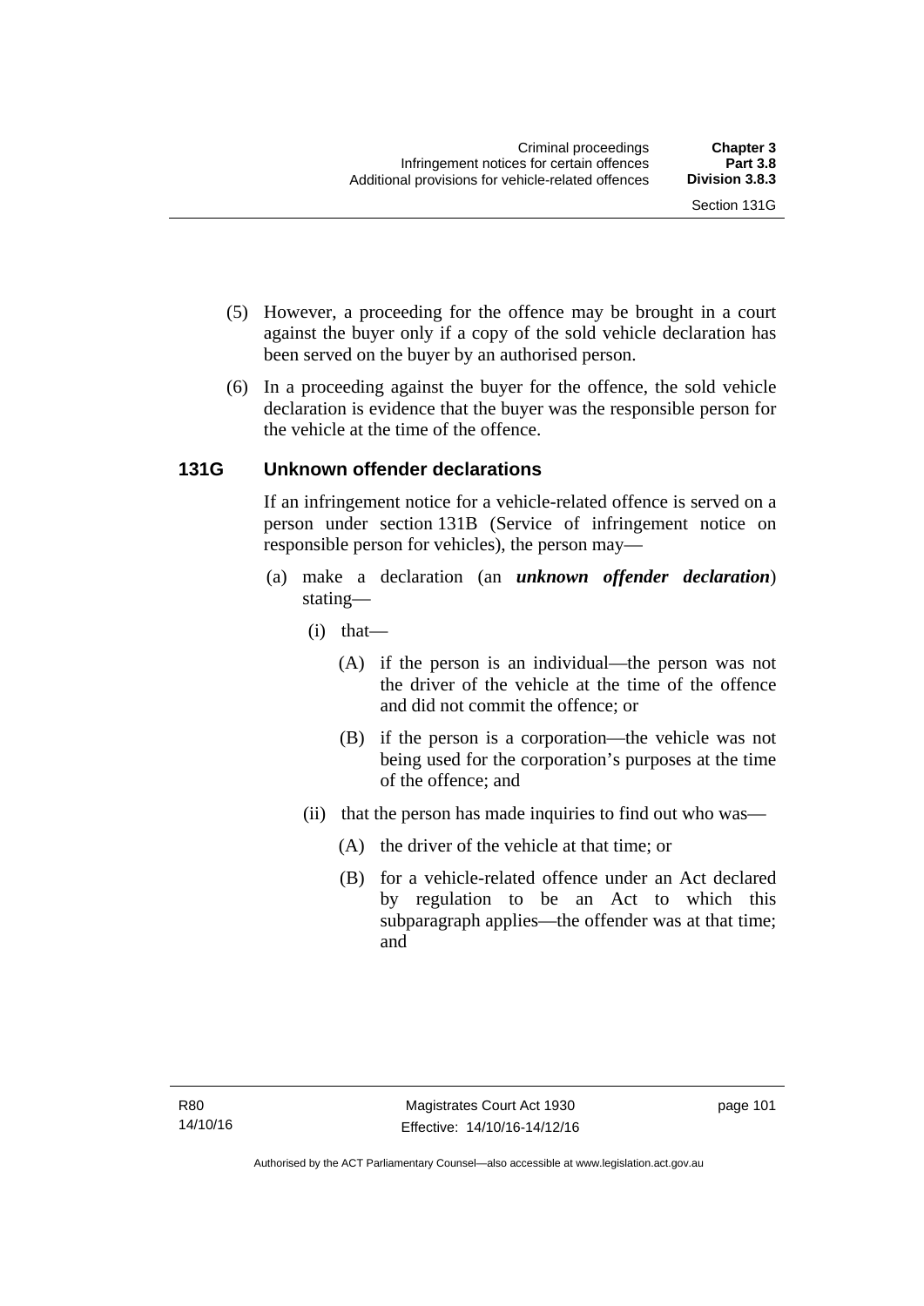(5) However, a proceeding for the offence may be brought in a court against the buyer only if a copy of the sold vehicle declaration has been served on the buyer by an authorised person.

(6) In a proceeding against the buyer for the offence, the sold vehicle declaration is evidence that the buyer was the responsible person for the vehicle at the time of the offence.

### 131G Unknown offender declarations

If an infringement notice for a vehicle-related offence is served on a person under section 131B (Service of infringement notice on responsible person for vehicles), the person may—

(a) make a declaration (an ***unknown offender declaration***) stating—

(i) that—

(A) if the person is an individual—the person was not the driver of the vehicle at the time of the offence and did not commit the offence; or

(B) if the person is a corporation—the vehicle was not being used for the corporation's purposes at the time of the offence; and

(ii) that the person has made inquiries to find out who was—

(A) the driver of the vehicle at that time; or

(B) for a vehicle-related offence under an Act declared by regulation to be an Act to which this subparagraph applies—the offender was at that time; and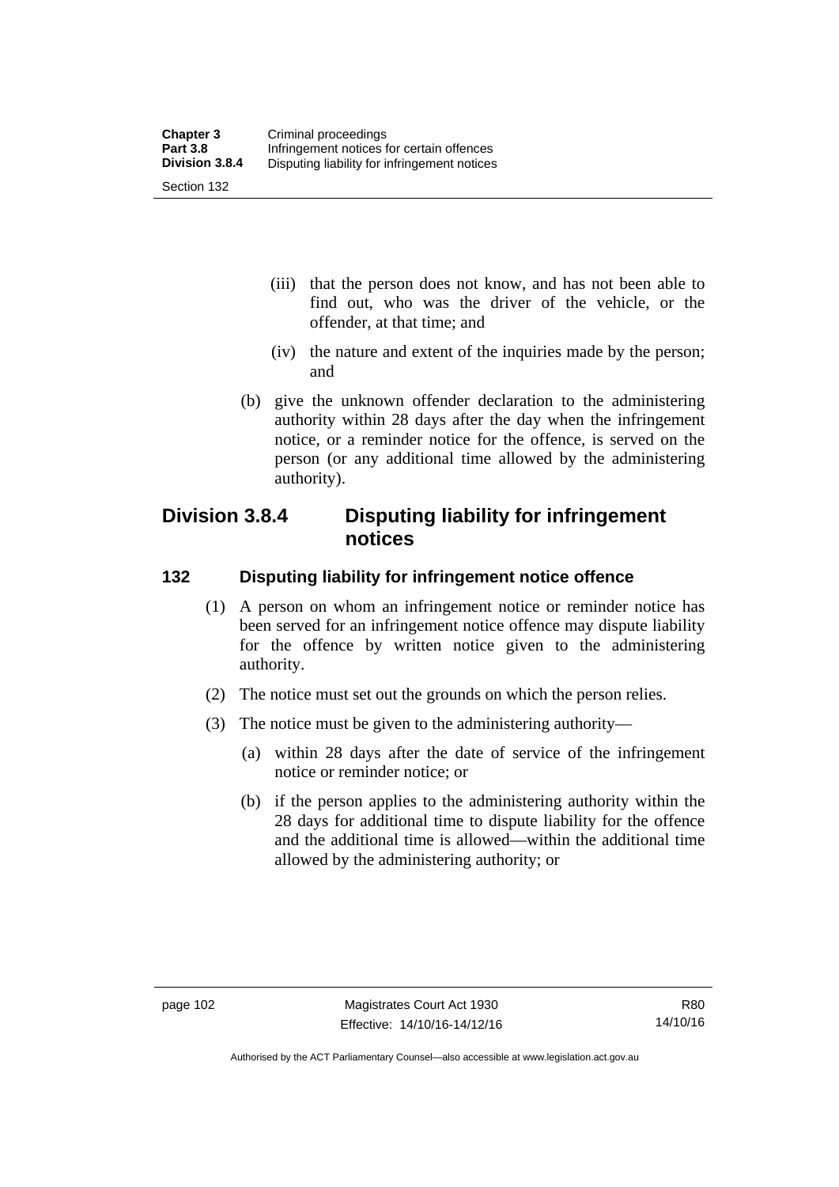(iii) that the person does not know, and has not been able to find out, who was the driver of the vehicle, or the offender, at that time; and

(iv) the nature and extent of the inquiries made by the person; and

(b) give the unknown offender declaration to the administering authority within 28 days after the day when the infringement notice, or a reminder notice for the offence, is served on the person (or any additional time allowed by the administering authority).

## Division 3.8.4 Disputing liability for infringement notices

### 132 Disputing liability for infringement notice offence

(1) A person on whom an infringement notice or reminder notice has been served for an infringement notice offence may dispute liability for the offence by written notice given to the administering authority.

(2) The notice must set out the grounds on which the person relies.

(3) The notice must be given to the administering authority—

(a) within 28 days after the date of service of the infringement notice or reminder notice; or

(b) if the person applies to the administering authority within the 28 days for additional time to dispute liability for the offence and the additional time is allowed—within the additional time allowed by the administering authority; or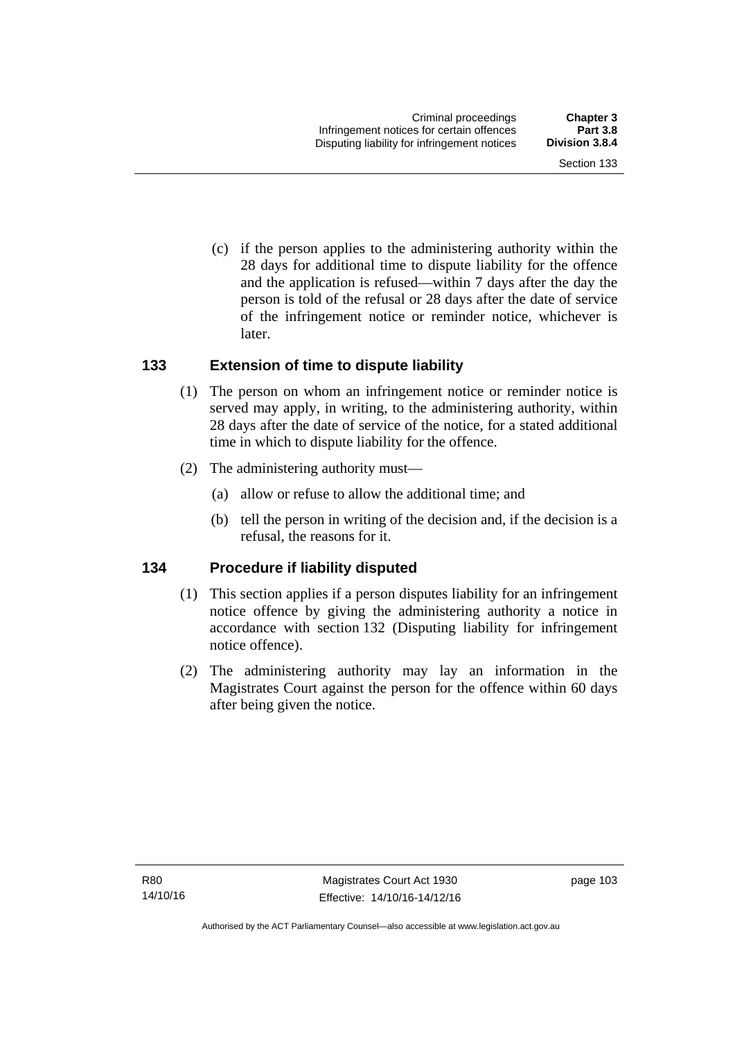(c) if the person applies to the administering authority within the 28 days for additional time to dispute liability for the offence and the application is refused—within 7 days after the day the person is told of the refusal or 28 days after the date of service of the infringement notice or reminder notice, whichever is later.

## 133 Extension of time to dispute liability

(1) The person on whom an infringement notice or reminder notice is served may apply, in writing, to the administering authority, within 28 days after the date of service of the notice, for a stated additional time in which to dispute liability for the offence.

(2) The administering authority must—

(a) allow or refuse to allow the additional time; and

(b) tell the person in writing of the decision and, if the decision is a refusal, the reasons for it.

## 134 Procedure if liability disputed

(1) This section applies if a person disputes liability for an infringement notice offence by giving the administering authority a notice in accordance with section 132 (Disputing liability for infringement notice offence).

(2) The administering authority may lay an information in the Magistrates Court against the person for the offence within 60 days after being given the notice.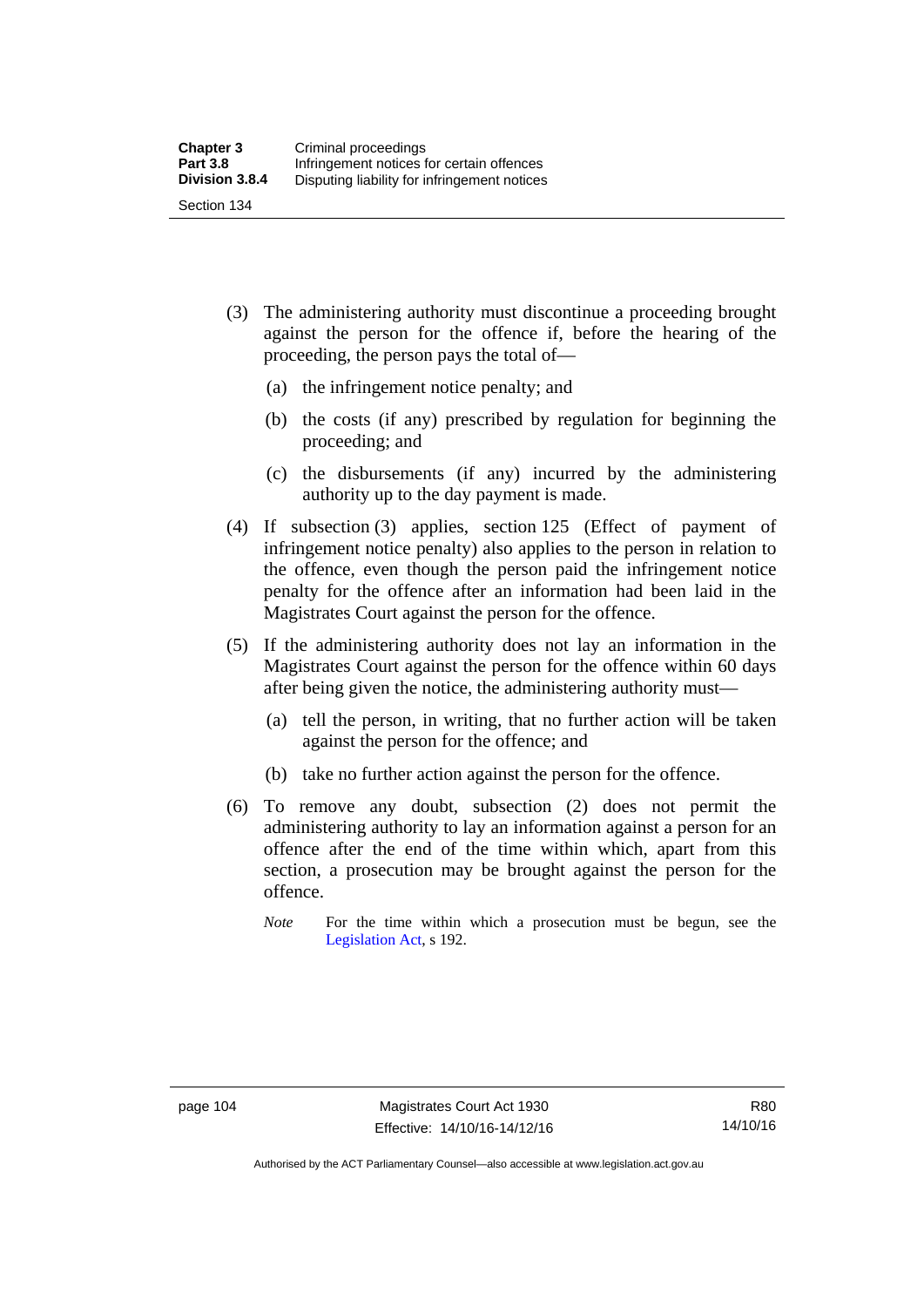(3) The administering authority must discontinue a proceeding brought against the person for the offence if, before the hearing of the proceeding, the person pays the total of—

(a) the infringement notice penalty; and

(b) the costs (if any) prescribed by regulation for beginning the proceeding; and

(c) the disbursements (if any) incurred by the administering authority up to the day payment is made.

(4) If subsection (3) applies, section 125 (Effect of payment of infringement notice penalty) also applies to the person in relation to the offence, even though the person paid the infringement notice penalty for the offence after an information had been laid in the Magistrates Court against the person for the offence.

(5) If the administering authority does not lay an information in the Magistrates Court against the person for the offence within 60 days after being given the notice, the administering authority must—

(a) tell the person, in writing, that no further action will be taken against the person for the offence; and

(b) take no further action against the person for the offence.

(6) To remove any doubt, subsection (2) does not permit the administering authority to lay an information against a person for an offence after the end of the time within which, apart from this section, a prosecution may be brought against the person for the offence.

*Note* For the time within which a prosecution must be begun, see the Legislation Act, s 192.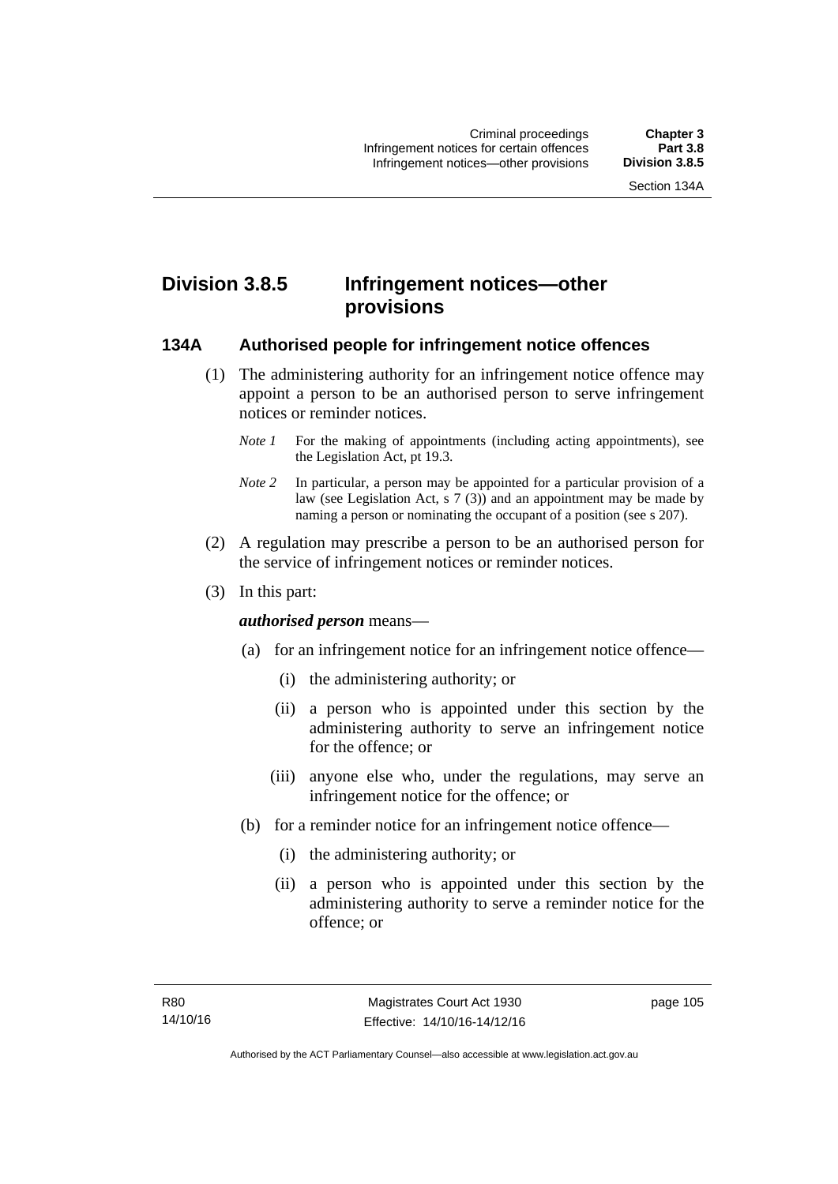# Division 3.8.5 Infringement notices—other provisions

## 134A Authorised people for infringement notice offences

(1) The administering authority for an infringement notice offence may appoint a person to be an authorised person to serve infringement notices or reminder notices.

*Note 1* For the making of appointments (including acting appointments), see the Legislation Act, pt 19.3.

*Note 2* In particular, a person may be appointed for a particular provision of a law (see Legislation Act, s 7 (3)) and an appointment may be made by naming a person or nominating the occupant of a position (see s 207).

(2) A regulation may prescribe a person to be an authorised person for the service of infringement notices or reminder notices.

(3) In this part:

***authorised person*** means—

(a) for an infringement notice for an infringement notice offence—

(i) the administering authority; or

(ii) a person who is appointed under this section by the administering authority to serve an infringement notice for the offence; or

(iii) anyone else who, under the regulations, may serve an infringement notice for the offence; or

(b) for a reminder notice for an infringement notice offence—

(i) the administering authority; or

(ii) a person who is appointed under this section by the administering authority to serve a reminder notice for the offence; or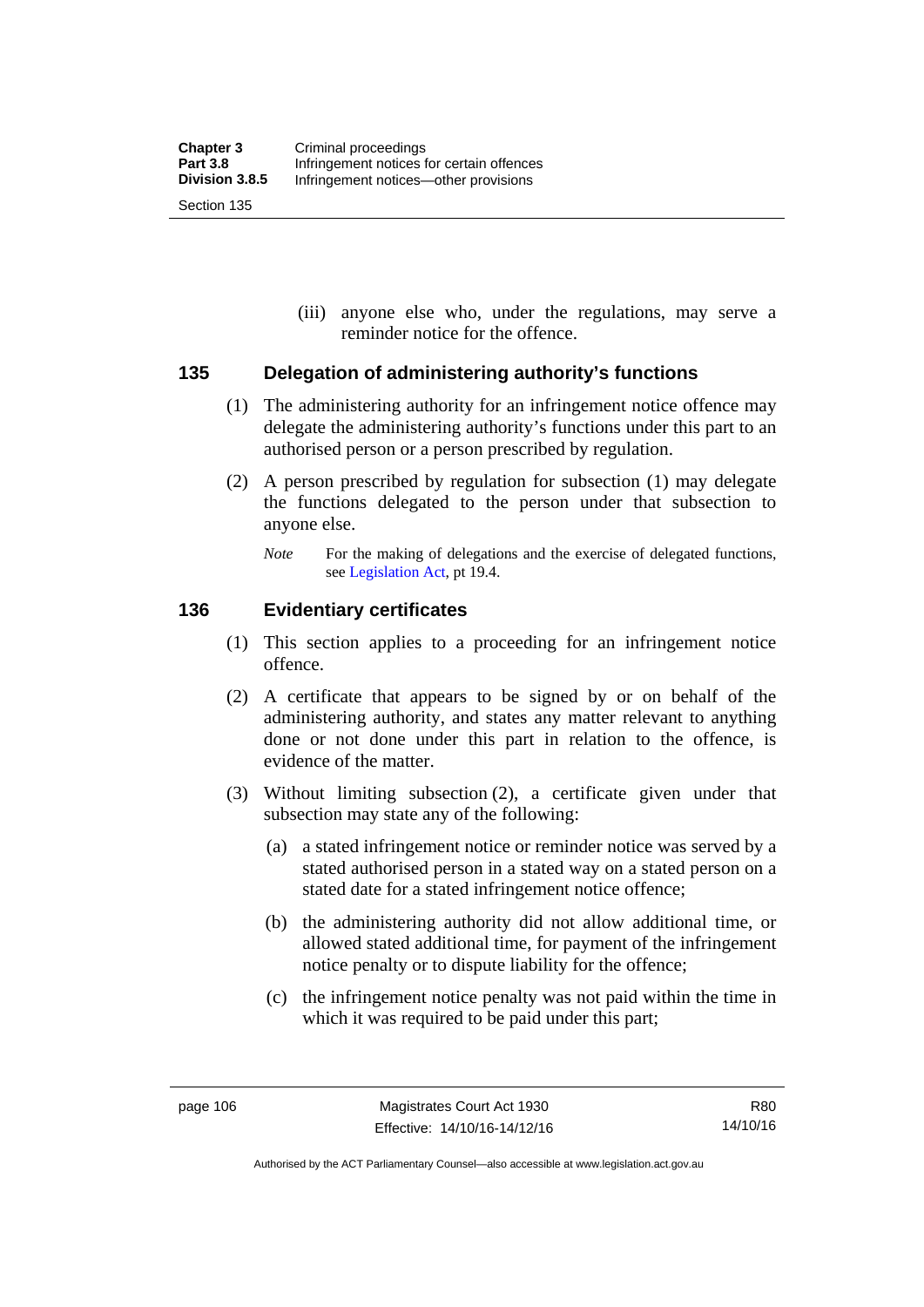(iii) anyone else who, under the regulations, may serve a reminder notice for the offence.

### 135 Delegation of administering authority's functions

(1) The administering authority for an infringement notice offence may delegate the administering authority's functions under this part to an authorised person or a person prescribed by regulation.

(2) A person prescribed by regulation for subsection (1) may delegate the functions delegated to the person under that subsection to anyone else.

*Note* For the making of delegations and the exercise of delegated functions, see Legislation Act, pt 19.4.

### 136 Evidentiary certificates

(1) This section applies to a proceeding for an infringement notice offence.

(2) A certificate that appears to be signed by or on behalf of the administering authority, and states any matter relevant to anything done or not done under this part in relation to the offence, is evidence of the matter.

(3) Without limiting subsection (2), a certificate given under that subsection may state any of the following:

(a) a stated infringement notice or reminder notice was served by a stated authorised person in a stated way on a stated person on a stated date for a stated infringement notice offence;

(b) the administering authority did not allow additional time, or allowed stated additional time, for payment of the infringement notice penalty or to dispute liability for the offence;

(c) the infringement notice penalty was not paid within the time in which it was required to be paid under this part;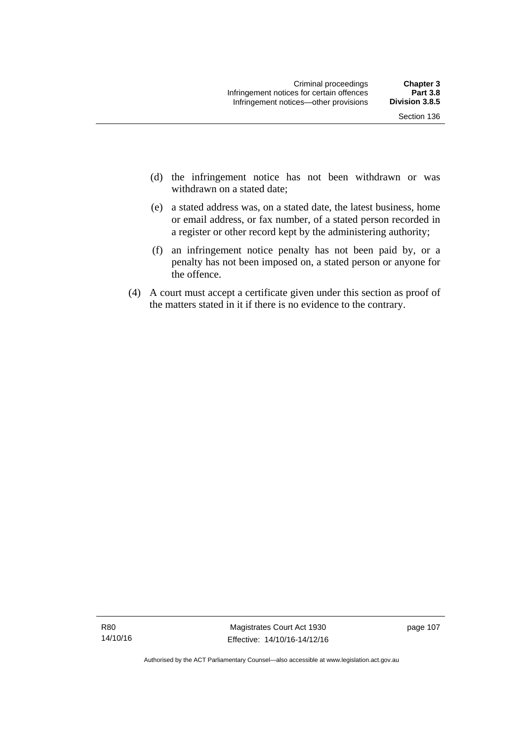(d) the infringement notice has not been withdrawn or was withdrawn on a stated date;

(e) a stated address was, on a stated date, the latest business, home or email address, or fax number, of a stated person recorded in a register or other record kept by the administering authority;

(f) an infringement notice penalty has not been paid by, or a penalty has not been imposed on, a stated person or anyone for the offence.

(4) A court must accept a certificate given under this section as proof of the matters stated in it if there is no evidence to the contrary.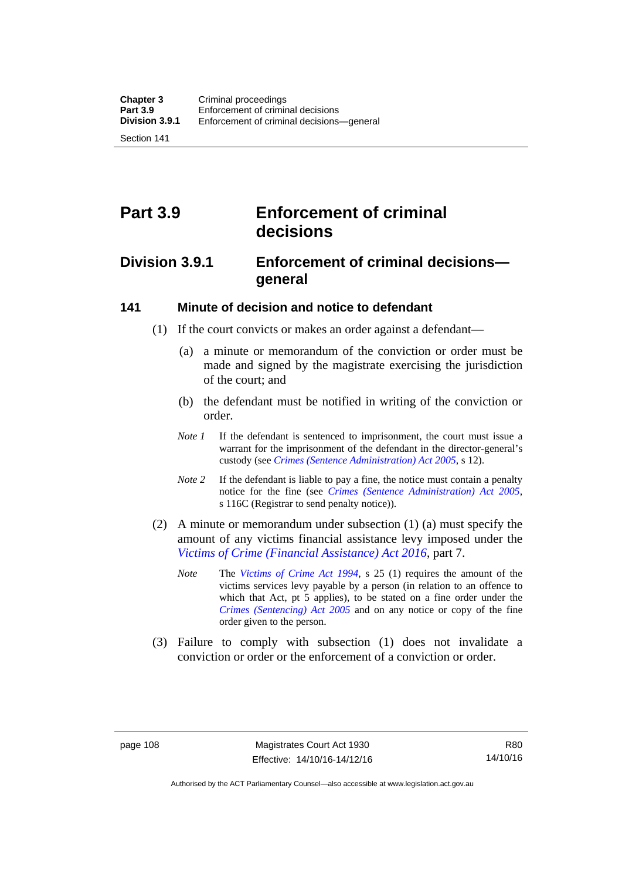# Part 3.9 Enforcement of criminal decisions

## Division 3.9.1 Enforcement of criminal decisions—general

### 141 Minute of decision and notice to defendant

(1) If the court convicts or makes an order against a defendant—

(a) a minute or memorandum of the conviction or order must be made and signed by the magistrate exercising the jurisdiction of the court; and

(b) the defendant must be notified in writing of the conviction or order.

*Note 1* If the defendant is sentenced to imprisonment, the court must issue a warrant for the imprisonment of the defendant in the director-general's custody (see *Crimes (Sentence Administration) Act 2005*, s 12).

*Note 2* If the defendant is liable to pay a fine, the notice must contain a penalty notice for the fine (see *Crimes (Sentence Administration) Act 2005*, s 116C (Registrar to send penalty notice)).

(2) A minute or memorandum under subsection (1) (a) must specify the amount of any victims financial assistance levy imposed under the *Victims of Crime (Financial Assistance) Act 2016*, part 7.

*Note* The *Victims of Crime Act 1994*, s 25 (1) requires the amount of the victims services levy payable by a person (in relation to an offence to which that Act, pt 5 applies), to be stated on a fine order under the *Crimes (Sentencing) Act 2005* and on any notice or copy of the fine order given to the person.

(3) Failure to comply with subsection (1) does not invalidate a conviction or order or the enforcement of a conviction or order.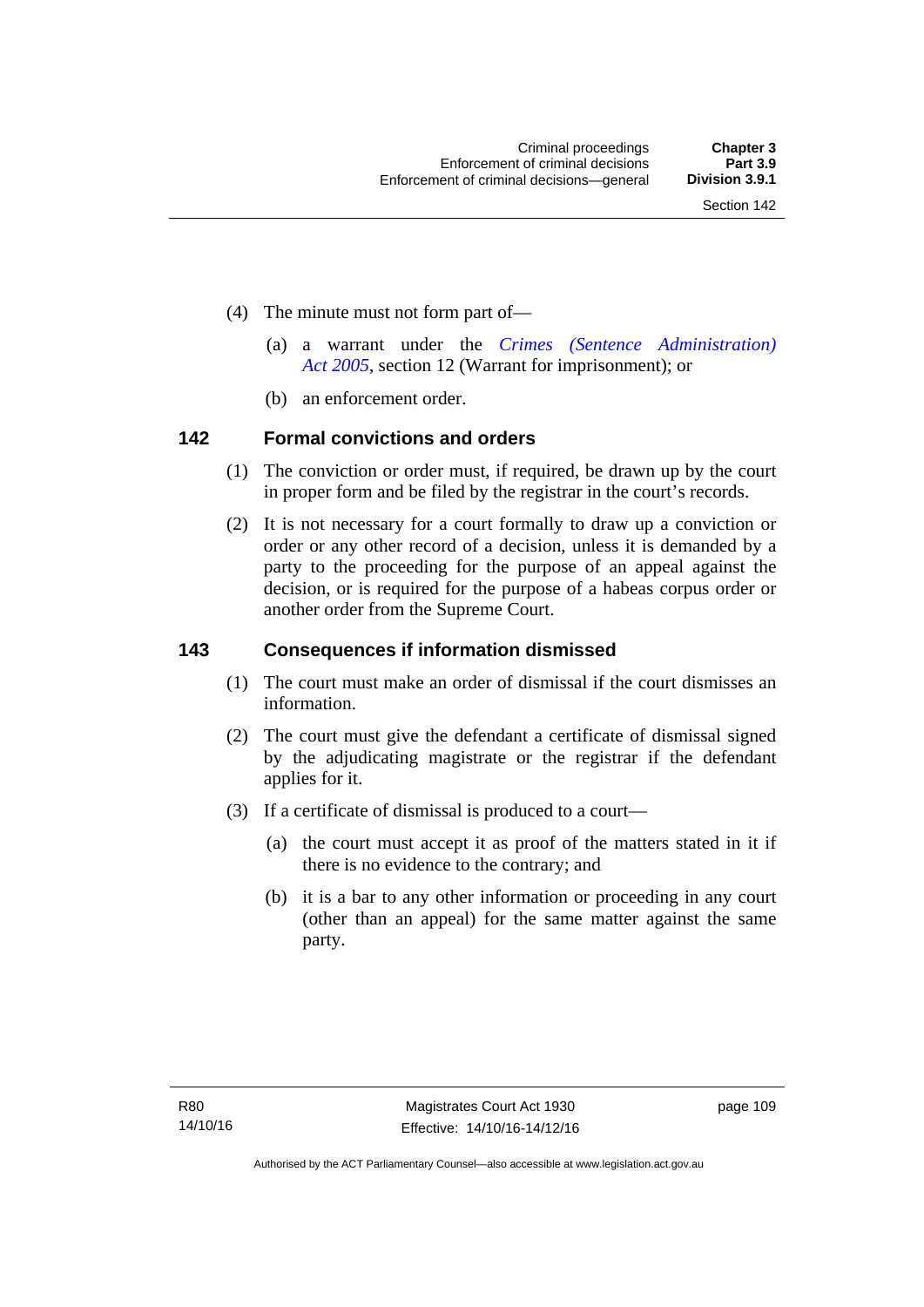(4) The minute must not form part of—

(a) a warrant under the *Crimes (Sentence Administration) Act 2005*, section 12 (Warrant for imprisonment); or

(b) an enforcement order.

## 142 Formal convictions and orders

(1) The conviction or order must, if required, be drawn up by the court in proper form and be filed by the registrar in the court's records.

(2) It is not necessary for a court formally to draw up a conviction or order or any other record of a decision, unless it is demanded by a party to the proceeding for the purpose of an appeal against the decision, or is required for the purpose of a habeas corpus order or another order from the Supreme Court.

## 143 Consequences if information dismissed

(1) The court must make an order of dismissal if the court dismisses an information.

(2) The court must give the defendant a certificate of dismissal signed by the adjudicating magistrate or the registrar if the defendant applies for it.

(3) If a certificate of dismissal is produced to a court—

(a) the court must accept it as proof of the matters stated in it if there is no evidence to the contrary; and

(b) it is a bar to any other information or proceeding in any court (other than an appeal) for the same matter against the same party.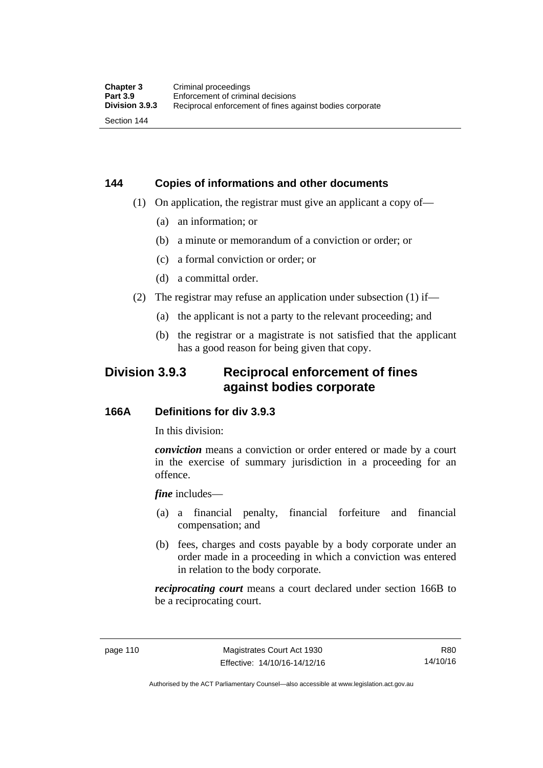### 144 Copies of informations and other documents

(1) On application, the registrar must give an applicant a copy of—

(a) an information; or

(b) a minute or memorandum of a conviction or order; or

(c) a formal conviction or order; or

(d) a committal order.

(2) The registrar may refuse an application under subsection (1) if—

(a) the applicant is not a party to the relevant proceeding; and

(b) the registrar or a magistrate is not satisfied that the applicant has a good reason for being given that copy.

## Division 3.9.3 Reciprocal enforcement of fines against bodies corporate

### 166A Definitions for div 3.9.3

In this division:

***conviction*** means a conviction or order entered or made by a court in the exercise of summary jurisdiction in a proceeding for an offence.

***fine*** includes—

(a) a financial penalty, financial forfeiture and financial compensation; and

(b) fees, charges and costs payable by a body corporate under an order made in a proceeding in which a conviction was entered in relation to the body corporate.

***reciprocating court*** means a court declared under section 166B to be a reciprocating court.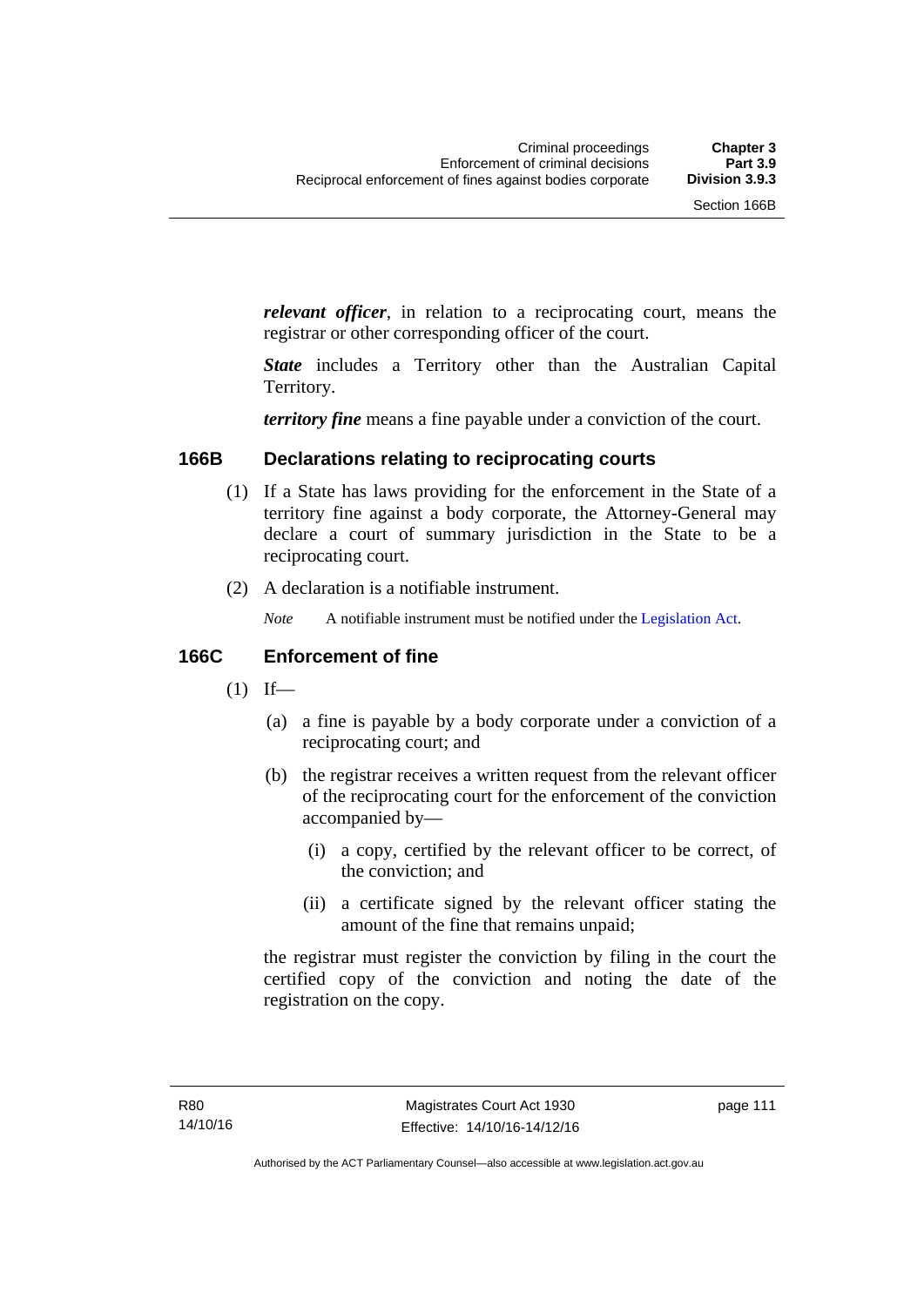***relevant officer***, in relation to a reciprocating court, means the registrar or other corresponding officer of the court.

***State*** includes a Territory other than the Australian Capital Territory.

***territory fine*** means a fine payable under a conviction of the court.

### 166B Declarations relating to reciprocating courts

(1) If a State has laws providing for the enforcement in the State of a territory fine against a body corporate, the Attorney-General may declare a court of summary jurisdiction in the State to be a reciprocating court.

(2) A declaration is a notifiable instrument.

*Note* A notifiable instrument must be notified under the Legislation Act.

### 166C Enforcement of fine

(1) If—

(a) a fine is payable by a body corporate under a conviction of a reciprocating court; and

(b) the registrar receives a written request from the relevant officer of the reciprocating court for the enforcement of the conviction accompanied by—

(i) a copy, certified by the relevant officer to be correct, of the conviction; and

(ii) a certificate signed by the relevant officer stating the amount of the fine that remains unpaid;

the registrar must register the conviction by filing in the court the certified copy of the conviction and noting the date of the registration on the copy.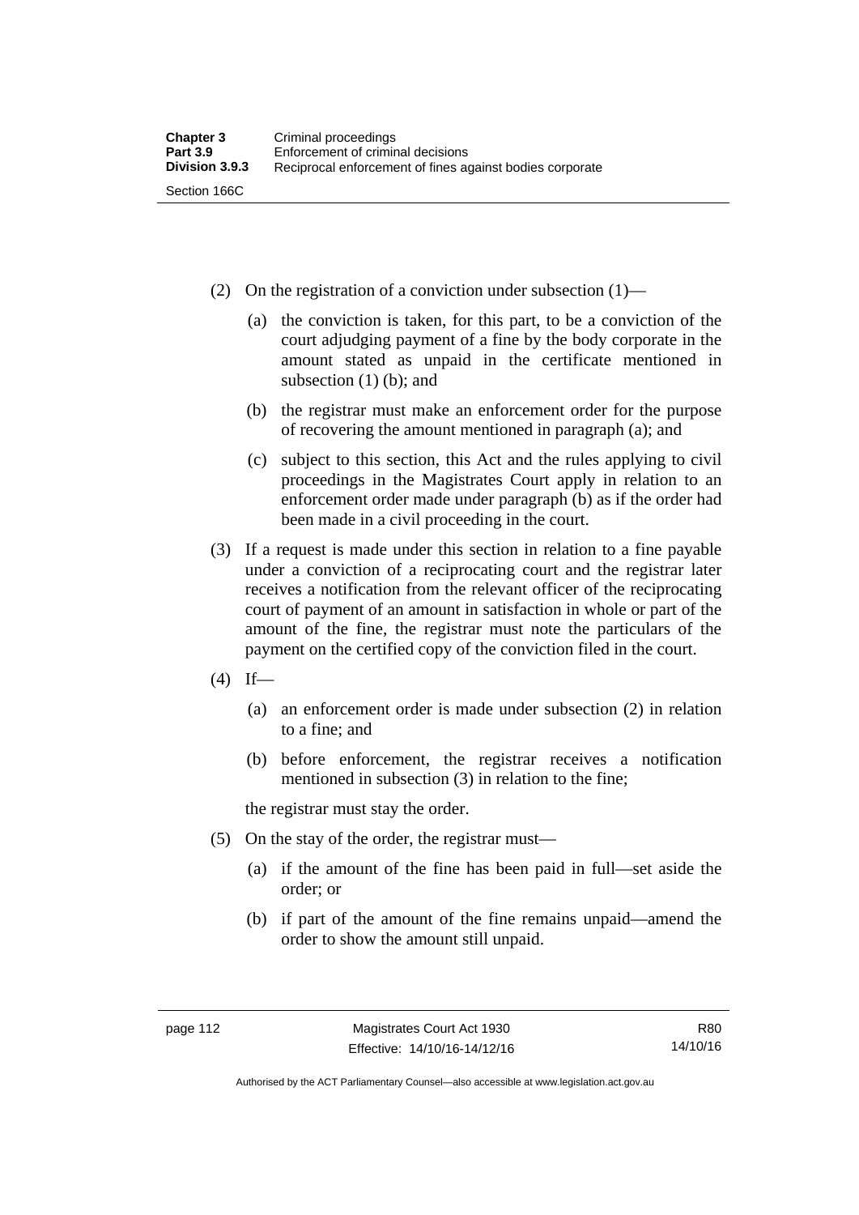(2) On the registration of a conviction under subsection (1)—

(a) the conviction is taken, for this part, to be a conviction of the court adjudging payment of a fine by the body corporate in the amount stated as unpaid in the certificate mentioned in subsection (1) (b); and

(b) the registrar must make an enforcement order for the purpose of recovering the amount mentioned in paragraph (a); and

(c) subject to this section, this Act and the rules applying to civil proceedings in the Magistrates Court apply in relation to an enforcement order made under paragraph (b) as if the order had been made in a civil proceeding in the court.

(3) If a request is made under this section in relation to a fine payable under a conviction of a reciprocating court and the registrar later receives a notification from the relevant officer of the reciprocating court of payment of an amount in satisfaction in whole or part of the amount of the fine, the registrar must note the particulars of the payment on the certified copy of the conviction filed in the court.

(4) If—

(a) an enforcement order is made under subsection (2) in relation to a fine; and

(b) before enforcement, the registrar receives a notification mentioned in subsection (3) in relation to the fine;

the registrar must stay the order.

(5) On the stay of the order, the registrar must—

(a) if the amount of the fine has been paid in full—set aside the order; or

(b) if part of the amount of the fine remains unpaid—amend the order to show the amount still unpaid.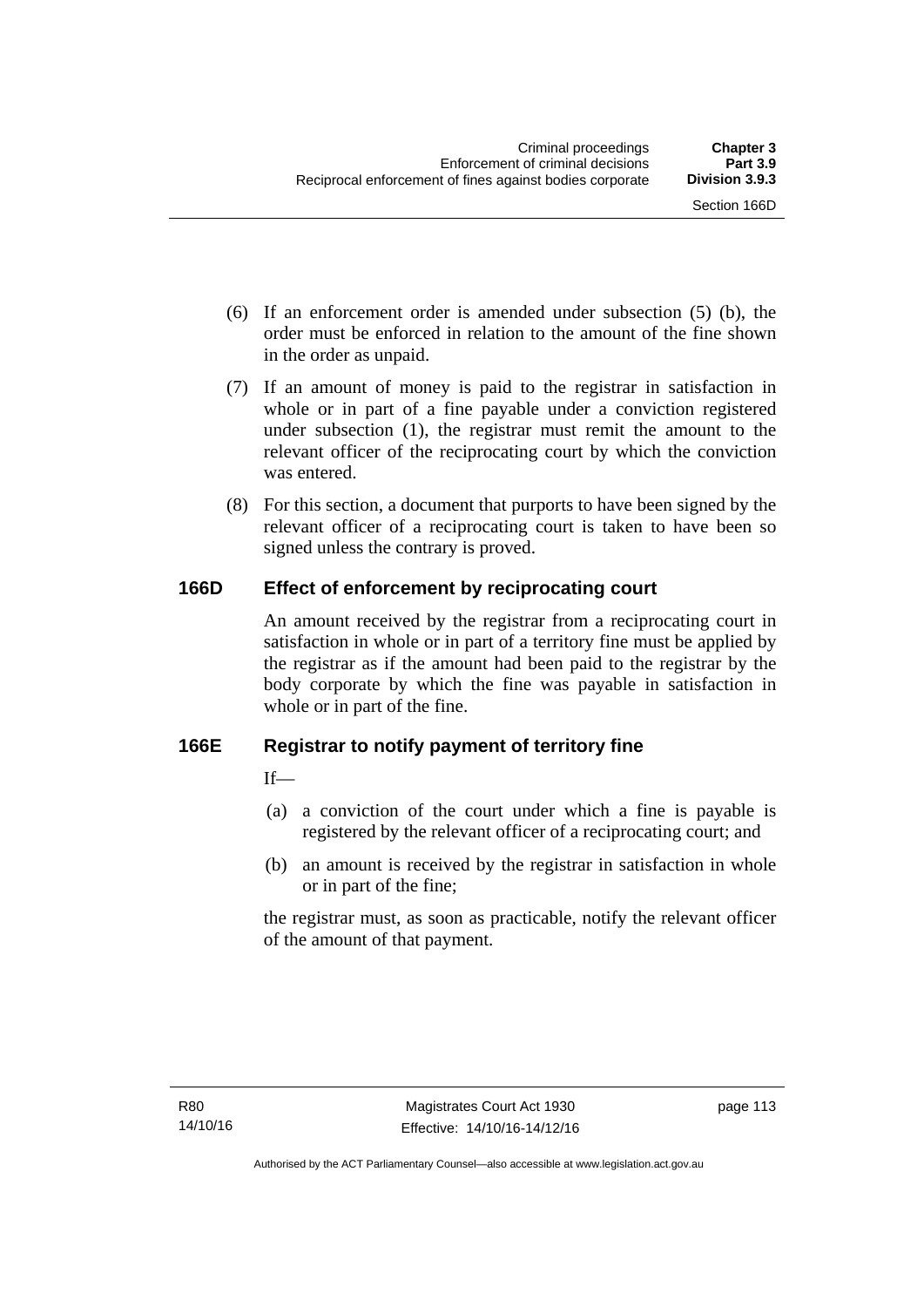(6) If an enforcement order is amended under subsection (5) (b), the order must be enforced in relation to the amount of the fine shown in the order as unpaid.

(7) If an amount of money is paid to the registrar in satisfaction in whole or in part of a fine payable under a conviction registered under subsection (1), the registrar must remit the amount to the relevant officer of the reciprocating court by which the conviction was entered.

(8) For this section, a document that purports to have been signed by the relevant officer of a reciprocating court is taken to have been so signed unless the contrary is proved.

### 166D Effect of enforcement by reciprocating court

An amount received by the registrar from a reciprocating court in satisfaction in whole or in part of a territory fine must be applied by the registrar as if the amount had been paid to the registrar by the body corporate by which the fine was payable in satisfaction in whole or in part of the fine.

### 166E Registrar to notify payment of territory fine

If—

(a) a conviction of the court under which a fine is payable is registered by the relevant officer of a reciprocating court; and

(b) an amount is received by the registrar in satisfaction in whole or in part of the fine;

the registrar must, as soon as practicable, notify the relevant officer of the amount of that payment.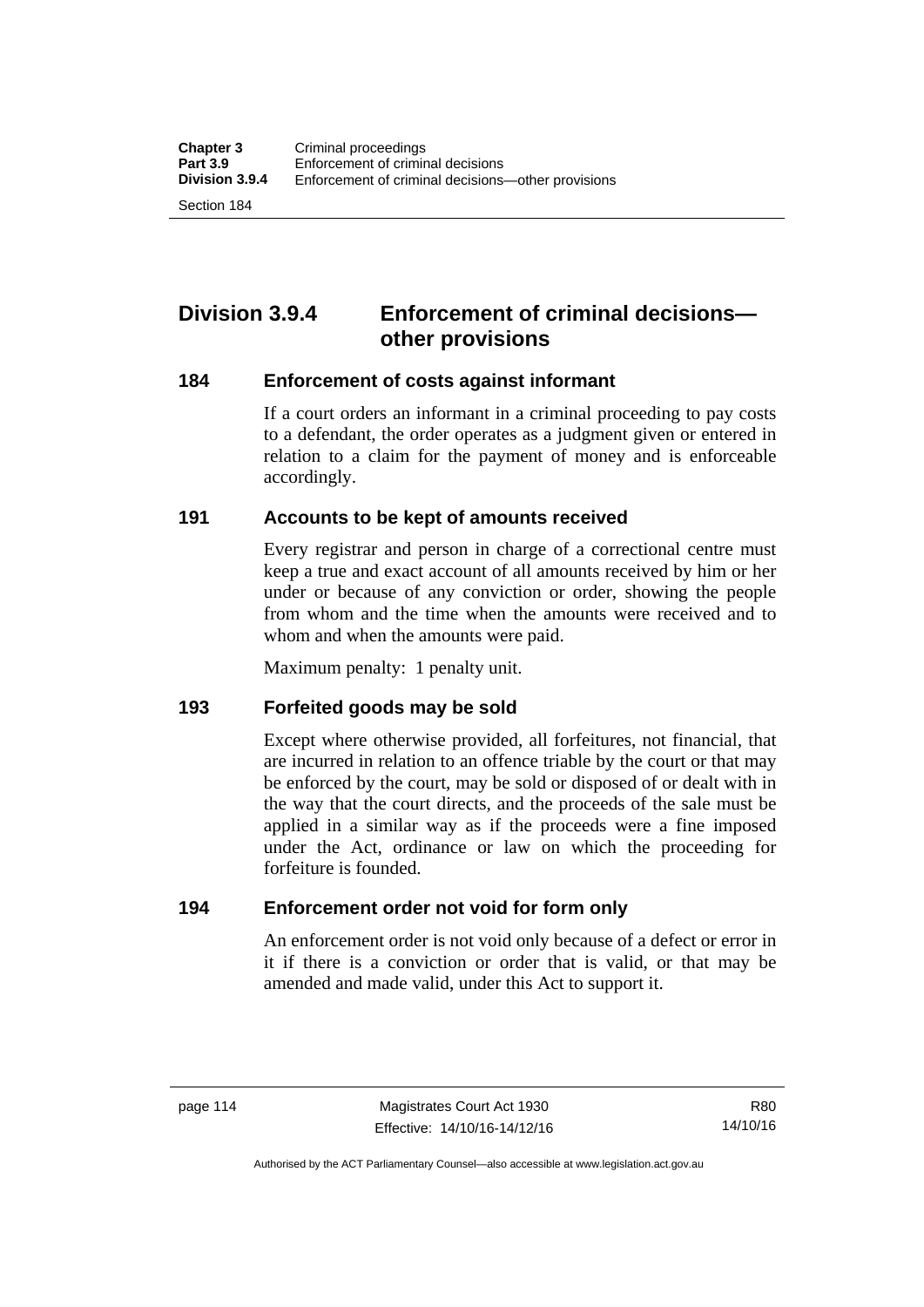## Division 3.9.4 Enforcement of criminal decisions—other provisions

### 184 Enforcement of costs against informant

If a court orders an informant in a criminal proceeding to pay costs to a defendant, the order operates as a judgment given or entered in relation to a claim for the payment of money and is enforceable accordingly.

### 191 Accounts to be kept of amounts received

Every registrar and person in charge of a correctional centre must keep a true and exact account of all amounts received by him or her under or because of any conviction or order, showing the people from whom and the time when the amounts were received and to whom and when the amounts were paid.

Maximum penalty: 1 penalty unit.

### 193 Forfeited goods may be sold

Except where otherwise provided, all forfeitures, not financial, that are incurred in relation to an offence triable by the court or that may be enforced by the court, may be sold or disposed of or dealt with in the way that the court directs, and the proceeds of the sale must be applied in a similar way as if the proceeds were a fine imposed under the Act, ordinance or law on which the proceeding for forfeiture is founded.

### 194 Enforcement order not void for form only

An enforcement order is not void only because of a defect or error in it if there is a conviction or order that is valid, or that may be amended and made valid, under this Act to support it.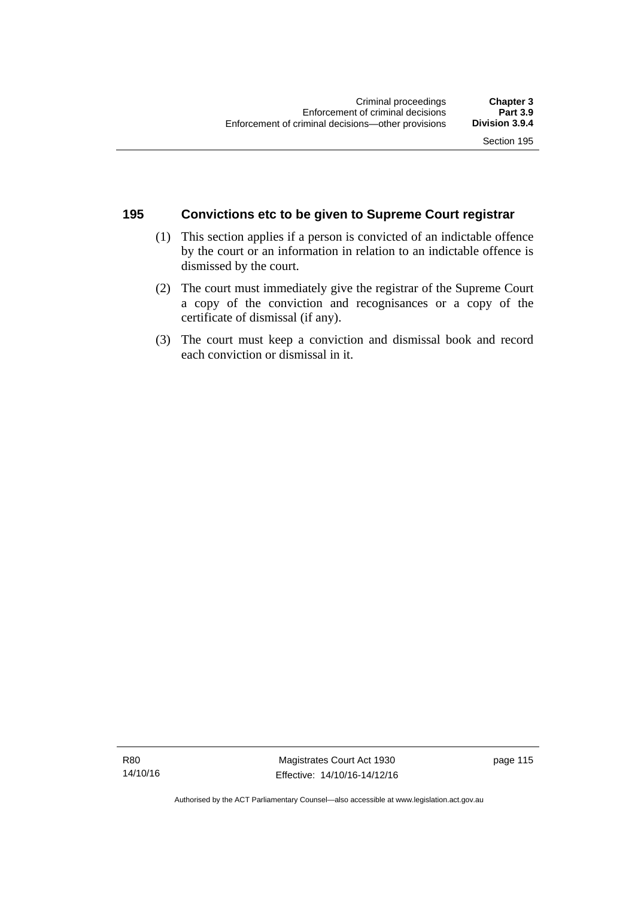## 195 Convictions etc to be given to Supreme Court registrar

(1) This section applies if a person is convicted of an indictable offence by the court or an information in relation to an indictable offence is dismissed by the court.

(2) The court must immediately give the registrar of the Supreme Court a copy of the conviction and recognisances or a copy of the certificate of dismissal (if any).

(3) The court must keep a conviction and dismissal book and record each conviction or dismissal in it.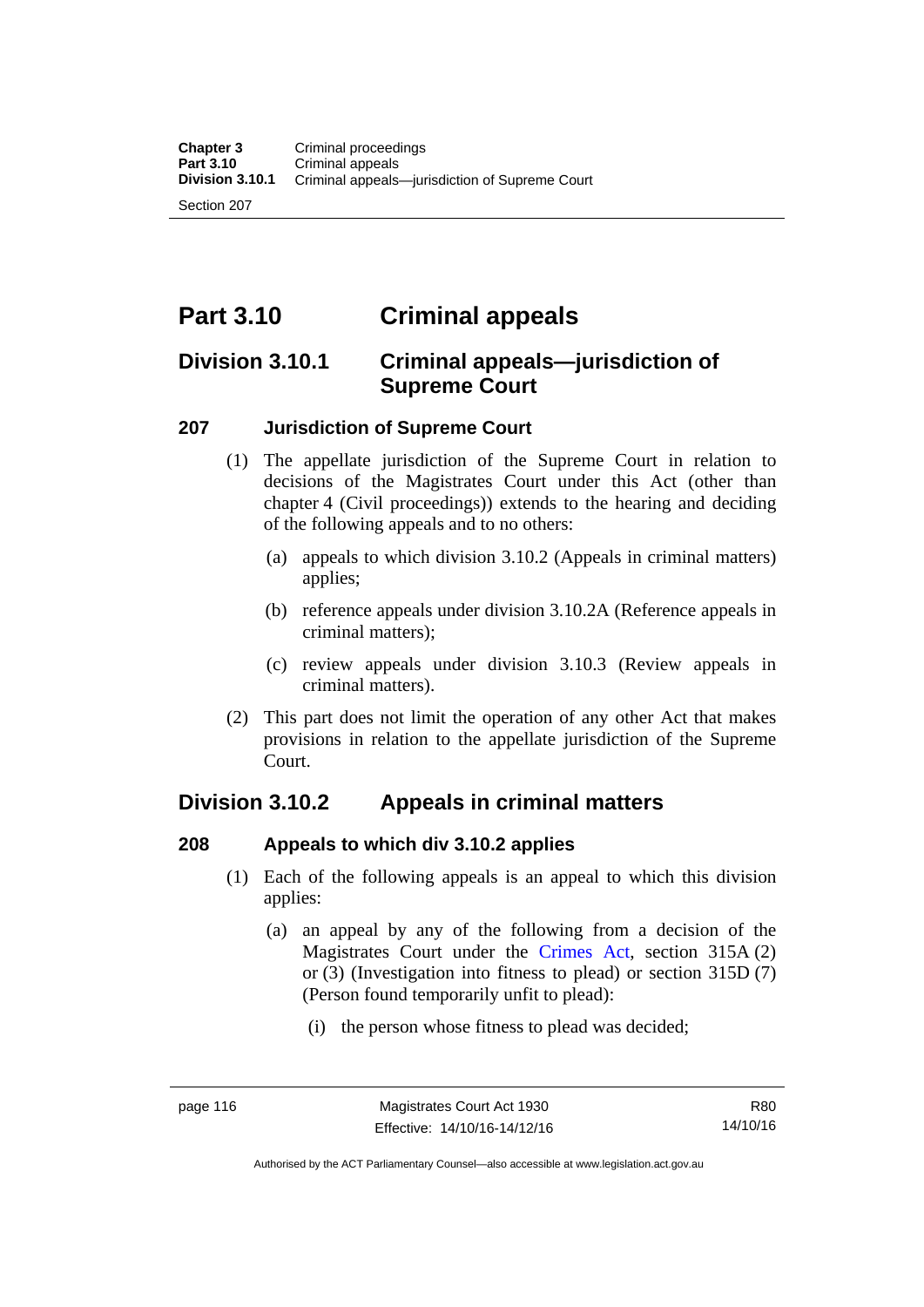# Part 3.10 Criminal appeals

## Division 3.10.1 Criminal appeals—jurisdiction of Supreme Court

### 207 Jurisdiction of Supreme Court

(1) The appellate jurisdiction of the Supreme Court in relation to decisions of the Magistrates Court under this Act (other than chapter 4 (Civil proceedings)) extends to the hearing and deciding of the following appeals and to no others:

(a) appeals to which division 3.10.2 (Appeals in criminal matters) applies;

(b) reference appeals under division 3.10.2A (Reference appeals in criminal matters);

(c) review appeals under division 3.10.3 (Review appeals in criminal matters).

(2) This part does not limit the operation of any other Act that makes provisions in relation to the appellate jurisdiction of the Supreme Court.

## Division 3.10.2 Appeals in criminal matters

### 208 Appeals to which div 3.10.2 applies

(1) Each of the following appeals is an appeal to which this division applies:

(a) an appeal by any of the following from a decision of the Magistrates Court under the Crimes Act, section 315A (2) or (3) (Investigation into fitness to plead) or section 315D (7) (Person found temporarily unfit to plead):

(i) the person whose fitness to plead was decided;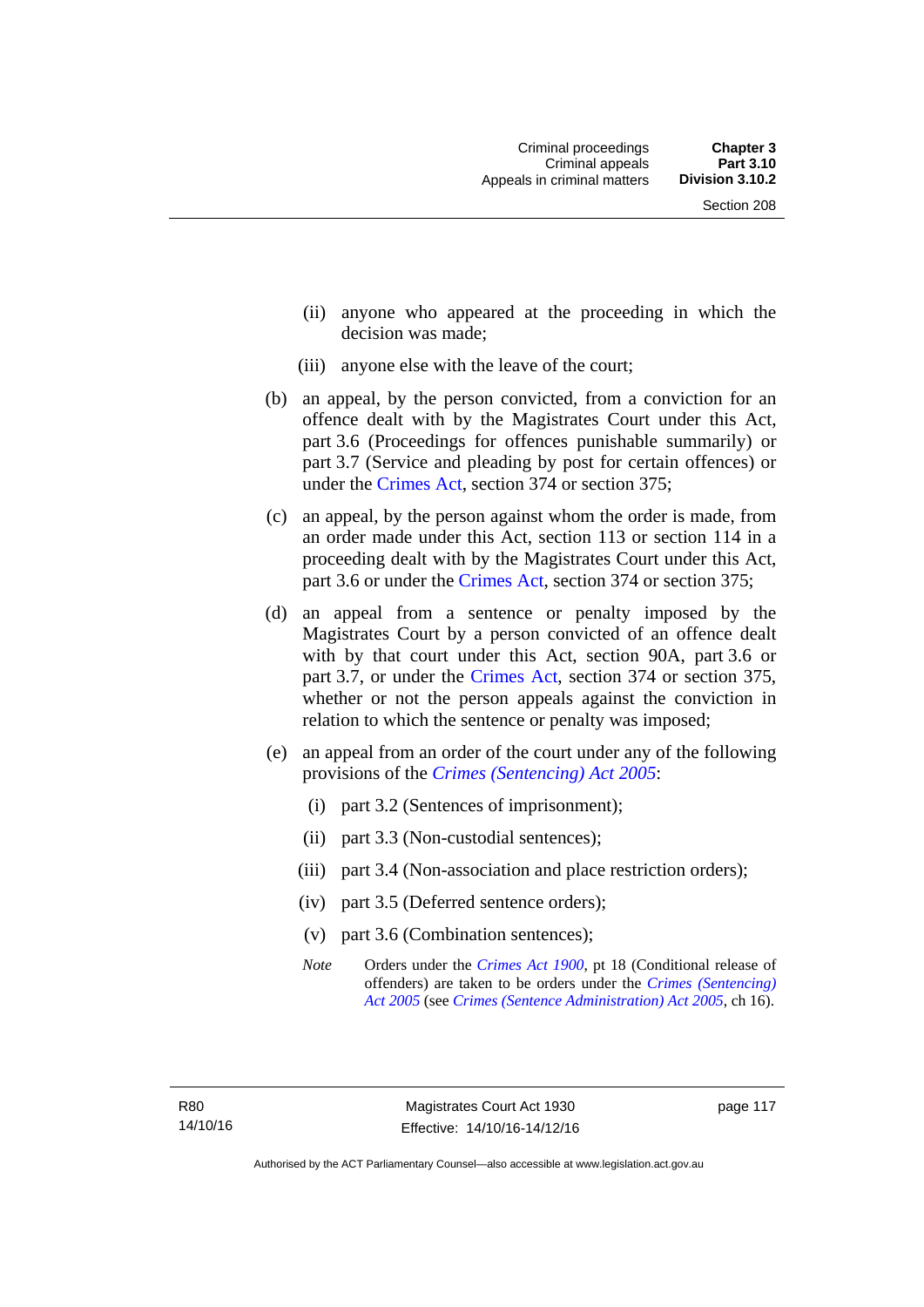(ii) anyone who appeared at the proceeding in which the decision was made;

(iii) anyone else with the leave of the court;

(b) an appeal, by the person convicted, from a conviction for an offence dealt with by the Magistrates Court under this Act, part 3.6 (Proceedings for offences punishable summarily) or part 3.7 (Service and pleading by post for certain offences) or under the Crimes Act, section 374 or section 375;

(c) an appeal, by the person against whom the order is made, from an order made under this Act, section 113 or section 114 in a proceeding dealt with by the Magistrates Court under this Act, part 3.6 or under the Crimes Act, section 374 or section 375;

(d) an appeal from a sentence or penalty imposed by the Magistrates Court by a person convicted of an offence dealt with by that court under this Act, section 90A, part 3.6 or part 3.7, or under the Crimes Act, section 374 or section 375, whether or not the person appeals against the conviction in relation to which the sentence or penalty was imposed;

(e) an appeal from an order of the court under any of the following provisions of the *Crimes (Sentencing) Act 2005*:

(i) part 3.2 (Sentences of imprisonment);

(ii) part 3.3 (Non-custodial sentences);

(iii) part 3.4 (Non-association and place restriction orders);

(iv) part 3.5 (Deferred sentence orders);

(v) part 3.6 (Combination sentences);

*Note* Orders under the *Crimes Act 1900*, pt 18 (Conditional release of offenders) are taken to be orders under the *Crimes (Sentencing) Act 2005* (see *Crimes (Sentence Administration) Act 2005*, ch 16).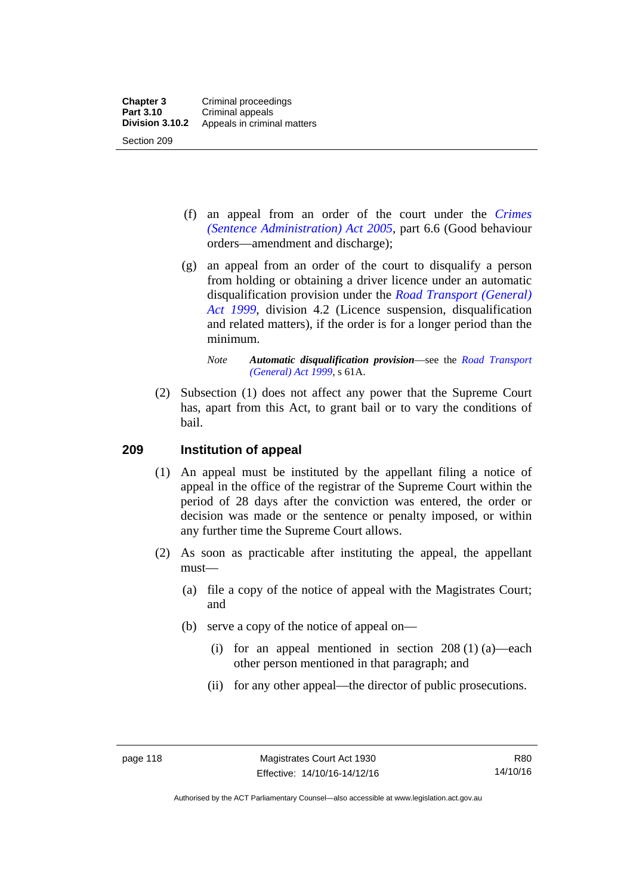(f) an appeal from an order of the court under the *Crimes (Sentence Administration) Act 2005*, part 6.6 (Good behaviour orders—amendment and discharge);

(g) an appeal from an order of the court to disqualify a person from holding or obtaining a driver licence under an automatic disqualification provision under the *Road Transport (General) Act 1999*, division 4.2 (Licence suspension, disqualification and related matters), if the order is for a longer period than the minimum.

*Note* ***Automatic disqualification provision***—see the *Road Transport (General) Act 1999*, s 61A.

(2) Subsection (1) does not affect any power that the Supreme Court has, apart from this Act, to grant bail or to vary the conditions of bail.

## 209 Institution of appeal

(1) An appeal must be instituted by the appellant filing a notice of appeal in the office of the registrar of the Supreme Court within the period of 28 days after the conviction was entered, the order or decision was made or the sentence or penalty imposed, or within any further time the Supreme Court allows.

(2) As soon as practicable after instituting the appeal, the appellant must—

(a) file a copy of the notice of appeal with the Magistrates Court; and

(b) serve a copy of the notice of appeal on—

(i) for an appeal mentioned in section 208 (1) (a)—each other person mentioned in that paragraph; and

(ii) for any other appeal—the director of public prosecutions.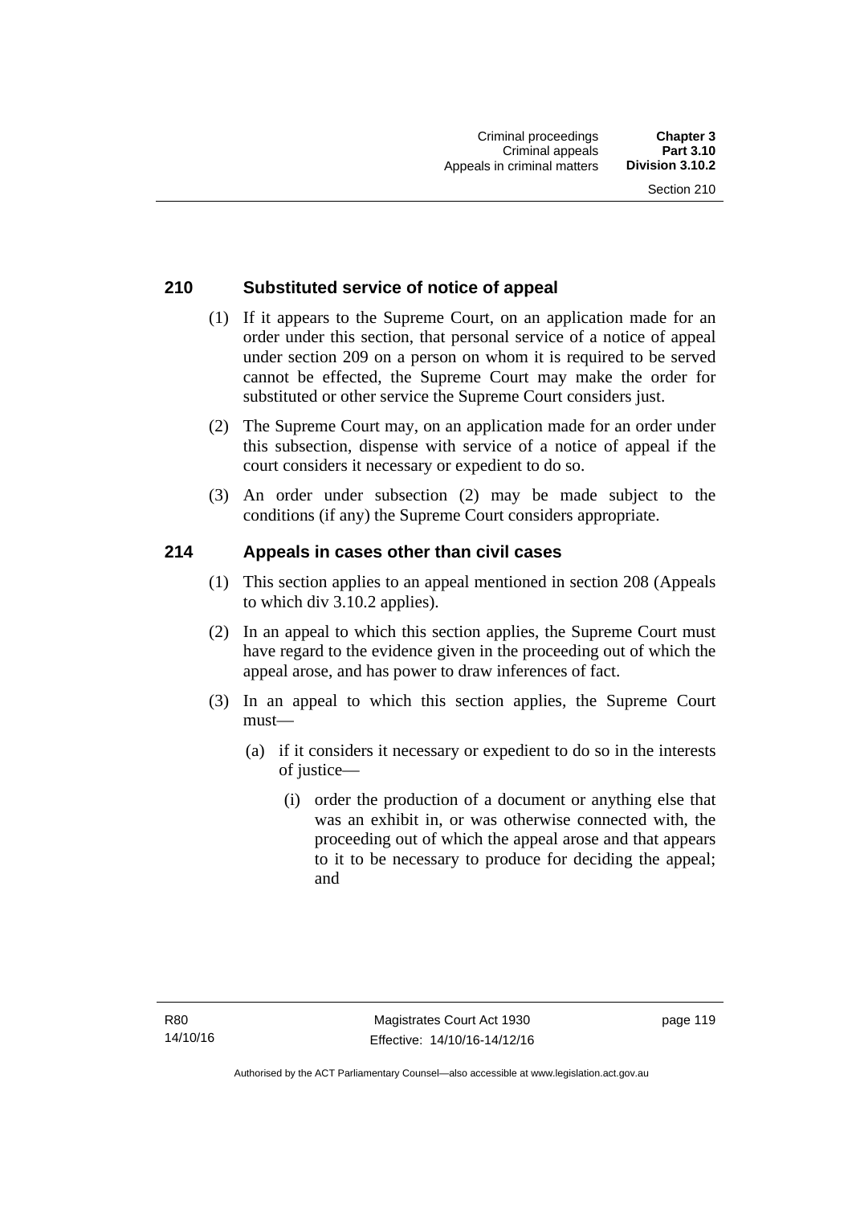## 210 Substituted service of notice of appeal

(1) If it appears to the Supreme Court, on an application made for an order under this section, that personal service of a notice of appeal under section 209 on a person on whom it is required to be served cannot be effected, the Supreme Court may make the order for substituted or other service the Supreme Court considers just.

(2) The Supreme Court may, on an application made for an order under this subsection, dispense with service of a notice of appeal if the court considers it necessary or expedient to do so.

(3) An order under subsection (2) may be made subject to the conditions (if any) the Supreme Court considers appropriate.

## 214 Appeals in cases other than civil cases

(1) This section applies to an appeal mentioned in section 208 (Appeals to which div 3.10.2 applies).

(2) In an appeal to which this section applies, the Supreme Court must have regard to the evidence given in the proceeding out of which the appeal arose, and has power to draw inferences of fact.

(3) In an appeal to which this section applies, the Supreme Court must—

(a) if it considers it necessary or expedient to do so in the interests of justice—

(i) order the production of a document or anything else that was an exhibit in, or was otherwise connected with, the proceeding out of which the appeal arose and that appears to it to be necessary to produce for deciding the appeal; and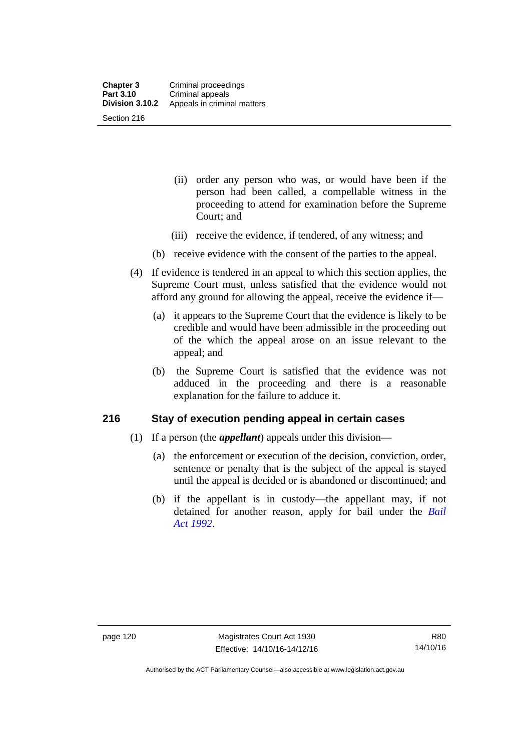(ii) order any person who was, or would have been if the person had been called, a compellable witness in the proceeding to attend for examination before the Supreme Court; and

(iii) receive the evidence, if tendered, of any witness; and

(b) receive evidence with the consent of the parties to the appeal.

(4) If evidence is tendered in an appeal to which this section applies, the Supreme Court must, unless satisfied that the evidence would not afford any ground for allowing the appeal, receive the evidence if—

(a) it appears to the Supreme Court that the evidence is likely to be credible and would have been admissible in the proceeding out of the which the appeal arose on an issue relevant to the appeal; and

(b) the Supreme Court is satisfied that the evidence was not adduced in the proceeding and there is a reasonable explanation for the failure to adduce it.

## 216 Stay of execution pending appeal in certain cases

(1) If a person (the ***appellant***) appeals under this division—

(a) the enforcement or execution of the decision, conviction, order, sentence or penalty that is the subject of the appeal is stayed until the appeal is decided or is abandoned or discontinued; and

(b) if the appellant is in custody—the appellant may, if not detained for another reason, apply for bail under the *Bail Act 1992*.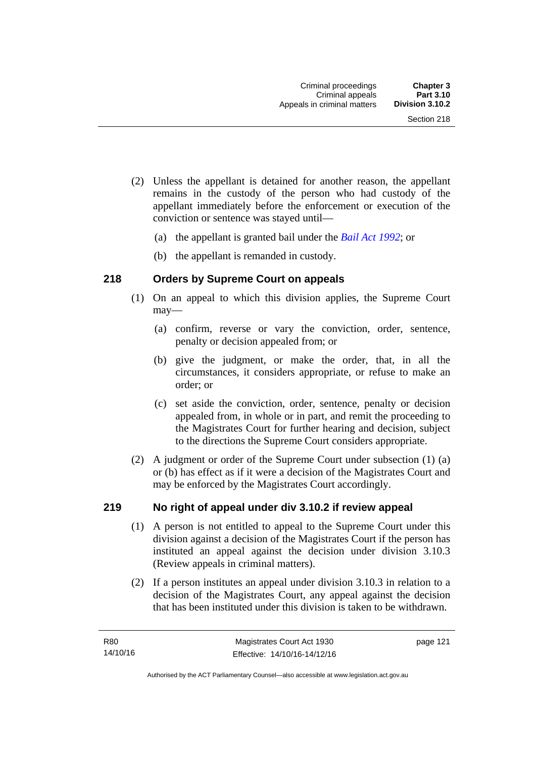(2) Unless the appellant is detained for another reason, the appellant remains in the custody of the person who had custody of the appellant immediately before the enforcement or execution of the conviction or sentence was stayed until—

(a) the appellant is granted bail under the *Bail Act 1992*; or

(b) the appellant is remanded in custody.

### 218 Orders by Supreme Court on appeals

(1) On an appeal to which this division applies, the Supreme Court may—

(a) confirm, reverse or vary the conviction, order, sentence, penalty or decision appealed from; or

(b) give the judgment, or make the order, that, in all the circumstances, it considers appropriate, or refuse to make an order; or

(c) set aside the conviction, order, sentence, penalty or decision appealed from, in whole or in part, and remit the proceeding to the Magistrates Court for further hearing and decision, subject to the directions the Supreme Court considers appropriate.

(2) A judgment or order of the Supreme Court under subsection (1) (a) or (b) has effect as if it were a decision of the Magistrates Court and may be enforced by the Magistrates Court accordingly.

### 219 No right of appeal under div 3.10.2 if review appeal

(1) A person is not entitled to appeal to the Supreme Court under this division against a decision of the Magistrates Court if the person has instituted an appeal against the decision under division 3.10.3 (Review appeals in criminal matters).

(2) If a person institutes an appeal under division 3.10.3 in relation to a decision of the Magistrates Court, any appeal against the decision that has been instituted under this division is taken to be withdrawn.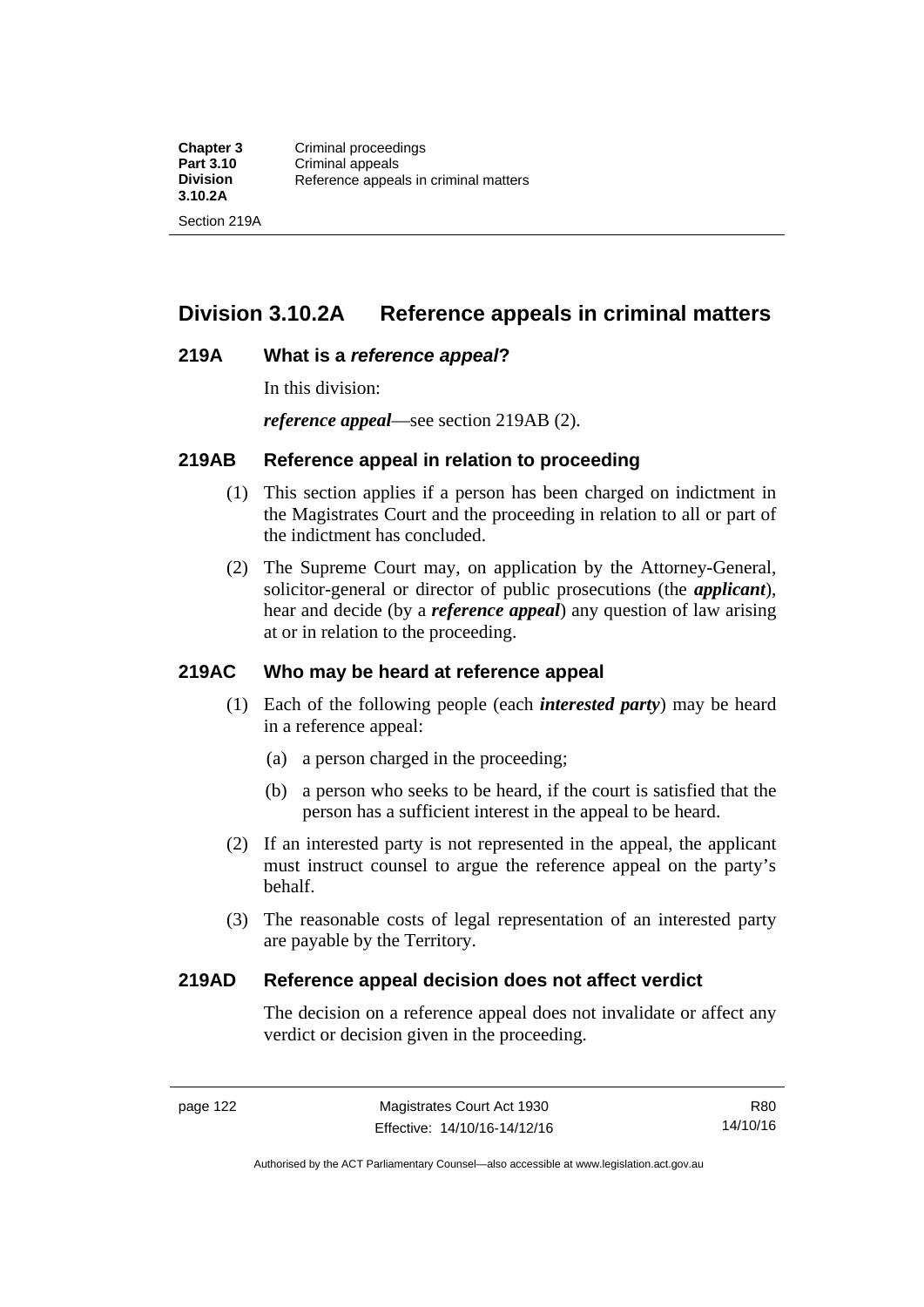## Division 3.10.2A Reference appeals in criminal matters

### 219A What is a *reference appeal*?

In this division:

***reference appeal***—see section 219AB (2).

### 219AB Reference appeal in relation to proceeding

(1) This section applies if a person has been charged on indictment in the Magistrates Court and the proceeding in relation to all or part of the indictment has concluded.

(2) The Supreme Court may, on application by the Attorney-General, solicitor-general or director of public prosecutions (the ***applicant***), hear and decide (by a ***reference appeal***) any question of law arising at or in relation to the proceeding.

### 219AC Who may be heard at reference appeal

(1) Each of the following people (each ***interested party***) may be heard in a reference appeal:

- (a) a person charged in the proceeding;
- (b) a person who seeks to be heard, if the court is satisfied that the person has a sufficient interest in the appeal to be heard.

(2) If an interested party is not represented in the appeal, the applicant must instruct counsel to argue the reference appeal on the party's behalf.

(3) The reasonable costs of legal representation of an interested party are payable by the Territory.

### 219AD Reference appeal decision does not affect verdict

The decision on a reference appeal does not invalidate or affect any verdict or decision given in the proceeding.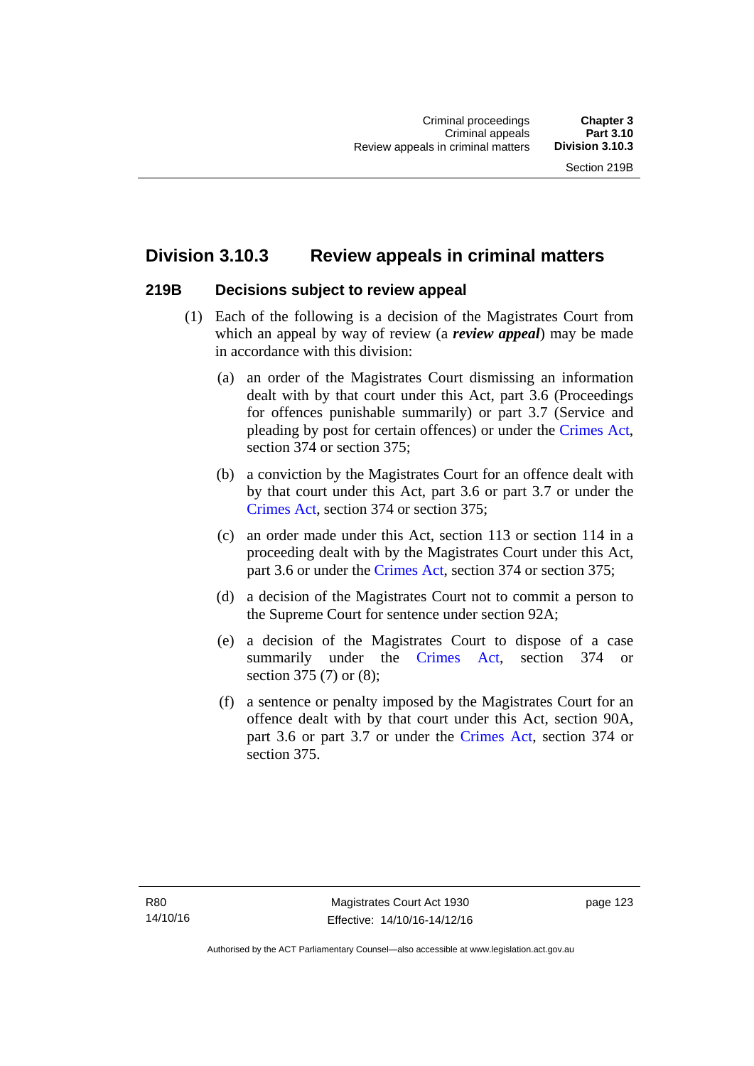## Division 3.10.3 Review appeals in criminal matters

### 219B Decisions subject to review appeal

(1) Each of the following is a decision of the Magistrates Court from which an appeal by way of review (a ***review appeal***) may be made in accordance with this division:

(a) an order of the Magistrates Court dismissing an information dealt with by that court under this Act, part 3.6 (Proceedings for offences punishable summarily) or part 3.7 (Service and pleading by post for certain offences) or under the Crimes Act, section 374 or section 375;

(b) a conviction by the Magistrates Court for an offence dealt with by that court under this Act, part 3.6 or part 3.7 or under the Crimes Act, section 374 or section 375;

(c) an order made under this Act, section 113 or section 114 in a proceeding dealt with by the Magistrates Court under this Act, part 3.6 or under the Crimes Act, section 374 or section 375;

(d) a decision of the Magistrates Court not to commit a person to the Supreme Court for sentence under section 92A;

(e) a decision of the Magistrates Court to dispose of a case summarily under the Crimes Act, section 374 or section 375 (7) or (8);

(f) a sentence or penalty imposed by the Magistrates Court for an offence dealt with by that court under this Act, section 90A, part 3.6 or part 3.7 or under the Crimes Act, section 374 or section 375.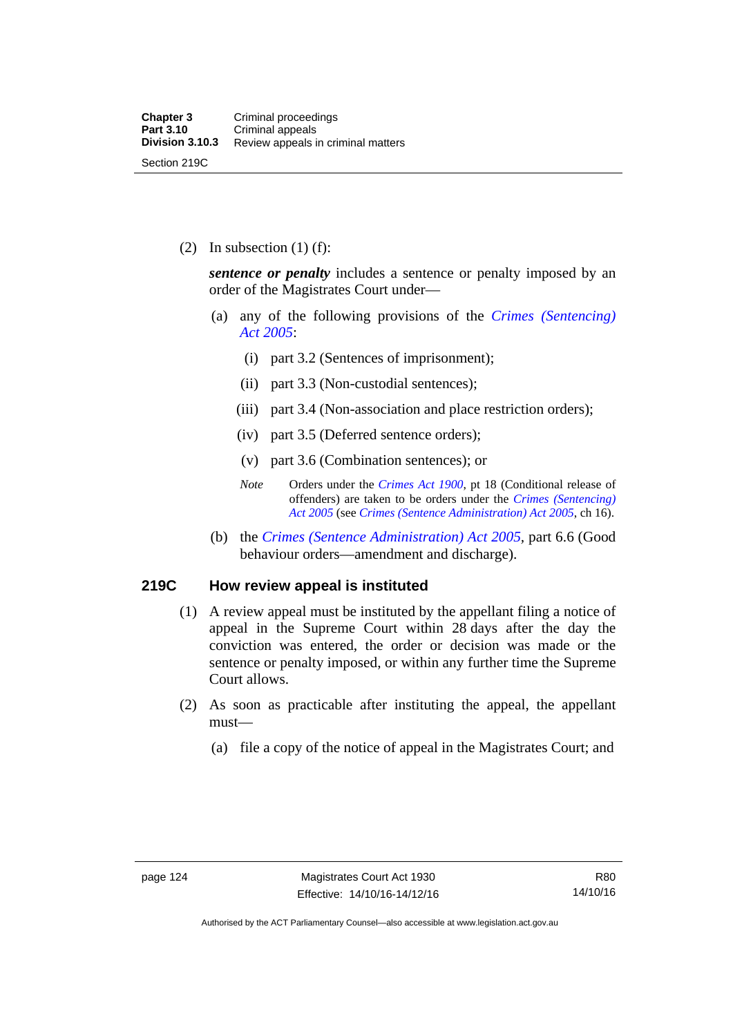(2) In subsection (1) (f):

***sentence or penalty*** includes a sentence or penalty imposed by an order of the Magistrates Court under—

(a) any of the following provisions of the *Crimes (Sentencing) Act 2005*:

(i) part 3.2 (Sentences of imprisonment);

(ii) part 3.3 (Non-custodial sentences);

(iii) part 3.4 (Non-association and place restriction orders);

(iv) part 3.5 (Deferred sentence orders);

(v) part 3.6 (Combination sentences); or

*Note* Orders under the *Crimes Act 1900*, pt 18 (Conditional release of offenders) are taken to be orders under the *Crimes (Sentencing) Act 2005* (see *Crimes (Sentence Administration) Act 2005*, ch 16).

(b) the *Crimes (Sentence Administration) Act 2005*, part 6.6 (Good behaviour orders—amendment and discharge).

### 219C How review appeal is instituted

(1) A review appeal must be instituted by the appellant filing a notice of appeal in the Supreme Court within 28 days after the day the conviction was entered, the order or decision was made or the sentence or penalty imposed, or within any further time the Supreme Court allows.

(2) As soon as practicable after instituting the appeal, the appellant must—

(a) file a copy of the notice of appeal in the Magistrates Court; and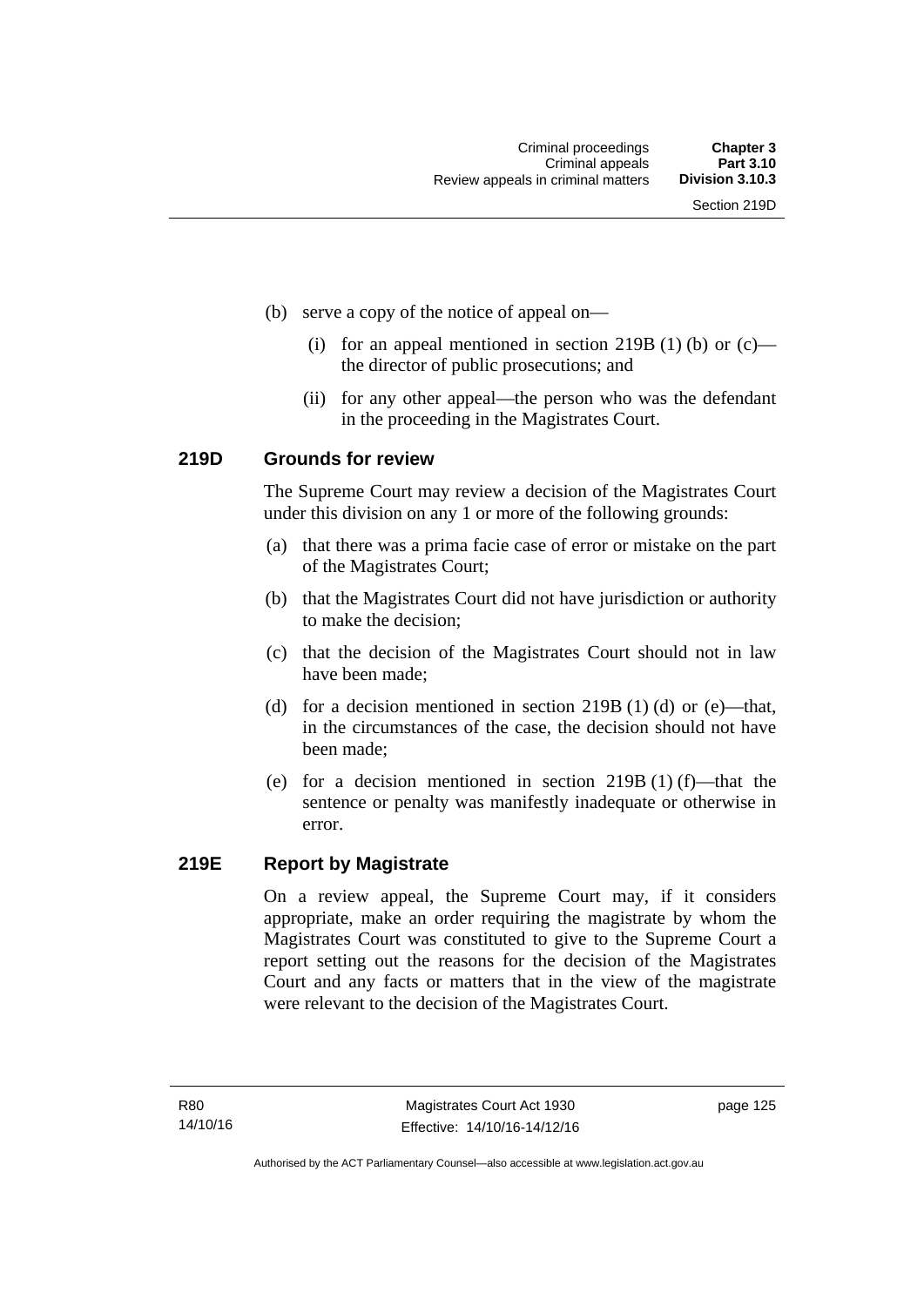(b) serve a copy of the notice of appeal on—

(i) for an appeal mentioned in section 219B (1) (b) or (c)—the director of public prosecutions; and

(ii) for any other appeal—the person who was the defendant in the proceeding in the Magistrates Court.

### 219D Grounds for review

The Supreme Court may review a decision of the Magistrates Court under this division on any 1 or more of the following grounds:

(a) that there was a prima facie case of error or mistake on the part of the Magistrates Court;

(b) that the Magistrates Court did not have jurisdiction or authority to make the decision;

(c) that the decision of the Magistrates Court should not in law have been made;

(d) for a decision mentioned in section 219B (1) (d) or (e)—that, in the circumstances of the case, the decision should not have been made;

(e) for a decision mentioned in section 219B (1) (f)—that the sentence or penalty was manifestly inadequate or otherwise in error.

### 219E Report by Magistrate

On a review appeal, the Supreme Court may, if it considers appropriate, make an order requiring the magistrate by whom the Magistrates Court was constituted to give to the Supreme Court a report setting out the reasons for the decision of the Magistrates Court and any facts or matters that in the view of the magistrate were relevant to the decision of the Magistrates Court.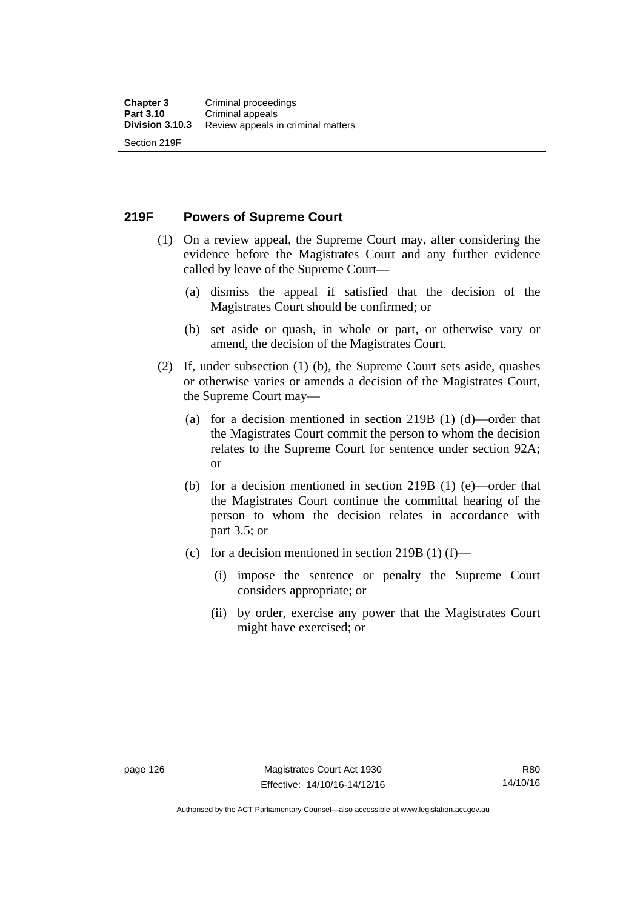## 219F Powers of Supreme Court

(1) On a review appeal, the Supreme Court may, after considering the evidence before the Magistrates Court and any further evidence called by leave of the Supreme Court—

(a) dismiss the appeal if satisfied that the decision of the Magistrates Court should be confirmed; or

(b) set aside or quash, in whole or part, or otherwise vary or amend, the decision of the Magistrates Court.

(2) If, under subsection (1) (b), the Supreme Court sets aside, quashes or otherwise varies or amends a decision of the Magistrates Court, the Supreme Court may—

(a) for a decision mentioned in section 219B (1) (d)—order that the Magistrates Court commit the person to whom the decision relates to the Supreme Court for sentence under section 92A; or

(b) for a decision mentioned in section 219B (1) (e)—order that the Magistrates Court continue the committal hearing of the person to whom the decision relates in accordance with part 3.5; or

(c) for a decision mentioned in section 219B (1) (f)—

(i) impose the sentence or penalty the Supreme Court considers appropriate; or

(ii) by order, exercise any power that the Magistrates Court might have exercised; or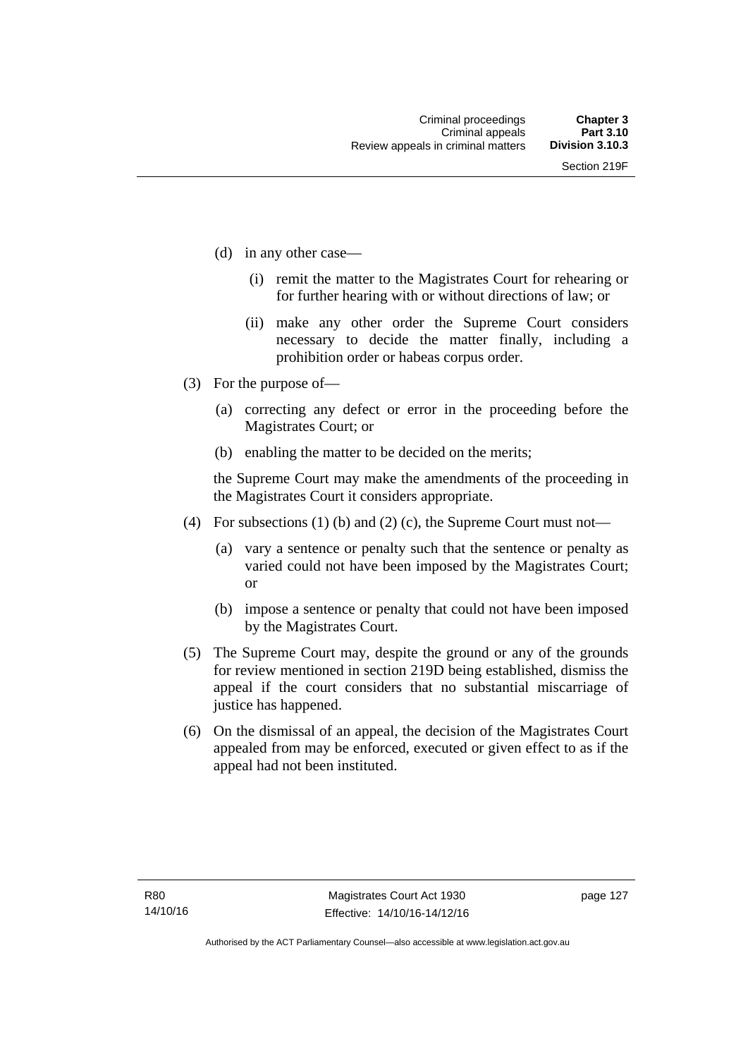(d) in any other case—

  (i) remit the matter to the Magistrates Court for rehearing or for further hearing with or without directions of law; or

  (ii) make any other order the Supreme Court considers necessary to decide the matter finally, including a prohibition order or habeas corpus order.

(3) For the purpose of—

  (a) correcting any defect or error in the proceeding before the Magistrates Court; or

  (b) enabling the matter to be decided on the merits;

  the Supreme Court may make the amendments of the proceeding in the Magistrates Court it considers appropriate.

(4) For subsections (1) (b) and (2) (c), the Supreme Court must not—

  (a) vary a sentence or penalty such that the sentence or penalty as varied could not have been imposed by the Magistrates Court; or

  (b) impose a sentence or penalty that could not have been imposed by the Magistrates Court.

(5) The Supreme Court may, despite the ground or any of the grounds for review mentioned in section 219D being established, dismiss the appeal if the court considers that no substantial miscarriage of justice has happened.

(6) On the dismissal of an appeal, the decision of the Magistrates Court appealed from may be enforced, executed or given effect to as if the appeal had not been instituted.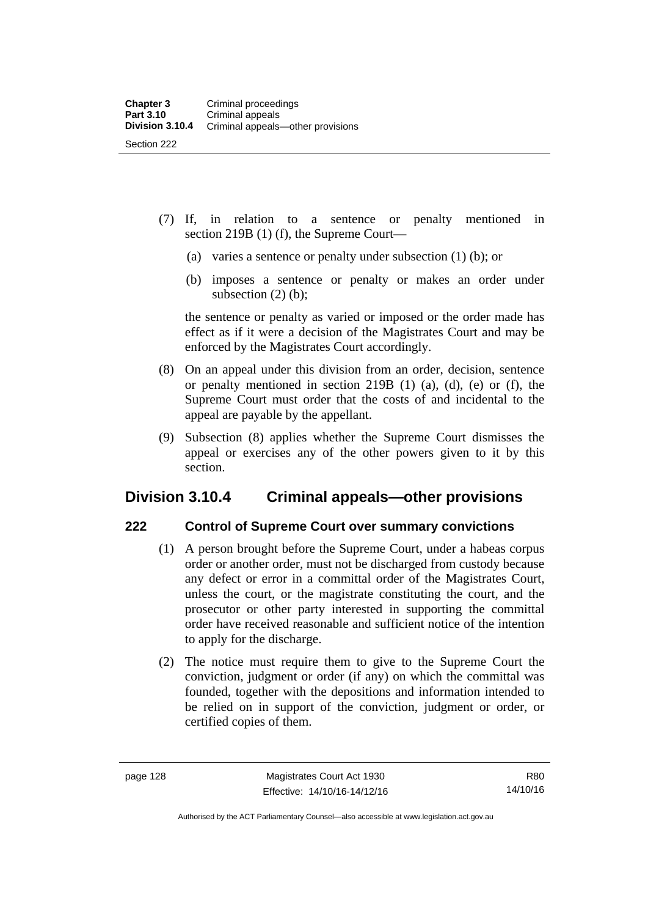(7) If, in relation to a sentence or penalty mentioned in section 219B (1) (f), the Supreme Court—

(a) varies a sentence or penalty under subsection (1) (b); or

(b) imposes a sentence or penalty or makes an order under subsection (2) (b);

the sentence or penalty as varied or imposed or the order made has effect as if it were a decision of the Magistrates Court and may be enforced by the Magistrates Court accordingly.

(8) On an appeal under this division from an order, decision, sentence or penalty mentioned in section 219B (1) (a), (d), (e) or (f), the Supreme Court must order that the costs of and incidental to the appeal are payable by the appellant.

(9) Subsection (8) applies whether the Supreme Court dismisses the appeal or exercises any of the other powers given to it by this section.

## Division 3.10.4 Criminal appeals—other provisions

### 222 Control of Supreme Court over summary convictions

(1) A person brought before the Supreme Court, under a habeas corpus order or another order, must not be discharged from custody because any defect or error in a committal order of the Magistrates Court, unless the court, or the magistrate constituting the court, and the prosecutor or other party interested in supporting the committal order have received reasonable and sufficient notice of the intention to apply for the discharge.

(2) The notice must require them to give to the Supreme Court the conviction, judgment or order (if any) on which the committal was founded, together with the depositions and information intended to be relied on in support of the conviction, judgment or order, or certified copies of them.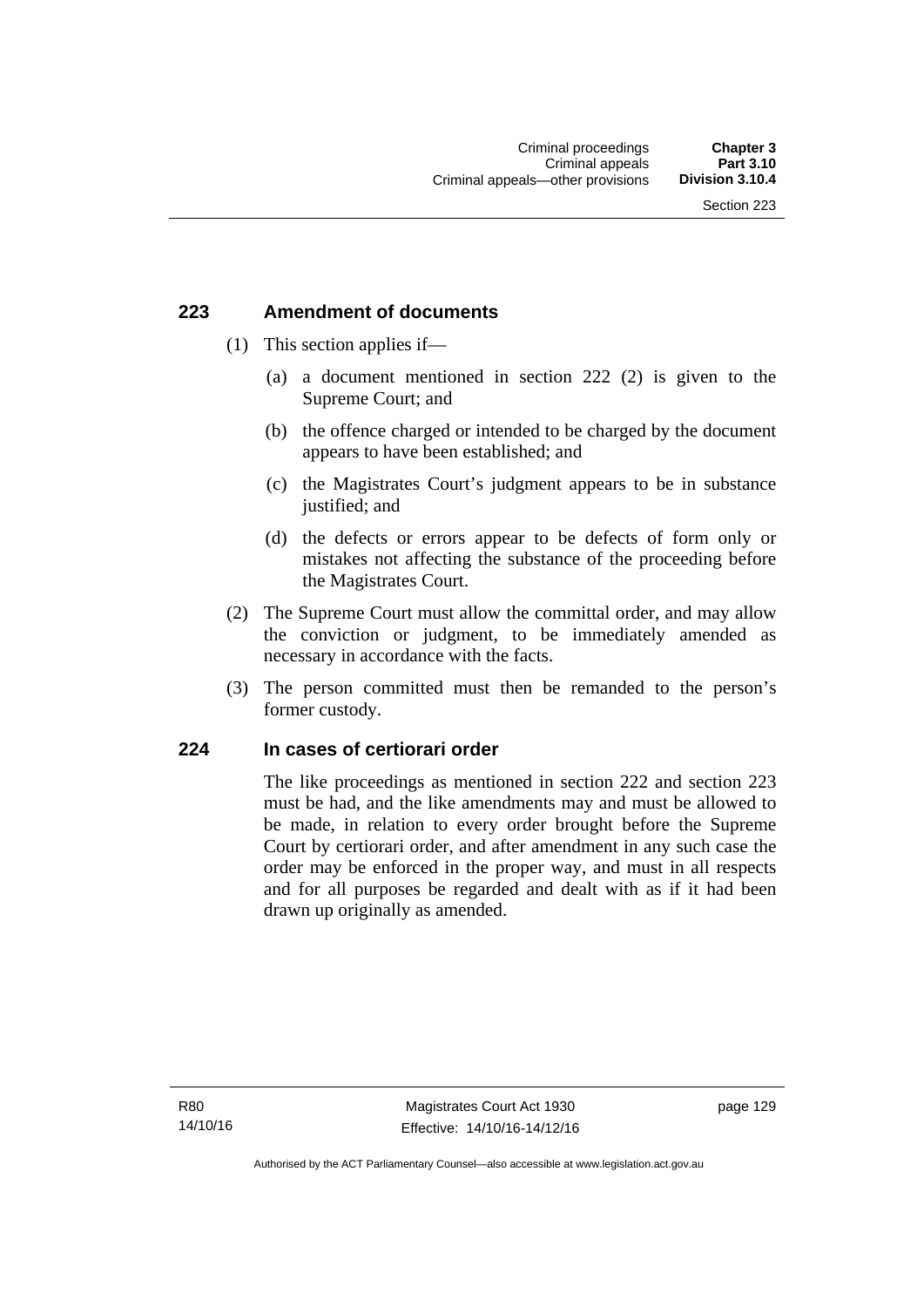## 223 Amendment of documents

(1) This section applies if—

(a) a document mentioned in section 222 (2) is given to the Supreme Court; and

(b) the offence charged or intended to be charged by the document appears to have been established; and

(c) the Magistrates Court's judgment appears to be in substance justified; and

(d) the defects or errors appear to be defects of form only or mistakes not affecting the substance of the proceeding before the Magistrates Court.

(2) The Supreme Court must allow the committal order, and may allow the conviction or judgment, to be immediately amended as necessary in accordance with the facts.

(3) The person committed must then be remanded to the person's former custody.

## 224 In cases of certiorari order

The like proceedings as mentioned in section 222 and section 223 must be had, and the like amendments may and must be allowed to be made, in relation to every order brought before the Supreme Court by certiorari order, and after amendment in any such case the order may be enforced in the proper way, and must in all respects and for all purposes be regarded and dealt with as if it had been drawn up originally as amended.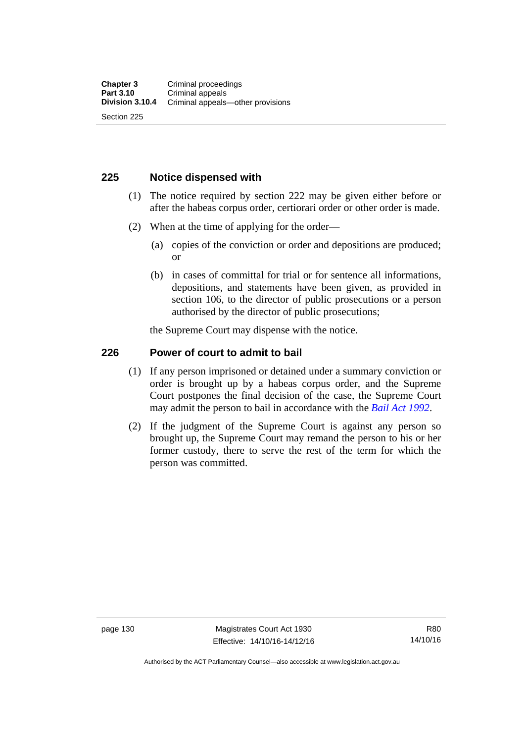## 225 Notice dispensed with

(1) The notice required by section 222 may be given either before or after the habeas corpus order, certiorari order or other order is made.

(2) When at the time of applying for the order—

(a) copies of the conviction or order and depositions are produced; or

(b) in cases of committal for trial or for sentence all informations, depositions, and statements have been given, as provided in section 106, to the director of public prosecutions or a person authorised by the director of public prosecutions;

the Supreme Court may dispense with the notice.

## 226 Power of court to admit to bail

(1) If any person imprisoned or detained under a summary conviction or order is brought up by a habeas corpus order, and the Supreme Court postpones the final decision of the case, the Supreme Court may admit the person to bail in accordance with the *Bail Act 1992*.

(2) If the judgment of the Supreme Court is against any person so brought up, the Supreme Court may remand the person to his or her former custody, there to serve the rest of the term for which the person was committed.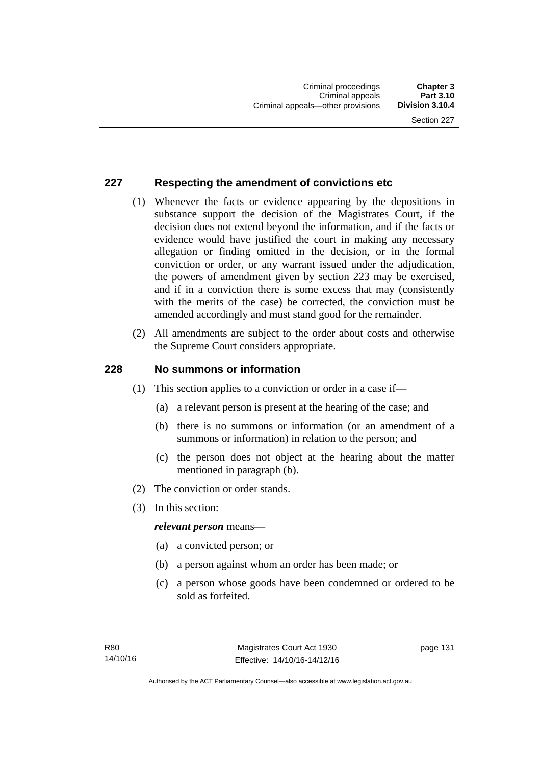## 227 Respecting the amendment of convictions etc

(1) Whenever the facts or evidence appearing by the depositions in substance support the decision of the Magistrates Court, if the decision does not extend beyond the information, and if the facts or evidence would have justified the court in making any necessary allegation or finding omitted in the decision, or in the formal conviction or order, or any warrant issued under the adjudication, the powers of amendment given by section 223 may be exercised, and if in a conviction there is some excess that may (consistently with the merits of the case) be corrected, the conviction must be amended accordingly and must stand good for the remainder.

(2) All amendments are subject to the order about costs and otherwise the Supreme Court considers appropriate.

## 228 No summons or information

(1) This section applies to a conviction or order in a case if—

(a) a relevant person is present at the hearing of the case; and

(b) there is no summons or information (or an amendment of a summons or information) in relation to the person; and

(c) the person does not object at the hearing about the matter mentioned in paragraph (b).

(2) The conviction or order stands.

(3) In this section:

***relevant person*** means—

(a) a convicted person; or

(b) a person against whom an order has been made; or

(c) a person whose goods have been condemned or ordered to be sold as forfeited.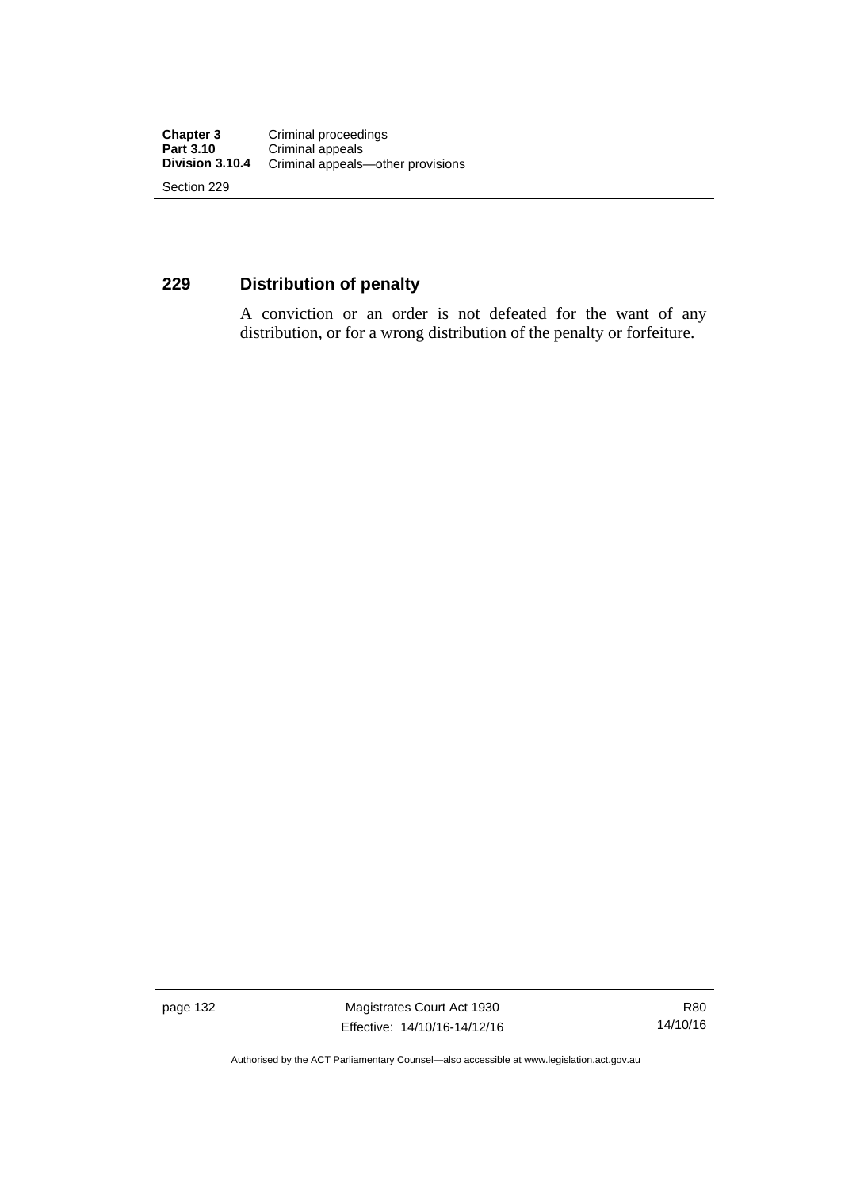## 229 Distribution of penalty

A conviction or an order is not defeated for the want of any distribution, or for a wrong distribution of the penalty or forfeiture.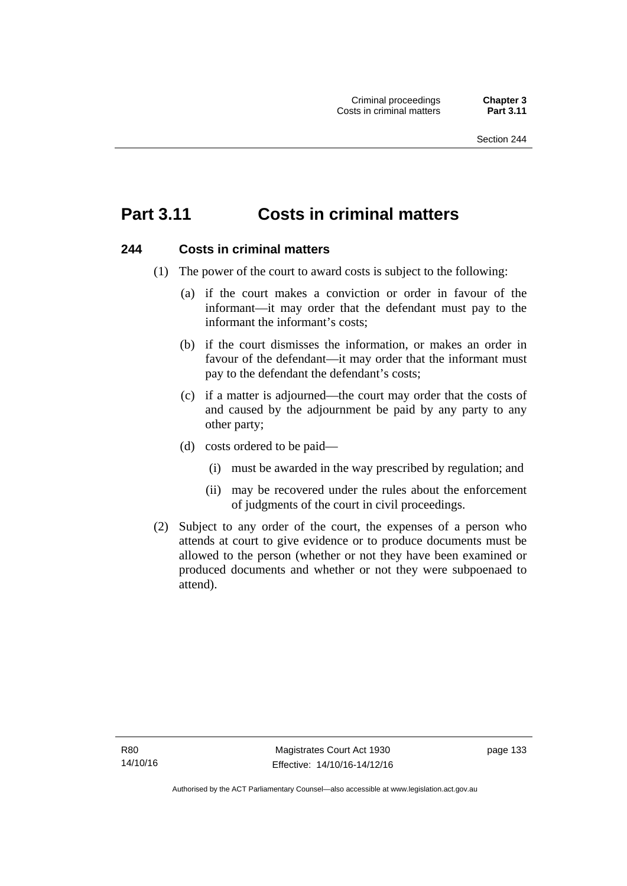# Part 3.11 Costs in criminal matters

## 244 Costs in criminal matters

(1) The power of the court to award costs is subject to the following:

(a) if the court makes a conviction or order in favour of the informant—it may order that the defendant must pay to the informant the informant's costs;

(b) if the court dismisses the information, or makes an order in favour of the defendant—it may order that the informant must pay to the defendant the defendant's costs;

(c) if a matter is adjourned—the court may order that the costs of and caused by the adjournment be paid by any party to any other party;

(d) costs ordered to be paid—

(i) must be awarded in the way prescribed by regulation; and

(ii) may be recovered under the rules about the enforcement of judgments of the court in civil proceedings.

(2) Subject to any order of the court, the expenses of a person who attends at court to give evidence or to produce documents must be allowed to the person (whether or not they have been examined or produced documents and whether or not they were subpoenaed to attend).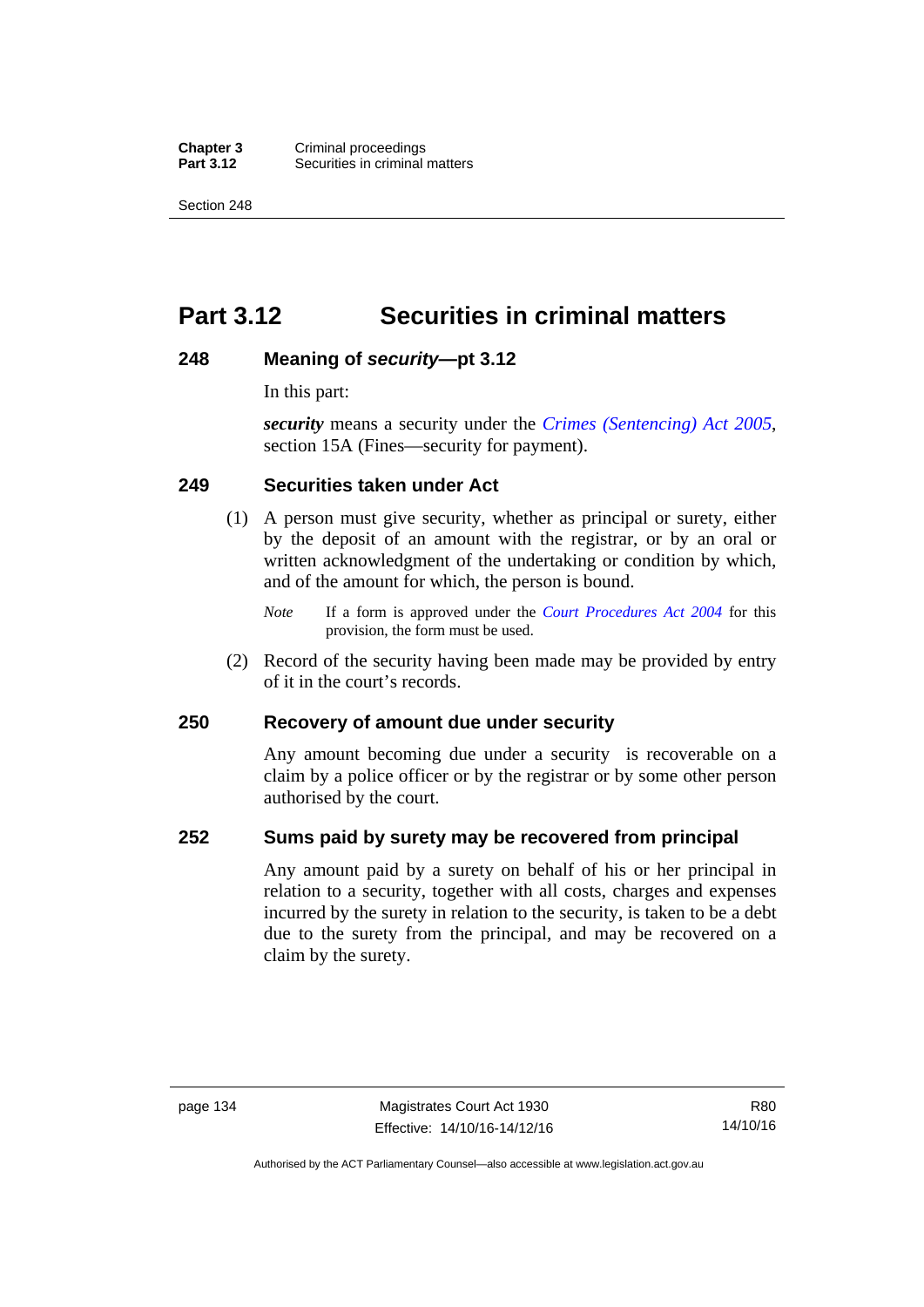# Part 3.12 Securities in criminal matters

## 248 Meaning of *security*—pt 3.12

In this part:

***security*** means a security under the *Crimes (Sentencing) Act 2005*, section 15A (Fines—security for payment).

## 249 Securities taken under Act

(1) A person must give security, whether as principal or surety, either by the deposit of an amount with the registrar, or by an oral or written acknowledgment of the undertaking or condition by which, and of the amount for which, the person is bound.

*Note* If a form is approved under the *Court Procedures Act 2004* for this provision, the form must be used.

(2) Record of the security having been made may be provided by entry of it in the court's records.

## 250 Recovery of amount due under security

Any amount becoming due under a security is recoverable on a claim by a police officer or by the registrar or by some other person authorised by the court.

## 252 Sums paid by surety may be recovered from principal

Any amount paid by a surety on behalf of his or her principal in relation to a security, together with all costs, charges and expenses incurred by the surety in relation to the security, is taken to be a debt due to the surety from the principal, and may be recovered on a claim by the surety.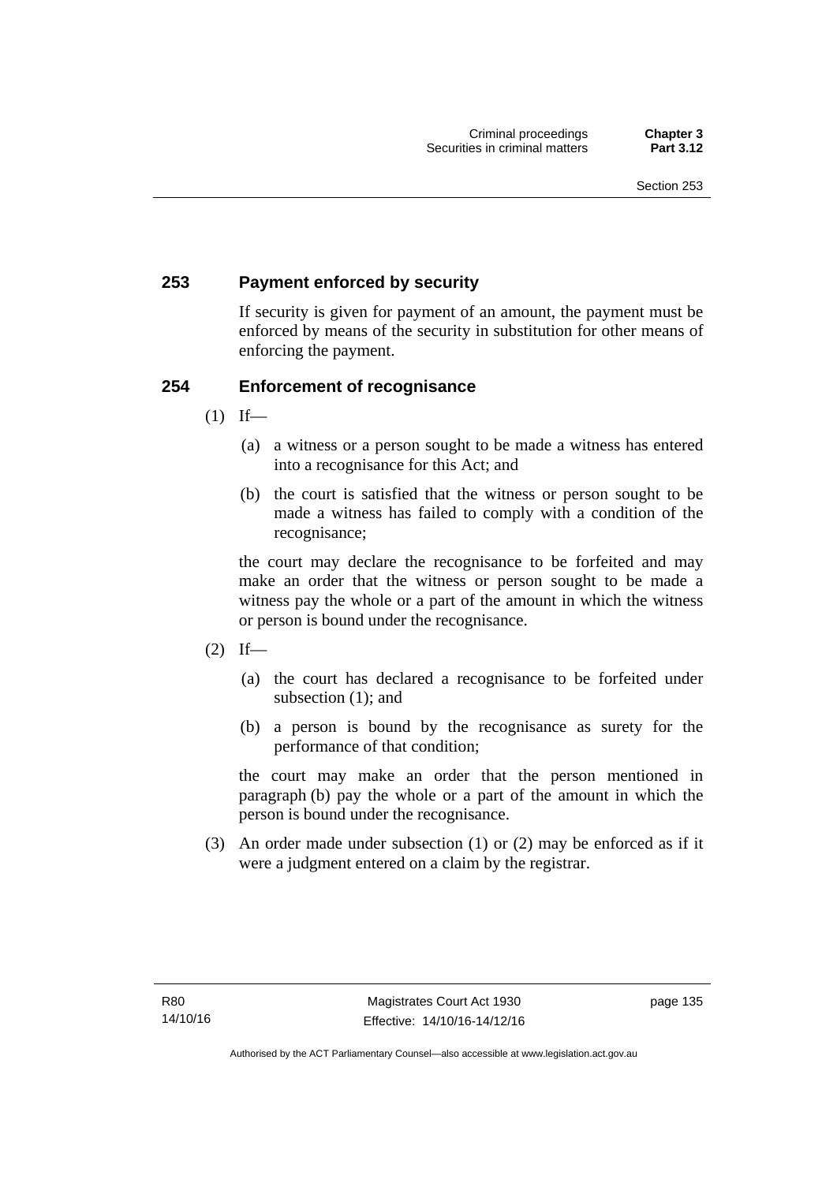## 253 Payment enforced by security

If security is given for payment of an amount, the payment must be enforced by means of the security in substitution for other means of enforcing the payment.

## 254 Enforcement of recognisance

(1) If—

(a) a witness or a person sought to be made a witness has entered into a recognisance for this Act; and

(b) the court is satisfied that the witness or person sought to be made a witness has failed to comply with a condition of the recognisance;

the court may declare the recognisance to be forfeited and may make an order that the witness or person sought to be made a witness pay the whole or a part of the amount in which the witness or person is bound under the recognisance.

(2) If—

(a) the court has declared a recognisance to be forfeited under subsection (1); and

(b) a person is bound by the recognisance as surety for the performance of that condition;

the court may make an order that the person mentioned in paragraph (b) pay the whole or a part of the amount in which the person is bound under the recognisance.

(3) An order made under subsection (1) or (2) may be enforced as if it were a judgment entered on a claim by the registrar.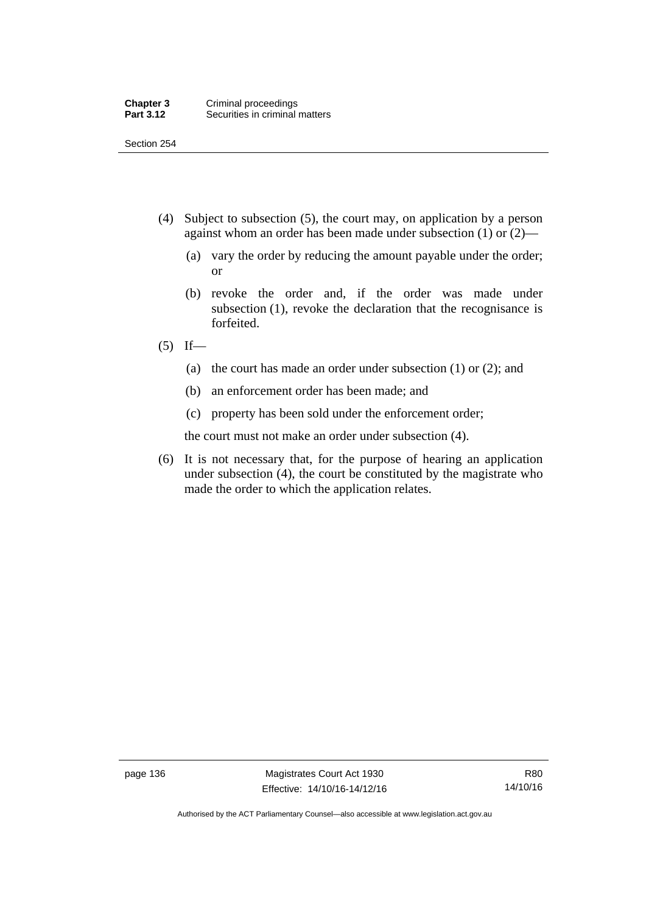(4) Subject to subsection (5), the court may, on application by a person against whom an order has been made under subsection (1) or (2)—

(a) vary the order by reducing the amount payable under the order; or

(b) revoke the order and, if the order was made under subsection (1), revoke the declaration that the recognisance is forfeited.

(5) If—

(a) the court has made an order under subsection (1) or (2); and

(b) an enforcement order has been made; and

(c) property has been sold under the enforcement order;

the court must not make an order under subsection (4).

(6) It is not necessary that, for the purpose of hearing an application under subsection (4), the court be constituted by the magistrate who made the order to which the application relates.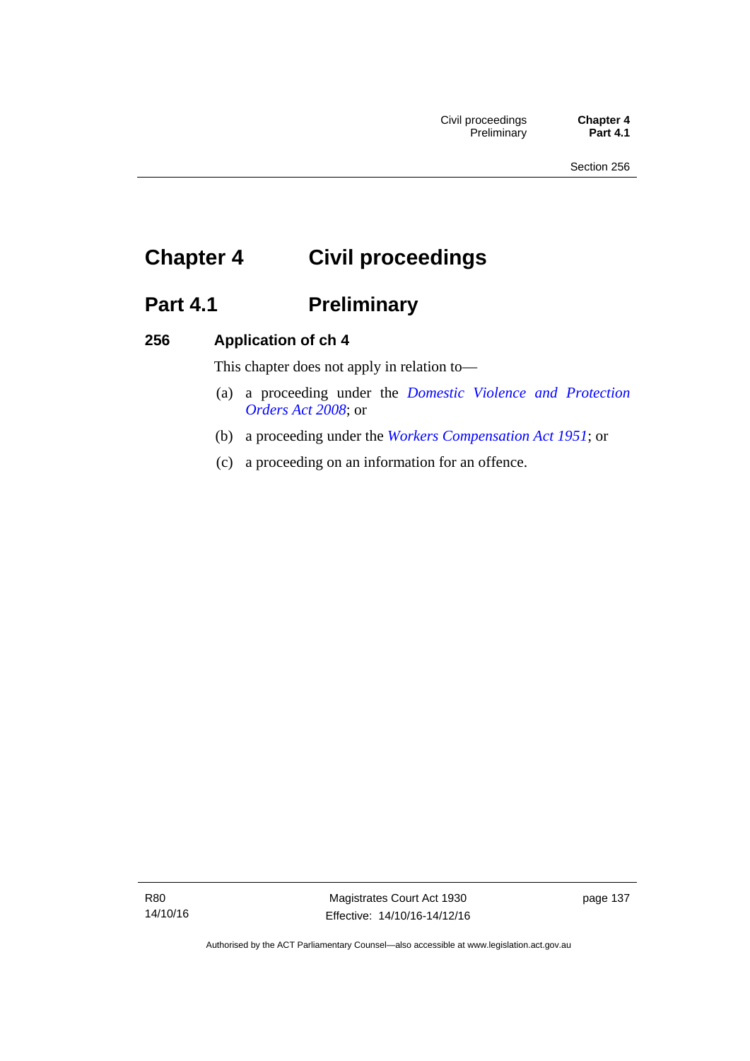# Chapter 4 Civil proceedings

## Part 4.1 Preliminary

### 256 Application of ch 4

This chapter does not apply in relation to—

(a) a proceeding under the *Domestic Violence and Protection Orders Act 2008*; or

(b) a proceeding under the *Workers Compensation Act 1951*; or

(c) a proceeding on an information for an offence.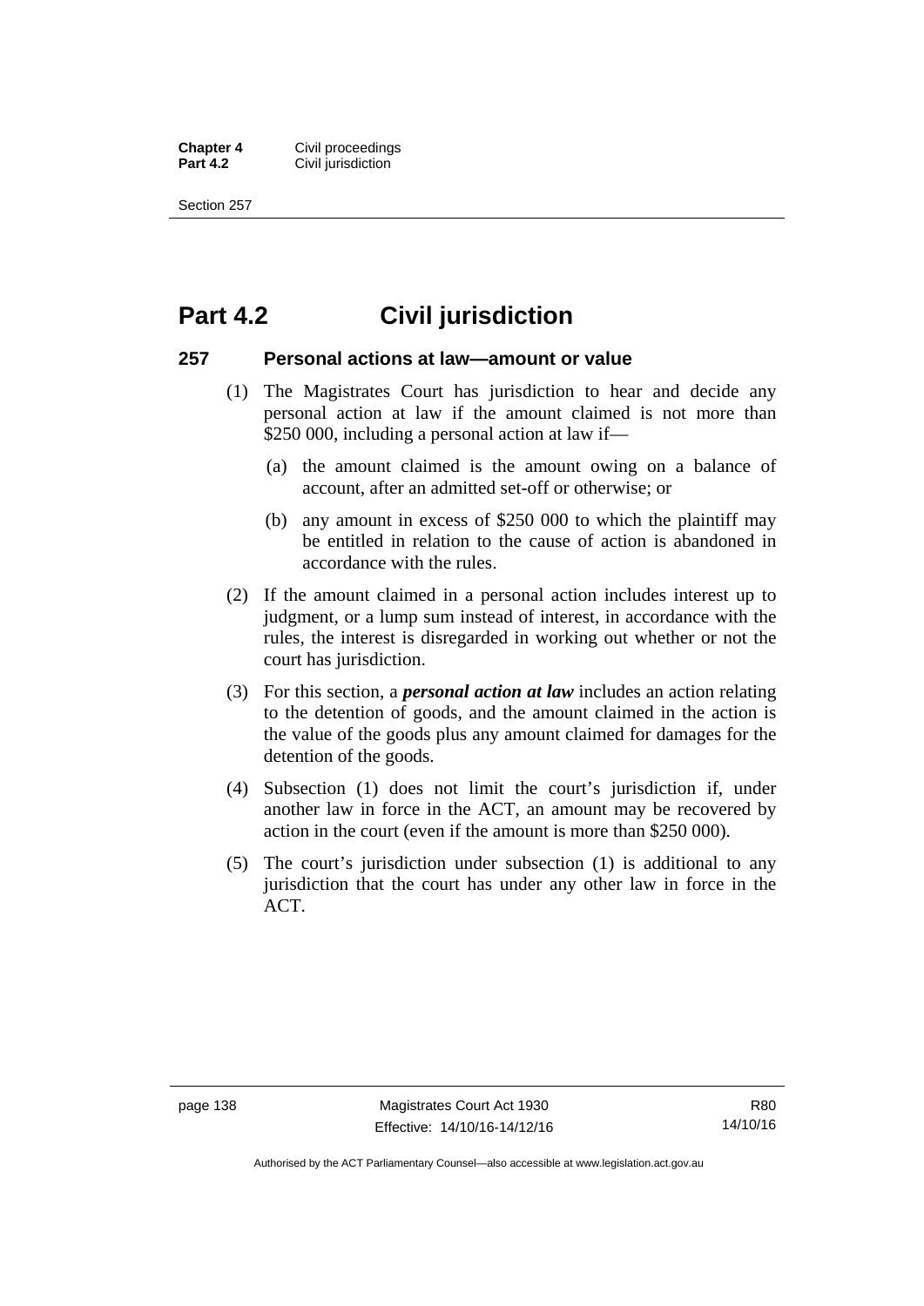# Part 4.2 Civil jurisdiction

## 257 Personal actions at law—amount or value

(1) The Magistrates Court has jurisdiction to hear and decide any personal action at law if the amount claimed is not more than $250 000, including a personal action at law if—

  (a) the amount claimed is the amount owing on a balance of account, after an admitted set-off or otherwise; or

  (b) any amount in excess of $250 000 to which the plaintiff may be entitled in relation to the cause of action is abandoned in accordance with the rules.

(2) If the amount claimed in a personal action includes interest up to judgment, or a lump sum instead of interest, in accordance with the rules, the interest is disregarded in working out whether or not the court has jurisdiction.

(3) For this section, a ***personal action at law*** includes an action relating to the detention of goods, and the amount claimed in the action is the value of the goods plus any amount claimed for damages for the detention of the goods.

(4) Subsection (1) does not limit the court's jurisdiction if, under another law in force in the ACT, an amount may be recovered by action in the court (even if the amount is more than $250 000).

(5) The court's jurisdiction under subsection (1) is additional to any jurisdiction that the court has under any other law in force in the ACT.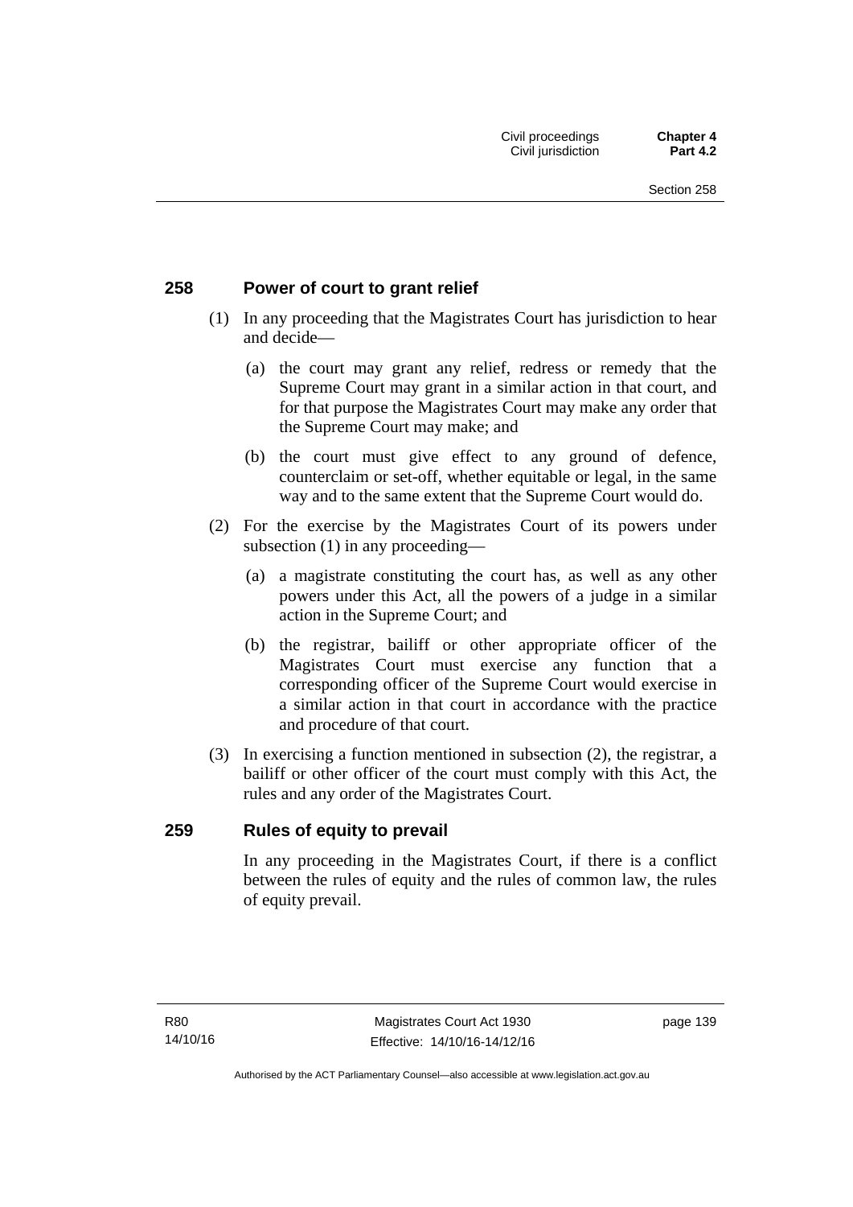## 258 Power of court to grant relief

(1) In any proceeding that the Magistrates Court has jurisdiction to hear and decide—

(a) the court may grant any relief, redress or remedy that the Supreme Court may grant in a similar action in that court, and for that purpose the Magistrates Court may make any order that the Supreme Court may make; and

(b) the court must give effect to any ground of defence, counterclaim or set-off, whether equitable or legal, in the same way and to the same extent that the Supreme Court would do.

(2) For the exercise by the Magistrates Court of its powers under subsection (1) in any proceeding—

(a) a magistrate constituting the court has, as well as any other powers under this Act, all the powers of a judge in a similar action in the Supreme Court; and

(b) the registrar, bailiff or other appropriate officer of the Magistrates Court must exercise any function that a corresponding officer of the Supreme Court would exercise in a similar action in that court in accordance with the practice and procedure of that court.

(3) In exercising a function mentioned in subsection (2), the registrar, a bailiff or other officer of the court must comply with this Act, the rules and any order of the Magistrates Court.

## 259 Rules of equity to prevail

In any proceeding in the Magistrates Court, if there is a conflict between the rules of equity and the rules of common law, the rules of equity prevail.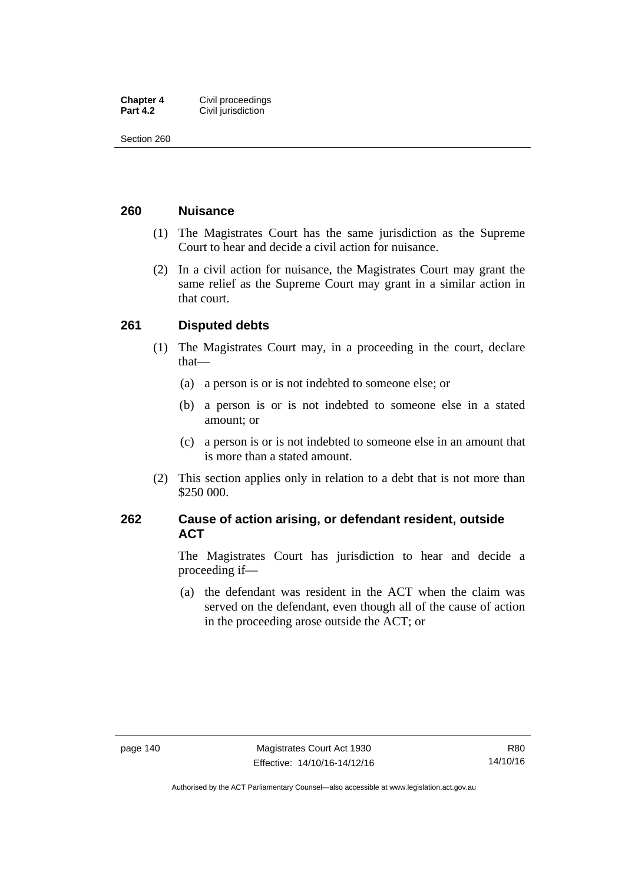## 260 Nuisance

(1) The Magistrates Court has the same jurisdiction as the Supreme Court to hear and decide a civil action for nuisance.

(2) In a civil action for nuisance, the Magistrates Court may grant the same relief as the Supreme Court may grant in a similar action in that court.

## 261 Disputed debts

(1) The Magistrates Court may, in a proceeding in the court, declare that—

(a) a person is or is not indebted to someone else; or

(b) a person is or is not indebted to someone else in a stated amount; or

(c) a person is or is not indebted to someone else in an amount that is more than a stated amount.

(2) This section applies only in relation to a debt that is not more than $250 000.

## 262 Cause of action arising, or defendant resident, outside ACT

The Magistrates Court has jurisdiction to hear and decide a proceeding if—

(a) the defendant was resident in the ACT when the claim was served on the defendant, even though all of the cause of action in the proceeding arose outside the ACT; or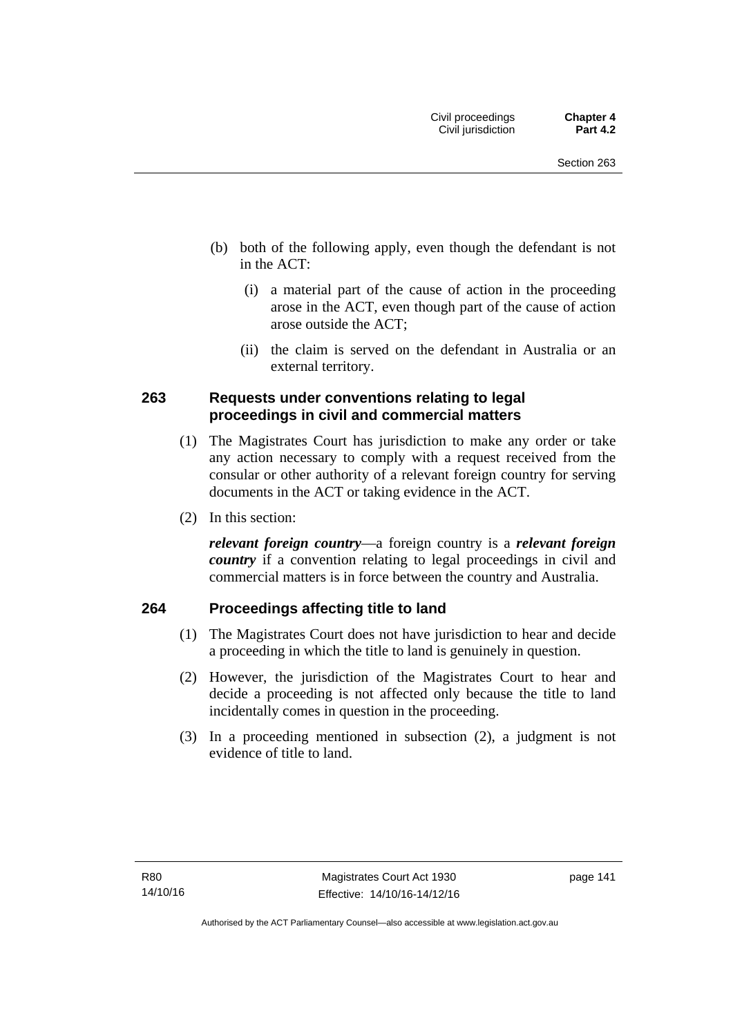(b) both of the following apply, even though the defendant is not in the ACT:

   (i) a material part of the cause of action in the proceeding arose in the ACT, even though part of the cause of action arose outside the ACT;

   (ii) the claim is served on the defendant in Australia or an external territory.

### 263 Requests under conventions relating to legal proceedings in civil and commercial matters

(1) The Magistrates Court has jurisdiction to make any order or take any action necessary to comply with a request received from the consular or other authority of a relevant foreign country for serving documents in the ACT or taking evidence in the ACT.

(2) In this section:

***relevant foreign country***—a foreign country is a ***relevant foreign country*** if a convention relating to legal proceedings in civil and commercial matters is in force between the country and Australia.

### 264 Proceedings affecting title to land

(1) The Magistrates Court does not have jurisdiction to hear and decide a proceeding in which the title to land is genuinely in question.

(2) However, the jurisdiction of the Magistrates Court to hear and decide a proceeding is not affected only because the title to land incidentally comes in question in the proceeding.

(3) In a proceeding mentioned in subsection (2), a judgment is not evidence of title to land.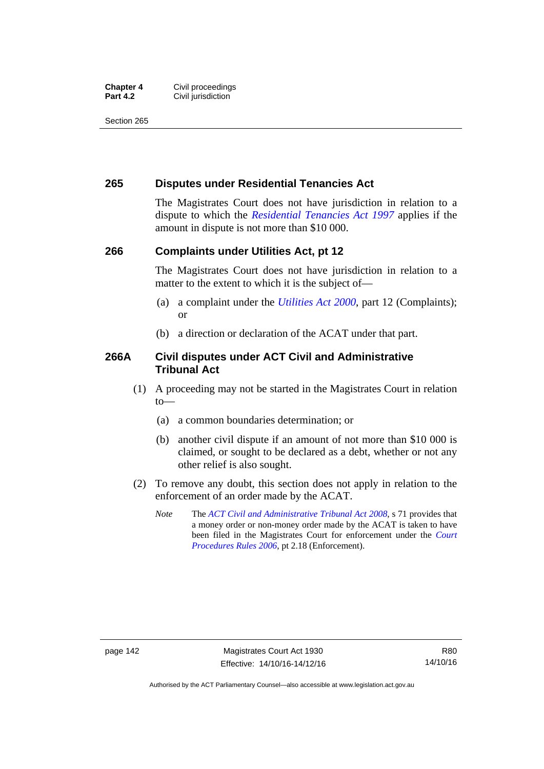## 265 Disputes under Residential Tenancies Act

The Magistrates Court does not have jurisdiction in relation to a dispute to which the *Residential Tenancies Act 1997* applies if the amount in dispute is not more than $10 000.

## 266 Complaints under Utilities Act, pt 12

The Magistrates Court does not have jurisdiction in relation to a matter to the extent to which it is the subject of—

(a) a complaint under the *Utilities Act 2000*, part 12 (Complaints); or

(b) a direction or declaration of the ACAT under that part.

## 266A Civil disputes under ACT Civil and Administrative Tribunal Act

(1) A proceeding may not be started in the Magistrates Court in relation to—

(a) a common boundaries determination; or

(b) another civil dispute if an amount of not more than $10 000 is claimed, or sought to be declared as a debt, whether or not any other relief is also sought.

(2) To remove any doubt, this section does not apply in relation to the enforcement of an order made by the ACAT.

*Note* The *ACT Civil and Administrative Tribunal Act 2008*, s 71 provides that a money order or non-money order made by the ACAT is taken to have been filed in the Magistrates Court for enforcement under the *Court Procedures Rules 2006*, pt 2.18 (Enforcement).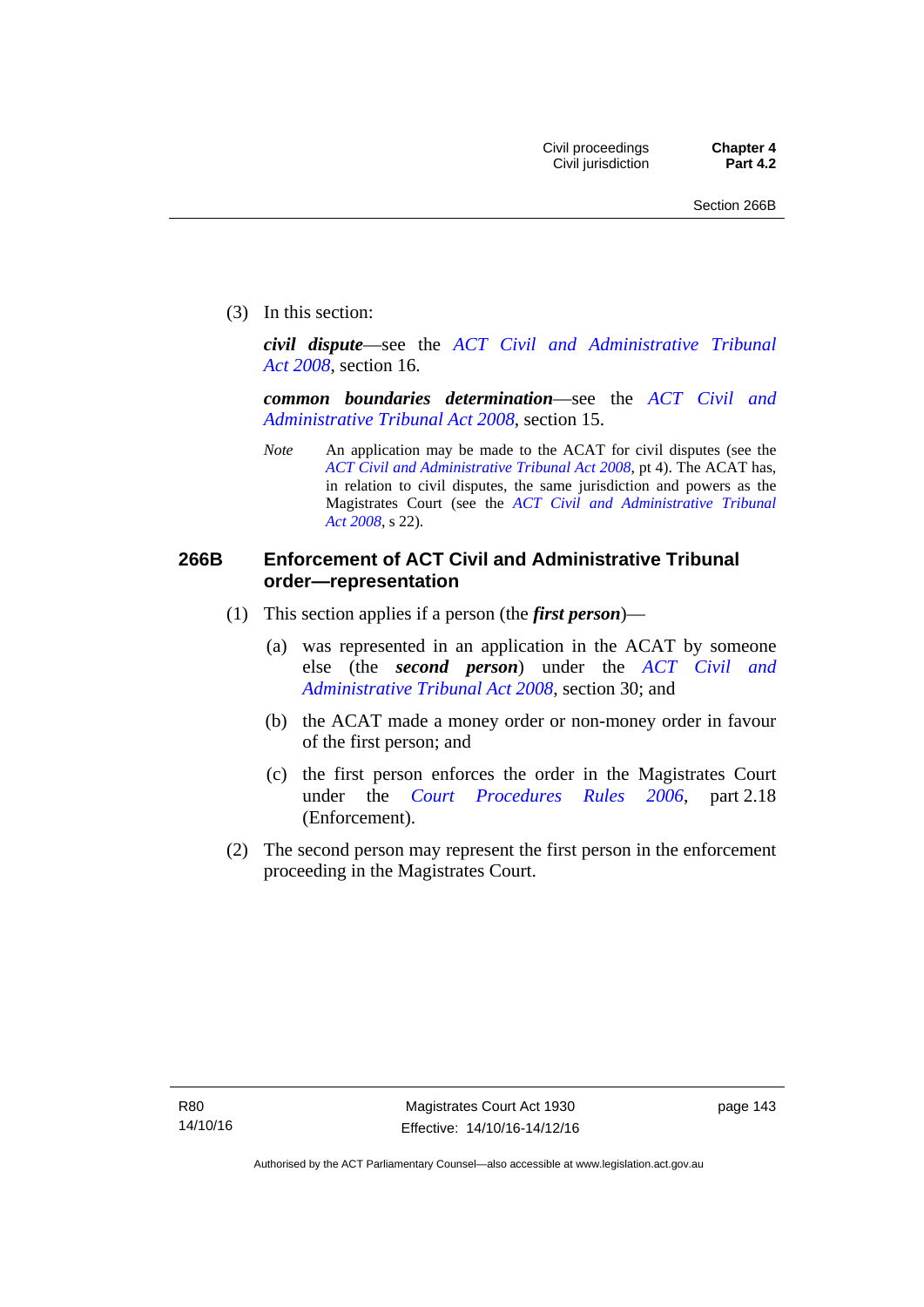(3) In this section:

***civil dispute***—see the *ACT Civil and Administrative Tribunal Act 2008*, section 16.

***common boundaries determination***—see the *ACT Civil and Administrative Tribunal Act 2008*, section 15.

*Note* An application may be made to the ACAT for civil disputes (see the *ACT Civil and Administrative Tribunal Act 2008*, pt 4). The ACAT has, in relation to civil disputes, the same jurisdiction and powers as the Magistrates Court (see the *ACT Civil and Administrative Tribunal Act 2008*, s 22).

### 266B Enforcement of ACT Civil and Administrative Tribunal order—representation

(1) This section applies if a person (the ***first person***)—

(a) was represented in an application in the ACAT by someone else (the ***second person***) under the *ACT Civil and Administrative Tribunal Act 2008*, section 30; and

(b) the ACAT made a money order or non-money order in favour of the first person; and

(c) the first person enforces the order in the Magistrates Court under the *Court Procedures Rules 2006*, part 2.18 (Enforcement).

(2) The second person may represent the first person in the enforcement proceeding in the Magistrates Court.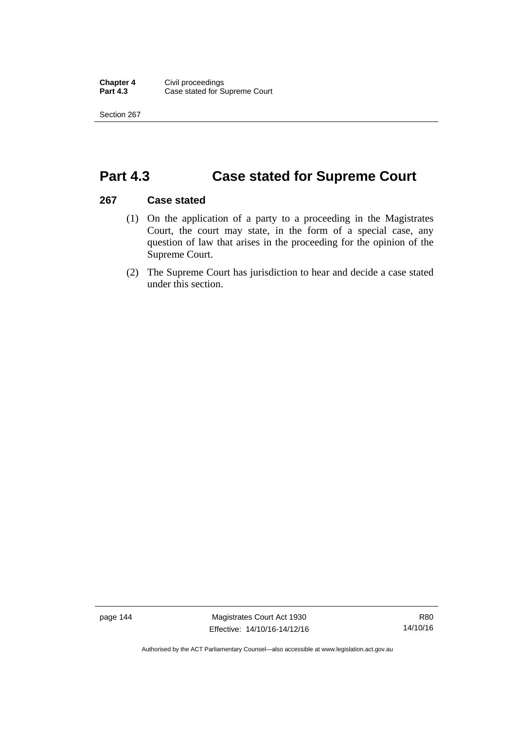# Part 4.3 Case stated for Supreme Court

## 267 Case stated

(1) On the application of a party to a proceeding in the Magistrates Court, the court may state, in the form of a special case, any question of law that arises in the proceeding for the opinion of the Supreme Court.

(2) The Supreme Court has jurisdiction to hear and decide a case stated under this section.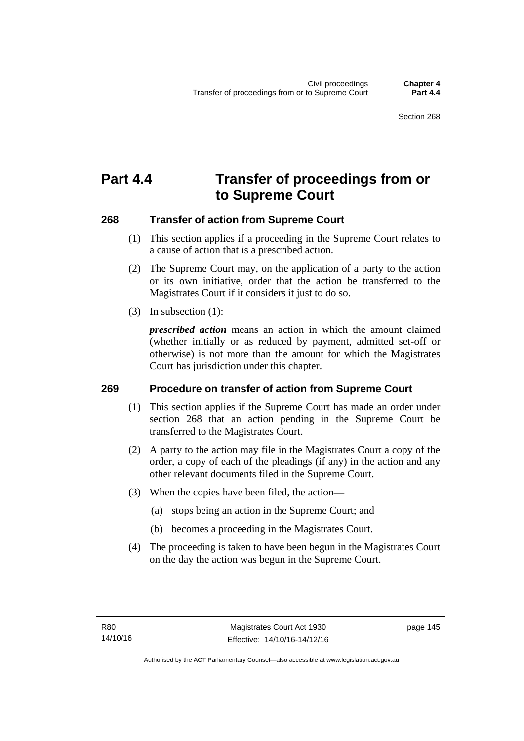# Part 4.4 Transfer of proceedings from or to Supreme Court

### 268 Transfer of action from Supreme Court

(1) This section applies if a proceeding in the Supreme Court relates to a cause of action that is a prescribed action.

(2) The Supreme Court may, on the application of a party to the action or its own initiative, order that the action be transferred to the Magistrates Court if it considers it just to do so.

(3) In subsection (1):

***prescribed action*** means an action in which the amount claimed (whether initially or as reduced by payment, admitted set-off or otherwise) is not more than the amount for which the Magistrates Court has jurisdiction under this chapter.

### 269 Procedure on transfer of action from Supreme Court

(1) This section applies if the Supreme Court has made an order under section 268 that an action pending in the Supreme Court be transferred to the Magistrates Court.

(2) A party to the action may file in the Magistrates Court a copy of the order, a copy of each of the pleadings (if any) in the action and any other relevant documents filed in the Supreme Court.

(3) When the copies have been filed, the action—

(a) stops being an action in the Supreme Court; and

(b) becomes a proceeding in the Magistrates Court.

(4) The proceeding is taken to have been begun in the Magistrates Court on the day the action was begun in the Supreme Court.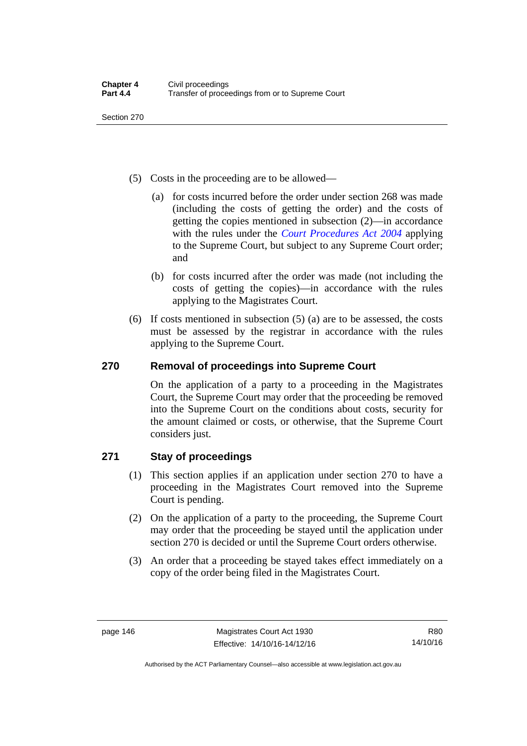(5) Costs in the proceeding are to be allowed—

(a) for costs incurred before the order under section 268 was made (including the costs of getting the order) and the costs of getting the copies mentioned in subsection (2)—in accordance with the rules under the *Court Procedures Act 2004* applying to the Supreme Court, but subject to any Supreme Court order; and

(b) for costs incurred after the order was made (not including the costs of getting the copies)—in accordance with the rules applying to the Magistrates Court.

(6) If costs mentioned in subsection (5) (a) are to be assessed, the costs must be assessed by the registrar in accordance with the rules applying to the Supreme Court.

## 270 Removal of proceedings into Supreme Court

On the application of a party to a proceeding in the Magistrates Court, the Supreme Court may order that the proceeding be removed into the Supreme Court on the conditions about costs, security for the amount claimed or costs, or otherwise, that the Supreme Court considers just.

## 271 Stay of proceedings

(1) This section applies if an application under section 270 to have a proceeding in the Magistrates Court removed into the Supreme Court is pending.

(2) On the application of a party to the proceeding, the Supreme Court may order that the proceeding be stayed until the application under section 270 is decided or until the Supreme Court orders otherwise.

(3) An order that a proceeding be stayed takes effect immediately on a copy of the order being filed in the Magistrates Court.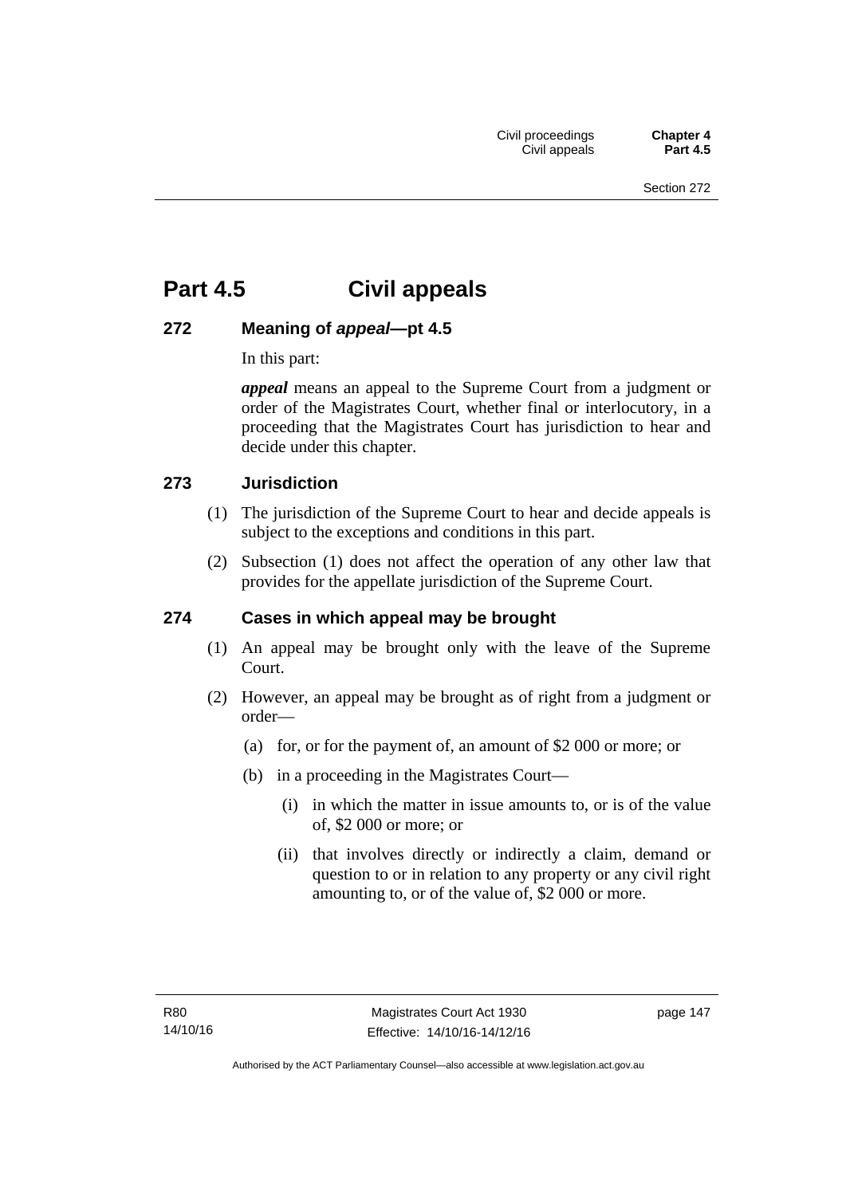# Part 4.5 Civil appeals

## 272 Meaning of *appeal*—pt 4.5

In this part:

***appeal*** means an appeal to the Supreme Court from a judgment or order of the Magistrates Court, whether final or interlocutory, in a proceeding that the Magistrates Court has jurisdiction to hear and decide under this chapter.

## 273 Jurisdiction

(1) The jurisdiction of the Supreme Court to hear and decide appeals is subject to the exceptions and conditions in this part.

(2) Subsection (1) does not affect the operation of any other law that provides for the appellate jurisdiction of the Supreme Court.

## 274 Cases in which appeal may be brought

(1) An appeal may be brought only with the leave of the Supreme Court.

(2) However, an appeal may be brought as of right from a judgment or order—

- (a) for, or for the payment of, an amount of $2 000 or more; or
- (b) in a proceeding in the Magistrates Court—
  - (i) in which the matter in issue amounts to, or is of the value of, $2 000 or more; or
  - (ii) that involves directly or indirectly a claim, demand or question to or in relation to any property or any civil right amounting to, or of the value of, $2 000 or more.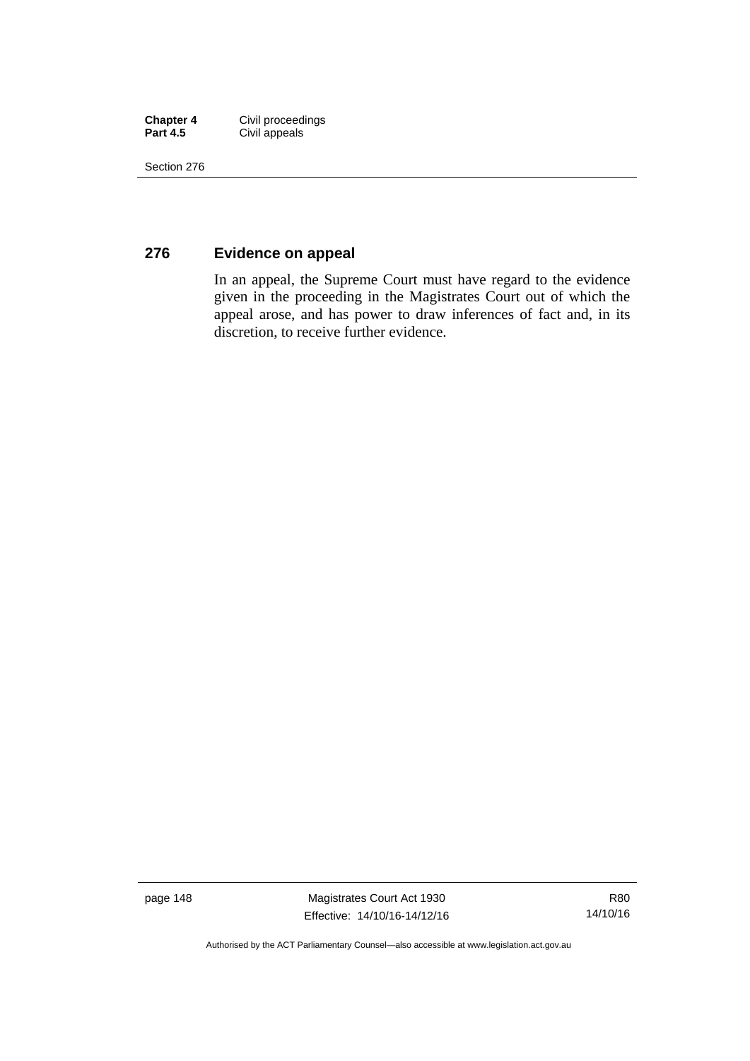## 276 Evidence on appeal

In an appeal, the Supreme Court must have regard to the evidence given in the proceeding in the Magistrates Court out of which the appeal arose, and has power to draw inferences of fact and, in its discretion, to receive further evidence.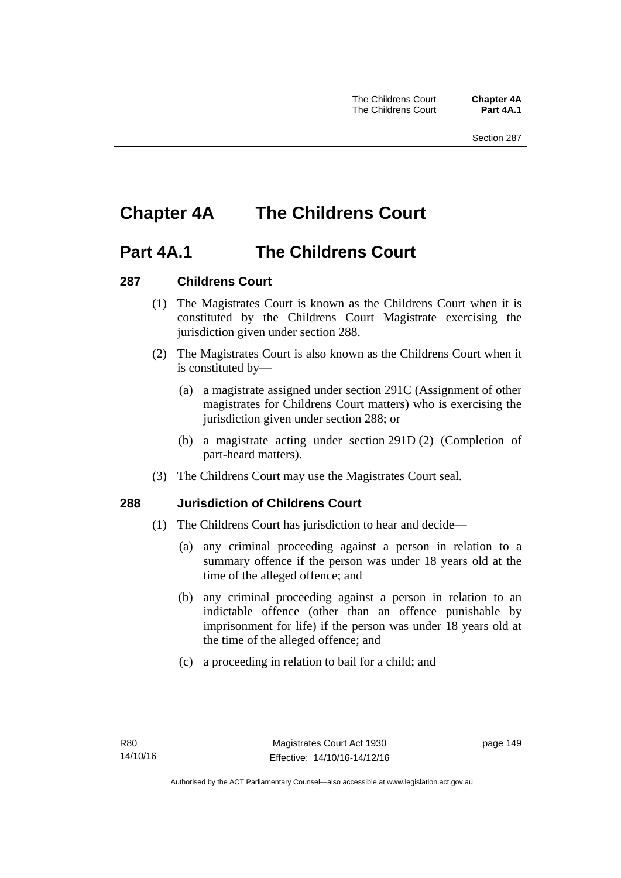# Chapter 4A The Childrens Court

## Part 4A.1 The Childrens Court

### 287 Childrens Court

(1) The Magistrates Court is known as the Childrens Court when it is constituted by the Childrens Court Magistrate exercising the jurisdiction given under section 288.

(2) The Magistrates Court is also known as the Childrens Court when it is constituted by—

(a) a magistrate assigned under section 291C (Assignment of other magistrates for Childrens Court matters) who is exercising the jurisdiction given under section 288; or

(b) a magistrate acting under section 291D (2) (Completion of part-heard matters).

(3) The Childrens Court may use the Magistrates Court seal.

### 288 Jurisdiction of Childrens Court

(1) The Childrens Court has jurisdiction to hear and decide—

(a) any criminal proceeding against a person in relation to a summary offence if the person was under 18 years old at the time of the alleged offence; and

(b) any criminal proceeding against a person in relation to an indictable offence (other than an offence punishable by imprisonment for life) if the person was under 18 years old at the time of the alleged offence; and

(c) a proceeding in relation to bail for a child; and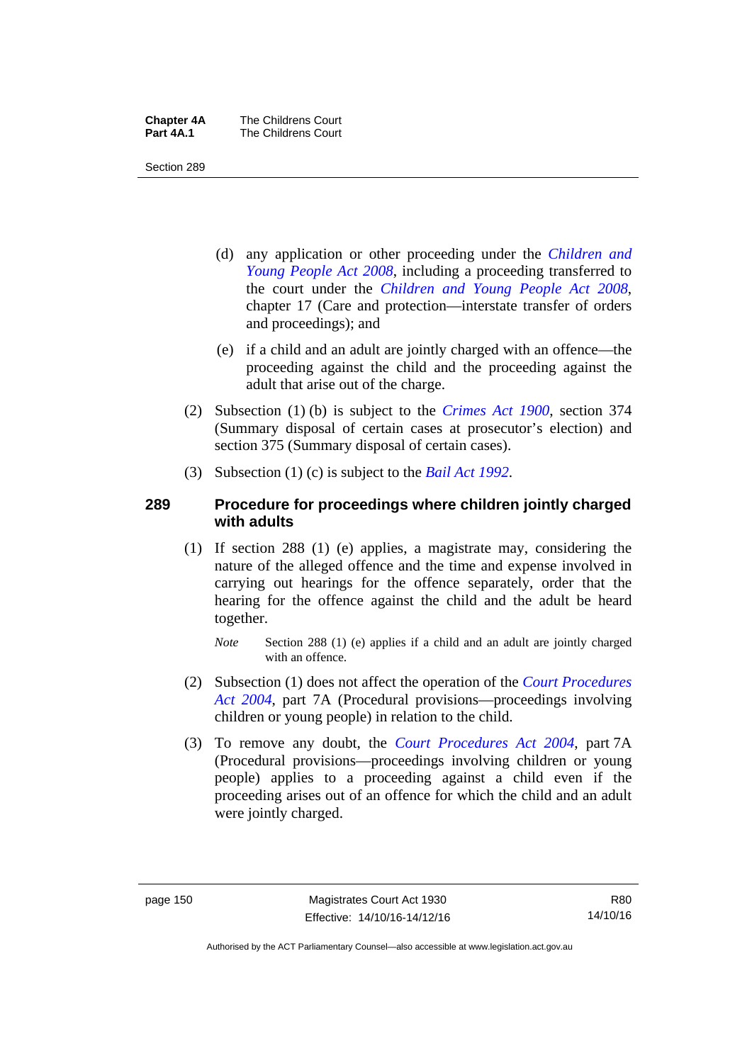(d) any application or other proceeding under the *Children and Young People Act 2008*, including a proceeding transferred to the court under the *Children and Young People Act 2008*, chapter 17 (Care and protection—interstate transfer of orders and proceedings); and

(e) if a child and an adult are jointly charged with an offence—the proceeding against the child and the proceeding against the adult that arise out of the charge.

(2) Subsection (1) (b) is subject to the *Crimes Act 1900*, section 374 (Summary disposal of certain cases at prosecutor's election) and section 375 (Summary disposal of certain cases).

(3) Subsection (1) (c) is subject to the *Bail Act 1992*.

## 289 Procedure for proceedings where children jointly charged with adults

(1) If section 288 (1) (e) applies, a magistrate may, considering the nature of the alleged offence and the time and expense involved in carrying out hearings for the offence separately, order that the hearing for the offence against the child and the adult be heard together.

*Note* Section 288 (1) (e) applies if a child and an adult are jointly charged with an offence.

(2) Subsection (1) does not affect the operation of the *Court Procedures Act 2004*, part 7A (Procedural provisions—proceedings involving children or young people) in relation to the child.

(3) To remove any doubt, the *Court Procedures Act 2004*, part 7A (Procedural provisions—proceedings involving children or young people) applies to a proceeding against a child even if the proceeding arises out of an offence for which the child and an adult were jointly charged.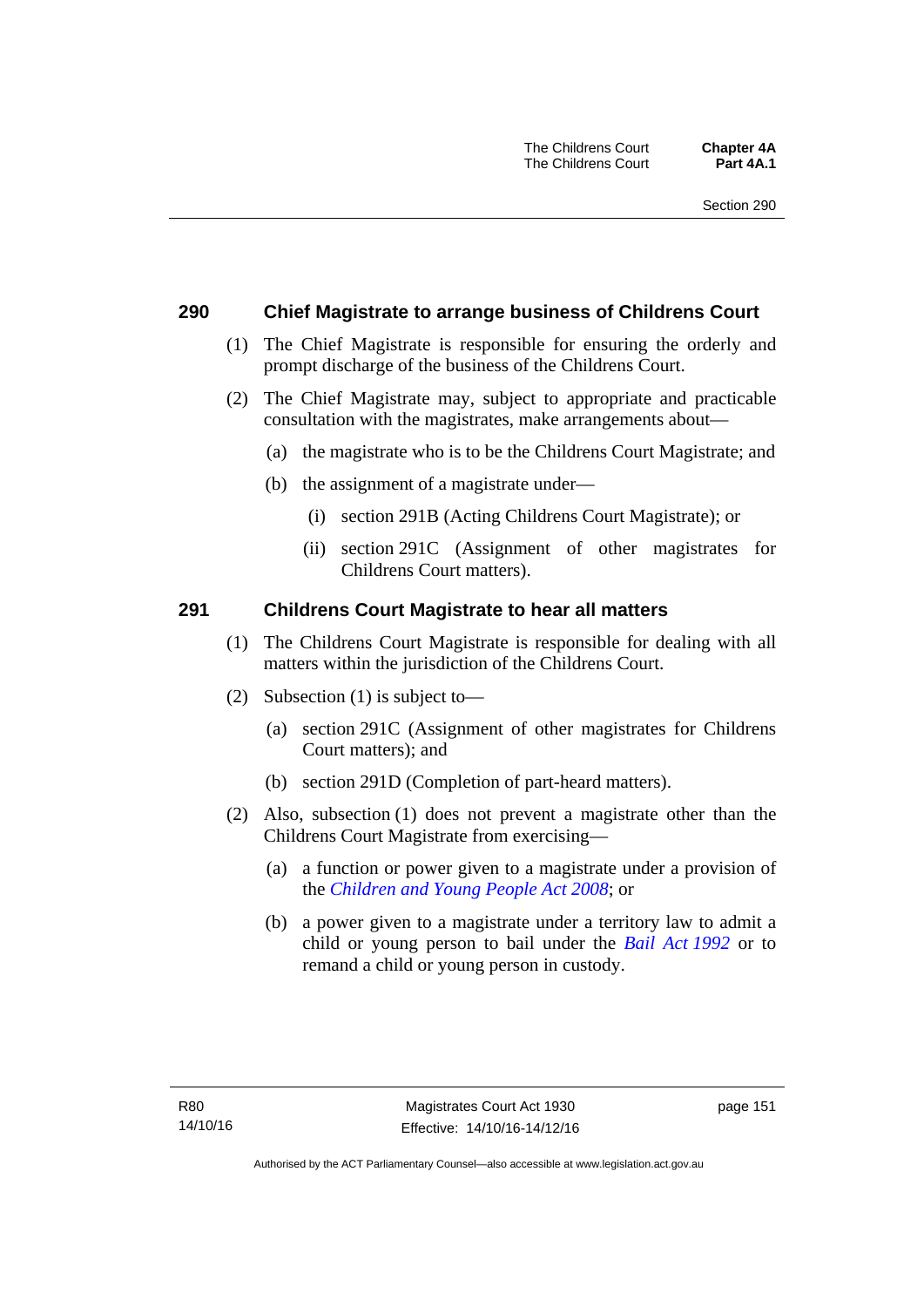### 290 Chief Magistrate to arrange business of Childrens Court

(1) The Chief Magistrate is responsible for ensuring the orderly and prompt discharge of the business of the Childrens Court.

(2) The Chief Magistrate may, subject to appropriate and practicable consultation with the magistrates, make arrangements about—

(a) the magistrate who is to be the Childrens Court Magistrate; and

(b) the assignment of a magistrate under—

(i) section 291B (Acting Childrens Court Magistrate); or

(ii) section 291C (Assignment of other magistrates for Childrens Court matters).

### 291 Childrens Court Magistrate to hear all matters

(1) The Childrens Court Magistrate is responsible for dealing with all matters within the jurisdiction of the Childrens Court.

(2) Subsection (1) is subject to—

(a) section 291C (Assignment of other magistrates for Childrens Court matters); and

(b) section 291D (Completion of part-heard matters).

(2) Also, subsection (1) does not prevent a magistrate other than the Childrens Court Magistrate from exercising—

(a) a function or power given to a magistrate under a provision of the *Children and Young People Act 2008*; or

(b) a power given to a magistrate under a territory law to admit a child or young person to bail under the *Bail Act 1992* or to remand a child or young person in custody.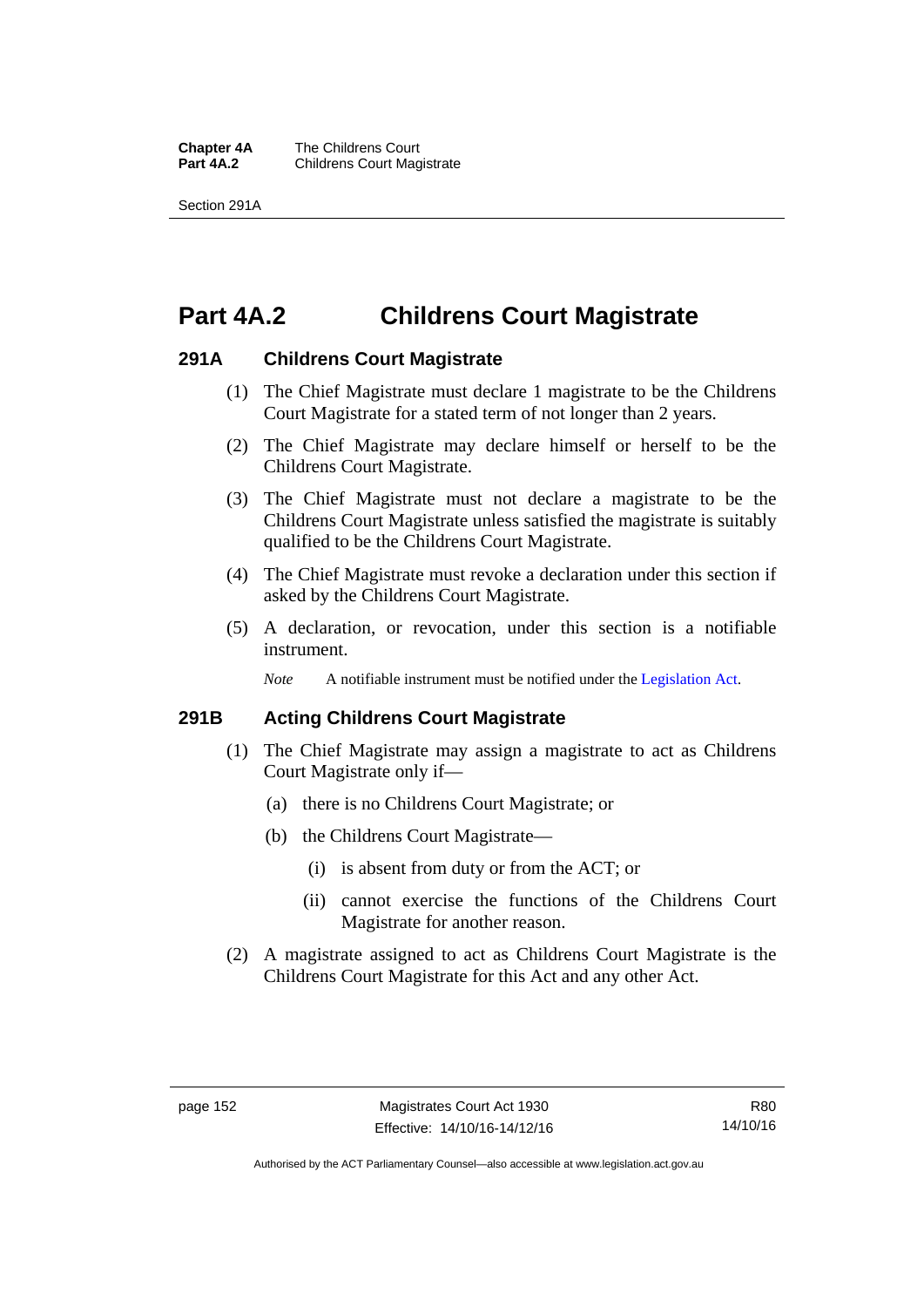# Part 4A.2 Childrens Court Magistrate

## 291A Childrens Court Magistrate

(1) The Chief Magistrate must declare 1 magistrate to be the Childrens Court Magistrate for a stated term of not longer than 2 years.

(2) The Chief Magistrate may declare himself or herself to be the Childrens Court Magistrate.

(3) The Chief Magistrate must not declare a magistrate to be the Childrens Court Magistrate unless satisfied the magistrate is suitably qualified to be the Childrens Court Magistrate.

(4) The Chief Magistrate must revoke a declaration under this section if asked by the Childrens Court Magistrate.

(5) A declaration, or revocation, under this section is a notifiable instrument.

*Note* A notifiable instrument must be notified under the Legislation Act.

## 291B Acting Childrens Court Magistrate

(1) The Chief Magistrate may assign a magistrate to act as Childrens Court Magistrate only if—

(a) there is no Childrens Court Magistrate; or

(b) the Childrens Court Magistrate—

(i) is absent from duty or from the ACT; or

(ii) cannot exercise the functions of the Childrens Court Magistrate for another reason.

(2) A magistrate assigned to act as Childrens Court Magistrate is the Childrens Court Magistrate for this Act and any other Act.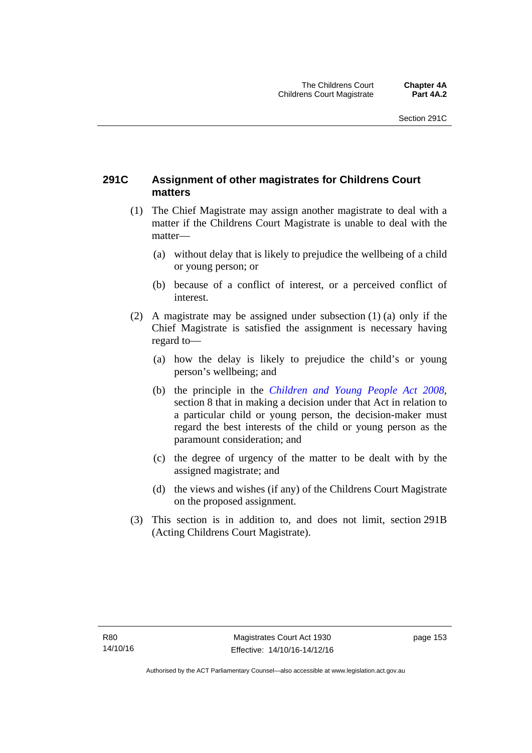### 291C Assignment of other magistrates for Childrens Court matters

(1) The Chief Magistrate may assign another magistrate to deal with a matter if the Childrens Court Magistrate is unable to deal with the matter—

(a) without delay that is likely to prejudice the wellbeing of a child or young person; or

(b) because of a conflict of interest, or a perceived conflict of interest.

(2) A magistrate may be assigned under subsection (1) (a) only if the Chief Magistrate is satisfied the assignment is necessary having regard to—

(a) how the delay is likely to prejudice the child's or young person's wellbeing; and

(b) the principle in the *Children and Young People Act 2008*, section 8 that in making a decision under that Act in relation to a particular child or young person, the decision-maker must regard the best interests of the child or young person as the paramount consideration; and

(c) the degree of urgency of the matter to be dealt with by the assigned magistrate; and

(d) the views and wishes (if any) of the Childrens Court Magistrate on the proposed assignment.

(3) This section is in addition to, and does not limit, section 291B (Acting Childrens Court Magistrate).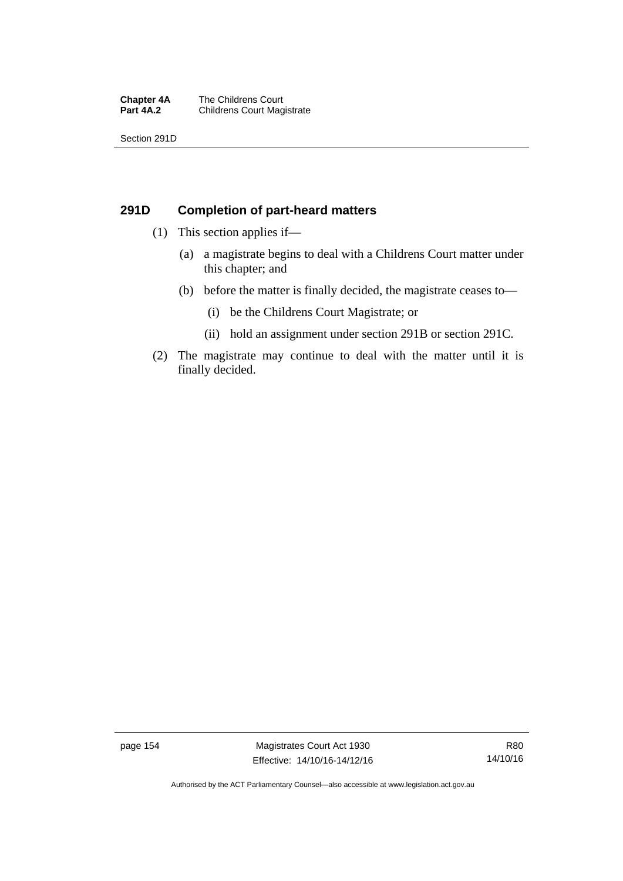## 291D Completion of part-heard matters

(1) This section applies if—

(a) a magistrate begins to deal with a Childrens Court matter under this chapter; and

(b) before the matter is finally decided, the magistrate ceases to—

(i) be the Childrens Court Magistrate; or

(ii) hold an assignment under section 291B or section 291C.

(2) The magistrate may continue to deal with the matter until it is finally decided.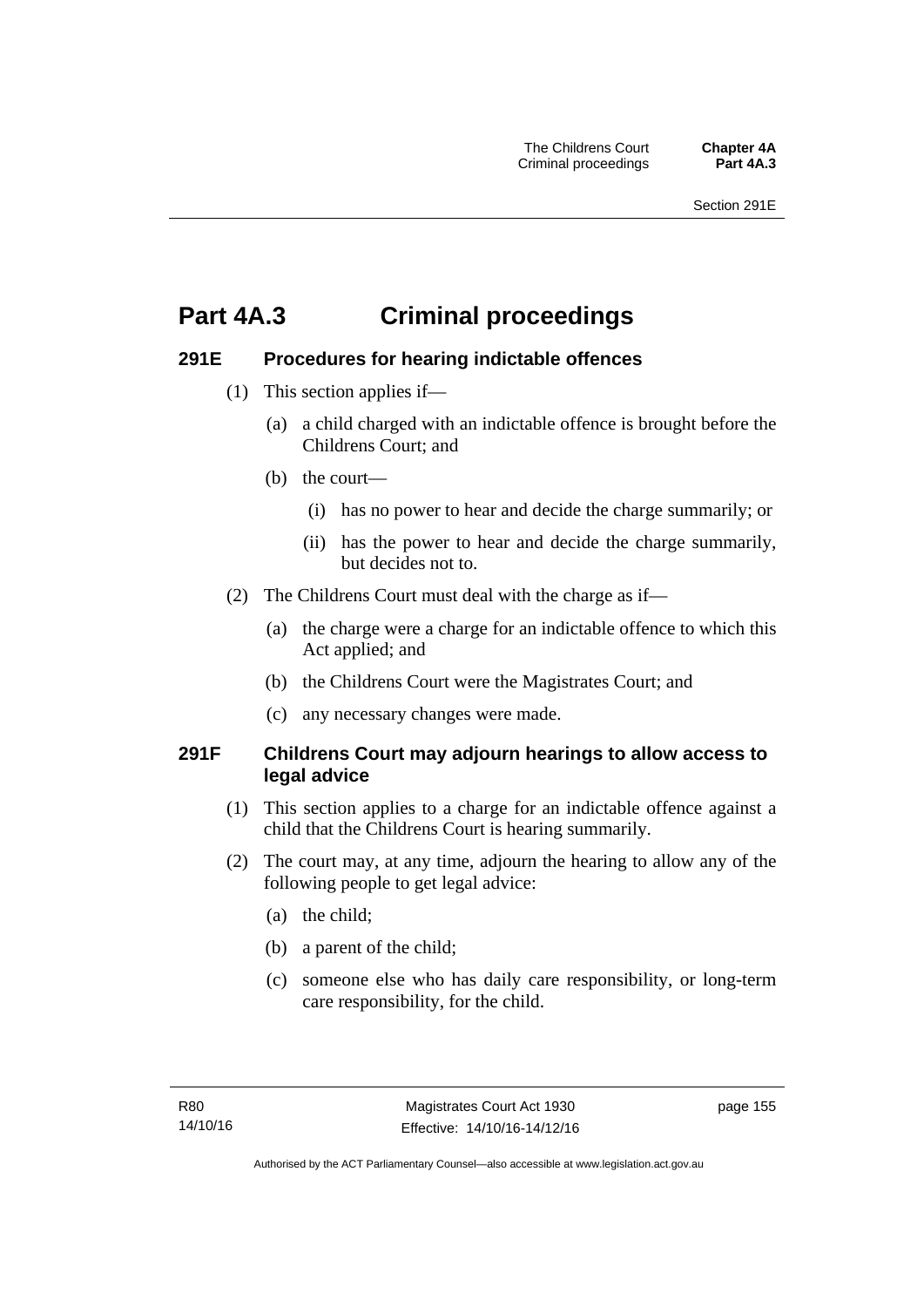# Part 4A.3 Criminal proceedings

## 291E Procedures for hearing indictable offences

(1) This section applies if—

(a) a child charged with an indictable offence is brought before the Childrens Court; and

(b) the court—

(i) has no power to hear and decide the charge summarily; or

(ii) has the power to hear and decide the charge summarily, but decides not to.

(2) The Childrens Court must deal with the charge as if—

(a) the charge were a charge for an indictable offence to which this Act applied; and

(b) the Childrens Court were the Magistrates Court; and

(c) any necessary changes were made.

## 291F Childrens Court may adjourn hearings to allow access to legal advice

(1) This section applies to a charge for an indictable offence against a child that the Childrens Court is hearing summarily.

(2) The court may, at any time, adjourn the hearing to allow any of the following people to get legal advice:

(a) the child;

(b) a parent of the child;

(c) someone else who has daily care responsibility, or long-term care responsibility, for the child.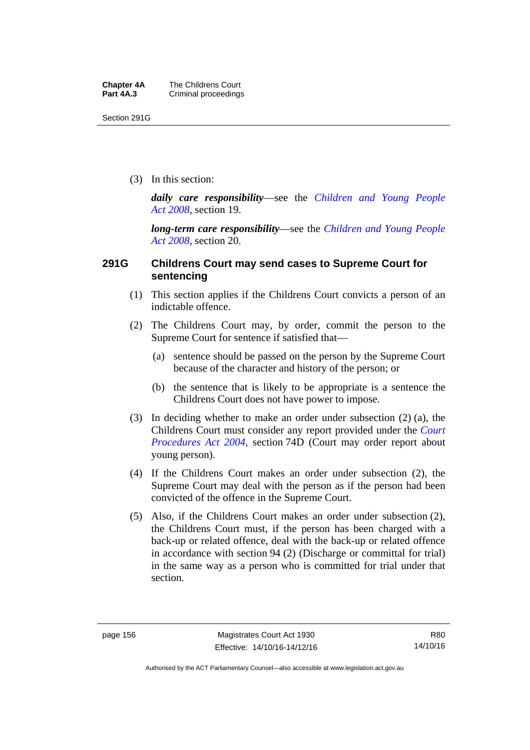(3) In this section:

***daily care responsibility***—see the *Children and Young People Act 2008*, section 19.

***long-term care responsibility***—see the *Children and Young People Act 2008*, section 20.

### 291G Childrens Court may send cases to Supreme Court for sentencing

(1) This section applies if the Childrens Court convicts a person of an indictable offence.

(2) The Childrens Court may, by order, commit the person to the Supreme Court for sentence if satisfied that—

(a) sentence should be passed on the person by the Supreme Court because of the character and history of the person; or

(b) the sentence that is likely to be appropriate is a sentence the Childrens Court does not have power to impose.

(3) In deciding whether to make an order under subsection (2) (a), the Childrens Court must consider any report provided under the *Court Procedures Act 2004*, section 74D (Court may order report about young person).

(4) If the Childrens Court makes an order under subsection (2), the Supreme Court may deal with the person as if the person had been convicted of the offence in the Supreme Court.

(5) Also, if the Childrens Court makes an order under subsection (2), the Childrens Court must, if the person has been charged with a back-up or related offence, deal with the back-up or related offence in accordance with section 94 (2) (Discharge or committal for trial) in the same way as a person who is committed for trial under that section.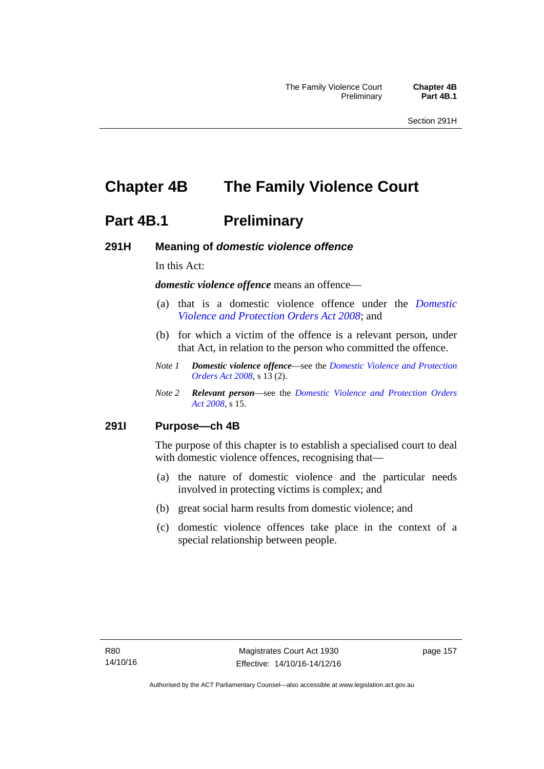# Chapter 4B The Family Violence Court

## Part 4B.1 Preliminary

### 291H Meaning of *domestic violence offence*

In this Act:

***domestic violence offence*** means an offence—

(a) that is a domestic violence offence under the *Domestic Violence and Protection Orders Act 2008*; and

(b) for which a victim of the offence is a relevant person, under that Act, in relation to the person who committed the offence.

*Note 1* ***Domestic violence offence***—see the *Domestic Violence and Protection Orders Act 2008*, s 13 (2).

*Note 2* ***Relevant person***—see the *Domestic Violence and Protection Orders Act 2008*, s 15.

### 291I Purpose—ch 4B

The purpose of this chapter is to establish a specialised court to deal with domestic violence offences, recognising that—

(a) the nature of domestic violence and the particular needs involved in protecting victims is complex; and

(b) great social harm results from domestic violence; and

(c) domestic violence offences take place in the context of a special relationship between people.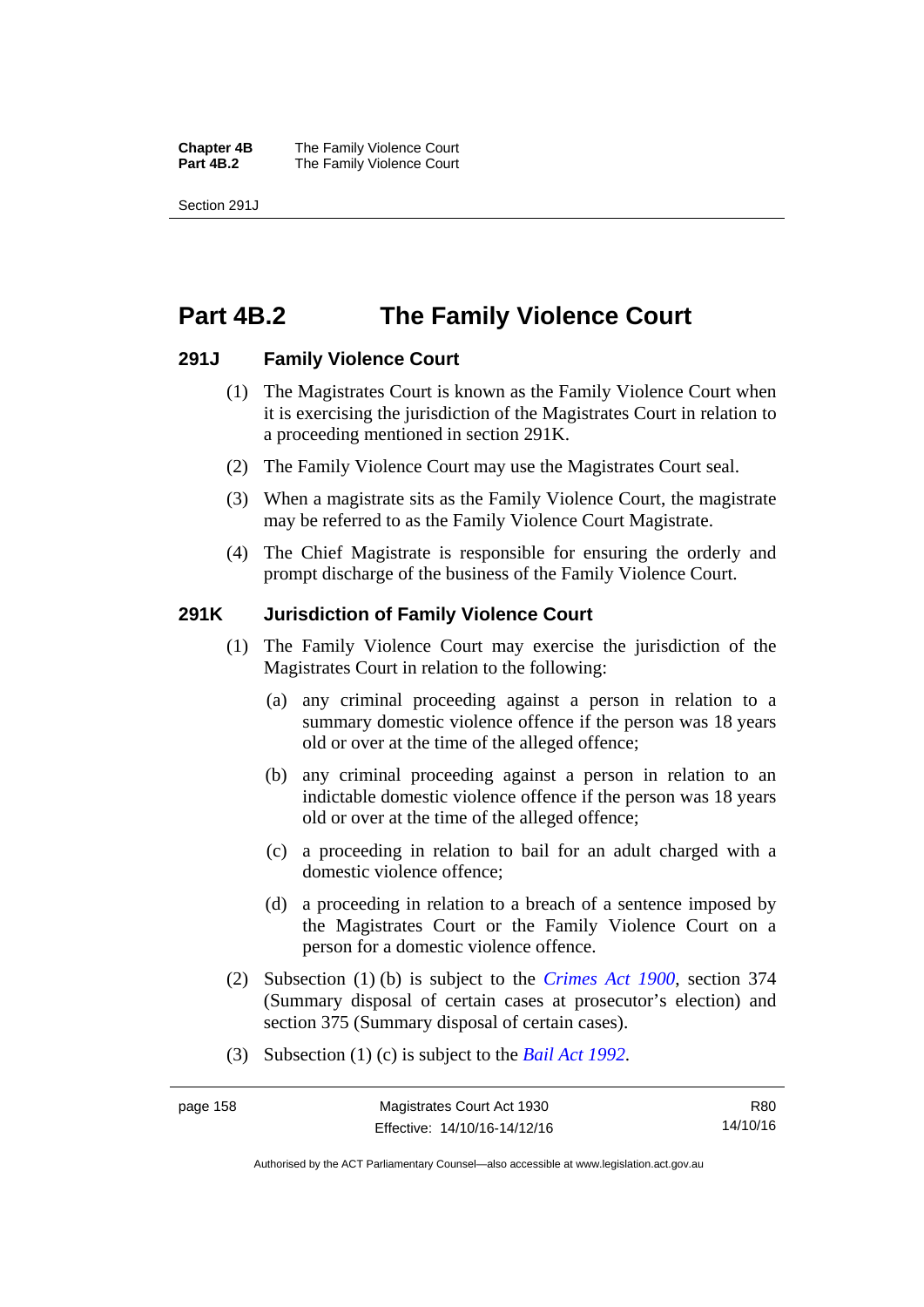# Part 4B.2 The Family Violence Court

## 291J Family Violence Court

(1) The Magistrates Court is known as the Family Violence Court when it is exercising the jurisdiction of the Magistrates Court in relation to a proceeding mentioned in section 291K.

(2) The Family Violence Court may use the Magistrates Court seal.

(3) When a magistrate sits as the Family Violence Court, the magistrate may be referred to as the Family Violence Court Magistrate.

(4) The Chief Magistrate is responsible for ensuring the orderly and prompt discharge of the business of the Family Violence Court.

## 291K Jurisdiction of Family Violence Court

(1) The Family Violence Court may exercise the jurisdiction of the Magistrates Court in relation to the following:

(a) any criminal proceeding against a person in relation to a summary domestic violence offence if the person was 18 years old or over at the time of the alleged offence;

(b) any criminal proceeding against a person in relation to an indictable domestic violence offence if the person was 18 years old or over at the time of the alleged offence;

(c) a proceeding in relation to bail for an adult charged with a domestic violence offence;

(d) a proceeding in relation to a breach of a sentence imposed by the Magistrates Court or the Family Violence Court on a person for a domestic violence offence.

(2) Subsection (1) (b) is subject to the *Crimes Act 1900*, section 374 (Summary disposal of certain cases at prosecutor's election) and section 375 (Summary disposal of certain cases).

(3) Subsection (1) (c) is subject to the *Bail Act 1992*.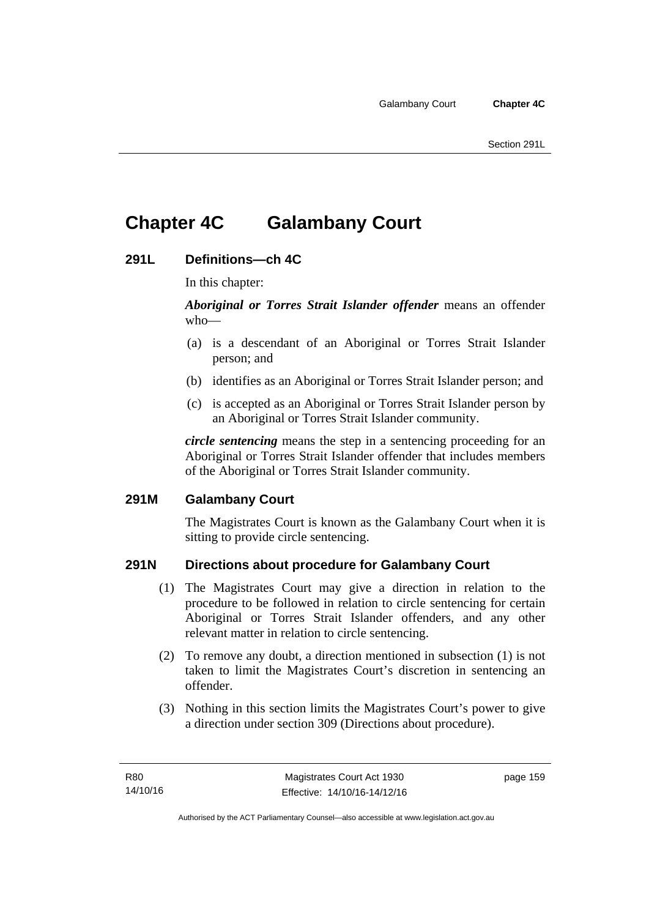# Chapter 4C Galambany Court

## 291L Definitions—ch 4C

In this chapter:

***Aboriginal or Torres Strait Islander offender*** means an offender who—

(a) is a descendant of an Aboriginal or Torres Strait Islander person; and

(b) identifies as an Aboriginal or Torres Strait Islander person; and

(c) is accepted as an Aboriginal or Torres Strait Islander person by an Aboriginal or Torres Strait Islander community.

***circle sentencing*** means the step in a sentencing proceeding for an Aboriginal or Torres Strait Islander offender that includes members of the Aboriginal or Torres Strait Islander community.

## 291M Galambany Court

The Magistrates Court is known as the Galambany Court when it is sitting to provide circle sentencing.

## 291N Directions about procedure for Galambany Court

(1) The Magistrates Court may give a direction in relation to the procedure to be followed in relation to circle sentencing for certain Aboriginal or Torres Strait Islander offenders, and any other relevant matter in relation to circle sentencing.

(2) To remove any doubt, a direction mentioned in subsection (1) is not taken to limit the Magistrates Court's discretion in sentencing an offender.

(3) Nothing in this section limits the Magistrates Court's power to give a direction under section 309 (Directions about procedure).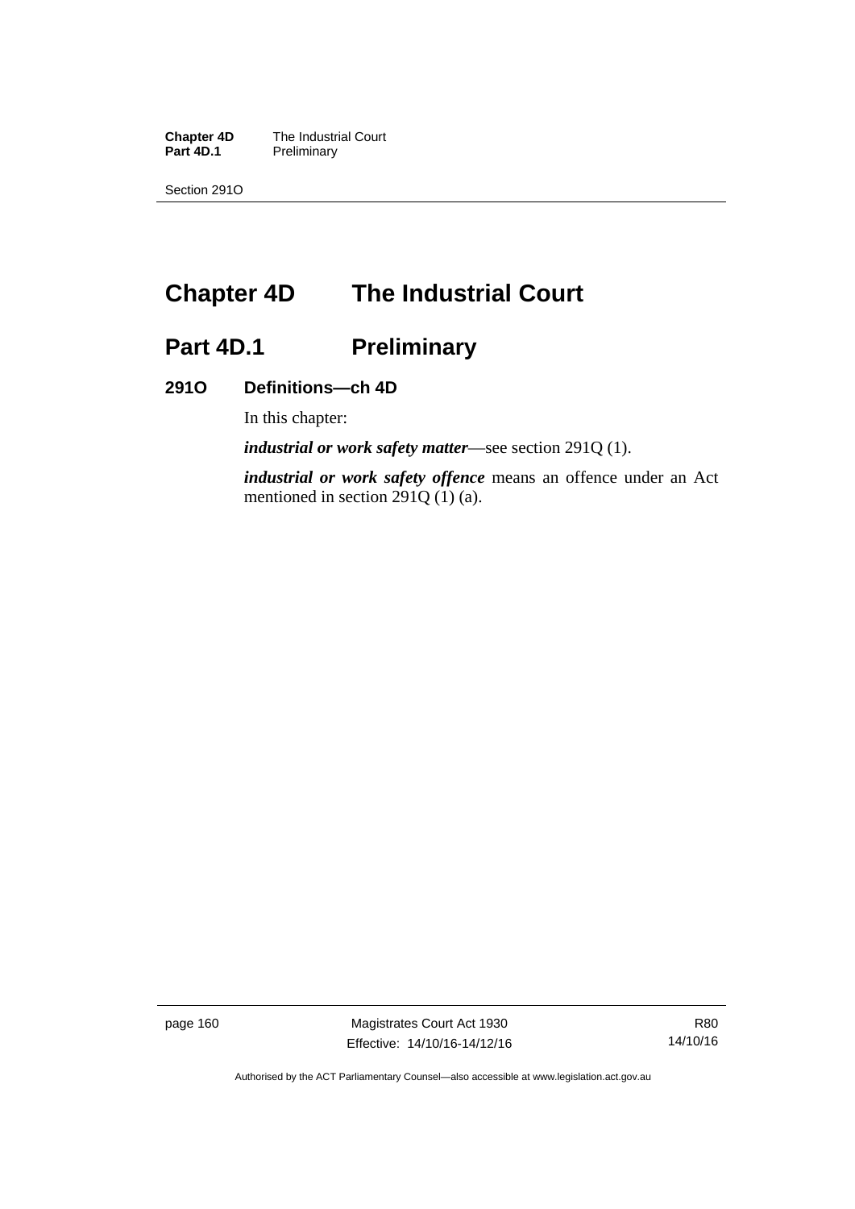# Chapter 4D The Industrial Court

## Part 4D.1 Preliminary

### 291O Definitions—ch 4D

In this chapter:

***industrial or work safety matter***—see section 291Q (1).

***industrial or work safety offence*** means an offence under an Act mentioned in section 291Q (1) (a).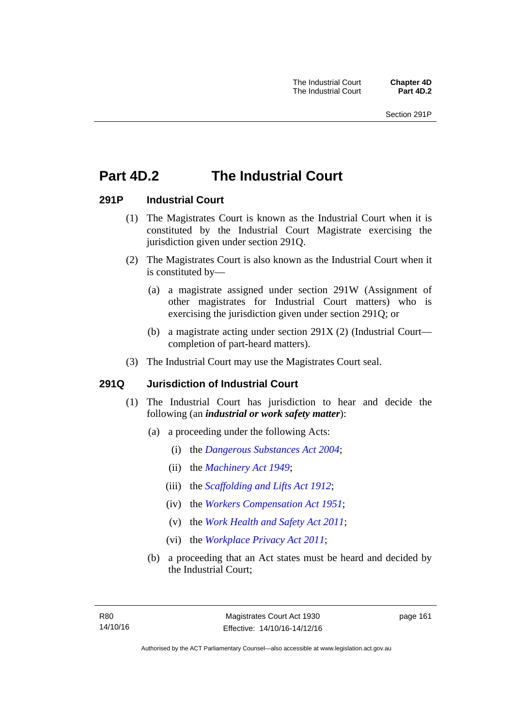# Part 4D.2 The Industrial Court

## 291P Industrial Court

(1) The Magistrates Court is known as the Industrial Court when it is constituted by the Industrial Court Magistrate exercising the jurisdiction given under section 291Q.

(2) The Magistrates Court is also known as the Industrial Court when it is constituted by—

(a) a magistrate assigned under section 291W (Assignment of other magistrates for Industrial Court matters) who is exercising the jurisdiction given under section 291Q; or

(b) a magistrate acting under section 291X (2) (Industrial Court—completion of part-heard matters).

(3) The Industrial Court may use the Magistrates Court seal.

## 291Q Jurisdiction of Industrial Court

(1) The Industrial Court has jurisdiction to hear and decide the following (an ***industrial or work safety matter***):

(a) a proceeding under the following Acts:

(i) the *Dangerous Substances Act 2004*;

(ii) the *Machinery Act 1949*;

(iii) the *Scaffolding and Lifts Act 1912*;

(iv) the *Workers Compensation Act 1951*;

(v) the *Work Health and Safety Act 2011*;

(vi) the *Workplace Privacy Act 2011*;

(b) a proceeding that an Act states must be heard and decided by the Industrial Court;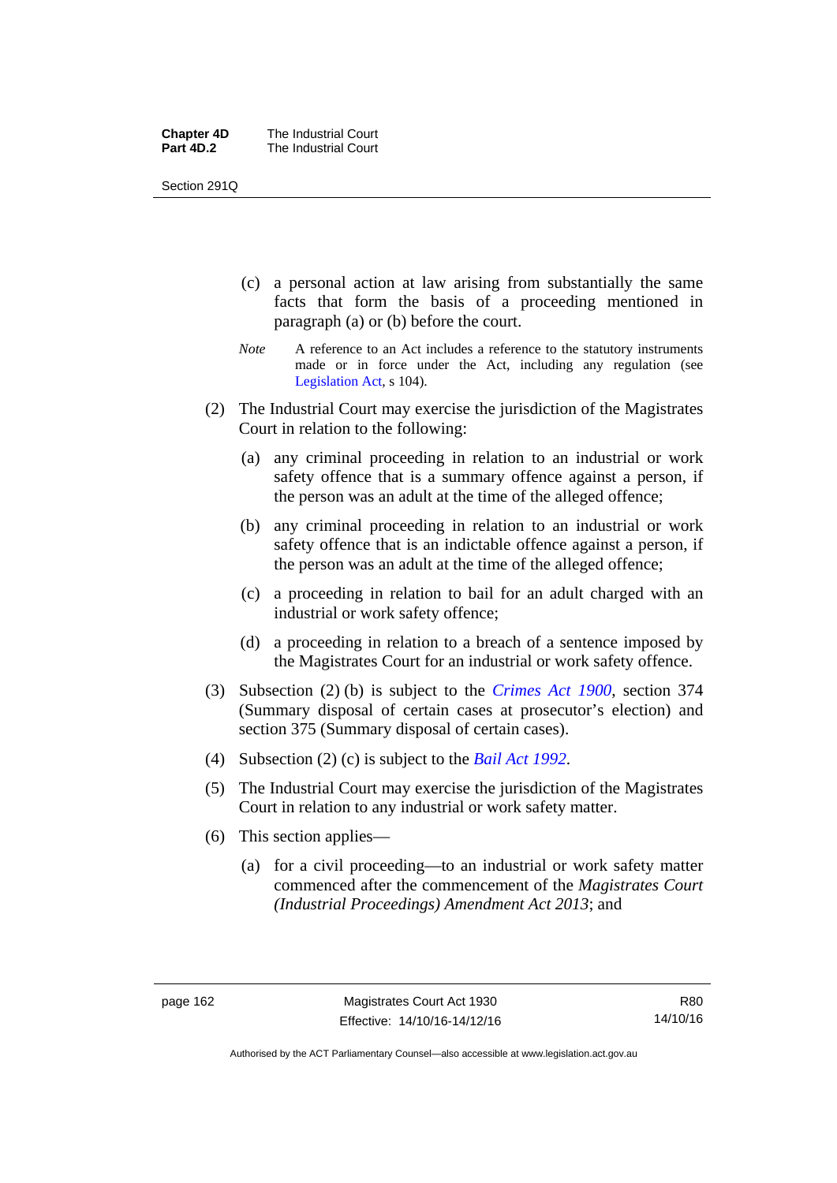(c) a personal action at law arising from substantially the same facts that form the basis of a proceeding mentioned in paragraph (a) or (b) before the court.

*Note* A reference to an Act includes a reference to the statutory instruments made or in force under the Act, including any regulation (see Legislation Act, s 104).

(2) The Industrial Court may exercise the jurisdiction of the Magistrates Court in relation to the following:

(a) any criminal proceeding in relation to an industrial or work safety offence that is a summary offence against a person, if the person was an adult at the time of the alleged offence;

(b) any criminal proceeding in relation to an industrial or work safety offence that is an indictable offence against a person, if the person was an adult at the time of the alleged offence;

(c) a proceeding in relation to bail for an adult charged with an industrial or work safety offence;

(d) a proceeding in relation to a breach of a sentence imposed by the Magistrates Court for an industrial or work safety offence.

(3) Subsection (2) (b) is subject to the *Crimes Act 1900*, section 374 (Summary disposal of certain cases at prosecutor's election) and section 375 (Summary disposal of certain cases).

(4) Subsection (2) (c) is subject to the *Bail Act 1992*.

(5) The Industrial Court may exercise the jurisdiction of the Magistrates Court in relation to any industrial or work safety matter.

(6) This section applies—

(a) for a civil proceeding—to an industrial or work safety matter commenced after the commencement of the *Magistrates Court (Industrial Proceedings) Amendment Act 2013*; and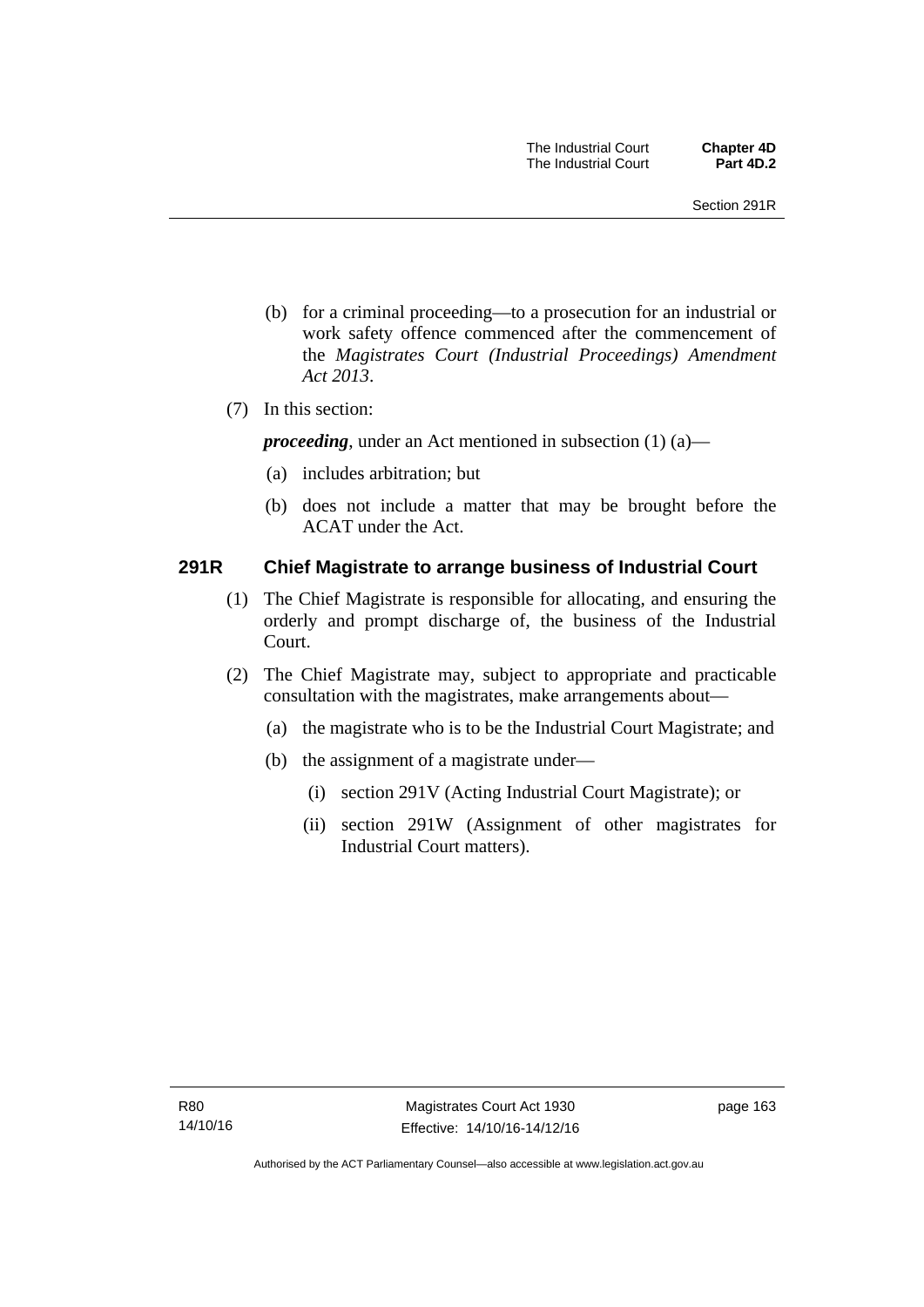(b) for a criminal proceeding—to a prosecution for an industrial or work safety offence commenced after the commencement of the *Magistrates Court (Industrial Proceedings) Amendment Act 2013*.

(7) In this section:

***proceeding***, under an Act mentioned in subsection (1) (a)—

(a) includes arbitration; but

(b) does not include a matter that may be brought before the ACAT under the Act.

### 291R Chief Magistrate to arrange business of Industrial Court

(1) The Chief Magistrate is responsible for allocating, and ensuring the orderly and prompt discharge of, the business of the Industrial Court.

(2) The Chief Magistrate may, subject to appropriate and practicable consultation with the magistrates, make arrangements about—

(a) the magistrate who is to be the Industrial Court Magistrate; and

(b) the assignment of a magistrate under—

(i) section 291V (Acting Industrial Court Magistrate); or

(ii) section 291W (Assignment of other magistrates for Industrial Court matters).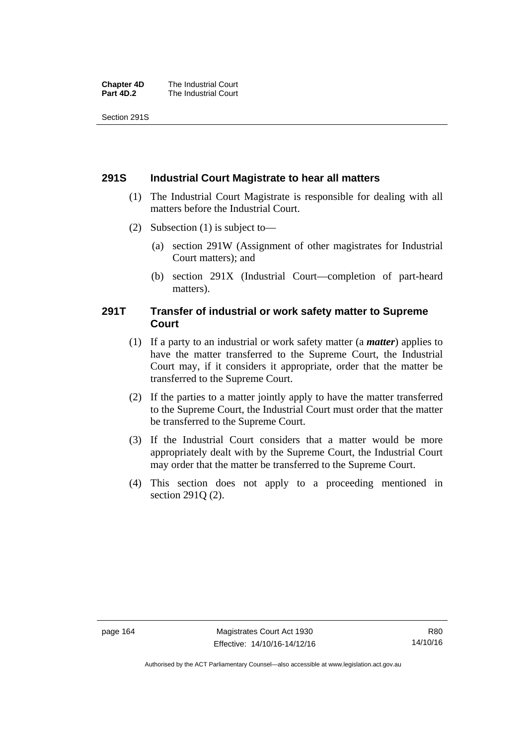## 291S Industrial Court Magistrate to hear all matters

(1) The Industrial Court Magistrate is responsible for dealing with all matters before the Industrial Court.

(2) Subsection (1) is subject to—

(a) section 291W (Assignment of other magistrates for Industrial Court matters); and

(b) section 291X (Industrial Court—completion of part-heard matters).

## 291T Transfer of industrial or work safety matter to Supreme Court

(1) If a party to an industrial or work safety matter (a ***matter***) applies to have the matter transferred to the Supreme Court, the Industrial Court may, if it considers it appropriate, order that the matter be transferred to the Supreme Court.

(2) If the parties to a matter jointly apply to have the matter transferred to the Supreme Court, the Industrial Court must order that the matter be transferred to the Supreme Court.

(3) If the Industrial Court considers that a matter would be more appropriately dealt with by the Supreme Court, the Industrial Court may order that the matter be transferred to the Supreme Court.

(4) This section does not apply to a proceeding mentioned in section 291Q (2).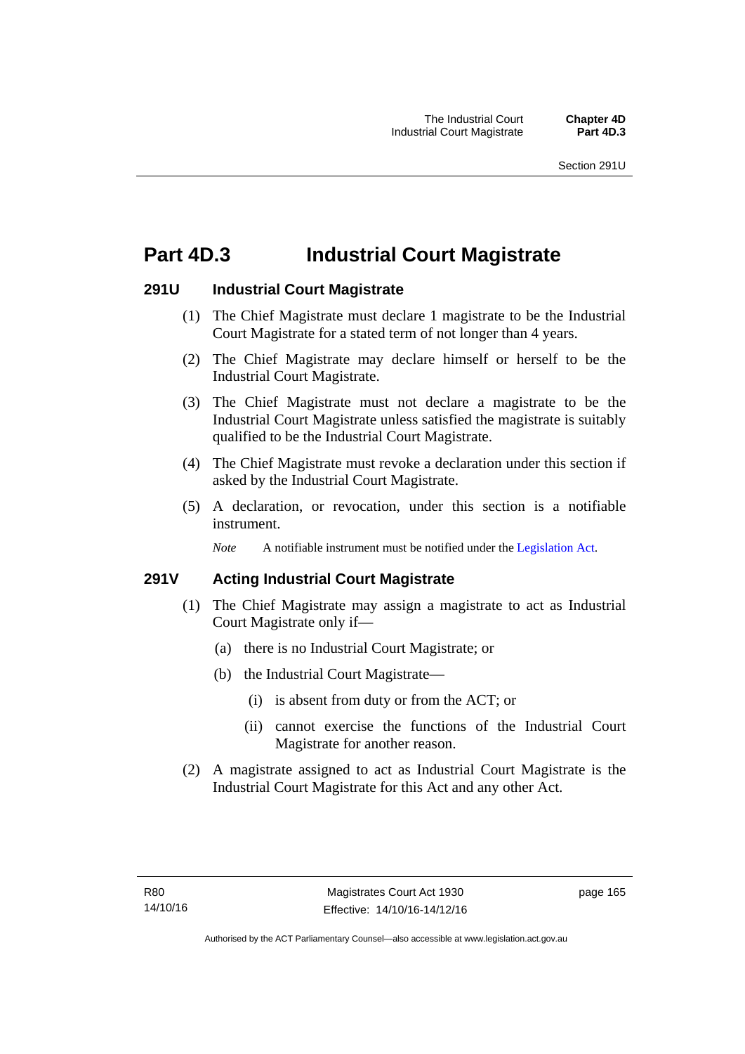# Part 4D.3 Industrial Court Magistrate

## 291U Industrial Court Magistrate

(1) The Chief Magistrate must declare 1 magistrate to be the Industrial Court Magistrate for a stated term of not longer than 4 years.

(2) The Chief Magistrate may declare himself or herself to be the Industrial Court Magistrate.

(3) The Chief Magistrate must not declare a magistrate to be the Industrial Court Magistrate unless satisfied the magistrate is suitably qualified to be the Industrial Court Magistrate.

(4) The Chief Magistrate must revoke a declaration under this section if asked by the Industrial Court Magistrate.

(5) A declaration, or revocation, under this section is a notifiable instrument.

*Note* A notifiable instrument must be notified under the Legislation Act.

## 291V Acting Industrial Court Magistrate

(1) The Chief Magistrate may assign a magistrate to act as Industrial Court Magistrate only if—

(a) there is no Industrial Court Magistrate; or

(b) the Industrial Court Magistrate—

(i) is absent from duty or from the ACT; or

(ii) cannot exercise the functions of the Industrial Court Magistrate for another reason.

(2) A magistrate assigned to act as Industrial Court Magistrate is the Industrial Court Magistrate for this Act and any other Act.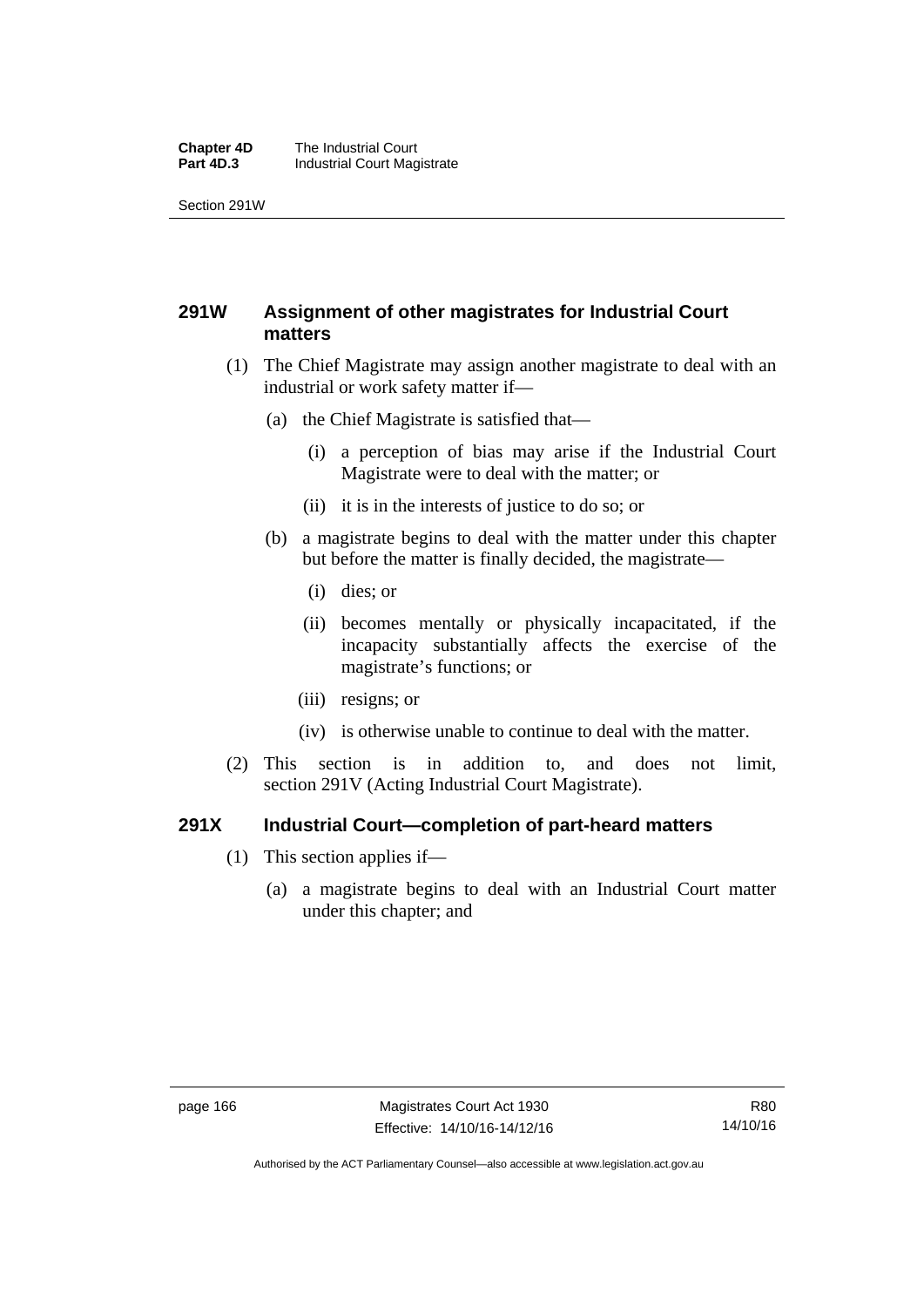## 291W Assignment of other magistrates for Industrial Court matters

(1) The Chief Magistrate may assign another magistrate to deal with an industrial or work safety matter if—

(a) the Chief Magistrate is satisfied that—

(i) a perception of bias may arise if the Industrial Court Magistrate were to deal with the matter; or

(ii) it is in the interests of justice to do so; or

(b) a magistrate begins to deal with the matter under this chapter but before the matter is finally decided, the magistrate—

(i) dies; or

(ii) becomes mentally or physically incapacitated, if the incapacity substantially affects the exercise of the magistrate's functions; or

(iii) resigns; or

(iv) is otherwise unable to continue to deal with the matter.

(2) This section is in addition to, and does not limit, section 291V (Acting Industrial Court Magistrate).

## 291X Industrial Court—completion of part-heard matters

(1) This section applies if—

(a) a magistrate begins to deal with an Industrial Court matter under this chapter; and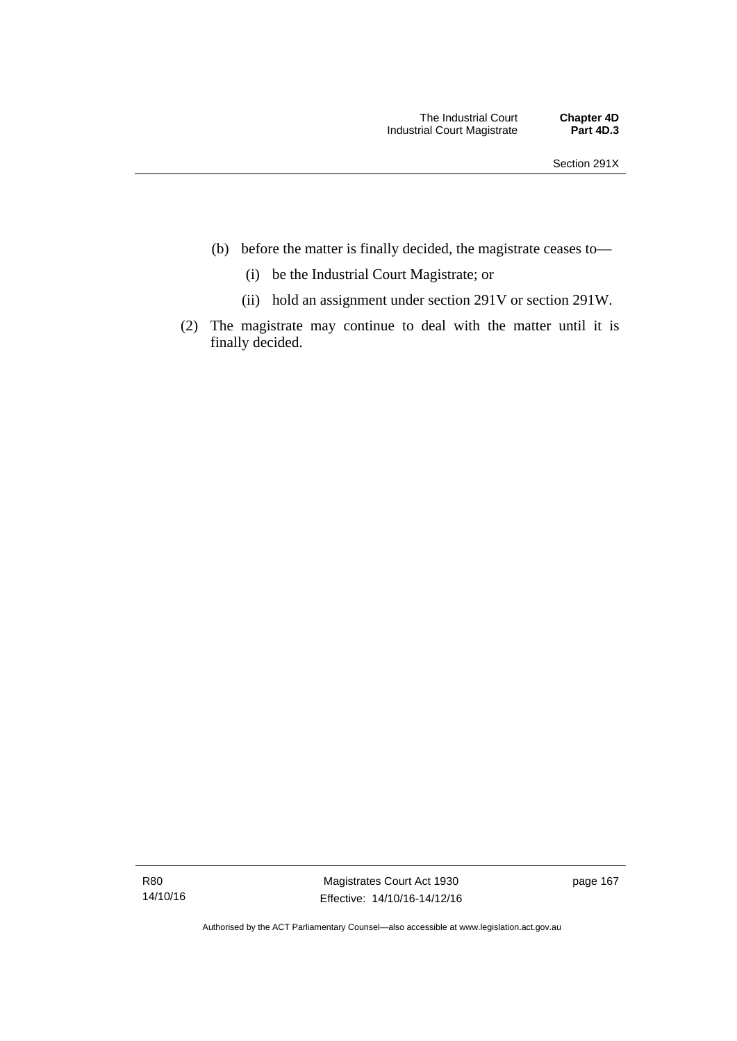(b) before the matter is finally decided, the magistrate ceases to—

  (i) be the Industrial Court Magistrate; or

  (ii) hold an assignment under section 291V or section 291W.

(2) The magistrate may continue to deal with the matter until it is finally decided.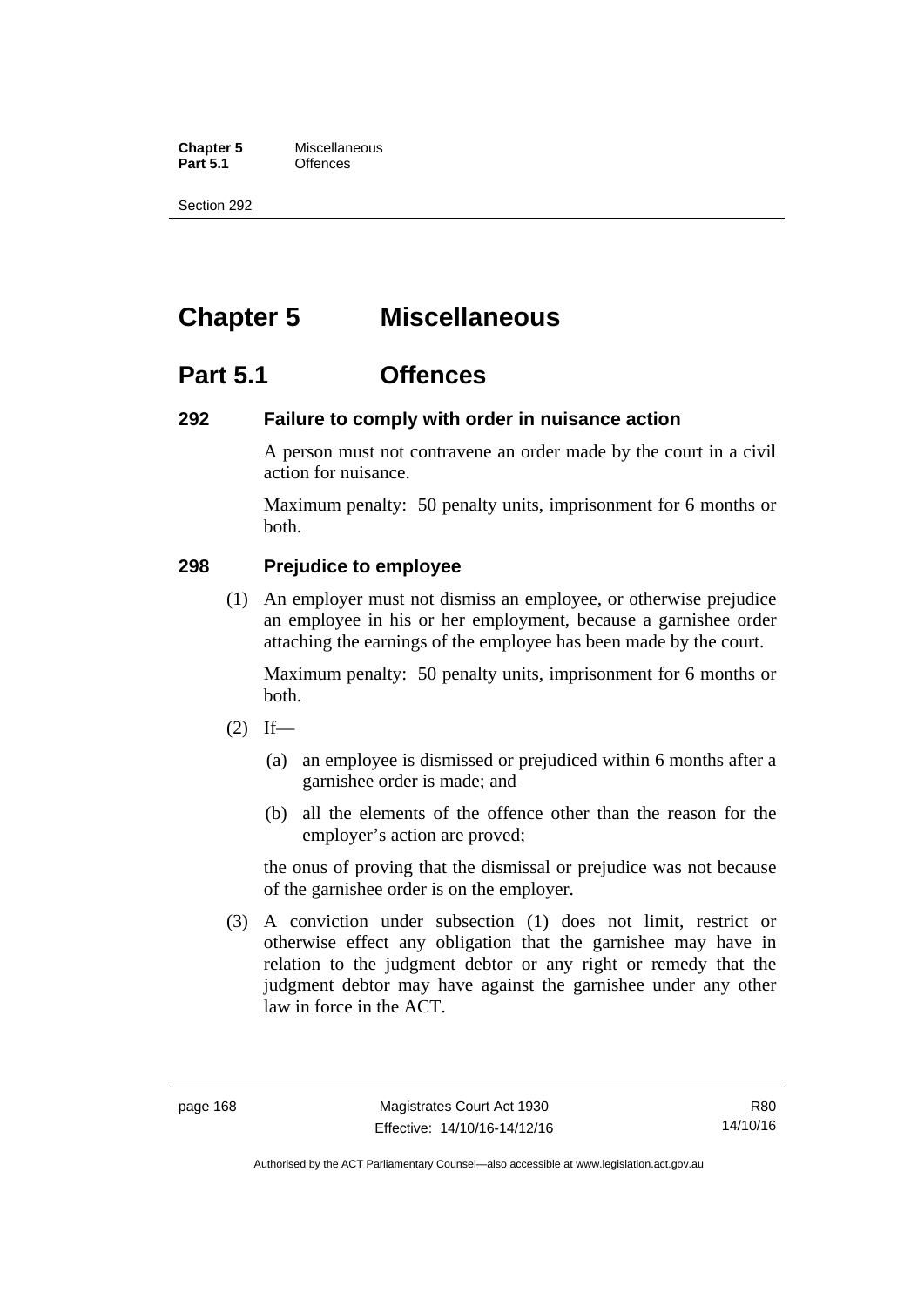# Chapter 5 Miscellaneous

## Part 5.1 Offences

### 292 Failure to comply with order in nuisance action

A person must not contravene an order made by the court in a civil action for nuisance.

Maximum penalty: 50 penalty units, imprisonment for 6 months or both.

### 298 Prejudice to employee

(1) An employer must not dismiss an employee, or otherwise prejudice an employee in his or her employment, because a garnishee order attaching the earnings of the employee has been made by the court.

Maximum penalty: 50 penalty units, imprisonment for 6 months or both.

(2) If—

(a) an employee is dismissed or prejudiced within 6 months after a garnishee order is made; and

(b) all the elements of the offence other than the reason for the employer's action are proved;

the onus of proving that the dismissal or prejudice was not because of the garnishee order is on the employer.

(3) A conviction under subsection (1) does not limit, restrict or otherwise effect any obligation that the garnishee may have in relation to the judgment debtor or any right or remedy that the judgment debtor may have against the garnishee under any other law in force in the ACT.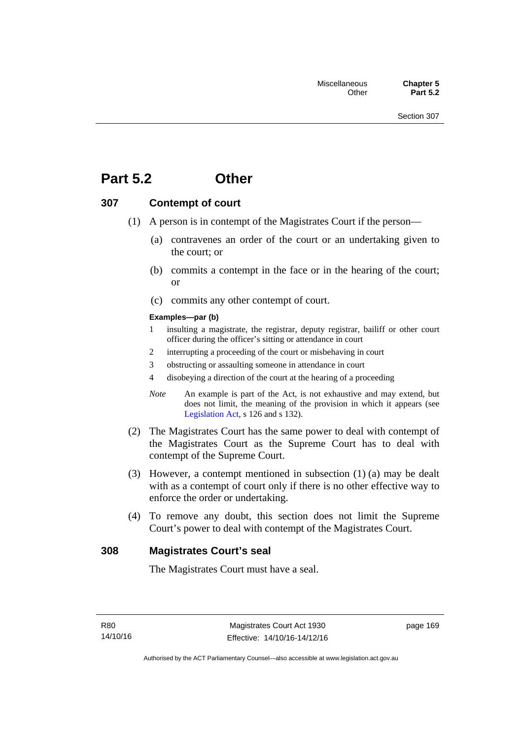# Part 5.2 Other

## 307 Contempt of court

(1) A person is in contempt of the Magistrates Court if the person—

(a) contravenes an order of the court or an undertaking given to the court; or

(b) commits a contempt in the face or in the hearing of the court; or

(c) commits any other contempt of court.

**Examples—par (b)**

1 insulting a magistrate, the registrar, deputy registrar, bailiff or other court officer during the officer's sitting or attendance in court

2 interrupting a proceeding of the court or misbehaving in court

3 obstructing or assaulting someone in attendance in court

4 disobeying a direction of the court at the hearing of a proceeding

*Note* An example is part of the Act, is not exhaustive and may extend, but does not limit, the meaning of the provision in which it appears (see Legislation Act, s 126 and s 132).

(2) The Magistrates Court has the same power to deal with contempt of the Magistrates Court as the Supreme Court has to deal with contempt of the Supreme Court.

(3) However, a contempt mentioned in subsection (1) (a) may be dealt with as a contempt of court only if there is no other effective way to enforce the order or undertaking.

(4) To remove any doubt, this section does not limit the Supreme Court's power to deal with contempt of the Magistrates Court.

## 308 Magistrates Court's seal

The Magistrates Court must have a seal.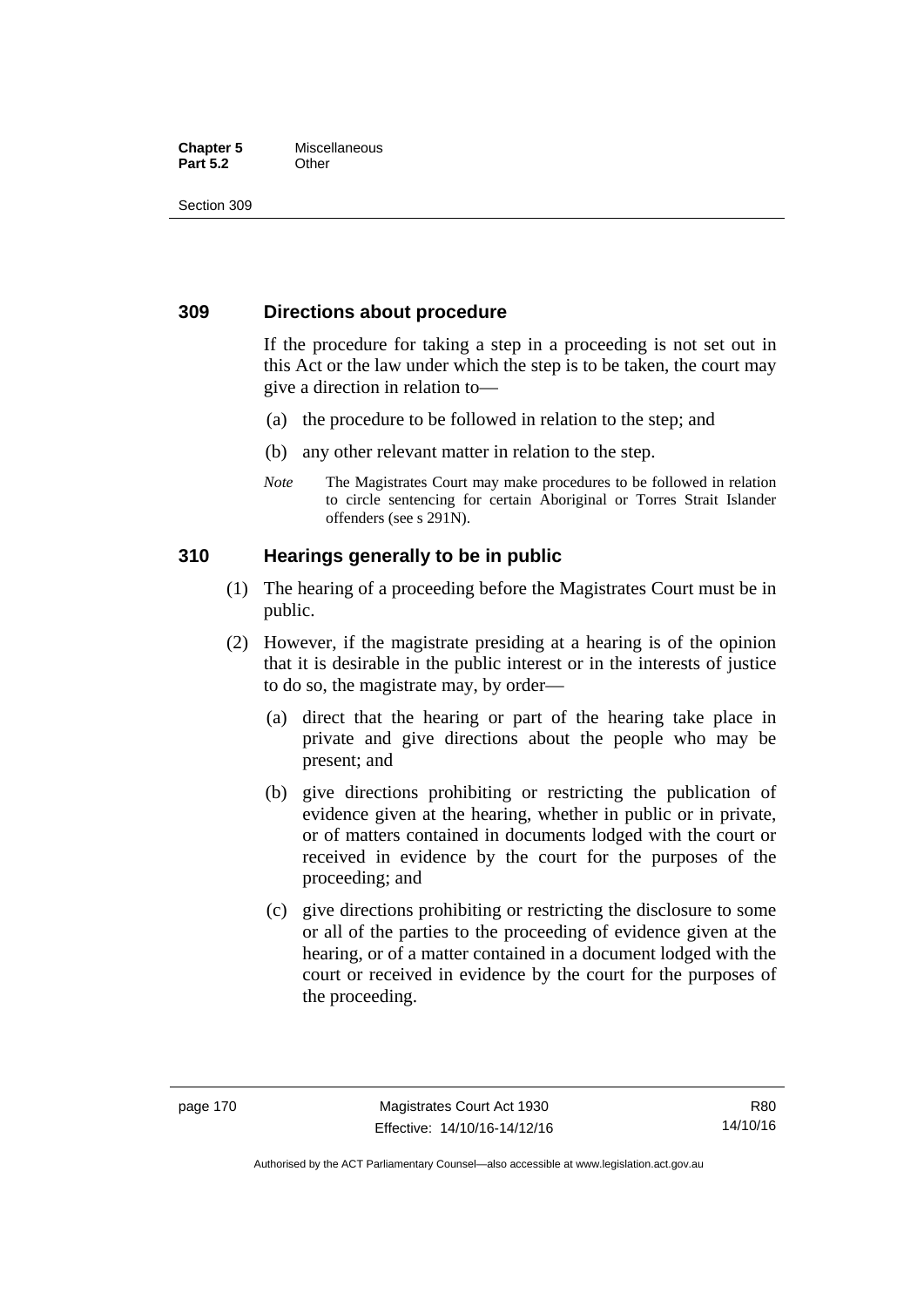## 309 Directions about procedure

If the procedure for taking a step in a proceeding is not set out in this Act or the law under which the step is to be taken, the court may give a direction in relation to—

(a) the procedure to be followed in relation to the step; and

(b) any other relevant matter in relation to the step.

*Note* The Magistrates Court may make procedures to be followed in relation to circle sentencing for certain Aboriginal or Torres Strait Islander offenders (see s 291N).

## 310 Hearings generally to be in public

(1) The hearing of a proceeding before the Magistrates Court must be in public.

(2) However, if the magistrate presiding at a hearing is of the opinion that it is desirable in the public interest or in the interests of justice to do so, the magistrate may, by order—

(a) direct that the hearing or part of the hearing take place in private and give directions about the people who may be present; and

(b) give directions prohibiting or restricting the publication of evidence given at the hearing, whether in public or in private, or of matters contained in documents lodged with the court or received in evidence by the court for the purposes of the proceeding; and

(c) give directions prohibiting or restricting the disclosure to some or all of the parties to the proceeding of evidence given at the hearing, or of a matter contained in a document lodged with the court or received in evidence by the court for the purposes of the proceeding.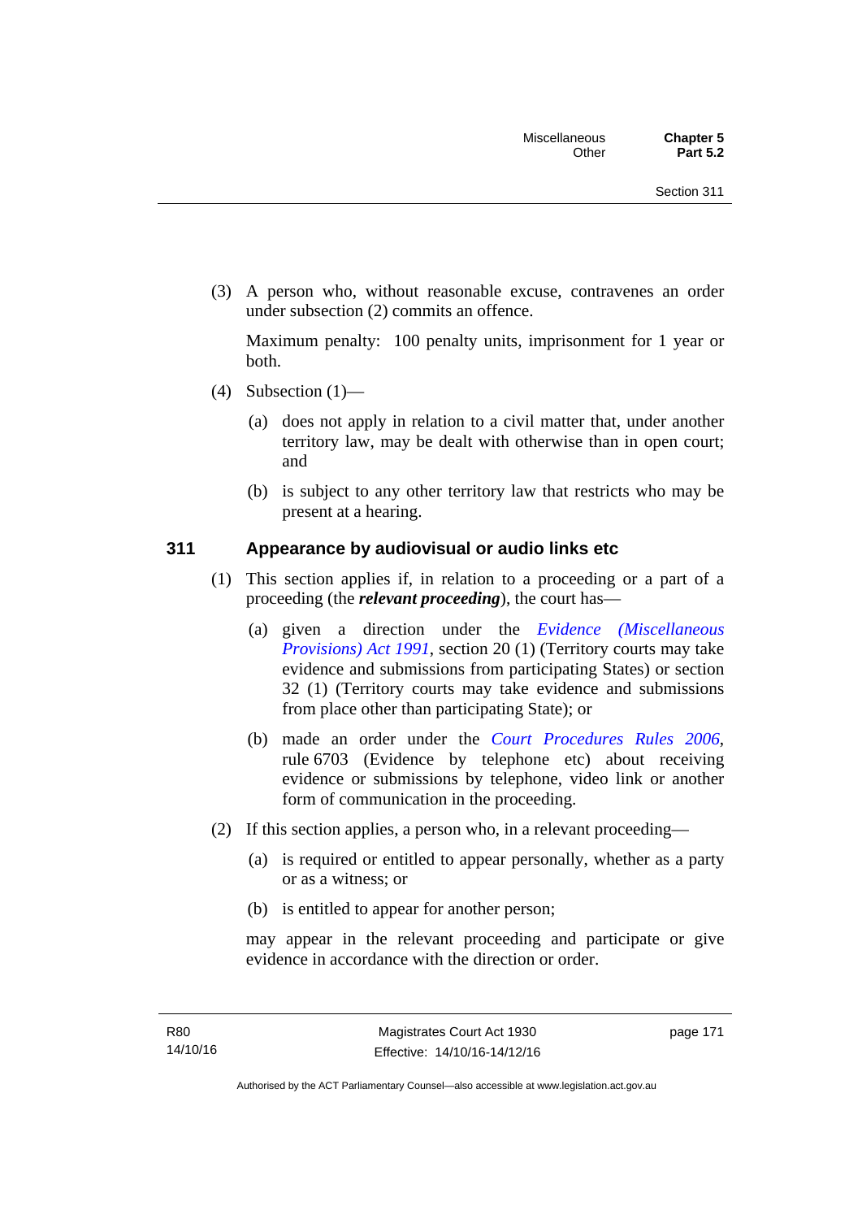(3) A person who, without reasonable excuse, contravenes an order under subsection (2) commits an offence.

Maximum penalty: 100 penalty units, imprisonment for 1 year or both.

(4) Subsection (1)—

(a) does not apply in relation to a civil matter that, under another territory law, may be dealt with otherwise than in open court; and

(b) is subject to any other territory law that restricts who may be present at a hearing.

## 311 Appearance by audiovisual or audio links etc

(1) This section applies if, in relation to a proceeding or a part of a proceeding (the ***relevant proceeding***), the court has—

(a) given a direction under the *Evidence (Miscellaneous Provisions) Act 1991*, section 20 (1) (Territory courts may take evidence and submissions from participating States) or section 32 (1) (Territory courts may take evidence and submissions from place other than participating State); or

(b) made an order under the *Court Procedures Rules 2006*, rule 6703 (Evidence by telephone etc) about receiving evidence or submissions by telephone, video link or another form of communication in the proceeding.

(2) If this section applies, a person who, in a relevant proceeding—

(a) is required or entitled to appear personally, whether as a party or as a witness; or

(b) is entitled to appear for another person;

may appear in the relevant proceeding and participate or give evidence in accordance with the direction or order.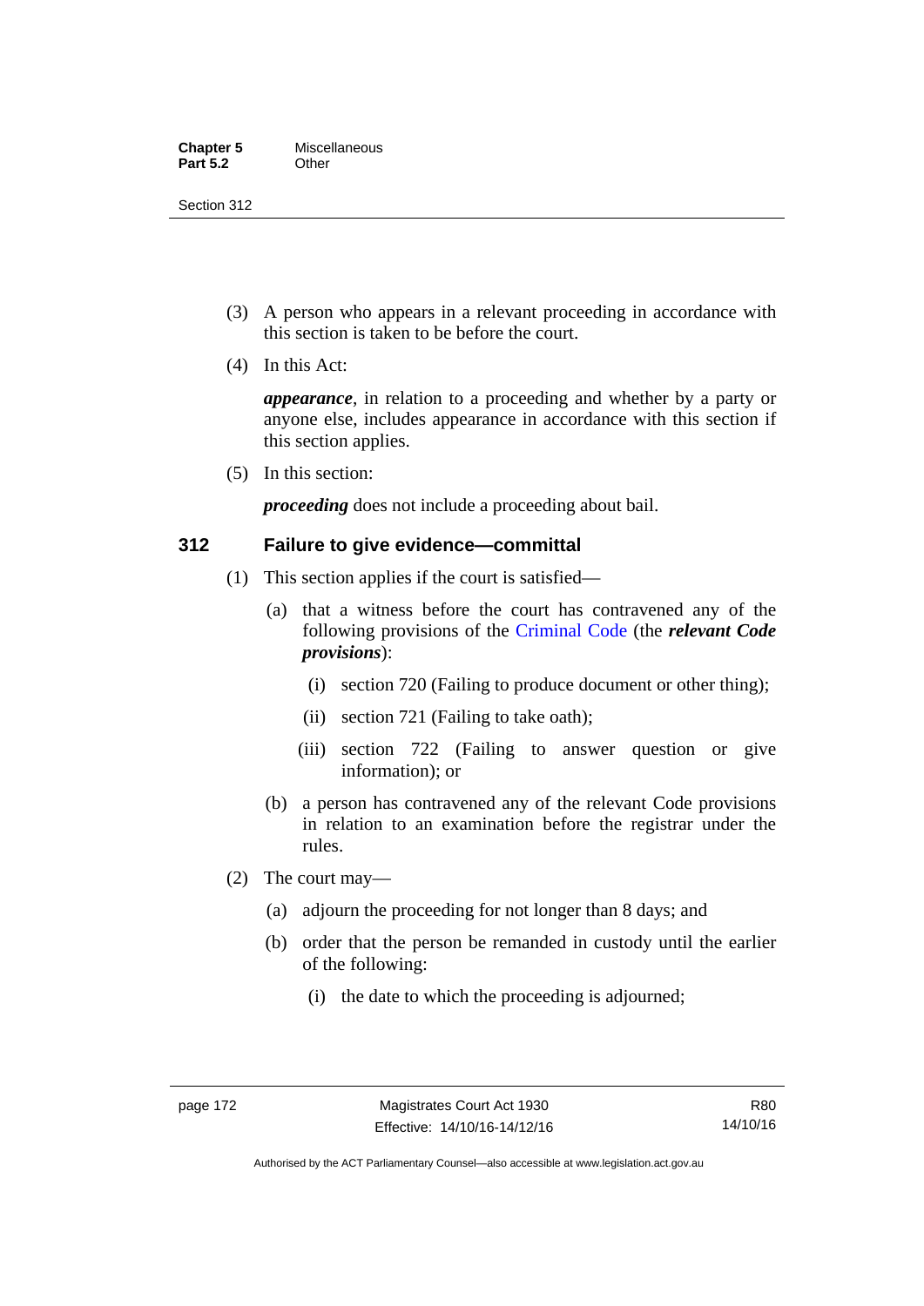(3) A person who appears in a relevant proceeding in accordance with this section is taken to be before the court.

(4) In this Act:

***appearance***, in relation to a proceeding and whether by a party or anyone else, includes appearance in accordance with this section if this section applies.

(5) In this section:

***proceeding*** does not include a proceeding about bail.

## 312 Failure to give evidence—committal

(1) This section applies if the court is satisfied—

(a) that a witness before the court has contravened any of the following provisions of the Criminal Code (the ***relevant Code provisions***):

(i) section 720 (Failing to produce document or other thing);

(ii) section 721 (Failing to take oath);

(iii) section 722 (Failing to answer question or give information); or

(b) a person has contravened any of the relevant Code provisions in relation to an examination before the registrar under the rules.

(2) The court may—

(a) adjourn the proceeding for not longer than 8 days; and

(b) order that the person be remanded in custody until the earlier of the following:

(i) the date to which the proceeding is adjourned;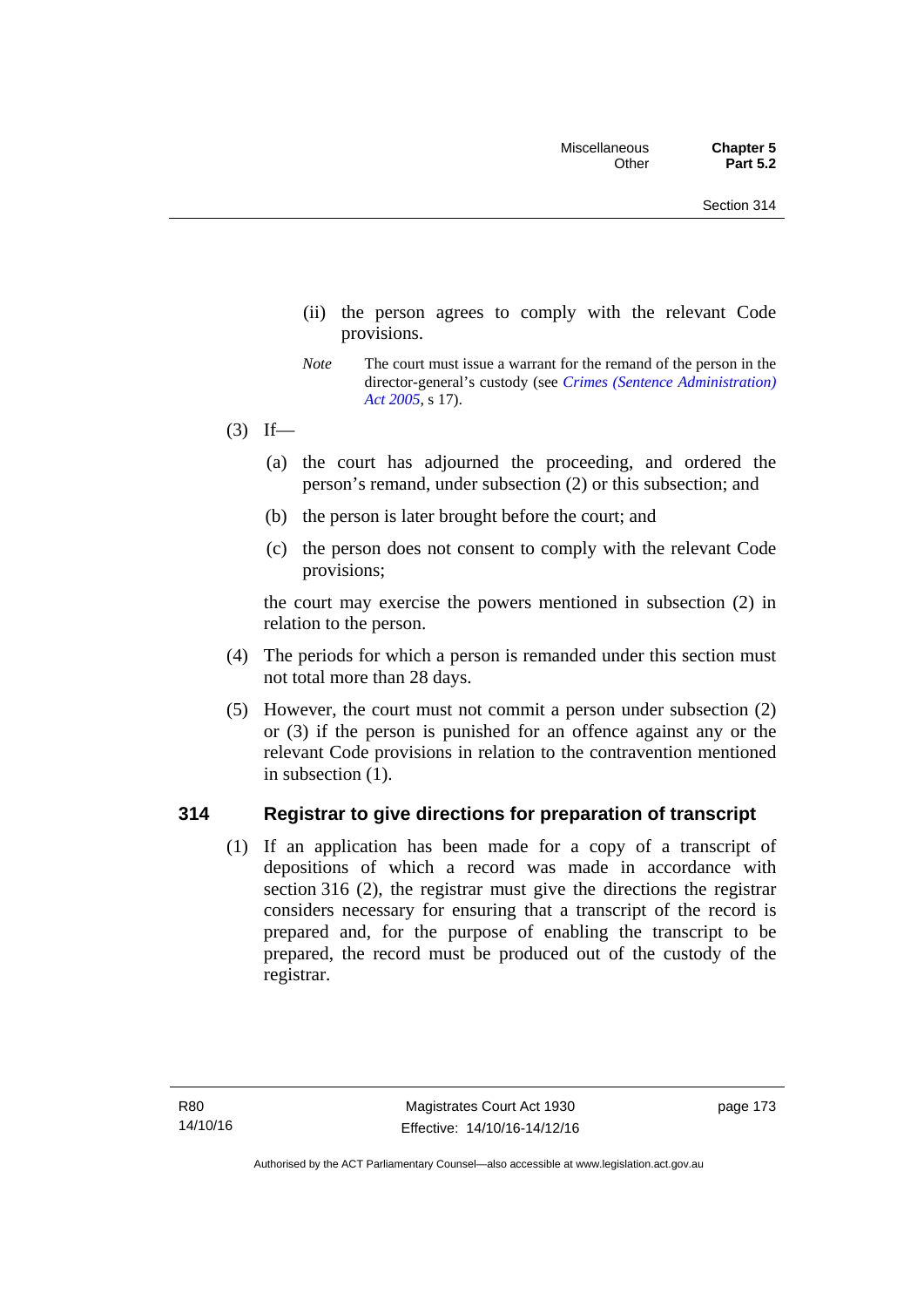(ii) the person agrees to comply with the relevant Code provisions.

*Note* The court must issue a warrant for the remand of the person in the director-general's custody (see *Crimes (Sentence Administration) Act 2005*, s 17).

(3) If—

(a) the court has adjourned the proceeding, and ordered the person's remand, under subsection (2) or this subsection; and

(b) the person is later brought before the court; and

(c) the person does not consent to comply with the relevant Code provisions;

the court may exercise the powers mentioned in subsection (2) in relation to the person.

(4) The periods for which a person is remanded under this section must not total more than 28 days.

(5) However, the court must not commit a person under subsection (2) or (3) if the person is punished for an offence against any or the relevant Code provisions in relation to the contravention mentioned in subsection (1).

## 314 Registrar to give directions for preparation of transcript

(1) If an application has been made for a copy of a transcript of depositions of which a record was made in accordance with section 316 (2), the registrar must give the directions the registrar considers necessary for ensuring that a transcript of the record is prepared and, for the purpose of enabling the transcript to be prepared, the record must be produced out of the custody of the registrar.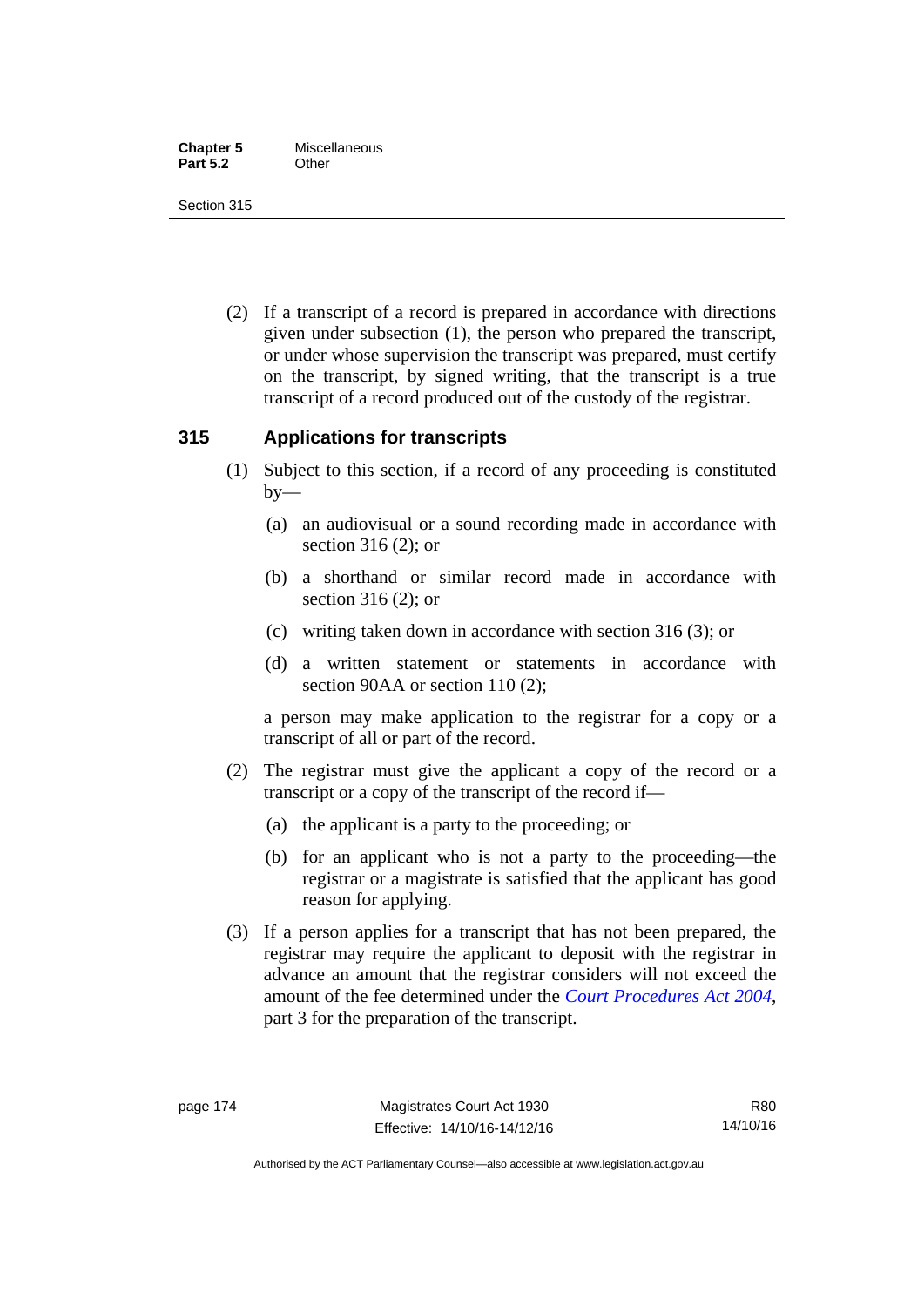(2) If a transcript of a record is prepared in accordance with directions given under subsection (1), the person who prepared the transcript, or under whose supervision the transcript was prepared, must certify on the transcript, by signed writing, that the transcript is a true transcript of a record produced out of the custody of the registrar.

## 315 Applications for transcripts

(1) Subject to this section, if a record of any proceeding is constituted by—

(a) an audiovisual or a sound recording made in accordance with section 316 (2); or

(b) a shorthand or similar record made in accordance with section 316 (2); or

(c) writing taken down in accordance with section 316 (3); or

(d) a written statement or statements in accordance with section 90AA or section 110 (2);

a person may make application to the registrar for a copy or a transcript of all or part of the record.

(2) The registrar must give the applicant a copy of the record or a transcript or a copy of the transcript of the record if—

(a) the applicant is a party to the proceeding; or

(b) for an applicant who is not a party to the proceeding—the registrar or a magistrate is satisfied that the applicant has good reason for applying.

(3) If a person applies for a transcript that has not been prepared, the registrar may require the applicant to deposit with the registrar in advance an amount that the registrar considers will not exceed the amount of the fee determined under the *Court Procedures Act 2004*, part 3 for the preparation of the transcript.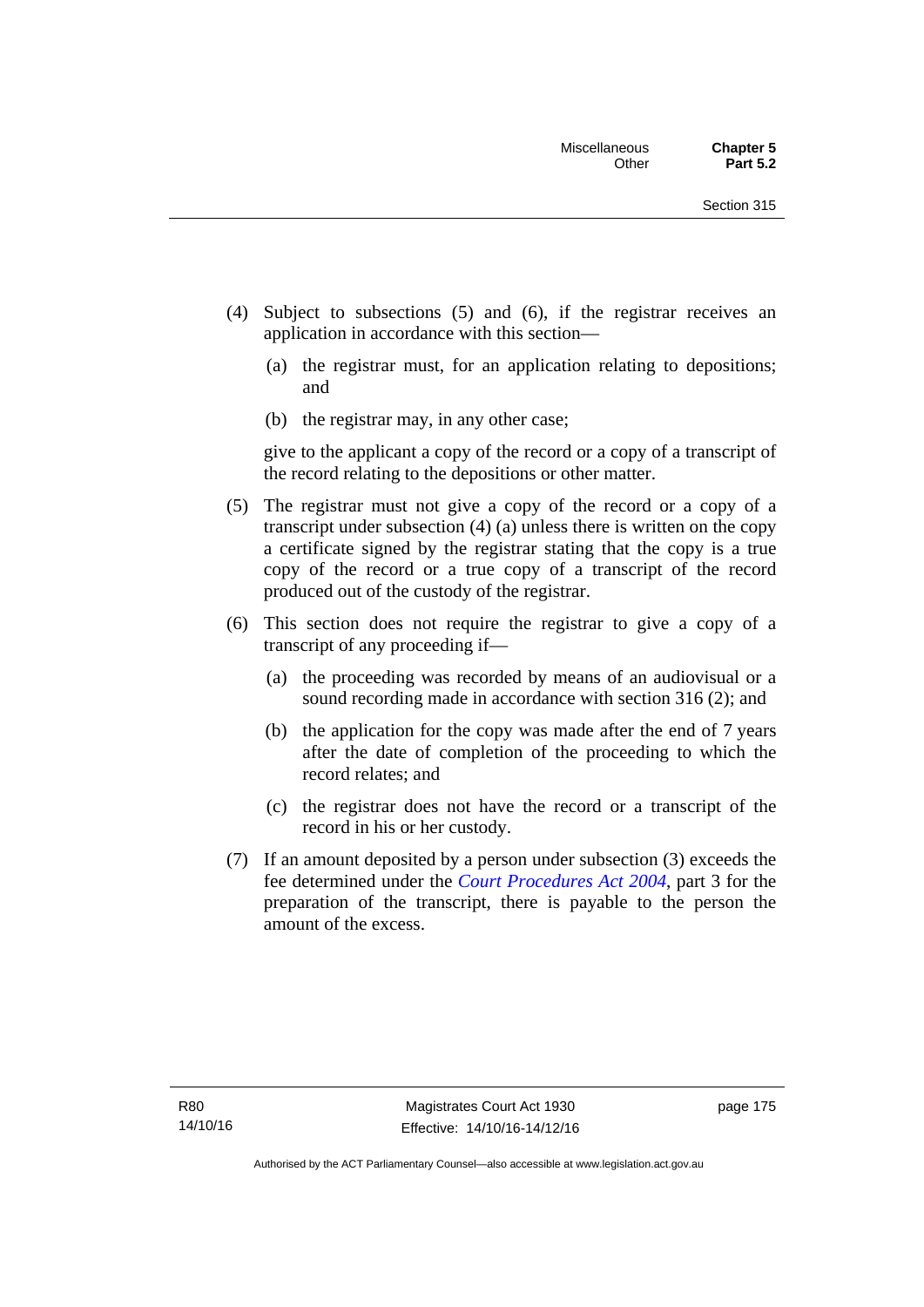(4) Subject to subsections (5) and (6), if the registrar receives an application in accordance with this section—

  (a) the registrar must, for an application relating to depositions; and

  (b) the registrar may, in any other case;

give to the applicant a copy of the record or a copy of a transcript of the record relating to the depositions or other matter.

(5) The registrar must not give a copy of the record or a copy of a transcript under subsection (4) (a) unless there is written on the copy a certificate signed by the registrar stating that the copy is a true copy of the record or a true copy of a transcript of the record produced out of the custody of the registrar.

(6) This section does not require the registrar to give a copy of a transcript of any proceeding if—

  (a) the proceeding was recorded by means of an audiovisual or a sound recording made in accordance with section 316 (2); and

  (b) the application for the copy was made after the end of 7 years after the date of completion of the proceeding to which the record relates; and

  (c) the registrar does not have the record or a transcript of the record in his or her custody.

(7) If an amount deposited by a person under subsection (3) exceeds the fee determined under the *Court Procedures Act 2004*, part 3 for the preparation of the transcript, there is payable to the person the amount of the excess.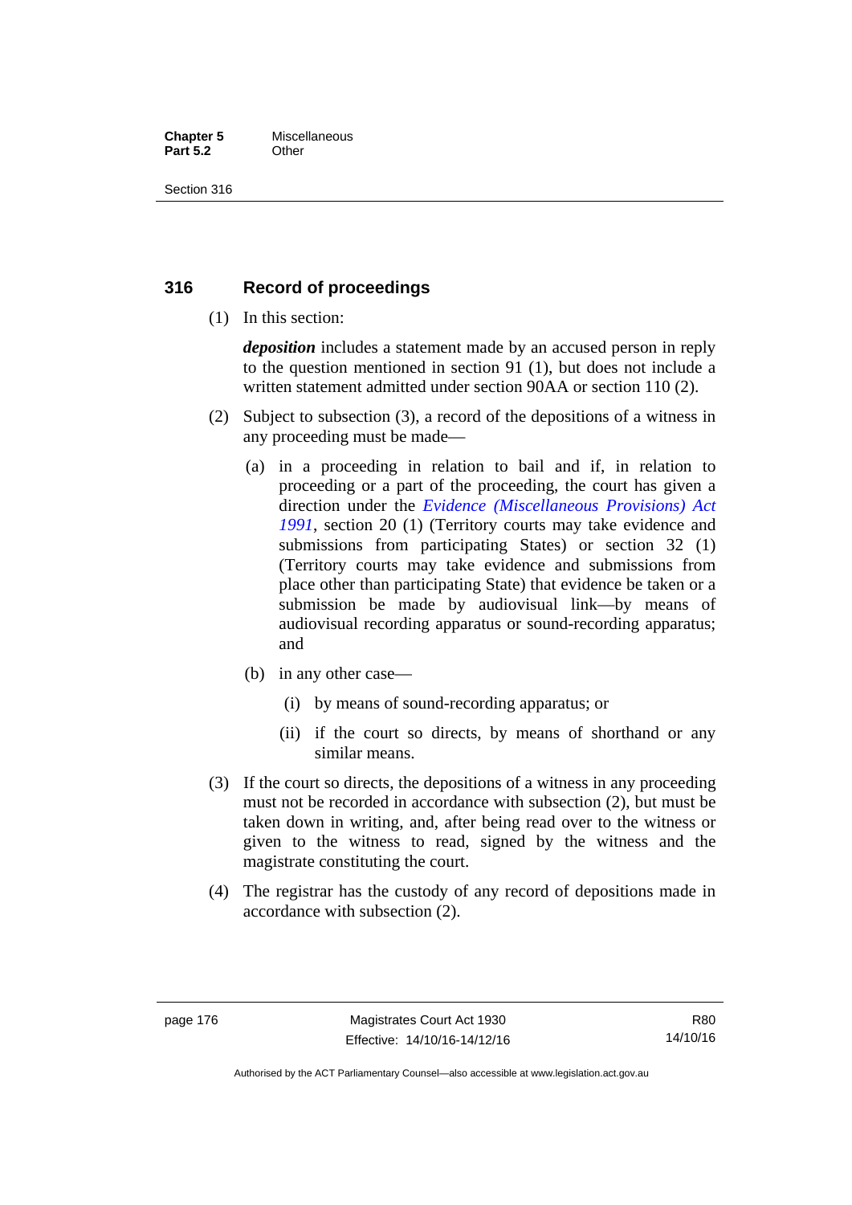## 316 Record of proceedings

(1) In this section:

***deposition*** includes a statement made by an accused person in reply to the question mentioned in section 91 (1), but does not include a written statement admitted under section 90AA or section 110 (2).

(2) Subject to subsection (3), a record of the depositions of a witness in any proceeding must be made—

(a) in a proceeding in relation to bail and if, in relation to proceeding or a part of the proceeding, the court has given a direction under the *Evidence (Miscellaneous Provisions) Act 1991*, section 20 (1) (Territory courts may take evidence and submissions from participating States) or section 32 (1) (Territory courts may take evidence and submissions from place other than participating State) that evidence be taken or a submission be made by audiovisual link—by means of audiovisual recording apparatus or sound-recording apparatus; and

(b) in any other case—

(i) by means of sound-recording apparatus; or

(ii) if the court so directs, by means of shorthand or any similar means.

(3) If the court so directs, the depositions of a witness in any proceeding must not be recorded in accordance with subsection (2), but must be taken down in writing, and, after being read over to the witness or given to the witness to read, signed by the witness and the magistrate constituting the court.

(4) The registrar has the custody of any record of depositions made in accordance with subsection (2).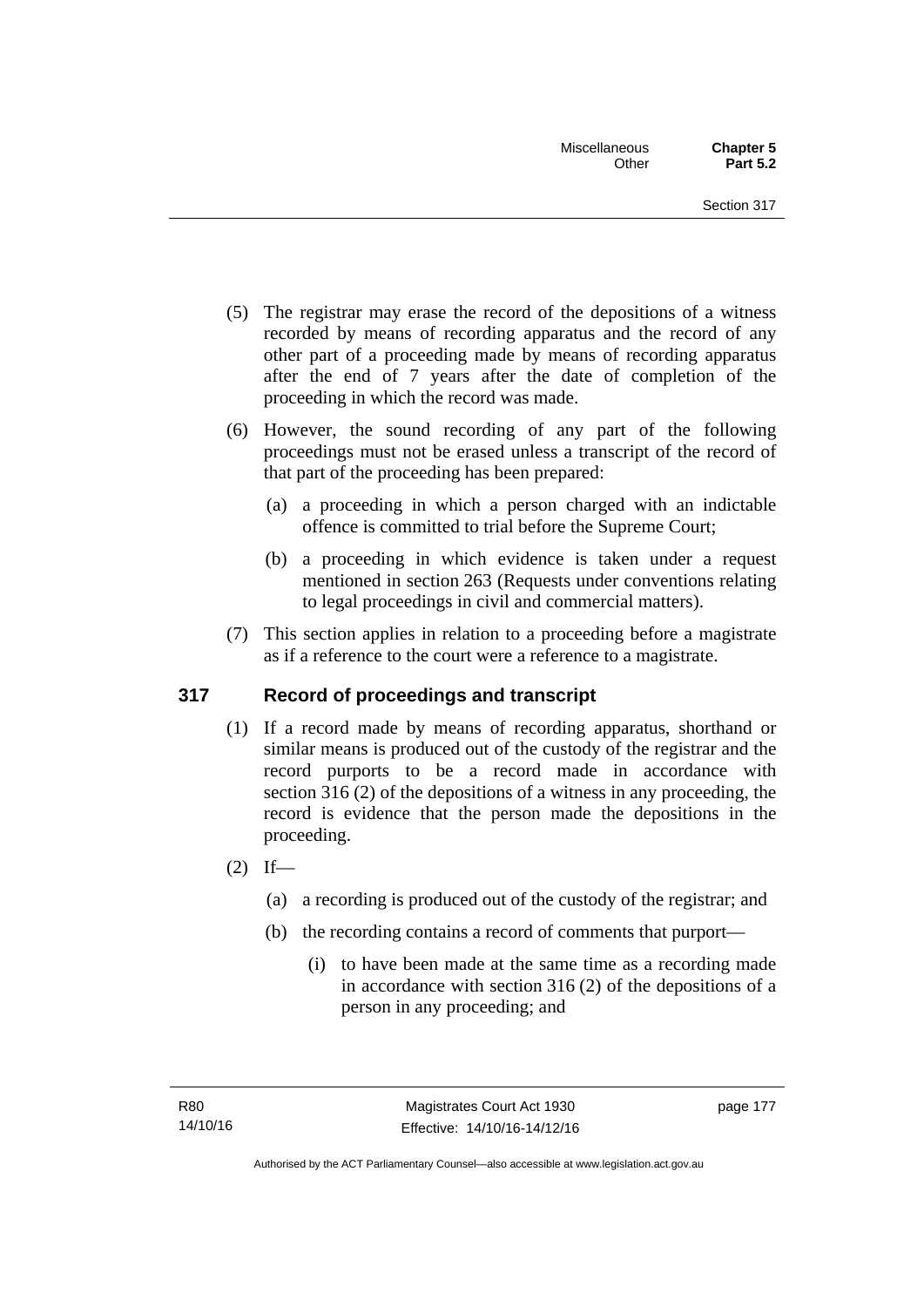(5) The registrar may erase the record of the depositions of a witness recorded by means of recording apparatus and the record of any other part of a proceeding made by means of recording apparatus after the end of 7 years after the date of completion of the proceeding in which the record was made.

(6) However, the sound recording of any part of the following proceedings must not be erased unless a transcript of the record of that part of the proceeding has been prepared:

- (a) a proceeding in which a person charged with an indictable offence is committed to trial before the Supreme Court;
- (b) a proceeding in which evidence is taken under a request mentioned in section 263 (Requests under conventions relating to legal proceedings in civil and commercial matters).

(7) This section applies in relation to a proceeding before a magistrate as if a reference to the court were a reference to a magistrate.

## 317 Record of proceedings and transcript

(1) If a record made by means of recording apparatus, shorthand or similar means is produced out of the custody of the registrar and the record purports to be a record made in accordance with section 316 (2) of the depositions of a witness in any proceeding, the record is evidence that the person made the depositions in the proceeding.

(2) If—

- (a) a recording is produced out of the custody of the registrar; and
- (b) the recording contains a record of comments that purport—
  - (i) to have been made at the same time as a recording made in accordance with section 316 (2) of the depositions of a person in any proceeding; and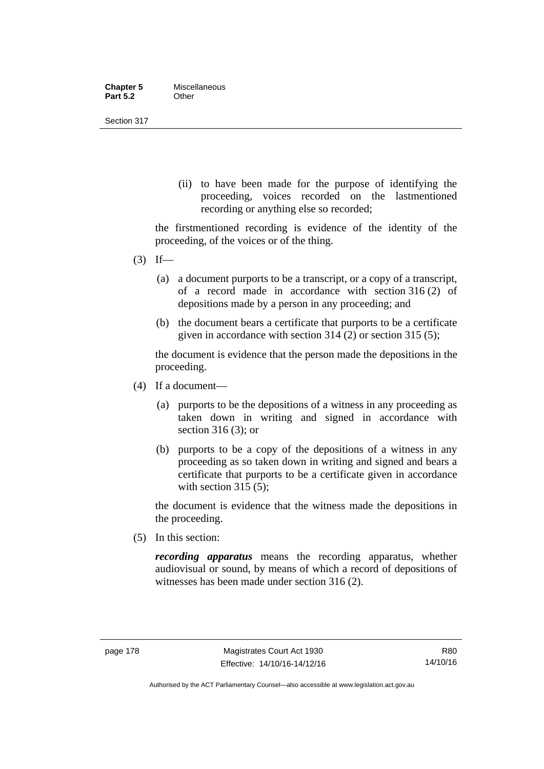(ii) to have been made for the purpose of identifying the proceeding, voices recorded on the lastmentioned recording or anything else so recorded;

the firstmentioned recording is evidence of the identity of the proceeding, of the voices or of the thing.

(3) If—

(a) a document purports to be a transcript, or a copy of a transcript, of a record made in accordance with section 316 (2) of depositions made by a person in any proceeding; and

(b) the document bears a certificate that purports to be a certificate given in accordance with section 314 (2) or section 315 (5);

the document is evidence that the person made the depositions in the proceeding.

(4) If a document—

(a) purports to be the depositions of a witness in any proceeding as taken down in writing and signed in accordance with section 316 (3); or

(b) purports to be a copy of the depositions of a witness in any proceeding as so taken down in writing and signed and bears a certificate that purports to be a certificate given in accordance with section 315 (5);

the document is evidence that the witness made the depositions in the proceeding.

(5) In this section:

***recording apparatus*** means the recording apparatus, whether audiovisual or sound, by means of which a record of depositions of witnesses has been made under section 316 (2).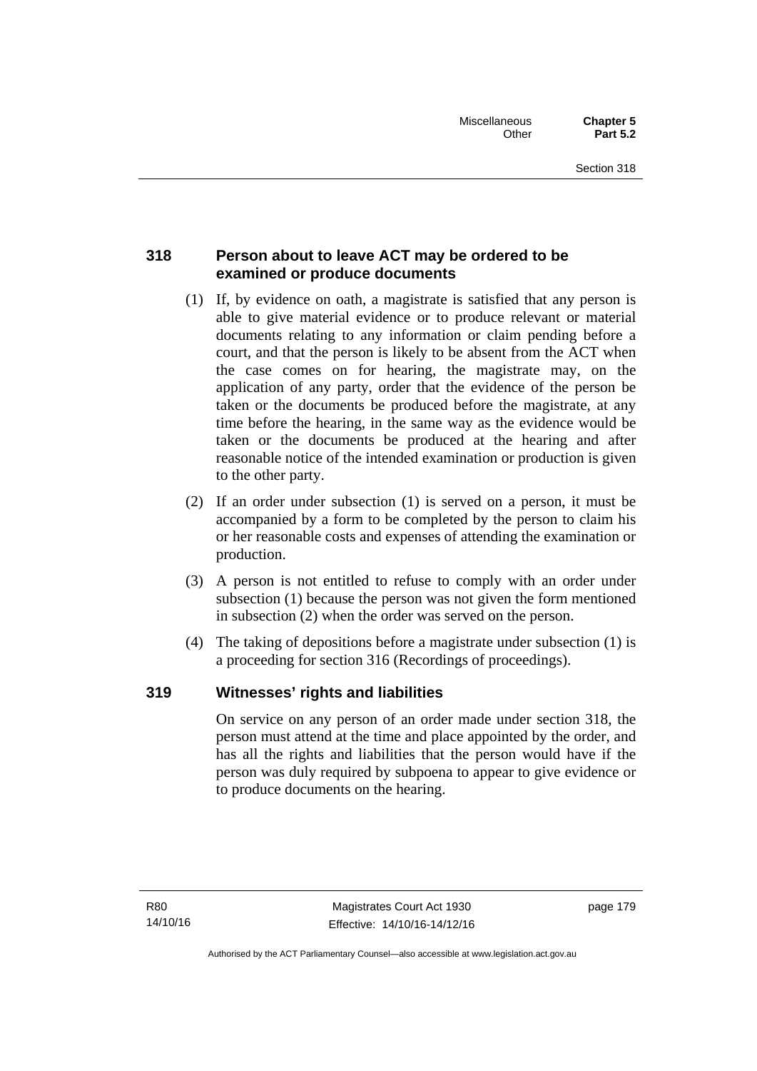### 318 Person about to leave ACT may be ordered to be examined or produce documents

(1) If, by evidence on oath, a magistrate is satisfied that any person is able to give material evidence or to produce relevant or material documents relating to any information or claim pending before a court, and that the person is likely to be absent from the ACT when the case comes on for hearing, the magistrate may, on the application of any party, order that the evidence of the person be taken or the documents be produced before the magistrate, at any time before the hearing, in the same way as the evidence would be taken or the documents be produced at the hearing and after reasonable notice of the intended examination or production is given to the other party.

(2) If an order under subsection (1) is served on a person, it must be accompanied by a form to be completed by the person to claim his or her reasonable costs and expenses of attending the examination or production.

(3) A person is not entitled to refuse to comply with an order under subsection (1) because the person was not given the form mentioned in subsection (2) when the order was served on the person.

(4) The taking of depositions before a magistrate under subsection (1) is a proceeding for section 316 (Recordings of proceedings).

### 319 Witnesses' rights and liabilities

On service on any person of an order made under section 318, the person must attend at the time and place appointed by the order, and has all the rights and liabilities that the person would have if the person was duly required by subpoena to appear to give evidence or to produce documents on the hearing.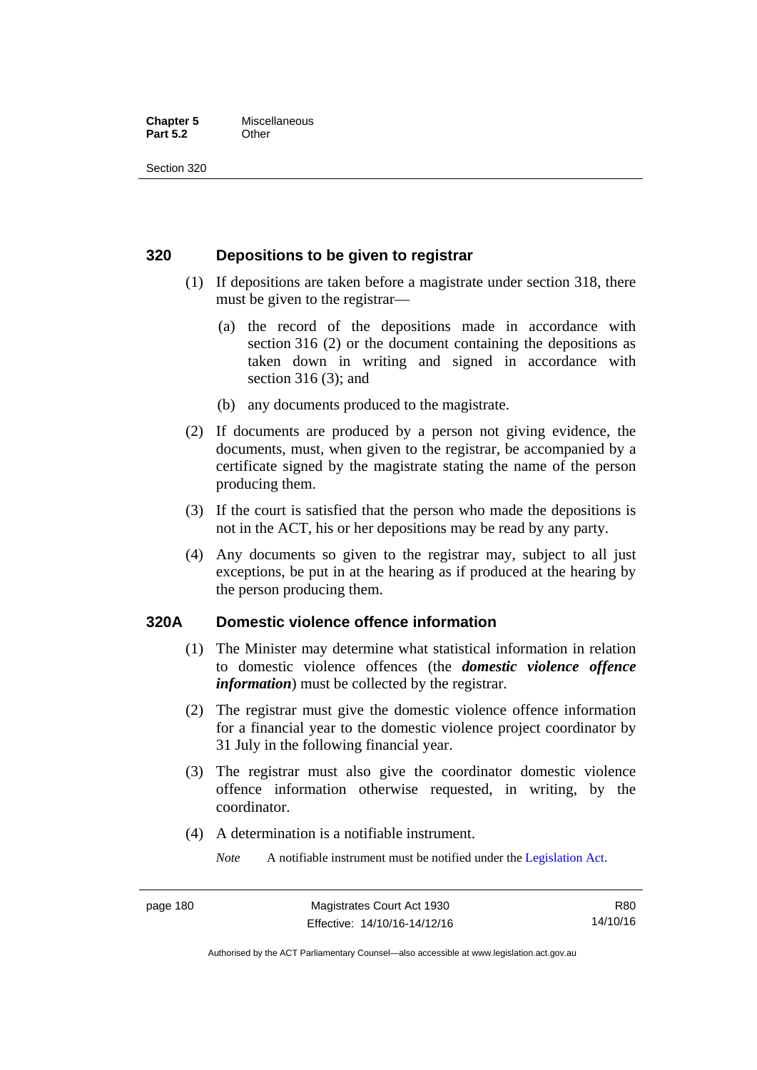## 320 Depositions to be given to registrar

(1) If depositions are taken before a magistrate under section 318, there must be given to the registrar—

(a) the record of the depositions made in accordance with section 316 (2) or the document containing the depositions as taken down in writing and signed in accordance with section 316 (3); and

(b) any documents produced to the magistrate.

(2) If documents are produced by a person not giving evidence, the documents, must, when given to the registrar, be accompanied by a certificate signed by the magistrate stating the name of the person producing them.

(3) If the court is satisfied that the person who made the depositions is not in the ACT, his or her depositions may be read by any party.

(4) Any documents so given to the registrar may, subject to all just exceptions, be put in at the hearing as if produced at the hearing by the person producing them.

## 320A Domestic violence offence information

(1) The Minister may determine what statistical information in relation to domestic violence offences (the ***domestic violence offence information***) must be collected by the registrar.

(2) The registrar must give the domestic violence offence information for a financial year to the domestic violence project coordinator by 31 July in the following financial year.

(3) The registrar must also give the coordinator domestic violence offence information otherwise requested, in writing, by the coordinator.

(4) A determination is a notifiable instrument.

*Note* A notifiable instrument must be notified under the Legislation Act.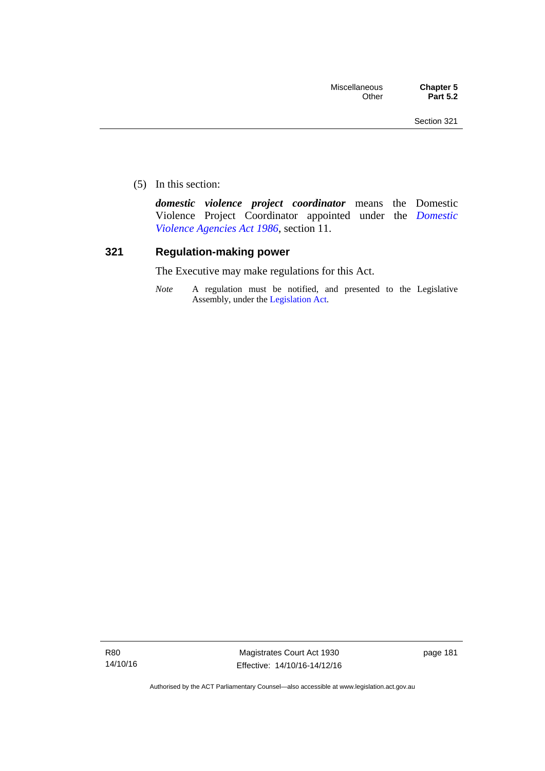(5) In this section:

***domestic violence project coordinator*** means the Domestic Violence Project Coordinator appointed under the *Domestic Violence Agencies Act 1986*, section 11.

## 321 Regulation-making power

The Executive may make regulations for this Act.

*Note* A regulation must be notified, and presented to the Legislative Assembly, under the Legislation Act.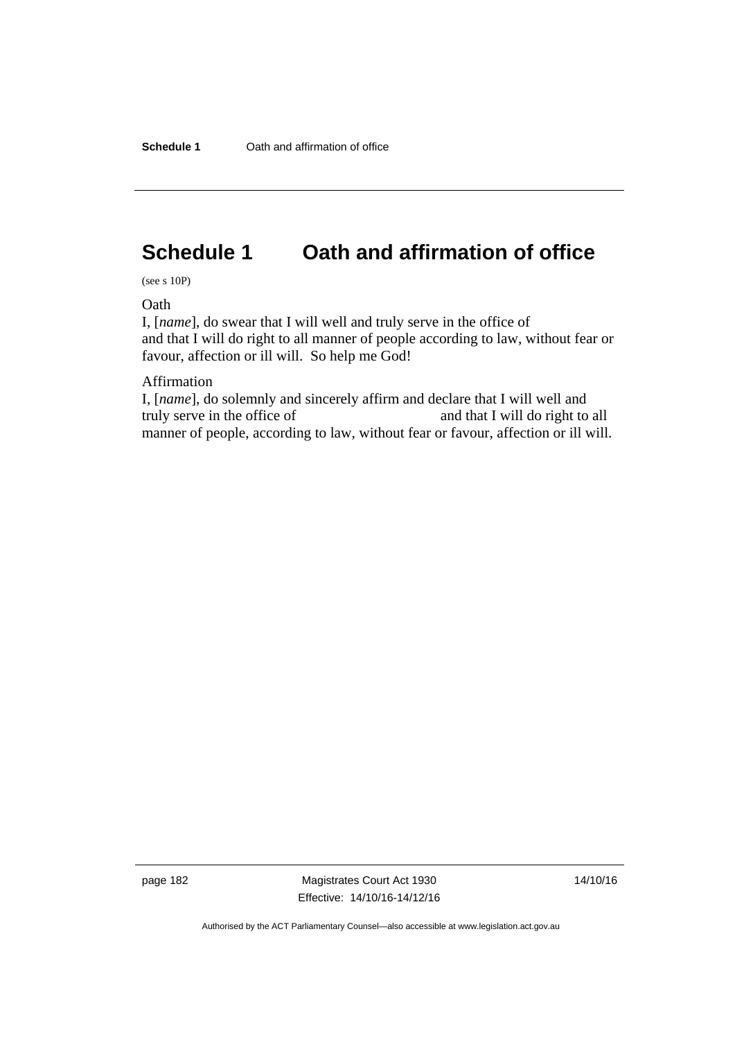# Schedule 1 Oath and affirmation of office

(see s 10P)

Oath

I, [*name*], do swear that I will well and truly serve in the office of and that I will do right to all manner of people according to law, without fear or favour, affection or ill will. So help me God!

Affirmation

I, [*name*], do solemnly and sincerely affirm and declare that I will well and truly serve in the office of and that I will do right to all manner of people, according to law, without fear or favour, affection or ill will.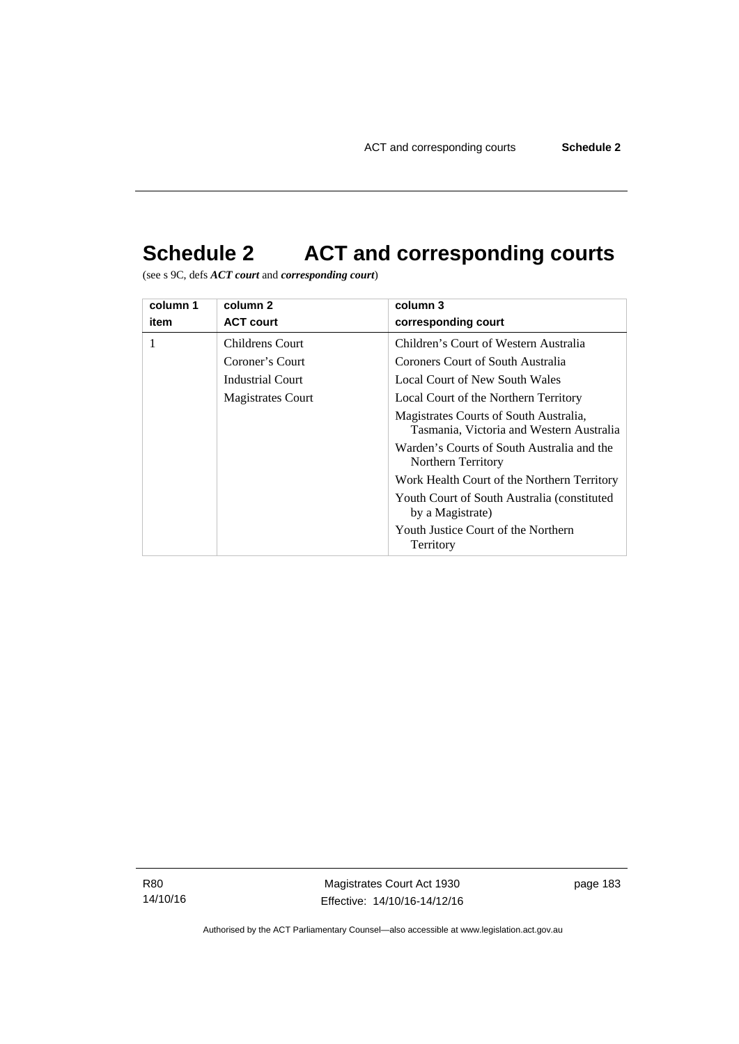# Schedule 2 ACT and corresponding courts

(see s 9C, defs ***ACT court*** and ***corresponding court***)

| column 1<br>item | column 2<br>ACT court | column 3<br>corresponding court |
|---|---|---|
| 1 | Childrens Court<br>Coroner's Court<br>Industrial Court<br>Magistrates Court | Children's Court of Western Australia<br>Coroners Court of South Australia<br>Local Court of New South Wales<br>Local Court of the Northern Territory<br>Magistrates Courts of South Australia, Tasmania, Victoria and Western Australia<br>Warden's Courts of South Australia and the Northern Territory<br>Work Health Court of the Northern Territory<br>Youth Court of South Australia (constituted by a Magistrate)<br>Youth Justice Court of the Northern Territory |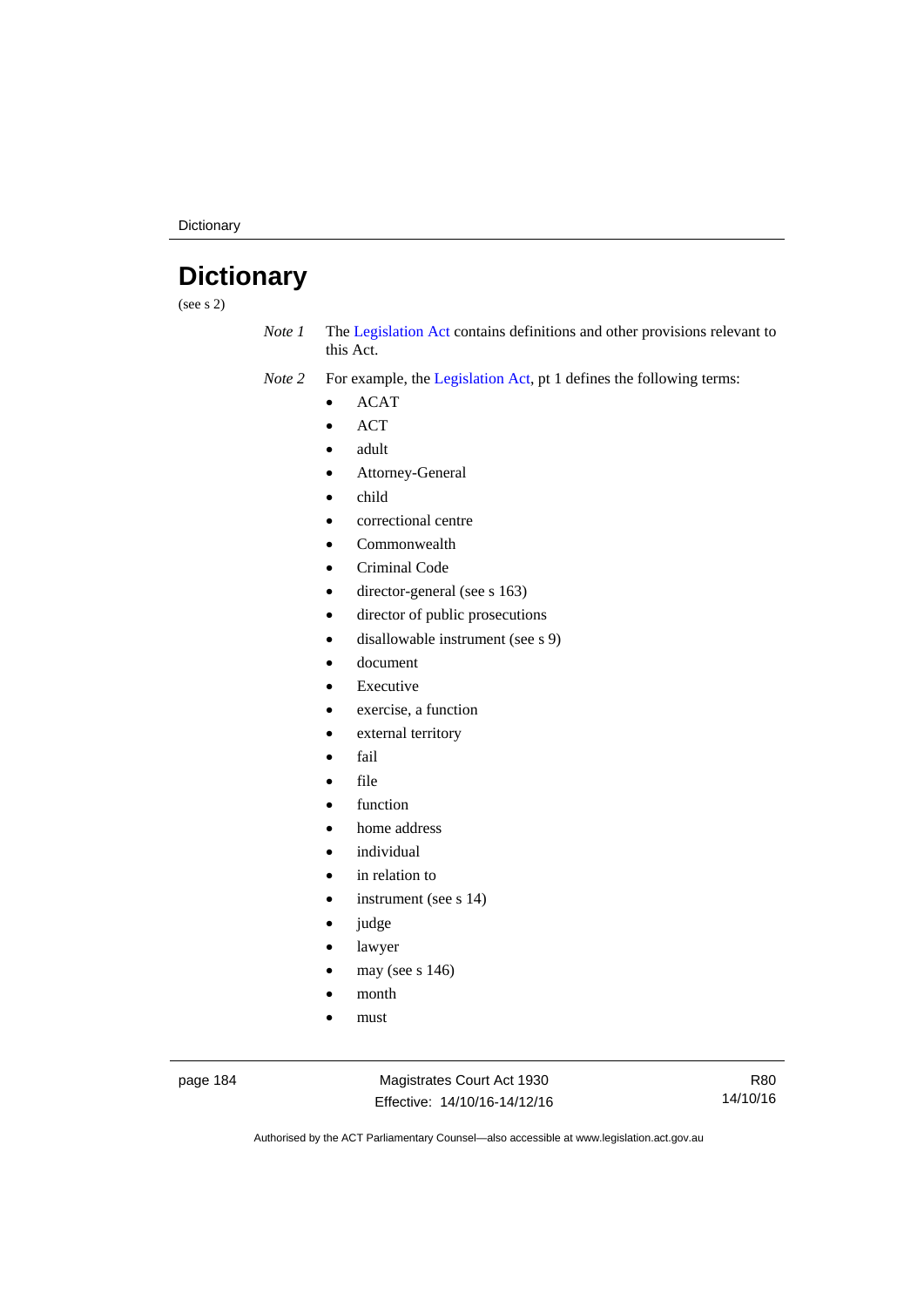# Dictionary

(see s 2)

*Note 1* The Legislation Act contains definitions and other provisions relevant to this Act.

*Note 2* For example, the Legislation Act, pt 1 defines the following terms:

- ACAT
- ACT
- adult
- Attorney-General
- child
- correctional centre
- Commonwealth
- Criminal Code
- director-general (see s 163)
- director of public prosecutions
- disallowable instrument (see s 9)
- document
- Executive
- exercise, a function
- external territory
- fail
- file
- function
- home address
- individual
- in relation to
- instrument (see s 14)
- judge
- lawyer
- may (see s 146)
- month
- must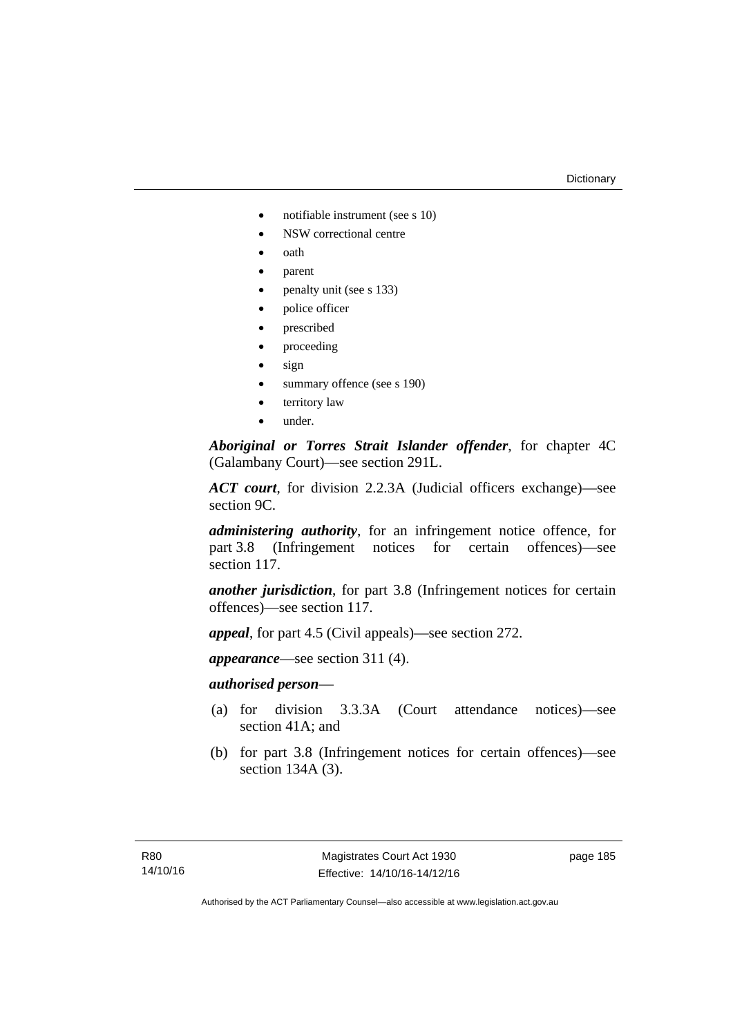- notifiable instrument (see s 10)
- NSW correctional centre
- oath
- parent
- penalty unit (see s 133)
- police officer
- prescribed
- proceeding
- sign
- summary offence (see s 190)
- territory law
- under.

***Aboriginal or Torres Strait Islander offender***, for chapter 4C (Galambany Court)—see section 291L.

***ACT court***, for division 2.2.3A (Judicial officers exchange)—see section 9C.

***administering authority***, for an infringement notice offence, for part 3.8 (Infringement notices for certain offences)—see section 117.

***another jurisdiction***, for part 3.8 (Infringement notices for certain offences)—see section 117.

***appeal***, for part 4.5 (Civil appeals)—see section 272.

***appearance***—see section 311 (4).

***authorised person***—

(a) for division 3.3.3A (Court attendance notices)—see section 41A; and

(b) for part 3.8 (Infringement notices for certain offences)—see section 134A (3).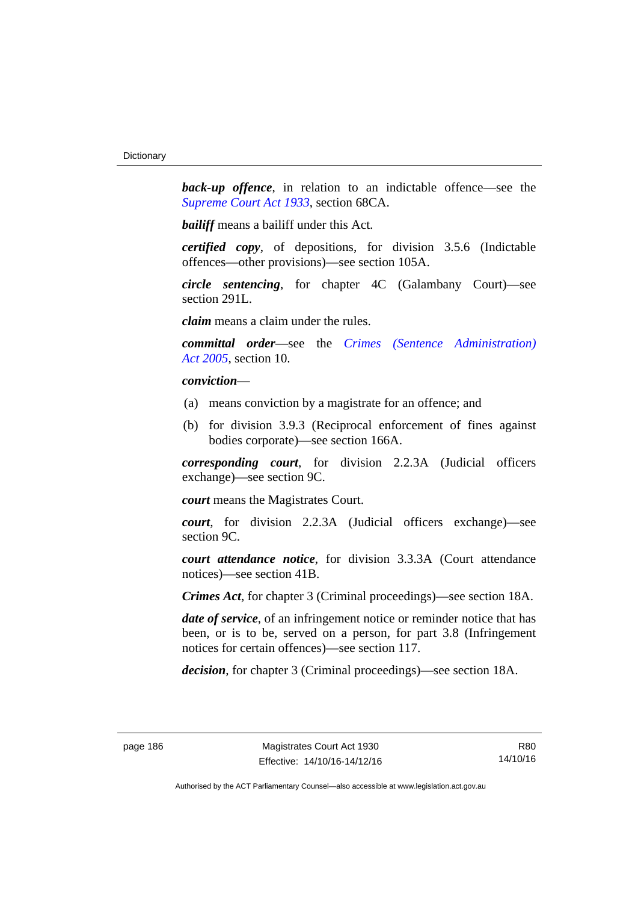***back-up offence***, in relation to an indictable offence—see the *Supreme Court Act 1933*, section 68CA.

***bailiff*** means a bailiff under this Act.

***certified copy***, of depositions, for division 3.5.6 (Indictable offences—other provisions)—see section 105A.

***circle sentencing***, for chapter 4C (Galambany Court)—see section 291L.

***claim*** means a claim under the rules.

***committal order***—see the *Crimes (Sentence Administration) Act 2005*, section 10.

***conviction***—

(a) means conviction by a magistrate for an offence; and

(b) for division 3.9.3 (Reciprocal enforcement of fines against bodies corporate)—see section 166A.

***corresponding court***, for division 2.2.3A (Judicial officers exchange)—see section 9C.

***court*** means the Magistrates Court.

***court***, for division 2.2.3A (Judicial officers exchange)—see section 9C.

***court attendance notice***, for division 3.3.3A (Court attendance notices)—see section 41B.

***Crimes Act***, for chapter 3 (Criminal proceedings)—see section 18A.

***date of service***, of an infringement notice or reminder notice that has been, or is to be, served on a person, for part 3.8 (Infringement notices for certain offences)—see section 117.

***decision***, for chapter 3 (Criminal proceedings)—see section 18A.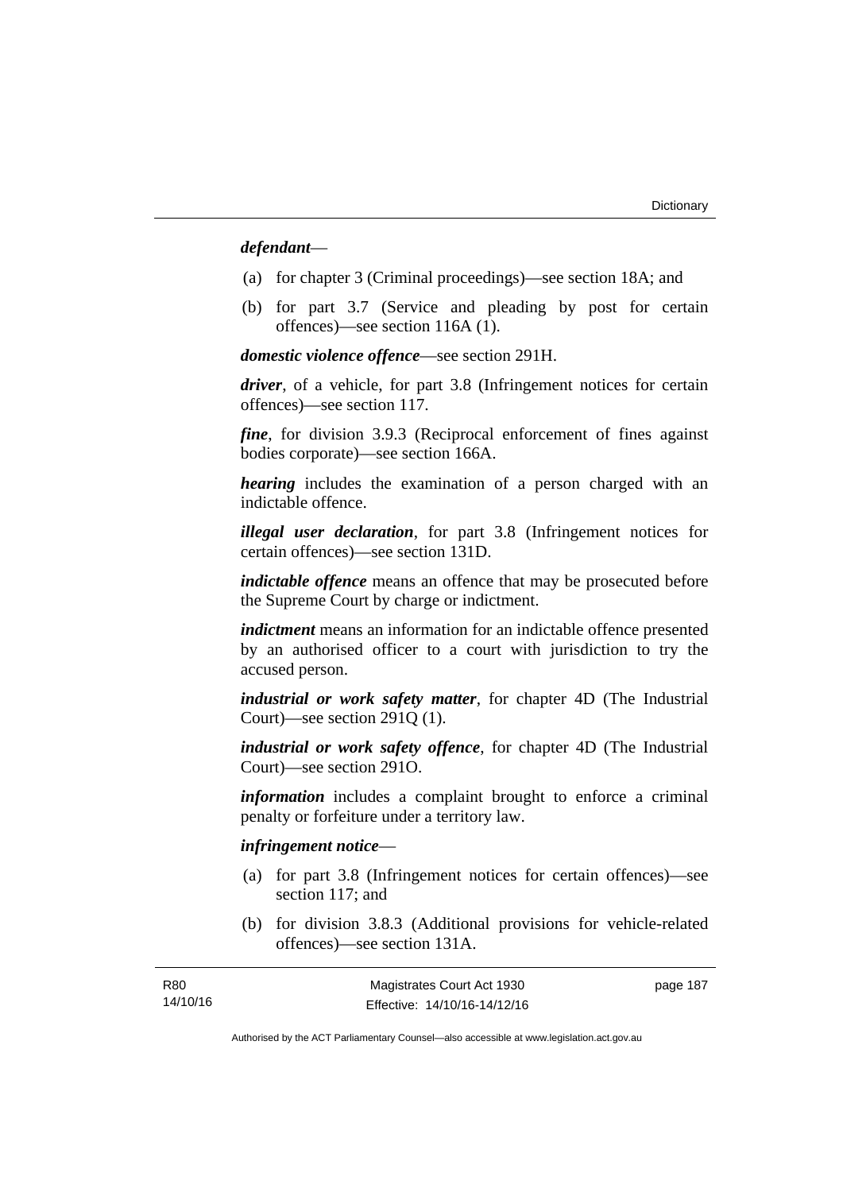***defendant***—

(a) for chapter 3 (Criminal proceedings)—see section 18A; and

(b) for part 3.7 (Service and pleading by post for certain offences)—see section 116A (1).

***domestic violence offence***—see section 291H.

***driver***, of a vehicle, for part 3.8 (Infringement notices for certain offences)—see section 117.

***fine***, for division 3.9.3 (Reciprocal enforcement of fines against bodies corporate)—see section 166A.

***hearing*** includes the examination of a person charged with an indictable offence.

***illegal user declaration***, for part 3.8 (Infringement notices for certain offences)—see section 131D.

***indictable offence*** means an offence that may be prosecuted before the Supreme Court by charge or indictment.

***indictment*** means an information for an indictable offence presented by an authorised officer to a court with jurisdiction to try the accused person.

***industrial or work safety matter***, for chapter 4D (The Industrial Court)—see section 291Q (1).

***industrial or work safety offence***, for chapter 4D (The Industrial Court)—see section 291O.

***information*** includes a complaint brought to enforce a criminal penalty or forfeiture under a territory law.

***infringement notice***—

(a) for part 3.8 (Infringement notices for certain offences)—see section 117; and

(b) for division 3.8.3 (Additional provisions for vehicle-related offences)—see section 131A.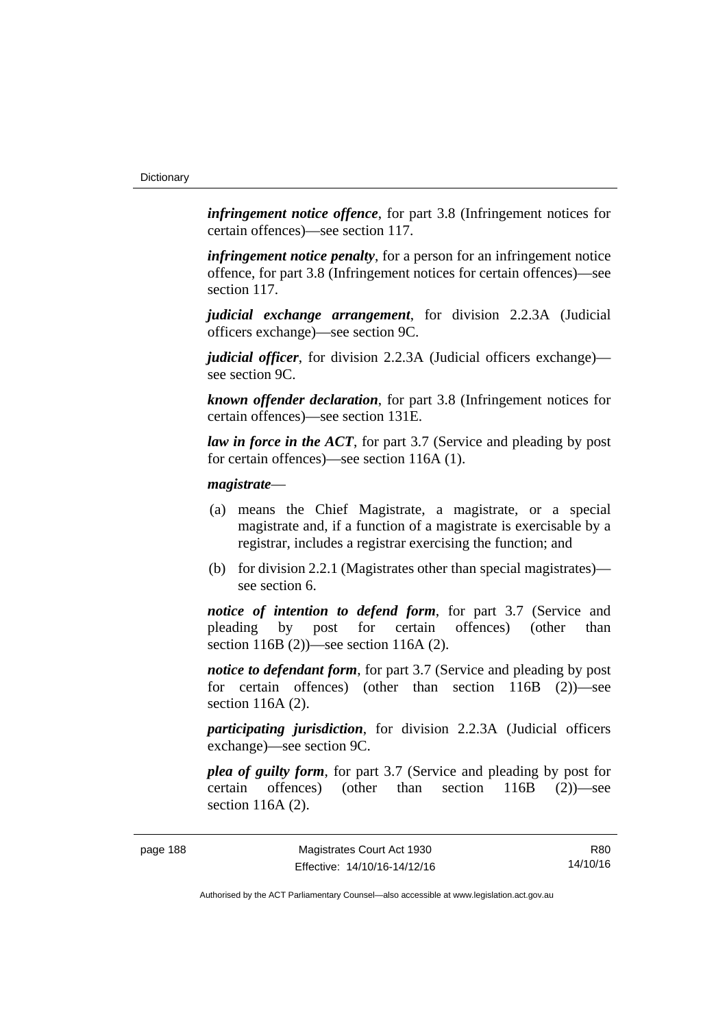***infringement notice offence***, for part 3.8 (Infringement notices for certain offences)—see section 117.

***infringement notice penalty***, for a person for an infringement notice offence, for part 3.8 (Infringement notices for certain offences)—see section 117.

***judicial exchange arrangement***, for division 2.2.3A (Judicial officers exchange)—see section 9C.

***judicial officer***, for division 2.2.3A (Judicial officers exchange)—see section 9C.

***known offender declaration***, for part 3.8 (Infringement notices for certain offences)—see section 131E.

***law in force in the ACT***, for part 3.7 (Service and pleading by post for certain offences)—see section 116A (1).

***magistrate***—

(a) means the Chief Magistrate, a magistrate, or a special magistrate and, if a function of a magistrate is exercisable by a registrar, includes a registrar exercising the function; and

(b) for division 2.2.1 (Magistrates other than special magistrates)—see section 6.

***notice of intention to defend form***, for part 3.7 (Service and pleading by post for certain offences) (other than section 116B (2))—see section 116A (2).

***notice to defendant form***, for part 3.7 (Service and pleading by post for certain offences) (other than section 116B (2))—see section 116A (2).

***participating jurisdiction***, for division 2.2.3A (Judicial officers exchange)—see section 9C.

***plea of guilty form***, for part 3.7 (Service and pleading by post for certain offences) (other than section 116B (2))—see section 116A (2).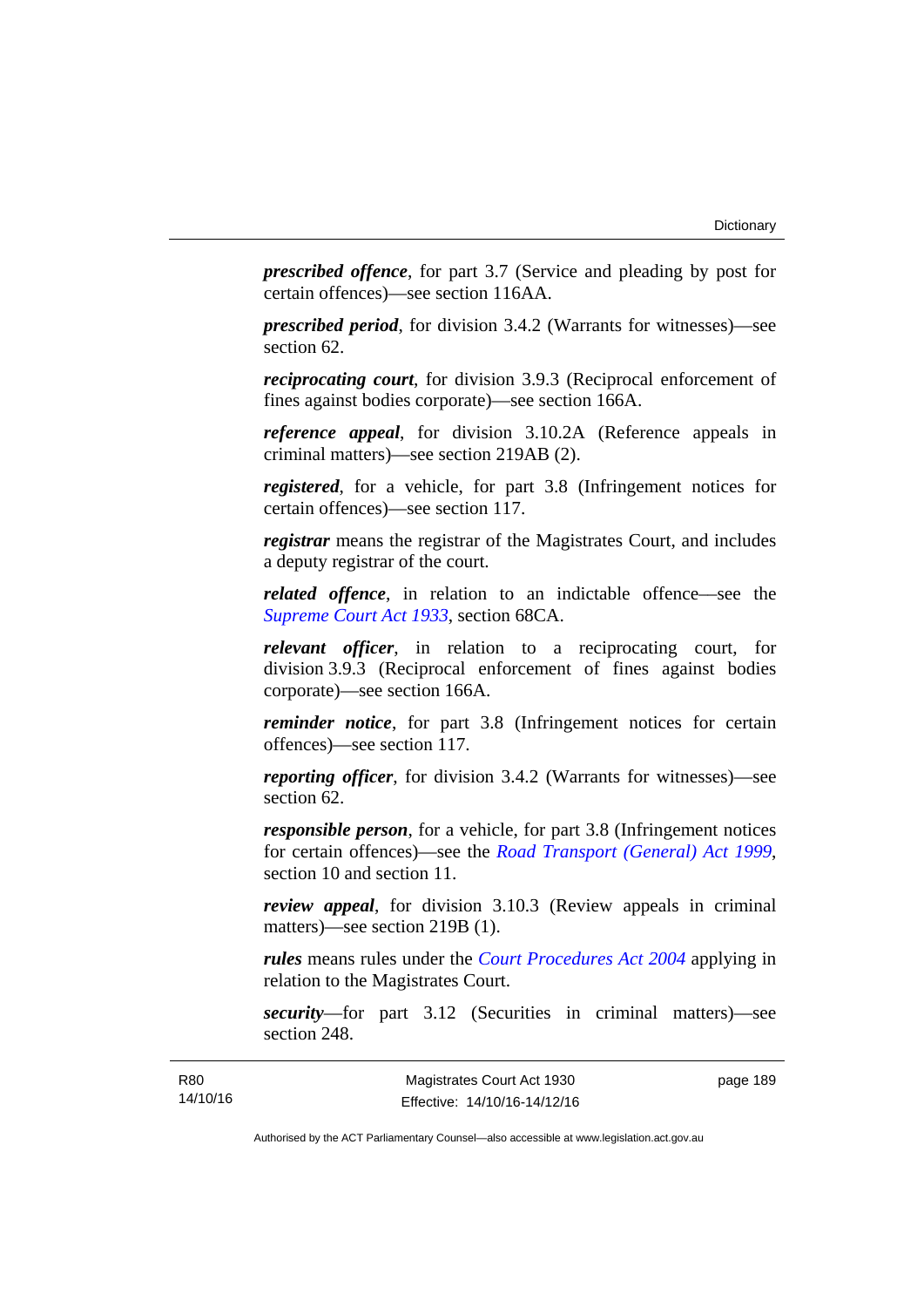***prescribed offence***, for part 3.7 (Service and pleading by post for certain offences)—see section 116AA.

***prescribed period***, for division 3.4.2 (Warrants for witnesses)—see section 62.

***reciprocating court***, for division 3.9.3 (Reciprocal enforcement of fines against bodies corporate)—see section 166A.

***reference appeal***, for division 3.10.2A (Reference appeals in criminal matters)—see section 219AB (2).

***registered***, for a vehicle, for part 3.8 (Infringement notices for certain offences)—see section 117.

***registrar*** means the registrar of the Magistrates Court, and includes a deputy registrar of the court.

***related offence***, in relation to an indictable offence—see the *Supreme Court Act 1933*, section 68CA.

***relevant officer***, in relation to a reciprocating court, for division 3.9.3 (Reciprocal enforcement of fines against bodies corporate)—see section 166A.

***reminder notice***, for part 3.8 (Infringement notices for certain offences)—see section 117.

***reporting officer***, for division 3.4.2 (Warrants for witnesses)—see section 62.

***responsible person***, for a vehicle, for part 3.8 (Infringement notices for certain offences)—see the *Road Transport (General) Act 1999*, section 10 and section 11.

***review appeal***, for division 3.10.3 (Review appeals in criminal matters)—see section 219B (1).

***rules*** means rules under the *Court Procedures Act 2004* applying in relation to the Magistrates Court.

***security***—for part 3.12 (Securities in criminal matters)—see section 248.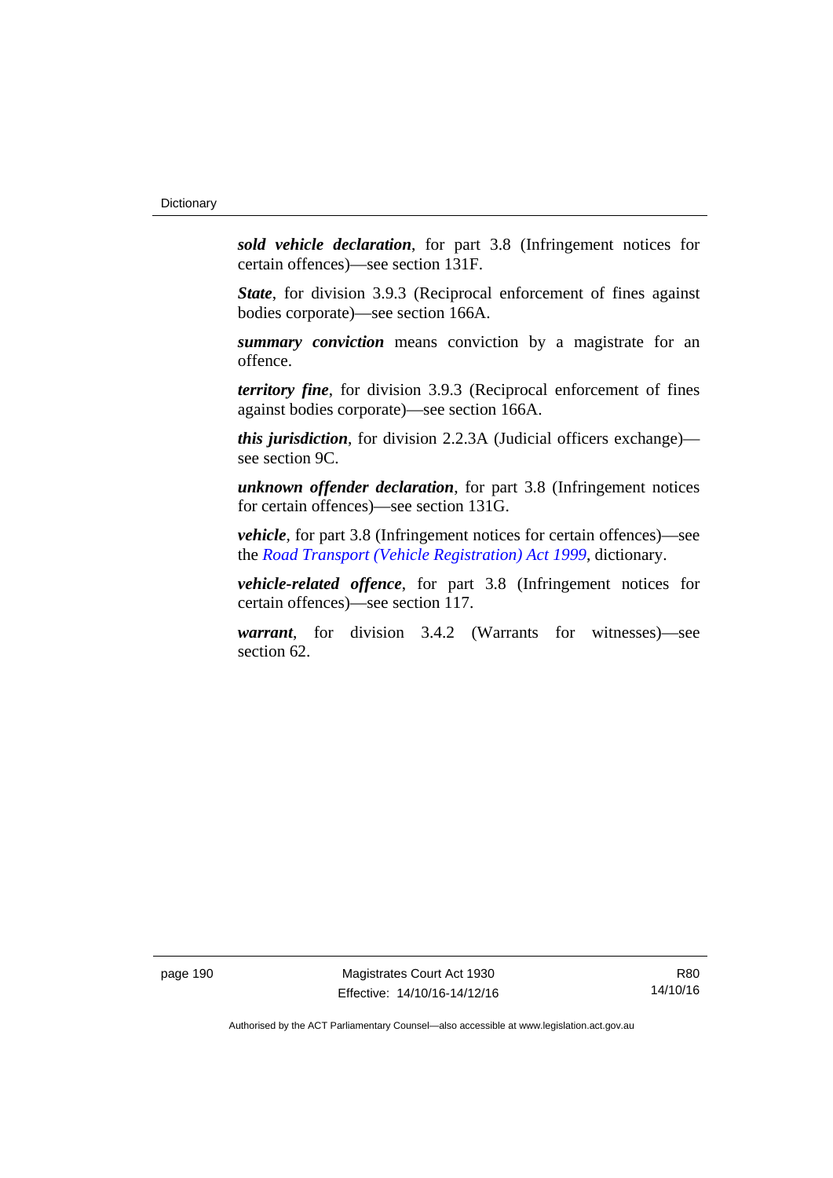***sold vehicle declaration***, for part 3.8 (Infringement notices for certain offences)—see section 131F.

***State***, for division 3.9.3 (Reciprocal enforcement of fines against bodies corporate)—see section 166A.

***summary conviction*** means conviction by a magistrate for an offence.

***territory fine***, for division 3.9.3 (Reciprocal enforcement of fines against bodies corporate)—see section 166A.

***this jurisdiction***, for division 2.2.3A (Judicial officers exchange)—see section 9C.

***unknown offender declaration***, for part 3.8 (Infringement notices for certain offences)—see section 131G.

***vehicle***, for part 3.8 (Infringement notices for certain offences)—see the *Road Transport (Vehicle Registration) Act 1999*, dictionary.

***vehicle-related offence***, for part 3.8 (Infringement notices for certain offences)—see section 117.

***warrant***, for division 3.4.2 (Warrants for witnesses)—see section 62.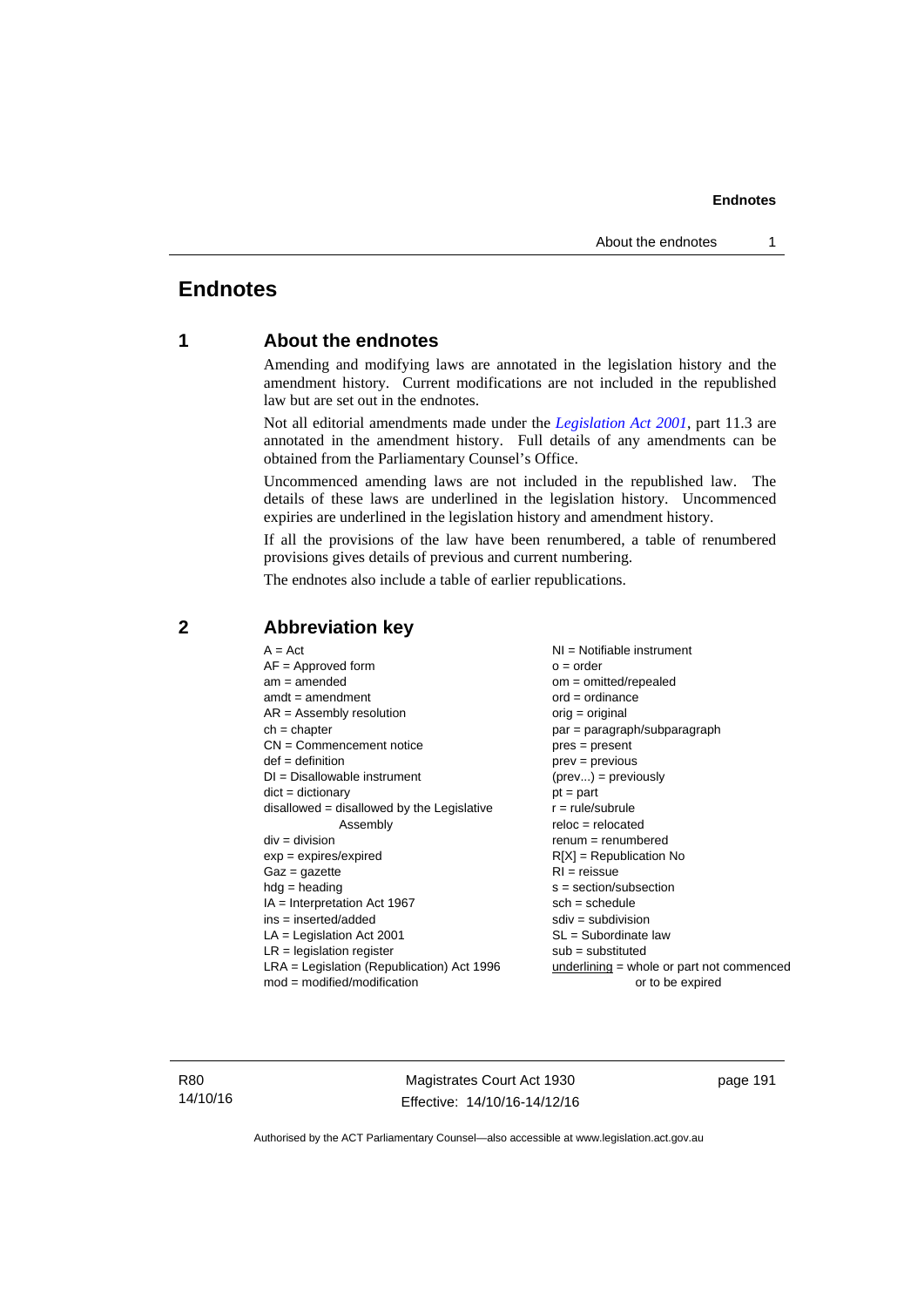# Endnotes

## 1 About the endnotes

Amending and modifying laws are annotated in the legislation history and the amendment history. Current modifications are not included in the republished law but are set out in the endnotes.

Not all editorial amendments made under the *Legislation Act 2001*, part 11.3 are annotated in the amendment history. Full details of any amendments can be obtained from the Parliamentary Counsel's Office.

Uncommenced amending laws are not included in the republished law. The details of these laws are underlined in the legislation history. Uncommenced expiries are underlined in the legislation history and amendment history.

If all the provisions of the law have been renumbered, a table of renumbered provisions gives details of previous and current numbering.

The endnotes also include a table of earlier republications.

## 2 Abbreviation key

A = Act
AF = Approved form
am = amended
amdt = amendment
AR = Assembly resolution
ch = chapter
CN = Commencement notice
def = definition
DI = Disallowable instrument
dict = dictionary
disallowed = disallowed by the Legislative Assembly
div = division
exp = expires/expired
Gaz = gazette
hdg = heading
IA = Interpretation Act 1967
ins = inserted/added
LA = Legislation Act 2001
LR = legislation register
LRA = Legislation (Republication) Act 1996
mod = modified/modification
NI = Notifiable instrument
o = order
om = omitted/repealed
ord = ordinance
orig = original
par = paragraph/subparagraph
pres = present
prev = previous
(prev...) = previously
pt = part
r = rule/subrule
reloc = relocated
renum = renumbered
R[X] = Republication No
RI = reissue
s = section/subsection
sch = schedule
sdiv = subdivision
SL = Subordinate law
sub = substituted
underlining = whole or part not commenced or to be expired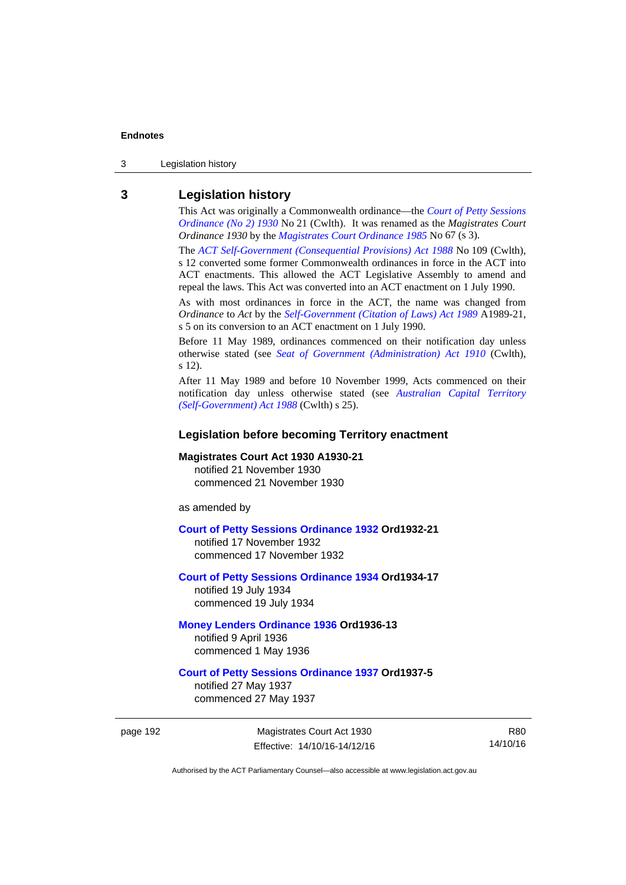## 3 Legislation history

This Act was originally a Commonwealth ordinance—the *Court of Petty Sessions Ordinance (No 2) 1930* No 21 (Cwlth). It was renamed as the *Magistrates Court Ordinance 1930* by the *Magistrates Court Ordinance 1985* No 67 (s 3).

The *ACT Self-Government (Consequential Provisions) Act 1988* No 109 (Cwlth), s 12 converted some former Commonwealth ordinances in force in the ACT into ACT enactments. This allowed the ACT Legislative Assembly to amend and repeal the laws. This Act was converted into an ACT enactment on 1 July 1990.

As with most ordinances in force in the ACT, the name was changed from *Ordinance* to *Act* by the *Self-Government (Citation of Laws) Act 1989* A1989-21, s 5 on its conversion to an ACT enactment on 1 July 1990.

Before 11 May 1989, ordinances commenced on their notification day unless otherwise stated (see *Seat of Government (Administration) Act 1910* (Cwlth), s 12).

After 11 May 1989 and before 10 November 1999, Acts commenced on their notification day unless otherwise stated (see *Australian Capital Territory (Self-Government) Act 1988* (Cwlth) s 25).

### Legislation before becoming Territory enactment

**Magistrates Court Act 1930 A1930-21**
notified 21 November 1930
commenced 21 November 1930

as amended by

**Court of Petty Sessions Ordinance 1932 Ord1932-21**
notified 17 November 1932
commenced 17 November 1932

**Court of Petty Sessions Ordinance 1934 Ord1934-17**
notified 19 July 1934
commenced 19 July 1934

**Money Lenders Ordinance 1936 Ord1936-13**
notified 9 April 1936
commenced 1 May 1936

**Court of Petty Sessions Ordinance 1937 Ord1937-5**
notified 27 May 1937
commenced 27 May 1937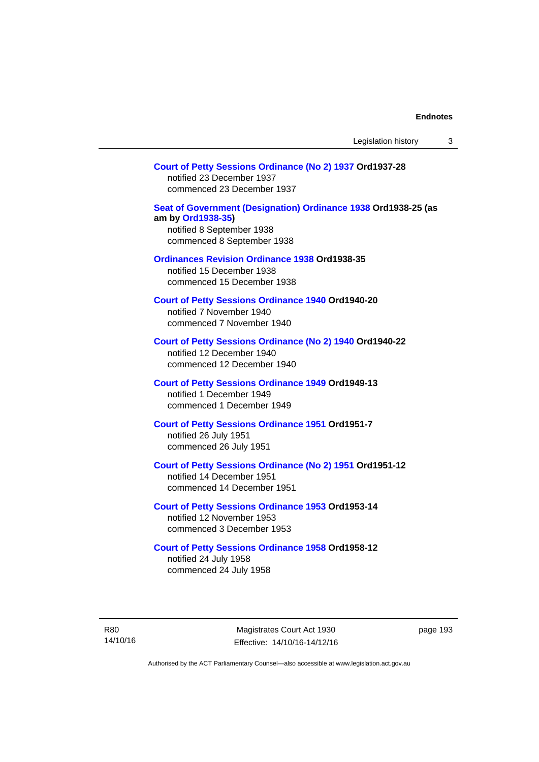**Court of Petty Sessions Ordinance (No 2) 1937 Ord1937-28**
notified 23 December 1937
commenced 23 December 1937

**Seat of Government (Designation) Ordinance 1938 Ord1938-25 (as am by Ord1938-35)**
notified 8 September 1938
commenced 8 September 1938

**Ordinances Revision Ordinance 1938 Ord1938-35**
notified 15 December 1938
commenced 15 December 1938

**Court of Petty Sessions Ordinance 1940 Ord1940-20**
notified 7 November 1940
commenced 7 November 1940

**Court of Petty Sessions Ordinance (No 2) 1940 Ord1940-22**
notified 12 December 1940
commenced 12 December 1940

**Court of Petty Sessions Ordinance 1949 Ord1949-13**
notified 1 December 1949
commenced 1 December 1949

**Court of Petty Sessions Ordinance 1951 Ord1951-7**
notified 26 July 1951
commenced 26 July 1951

**Court of Petty Sessions Ordinance (No 2) 1951 Ord1951-12**
notified 14 December 1951
commenced 14 December 1951

**Court of Petty Sessions Ordinance 1953 Ord1953-14**
notified 12 November 1953
commenced 3 December 1953

**Court of Petty Sessions Ordinance 1958 Ord1958-12**
notified 24 July 1958
commenced 24 July 1958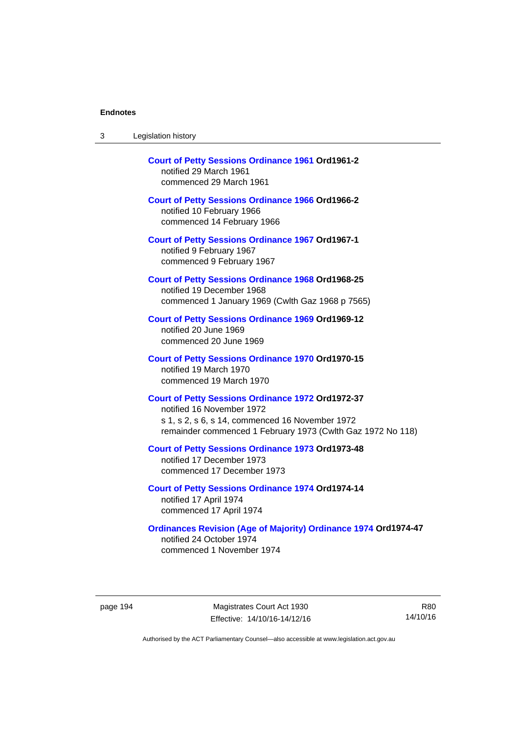**Court of Petty Sessions Ordinance 1961 Ord1961-2**
notified 29 March 1961
commenced 29 March 1961

**Court of Petty Sessions Ordinance 1966 Ord1966-2**
notified 10 February 1966
commenced 14 February 1966

**Court of Petty Sessions Ordinance 1967 Ord1967-1**
notified 9 February 1967
commenced 9 February 1967

**Court of Petty Sessions Ordinance 1968 Ord1968-25**
notified 19 December 1968
commenced 1 January 1969 (Cwlth Gaz 1968 p 7565)

**Court of Petty Sessions Ordinance 1969 Ord1969-12**
notified 20 June 1969
commenced 20 June 1969

**Court of Petty Sessions Ordinance 1970 Ord1970-15**
notified 19 March 1970
commenced 19 March 1970

**Court of Petty Sessions Ordinance 1972 Ord1972-37**
notified 16 November 1972
s 1, s 2, s 6, s 14, commenced 16 November 1972
remainder commenced 1 February 1973 (Cwlth Gaz 1972 No 118)

**Court of Petty Sessions Ordinance 1973 Ord1973-48**
notified 17 December 1973
commenced 17 December 1973

**Court of Petty Sessions Ordinance 1974 Ord1974-14**
notified 17 April 1974
commenced 17 April 1974

**Ordinances Revision (Age of Majority) Ordinance 1974 Ord1974-47**
notified 24 October 1974
commenced 1 November 1974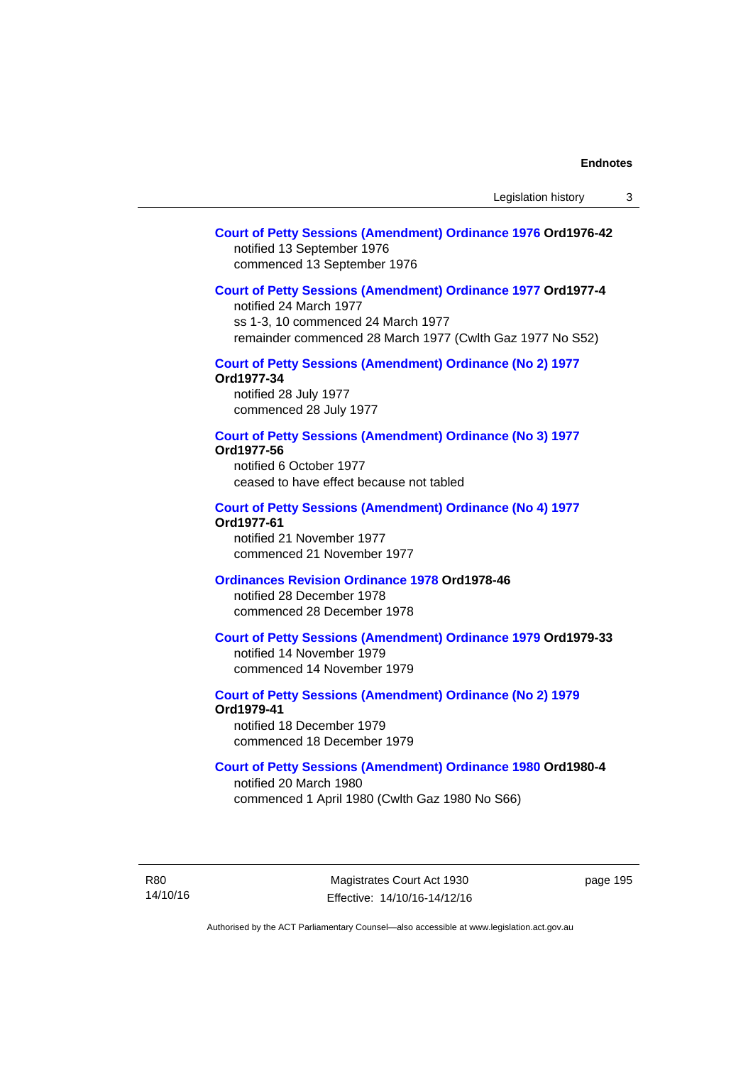**Court of Petty Sessions (Amendment) Ordinance 1976 Ord1976-42**
notified 13 September 1976
commenced 13 September 1976

**Court of Petty Sessions (Amendment) Ordinance 1977 Ord1977-4**
notified 24 March 1977
ss 1-3, 10 commenced 24 March 1977
remainder commenced 28 March 1977 (Cwlth Gaz 1977 No S52)

**Court of Petty Sessions (Amendment) Ordinance (No 2) 1977 Ord1977-34**
notified 28 July 1977
commenced 28 July 1977

**Court of Petty Sessions (Amendment) Ordinance (No 3) 1977 Ord1977-56**
notified 6 October 1977
ceased to have effect because not tabled

**Court of Petty Sessions (Amendment) Ordinance (No 4) 1977 Ord1977-61**
notified 21 November 1977
commenced 21 November 1977

**Ordinances Revision Ordinance 1978 Ord1978-46**
notified 28 December 1978
commenced 28 December 1978

**Court of Petty Sessions (Amendment) Ordinance 1979 Ord1979-33**
notified 14 November 1979
commenced 14 November 1979

**Court of Petty Sessions (Amendment) Ordinance (No 2) 1979 Ord1979-41**
notified 18 December 1979
commenced 18 December 1979

**Court of Petty Sessions (Amendment) Ordinance 1980 Ord1980-4**
notified 20 March 1980
commenced 1 April 1980 (Cwlth Gaz 1980 No S66)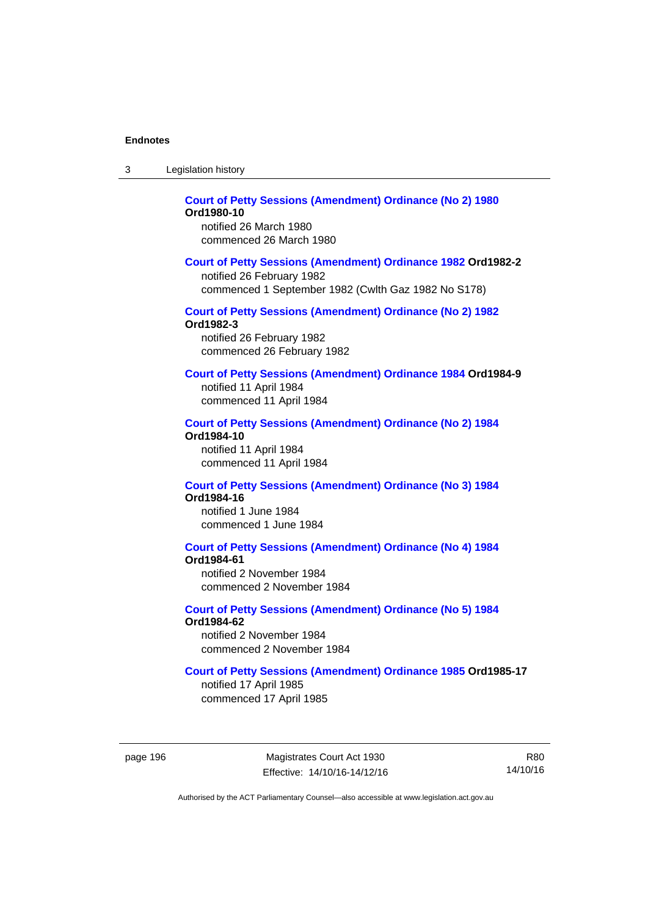**Court of Petty Sessions (Amendment) Ordinance (No 2) 1980 Ord1980-10**
notified 26 March 1980
commenced 26 March 1980

**Court of Petty Sessions (Amendment) Ordinance 1982 Ord1982-2**
notified 26 February 1982
commenced 1 September 1982 (Cwlth Gaz 1982 No S178)

**Court of Petty Sessions (Amendment) Ordinance (No 2) 1982 Ord1982-3**
notified 26 February 1982
commenced 26 February 1982

**Court of Petty Sessions (Amendment) Ordinance 1984 Ord1984-9**
notified 11 April 1984
commenced 11 April 1984

**Court of Petty Sessions (Amendment) Ordinance (No 2) 1984 Ord1984-10**
notified 11 April 1984
commenced 11 April 1984

**Court of Petty Sessions (Amendment) Ordinance (No 3) 1984 Ord1984-16**
notified 1 June 1984
commenced 1 June 1984

**Court of Petty Sessions (Amendment) Ordinance (No 4) 1984 Ord1984-61**
notified 2 November 1984
commenced 2 November 1984

**Court of Petty Sessions (Amendment) Ordinance (No 5) 1984 Ord1984-62**
notified 2 November 1984
commenced 2 November 1984

**Court of Petty Sessions (Amendment) Ordinance 1985 Ord1985-17**
notified 17 April 1985
commenced 17 April 1985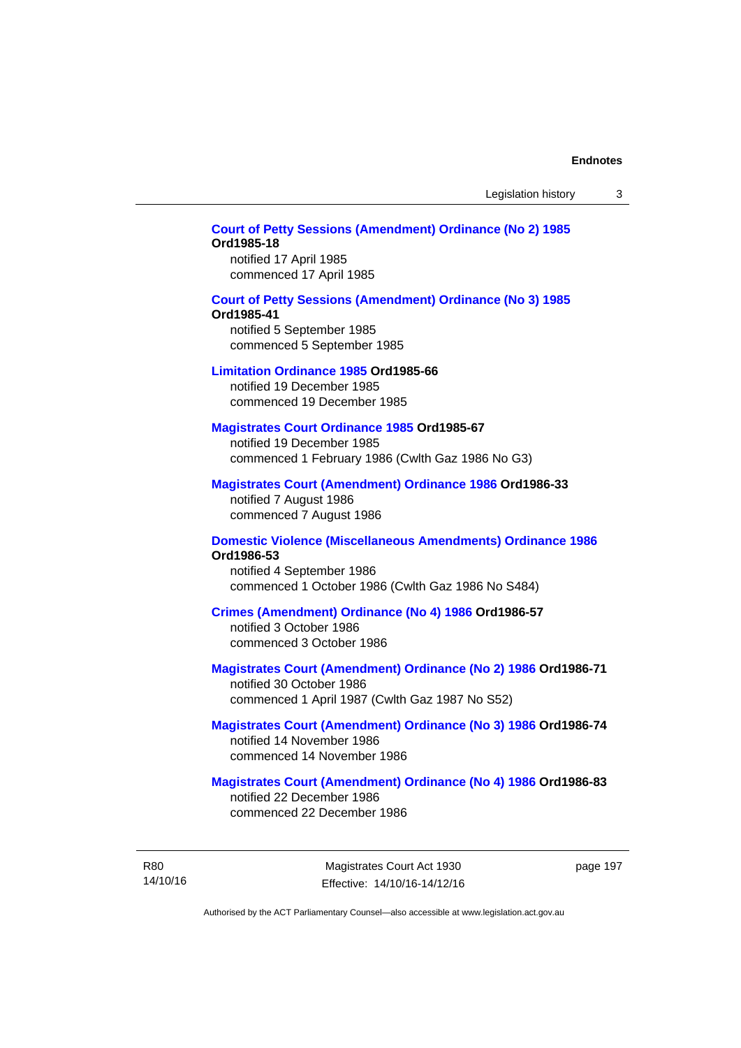**Court of Petty Sessions (Amendment) Ordinance (No 2) 1985 Ord1985-18**
notified 17 April 1985
commenced 17 April 1985

**Court of Petty Sessions (Amendment) Ordinance (No 3) 1985 Ord1985-41**
notified 5 September 1985
commenced 5 September 1985

**Limitation Ordinance 1985 Ord1985-66**
notified 19 December 1985
commenced 19 December 1985

**Magistrates Court Ordinance 1985 Ord1985-67**
notified 19 December 1985
commenced 1 February 1986 (Cwlth Gaz 1986 No G3)

**Magistrates Court (Amendment) Ordinance 1986 Ord1986-33**
notified 7 August 1986
commenced 7 August 1986

**Domestic Violence (Miscellaneous Amendments) Ordinance 1986 Ord1986-53**
notified 4 September 1986
commenced 1 October 1986 (Cwlth Gaz 1986 No S484)

**Crimes (Amendment) Ordinance (No 4) 1986 Ord1986-57**
notified 3 October 1986
commenced 3 October 1986

**Magistrates Court (Amendment) Ordinance (No 2) 1986 Ord1986-71**
notified 30 October 1986
commenced 1 April 1987 (Cwlth Gaz 1987 No S52)

**Magistrates Court (Amendment) Ordinance (No 3) 1986 Ord1986-74**
notified 14 November 1986
commenced 14 November 1986

**Magistrates Court (Amendment) Ordinance (No 4) 1986 Ord1986-83**
notified 22 December 1986
commenced 22 December 1986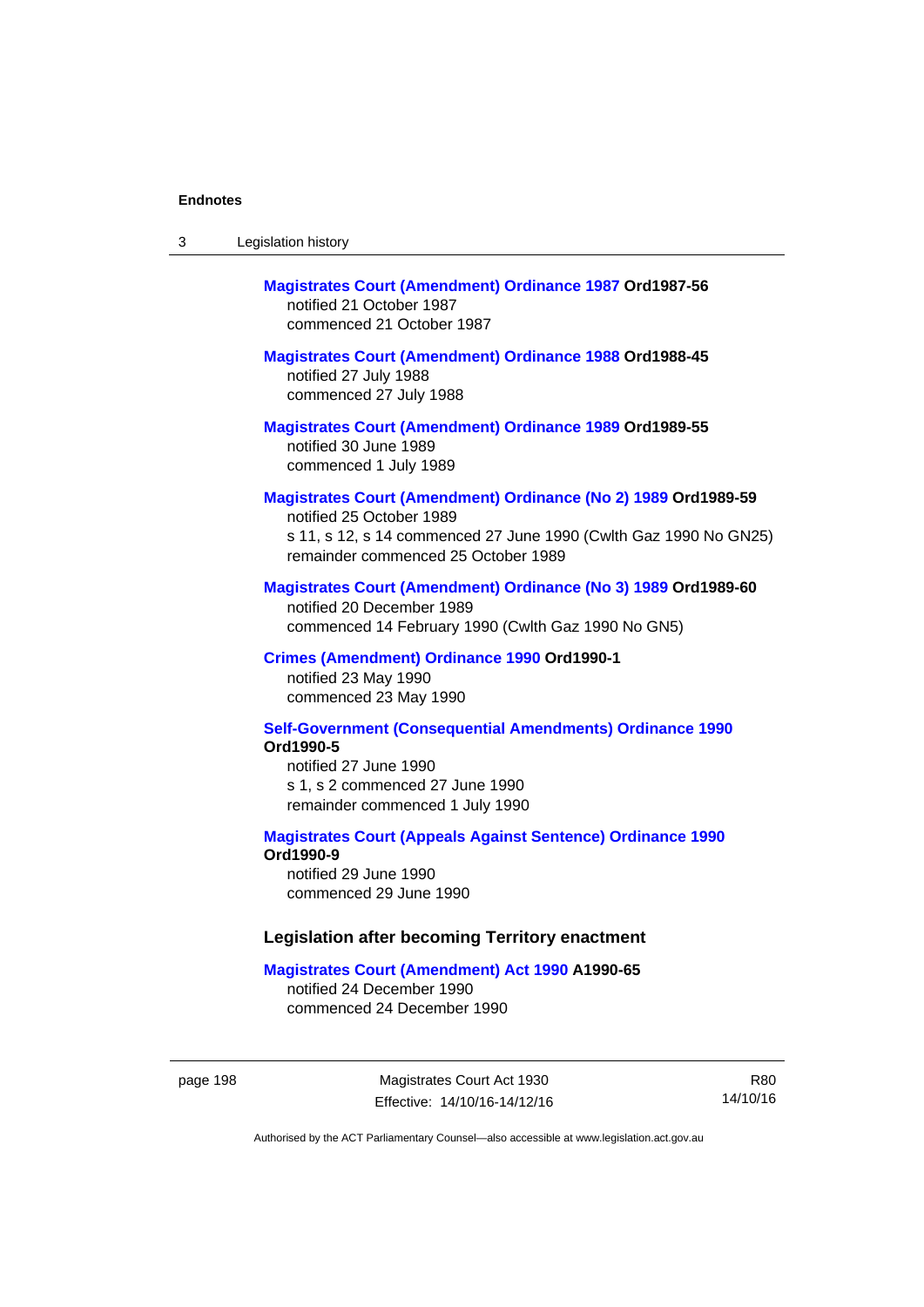**Magistrates Court (Amendment) Ordinance 1987** **Ord1987-56**
notified 21 October 1987
commenced 21 October 1987

**Magistrates Court (Amendment) Ordinance 1988** **Ord1988-45**
notified 27 July 1988
commenced 27 July 1988

**Magistrates Court (Amendment) Ordinance 1989** **Ord1989-55**
notified 30 June 1989
commenced 1 July 1989

**Magistrates Court (Amendment) Ordinance (No 2) 1989** **Ord1989-59**
notified 25 October 1989
s 11, s 12, s 14 commenced 27 June 1990 (Cwlth Gaz 1990 No GN25)
remainder commenced 25 October 1989

**Magistrates Court (Amendment) Ordinance (No 3) 1989** **Ord1989-60**
notified 20 December 1989
commenced 14 February 1990 (Cwlth Gaz 1990 No GN5)

**Crimes (Amendment) Ordinance 1990** **Ord1990-1**
notified 23 May 1990
commenced 23 May 1990

**Self-Government (Consequential Amendments) Ordinance 1990** **Ord1990-5**
notified 27 June 1990
s 1, s 2 commenced 27 June 1990
remainder commenced 1 July 1990

**Magistrates Court (Appeals Against Sentence) Ordinance 1990** **Ord1990-9**
notified 29 June 1990
commenced 29 June 1990

### Legislation after becoming Territory enactment

**Magistrates Court (Amendment) Act 1990** **A1990-65**
notified 24 December 1990
commenced 24 December 1990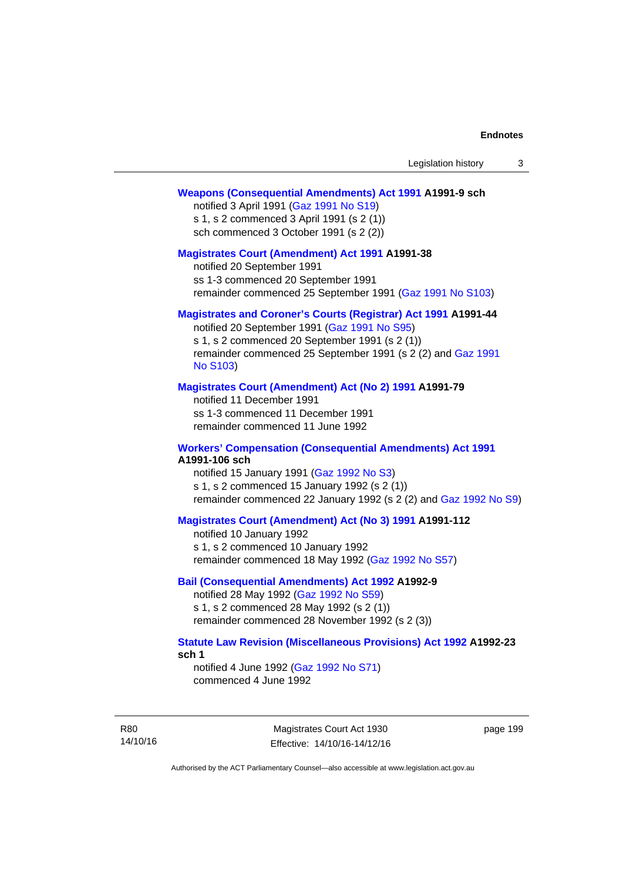**Weapons (Consequential Amendments) Act 1991 A1991-9 sch**

notified 3 April 1991 (Gaz 1991 No S19)
s 1, s 2 commenced 3 April 1991 (s 2 (1))
sch commenced 3 October 1991 (s 2 (2))

**Magistrates Court (Amendment) Act 1991 A1991-38**

notified 20 September 1991
ss 1-3 commenced 20 September 1991
remainder commenced 25 September 1991 (Gaz 1991 No S103)

**Magistrates and Coroner's Courts (Registrar) Act 1991 A1991-44**

notified 20 September 1991 (Gaz 1991 No S95)
s 1, s 2 commenced 20 September 1991 (s 2 (1))
remainder commenced 25 September 1991 (s 2 (2) and Gaz 1991 No S103)

**Magistrates Court (Amendment) Act (No 2) 1991 A1991-79**

notified 11 December 1991
ss 1-3 commenced 11 December 1991
remainder commenced 11 June 1992

**Workers' Compensation (Consequential Amendments) Act 1991 A1991-106 sch**

notified 15 January 1991 (Gaz 1992 No S3)
s 1, s 2 commenced 15 January 1992 (s 2 (1))
remainder commenced 22 January 1992 (s 2 (2) and Gaz 1992 No S9)

**Magistrates Court (Amendment) Act (No 3) 1991 A1991-112**

notified 10 January 1992
s 1, s 2 commenced 10 January 1992
remainder commenced 18 May 1992 (Gaz 1992 No S57)

**Bail (Consequential Amendments) Act 1992 A1992-9**

notified 28 May 1992 (Gaz 1992 No S59)
s 1, s 2 commenced 28 May 1992 (s 2 (1))
remainder commenced 28 November 1992 (s 2 (3))

**Statute Law Revision (Miscellaneous Provisions) Act 1992 A1992-23 sch 1**

notified 4 June 1992 (Gaz 1992 No S71)
commenced 4 June 1992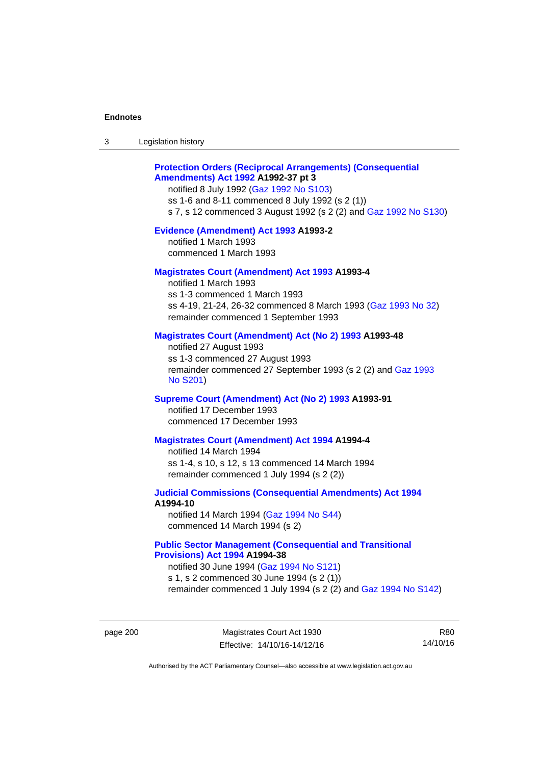**Protection Orders (Reciprocal Arrangements) (Consequential Amendments) Act 1992 A1992-37 pt 3**

notified 8 July 1992 (Gaz 1992 No S103)

ss 1-6 and 8-11 commenced 8 July 1992 (s 2 (1))

s 7, s 12 commenced 3 August 1992 (s 2 (2) and Gaz 1992 No S130)

**Evidence (Amendment) Act 1993 A1993-2**

notified 1 March 1993

commenced 1 March 1993

**Magistrates Court (Amendment) Act 1993 A1993-4**

notified 1 March 1993

ss 1-3 commenced 1 March 1993

ss 4-19, 21-24, 26-32 commenced 8 March 1993 (Gaz 1993 No 32)

remainder commenced 1 September 1993

**Magistrates Court (Amendment) Act (No 2) 1993 A1993-48**

notified 27 August 1993

ss 1-3 commenced 27 August 1993

remainder commenced 27 September 1993 (s 2 (2) and Gaz 1993 No S201)

**Supreme Court (Amendment) Act (No 2) 1993 A1993-91**

notified 17 December 1993

commenced 17 December 1993

**Magistrates Court (Amendment) Act 1994 A1994-4**

notified 14 March 1994

ss 1-4, s 10, s 12, s 13 commenced 14 March 1994

remainder commenced 1 July 1994 (s 2 (2))

**Judicial Commissions (Consequential Amendments) Act 1994 A1994-10**

notified 14 March 1994 (Gaz 1994 No S44)

commenced 14 March 1994 (s 2)

**Public Sector Management (Consequential and Transitional Provisions) Act 1994 A1994-38**

notified 30 June 1994 (Gaz 1994 No S121)

s 1, s 2 commenced 30 June 1994 (s 2 (1))

remainder commenced 1 July 1994 (s 2 (2) and Gaz 1994 No S142)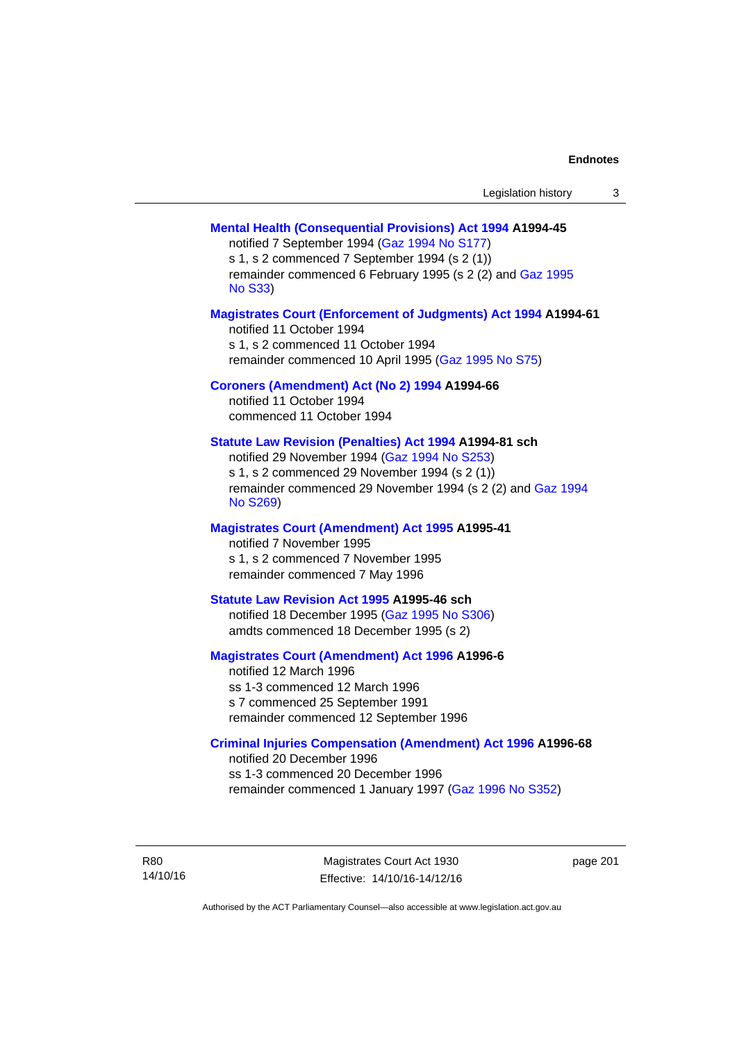**Mental Health (Consequential Provisions) Act 1994 A1994-45**
notified 7 September 1994 (Gaz 1994 No S177)
s 1, s 2 commenced 7 September 1994 (s 2 (1))
remainder commenced 6 February 1995 (s 2 (2) and Gaz 1995 No S33)

**Magistrates Court (Enforcement of Judgments) Act 1994 A1994-61**
notified 11 October 1994
s 1, s 2 commenced 11 October 1994
remainder commenced 10 April 1995 (Gaz 1995 No S75)

**Coroners (Amendment) Act (No 2) 1994 A1994-66**
notified 11 October 1994
commenced 11 October 1994

**Statute Law Revision (Penalties) Act 1994 A1994-81 sch**
notified 29 November 1994 (Gaz 1994 No S253)
s 1, s 2 commenced 29 November 1994 (s 2 (1))
remainder commenced 29 November 1994 (s 2 (2) and Gaz 1994 No S269)

**Magistrates Court (Amendment) Act 1995 A1995-41**
notified 7 November 1995
s 1, s 2 commenced 7 November 1995
remainder commenced 7 May 1996

**Statute Law Revision Act 1995 A1995-46 sch**
notified 18 December 1995 (Gaz 1995 No S306)
amdts commenced 18 December 1995 (s 2)

**Magistrates Court (Amendment) Act 1996 A1996-6**
notified 12 March 1996
ss 1-3 commenced 12 March 1996
s 7 commenced 25 September 1991
remainder commenced 12 September 1996

**Criminal Injuries Compensation (Amendment) Act 1996 A1996-68**
notified 20 December 1996
ss 1-3 commenced 20 December 1996
remainder commenced 1 January 1997 (Gaz 1996 No S352)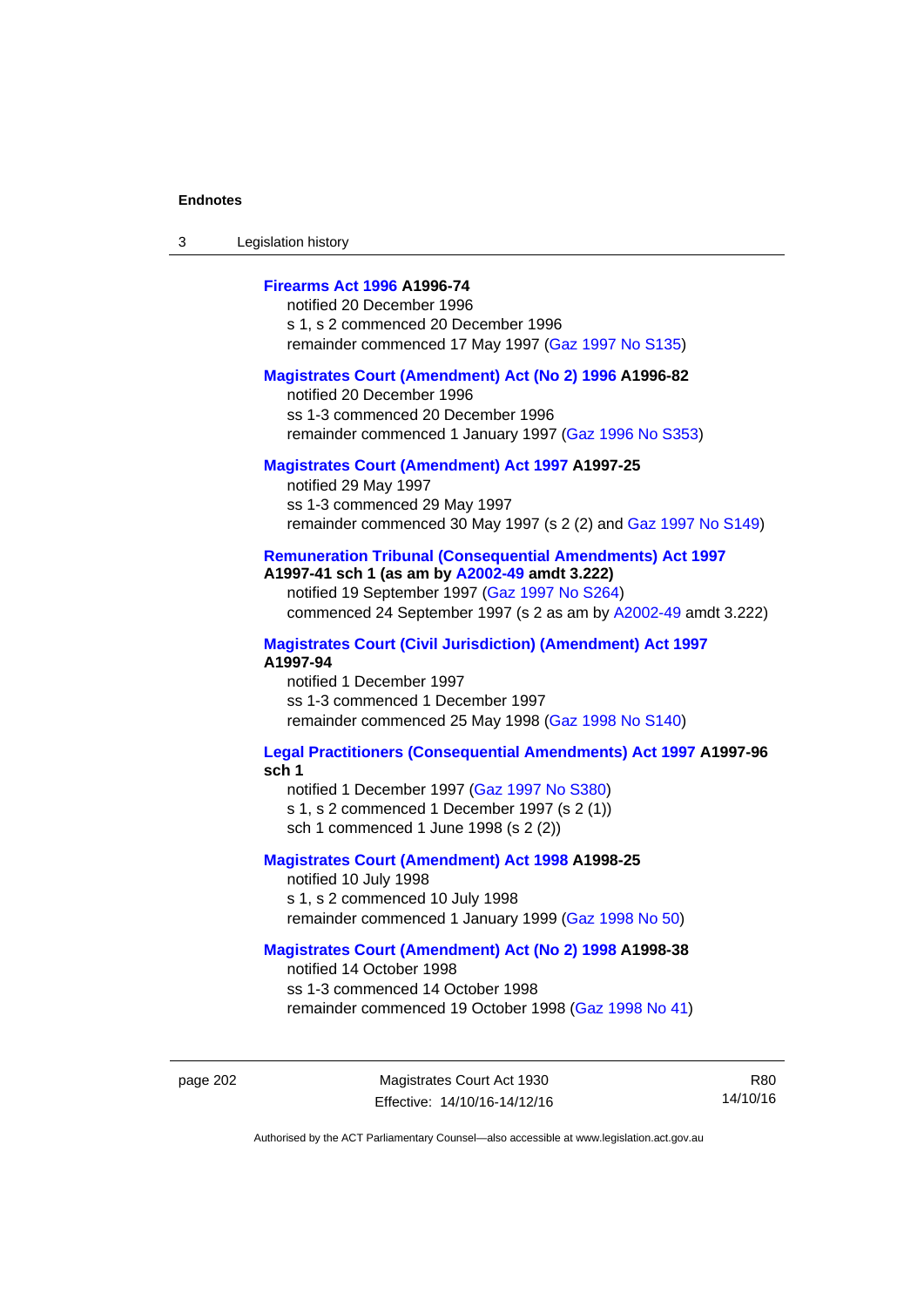**Firearms Act 1996 A1996-74**

notified 20 December 1996

s 1, s 2 commenced 20 December 1996

remainder commenced 17 May 1997 (Gaz 1997 No S135)

**Magistrates Court (Amendment) Act (No 2) 1996 A1996-82**

notified 20 December 1996

ss 1-3 commenced 20 December 1996

remainder commenced 1 January 1997 (Gaz 1996 No S353)

**Magistrates Court (Amendment) Act 1997 A1997-25**

notified 29 May 1997

ss 1-3 commenced 29 May 1997

remainder commenced 30 May 1997 (s 2 (2) and Gaz 1997 No S149)

**Remuneration Tribunal (Consequential Amendments) Act 1997 A1997-41 sch 1 (as am by A2002-49 amdt 3.222)**

notified 19 September 1997 (Gaz 1997 No S264)

commenced 24 September 1997 (s 2 as am by A2002-49 amdt 3.222)

**Magistrates Court (Civil Jurisdiction) (Amendment) Act 1997 A1997-94**

notified 1 December 1997

ss 1-3 commenced 1 December 1997

remainder commenced 25 May 1998 (Gaz 1998 No S140)

**Legal Practitioners (Consequential Amendments) Act 1997 A1997-96 sch 1**

notified 1 December 1997 (Gaz 1997 No S380)

s 1, s 2 commenced 1 December 1997 (s 2 (1))

sch 1 commenced 1 June 1998 (s 2 (2))

**Magistrates Court (Amendment) Act 1998 A1998-25**

notified 10 July 1998

s 1, s 2 commenced 10 July 1998

remainder commenced 1 January 1999 (Gaz 1998 No 50)

**Magistrates Court (Amendment) Act (No 2) 1998 A1998-38**

notified 14 October 1998

ss 1-3 commenced 14 October 1998

remainder commenced 19 October 1998 (Gaz 1998 No 41)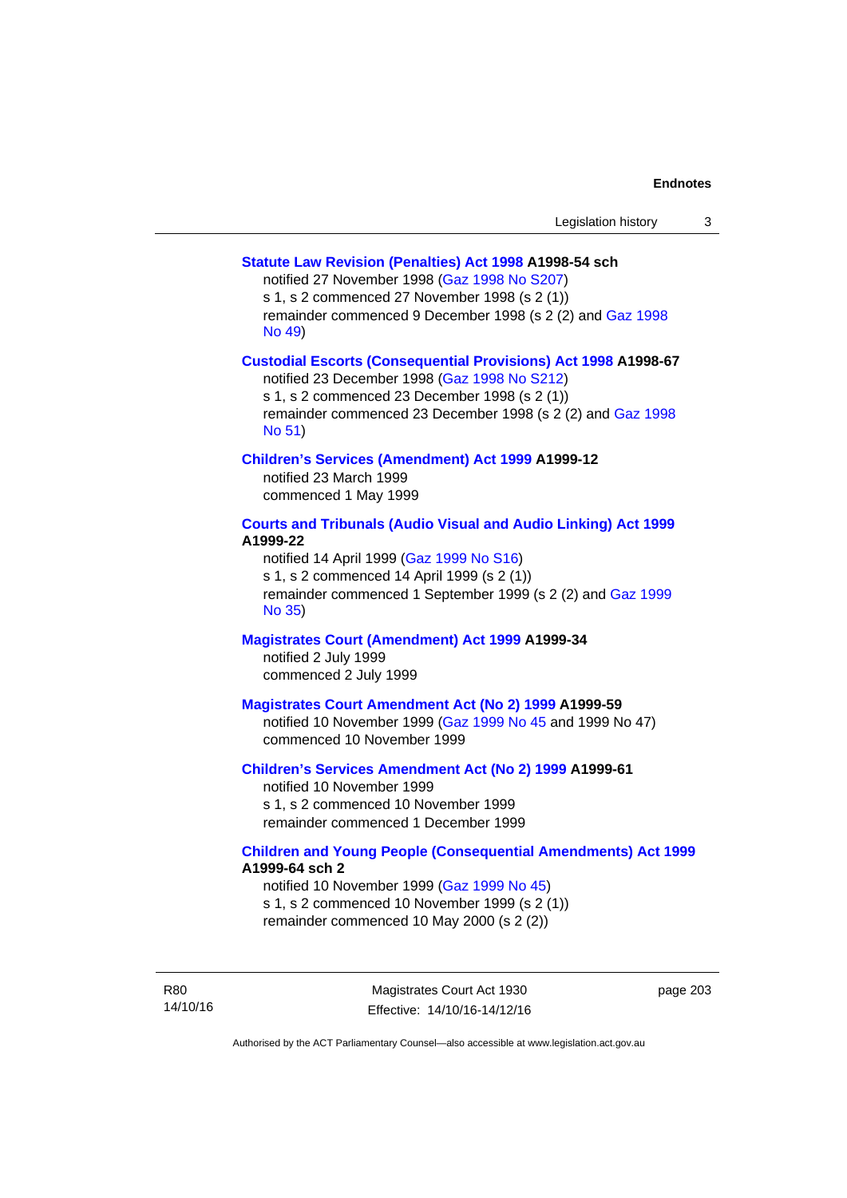**Statute Law Revision (Penalties) Act 1998 A1998-54 sch**

notified 27 November 1998 (Gaz 1998 No S207)
s 1, s 2 commenced 27 November 1998 (s 2 (1))
remainder commenced 9 December 1998 (s 2 (2) and Gaz 1998 No 49)

**Custodial Escorts (Consequential Provisions) Act 1998 A1998-67**

notified 23 December 1998 (Gaz 1998 No S212)
s 1, s 2 commenced 23 December 1998 (s 2 (1))
remainder commenced 23 December 1998 (s 2 (2) and Gaz 1998 No 51)

**Children's Services (Amendment) Act 1999 A1999-12**

notified 23 March 1999
commenced 1 May 1999

**Courts and Tribunals (Audio Visual and Audio Linking) Act 1999 A1999-22**

notified 14 April 1999 (Gaz 1999 No S16)
s 1, s 2 commenced 14 April 1999 (s 2 (1))
remainder commenced 1 September 1999 (s 2 (2) and Gaz 1999 No 35)

**Magistrates Court (Amendment) Act 1999 A1999-34**

notified 2 July 1999
commenced 2 July 1999

**Magistrates Court Amendment Act (No 2) 1999 A1999-59**

notified 10 November 1999 (Gaz 1999 No 45 and 1999 No 47)
commenced 10 November 1999

**Children's Services Amendment Act (No 2) 1999 A1999-61**

notified 10 November 1999
s 1, s 2 commenced 10 November 1999
remainder commenced 1 December 1999

**Children and Young People (Consequential Amendments) Act 1999 A1999-64 sch 2**

notified 10 November 1999 (Gaz 1999 No 45)
s 1, s 2 commenced 10 November 1999 (s 2 (1))
remainder commenced 10 May 2000 (s 2 (2))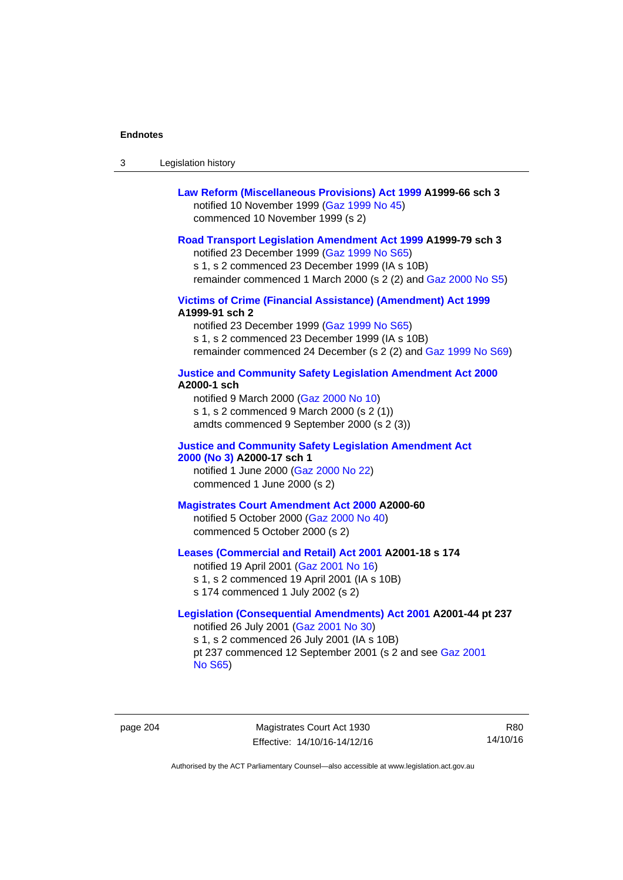**Law Reform (Miscellaneous Provisions) Act 1999 A1999-66 sch 3**
notified 10 November 1999 (Gaz 1999 No 45)
commenced 10 November 1999 (s 2)

**Road Transport Legislation Amendment Act 1999 A1999-79 sch 3**
notified 23 December 1999 (Gaz 1999 No S65)
s 1, s 2 commenced 23 December 1999 (IA s 10B)
remainder commenced 1 March 2000 (s 2 (2) and Gaz 2000 No S5)

**Victims of Crime (Financial Assistance) (Amendment) Act 1999 A1999-91 sch 2**
notified 23 December 1999 (Gaz 1999 No S65)
s 1, s 2 commenced 23 December 1999 (IA s 10B)
remainder commenced 24 December (s 2 (2) and Gaz 1999 No S69)

**Justice and Community Safety Legislation Amendment Act 2000 A2000-1 sch**
notified 9 March 2000 (Gaz 2000 No 10)
s 1, s 2 commenced 9 March 2000 (s 2 (1))
amdts commenced 9 September 2000 (s 2 (3))

**Justice and Community Safety Legislation Amendment Act 2000 (No 3) A2000-17 sch 1**
notified 1 June 2000 (Gaz 2000 No 22)
commenced 1 June 2000 (s 2)

**Magistrates Court Amendment Act 2000 A2000-60**
notified 5 October 2000 (Gaz 2000 No 40)
commenced 5 October 2000 (s 2)

**Leases (Commercial and Retail) Act 2001 A2001-18 s 174**
notified 19 April 2001 (Gaz 2001 No 16)
s 1, s 2 commenced 19 April 2001 (IA s 10B)
s 174 commenced 1 July 2002 (s 2)

**Legislation (Consequential Amendments) Act 2001 A2001-44 pt 237**
notified 26 July 2001 (Gaz 2001 No 30)
s 1, s 2 commenced 26 July 2001 (IA s 10B)
pt 237 commenced 12 September 2001 (s 2 and see Gaz 2001 No S65)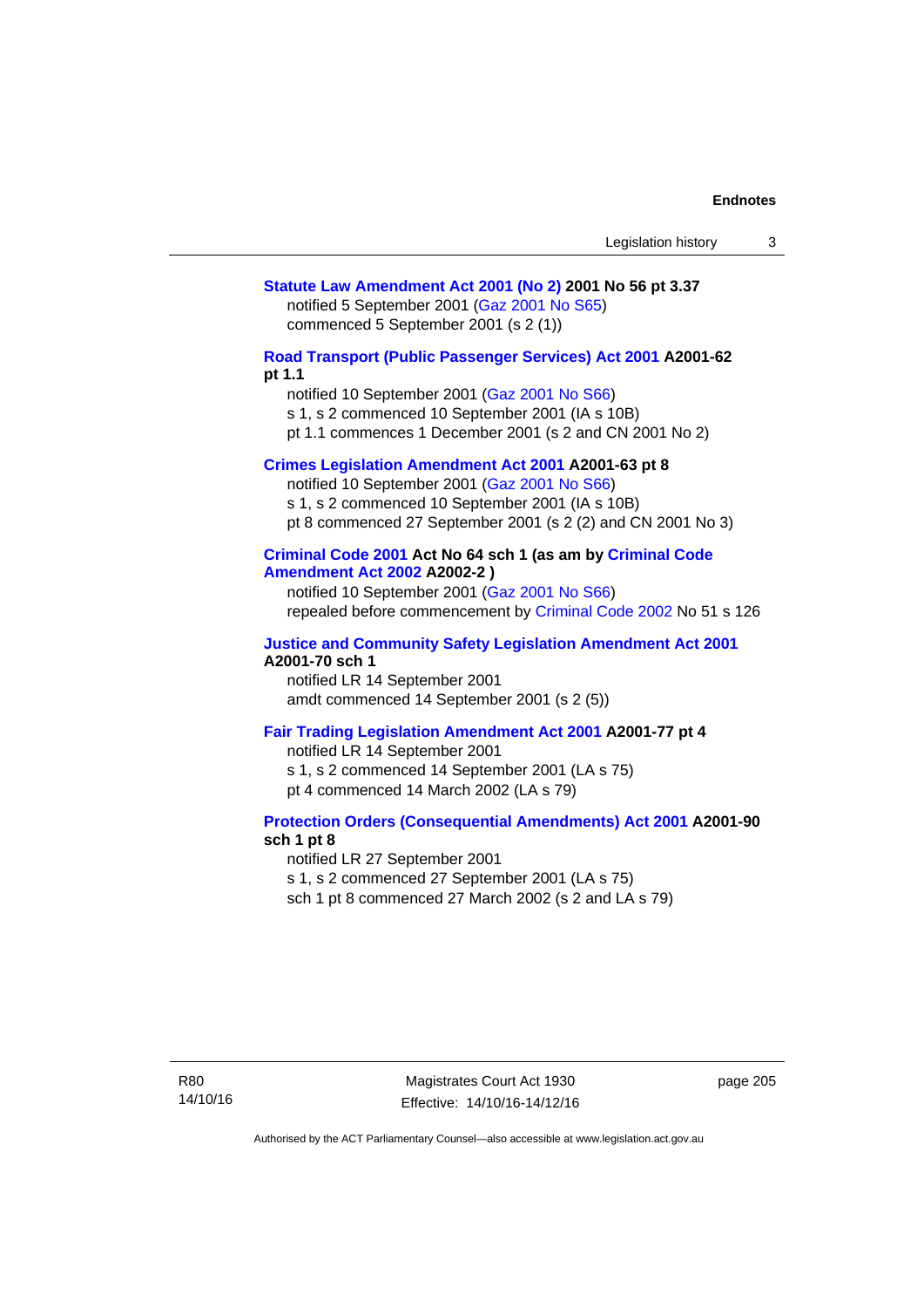**Statute Law Amendment Act 2001 (No 2) 2001 No 56 pt 3.37**

notified 5 September 2001 (Gaz 2001 No S65)
commenced 5 September 2001 (s 2 (1))

**Road Transport (Public Passenger Services) Act 2001 A2001-62 pt 1.1**

notified 10 September 2001 (Gaz 2001 No S66)
s 1, s 2 commenced 10 September 2001 (IA s 10B)
pt 1.1 commences 1 December 2001 (s 2 and CN 2001 No 2)

**Crimes Legislation Amendment Act 2001 A2001-63 pt 8**

notified 10 September 2001 (Gaz 2001 No S66)
s 1, s 2 commenced 10 September 2001 (IA s 10B)
pt 8 commenced 27 September 2001 (s 2 (2) and CN 2001 No 3)

**Criminal Code 2001 Act No 64 sch 1 (as am by Criminal Code Amendment Act 2002 A2002-2 )**

notified 10 September 2001 (Gaz 2001 No S66)
repealed before commencement by Criminal Code 2002 No 51 s 126

**Justice and Community Safety Legislation Amendment Act 2001 A2001-70 sch 1**

notified LR 14 September 2001
amdt commenced 14 September 2001 (s 2 (5))

**Fair Trading Legislation Amendment Act 2001 A2001-77 pt 4**

notified LR 14 September 2001
s 1, s 2 commenced 14 September 2001 (LA s 75)
pt 4 commenced 14 March 2002 (LA s 79)

**Protection Orders (Consequential Amendments) Act 2001 A2001-90 sch 1 pt 8**

notified LR 27 September 2001
s 1, s 2 commenced 27 September 2001 (LA s 75)
sch 1 pt 8 commenced 27 March 2002 (s 2 and LA s 79)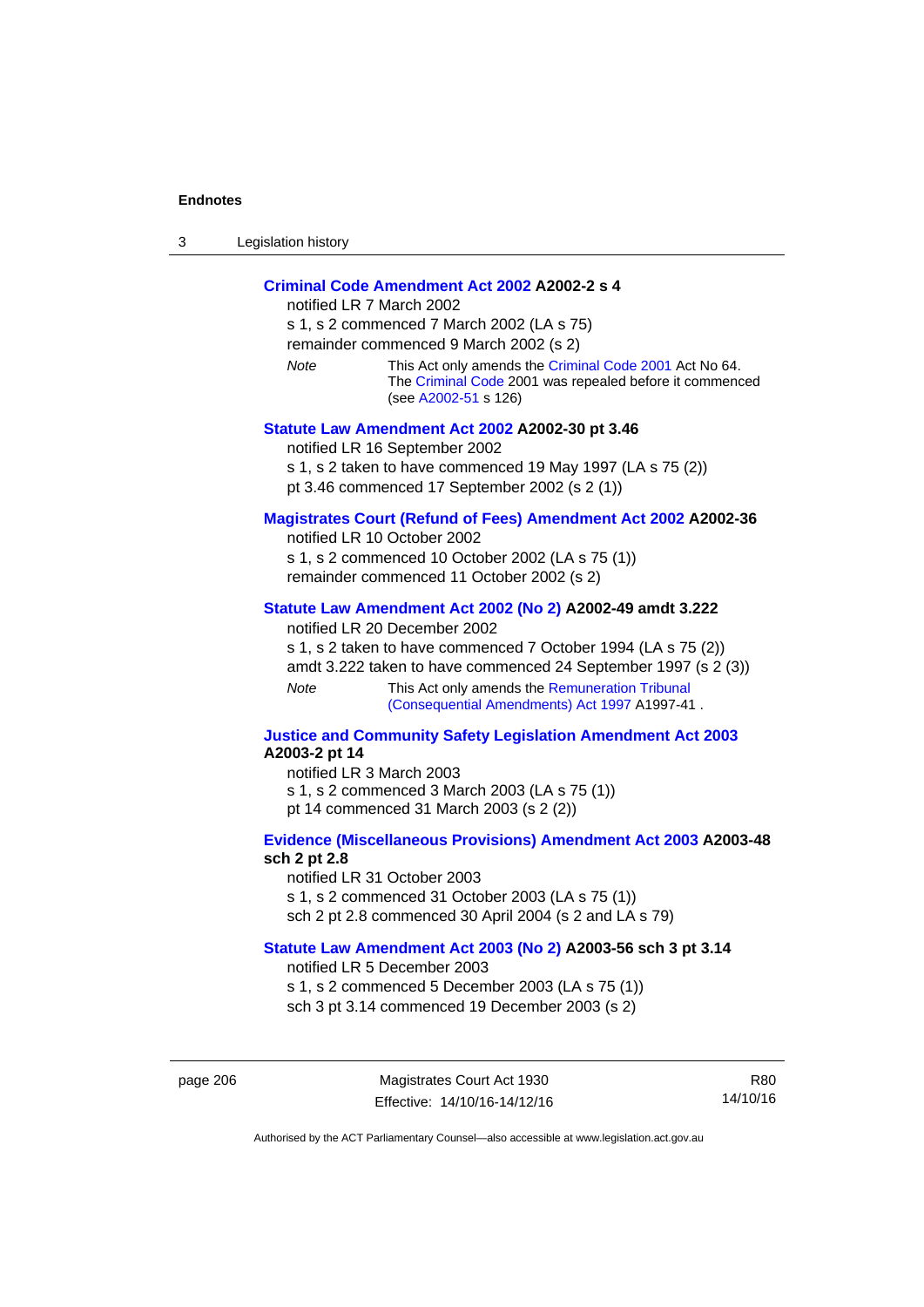**Criminal Code Amendment Act 2002 A2002-2 s 4**

notified LR 7 March 2002

s 1, s 2 commenced 7 March 2002 (LA s 75)

remainder commenced 9 March 2002 (s 2)

*Note* This Act only amends the Criminal Code 2001 Act No 64. The Criminal Code 2001 was repealed before it commenced (see A2002-51 s 126)

**Statute Law Amendment Act 2002 A2002-30 pt 3.46**

notified LR 16 September 2002

s 1, s 2 taken to have commenced 19 May 1997 (LA s 75 (2))

pt 3.46 commenced 17 September 2002 (s 2 (1))

**Magistrates Court (Refund of Fees) Amendment Act 2002 A2002-36**

notified LR 10 October 2002

s 1, s 2 commenced 10 October 2002 (LA s 75 (1))

remainder commenced 11 October 2002 (s 2)

**Statute Law Amendment Act 2002 (No 2) A2002-49 amdt 3.222**

notified LR 20 December 2002

s 1, s 2 taken to have commenced 7 October 1994 (LA s 75 (2))

amdt 3.222 taken to have commenced 24 September 1997 (s 2 (3))

*Note* This Act only amends the Remuneration Tribunal (Consequential Amendments) Act 1997 A1997-41 .

**Justice and Community Safety Legislation Amendment Act 2003 A2003-2 pt 14**

notified LR 3 March 2003

s 1, s 2 commenced 3 March 2003 (LA s 75 (1))

pt 14 commenced 31 March 2003 (s 2 (2))

**Evidence (Miscellaneous Provisions) Amendment Act 2003 A2003-48 sch 2 pt 2.8**

notified LR 31 October 2003

s 1, s 2 commenced 31 October 2003 (LA s 75 (1))

sch 2 pt 2.8 commenced 30 April 2004 (s 2 and LA s 79)

**Statute Law Amendment Act 2003 (No 2) A2003-56 sch 3 pt 3.14**

notified LR 5 December 2003

s 1, s 2 commenced 5 December 2003 (LA s 75 (1))

sch 3 pt 3.14 commenced 19 December 2003 (s 2)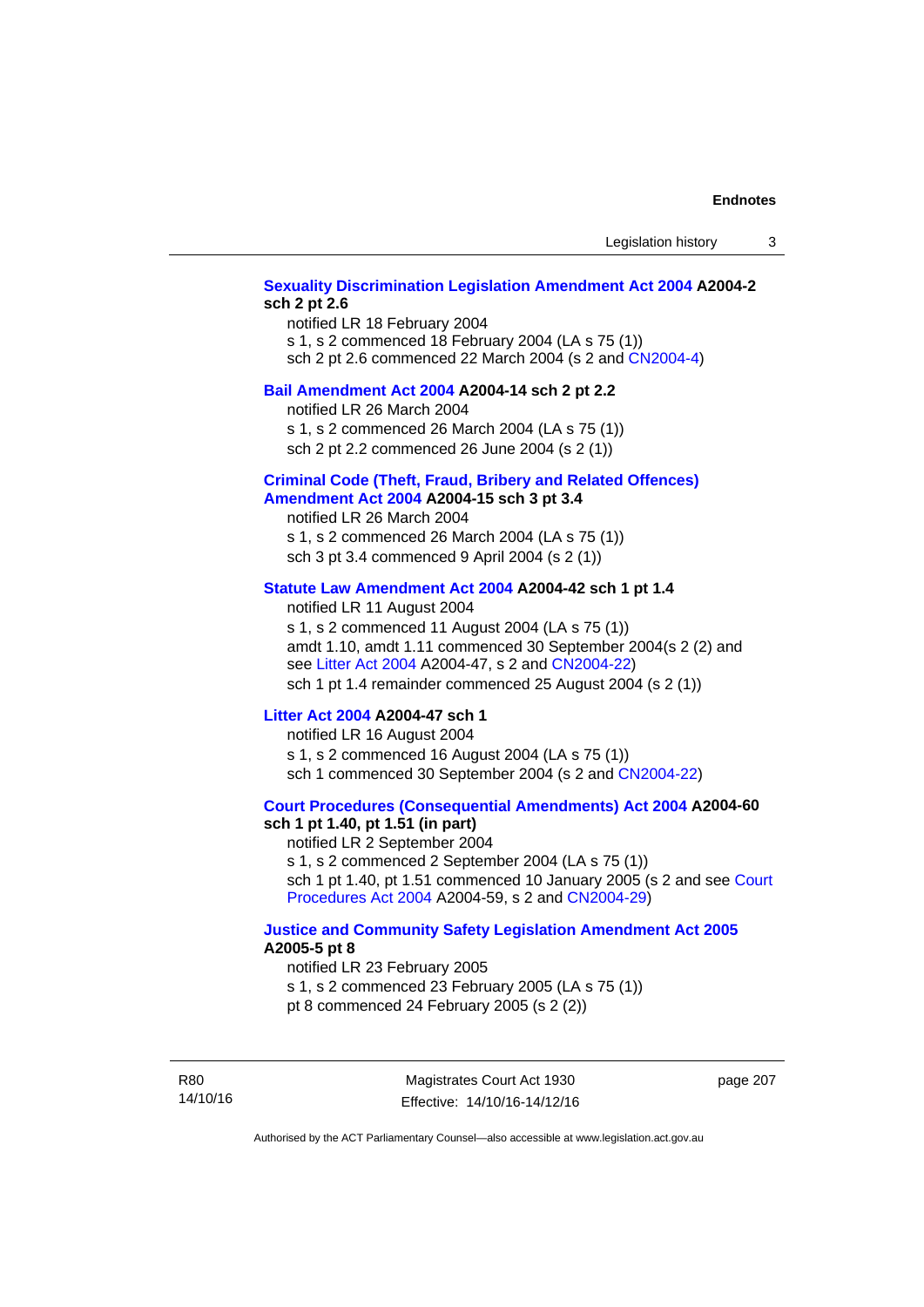**Sexuality Discrimination Legislation Amendment Act 2004 A2004-2 sch 2 pt 2.6**

notified LR 18 February 2004
s 1, s 2 commenced 18 February 2004 (LA s 75 (1))
sch 2 pt 2.6 commenced 22 March 2004 (s 2 and CN2004-4)

**Bail Amendment Act 2004 A2004-14 sch 2 pt 2.2**

notified LR 26 March 2004
s 1, s 2 commenced 26 March 2004 (LA s 75 (1))
sch 2 pt 2.2 commenced 26 June 2004 (s 2 (1))

**Criminal Code (Theft, Fraud, Bribery and Related Offences) Amendment Act 2004 A2004-15 sch 3 pt 3.4**

notified LR 26 March 2004
s 1, s 2 commenced 26 March 2004 (LA s 75 (1))
sch 3 pt 3.4 commenced 9 April 2004 (s 2 (1))

**Statute Law Amendment Act 2004 A2004-42 sch 1 pt 1.4**

notified LR 11 August 2004
s 1, s 2 commenced 11 August 2004 (LA s 75 (1))
amdt 1.10, amdt 1.11 commenced 30 September 2004(s 2 (2) and see Litter Act 2004 A2004-47, s 2 and CN2004-22)
sch 1 pt 1.4 remainder commenced 25 August 2004 (s 2 (1))

**Litter Act 2004 A2004-47 sch 1**

notified LR 16 August 2004
s 1, s 2 commenced 16 August 2004 (LA s 75 (1))
sch 1 commenced 30 September 2004 (s 2 and CN2004-22)

**Court Procedures (Consequential Amendments) Act 2004 A2004-60 sch 1 pt 1.40, pt 1.51 (in part)**

notified LR 2 September 2004
s 1, s 2 commenced 2 September 2004 (LA s 75 (1))
sch 1 pt 1.40, pt 1.51 commenced 10 January 2005 (s 2 and see Court Procedures Act 2004 A2004-59, s 2 and CN2004-29)

**Justice and Community Safety Legislation Amendment Act 2005 A2005-5 pt 8**

notified LR 23 February 2005
s 1, s 2 commenced 23 February 2005 (LA s 75 (1))
pt 8 commenced 24 February 2005 (s 2 (2))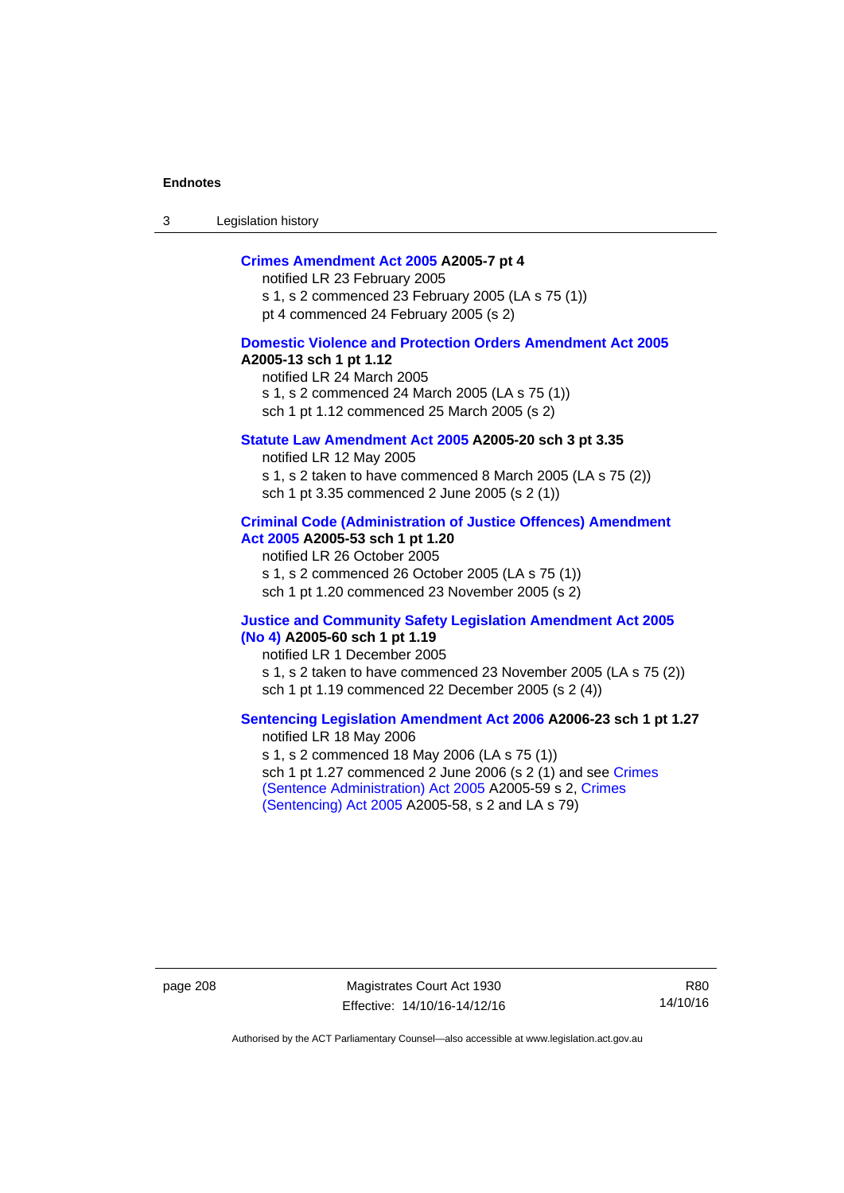**Crimes Amendment Act 2005 A2005-7 pt 4**
notified LR 23 February 2005
s 1, s 2 commenced 23 February 2005 (LA s 75 (1))
pt 4 commenced 24 February 2005 (s 2)

**Domestic Violence and Protection Orders Amendment Act 2005 A2005-13 sch 1 pt 1.12**
notified LR 24 March 2005
s 1, s 2 commenced 24 March 2005 (LA s 75 (1))
sch 1 pt 1.12 commenced 25 March 2005 (s 2)

**Statute Law Amendment Act 2005 A2005-20 sch 3 pt 3.35**
notified LR 12 May 2005
s 1, s 2 taken to have commenced 8 March 2005 (LA s 75 (2))
sch 1 pt 3.35 commenced 2 June 2005 (s 2 (1))

**Criminal Code (Administration of Justice Offences) Amendment Act 2005 A2005-53 sch 1 pt 1.20**
notified LR 26 October 2005
s 1, s 2 commenced 26 October 2005 (LA s 75 (1))
sch 1 pt 1.20 commenced 23 November 2005 (s 2)

**Justice and Community Safety Legislation Amendment Act 2005 (No 4) A2005-60 sch 1 pt 1.19**
notified LR 1 December 2005
s 1, s 2 taken to have commenced 23 November 2005 (LA s 75 (2))
sch 1 pt 1.19 commenced 22 December 2005 (s 2 (4))

**Sentencing Legislation Amendment Act 2006 A2006-23 sch 1 pt 1.27**
notified LR 18 May 2006
s 1, s 2 commenced 18 May 2006 (LA s 75 (1))
sch 1 pt 1.27 commenced 2 June 2006 (s 2 (1) and see Crimes (Sentence Administration) Act 2005 A2005-59 s 2, Crimes (Sentencing) Act 2005 A2005-58, s 2 and LA s 79)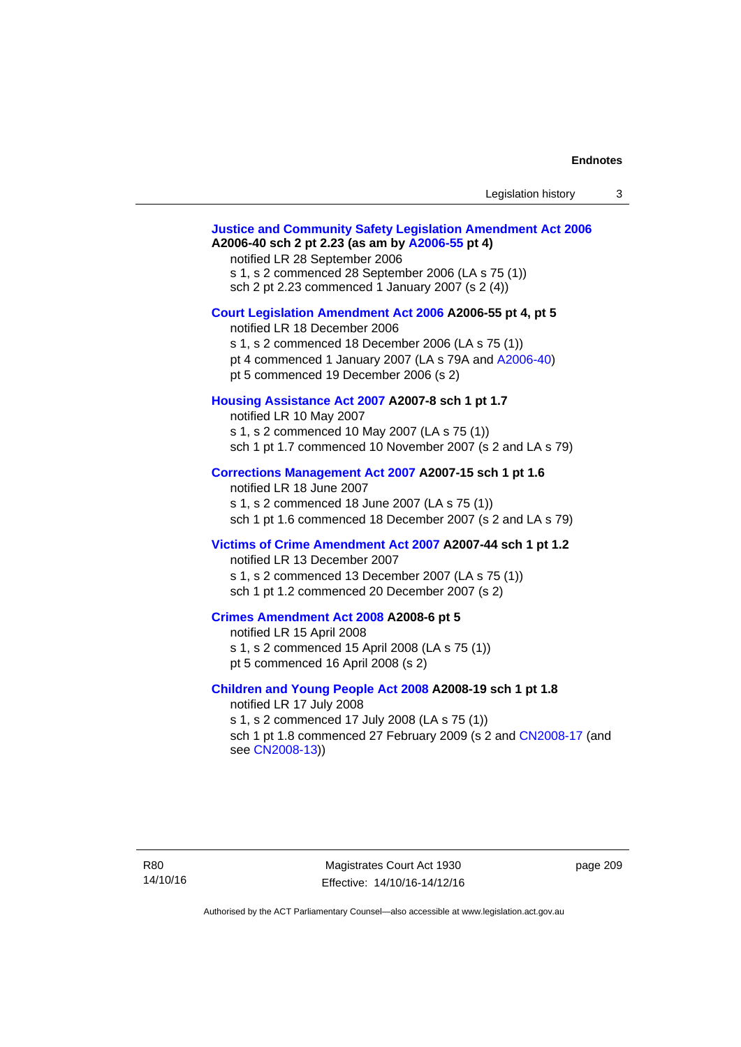**Justice and Community Safety Legislation Amendment Act 2006 A2006-40 sch 2 pt 2.23 (as am by A2006-55 pt 4)**

notified LR 28 September 2006

s 1, s 2 commenced 28 September 2006 (LA s 75 (1))

sch 2 pt 2.23 commenced 1 January 2007 (s 2 (4))

**Court Legislation Amendment Act 2006 A2006-55 pt 4, pt 5**

notified LR 18 December 2006

s 1, s 2 commenced 18 December 2006 (LA s 75 (1))

pt 4 commenced 1 January 2007 (LA s 79A and A2006-40)

pt 5 commenced 19 December 2006 (s 2)

**Housing Assistance Act 2007 A2007-8 sch 1 pt 1.7**

notified LR 10 May 2007

s 1, s 2 commenced 10 May 2007 (LA s 75 (1))

sch 1 pt 1.7 commenced 10 November 2007 (s 2 and LA s 79)

**Corrections Management Act 2007 A2007-15 sch 1 pt 1.6**

notified LR 18 June 2007

s 1, s 2 commenced 18 June 2007 (LA s 75 (1))

sch 1 pt 1.6 commenced 18 December 2007 (s 2 and LA s 79)

**Victims of Crime Amendment Act 2007 A2007-44 sch 1 pt 1.2**

notified LR 13 December 2007

s 1, s 2 commenced 13 December 2007 (LA s 75 (1))

sch 1 pt 1.2 commenced 20 December 2007 (s 2)

**Crimes Amendment Act 2008 A2008-6 pt 5**

notified LR 15 April 2008

s 1, s 2 commenced 15 April 2008 (LA s 75 (1))

pt 5 commenced 16 April 2008 (s 2)

**Children and Young People Act 2008 A2008-19 sch 1 pt 1.8**

notified LR 17 July 2008

s 1, s 2 commenced 17 July 2008 (LA s 75 (1))

sch 1 pt 1.8 commenced 27 February 2009 (s 2 and CN2008-17 (and see CN2008-13))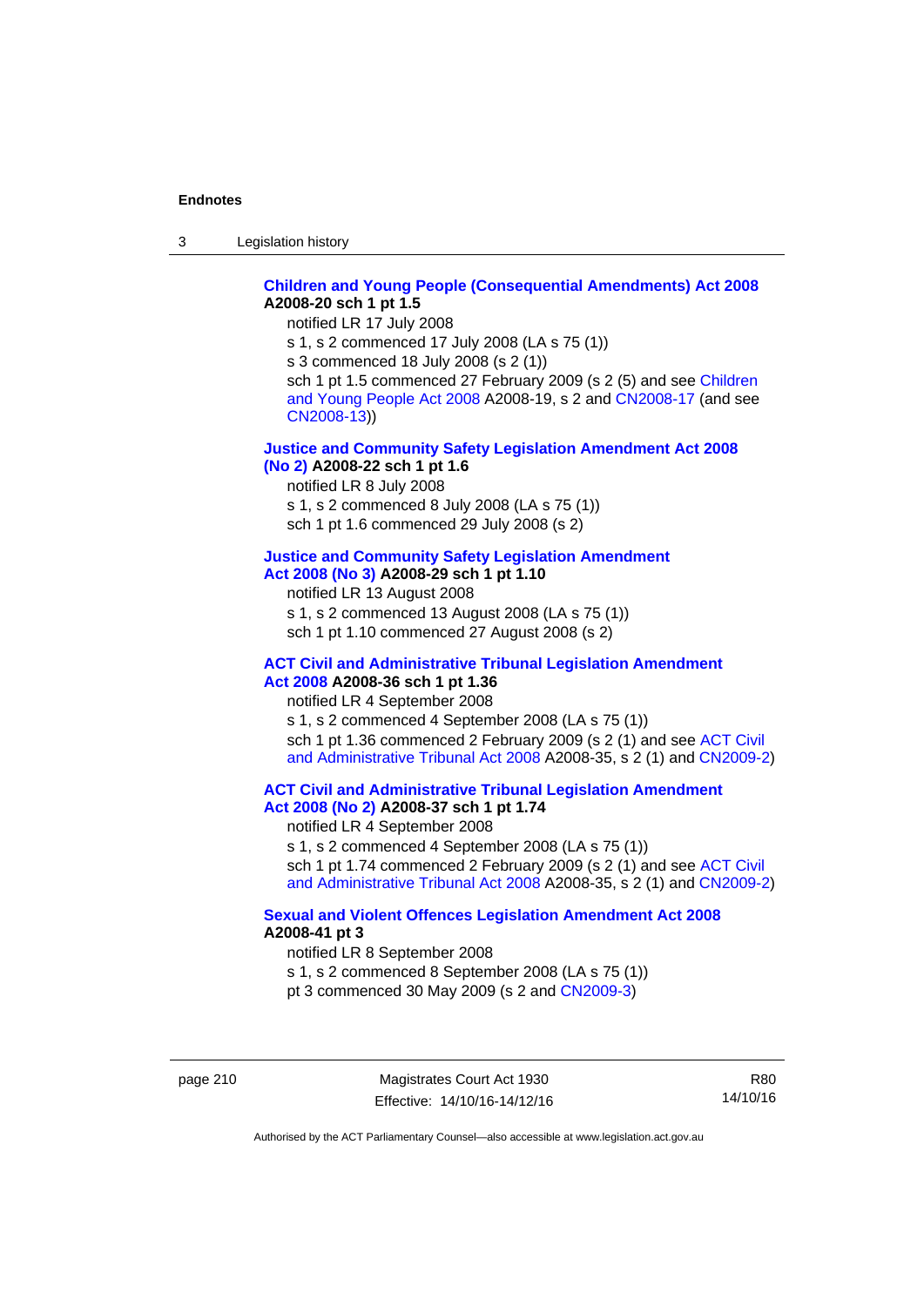**Children and Young People (Consequential Amendments) Act 2008 A2008-20 sch 1 pt 1.5**

notified LR 17 July 2008

s 1, s 2 commenced 17 July 2008 (LA s 75 (1))

s 3 commenced 18 July 2008 (s 2 (1))

sch 1 pt 1.5 commenced 27 February 2009 (s 2 (5) and see Children and Young People Act 2008 A2008-19, s 2 and CN2008-17 (and see CN2008-13))

**Justice and Community Safety Legislation Amendment Act 2008 (No 2) A2008-22 sch 1 pt 1.6**

notified LR 8 July 2008

s 1, s 2 commenced 8 July 2008 (LA s 75 (1))

sch 1 pt 1.6 commenced 29 July 2008 (s 2)

**Justice and Community Safety Legislation Amendment Act 2008 (No 3) A2008-29 sch 1 pt 1.10**

notified LR 13 August 2008

s 1, s 2 commenced 13 August 2008 (LA s 75 (1))

sch 1 pt 1.10 commenced 27 August 2008 (s 2)

**ACT Civil and Administrative Tribunal Legislation Amendment Act 2008 A2008-36 sch 1 pt 1.36**

notified LR 4 September 2008

s 1, s 2 commenced 4 September 2008 (LA s 75 (1))

sch 1 pt 1.36 commenced 2 February 2009 (s 2 (1) and see ACT Civil and Administrative Tribunal Act 2008 A2008-35, s 2 (1) and CN2009-2)

**ACT Civil and Administrative Tribunal Legislation Amendment Act 2008 (No 2) A2008-37 sch 1 pt 1.74**

notified LR 4 September 2008

s 1, s 2 commenced 4 September 2008 (LA s 75 (1))

sch 1 pt 1.74 commenced 2 February 2009 (s 2 (1) and see ACT Civil and Administrative Tribunal Act 2008 A2008-35, s 2 (1) and CN2009-2)

**Sexual and Violent Offences Legislation Amendment Act 2008 A2008-41 pt 3**

notified LR 8 September 2008

s 1, s 2 commenced 8 September 2008 (LA s 75 (1))

pt 3 commenced 30 May 2009 (s 2 and CN2009-3)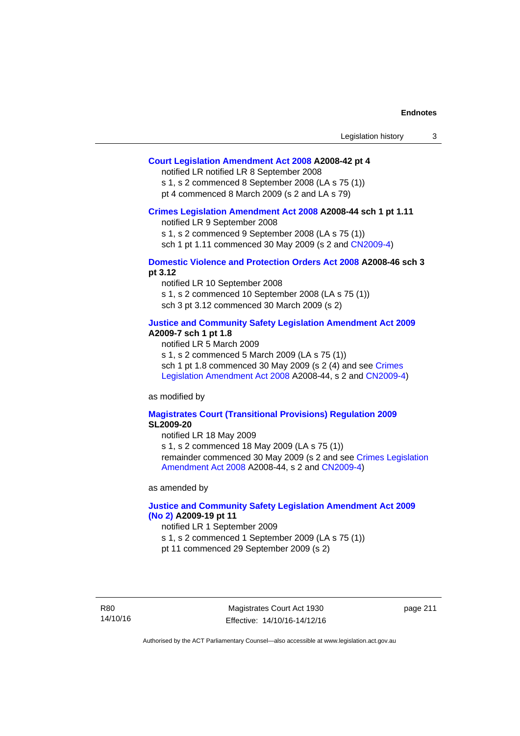**Court Legislation Amendment Act 2008 A2008-42 pt 4**

notified LR notified LR 8 September 2008
s 1, s 2 commenced 8 September 2008 (LA s 75 (1))
pt 4 commenced 8 March 2009 (s 2 and LA s 79)

**Crimes Legislation Amendment Act 2008 A2008-44 sch 1 pt 1.11**

notified LR 9 September 2008
s 1, s 2 commenced 9 September 2008 (LA s 75 (1))
sch 1 pt 1.11 commenced 30 May 2009 (s 2 and CN2009-4)

**Domestic Violence and Protection Orders Act 2008 A2008-46 sch 3 pt 3.12**

notified LR 10 September 2008
s 1, s 2 commenced 10 September 2008 (LA s 75 (1))
sch 3 pt 3.12 commenced 30 March 2009 (s 2)

**Justice and Community Safety Legislation Amendment Act 2009 A2009-7 sch 1 pt 1.8**

notified LR 5 March 2009
s 1, s 2 commenced 5 March 2009 (LA s 75 (1))
sch 1 pt 1.8 commenced 30 May 2009 (s 2 (4) and see Crimes Legislation Amendment Act 2008 A2008-44, s 2 and CN2009-4)

as modified by

**Magistrates Court (Transitional Provisions) Regulation 2009 SL2009-20**

notified LR 18 May 2009
s 1, s 2 commenced 18 May 2009 (LA s 75 (1))
remainder commenced 30 May 2009 (s 2 and see Crimes Legislation Amendment Act 2008 A2008-44, s 2 and CN2009-4)

as amended by

**Justice and Community Safety Legislation Amendment Act 2009 (No 2) A2009-19 pt 11**

notified LR 1 September 2009
s 1, s 2 commenced 1 September 2009 (LA s 75 (1))
pt 11 commenced 29 September 2009 (s 2)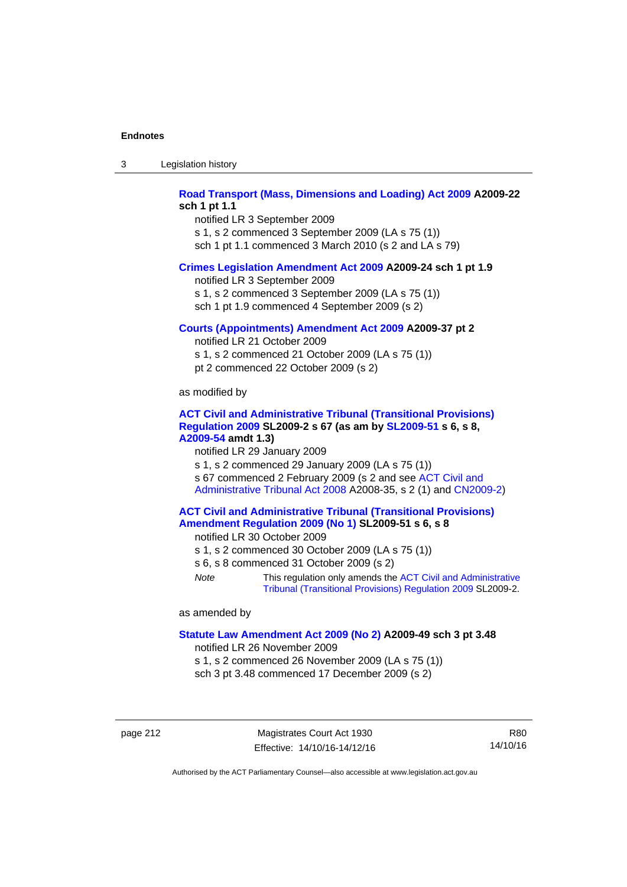**Road Transport (Mass, Dimensions and Loading) Act 2009 A2009-22 sch 1 pt 1.1**

notified LR 3 September 2009

s 1, s 2 commenced 3 September 2009 (LA s 75 (1))

sch 1 pt 1.1 commenced 3 March 2010 (s 2 and LA s 79)

**Crimes Legislation Amendment Act 2009 A2009-24 sch 1 pt 1.9**

notified LR 3 September 2009

s 1, s 2 commenced 3 September 2009 (LA s 75 (1))

sch 1 pt 1.9 commenced 4 September 2009 (s 2)

**Courts (Appointments) Amendment Act 2009 A2009-37 pt 2**

notified LR 21 October 2009

s 1, s 2 commenced 21 October 2009 (LA s 75 (1))

pt 2 commenced 22 October 2009 (s 2)

as modified by

**ACT Civil and Administrative Tribunal (Transitional Provisions) Regulation 2009 SL2009-2 s 67 (as am by SL2009-51 s 6, s 8, A2009-54 amdt 1.3)**

notified LR 29 January 2009

s 1, s 2 commenced 29 January 2009 (LA s 75 (1))

s 67 commenced 2 February 2009 (s 2 and see ACT Civil and Administrative Tribunal Act 2008 A2008-35, s 2 (1) and CN2009-2)

**ACT Civil and Administrative Tribunal (Transitional Provisions) Amendment Regulation 2009 (No 1) SL2009-51 s 6, s 8**

notified LR 30 October 2009

s 1, s 2 commenced 30 October 2009 (LA s 75 (1))

s 6, s 8 commenced 31 October 2009 (s 2)

*Note* This regulation only amends the ACT Civil and Administrative Tribunal (Transitional Provisions) Regulation 2009 SL2009-2.

as amended by

**Statute Law Amendment Act 2009 (No 2) A2009-49 sch 3 pt 3.48**

notified LR 26 November 2009

s 1, s 2 commenced 26 November 2009 (LA s 75 (1))

sch 3 pt 3.48 commenced 17 December 2009 (s 2)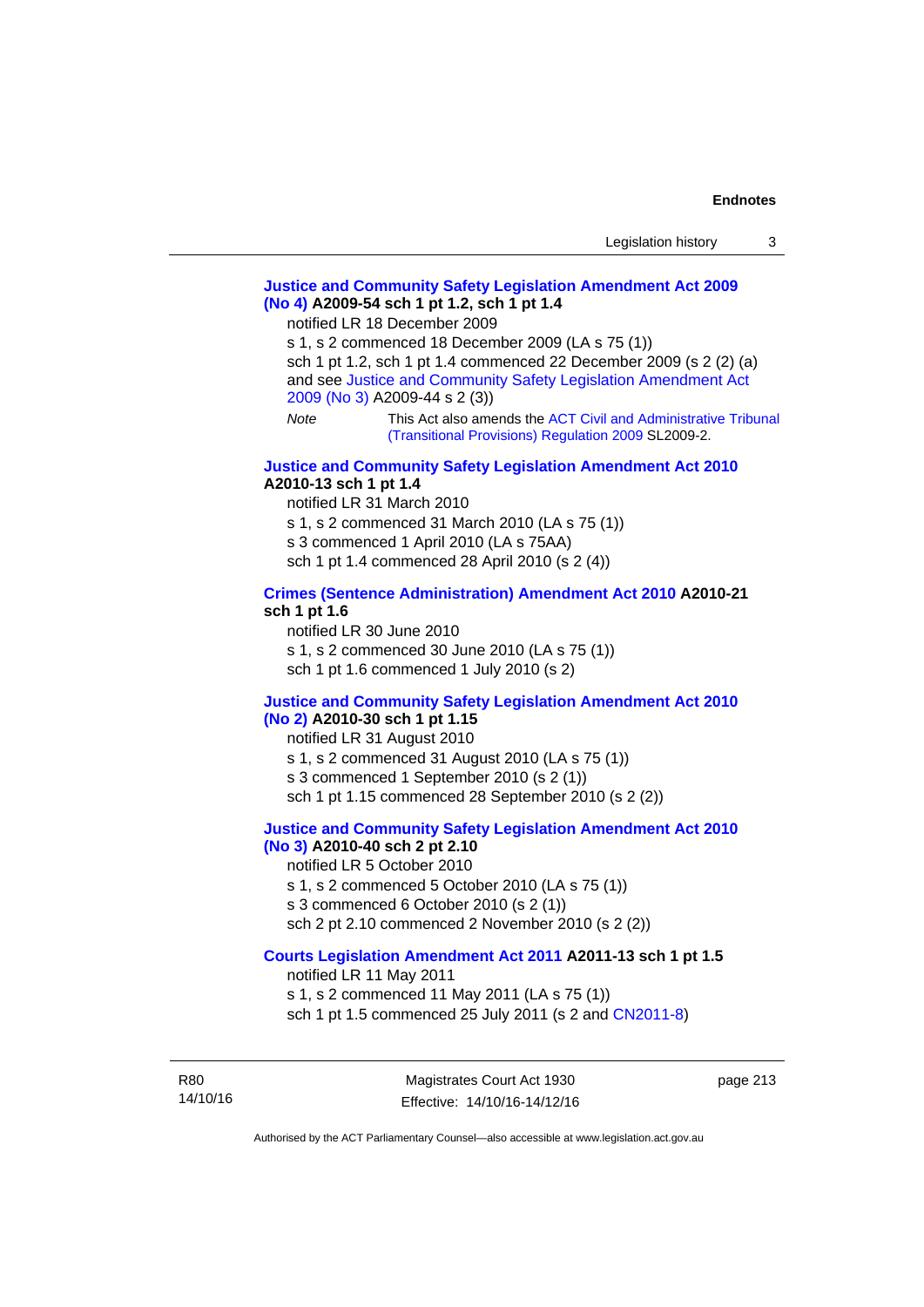**Justice and Community Safety Legislation Amendment Act 2009 (No 4) A2009-54 sch 1 pt 1.2, sch 1 pt 1.4**

notified LR 18 December 2009

s 1, s 2 commenced 18 December 2009 (LA s 75 (1))

sch 1 pt 1.2, sch 1 pt 1.4 commenced 22 December 2009 (s 2 (2) (a) and see Justice and Community Safety Legislation Amendment Act 2009 (No 3) A2009-44 s 2 (3))

*Note* This Act also amends the ACT Civil and Administrative Tribunal (Transitional Provisions) Regulation 2009 SL2009-2.

**Justice and Community Safety Legislation Amendment Act 2010 A2010-13 sch 1 pt 1.4**

notified LR 31 March 2010

s 1, s 2 commenced 31 March 2010 (LA s 75 (1))

s 3 commenced 1 April 2010 (LA s 75AA)

sch 1 pt 1.4 commenced 28 April 2010 (s 2 (4))

**Crimes (Sentence Administration) Amendment Act 2010 A2010-21 sch 1 pt 1.6**

notified LR 30 June 2010

s 1, s 2 commenced 30 June 2010 (LA s 75 (1))

sch 1 pt 1.6 commenced 1 July 2010 (s 2)

**Justice and Community Safety Legislation Amendment Act 2010 (No 2) A2010-30 sch 1 pt 1.15**

notified LR 31 August 2010

s 1, s 2 commenced 31 August 2010 (LA s 75 (1))

s 3 commenced 1 September 2010 (s 2 (1))

sch 1 pt 1.15 commenced 28 September 2010 (s 2 (2))

**Justice and Community Safety Legislation Amendment Act 2010 (No 3) A2010-40 sch 2 pt 2.10**

notified LR 5 October 2010

s 1, s 2 commenced 5 October 2010 (LA s 75 (1))

s 3 commenced 6 October 2010 (s 2 (1))

sch 2 pt 2.10 commenced 2 November 2010 (s 2 (2))

**Courts Legislation Amendment Act 2011 A2011-13 sch 1 pt 1.5**

notified LR 11 May 2011

s 1, s 2 commenced 11 May 2011 (LA s 75 (1))

sch 1 pt 1.5 commenced 25 July 2011 (s 2 and CN2011-8)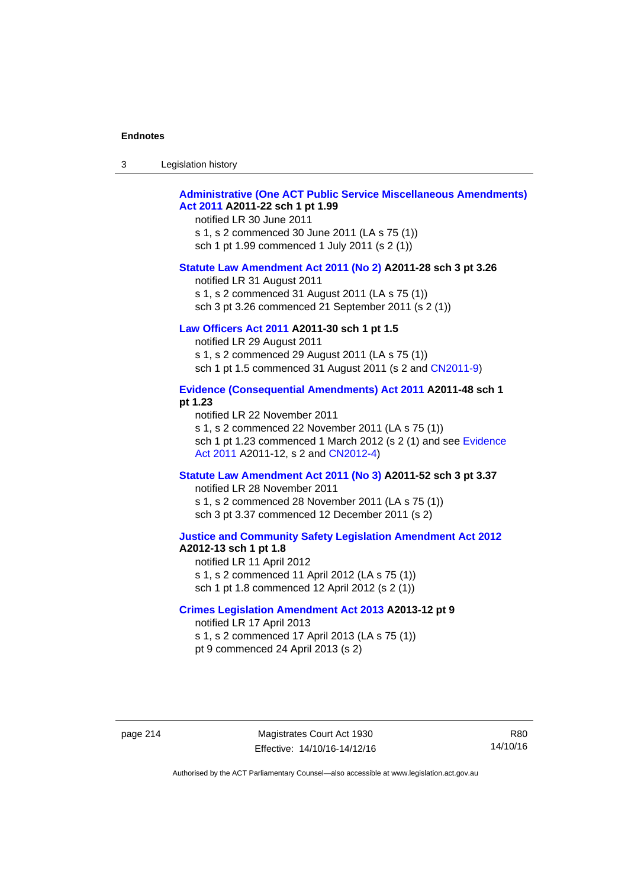**Administrative (One ACT Public Service Miscellaneous Amendments) Act 2011 A2011-22 sch 1 pt 1.99**

notified LR 30 June 2011
s 1, s 2 commenced 30 June 2011 (LA s 75 (1))
sch 1 pt 1.99 commenced 1 July 2011 (s 2 (1))

**Statute Law Amendment Act 2011 (No 2) A2011-28 sch 3 pt 3.26**

notified LR 31 August 2011
s 1, s 2 commenced 31 August 2011 (LA s 75 (1))
sch 3 pt 3.26 commenced 21 September 2011 (s 2 (1))

**Law Officers Act 2011 A2011-30 sch 1 pt 1.5**

notified LR 29 August 2011
s 1, s 2 commenced 29 August 2011 (LA s 75 (1))
sch 1 pt 1.5 commenced 31 August 2011 (s 2 and CN2011-9)

**Evidence (Consequential Amendments) Act 2011 A2011-48 sch 1 pt 1.23**

notified LR 22 November 2011
s 1, s 2 commenced 22 November 2011 (LA s 75 (1))
sch 1 pt 1.23 commenced 1 March 2012 (s 2 (1) and see Evidence Act 2011 A2011-12, s 2 and CN2012-4)

**Statute Law Amendment Act 2011 (No 3) A2011-52 sch 3 pt 3.37**

notified LR 28 November 2011
s 1, s 2 commenced 28 November 2011 (LA s 75 (1))
sch 3 pt 3.37 commenced 12 December 2011 (s 2)

**Justice and Community Safety Legislation Amendment Act 2012 A2012-13 sch 1 pt 1.8**

notified LR 11 April 2012
s 1, s 2 commenced 11 April 2012 (LA s 75 (1))
sch 1 pt 1.8 commenced 12 April 2012 (s 2 (1))

**Crimes Legislation Amendment Act 2013 A2013-12 pt 9**

notified LR 17 April 2013
s 1, s 2 commenced 17 April 2013 (LA s 75 (1))
pt 9 commenced 24 April 2013 (s 2)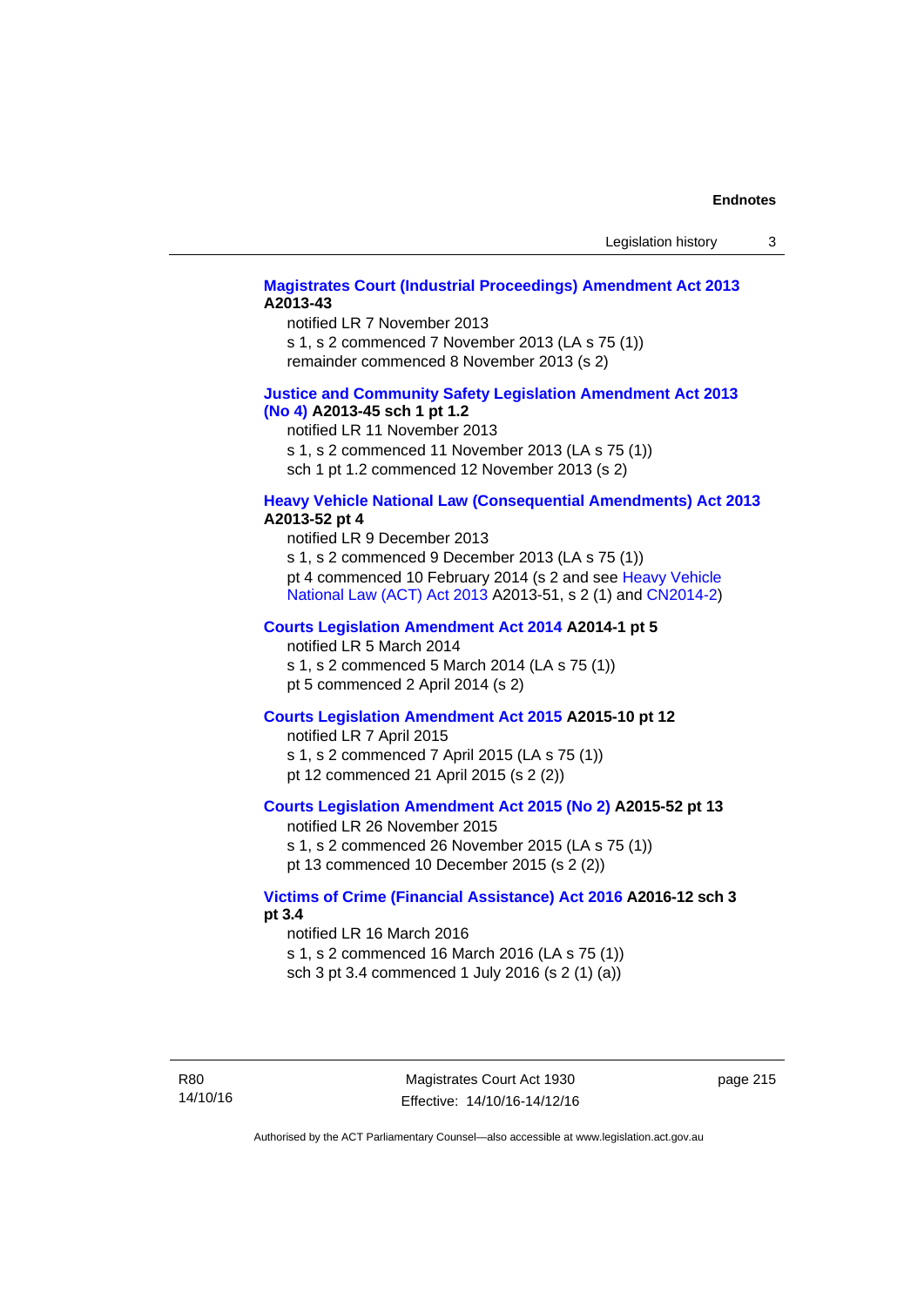**Magistrates Court (Industrial Proceedings) Amendment Act 2013 A2013-43**

notified LR 7 November 2013

s 1, s 2 commenced 7 November 2013 (LA s 75 (1))

remainder commenced 8 November 2013 (s 2)

**Justice and Community Safety Legislation Amendment Act 2013 (No 4) A2013-45 sch 1 pt 1.2**

notified LR 11 November 2013

s 1, s 2 commenced 11 November 2013 (LA s 75 (1))

sch 1 pt 1.2 commenced 12 November 2013 (s 2)

**Heavy Vehicle National Law (Consequential Amendments) Act 2013 A2013-52 pt 4**

notified LR 9 December 2013

s 1, s 2 commenced 9 December 2013 (LA s 75 (1))

pt 4 commenced 10 February 2014 (s 2 and see Heavy Vehicle National Law (ACT) Act 2013 A2013-51, s 2 (1) and CN2014-2)

**Courts Legislation Amendment Act 2014 A2014-1 pt 5**

notified LR 5 March 2014

s 1, s 2 commenced 5 March 2014 (LA s 75 (1))

pt 5 commenced 2 April 2014 (s 2)

**Courts Legislation Amendment Act 2015 A2015-10 pt 12**

notified LR 7 April 2015

s 1, s 2 commenced 7 April 2015 (LA s 75 (1))

pt 12 commenced 21 April 2015 (s 2 (2))

**Courts Legislation Amendment Act 2015 (No 2) A2015-52 pt 13**

notified LR 26 November 2015

s 1, s 2 commenced 26 November 2015 (LA s 75 (1))

pt 13 commenced 10 December 2015 (s 2 (2))

**Victims of Crime (Financial Assistance) Act 2016 A2016-12 sch 3 pt 3.4**

notified LR 16 March 2016

s 1, s 2 commenced 16 March 2016 (LA s 75 (1))

sch 3 pt 3.4 commenced 1 July 2016 (s 2 (1) (a))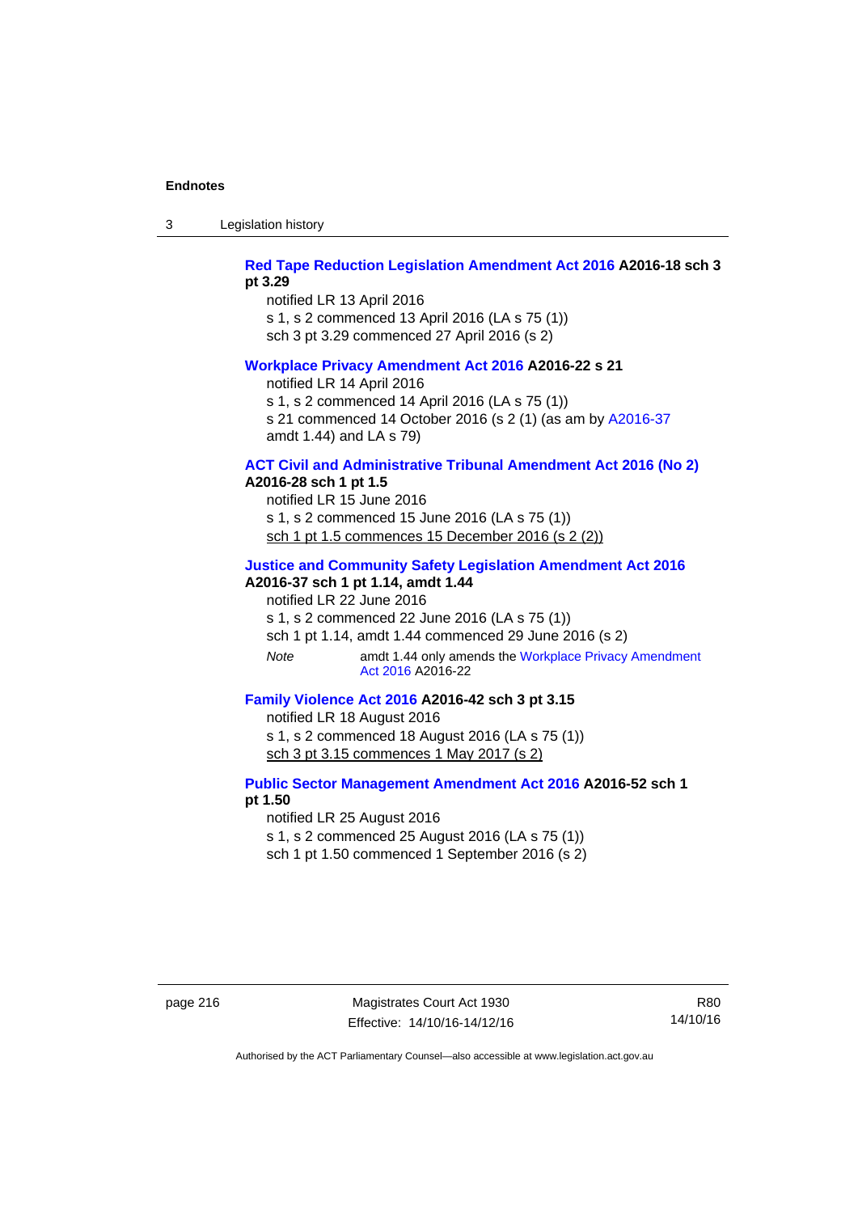**Red Tape Reduction Legislation Amendment Act 2016 A2016-18 sch 3 pt 3.29**

notified LR 13 April 2016
s 1, s 2 commenced 13 April 2016 (LA s 75 (1))
sch 3 pt 3.29 commenced 27 April 2016 (s 2)

**Workplace Privacy Amendment Act 2016 A2016-22 s 21**

notified LR 14 April 2016
s 1, s 2 commenced 14 April 2016 (LA s 75 (1))
s 21 commenced 14 October 2016 (s 2 (1) (as am by A2016-37 amdt 1.44) and LA s 79)

**ACT Civil and Administrative Tribunal Amendment Act 2016 (No 2) A2016-28 sch 1 pt 1.5**

notified LR 15 June 2016
s 1, s 2 commenced 15 June 2016 (LA s 75 (1))
sch 1 pt 1.5 commences 15 December 2016 (s 2 (2))

**Justice and Community Safety Legislation Amendment Act 2016 A2016-37 sch 1 pt 1.14, amdt 1.44**

notified LR 22 June 2016
s 1, s 2 commenced 22 June 2016 (LA s 75 (1))
sch 1 pt 1.14, amdt 1.44 commenced 29 June 2016 (s 2)

*Note* amdt 1.44 only amends the Workplace Privacy Amendment Act 2016 A2016-22

**Family Violence Act 2016 A2016-42 sch 3 pt 3.15**

notified LR 18 August 2016
s 1, s 2 commenced 18 August 2016 (LA s 75 (1))
sch 3 pt 3.15 commences 1 May 2017 (s 2)

**Public Sector Management Amendment Act 2016 A2016-52 sch 1 pt 1.50**

notified LR 25 August 2016
s 1, s 2 commenced 25 August 2016 (LA s 75 (1))
sch 1 pt 1.50 commenced 1 September 2016 (s 2)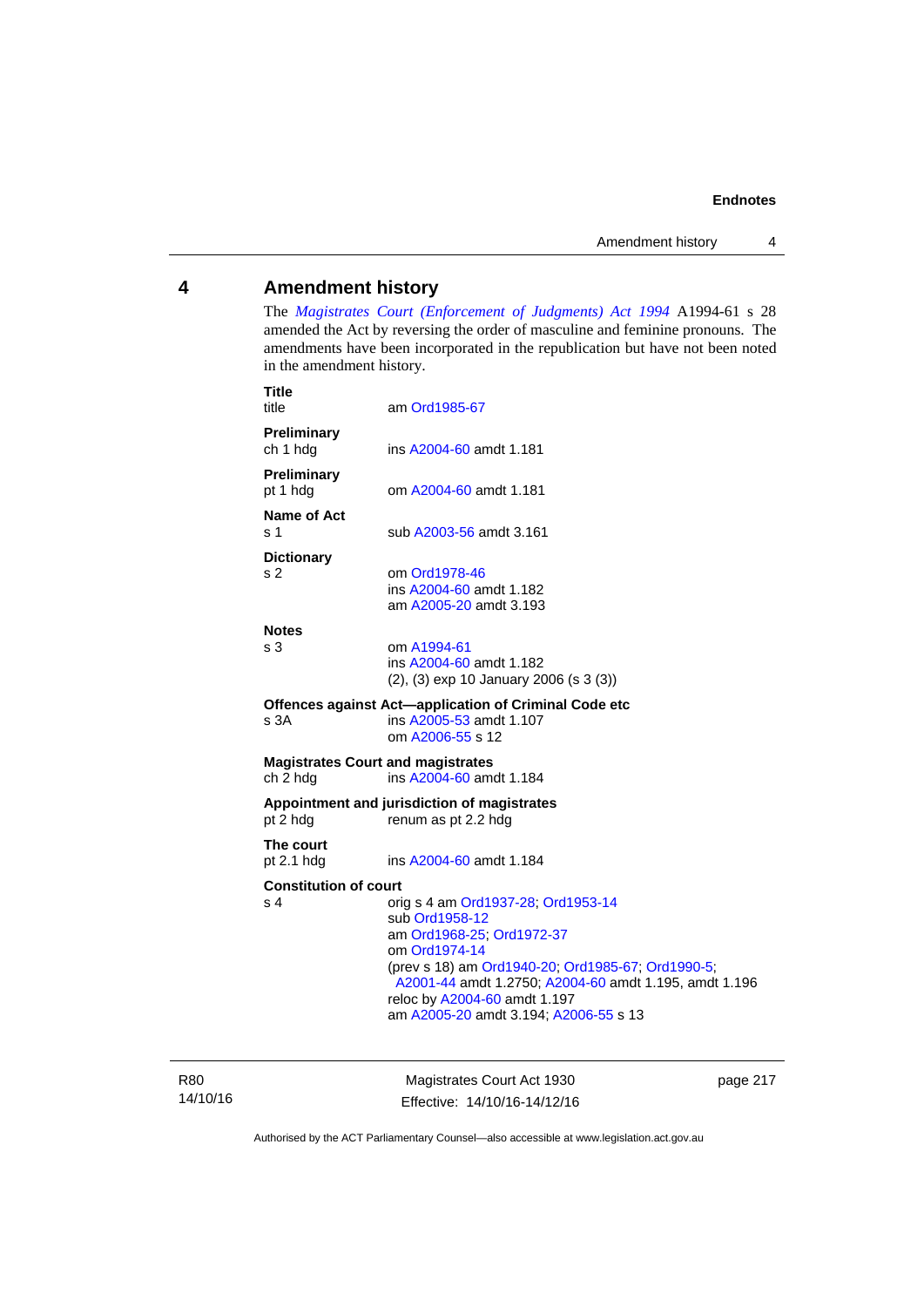## 4 Amendment history

The *Magistrates Court (Enforcement of Judgments) Act 1994* A1994-61 s 28 amended the Act by reversing the order of masculine and feminine pronouns. The amendments have been incorporated in the republication but have not been noted in the amendment history.

**Title**
title — am Ord1985-67

**Preliminary**
ch 1 hdg — ins A2004-60 amdt 1.181

**Preliminary**
pt 1 hdg — om A2004-60 amdt 1.181

**Name of Act**
s 1 — sub A2003-56 amdt 3.161

**Dictionary**
s 2 — om Ord1978-46
ins A2004-60 amdt 1.182
am A2005-20 amdt 3.193

**Notes**
s 3 — om A1994-61
ins A2004-60 amdt 1.182
(2), (3) exp 10 January 2006 (s 3 (3))

**Offences against Act—application of Criminal Code etc**
s 3A — ins A2005-53 amdt 1.107
om A2006-55 s 12

**Magistrates Court and magistrates**
ch 2 hdg — ins A2004-60 amdt 1.184

**Appointment and jurisdiction of magistrates**
pt 2 hdg — renum as pt 2.2 hdg

**The court**
pt 2.1 hdg — ins A2004-60 amdt 1.184

**Constitution of court**
s 4 — orig s 4 am Ord1937-28; Ord1953-14
sub Ord1958-12
am Ord1968-25; Ord1972-37
om Ord1974-14
(prev s 18) am Ord1940-20; Ord1985-67; Ord1990-5; A2001-44 amdt 1.2750; A2004-60 amdt 1.195, amdt 1.196
reloc by A2004-60 amdt 1.197
am A2005-20 amdt 3.194; A2006-55 s 13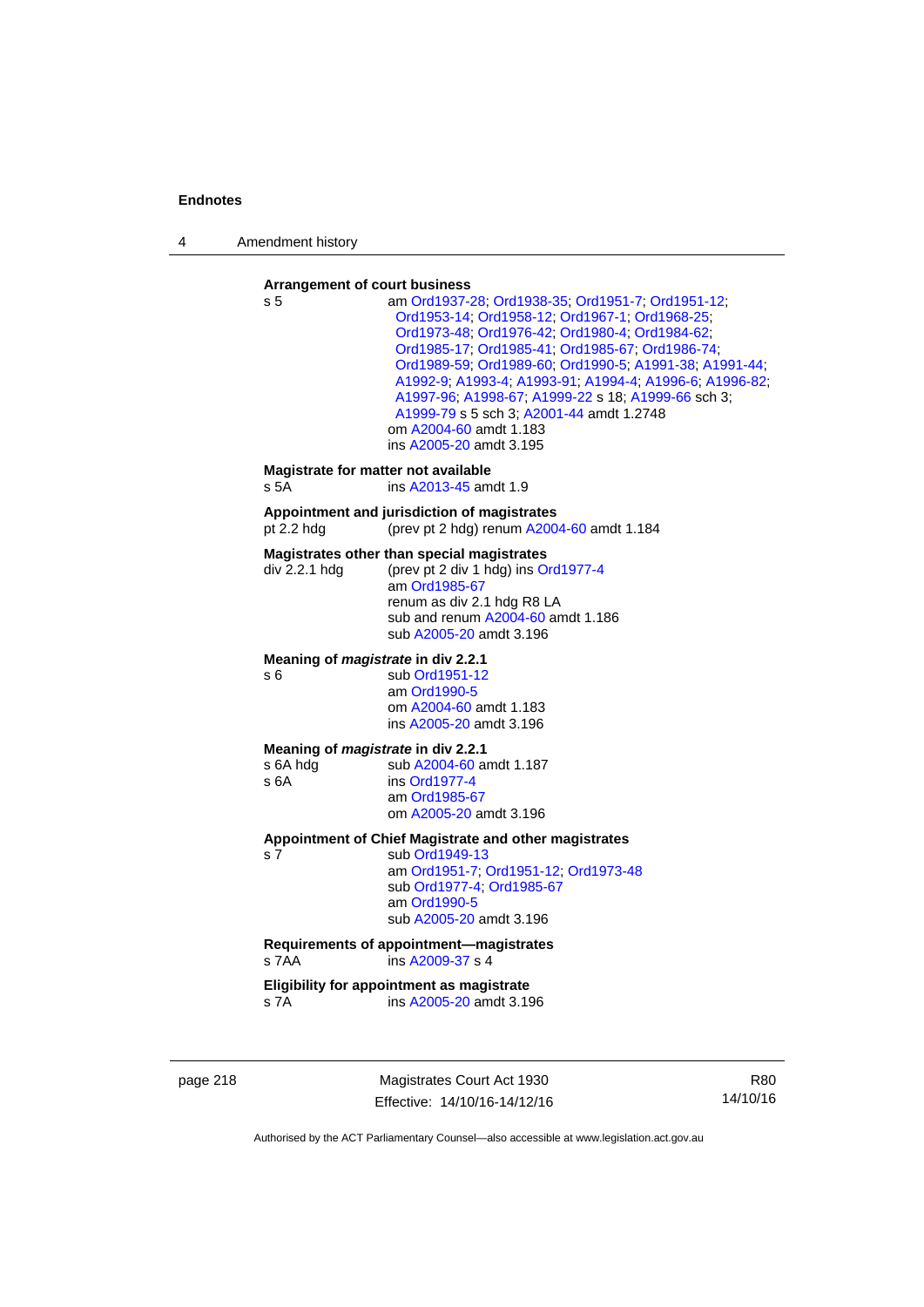**Arrangement of court business**

s 5 am Ord1937-28; Ord1938-35; Ord1951-7; Ord1951-12; Ord1953-14; Ord1958-12; Ord1967-1; Ord1968-25; Ord1973-48; Ord1976-42; Ord1980-4; Ord1984-62; Ord1985-17; Ord1985-41; Ord1985-67; Ord1986-74; Ord1989-59; Ord1989-60; Ord1990-5; A1991-38; A1991-44; A1992-9; A1993-4; A1993-91; A1994-4; A1996-6; A1996-82; A1997-96; A1998-67; A1999-22 s 18; A1999-66 sch 3; A1999-79 s 5 sch 3; A2001-44 amdt 1.2748
om A2004-60 amdt 1.183
ins A2005-20 amdt 3.195

**Magistrate for matter not available**

s 5A ins A2013-45 amdt 1.9

**Appointment and jurisdiction of magistrates**

pt 2.2 hdg (prev pt 2 hdg) renum A2004-60 amdt 1.184

**Magistrates other than special magistrates**

div 2.2.1 hdg (prev pt 2 div 1 hdg) ins Ord1977-4
am Ord1985-67
renum as div 2.1 hdg R8 LA
sub and renum A2004-60 amdt 1.186
sub A2005-20 amdt 3.196

**Meaning of *magistrate* in div 2.2.1**

s 6 sub Ord1951-12
am Ord1990-5
om A2004-60 amdt 1.183
ins A2005-20 amdt 3.196

**Meaning of *magistrate* in div 2.2.1**

s 6A hdg sub A2004-60 amdt 1.187
s 6A ins Ord1977-4
am Ord1985-67
om A2005-20 amdt 3.196

**Appointment of Chief Magistrate and other magistrates**

s 7 sub Ord1949-13
am Ord1951-7; Ord1951-12; Ord1973-48
sub Ord1977-4; Ord1985-67
am Ord1990-5
sub A2005-20 amdt 3.196

**Requirements of appointment—magistrates**

s 7AA ins A2009-37 s 4

**Eligibility for appointment as magistrate**

s 7A ins A2005-20 amdt 3.196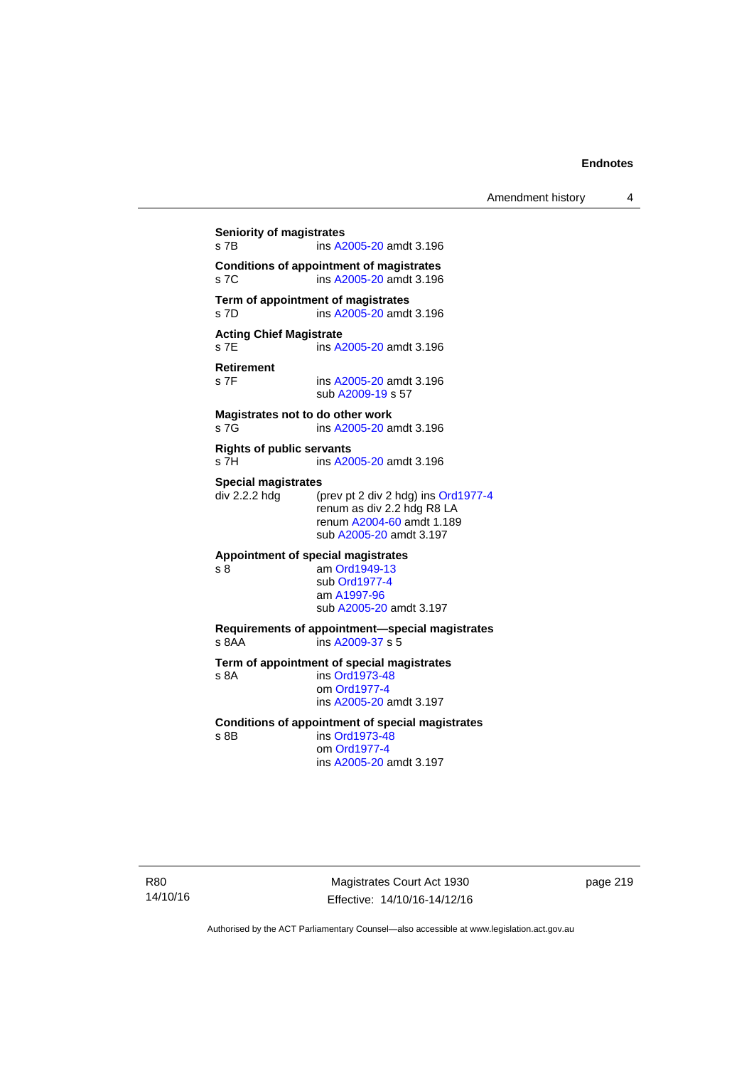**Seniority of magistrates**
s 7B ins A2005-20 amdt 3.196

**Conditions of appointment of magistrates**
s 7C ins A2005-20 amdt 3.196

**Term of appointment of magistrates**
s 7D ins A2005-20 amdt 3.196

**Acting Chief Magistrate**
s 7E ins A2005-20 amdt 3.196

**Retirement**
s 7F ins A2005-20 amdt 3.196
sub A2009-19 s 57

**Magistrates not to do other work**
s 7G ins A2005-20 amdt 3.196

**Rights of public servants**
s 7H ins A2005-20 amdt 3.196

**Special magistrates**
div 2.2.2 hdg (prev pt 2 div 2 hdg) ins Ord1977-4
renum as div 2.2 hdg R8 LA
renum A2004-60 amdt 1.189
sub A2005-20 amdt 3.197

**Appointment of special magistrates**
s 8 am Ord1949-13
sub Ord1977-4
am A1997-96
sub A2005-20 amdt 3.197

**Requirements of appointment—special magistrates**
s 8AA ins A2009-37 s 5

**Term of appointment of special magistrates**
s 8A ins Ord1973-48
om Ord1977-4
ins A2005-20 amdt 3.197

**Conditions of appointment of special magistrates**
s 8B ins Ord1973-48
om Ord1977-4
ins A2005-20 amdt 3.197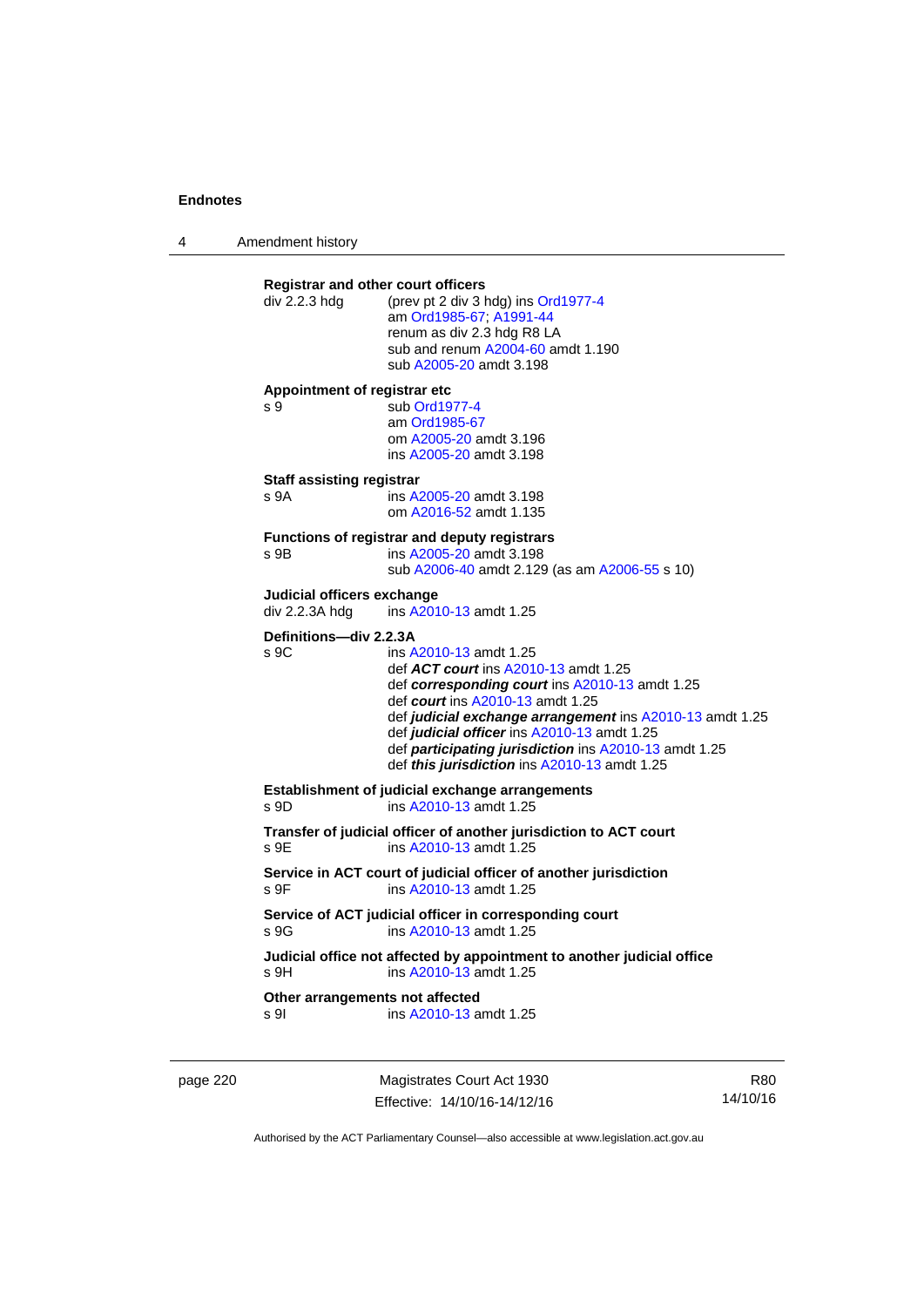**Registrar and other court officers**

div 2.2.3 hdg — (prev pt 2 div 3 hdg) ins Ord1977-4
am Ord1985-67; A1991-44
renum as div 2.3 hdg R8 LA
sub and renum A2004-60 amdt 1.190
sub A2005-20 amdt 3.198

**Appointment of registrar etc**

s 9 — sub Ord1977-4
am Ord1985-67
om A2005-20 amdt 3.196
ins A2005-20 amdt 3.198

**Staff assisting registrar**

s 9A — ins A2005-20 amdt 3.198
om A2016-52 amdt 1.135

**Functions of registrar and deputy registrars**

s 9B — ins A2005-20 amdt 3.198
sub A2006-40 amdt 2.129 (as am A2006-55 s 10)

**Judicial officers exchange**

div 2.2.3A hdg — ins A2010-13 amdt 1.25

**Definitions—div 2.2.3A**

s 9C — ins A2010-13 amdt 1.25
def ***ACT court*** ins A2010-13 amdt 1.25
def ***corresponding court*** ins A2010-13 amdt 1.25
def ***court*** ins A2010-13 amdt 1.25
def ***judicial exchange arrangement*** ins A2010-13 amdt 1.25
def ***judicial officer*** ins A2010-13 amdt 1.25
def ***participating jurisdiction*** ins A2010-13 amdt 1.25
def ***this jurisdiction*** ins A2010-13 amdt 1.25

**Establishment of judicial exchange arrangements**

s 9D — ins A2010-13 amdt 1.25

**Transfer of judicial officer of another jurisdiction to ACT court**

s 9E — ins A2010-13 amdt 1.25

**Service in ACT court of judicial officer of another jurisdiction**

s 9F — ins A2010-13 amdt 1.25

**Service of ACT judicial officer in corresponding court**

s 9G — ins A2010-13 amdt 1.25

**Judicial office not affected by appointment to another judicial office**

s 9H — ins A2010-13 amdt 1.25

**Other arrangements not affected**

s 9I — ins A2010-13 amdt 1.25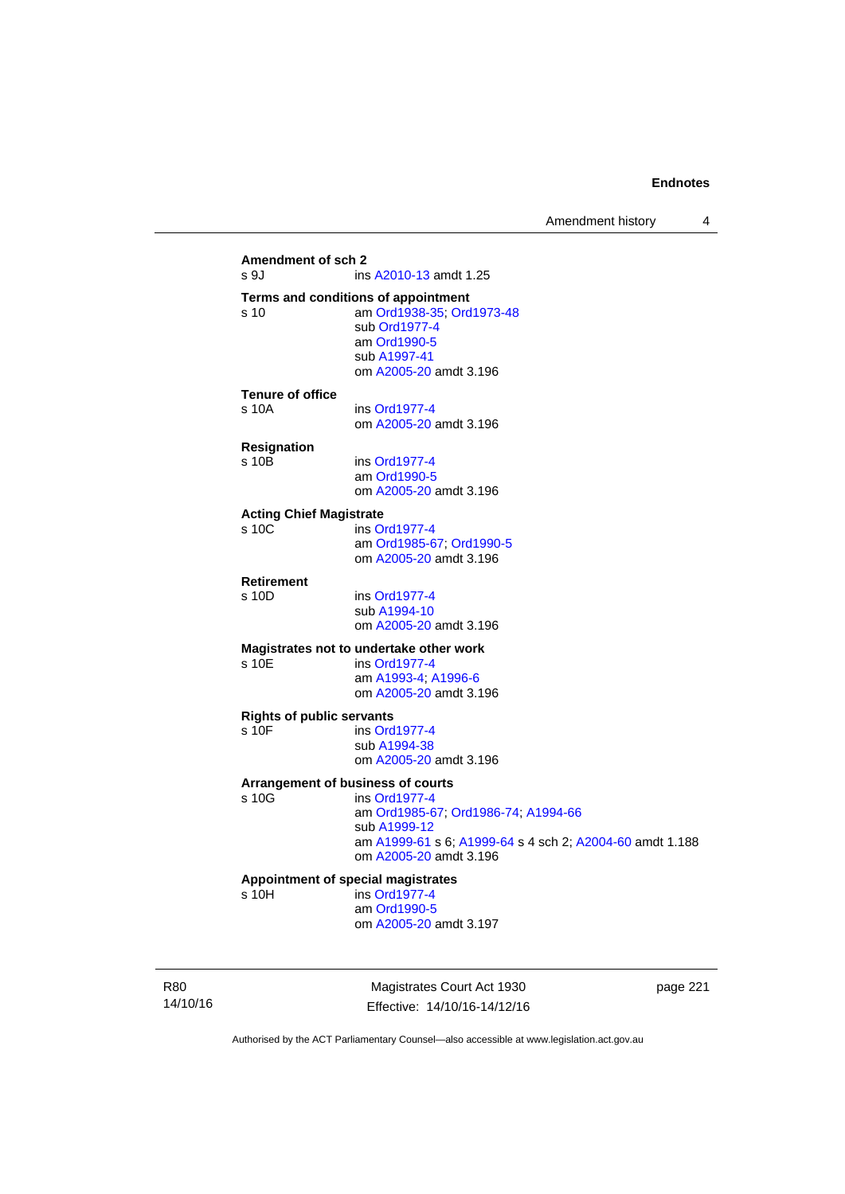**Amendment of sch 2**

s 9J ins A2010-13 amdt 1.25

**Terms and conditions of appointment**

s 10 am Ord1938-35; Ord1973-48
sub Ord1977-4
am Ord1990-5
sub A1997-41
om A2005-20 amdt 3.196

**Tenure of office**

s 10A ins Ord1977-4
om A2005-20 amdt 3.196

**Resignation**

s 10B ins Ord1977-4
am Ord1990-5
om A2005-20 amdt 3.196

**Acting Chief Magistrate**

s 10C ins Ord1977-4
am Ord1985-67; Ord1990-5
om A2005-20 amdt 3.196

**Retirement**

s 10D ins Ord1977-4
sub A1994-10
om A2005-20 amdt 3.196

**Magistrates not to undertake other work**

s 10E ins Ord1977-4
am A1993-4; A1996-6
om A2005-20 amdt 3.196

**Rights of public servants**

s 10F ins Ord1977-4
sub A1994-38
om A2005-20 amdt 3.196

**Arrangement of business of courts**

s 10G ins Ord1977-4
am Ord1985-67; Ord1986-74; A1994-66
sub A1999-12
am A1999-61 s 6; A1999-64 s 4 sch 2; A2004-60 amdt 1.188
om A2005-20 amdt 3.196

**Appointment of special magistrates**

s 10H ins Ord1977-4
am Ord1990-5
om A2005-20 amdt 3.197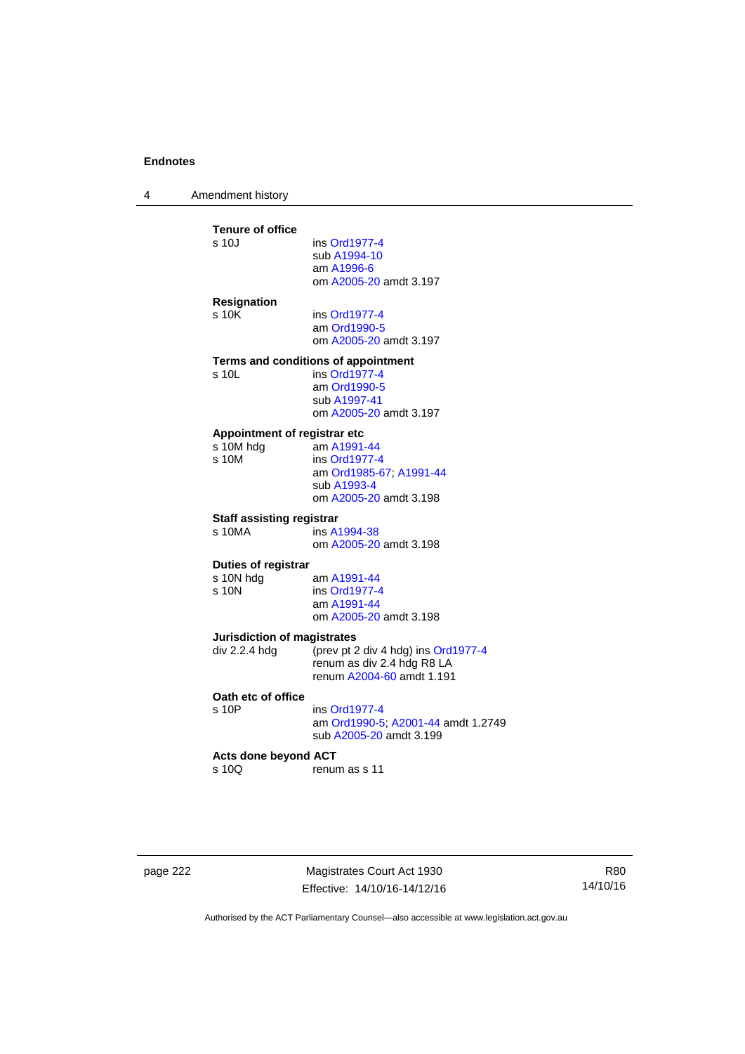**Tenure of office**

s 10J ins Ord1977-4
sub A1994-10
am A1996-6
om A2005-20 amdt 3.197

**Resignation**

s 10K ins Ord1977-4
am Ord1990-5
om A2005-20 amdt 3.197

**Terms and conditions of appointment**

s 10L ins Ord1977-4
am Ord1990-5
sub A1997-41
om A2005-20 amdt 3.197

**Appointment of registrar etc**

s 10M hdg am A1991-44

s 10M ins Ord1977-4
am Ord1985-67; A1991-44
sub A1993-4
om A2005-20 amdt 3.198

**Staff assisting registrar**

s 10MA ins A1994-38
om A2005-20 amdt 3.198

**Duties of registrar**

s 10N hdg am A1991-44

s 10N ins Ord1977-4
am A1991-44
om A2005-20 amdt 3.198

**Jurisdiction of magistrates**

div 2.2.4 hdg (prev pt 2 div 4 hdg) ins Ord1977-4
renum as div 2.4 hdg R8 LA
renum A2004-60 amdt 1.191

**Oath etc of office**

s 10P ins Ord1977-4
am Ord1990-5; A2001-44 amdt 1.2749
sub A2005-20 amdt 3.199

**Acts done beyond ACT**

s 10Q renum as s 11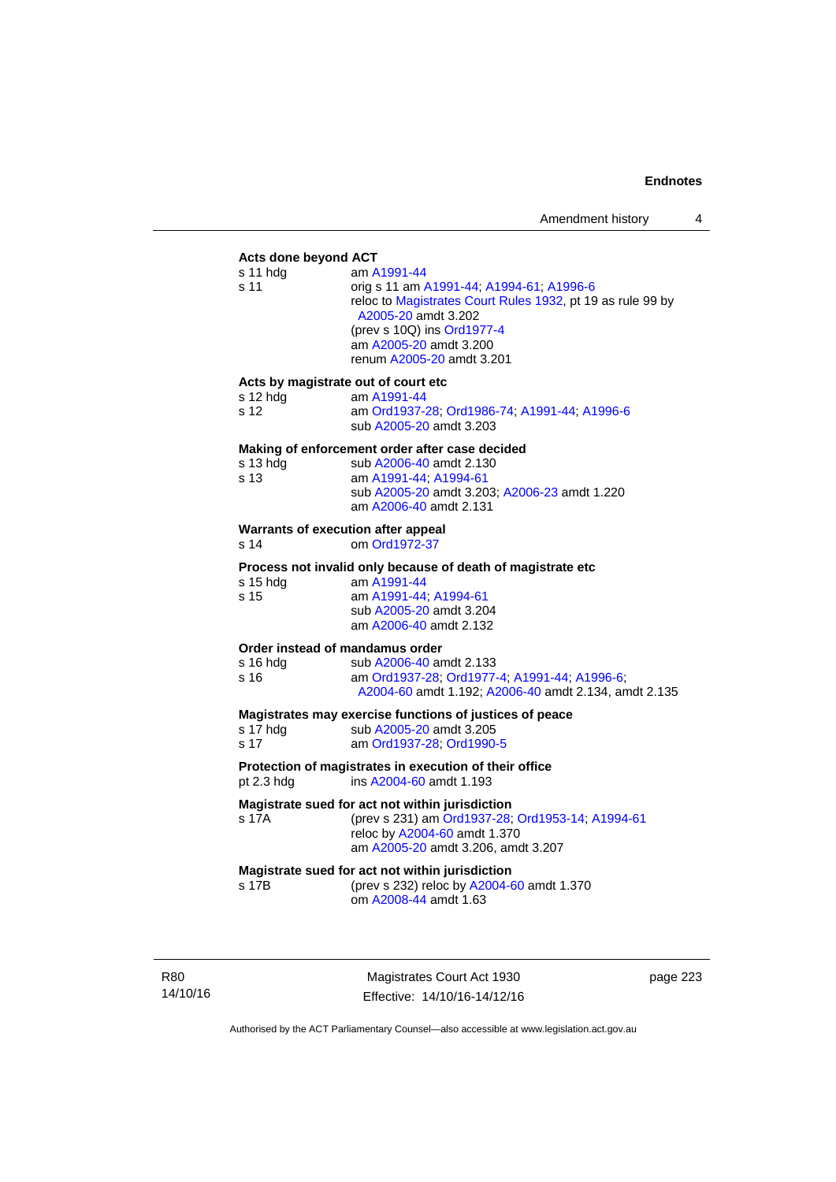**Acts done beyond ACT**

s 11 hdg — am A1991-44

s 11 — orig s 11 am A1991-44; A1994-61; A1996-6
reloc to Magistrates Court Rules 1932, pt 19 as rule 99 by A2005-20 amdt 3.202
(prev s 10Q) ins Ord1977-4
am A2005-20 amdt 3.200
renum A2005-20 amdt 3.201

**Acts by magistrate out of court etc**

s 12 hdg — am A1991-44

s 12 — am Ord1937-28; Ord1986-74; A1991-44; A1996-6
sub A2005-20 amdt 3.203

**Making of enforcement order after case decided**

s 13 hdg — sub A2006-40 amdt 2.130

s 13 — am A1991-44; A1994-61
sub A2005-20 amdt 3.203; A2006-23 amdt 1.220
am A2006-40 amdt 2.131

**Warrants of execution after appeal**

s 14 — om Ord1972-37

**Process not invalid only because of death of magistrate etc**

s 15 hdg — am A1991-44

s 15 — am A1991-44; A1994-61
sub A2005-20 amdt 3.204
am A2006-40 amdt 2.132

**Order instead of mandamus order**

s 16 hdg — sub A2006-40 amdt 2.133

s 16 — am Ord1937-28; Ord1977-4; A1991-44; A1996-6; A2004-60 amdt 1.192; A2006-40 amdt 2.134, amdt 2.135

**Magistrates may exercise functions of justices of peace**

s 17 hdg — sub A2005-20 amdt 3.205

s 17 — am Ord1937-28; Ord1990-5

**Protection of magistrates in execution of their office**

pt 2.3 hdg — ins A2004-60 amdt 1.193

**Magistrate sued for act not within jurisdiction**

s 17A — (prev s 231) am Ord1937-28; Ord1953-14; A1994-61
reloc by A2004-60 amdt 1.370
am A2005-20 amdt 3.206, amdt 3.207

**Magistrate sued for act not within jurisdiction**

s 17B — (prev s 232) reloc by A2004-60 amdt 1.370
om A2008-44 amdt 1.63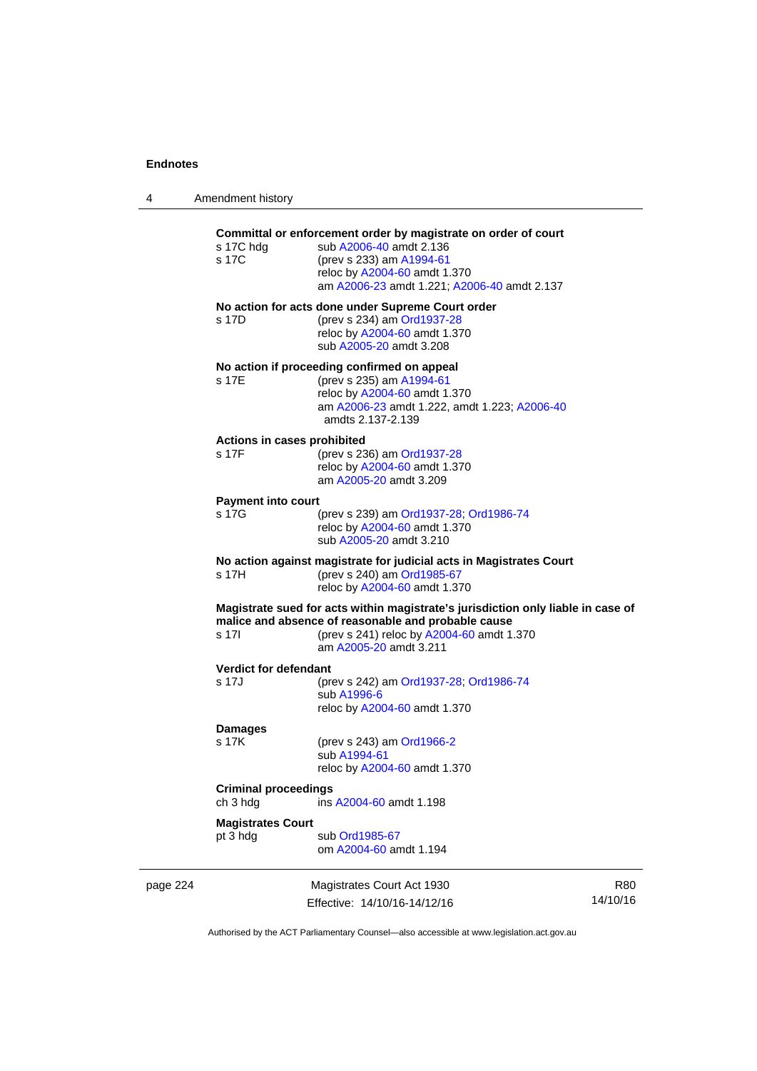**Committal or enforcement order by magistrate on order of court**

s 17C hdg sub A2006-40 amdt 2.136
s 17C (prev s 233) am A1994-61
reloc by A2004-60 amdt 1.370
am A2006-23 amdt 1.221; A2006-40 amdt 2.137

**No action for acts done under Supreme Court order**

s 17D (prev s 234) am Ord1937-28
reloc by A2004-60 amdt 1.370
sub A2005-20 amdt 3.208

**No action if proceeding confirmed on appeal**

s 17E (prev s 235) am A1994-61
reloc by A2004-60 amdt 1.370
am A2006-23 amdt 1.222, amdt 1.223; A2006-40 amdts 2.137-2.139

**Actions in cases prohibited**

s 17F (prev s 236) am Ord1937-28
reloc by A2004-60 amdt 1.370
am A2005-20 amdt 3.209

**Payment into court**

s 17G (prev s 239) am Ord1937-28; Ord1986-74
reloc by A2004-60 amdt 1.370
sub A2005-20 amdt 3.210

**No action against magistrate for judicial acts in Magistrates Court**

s 17H (prev s 240) am Ord1985-67
reloc by A2004-60 amdt 1.370

**Magistrate sued for acts within magistrate's jurisdiction only liable in case of malice and absence of reasonable and probable cause**

s 17I (prev s 241) reloc by A2004-60 amdt 1.370
am A2005-20 amdt 3.211

**Verdict for defendant**

s 17J (prev s 242) am Ord1937-28; Ord1986-74
sub A1996-6
reloc by A2004-60 amdt 1.370

**Damages**

s 17K (prev s 243) am Ord1966-2
sub A1994-61
reloc by A2004-60 amdt 1.370

**Criminal proceedings**

ch 3 hdg ins A2004-60 amdt 1.198

**Magistrates Court**

pt 3 hdg sub Ord1985-67
om A2004-60 amdt 1.194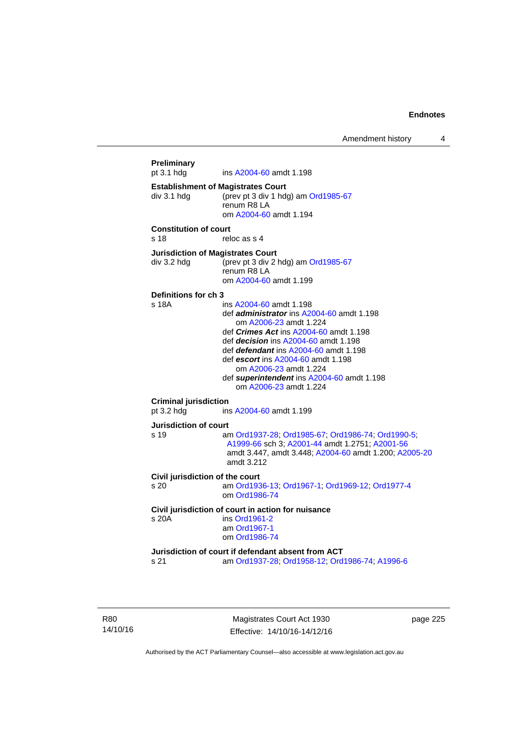**Preliminary**
pt 3.1 hdg	ins A2004-60 amdt 1.198

**Establishment of Magistrates Court**
div 3.1 hdg	(prev pt 3 div 1 hdg) am Ord1985-67
renum R8 LA
om A2004-60 amdt 1.194

**Constitution of court**
s 18	reloc as s 4

**Jurisdiction of Magistrates Court**
div 3.2 hdg	(prev pt 3 div 2 hdg) am Ord1985-67
renum R8 LA
om A2004-60 amdt 1.199

**Definitions for ch 3**
s 18A	ins A2004-60 amdt 1.198
def ***administrator*** ins A2004-60 amdt 1.198
om A2006-23 amdt 1.224
def ***Crimes Act*** ins A2004-60 amdt 1.198
def ***decision*** ins A2004-60 amdt 1.198
def ***defendant*** ins A2004-60 amdt 1.198
def ***escort*** ins A2004-60 amdt 1.198
om A2006-23 amdt 1.224
def ***superintendent*** ins A2004-60 amdt 1.198
om A2006-23 amdt 1.224

**Criminal jurisdiction**
pt 3.2 hdg	ins A2004-60 amdt 1.199

**Jurisdiction of court**
s 19	am Ord1937-28; Ord1985-67; Ord1986-74; Ord1990-5; A1999-66 sch 3; A2001-44 amdt 1.2751; A2001-56 amdt 3.447, amdt 3.448; A2004-60 amdt 1.200; A2005-20 amdt 3.212

**Civil jurisdiction of the court**
s 20	am Ord1936-13; Ord1967-1; Ord1969-12; Ord1977-4
om Ord1986-74

**Civil jurisdiction of court in action for nuisance**
s 20A	ins Ord1961-2
am Ord1967-1
om Ord1986-74

**Jurisdiction of court if defendant absent from ACT**
s 21	am Ord1937-28; Ord1958-12; Ord1986-74; A1996-6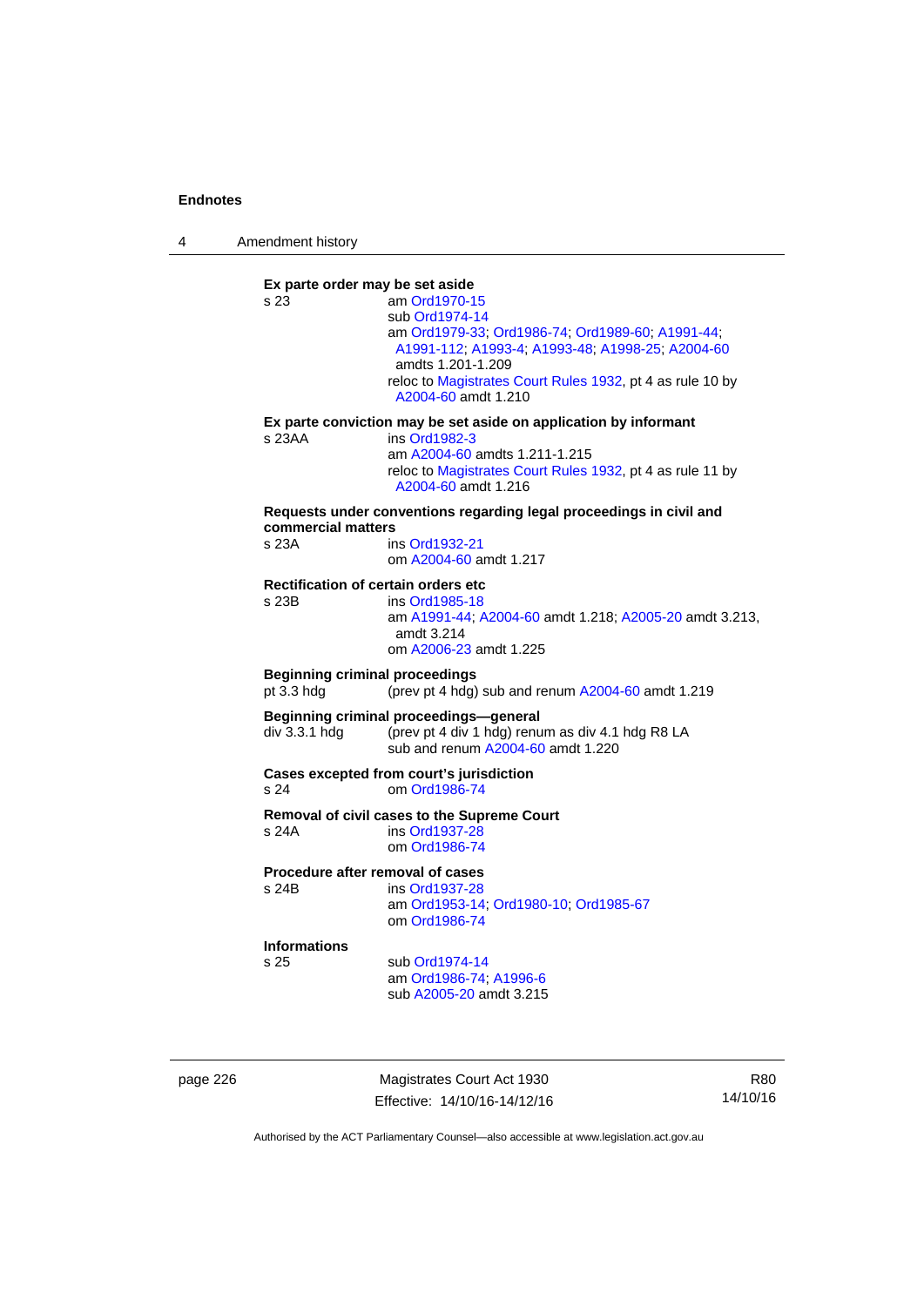**Ex parte order may be set aside**

s 23 am Ord1970-15
sub Ord1974-14
am Ord1979-33; Ord1986-74; Ord1989-60; A1991-44; A1991-112; A1993-4; A1993-48; A1998-25; A2004-60 amdts 1.201-1.209
reloc to Magistrates Court Rules 1932, pt 4 as rule 10 by A2004-60 amdt 1.210

**Ex parte conviction may be set aside on application by informant**

s 23AA ins Ord1982-3
am A2004-60 amdts 1.211-1.215
reloc to Magistrates Court Rules 1932, pt 4 as rule 11 by A2004-60 amdt 1.216

**Requests under conventions regarding legal proceedings in civil and commercial matters**

s 23A ins Ord1932-21
om A2004-60 amdt 1.217

**Rectification of certain orders etc**

s 23B ins Ord1985-18
am A1991-44; A2004-60 amdt 1.218; A2005-20 amdt 3.213, amdt 3.214
om A2006-23 amdt 1.225

**Beginning criminal proceedings**

pt 3.3 hdg (prev pt 4 hdg) sub and renum A2004-60 amdt 1.219

**Beginning criminal proceedings—general**

div 3.3.1 hdg (prev pt 4 div 1 hdg) renum as div 4.1 hdg R8 LA
sub and renum A2004-60 amdt 1.220

**Cases excepted from court's jurisdiction**

s 24 om Ord1986-74

**Removal of civil cases to the Supreme Court**

s 24A ins Ord1937-28
om Ord1986-74

**Procedure after removal of cases**

s 24B ins Ord1937-28
am Ord1953-14; Ord1980-10; Ord1985-67
om Ord1986-74

**Informations**

s 25 sub Ord1974-14
am Ord1986-74; A1996-6
sub A2005-20 amdt 3.215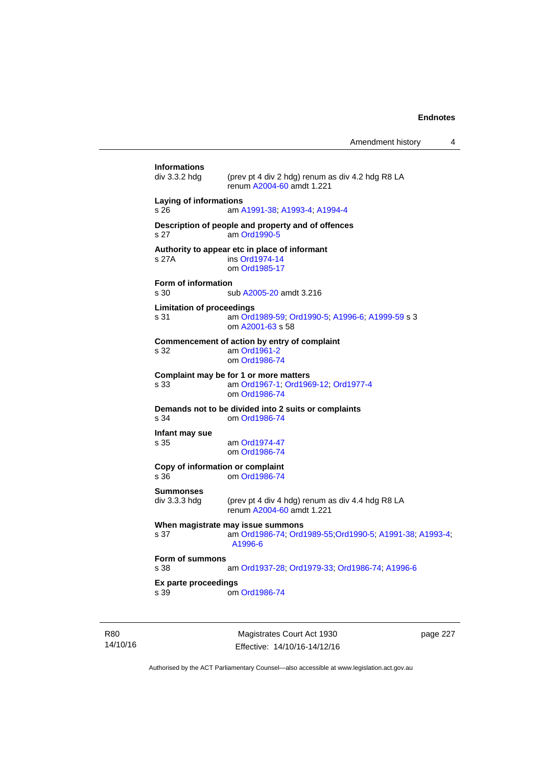**Informations**
div 3.3.2 hdg (prev pt 4 div 2 hdg) renum as div 4.2 hdg R8 LA
renum A2004-60 amdt 1.221

**Laying of informations**
s 26 am A1991-38; A1993-4; A1994-4

**Description of people and property and of offences**
s 27 am Ord1990-5

**Authority to appear etc in place of informant**
s 27A ins Ord1974-14
om Ord1985-17

**Form of information**
s 30 sub A2005-20 amdt 3.216

**Limitation of proceedings**
s 31 am Ord1989-59; Ord1990-5; A1996-6; A1999-59 s 3
om A2001-63 s 58

**Commencement of action by entry of complaint**
s 32 am Ord1961-2
om Ord1986-74

**Complaint may be for 1 or more matters**
s 33 am Ord1967-1; Ord1969-12; Ord1977-4
om Ord1986-74

**Demands not to be divided into 2 suits or complaints**
s 34 om Ord1986-74

**Infant may sue**
s 35 am Ord1974-47
om Ord1986-74

**Copy of information or complaint**
s 36 om Ord1986-74

**Summonses**
div 3.3.3 hdg (prev pt 4 div 4 hdg) renum as div 4.4 hdg R8 LA
renum A2004-60 amdt 1.221

**When magistrate may issue summons**
s 37 am Ord1986-74; Ord1989-55;Ord1990-5; A1991-38; A1993-4; A1996-6

**Form of summons**
s 38 am Ord1937-28; Ord1979-33; Ord1986-74; A1996-6

**Ex parte proceedings**
s 39 om Ord1986-74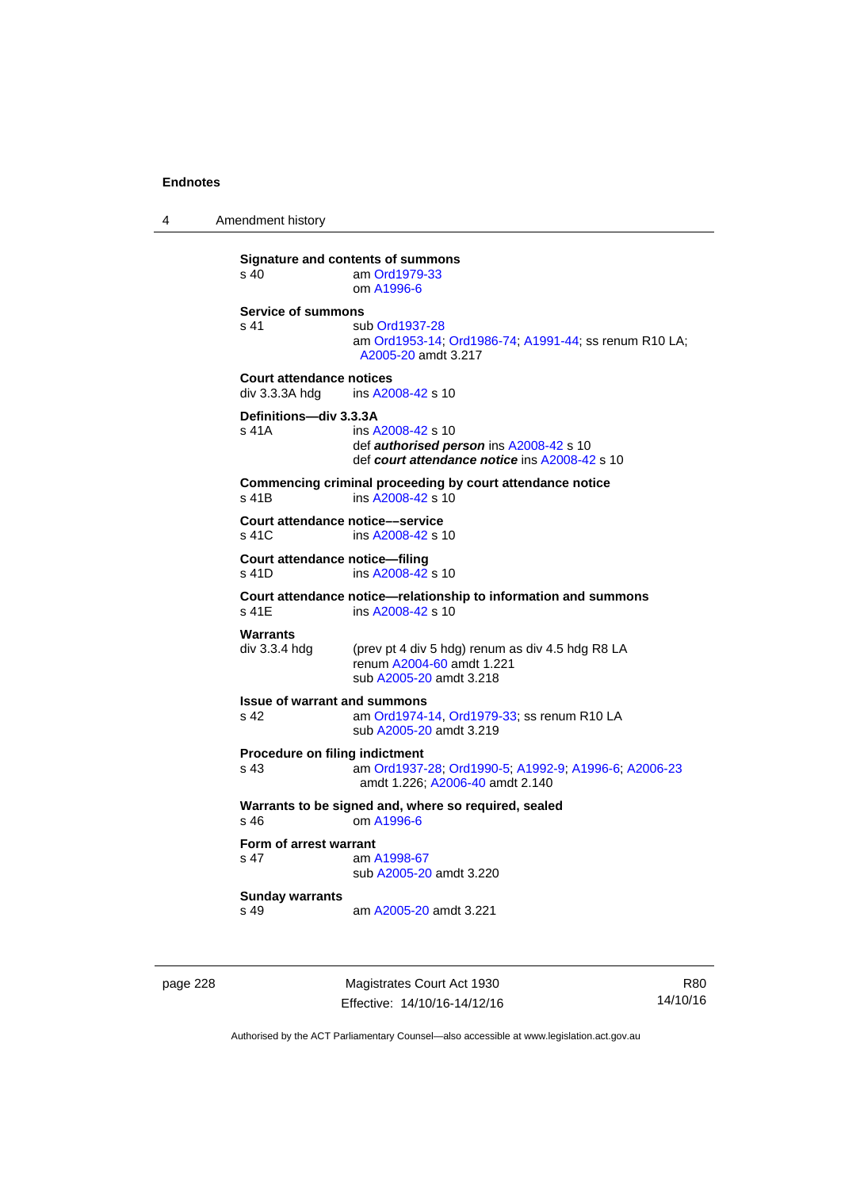**Signature and contents of summons**

s 40 am Ord1979-33
om A1996-6

**Service of summons**

s 41 sub Ord1937-28
am Ord1953-14; Ord1986-74; A1991-44; ss renum R10 LA; A2005-20 amdt 3.217

**Court attendance notices**

div 3.3.3A hdg ins A2008-42 s 10

**Definitions—div 3.3.3A**

s 41A ins A2008-42 s 10
def ***authorised person*** ins A2008-42 s 10
def ***court attendance notice*** ins A2008-42 s 10

**Commencing criminal proceeding by court attendance notice**

s 41B ins A2008-42 s 10

**Court attendance notice––service**

s 41C ins A2008-42 s 10

**Court attendance notice—filing**

s 41D ins A2008-42 s 10

**Court attendance notice—relationship to information and summons**

s 41E ins A2008-42 s 10

**Warrants**

div 3.3.4 hdg (prev pt 4 div 5 hdg) renum as div 4.5 hdg R8 LA
renum A2004-60 amdt 1.221
sub A2005-20 amdt 3.218

**Issue of warrant and summons**

s 42 am Ord1974-14, Ord1979-33; ss renum R10 LA
sub A2005-20 amdt 3.219

**Procedure on filing indictment**

s 43 am Ord1937-28; Ord1990-5; A1992-9; A1996-6; A2006-23 amdt 1.226; A2006-40 amdt 2.140

**Warrants to be signed and, where so required, sealed**

s 46 om A1996-6

**Form of arrest warrant**

s 47 am A1998-67
sub A2005-20 amdt 3.220

**Sunday warrants**

s 49 am A2005-20 amdt 3.221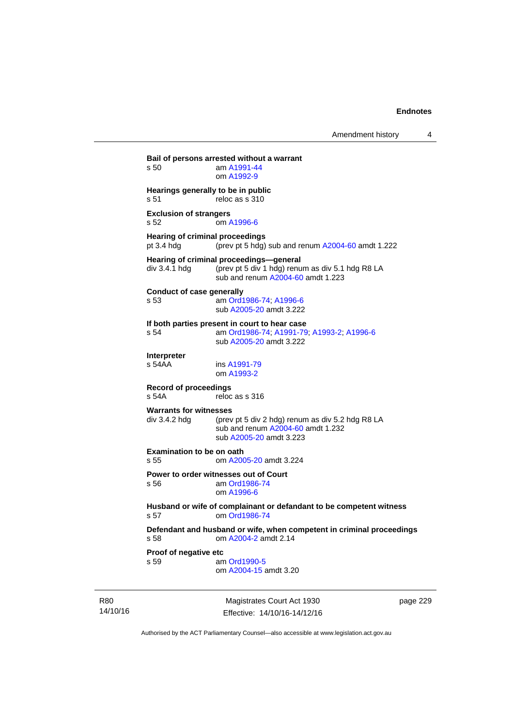**Bail of persons arrested without a warrant**
s 50 am A1991-44
om A1992-9

**Hearings generally to be in public**
s 51 reloc as s 310

**Exclusion of strangers**
s 52 om A1996-6

**Hearing of criminal proceedings**
pt 3.4 hdg (prev pt 5 hdg) sub and renum A2004-60 amdt 1.222

**Hearing of criminal proceedings—general**
div 3.4.1 hdg (prev pt 5 div 1 hdg) renum as div 5.1 hdg R8 LA
sub and renum A2004-60 amdt 1.223

**Conduct of case generally**
s 53 am Ord1986-74; A1996-6
sub A2005-20 amdt 3.222

**If both parties present in court to hear case**
s 54 am Ord1986-74; A1991-79; A1993-2; A1996-6
sub A2005-20 amdt 3.222

**Interpreter**
s 54AA ins A1991-79
om A1993-2

**Record of proceedings**
s 54A reloc as s 316

**Warrants for witnesses**
div 3.4.2 hdg (prev pt 5 div 2 hdg) renum as div 5.2 hdg R8 LA
sub and renum A2004-60 amdt 1.232
sub A2005-20 amdt 3.223

**Examination to be on oath**
s 55 om A2005-20 amdt 3.224

**Power to order witnesses out of Court**
s 56 am Ord1986-74
om A1996-6

**Husband or wife of complainant or defandant to be competent witness**
s 57 om Ord1986-74

**Defendant and husband or wife, when competent in criminal proceedings**
s 58 om A2004-2 amdt 2.14

**Proof of negative etc**
s 59 am Ord1990-5
om A2004-15 amdt 3.20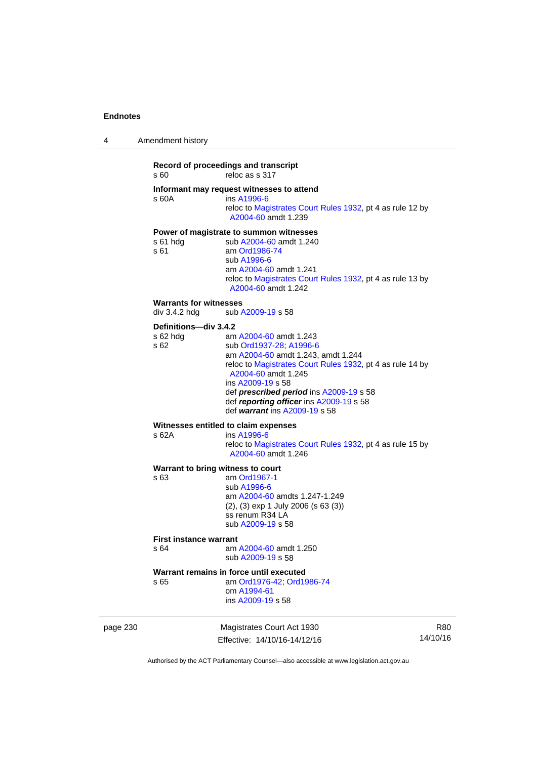**Record of proceedings and transcript**

s 60 reloc as s 317

**Informant may request witnesses to attend**

s 60A ins A1996-6
reloc to Magistrates Court Rules 1932, pt 4 as rule 12 by A2004-60 amdt 1.239

**Power of magistrate to summon witnesses**

s 61 hdg sub A2004-60 amdt 1.240
s 61 am Ord1986-74
sub A1996-6
am A2004-60 amdt 1.241
reloc to Magistrates Court Rules 1932, pt 4 as rule 13 by A2004-60 amdt 1.242

**Warrants for witnesses**

div 3.4.2 hdg sub A2009-19 s 58

**Definitions—div 3.4.2**

s 62 hdg am A2004-60 amdt 1.243
s 62 sub Ord1937-28; A1996-6
am A2004-60 amdt 1.243, amdt 1.244
reloc to Magistrates Court Rules 1932, pt 4 as rule 14 by A2004-60 amdt 1.245
ins A2009-19 s 58
def ***prescribed period*** ins A2009-19 s 58
def ***reporting officer*** ins A2009-19 s 58
def ***warrant*** ins A2009-19 s 58

**Witnesses entitled to claim expenses**

s 62A ins A1996-6
reloc to Magistrates Court Rules 1932, pt 4 as rule 15 by A2004-60 amdt 1.246

**Warrant to bring witness to court**

s 63 am Ord1967-1
sub A1996-6
am A2004-60 amdts 1.247-1.249
(2), (3) exp 1 July 2006 (s 63 (3))
ss renum R34 LA
sub A2009-19 s 58

**First instance warrant**

s 64 am A2004-60 amdt 1.250
sub A2009-19 s 58

**Warrant remains in force until executed**

s 65 am Ord1976-42; Ord1986-74
om A1994-61
ins A2009-19 s 58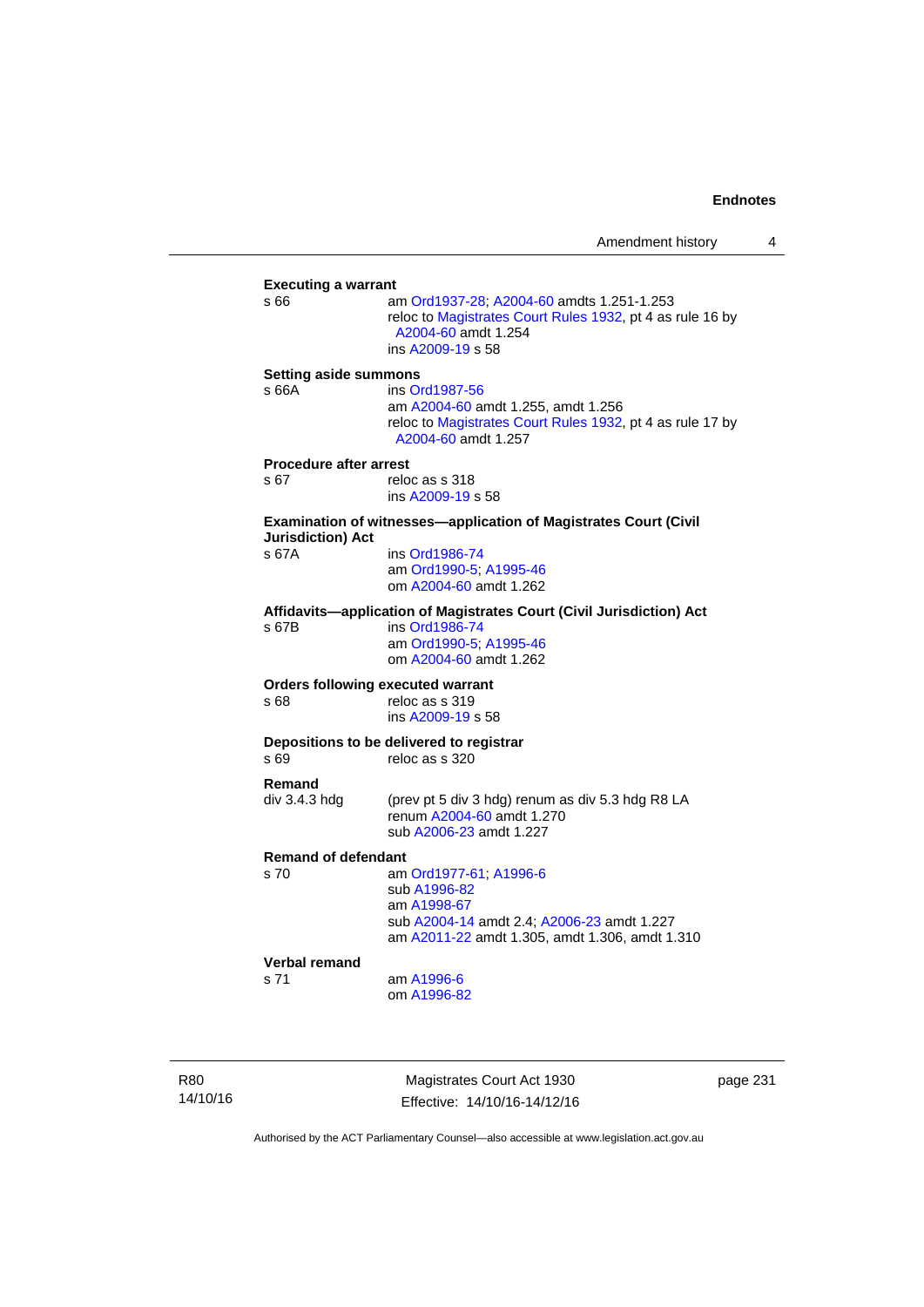**Executing a warrant**

s 66 — am Ord1937-28; A2004-60 amdts 1.251-1.253
reloc to Magistrates Court Rules 1932, pt 4 as rule 16 by A2004-60 amdt 1.254
ins A2009-19 s 58

**Setting aside summons**

s 66A — ins Ord1987-56
am A2004-60 amdt 1.255, amdt 1.256
reloc to Magistrates Court Rules 1932, pt 4 as rule 17 by A2004-60 amdt 1.257

**Procedure after arrest**

s 67 — reloc as s 318
ins A2009-19 s 58

**Examination of witnesses—application of Magistrates Court (Civil Jurisdiction) Act**

s 67A — ins Ord1986-74
am Ord1990-5; A1995-46
om A2004-60 amdt 1.262

**Affidavits—application of Magistrates Court (Civil Jurisdiction) Act**

s 67B — ins Ord1986-74
am Ord1990-5; A1995-46
om A2004-60 amdt 1.262

**Orders following executed warrant**

s 68 — reloc as s 319
ins A2009-19 s 58

**Depositions to be delivered to registrar**

s 69 — reloc as s 320

**Remand**

div 3.4.3 hdg — (prev pt 5 div 3 hdg) renum as div 5.3 hdg R8 LA
renum A2004-60 amdt 1.270
sub A2006-23 amdt 1.227

**Remand of defendant**

s 70 — am Ord1977-61; A1996-6
sub A1996-82
am A1998-67
sub A2004-14 amdt 2.4; A2006-23 amdt 1.227
am A2011-22 amdt 1.305, amdt 1.306, amdt 1.310

**Verbal remand**

s 71 — am A1996-6
om A1996-82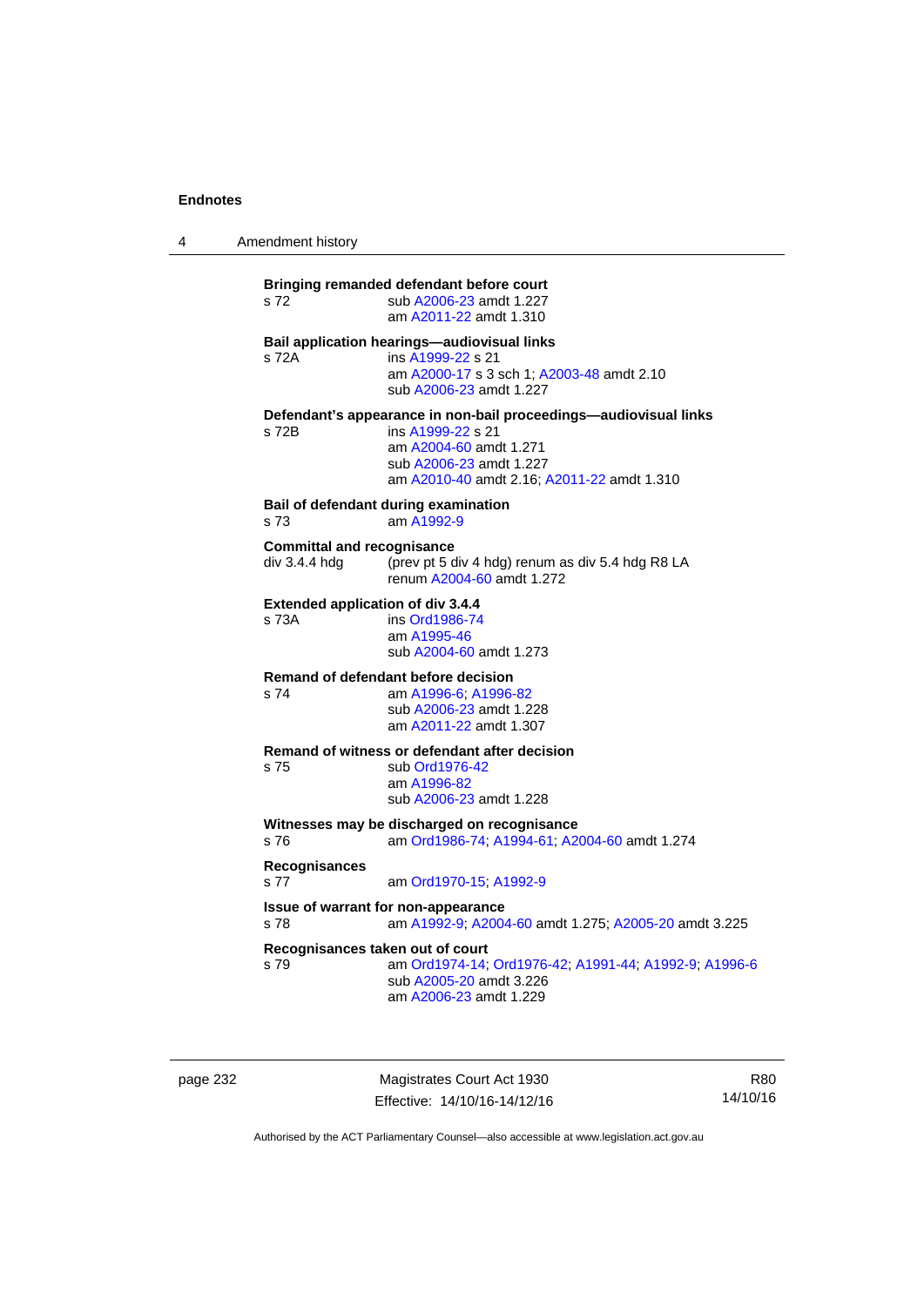**Bringing remanded defendant before court**

s 72 sub A2006-23 amdt 1.227
am A2011-22 amdt 1.310

**Bail application hearings—audiovisual links**

s 72A ins A1999-22 s 21
am A2000-17 s 3 sch 1; A2003-48 amdt 2.10
sub A2006-23 amdt 1.227

**Defendant's appearance in non-bail proceedings—audiovisual links**

s 72B ins A1999-22 s 21
am A2004-60 amdt 1.271
sub A2006-23 amdt 1.227
am A2010-40 amdt 2.16; A2011-22 amdt 1.310

**Bail of defendant during examination**

s 73 am A1992-9

**Committal and recognisance**

div 3.4.4 hdg (prev pt 5 div 4 hdg) renum as div 5.4 hdg R8 LA
renum A2004-60 amdt 1.272

**Extended application of div 3.4.4**

s 73A ins Ord1986-74
am A1995-46
sub A2004-60 amdt 1.273

**Remand of defendant before decision**

s 74 am A1996-6; A1996-82
sub A2006-23 amdt 1.228
am A2011-22 amdt 1.307

**Remand of witness or defendant after decision**

s 75 sub Ord1976-42
am A1996-82
sub A2006-23 amdt 1.228

**Witnesses may be discharged on recognisance**

s 76 am Ord1986-74; A1994-61; A2004-60 amdt 1.274

**Recognisances**

s 77 am Ord1970-15; A1992-9

**Issue of warrant for non-appearance**

s 78 am A1992-9; A2004-60 amdt 1.275; A2005-20 amdt 3.225

**Recognisances taken out of court**

s 79 am Ord1974-14; Ord1976-42; A1991-44; A1992-9; A1996-6
sub A2005-20 amdt 3.226
am A2006-23 amdt 1.229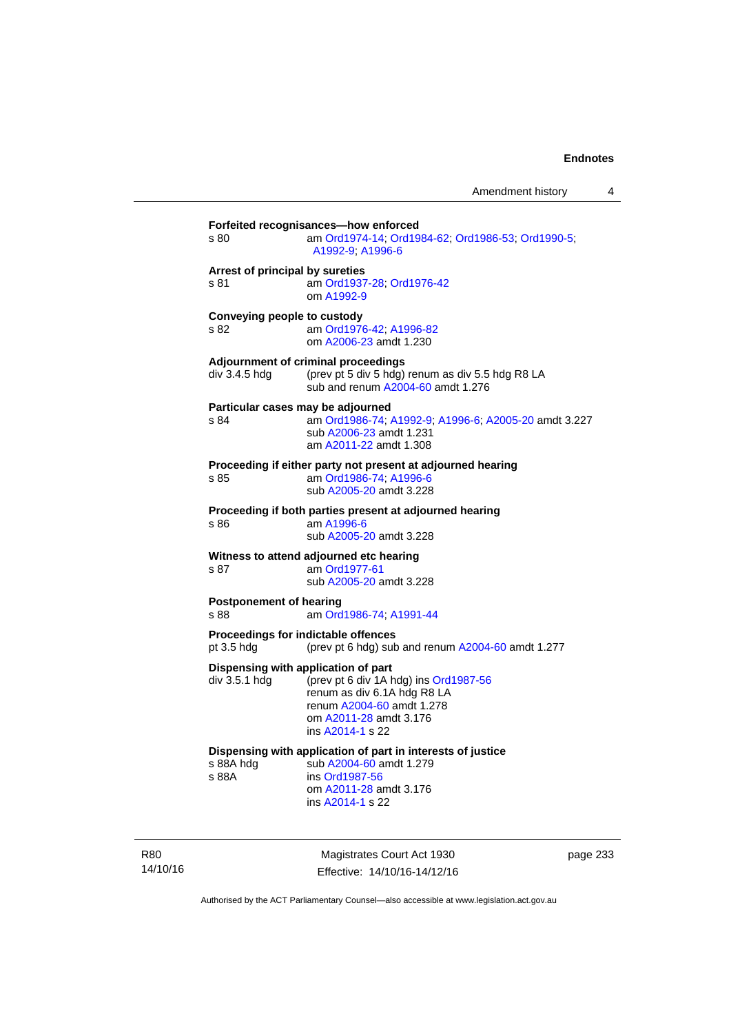**Forfeited recognisances—how enforced**

s 80 — am Ord1974-14; Ord1984-62; Ord1986-53; Ord1990-5; A1992-9; A1996-6

**Arrest of principal by sureties**

s 81 — am Ord1937-28; Ord1976-42
om A1992-9

**Conveying people to custody**

s 82 — am Ord1976-42; A1996-82
om A2006-23 amdt 1.230

**Adjournment of criminal proceedings**

div 3.4.5 hdg — (prev pt 5 div 5 hdg) renum as div 5.5 hdg R8 LA
sub and renum A2004-60 amdt 1.276

**Particular cases may be adjourned**

s 84 — am Ord1986-74; A1992-9; A1996-6; A2005-20 amdt 3.227
sub A2006-23 amdt 1.231
am A2011-22 amdt 1.308

**Proceeding if either party not present at adjourned hearing**

s 85 — am Ord1986-74; A1996-6
sub A2005-20 amdt 3.228

**Proceeding if both parties present at adjourned hearing**

s 86 — am A1996-6
sub A2005-20 amdt 3.228

**Witness to attend adjourned etc hearing**

s 87 — am Ord1977-61
sub A2005-20 amdt 3.228

**Postponement of hearing**

s 88 — am Ord1986-74; A1991-44

**Proceedings for indictable offences**

pt 3.5 hdg — (prev pt 6 hdg) sub and renum A2004-60 amdt 1.277

**Dispensing with application of part**

div 3.5.1 hdg — (prev pt 6 div 1A hdg) ins Ord1987-56
renum as div 6.1A hdg R8 LA
renum A2004-60 amdt 1.278
om A2011-28 amdt 3.176
ins A2014-1 s 22

**Dispensing with application of part in interests of justice**

s 88A hdg — sub A2004-60 amdt 1.279

s 88A — ins Ord1987-56
om A2011-28 amdt 3.176
ins A2014-1 s 22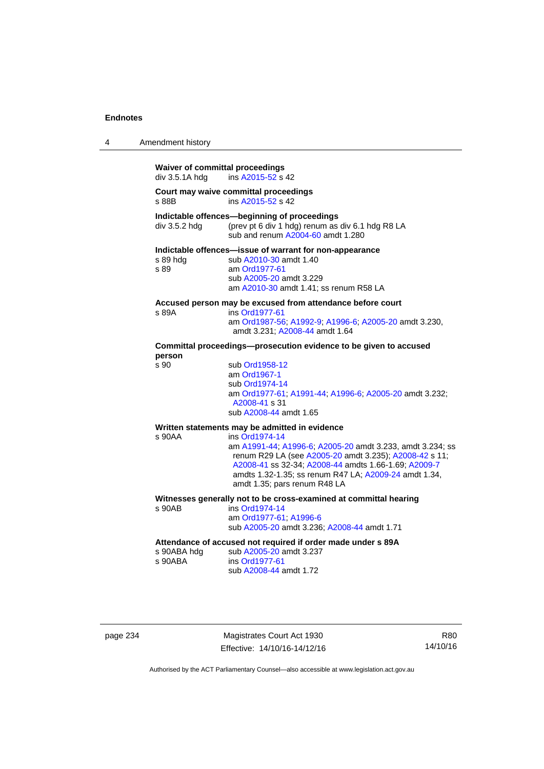**Waiver of committal proceedings**

div 3.5.1A hdg ins A2015-52 s 42

**Court may waive committal proceedings**

s 88B ins A2015-52 s 42

**Indictable offences—beginning of proceedings**

div 3.5.2 hdg (prev pt 6 div 1 hdg) renum as div 6.1 hdg R8 LA
sub and renum A2004-60 amdt 1.280

**Indictable offences—issue of warrant for non-appearance**

s 89 hdg sub A2010-30 amdt 1.40

s 89 am Ord1977-61
sub A2005-20 amdt 3.229
am A2010-30 amdt 1.41; ss renum R58 LA

**Accused person may be excused from attendance before court**

s 89A ins Ord1977-61
am Ord1987-56; A1992-9; A1996-6; A2005-20 amdt 3.230, amdt 3.231; A2008-44 amdt 1.64

**Committal proceedings—prosecution evidence to be given to accused person**

s 90 sub Ord1958-12
am Ord1967-1
sub Ord1974-14
am Ord1977-61; A1991-44; A1996-6; A2005-20 amdt 3.232; A2008-41 s 31
sub A2008-44 amdt 1.65

**Written statements may be admitted in evidence**

s 90AA ins Ord1974-14
am A1991-44; A1996-6; A2005-20 amdt 3.233, amdt 3.234; ss renum R29 LA (see A2005-20 amdt 3.235); A2008-42 s 11; A2008-41 ss 32-34; A2008-44 amdts 1.66-1.69; A2009-7 amdts 1.32-1.35; ss renum R47 LA; A2009-24 amdt 1.34, amdt 1.35; pars renum R48 LA

**Witnesses generally not to be cross-examined at committal hearing**

s 90AB ins Ord1974-14
am Ord1977-61; A1996-6
sub A2005-20 amdt 3.236; A2008-44 amdt 1.71

**Attendance of accused not required if order made under s 89A**

s 90ABA hdg sub A2005-20 amdt 3.237

s 90ABA ins Ord1977-61
sub A2008-44 amdt 1.72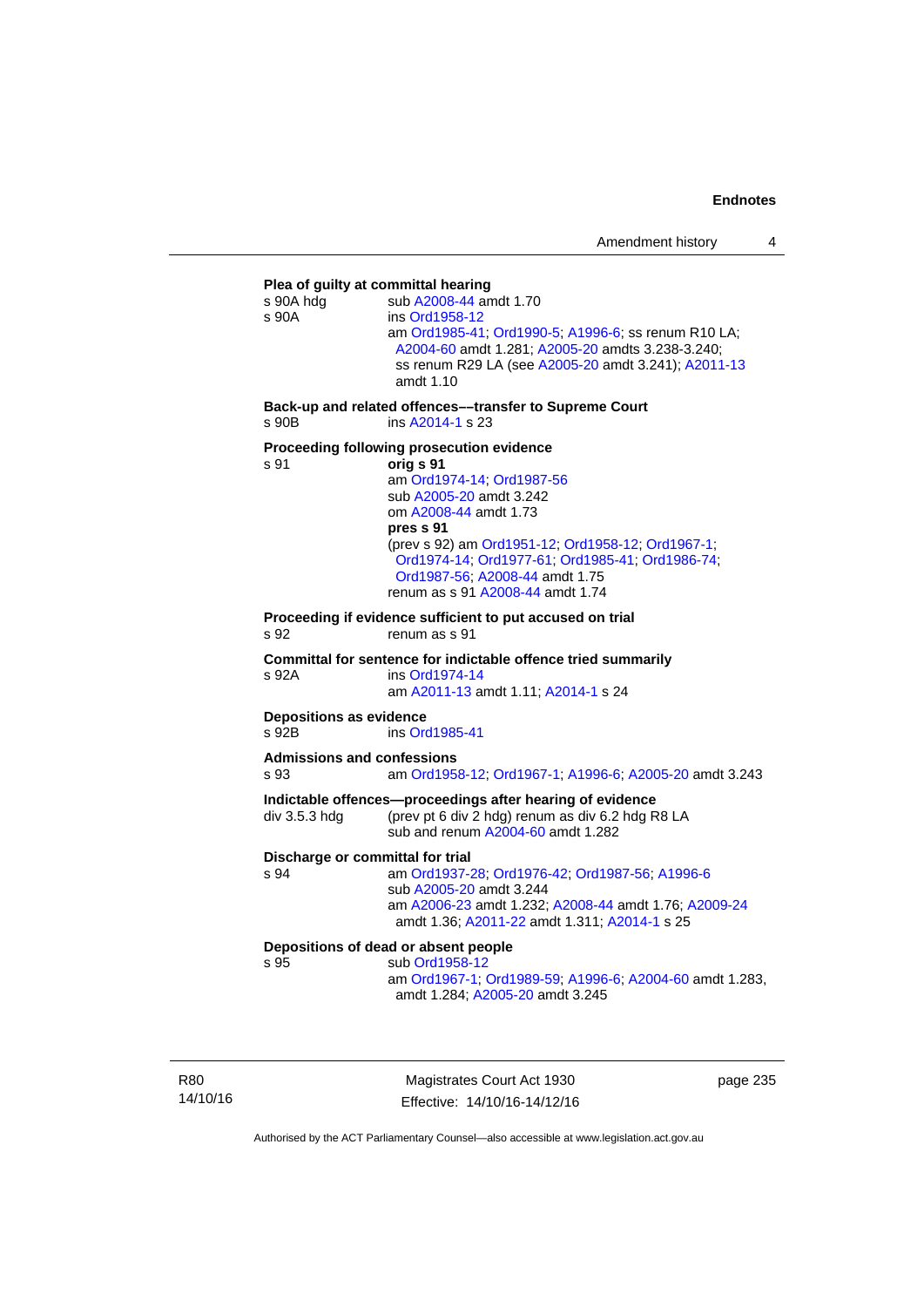**Plea of guilty at committal hearing**

s 90A hdg sub A2008-44 amdt 1.70

s 90A ins Ord1958-12
am Ord1985-41; Ord1990-5; A1996-6; ss renum R10 LA; A2004-60 amdt 1.281; A2005-20 amdts 3.238-3.240; ss renum R29 LA (see A2005-20 amdt 3.241); A2011-13 amdt 1.10

**Back-up and related offences––transfer to Supreme Court**

s 90B ins A2014-1 s 23

**Proceeding following prosecution evidence**

s 91 **orig s 91**
am Ord1974-14; Ord1987-56
sub A2005-20 amdt 3.242
om A2008-44 amdt 1.73
**pres s 91**
(prev s 92) am Ord1951-12; Ord1958-12; Ord1967-1; Ord1974-14; Ord1977-61; Ord1985-41; Ord1986-74; Ord1987-56; A2008-44 amdt 1.75
renum as s 91 A2008-44 amdt 1.74

**Proceeding if evidence sufficient to put accused on trial**

s 92 renum as s 91

**Committal for sentence for indictable offence tried summarily**

s 92A ins Ord1974-14
am A2011-13 amdt 1.11; A2014-1 s 24

**Depositions as evidence**

s 92B ins Ord1985-41

**Admissions and confessions**

s 93 am Ord1958-12; Ord1967-1; A1996-6; A2005-20 amdt 3.243

**Indictable offences—proceedings after hearing of evidence**

div 3.5.3 hdg (prev pt 6 div 2 hdg) renum as div 6.2 hdg R8 LA
sub and renum A2004-60 amdt 1.282

**Discharge or committal for trial**

s 94 am Ord1937-28; Ord1976-42; Ord1987-56; A1996-6
sub A2005-20 amdt 3.244
am A2006-23 amdt 1.232; A2008-44 amdt 1.76; A2009-24 amdt 1.36; A2011-22 amdt 1.311; A2014-1 s 25

**Depositions of dead or absent people**

s 95 sub Ord1958-12
am Ord1967-1; Ord1989-59; A1996-6; A2004-60 amdt 1.283, amdt 1.284; A2005-20 amdt 3.245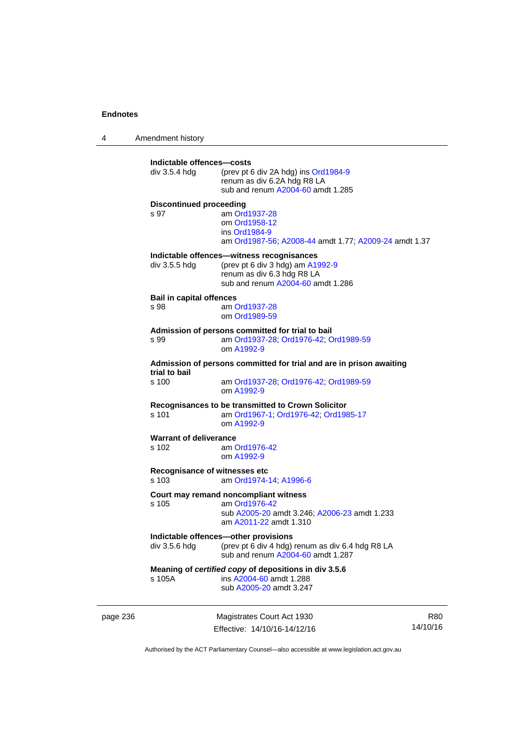**Indictable offences—costs**

div 3.5.4 hdg (prev pt 6 div 2A hdg) ins Ord1984-9
renum as div 6.2A hdg R8 LA
sub and renum A2004-60 amdt 1.285

**Discontinued proceeding**

s 97 am Ord1937-28
om Ord1958-12
ins Ord1984-9
am Ord1987-56; A2008-44 amdt 1.77; A2009-24 amdt 1.37

**Indictable offences—witness recognisances**

div 3.5.5 hdg (prev pt 6 div 3 hdg) am A1992-9
renum as div 6.3 hdg R8 LA
sub and renum A2004-60 amdt 1.286

**Bail in capital offences**

s 98 am Ord1937-28
om Ord1989-59

**Admission of persons committed for trial to bail**

s 99 am Ord1937-28; Ord1976-42; Ord1989-59
om A1992-9

**Admission of persons committed for trial and are in prison awaiting trial to bail**

s 100 am Ord1937-28; Ord1976-42; Ord1989-59
om A1992-9

**Recognisances to be transmitted to Crown Solicitor**

s 101 am Ord1967-1; Ord1976-42; Ord1985-17
om A1992-9

**Warrant of deliverance**

s 102 am Ord1976-42
om A1992-9

**Recognisance of witnesses etc**

s 103 am Ord1974-14; A1996-6

**Court may remand noncompliant witness**

s 105 am Ord1976-42
sub A2005-20 amdt 3.246; A2006-23 amdt 1.233
am A2011-22 amdt 1.310

**Indictable offences—other provisions**

div 3.5.6 hdg (prev pt 6 div 4 hdg) renum as div 6.4 hdg R8 LA
sub and renum A2004-60 amdt 1.287

**Meaning of *certified copy* of depositions in div 3.5.6**

s 105A ins A2004-60 amdt 1.288
sub A2005-20 amdt 3.247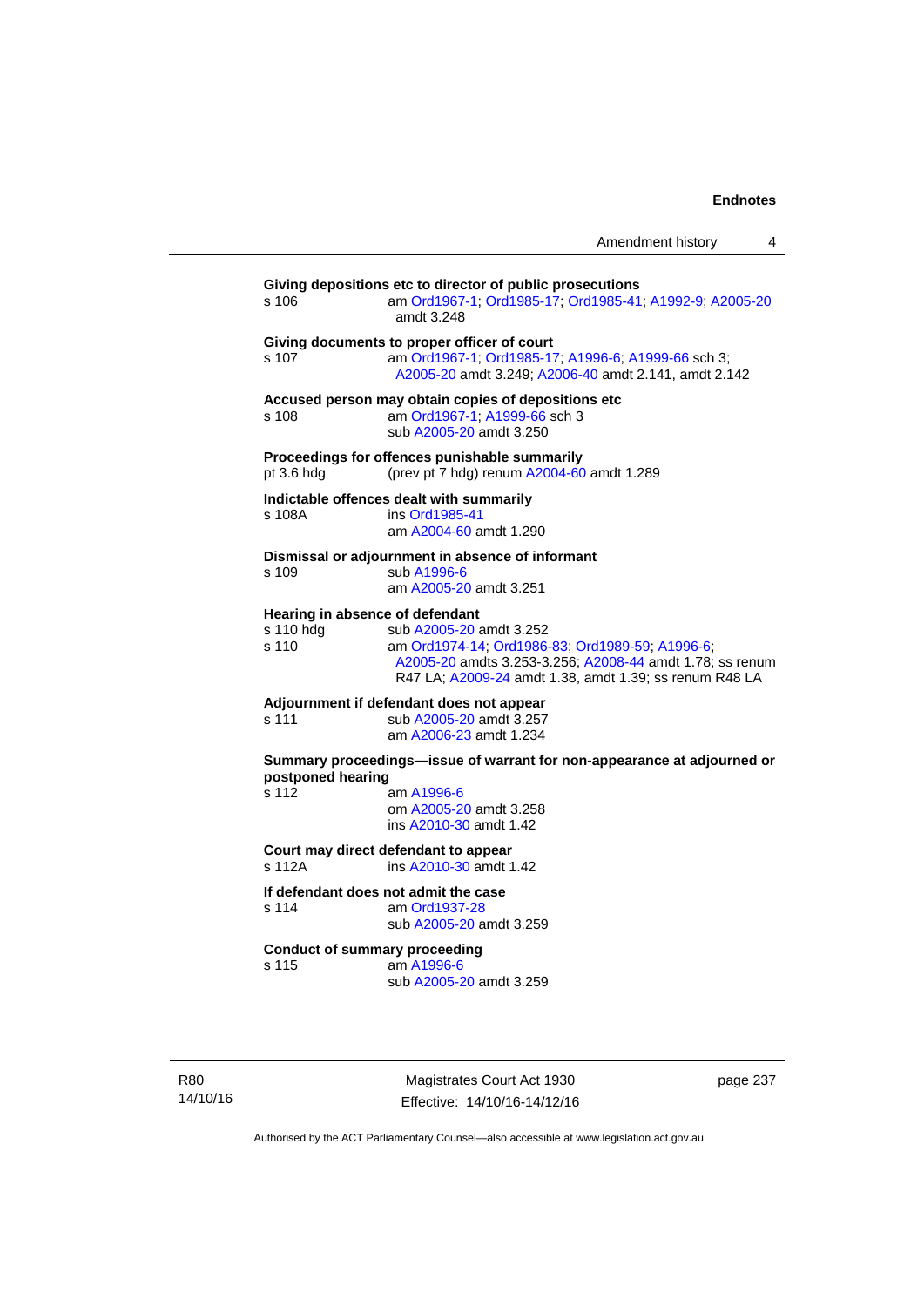**Giving depositions etc to director of public prosecutions**

s 106 am Ord1967-1; Ord1985-17; Ord1985-41; A1992-9; A2005-20 amdt 3.248

**Giving documents to proper officer of court**

s 107 am Ord1967-1; Ord1985-17; A1996-6; A1999-66 sch 3; A2005-20 amdt 3.249; A2006-40 amdt 2.141, amdt 2.142

**Accused person may obtain copies of depositions etc**

s 108 am Ord1967-1; A1999-66 sch 3
sub A2005-20 amdt 3.250

**Proceedings for offences punishable summarily**

pt 3.6 hdg (prev pt 7 hdg) renum A2004-60 amdt 1.289

**Indictable offences dealt with summarily**

s 108A ins Ord1985-41
am A2004-60 amdt 1.290

**Dismissal or adjournment in absence of informant**

s 109 sub A1996-6
am A2005-20 amdt 3.251

**Hearing in absence of defendant**

s 110 hdg sub A2005-20 amdt 3.252

s 110 am Ord1974-14; Ord1986-83; Ord1989-59; A1996-6; A2005-20 amdts 3.253-3.256; A2008-44 amdt 1.78; ss renum R47 LA; A2009-24 amdt 1.38, amdt 1.39; ss renum R48 LA

**Adjournment if defendant does not appear**

s 111 sub A2005-20 amdt 3.257
am A2006-23 amdt 1.234

**Summary proceedings—issue of warrant for non-appearance at adjourned or postponed hearing**

s 112 am A1996-6
om A2005-20 amdt 3.258
ins A2010-30 amdt 1.42

**Court may direct defendant to appear**

s 112A ins A2010-30 amdt 1.42

**If defendant does not admit the case**

s 114 am Ord1937-28
sub A2005-20 amdt 3.259

**Conduct of summary proceeding**

s 115 am A1996-6
sub A2005-20 amdt 3.259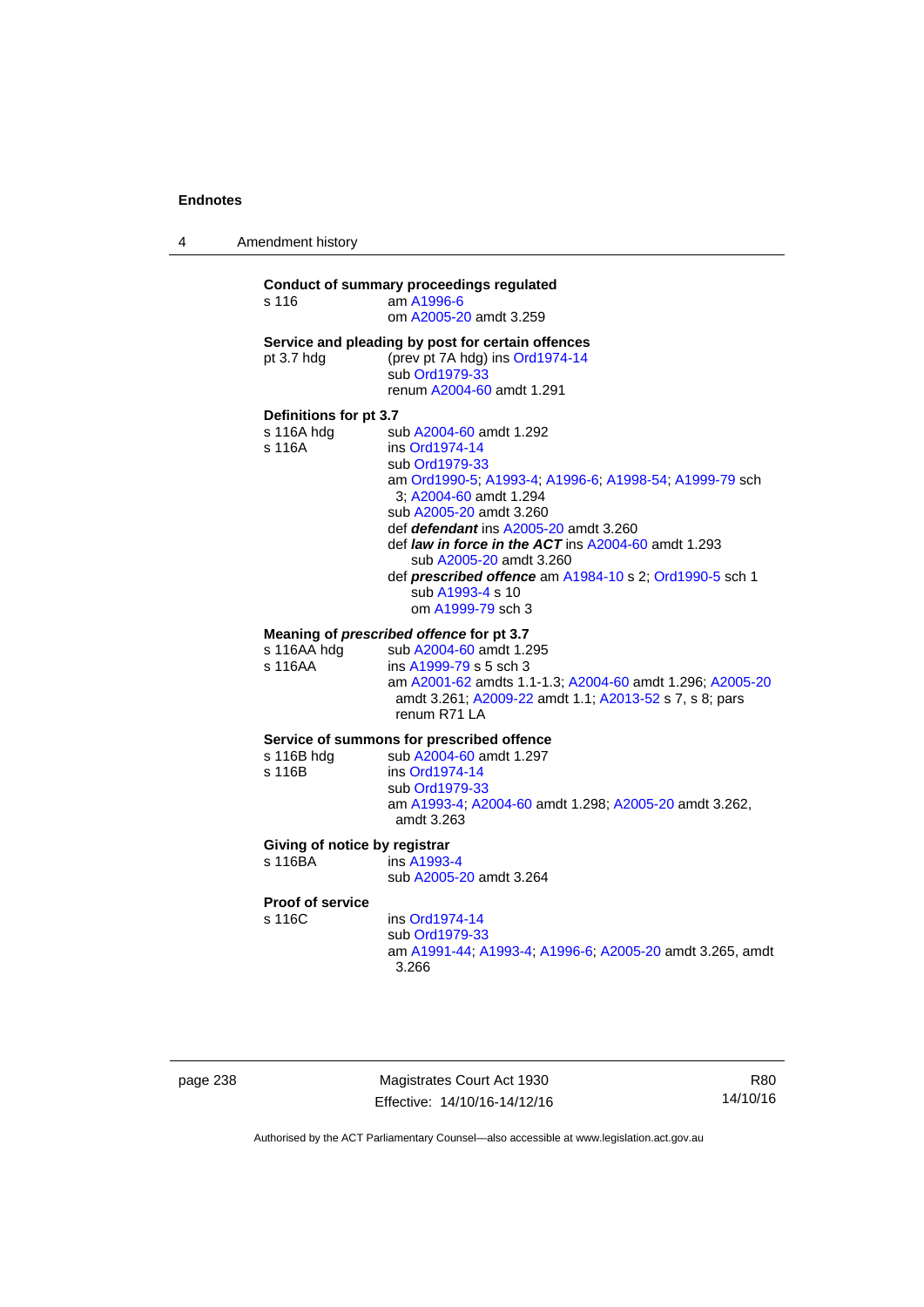**Conduct of summary proceedings regulated**

s 116 — am A1996-6; om A2005-20 amdt 3.259

**Service and pleading by post for certain offences**

pt 3.7 hdg — (prev pt 7A hdg) ins Ord1974-14; sub Ord1979-33; renum A2004-60 amdt 1.291

**Definitions for pt 3.7**

s 116A hdg — sub A2004-60 amdt 1.292

s 116A — ins Ord1974-14; sub Ord1979-33; am Ord1990-5; A1993-4; A1996-6; A1998-54; A1999-79 sch 3; A2004-60 amdt 1.294; sub A2005-20 amdt 3.260

- def ***defendant*** ins A2005-20 amdt 3.260
- def ***law in force in the ACT*** ins A2004-60 amdt 1.293; sub A2005-20 amdt 3.260
- def ***prescribed offence*** am A1984-10 s 2; Ord1990-5 sch 1; sub A1993-4 s 10; om A1999-79 sch 3

**Meaning of *prescribed offence* for pt 3.7**

s 116AA hdg — sub A2004-60 amdt 1.295

s 116AA — ins A1999-79 s 5 sch 3; am A2001-62 amdts 1.1-1.3; A2004-60 amdt 1.296; A2005-20 amdt 3.261; A2009-22 amdt 1.1; A2013-52 s 7, s 8; pars renum R71 LA

**Service of summons for prescribed offence**

s 116B hdg — sub A2004-60 amdt 1.297

s 116B — ins Ord1974-14; sub Ord1979-33; am A1993-4; A2004-60 amdt 1.298; A2005-20 amdt 3.262, amdt 3.263

**Giving of notice by registrar**

s 116BA — ins A1993-4; sub A2005-20 amdt 3.264

**Proof of service**

s 116C — ins Ord1974-14; sub Ord1979-33; am A1991-44; A1993-4; A1996-6; A2005-20 amdt 3.265, amdt 3.266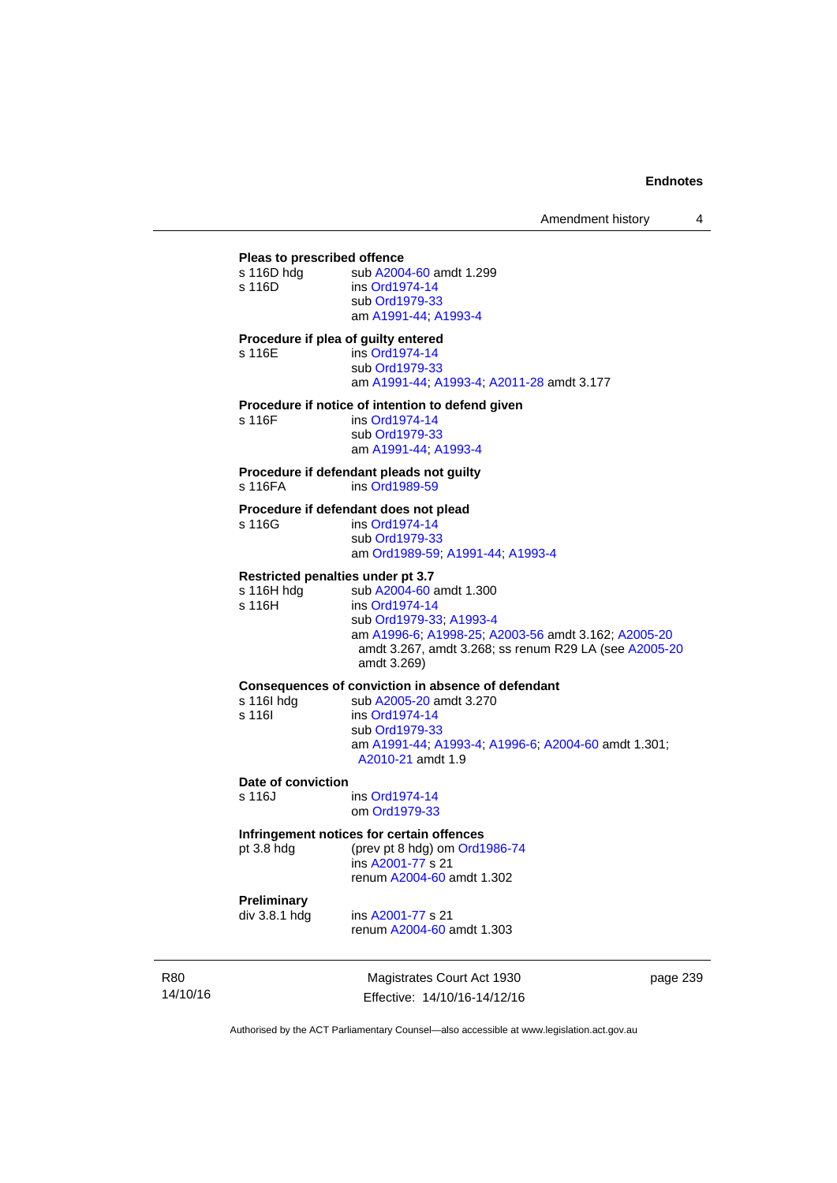**Pleas to prescribed offence**

s 116D hdg sub A2004-60 amdt 1.299

s 116D ins Ord1974-14
sub Ord1979-33
am A1991-44; A1993-4

**Procedure if plea of guilty entered**

s 116E ins Ord1974-14
sub Ord1979-33
am A1991-44; A1993-4; A2011-28 amdt 3.177

**Procedure if notice of intention to defend given**

s 116F ins Ord1974-14
sub Ord1979-33
am A1991-44; A1993-4

**Procedure if defendant pleads not guilty**

s 116FA ins Ord1989-59

**Procedure if defendant does not plead**

s 116G ins Ord1974-14
sub Ord1979-33
am Ord1989-59; A1991-44; A1993-4

**Restricted penalties under pt 3.7**

s 116H hdg sub A2004-60 amdt 1.300

s 116H ins Ord1974-14
sub Ord1979-33; A1993-4
am A1996-6; A1998-25; A2003-56 amdt 3.162; A2005-20 amdt 3.267, amdt 3.268; ss renum R29 LA (see A2005-20 amdt 3.269)

**Consequences of conviction in absence of defendant**

s 116I hdg sub A2005-20 amdt 3.270

s 116I ins Ord1974-14
sub Ord1979-33
am A1991-44; A1993-4; A1996-6; A2004-60 amdt 1.301; A2010-21 amdt 1.9

**Date of conviction**

s 116J ins Ord1974-14
om Ord1979-33

**Infringement notices for certain offences**

pt 3.8 hdg (prev pt 8 hdg) om Ord1986-74
ins A2001-77 s 21
renum A2004-60 amdt 1.302

**Preliminary**

div 3.8.1 hdg ins A2001-77 s 21
renum A2004-60 amdt 1.303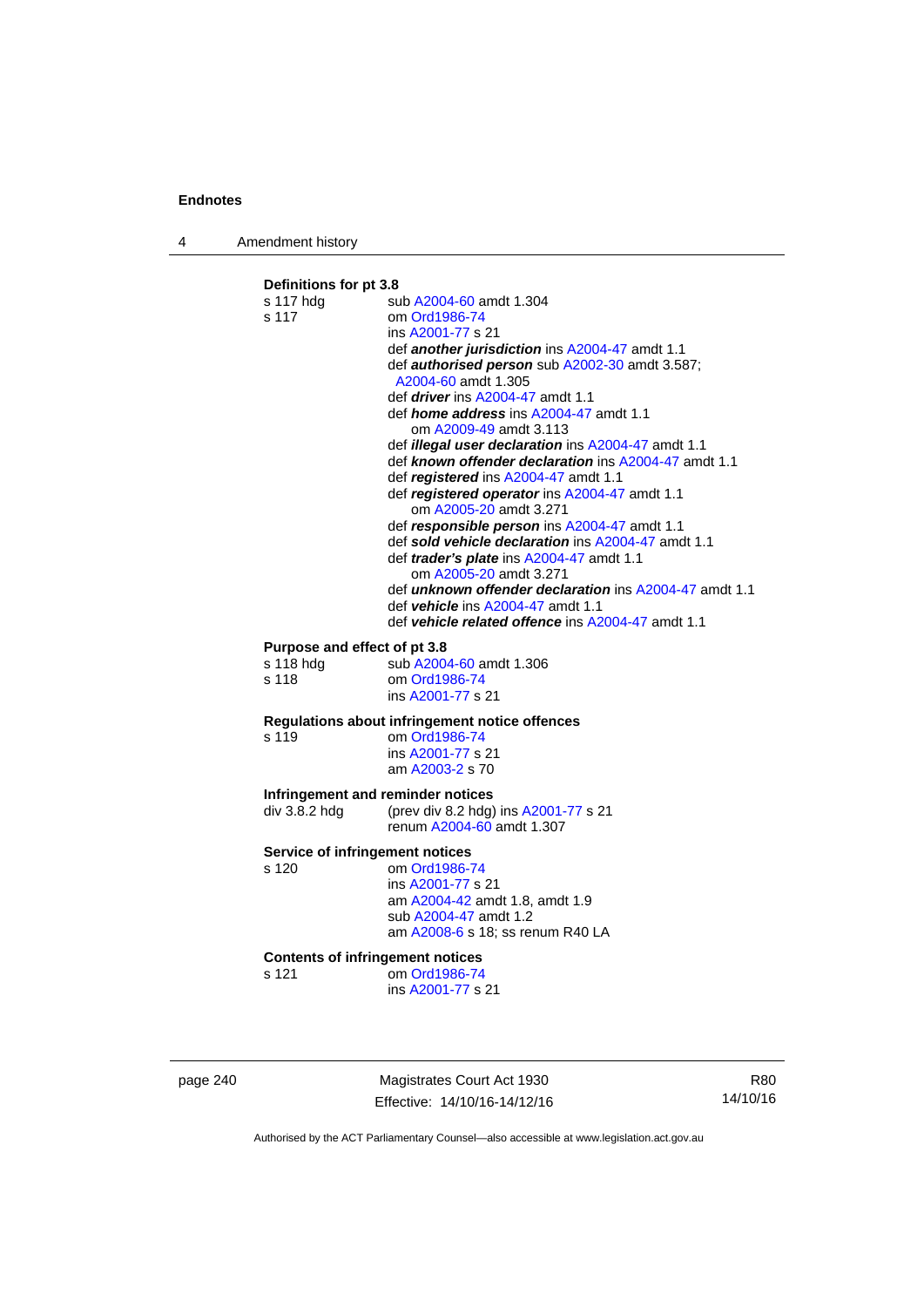**Definitions for pt 3.8**

s 117 hdg sub A2004-60 amdt 1.304

s 117 om Ord1986-74
ins A2001-77 s 21
def ***another jurisdiction*** ins A2004-47 amdt 1.1
def ***authorised person*** sub A2002-30 amdt 3.587; A2004-60 amdt 1.305
def ***driver*** ins A2004-47 amdt 1.1
def ***home address*** ins A2004-47 amdt 1.1
om A2009-49 amdt 3.113
def ***illegal user declaration*** ins A2004-47 amdt 1.1
def ***known offender declaration*** ins A2004-47 amdt 1.1
def ***registered*** ins A2004-47 amdt 1.1
def ***registered operator*** ins A2004-47 amdt 1.1
om A2005-20 amdt 3.271
def ***responsible person*** ins A2004-47 amdt 1.1
def ***sold vehicle declaration*** ins A2004-47 amdt 1.1
def ***trader's plate*** ins A2004-47 amdt 1.1
om A2005-20 amdt 3.271
def ***unknown offender declaration*** ins A2004-47 amdt 1.1
def ***vehicle*** ins A2004-47 amdt 1.1
def ***vehicle related offence*** ins A2004-47 amdt 1.1

**Purpose and effect of pt 3.8**

s 118 hdg sub A2004-60 amdt 1.306

s 118 om Ord1986-74
ins A2001-77 s 21

**Regulations about infringement notice offences**

s 119 om Ord1986-74
ins A2001-77 s 21
am A2003-2 s 70

**Infringement and reminder notices**

div 3.8.2 hdg (prev div 8.2 hdg) ins A2001-77 s 21
renum A2004-60 amdt 1.307

**Service of infringement notices**

s 120 om Ord1986-74
ins A2001-77 s 21
am A2004-42 amdt 1.8, amdt 1.9
sub A2004-47 amdt 1.2
am A2008-6 s 18; ss renum R40 LA

**Contents of infringement notices**

s 121 om Ord1986-74
ins A2001-77 s 21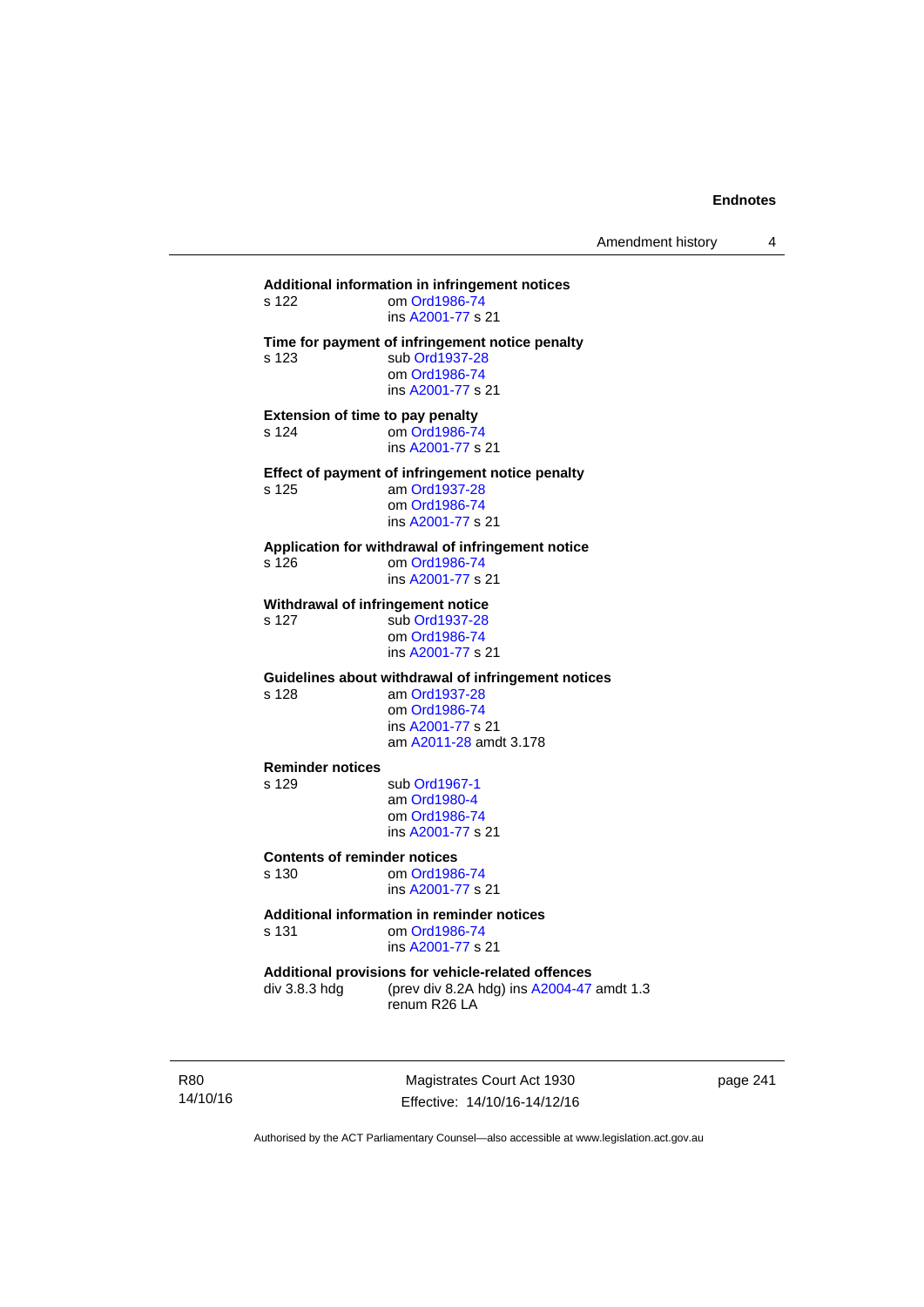**Additional information in infringement notices**

s 122 om Ord1986-74
ins A2001-77 s 21

**Time for payment of infringement notice penalty**

s 123 sub Ord1937-28
om Ord1986-74
ins A2001-77 s 21

**Extension of time to pay penalty**

s 124 om Ord1986-74
ins A2001-77 s 21

**Effect of payment of infringement notice penalty**

s 125 am Ord1937-28
om Ord1986-74
ins A2001-77 s 21

**Application for withdrawal of infringement notice**

s 126 om Ord1986-74
ins A2001-77 s 21

**Withdrawal of infringement notice**

s 127 sub Ord1937-28
om Ord1986-74
ins A2001-77 s 21

**Guidelines about withdrawal of infringement notices**

s 128 am Ord1937-28
om Ord1986-74
ins A2001-77 s 21
am A2011-28 amdt 3.178

**Reminder notices**

s 129 sub Ord1967-1
am Ord1980-4
om Ord1986-74
ins A2001-77 s 21

**Contents of reminder notices**

s 130 om Ord1986-74
ins A2001-77 s 21

**Additional information in reminder notices**

s 131 om Ord1986-74
ins A2001-77 s 21

**Additional provisions for vehicle-related offences**

div 3.8.3 hdg (prev div 8.2A hdg) ins A2004-47 amdt 1.3
renum R26 LA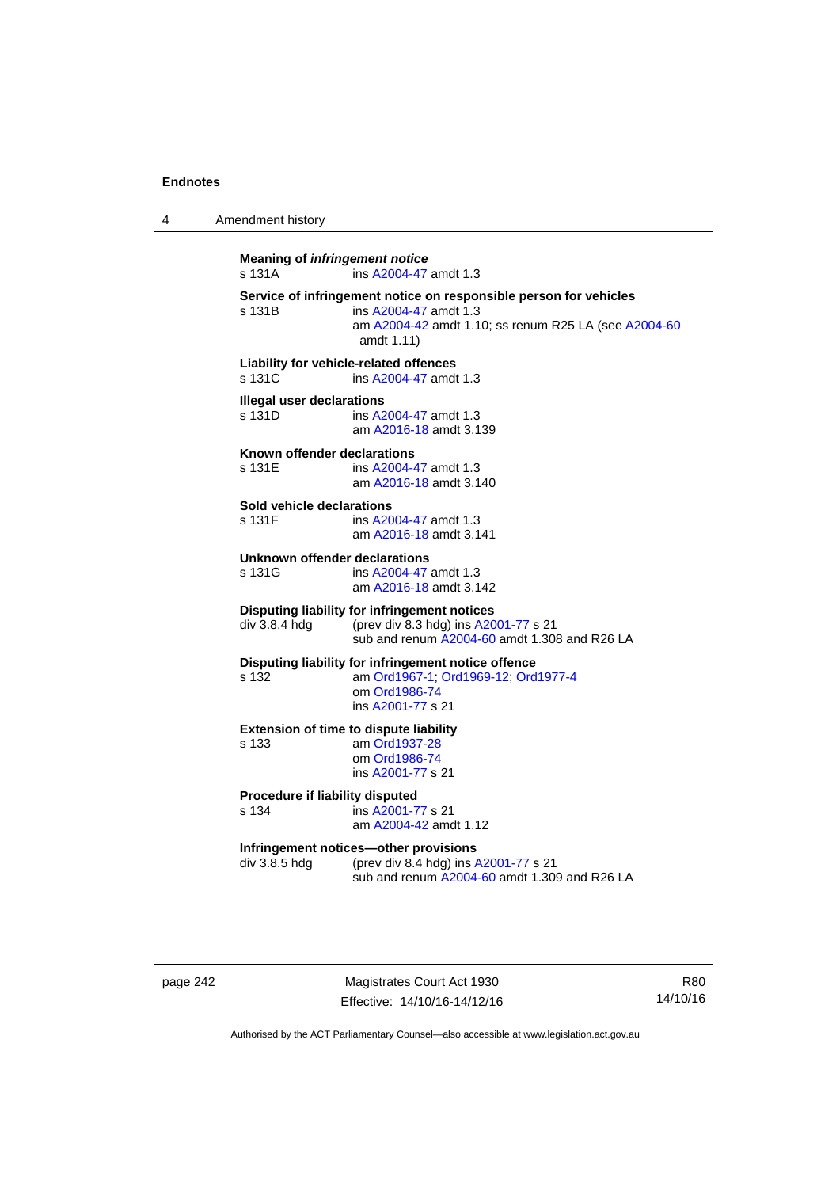**Meaning of *infringement notice***
s 131A ins A2004-47 amdt 1.3

**Service of infringement notice on responsible person for vehicles**
s 131B ins A2004-47 amdt 1.3
am A2004-42 amdt 1.10; ss renum R25 LA (see A2004-60 amdt 1.11)

**Liability for vehicle-related offences**
s 131C ins A2004-47 amdt 1.3

**Illegal user declarations**
s 131D ins A2004-47 amdt 1.3
am A2016-18 amdt 3.139

**Known offender declarations**
s 131E ins A2004-47 amdt 1.3
am A2016-18 amdt 3.140

**Sold vehicle declarations**
s 131F ins A2004-47 amdt 1.3
am A2016-18 amdt 3.141

**Unknown offender declarations**
s 131G ins A2004-47 amdt 1.3
am A2016-18 amdt 3.142

**Disputing liability for infringement notices**
div 3.8.4 hdg (prev div 8.3 hdg) ins A2001-77 s 21
sub and renum A2004-60 amdt 1.308 and R26 LA

**Disputing liability for infringement notice offence**
s 132 am Ord1967-1; Ord1969-12; Ord1977-4
om Ord1986-74
ins A2001-77 s 21

**Extension of time to dispute liability**
s 133 am Ord1937-28
om Ord1986-74
ins A2001-77 s 21

**Procedure if liability disputed**
s 134 ins A2001-77 s 21
am A2004-42 amdt 1.12

**Infringement notices—other provisions**
div 3.8.5 hdg (prev div 8.4 hdg) ins A2001-77 s 21
sub and renum A2004-60 amdt 1.309 and R26 LA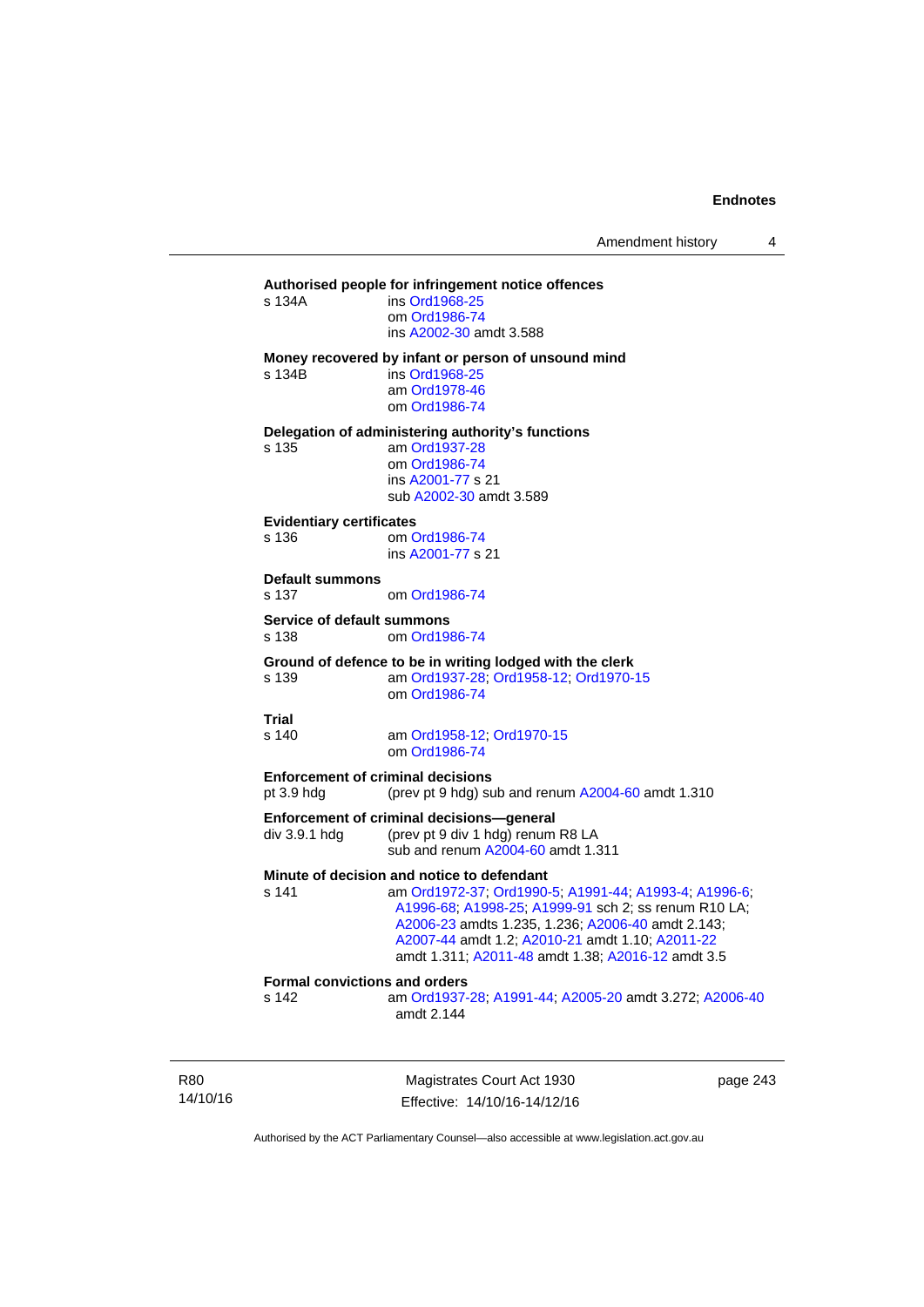**Authorised people for infringement notice offences**

s 134A ins Ord1968-25
om Ord1986-74
ins A2002-30 amdt 3.588

**Money recovered by infant or person of unsound mind**

s 134B ins Ord1968-25
am Ord1978-46
om Ord1986-74

**Delegation of administering authority's functions**

s 135 am Ord1937-28
om Ord1986-74
ins A2001-77 s 21
sub A2002-30 amdt 3.589

**Evidentiary certificates**

s 136 om Ord1986-74
ins A2001-77 s 21

**Default summons**

s 137 om Ord1986-74

**Service of default summons**

s 138 om Ord1986-74

**Ground of defence to be in writing lodged with the clerk**

s 139 am Ord1937-28; Ord1958-12; Ord1970-15
om Ord1986-74

**Trial**

s 140 am Ord1958-12; Ord1970-15
om Ord1986-74

**Enforcement of criminal decisions**

pt 3.9 hdg (prev pt 9 hdg) sub and renum A2004-60 amdt 1.310

**Enforcement of criminal decisions—general**

div 3.9.1 hdg (prev pt 9 div 1 hdg) renum R8 LA
sub and renum A2004-60 amdt 1.311

**Minute of decision and notice to defendant**

s 141 am Ord1972-37; Ord1990-5; A1991-44; A1993-4; A1996-6; A1996-68; A1998-25; A1999-91 sch 2; ss renum R10 LA; A2006-23 amdts 1.235, 1.236; A2006-40 amdt 2.143; A2007-44 amdt 1.2; A2010-21 amdt 1.10; A2011-22 amdt 1.311; A2011-48 amdt 1.38; A2016-12 amdt 3.5

**Formal convictions and orders**

s 142 am Ord1937-28; A1991-44; A2005-20 amdt 3.272; A2006-40 amdt 2.144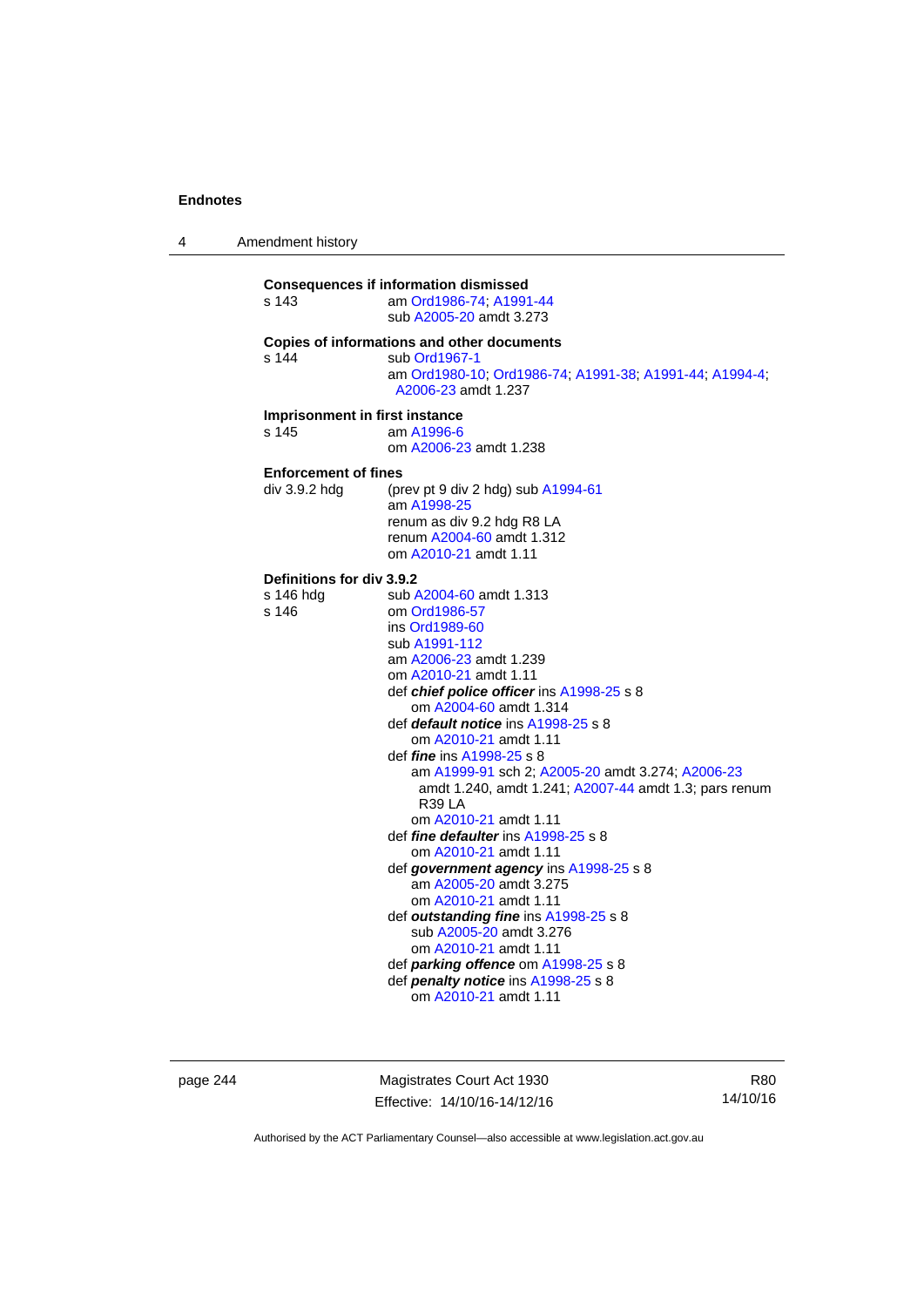**Consequences if information dismissed**

s 143 am Ord1986-74; A1991-44
sub A2005-20 amdt 3.273

**Copies of informations and other documents**

s 144 sub Ord1967-1
am Ord1980-10; Ord1986-74; A1991-38; A1991-44; A1994-4; A2006-23 amdt 1.237

**Imprisonment in first instance**

s 145 am A1996-6
om A2006-23 amdt 1.238

**Enforcement of fines**

div 3.9.2 hdg (prev pt 9 div 2 hdg) sub A1994-61
am A1998-25
renum as div 9.2 hdg R8 LA
renum A2004-60 amdt 1.312
om A2010-21 amdt 1.11

**Definitions for div 3.9.2**

s 146 hdg sub A2004-60 amdt 1.313

s 146 om Ord1986-57
ins Ord1989-60
sub A1991-112
am A2006-23 amdt 1.239
om A2010-21 amdt 1.11
def ***chief police officer*** ins A1998-25 s 8
om A2004-60 amdt 1.314
def ***default notice*** ins A1998-25 s 8
om A2010-21 amdt 1.11
def ***fine*** ins A1998-25 s 8
am A1999-91 sch 2; A2005-20 amdt 3.274; A2006-23 amdt 1.240, amdt 1.241; A2007-44 amdt 1.3; pars renum R39 LA
om A2010-21 amdt 1.11
def ***fine defaulter*** ins A1998-25 s 8
om A2010-21 amdt 1.11
def ***government agency*** ins A1998-25 s 8
am A2005-20 amdt 3.275
om A2010-21 amdt 1.11
def ***outstanding fine*** ins A1998-25 s 8
sub A2005-20 amdt 3.276
om A2010-21 amdt 1.11
def ***parking offence*** om A1998-25 s 8
def ***penalty notice*** ins A1998-25 s 8
om A2010-21 amdt 1.11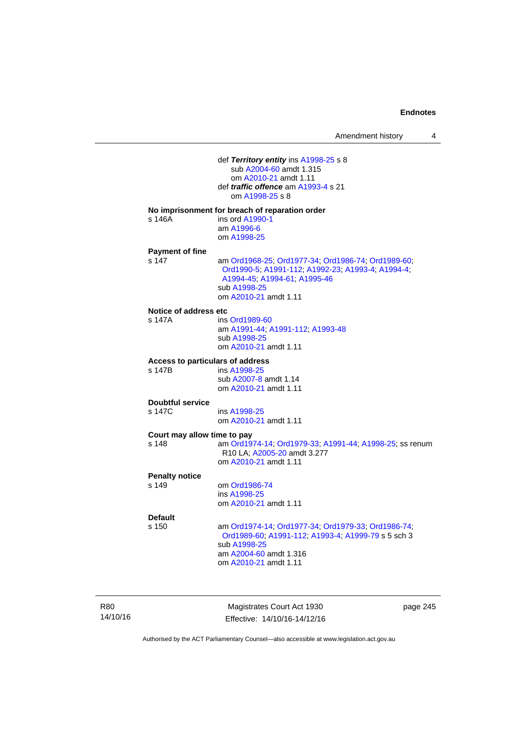def ***Territory entity*** ins A1998-25 s 8
sub A2004-60 amdt 1.315
om A2010-21 amdt 1.11
def ***traffic offence*** am A1993-4 s 21
om A1998-25 s 8

**No imprisonment for breach of reparation order**

s 146A ins ord A1990-1
am A1996-6
om A1998-25

**Payment of fine**

s 147 am Ord1968-25; Ord1977-34; Ord1986-74; Ord1989-60; Ord1990-5; A1991-112; A1992-23; A1993-4; A1994-4; A1994-45; A1994-61; A1995-46
sub A1998-25
om A2010-21 amdt 1.11

**Notice of address etc**

s 147A ins Ord1989-60
am A1991-44; A1991-112; A1993-48
sub A1998-25
om A2010-21 amdt 1.11

**Access to particulars of address**

s 147B ins A1998-25
sub A2007-8 amdt 1.14
om A2010-21 amdt 1.11

**Doubtful service**

s 147C ins A1998-25
om A2010-21 amdt 1.11

**Court may allow time to pay**

s 148 am Ord1974-14; Ord1979-33; A1991-44; A1998-25; ss renum R10 LA; A2005-20 amdt 3.277
om A2010-21 amdt 1.11

**Penalty notice**

s 149 om Ord1986-74
ins A1998-25
om A2010-21 amdt 1.11

**Default**

s 150 am Ord1974-14; Ord1977-34; Ord1979-33; Ord1986-74; Ord1989-60; A1991-112; A1993-4; A1999-79 s 5 sch 3
sub A1998-25
am A2004-60 amdt 1.316
om A2010-21 amdt 1.11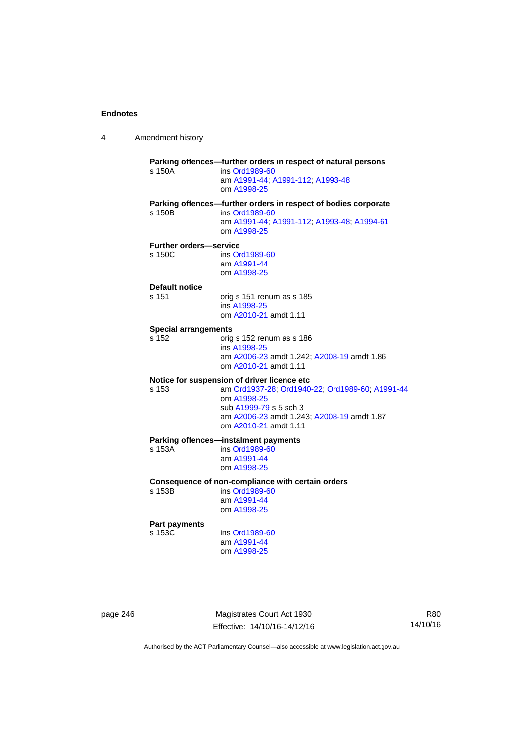**Parking offences—further orders in respect of natural persons**

s 150A ins Ord1989-60
am A1991-44; A1991-112; A1993-48
om A1998-25

**Parking offences—further orders in respect of bodies corporate**

s 150B ins Ord1989-60
am A1991-44; A1991-112; A1993-48; A1994-61
om A1998-25

**Further orders—service**

s 150C ins Ord1989-60
am A1991-44
om A1998-25

**Default notice**

s 151 orig s 151 renum as s 185
ins A1998-25
om A2010-21 amdt 1.11

**Special arrangements**

s 152 orig s 152 renum as s 186
ins A1998-25
am A2006-23 amdt 1.242; A2008-19 amdt 1.86
om A2010-21 amdt 1.11

**Notice for suspension of driver licence etc**

s 153 am Ord1937-28; Ord1940-22; Ord1989-60; A1991-44
om A1998-25
sub A1999-79 s 5 sch 3
am A2006-23 amdt 1.243; A2008-19 amdt 1.87
om A2010-21 amdt 1.11

**Parking offences—instalment payments**

s 153A ins Ord1989-60
am A1991-44
om A1998-25

**Consequence of non-compliance with certain orders**

s 153B ins Ord1989-60
am A1991-44
om A1998-25

**Part payments**

s 153C ins Ord1989-60
am A1991-44
om A1998-25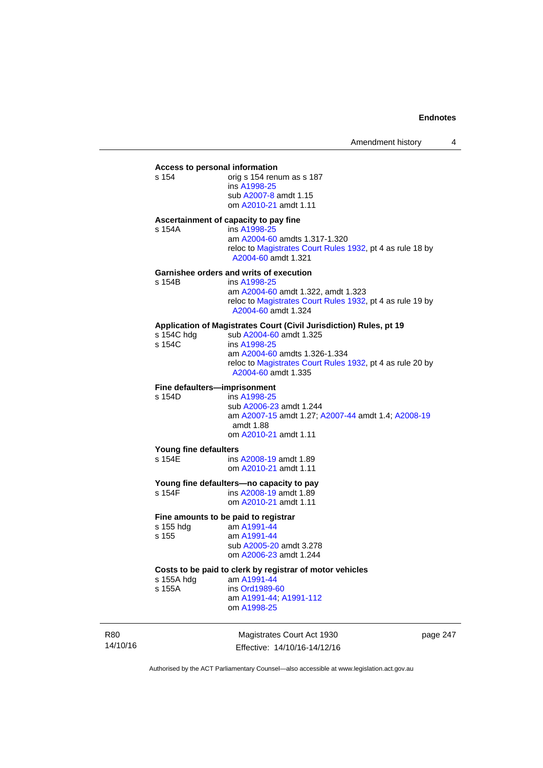**Access to personal information**

s 154 orig s 154 renum as s 187
ins A1998-25
sub A2007-8 amdt 1.15
om A2010-21 amdt 1.11

**Ascertainment of capacity to pay fine**

s 154A ins A1998-25
am A2004-60 amdts 1.317-1.320
reloc to Magistrates Court Rules 1932, pt 4 as rule 18 by A2004-60 amdt 1.321

**Garnishee orders and writs of execution**

s 154B ins A1998-25
am A2004-60 amdt 1.322, amdt 1.323
reloc to Magistrates Court Rules 1932, pt 4 as rule 19 by A2004-60 amdt 1.324

**Application of Magistrates Court (Civil Jurisdiction) Rules, pt 19**

s 154C hdg sub A2004-60 amdt 1.325

s 154C ins A1998-25
am A2004-60 amdts 1.326-1.334
reloc to Magistrates Court Rules 1932, pt 4 as rule 20 by A2004-60 amdt 1.335

**Fine defaulters—imprisonment**

s 154D ins A1998-25
sub A2006-23 amdt 1.244
am A2007-15 amdt 1.27; A2007-44 amdt 1.4; A2008-19 amdt 1.88
om A2010-21 amdt 1.11

**Young fine defaulters**

s 154E ins A2008-19 amdt 1.89
om A2010-21 amdt 1.11

**Young fine defaulters—no capacity to pay**

s 154F ins A2008-19 amdt 1.89
om A2010-21 amdt 1.11

**Fine amounts to be paid to registrar**

s 155 hdg am A1991-44

s 155 am A1991-44
sub A2005-20 amdt 3.278
om A2006-23 amdt 1.244

**Costs to be paid to clerk by registrar of motor vehicles**

s 155A hdg am A1991-44

s 155A ins Ord1989-60
am A1991-44; A1991-112
om A1998-25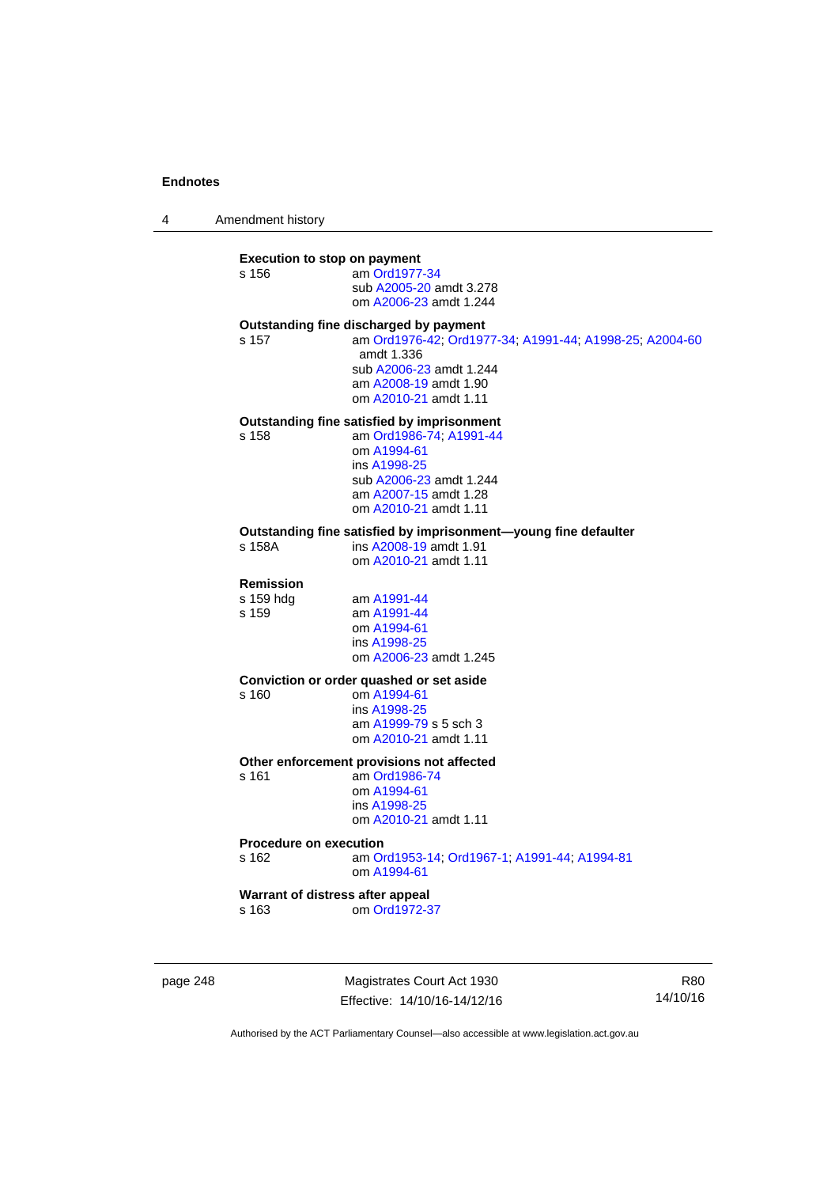**Execution to stop on payment**

s 156 am Ord1977-34
sub A2005-20 amdt 3.278
om A2006-23 amdt 1.244

**Outstanding fine discharged by payment**

s 157 am Ord1976-42; Ord1977-34; A1991-44; A1998-25; A2004-60 amdt 1.336
sub A2006-23 amdt 1.244
am A2008-19 amdt 1.90
om A2010-21 amdt 1.11

**Outstanding fine satisfied by imprisonment**

s 158 am Ord1986-74; A1991-44
om A1994-61
ins A1998-25
sub A2006-23 amdt 1.244
am A2007-15 amdt 1.28
om A2010-21 amdt 1.11

**Outstanding fine satisfied by imprisonment—young fine defaulter**

s 158A ins A2008-19 amdt 1.91
om A2010-21 amdt 1.11

**Remission**

s 159 hdg am A1991-44
s 159 am A1991-44
om A1994-61
ins A1998-25
om A2006-23 amdt 1.245

**Conviction or order quashed or set aside**

s 160 om A1994-61
ins A1998-25
am A1999-79 s 5 sch 3
om A2010-21 amdt 1.11

**Other enforcement provisions not affected**

s 161 am Ord1986-74
om A1994-61
ins A1998-25
om A2010-21 amdt 1.11

**Procedure on execution**

s 162 am Ord1953-14; Ord1967-1; A1991-44; A1994-81
om A1994-61

**Warrant of distress after appeal**

s 163 om Ord1972-37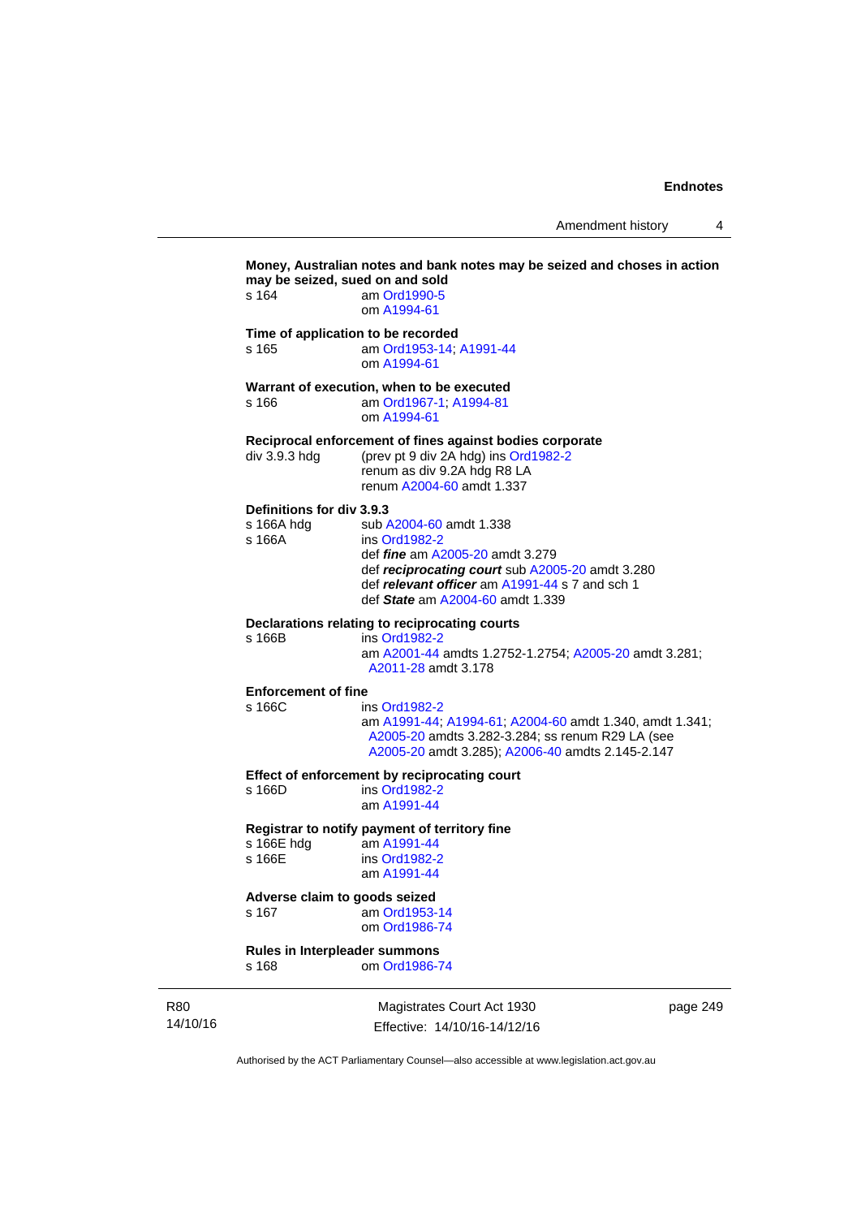**Money, Australian notes and bank notes may be seized and choses in action may be seized, sued on and sold**

s 164 am Ord1990-5
om A1994-61

**Time of application to be recorded**

s 165 am Ord1953-14; A1991-44
om A1994-61

**Warrant of execution, when to be executed**

s 166 am Ord1967-1; A1994-81
om A1994-61

**Reciprocal enforcement of fines against bodies corporate**

div 3.9.3 hdg (prev pt 9 div 2A hdg) ins Ord1982-2
renum as div 9.2A hdg R8 LA
renum A2004-60 amdt 1.337

**Definitions for div 3.9.3**

s 166A hdg sub A2004-60 amdt 1.338

s 166A ins Ord1982-2
def ***fine*** am A2005-20 amdt 3.279
def ***reciprocating court*** sub A2005-20 amdt 3.280
def ***relevant officer*** am A1991-44 s 7 and sch 1
def ***State*** am A2004-60 amdt 1.339

**Declarations relating to reciprocating courts**

s 166B ins Ord1982-2
am A2001-44 amdts 1.2752-1.2754; A2005-20 amdt 3.281; A2011-28 amdt 3.178

**Enforcement of fine**

s 166C ins Ord1982-2
am A1991-44; A1994-61; A2004-60 amdt 1.340, amdt 1.341; A2005-20 amdts 3.282-3.284; ss renum R29 LA (see A2005-20 amdt 3.285); A2006-40 amdts 2.145-2.147

**Effect of enforcement by reciprocating court**

s 166D ins Ord1982-2
am A1991-44

**Registrar to notify payment of territory fine**

s 166E hdg am A1991-44

s 166E ins Ord1982-2
am A1991-44

**Adverse claim to goods seized**

s 167 am Ord1953-14
om Ord1986-74

**Rules in Interpleader summons**

s 168 om Ord1986-74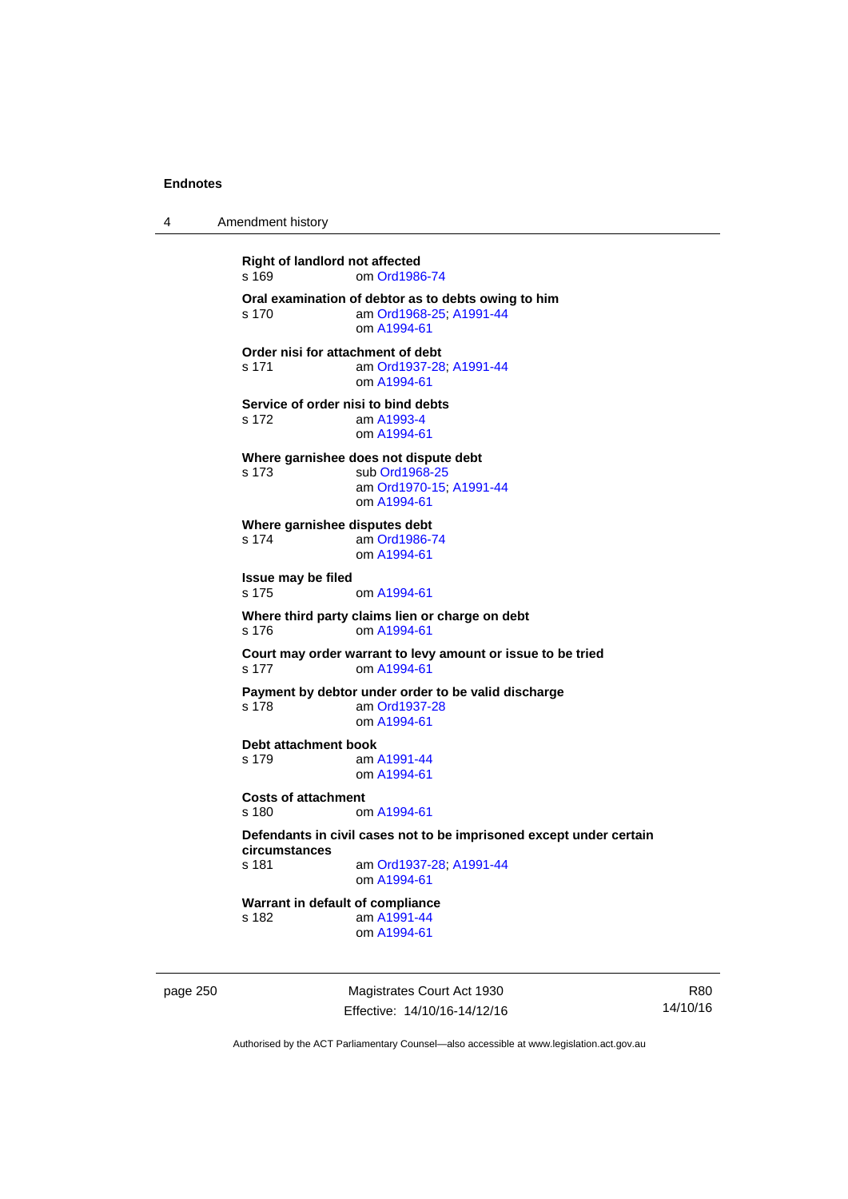**Right of landlord not affected**
s 169 om Ord1986-74

**Oral examination of debtor as to debts owing to him**
s 170 am Ord1968-25; A1991-44
om A1994-61

**Order nisi for attachment of debt**
s 171 am Ord1937-28; A1991-44
om A1994-61

**Service of order nisi to bind debts**
s 172 am A1993-4
om A1994-61

**Where garnishee does not dispute debt**
s 173 sub Ord1968-25
am Ord1970-15; A1991-44
om A1994-61

**Where garnishee disputes debt**
s 174 am Ord1986-74
om A1994-61

**Issue may be filed**
s 175 om A1994-61

**Where third party claims lien or charge on debt**
s 176 om A1994-61

**Court may order warrant to levy amount or issue to be tried**
s 177 om A1994-61

**Payment by debtor under order to be valid discharge**
s 178 am Ord1937-28
om A1994-61

**Debt attachment book**
s 179 am A1991-44
om A1994-61

**Costs of attachment**
s 180 om A1994-61

**Defendants in civil cases not to be imprisoned except under certain circumstances**
s 181 am Ord1937-28; A1991-44
om A1994-61

**Warrant in default of compliance**
s 182 am A1991-44
om A1994-61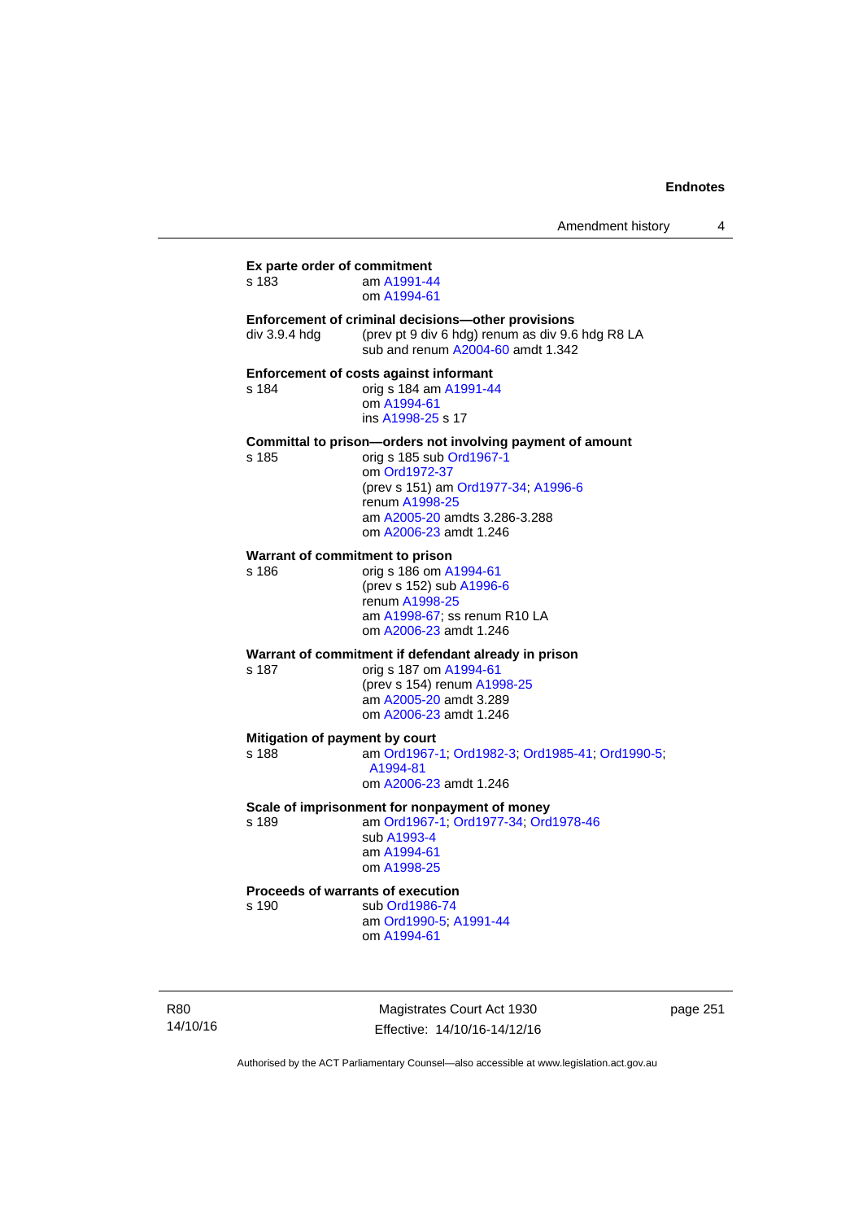**Ex parte order of commitment**

s 183 am A1991-44
om A1994-61

**Enforcement of criminal decisions—other provisions**

div 3.9.4 hdg (prev pt 9 div 6 hdg) renum as div 9.6 hdg R8 LA
sub and renum A2004-60 amdt 1.342

**Enforcement of costs against informant**

s 184 orig s 184 am A1991-44
om A1994-61
ins A1998-25 s 17

**Committal to prison—orders not involving payment of amount**

s 185 orig s 185 sub Ord1967-1
om Ord1972-37
(prev s 151) am Ord1977-34; A1996-6
renum A1998-25
am A2005-20 amdts 3.286-3.288
om A2006-23 amdt 1.246

**Warrant of commitment to prison**

s 186 orig s 186 om A1994-61
(prev s 152) sub A1996-6
renum A1998-25
am A1998-67; ss renum R10 LA
om A2006-23 amdt 1.246

**Warrant of commitment if defendant already in prison**

s 187 orig s 187 om A1994-61
(prev s 154) renum A1998-25
am A2005-20 amdt 3.289
om A2006-23 amdt 1.246

**Mitigation of payment by court**

s 188 am Ord1967-1; Ord1982-3; Ord1985-41; Ord1990-5; A1994-81
om A2006-23 amdt 1.246

**Scale of imprisonment for nonpayment of money**

s 189 am Ord1967-1; Ord1977-34; Ord1978-46
sub A1993-4
am A1994-61
om A1998-25

**Proceeds of warrants of execution**

s 190 sub Ord1986-74
am Ord1990-5; A1991-44
om A1994-61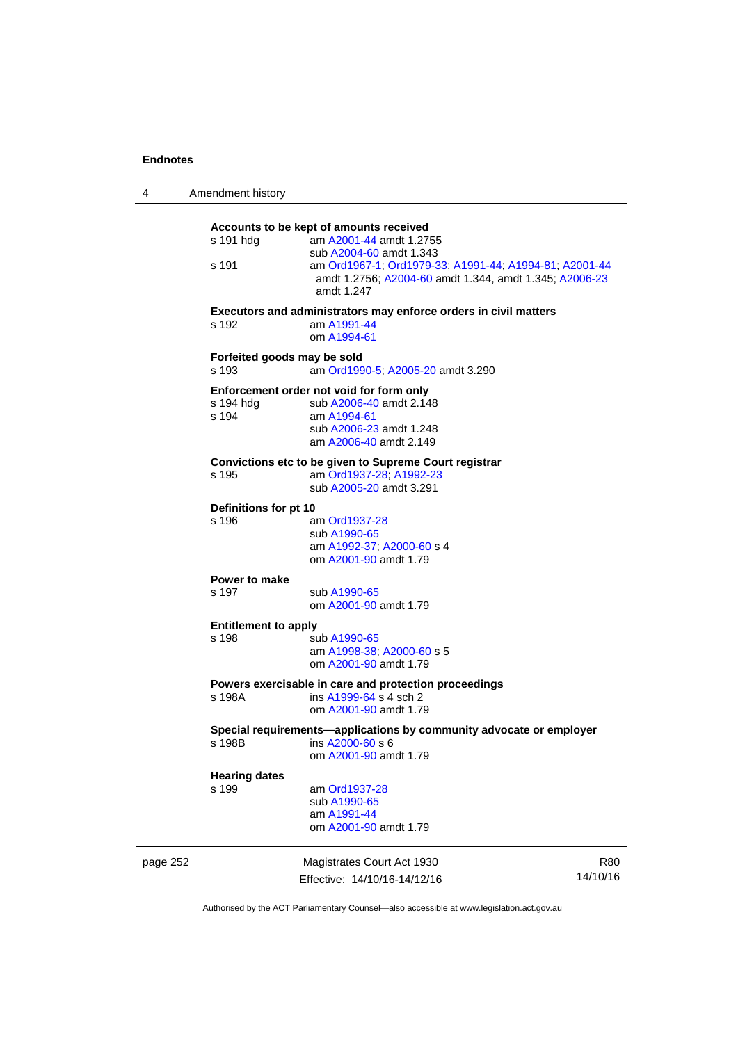**Accounts to be kept of amounts received**

s 191 hdg — am A2001-44 amdt 1.2755
sub A2004-60 amdt 1.343

s 191 — am Ord1967-1; Ord1979-33; A1991-44; A1994-81; A2001-44 amdt 1.2756; A2004-60 amdt 1.344, amdt 1.345; A2006-23 amdt 1.247

**Executors and administrators may enforce orders in civil matters**

s 192 — am A1991-44
om A1994-61

**Forfeited goods may be sold**

s 193 — am Ord1990-5; A2005-20 amdt 3.290

**Enforcement order not void for form only**

s 194 hdg — sub A2006-40 amdt 2.148

s 194 — am A1994-61
sub A2006-23 amdt 1.248
am A2006-40 amdt 2.149

**Convictions etc to be given to Supreme Court registrar**

s 195 — am Ord1937-28; A1992-23
sub A2005-20 amdt 3.291

**Definitions for pt 10**

s 196 — am Ord1937-28
sub A1990-65
am A1992-37; A2000-60 s 4
om A2001-90 amdt 1.79

**Power to make**

s 197 — sub A1990-65
om A2001-90 amdt 1.79

**Entitlement to apply**

s 198 — sub A1990-65
am A1998-38; A2000-60 s 5
om A2001-90 amdt 1.79

**Powers exercisable in care and protection proceedings**

s 198A — ins A1999-64 s 4 sch 2
om A2001-90 amdt 1.79

**Special requirements—applications by community advocate or employer**

s 198B — ins A2000-60 s 6
om A2001-90 amdt 1.79

**Hearing dates**

s 199 — am Ord1937-28
sub A1990-65
am A1991-44
om A2001-90 amdt 1.79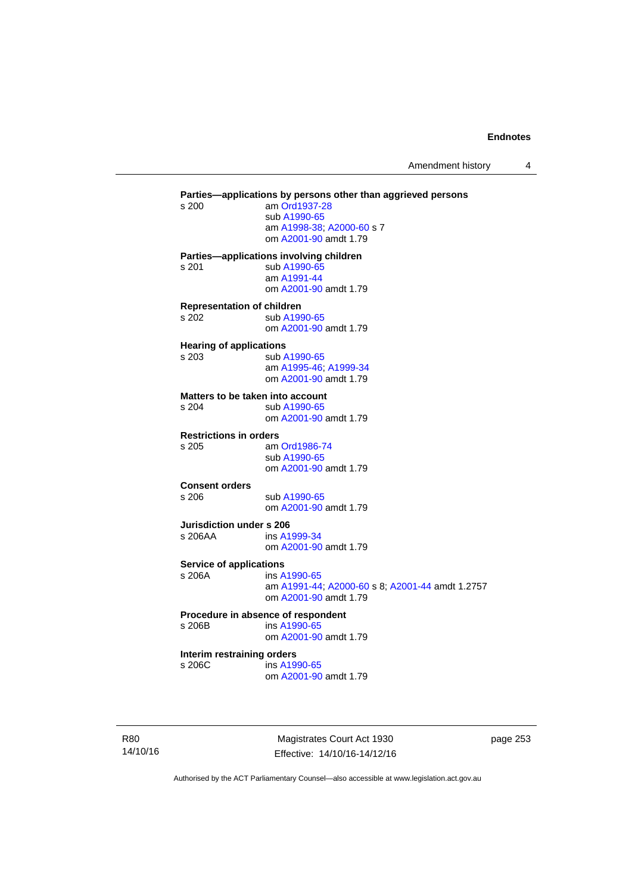**Parties—applications by persons other than aggrieved persons**

s 200 am Ord1937-28
sub A1990-65
am A1998-38; A2000-60 s 7
om A2001-90 amdt 1.79

**Parties—applications involving children**

s 201 sub A1990-65
am A1991-44
om A2001-90 amdt 1.79

**Representation of children**

s 202 sub A1990-65
om A2001-90 amdt 1.79

**Hearing of applications**

s 203 sub A1990-65
am A1995-46; A1999-34
om A2001-90 amdt 1.79

**Matters to be taken into account**

s 204 sub A1990-65
om A2001-90 amdt 1.79

**Restrictions in orders**

s 205 am Ord1986-74
sub A1990-65
om A2001-90 amdt 1.79

**Consent orders**

s 206 sub A1990-65
om A2001-90 amdt 1.79

**Jurisdiction under s 206**

s 206AA ins A1999-34
om A2001-90 amdt 1.79

**Service of applications**

s 206A ins A1990-65
am A1991-44; A2000-60 s 8; A2001-44 amdt 1.2757
om A2001-90 amdt 1.79

**Procedure in absence of respondent**

s 206B ins A1990-65
om A2001-90 amdt 1.79

**Interim restraining orders**

s 206C ins A1990-65
om A2001-90 amdt 1.79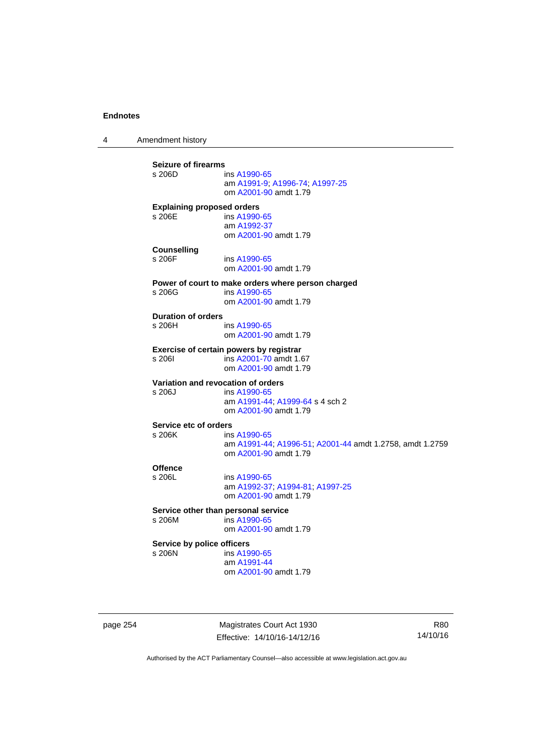**Seizure of firearms**

s 206D ins A1990-65
am A1991-9; A1996-74; A1997-25
om A2001-90 amdt 1.79

**Explaining proposed orders**

s 206E ins A1990-65
am A1992-37
om A2001-90 amdt 1.79

**Counselling**

s 206F ins A1990-65
om A2001-90 amdt 1.79

**Power of court to make orders where person charged**

s 206G ins A1990-65
om A2001-90 amdt 1.79

**Duration of orders**

s 206H ins A1990-65
om A2001-90 amdt 1.79

**Exercise of certain powers by registrar**

s 206I ins A2001-70 amdt 1.67
om A2001-90 amdt 1.79

**Variation and revocation of orders**

s 206J ins A1990-65
am A1991-44; A1999-64 s 4 sch 2
om A2001-90 amdt 1.79

**Service etc of orders**

s 206K ins A1990-65
am A1991-44; A1996-51; A2001-44 amdt 1.2758, amdt 1.2759
om A2001-90 amdt 1.79

**Offence**

s 206L ins A1990-65
am A1992-37; A1994-81; A1997-25
om A2001-90 amdt 1.79

**Service other than personal service**

s 206M ins A1990-65
om A2001-90 amdt 1.79

**Service by police officers**

s 206N ins A1990-65
am A1991-44
om A2001-90 amdt 1.79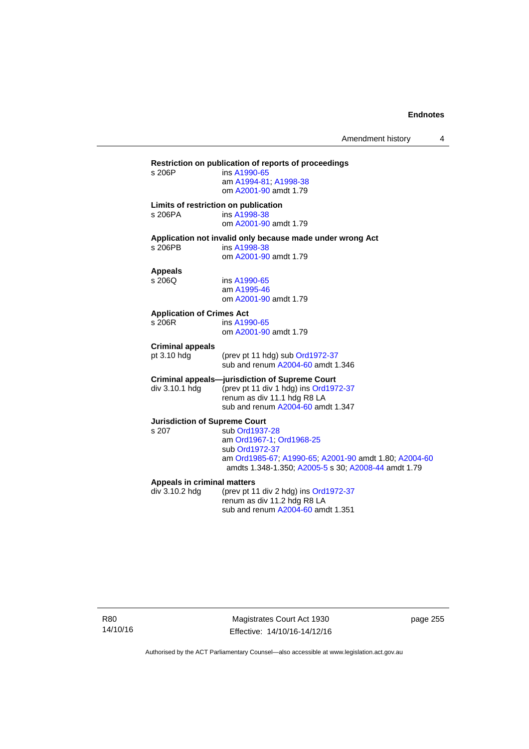**Restriction on publication of reports of proceedings**

s 206P ins A1990-65
am A1994-81; A1998-38
om A2001-90 amdt 1.79

**Limits of restriction on publication**

s 206PA ins A1998-38
om A2001-90 amdt 1.79

**Application not invalid only because made under wrong Act**

s 206PB ins A1998-38
om A2001-90 amdt 1.79

**Appeals**

s 206Q ins A1990-65
am A1995-46
om A2001-90 amdt 1.79

**Application of Crimes Act**

s 206R ins A1990-65
om A2001-90 amdt 1.79

**Criminal appeals**

pt 3.10 hdg (prev pt 11 hdg) sub Ord1972-37
sub and renum A2004-60 amdt 1.346

**Criminal appeals—jurisdiction of Supreme Court**

div 3.10.1 hdg (prev pt 11 div 1 hdg) ins Ord1972-37
renum as div 11.1 hdg R8 LA
sub and renum A2004-60 amdt 1.347

**Jurisdiction of Supreme Court**

s 207 sub Ord1937-28
am Ord1967-1; Ord1968-25
sub Ord1972-37
am Ord1985-67; A1990-65; A2001-90 amdt 1.80; A2004-60 amdts 1.348-1.350; A2005-5 s 30; A2008-44 amdt 1.79

**Appeals in criminal matters**

div 3.10.2 hdg (prev pt 11 div 2 hdg) ins Ord1972-37
renum as div 11.2 hdg R8 LA
sub and renum A2004-60 amdt 1.351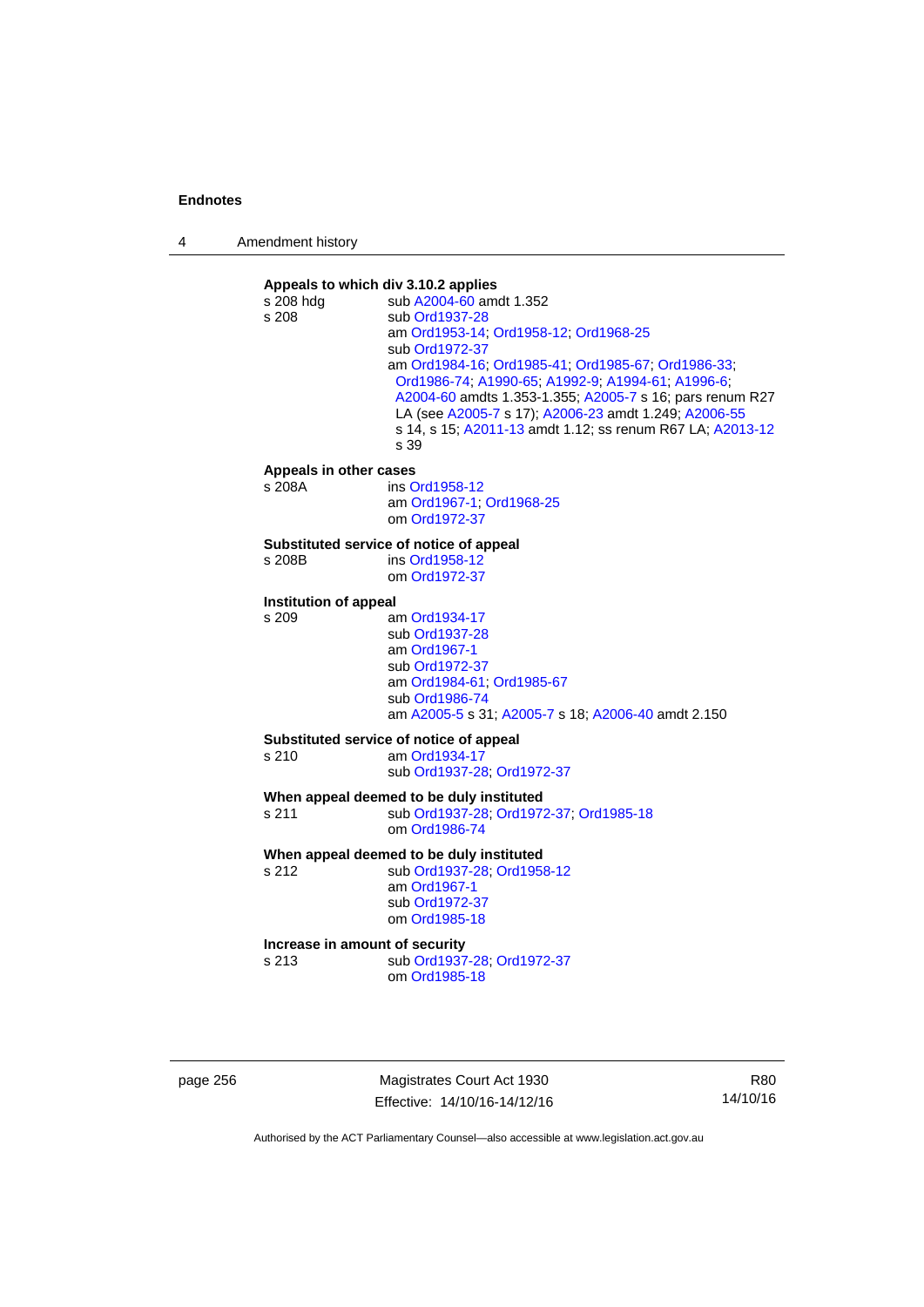**Appeals to which div 3.10.2 applies**

s 208 hdg sub A2004-60 amdt 1.352

s 208 sub Ord1937-28
am Ord1953-14; Ord1958-12; Ord1968-25
sub Ord1972-37
am Ord1984-16; Ord1985-41; Ord1985-67; Ord1986-33; Ord1986-74; A1990-65; A1992-9; A1994-61; A1996-6; A2004-60 amdts 1.353-1.355; A2005-7 s 16; pars renum R27 LA (see A2005-7 s 17); A2006-23 amdt 1.249; A2006-55 s 14, s 15; A2011-13 amdt 1.12; ss renum R67 LA; A2013-12 s 39

**Appeals in other cases**

s 208A ins Ord1958-12
am Ord1967-1; Ord1968-25
om Ord1972-37

**Substituted service of notice of appeal**

s 208B ins Ord1958-12
om Ord1972-37

**Institution of appeal**

s 209 am Ord1934-17
sub Ord1937-28
am Ord1967-1
sub Ord1972-37
am Ord1984-61; Ord1985-67
sub Ord1986-74
am A2005-5 s 31; A2005-7 s 18; A2006-40 amdt 2.150

**Substituted service of notice of appeal**

s 210 am Ord1934-17
sub Ord1937-28; Ord1972-37

**When appeal deemed to be duly instituted**

s 211 sub Ord1937-28; Ord1972-37; Ord1985-18
om Ord1986-74

**When appeal deemed to be duly instituted**

s 212 sub Ord1937-28; Ord1958-12
am Ord1967-1
sub Ord1972-37
om Ord1985-18

**Increase in amount of security**

s 213 sub Ord1937-28; Ord1972-37
om Ord1985-18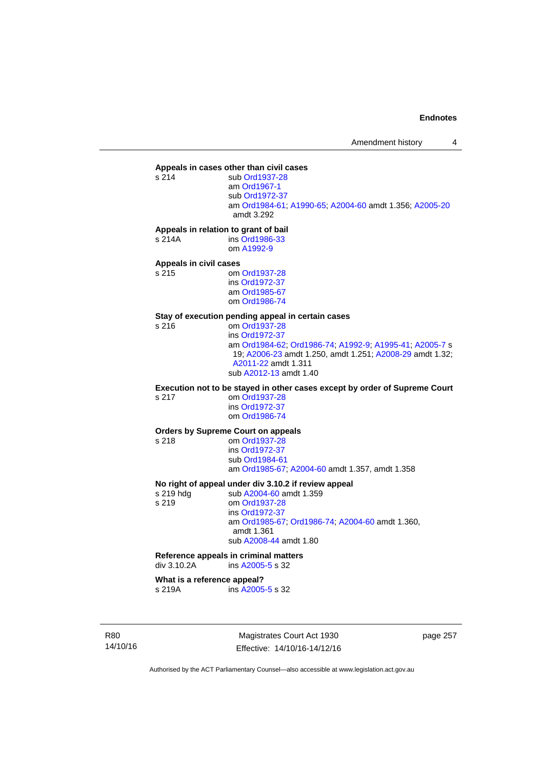**Appeals in cases other than civil cases**

s 214 sub Ord1937-28
am Ord1967-1
sub Ord1972-37
am Ord1984-61; A1990-65; A2004-60 amdt 1.356; A2005-20 amdt 3.292

**Appeals in relation to grant of bail**

s 214A ins Ord1986-33
om A1992-9

**Appeals in civil cases**

s 215 om Ord1937-28
ins Ord1972-37
am Ord1985-67
om Ord1986-74

**Stay of execution pending appeal in certain cases**

s 216 om Ord1937-28
ins Ord1972-37
am Ord1984-62; Ord1986-74; A1992-9; A1995-41; A2005-7 s 19; A2006-23 amdt 1.250, amdt 1.251; A2008-29 amdt 1.32; A2011-22 amdt 1.311
sub A2012-13 amdt 1.40

**Execution not to be stayed in other cases except by order of Supreme Court**

s 217 om Ord1937-28
ins Ord1972-37
om Ord1986-74

**Orders by Supreme Court on appeals**

s 218 om Ord1937-28
ins Ord1972-37
sub Ord1984-61
am Ord1985-67; A2004-60 amdt 1.357, amdt 1.358

**No right of appeal under div 3.10.2 if review appeal**

s 219 hdg sub A2004-60 amdt 1.359
s 219 om Ord1937-28
ins Ord1972-37
am Ord1985-67; Ord1986-74; A2004-60 amdt 1.360, amdt 1.361
sub A2008-44 amdt 1.80

**Reference appeals in criminal matters**

div 3.10.2A ins A2005-5 s 32

**What is a reference appeal?**

s 219A ins A2005-5 s 32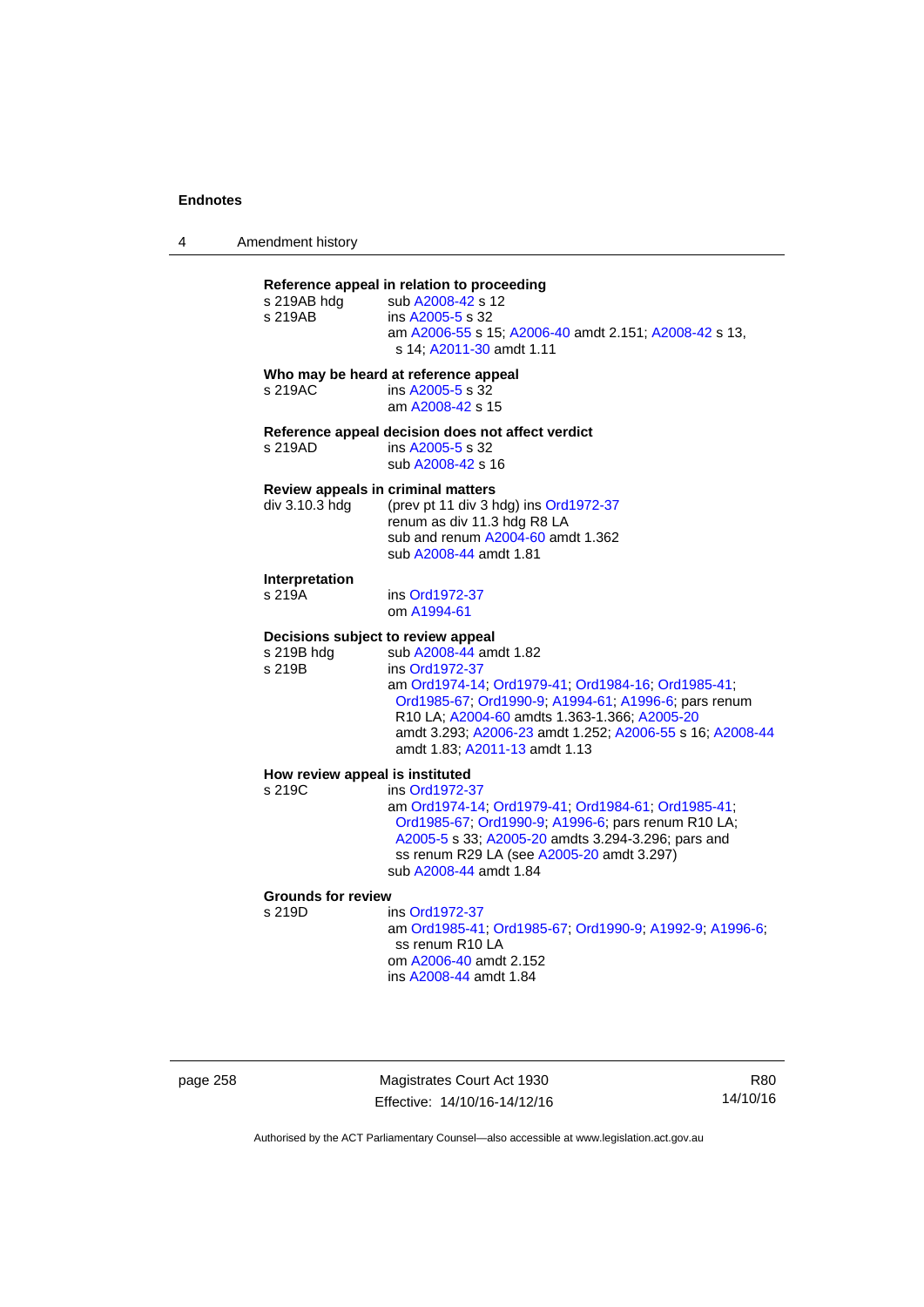**Reference appeal in relation to proceeding**

s 219AB hdg sub A2008-42 s 12
s 219AB ins A2005-5 s 32
am A2006-55 s 15; A2006-40 amdt 2.151; A2008-42 s 13, s 14; A2011-30 amdt 1.11

**Who may be heard at reference appeal**

s 219AC ins A2005-5 s 32
am A2008-42 s 15

**Reference appeal decision does not affect verdict**

s 219AD ins A2005-5 s 32
sub A2008-42 s 16

**Review appeals in criminal matters**

div 3.10.3 hdg (prev pt 11 div 3 hdg) ins Ord1972-37
renum as div 11.3 hdg R8 LA
sub and renum A2004-60 amdt 1.362
sub A2008-44 amdt 1.81

**Interpretation**

s 219A ins Ord1972-37
om A1994-61

**Decisions subject to review appeal**

s 219B hdg sub A2008-44 amdt 1.82
s 219B ins Ord1972-37
am Ord1974-14; Ord1979-41; Ord1984-16; Ord1985-41; Ord1985-67; Ord1990-9; A1994-61; A1996-6; pars renum R10 LA; A2004-60 amdts 1.363-1.366; A2005-20 amdt 3.293; A2006-23 amdt 1.252; A2006-55 s 16; A2008-44 amdt 1.83; A2011-13 amdt 1.13

**How review appeal is instituted**

s 219C ins Ord1972-37
am Ord1974-14; Ord1979-41; Ord1984-61; Ord1985-41; Ord1985-67; Ord1990-9; A1996-6; pars renum R10 LA; A2005-5 s 33; A2005-20 amdts 3.294-3.296; pars and ss renum R29 LA (see A2005-20 amdt 3.297)
sub A2008-44 amdt 1.84

**Grounds for review**

s 219D ins Ord1972-37
am Ord1985-41; Ord1985-67; Ord1990-9; A1992-9; A1996-6; ss renum R10 LA
om A2006-40 amdt 2.152
ins A2008-44 amdt 1.84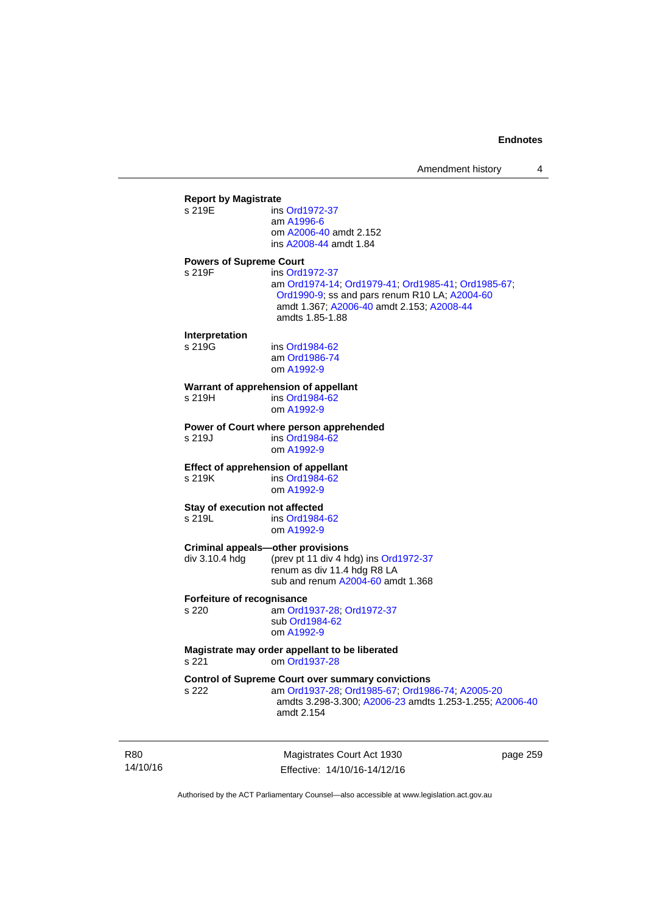**Report by Magistrate**

s 219E ins Ord1972-37
am A1996-6
om A2006-40 amdt 2.152
ins A2008-44 amdt 1.84

**Powers of Supreme Court**

s 219F ins Ord1972-37
am Ord1974-14; Ord1979-41; Ord1985-41; Ord1985-67; Ord1990-9; ss and pars renum R10 LA; A2004-60 amdt 1.367; A2006-40 amdt 2.153; A2008-44 amdts 1.85-1.88

**Interpretation**

s 219G ins Ord1984-62
am Ord1986-74
om A1992-9

**Warrant of apprehension of appellant**

s 219H ins Ord1984-62
om A1992-9

**Power of Court where person apprehended**

s 219J ins Ord1984-62
om A1992-9

**Effect of apprehension of appellant**

s 219K ins Ord1984-62
om A1992-9

**Stay of execution not affected**

s 219L ins Ord1984-62
om A1992-9

**Criminal appeals—other provisions**

div 3.10.4 hdg (prev pt 11 div 4 hdg) ins Ord1972-37
renum as div 11.4 hdg R8 LA
sub and renum A2004-60 amdt 1.368

**Forfeiture of recognisance**

s 220 am Ord1937-28; Ord1972-37
sub Ord1984-62
om A1992-9

**Magistrate may order appellant to be liberated**

s 221 om Ord1937-28

**Control of Supreme Court over summary convictions**

s 222 am Ord1937-28; Ord1985-67; Ord1986-74; A2005-20 amdts 3.298-3.300; A2006-23 amdts 1.253-1.255; A2006-40 amdt 2.154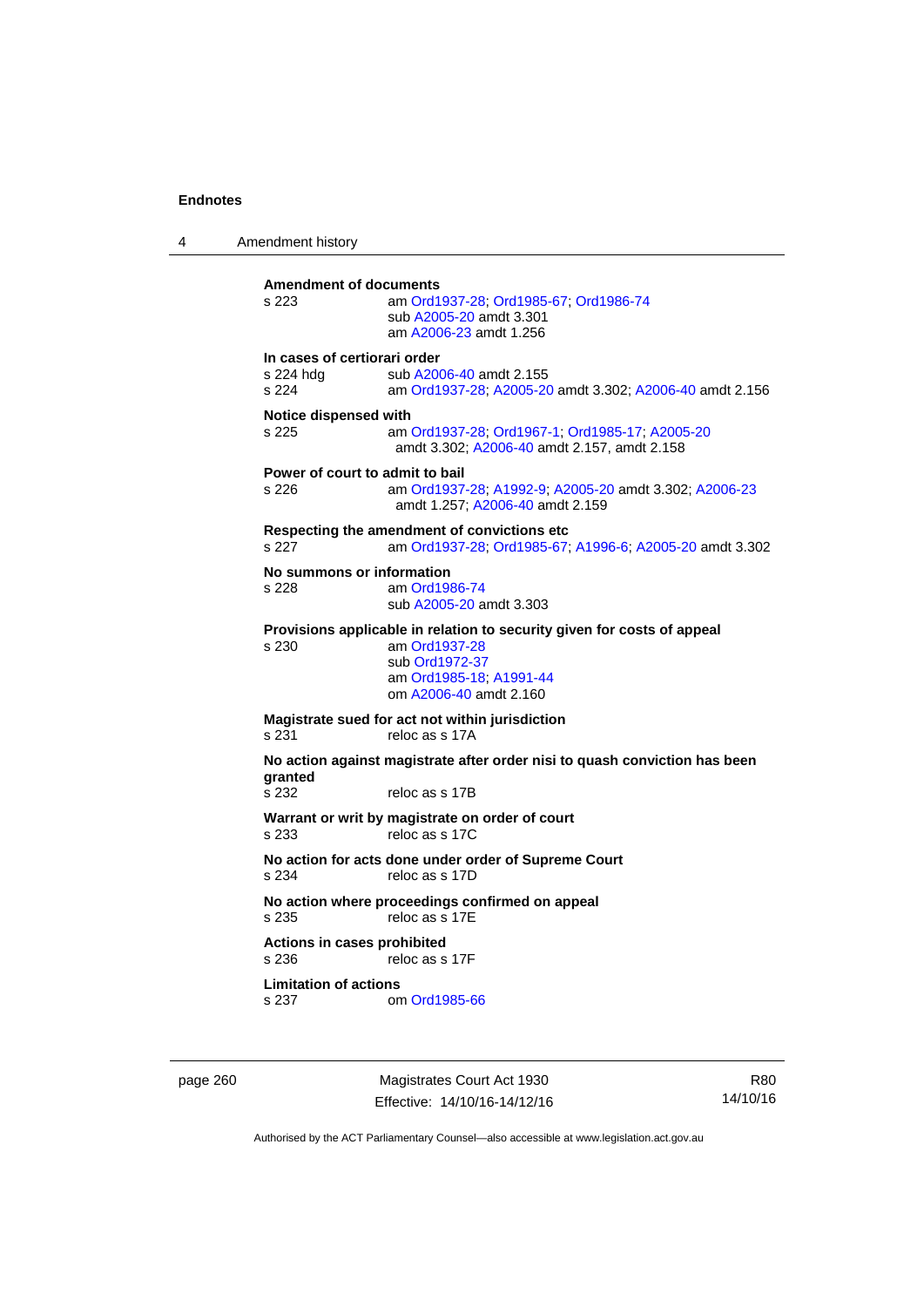**Amendment of documents**
s 223 am Ord1937-28; Ord1985-67; Ord1986-74
sub A2005-20 amdt 3.301
am A2006-23 amdt 1.256

**In cases of certiorari order**
s 224 hdg sub A2006-40 amdt 2.155
s 224 am Ord1937-28; A2005-20 amdt 3.302; A2006-40 amdt 2.156

**Notice dispensed with**
s 225 am Ord1937-28; Ord1967-1; Ord1985-17; A2005-20 amdt 3.302; A2006-40 amdt 2.157, amdt 2.158

**Power of court to admit to bail**
s 226 am Ord1937-28; A1992-9; A2005-20 amdt 3.302; A2006-23 amdt 1.257; A2006-40 amdt 2.159

**Respecting the amendment of convictions etc**
s 227 am Ord1937-28; Ord1985-67; A1996-6; A2005-20 amdt 3.302

**No summons or information**
s 228 am Ord1986-74
sub A2005-20 amdt 3.303

**Provisions applicable in relation to security given for costs of appeal**
s 230 am Ord1937-28
sub Ord1972-37
am Ord1985-18; A1991-44
om A2006-40 amdt 2.160

**Magistrate sued for act not within jurisdiction**
s 231 reloc as s 17A

**No action against magistrate after order nisi to quash conviction has been granted**
s 232 reloc as s 17B

**Warrant or writ by magistrate on order of court**
s 233 reloc as s 17C

**No action for acts done under order of Supreme Court**
s 234 reloc as s 17D

**No action where proceedings confirmed on appeal**
s 235 reloc as s 17E

**Actions in cases prohibited**
s 236 reloc as s 17F

**Limitation of actions**
s 237 om Ord1985-66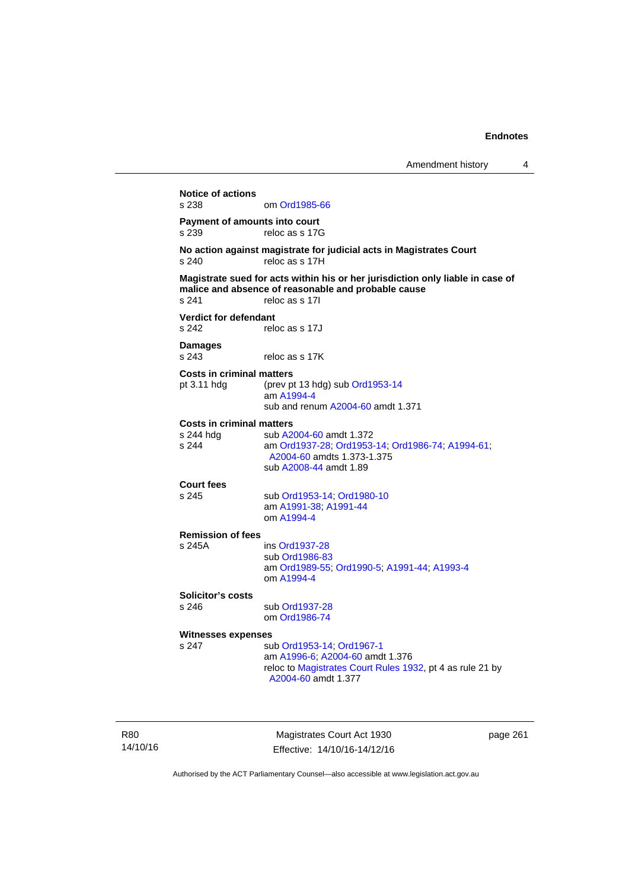**Notice of actions**

s 238 om Ord1985-66

**Payment of amounts into court**

s 239 reloc as s 17G

**No action against magistrate for judicial acts in Magistrates Court**

s 240 reloc as s 17H

**Magistrate sued for acts within his or her jurisdiction only liable in case of malice and absence of reasonable and probable cause**

s 241 reloc as s 17I

**Verdict for defendant**

s 242 reloc as s 17J

**Damages**

s 243 reloc as s 17K

**Costs in criminal matters**

pt 3.11 hdg (prev pt 13 hdg) sub Ord1953-14
am A1994-4
sub and renum A2004-60 amdt 1.371

**Costs in criminal matters**

s 244 hdg sub A2004-60 amdt 1.372
s 244 am Ord1937-28; Ord1953-14; Ord1986-74; A1994-61; A2004-60 amdts 1.373-1.375
sub A2008-44 amdt 1.89

**Court fees**

s 245 sub Ord1953-14; Ord1980-10
am A1991-38; A1991-44
om A1994-4

**Remission of fees**

s 245A ins Ord1937-28
sub Ord1986-83
am Ord1989-55; Ord1990-5; A1991-44; A1993-4
om A1994-4

**Solicitor's costs**

s 246 sub Ord1937-28
om Ord1986-74

**Witnesses expenses**

s 247 sub Ord1953-14; Ord1967-1
am A1996-6; A2004-60 amdt 1.376
reloc to Magistrates Court Rules 1932, pt 4 as rule 21 by A2004-60 amdt 1.377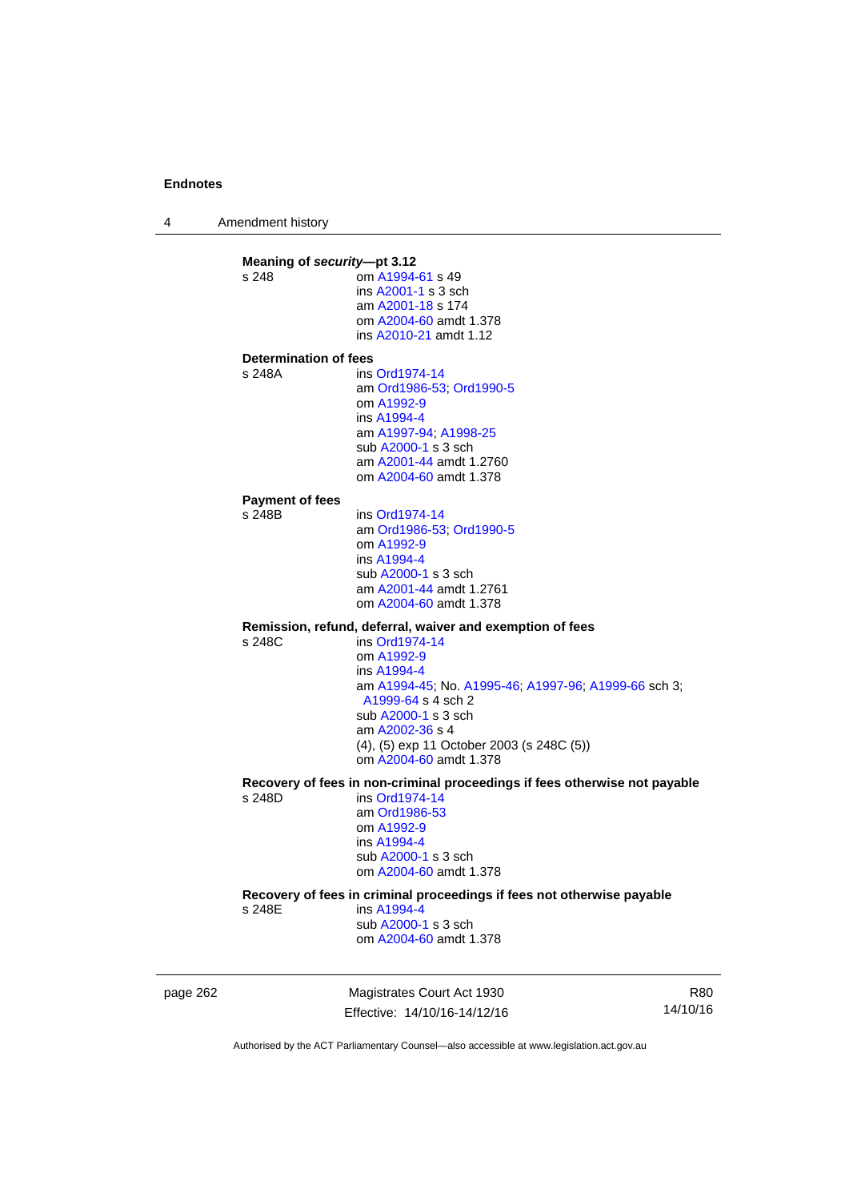**Meaning of *security*—pt 3.12**

s 248 om A1994-61 s 49
ins A2001-1 s 3 sch
am A2001-18 s 174
om A2004-60 amdt 1.378
ins A2010-21 amdt 1.12

**Determination of fees**

s 248A ins Ord1974-14
am Ord1986-53; Ord1990-5
om A1992-9
ins A1994-4
am A1997-94; A1998-25
sub A2000-1 s 3 sch
am A2001-44 amdt 1.2760
om A2004-60 amdt 1.378

**Payment of fees**

s 248B ins Ord1974-14
am Ord1986-53; Ord1990-5
om A1992-9
ins A1994-4
sub A2000-1 s 3 sch
am A2001-44 amdt 1.2761
om A2004-60 amdt 1.378

**Remission, refund, deferral, waiver and exemption of fees**

s 248C ins Ord1974-14
om A1992-9
ins A1994-4
am A1994-45; No. A1995-46; A1997-96; A1999-66 sch 3; A1999-64 s 4 sch 2
sub A2000-1 s 3 sch
am A2002-36 s 4
(4), (5) exp 11 October 2003 (s 248C (5))
om A2004-60 amdt 1.378

**Recovery of fees in non-criminal proceedings if fees otherwise not payable**

s 248D ins Ord1974-14
am Ord1986-53
om A1992-9
ins A1994-4
sub A2000-1 s 3 sch
om A2004-60 amdt 1.378

**Recovery of fees in criminal proceedings if fees not otherwise payable**

s 248E ins A1994-4
sub A2000-1 s 3 sch
om A2004-60 amdt 1.378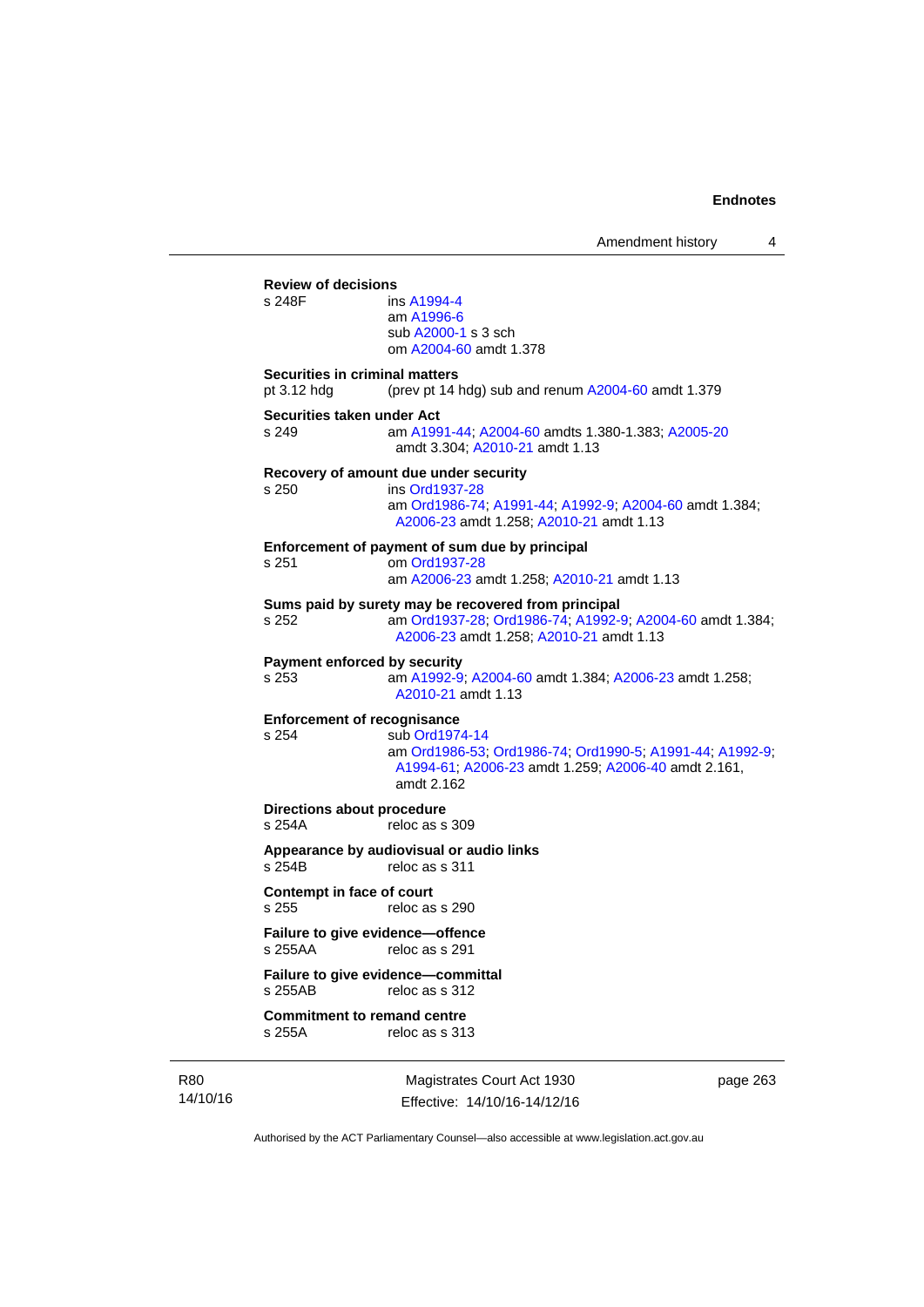**Review of decisions**

s 248F ins A1994-4
am A1996-6
sub A2000-1 s 3 sch
om A2004-60 amdt 1.378

**Securities in criminal matters**

pt 3.12 hdg (prev pt 14 hdg) sub and renum A2004-60 amdt 1.379

**Securities taken under Act**

s 249 am A1991-44; A2004-60 amdts 1.380-1.383; A2005-20 amdt 3.304; A2010-21 amdt 1.13

**Recovery of amount due under security**

s 250 ins Ord1937-28
am Ord1986-74; A1991-44; A1992-9; A2004-60 amdt 1.384; A2006-23 amdt 1.258; A2010-21 amdt 1.13

**Enforcement of payment of sum due by principal**

s 251 om Ord1937-28
am A2006-23 amdt 1.258; A2010-21 amdt 1.13

**Sums paid by surety may be recovered from principal**

s 252 am Ord1937-28; Ord1986-74; A1992-9; A2004-60 amdt 1.384; A2006-23 amdt 1.258; A2010-21 amdt 1.13

**Payment enforced by security**

s 253 am A1992-9; A2004-60 amdt 1.384; A2006-23 amdt 1.258; A2010-21 amdt 1.13

**Enforcement of recognisance**

s 254 sub Ord1974-14
am Ord1986-53; Ord1986-74; Ord1990-5; A1991-44; A1992-9; A1994-61; A2006-23 amdt 1.259; A2006-40 amdt 2.161, amdt 2.162

**Directions about procedure**

s 254A reloc as s 309

**Appearance by audiovisual or audio links**

s 254B reloc as s 311

**Contempt in face of court**

s 255 reloc as s 290

**Failure to give evidence—offence**

s 255AA reloc as s 291

**Failure to give evidence—committal**

s 255AB reloc as s 312

**Commitment to remand centre**

s 255A reloc as s 313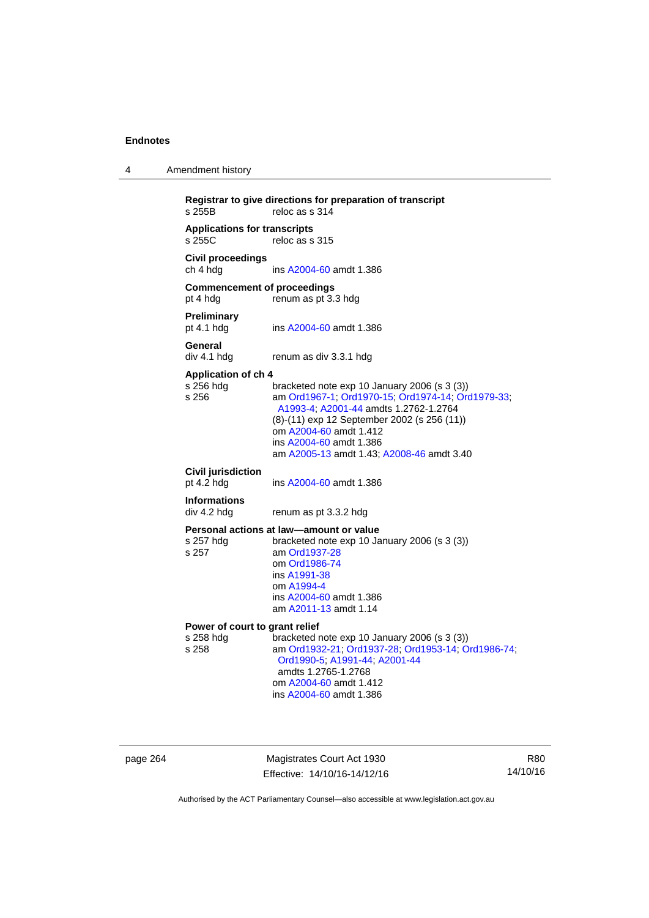**Registrar to give directions for preparation of transcript**
s 255B reloc as s 314

**Applications for transcripts**
s 255C reloc as s 315

**Civil proceedings**
ch 4 hdg ins A2004-60 amdt 1.386

**Commencement of proceedings**
pt 4 hdg renum as pt 3.3 hdg

**Preliminary**
pt 4.1 hdg ins A2004-60 amdt 1.386

**General**
div 4.1 hdg renum as div 3.3.1 hdg

**Application of ch 4**
s 256 hdg bracketed note exp 10 January 2006 (s 3 (3))
s 256 am Ord1967-1; Ord1970-15; Ord1974-14; Ord1979-33; A1993-4; A2001-44 amdts 1.2762-1.2764
(8)-(11) exp 12 September 2002 (s 256 (11))
om A2004-60 amdt 1.412
ins A2004-60 amdt 1.386
am A2005-13 amdt 1.43; A2008-46 amdt 3.40

**Civil jurisdiction**
pt 4.2 hdg ins A2004-60 amdt 1.386

**Informations**
div 4.2 hdg renum as pt 3.3.2 hdg

**Personal actions at law—amount or value**
s 257 hdg bracketed note exp 10 January 2006 (s 3 (3))
s 257 am Ord1937-28
om Ord1986-74
ins A1991-38
om A1994-4
ins A2004-60 amdt 1.386
am A2011-13 amdt 1.14

**Power of court to grant relief**
s 258 hdg bracketed note exp 10 January 2006 (s 3 (3))
s 258 am Ord1932-21; Ord1937-28; Ord1953-14; Ord1986-74; Ord1990-5; A1991-44; A2001-44 amdts 1.2765-1.2768
om A2004-60 amdt 1.412
ins A2004-60 amdt 1.386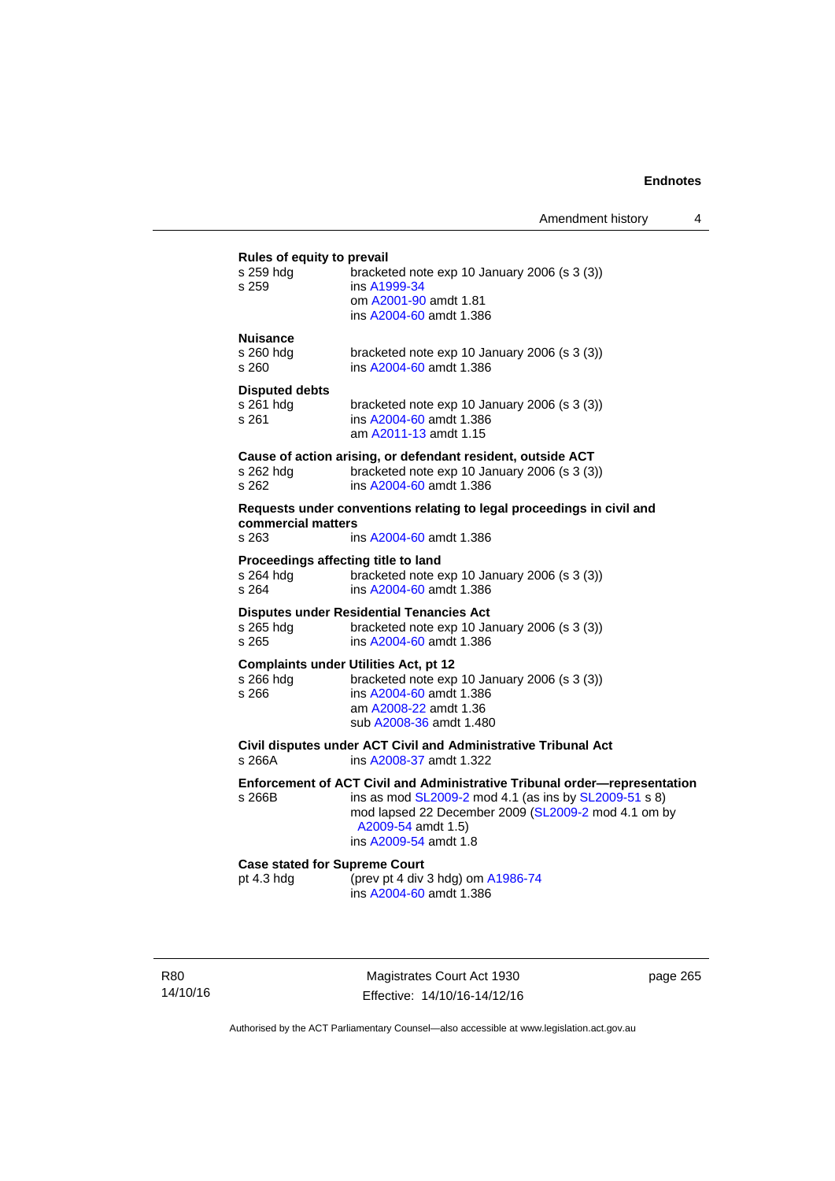**Rules of equity to prevail**

s 259 hdg bracketed note exp 10 January 2006 (s 3 (3))
s 259 ins A1999-34
om A2001-90 amdt 1.81
ins A2004-60 amdt 1.386

**Nuisance**

s 260 hdg bracketed note exp 10 January 2006 (s 3 (3))
s 260 ins A2004-60 amdt 1.386

**Disputed debts**

s 261 hdg bracketed note exp 10 January 2006 (s 3 (3))
s 261 ins A2004-60 amdt 1.386
am A2011-13 amdt 1.15

**Cause of action arising, or defendant resident, outside ACT**

s 262 hdg bracketed note exp 10 January 2006 (s 3 (3))
s 262 ins A2004-60 amdt 1.386

**Requests under conventions relating to legal proceedings in civil and commercial matters**

s 263 ins A2004-60 amdt 1.386

**Proceedings affecting title to land**

s 264 hdg bracketed note exp 10 January 2006 (s 3 (3))
s 264 ins A2004-60 amdt 1.386

**Disputes under Residential Tenancies Act**

s 265 hdg bracketed note exp 10 January 2006 (s 3 (3))
s 265 ins A2004-60 amdt 1.386

**Complaints under Utilities Act, pt 12**

s 266 hdg bracketed note exp 10 January 2006 (s 3 (3))
s 266 ins A2004-60 amdt 1.386
am A2008-22 amdt 1.36
sub A2008-36 amdt 1.480

**Civil disputes under ACT Civil and Administrative Tribunal Act**

s 266A ins A2008-37 amdt 1.322

**Enforcement of ACT Civil and Administrative Tribunal order—representation**

s 266B ins as mod SL2009-2 mod 4.1 (as ins by SL2009-51 s 8)
mod lapsed 22 December 2009 (SL2009-2 mod 4.1 om by A2009-54 amdt 1.5)
ins A2009-54 amdt 1.8

**Case stated for Supreme Court**

pt 4.3 hdg (prev pt 4 div 3 hdg) om A1986-74
ins A2004-60 amdt 1.386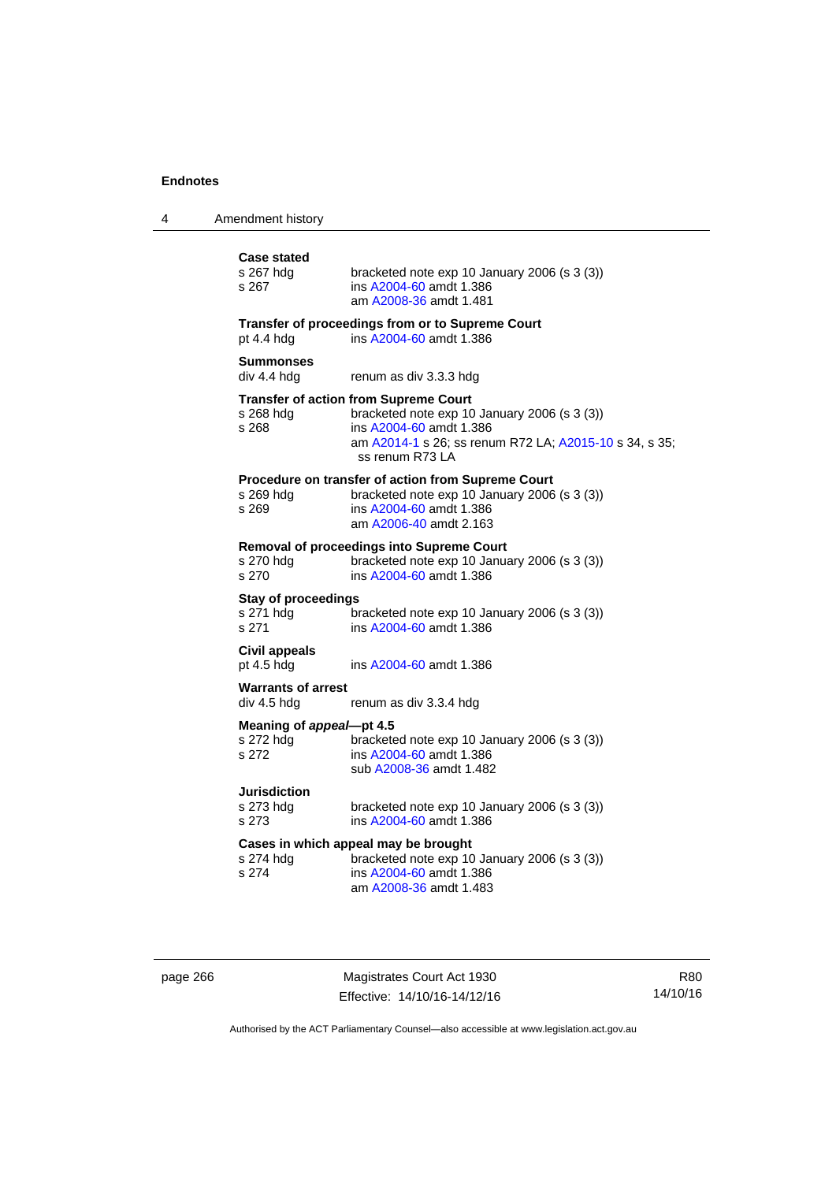**Case stated**
s 267 hdg bracketed note exp 10 January 2006 (s 3 (3))
s 267 ins A2004-60 amdt 1.386
am A2008-36 amdt 1.481

**Transfer of proceedings from or to Supreme Court**
pt 4.4 hdg ins A2004-60 amdt 1.386

**Summonses**
div 4.4 hdg renum as div 3.3.3 hdg

**Transfer of action from Supreme Court**
s 268 hdg bracketed note exp 10 January 2006 (s 3 (3))
s 268 ins A2004-60 amdt 1.386
am A2014-1 s 26; ss renum R72 LA; A2015-10 s 34, s 35; ss renum R73 LA

**Procedure on transfer of action from Supreme Court**
s 269 hdg bracketed note exp 10 January 2006 (s 3 (3))
s 269 ins A2004-60 amdt 1.386
am A2006-40 amdt 2.163

**Removal of proceedings into Supreme Court**
s 270 hdg bracketed note exp 10 January 2006 (s 3 (3))
s 270 ins A2004-60 amdt 1.386

**Stay of proceedings**
s 271 hdg bracketed note exp 10 January 2006 (s 3 (3))
s 271 ins A2004-60 amdt 1.386

**Civil appeals**
pt 4.5 hdg ins A2004-60 amdt 1.386

**Warrants of arrest**
div 4.5 hdg renum as div 3.3.4 hdg

**Meaning of *appeal*—pt 4.5**
s 272 hdg bracketed note exp 10 January 2006 (s 3 (3))
s 272 ins A2004-60 amdt 1.386
sub A2008-36 amdt 1.482

**Jurisdiction**
s 273 hdg bracketed note exp 10 January 2006 (s 3 (3))
s 273 ins A2004-60 amdt 1.386

**Cases in which appeal may be brought**
s 274 hdg bracketed note exp 10 January 2006 (s 3 (3))
s 274 ins A2004-60 amdt 1.386
am A2008-36 amdt 1.483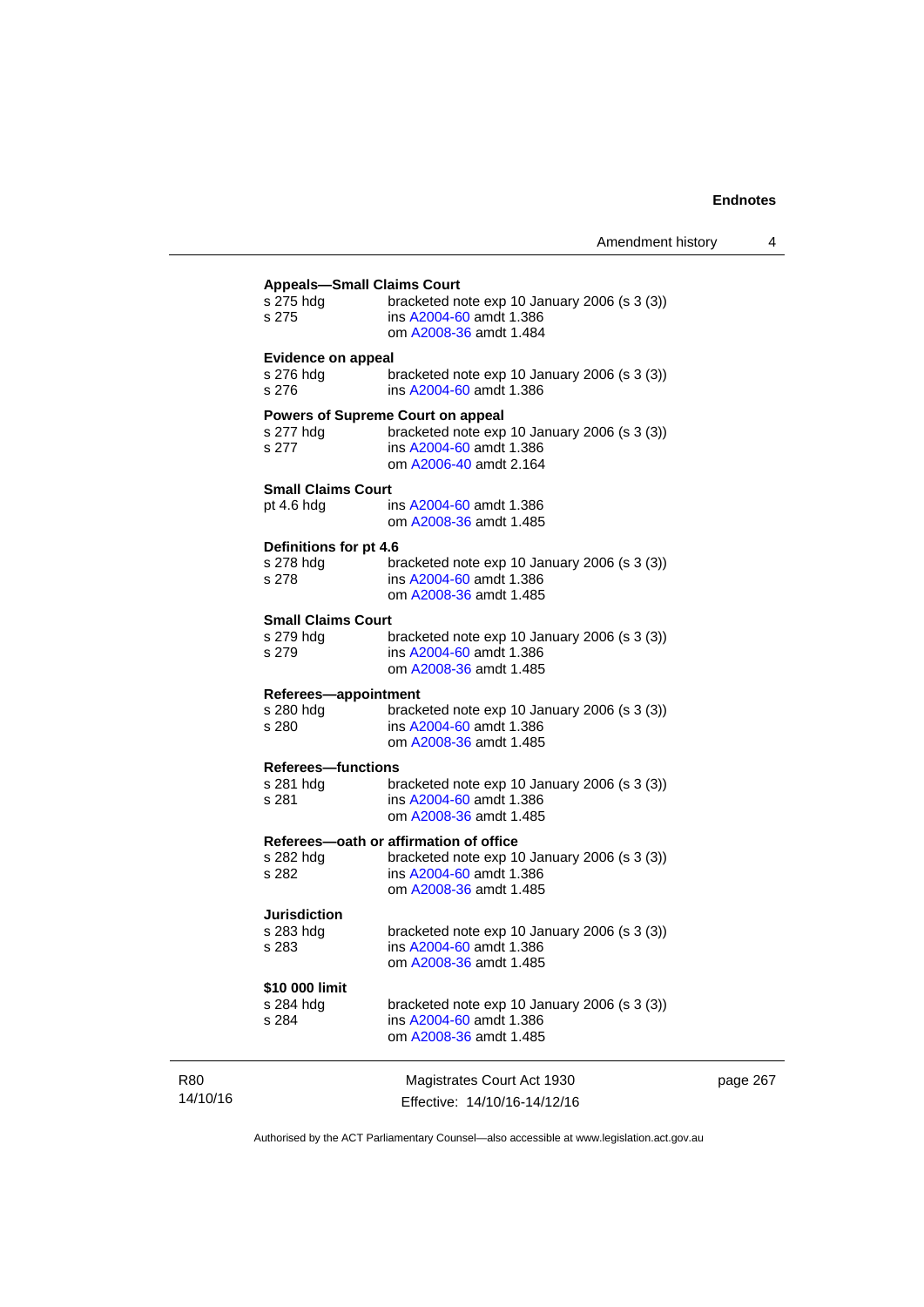**Appeals—Small Claims Court**

s 275 hdg bracketed note exp 10 January 2006 (s 3 (3))
s 275 ins A2004-60 amdt 1.386
om A2008-36 amdt 1.484

**Evidence on appeal**

s 276 hdg bracketed note exp 10 January 2006 (s 3 (3))
s 276 ins A2004-60 amdt 1.386

**Powers of Supreme Court on appeal**

s 277 hdg bracketed note exp 10 January 2006 (s 3 (3))
s 277 ins A2004-60 amdt 1.386
om A2006-40 amdt 2.164

**Small Claims Court**

pt 4.6 hdg ins A2004-60 amdt 1.386
om A2008-36 amdt 1.485

**Definitions for pt 4.6**

s 278 hdg bracketed note exp 10 January 2006 (s 3 (3))
s 278 ins A2004-60 amdt 1.386
om A2008-36 amdt 1.485

**Small Claims Court**

s 279 hdg bracketed note exp 10 January 2006 (s 3 (3))
s 279 ins A2004-60 amdt 1.386
om A2008-36 amdt 1.485

**Referees—appointment**

s 280 hdg bracketed note exp 10 January 2006 (s 3 (3))
s 280 ins A2004-60 amdt 1.386
om A2008-36 amdt 1.485

**Referees—functions**

s 281 hdg bracketed note exp 10 January 2006 (s 3 (3))
s 281 ins A2004-60 amdt 1.386
om A2008-36 amdt 1.485

**Referees—oath or affirmation of office**

s 282 hdg bracketed note exp 10 January 2006 (s 3 (3))
s 282 ins A2004-60 amdt 1.386
om A2008-36 amdt 1.485

**Jurisdiction**

s 283 hdg bracketed note exp 10 January 2006 (s 3 (3))
s 283 ins A2004-60 amdt 1.386
om A2008-36 amdt 1.485

**$10 000 limit**

s 284 hdg bracketed note exp 10 January 2006 (s 3 (3))
s 284 ins A2004-60 amdt 1.386
om A2008-36 amdt 1.485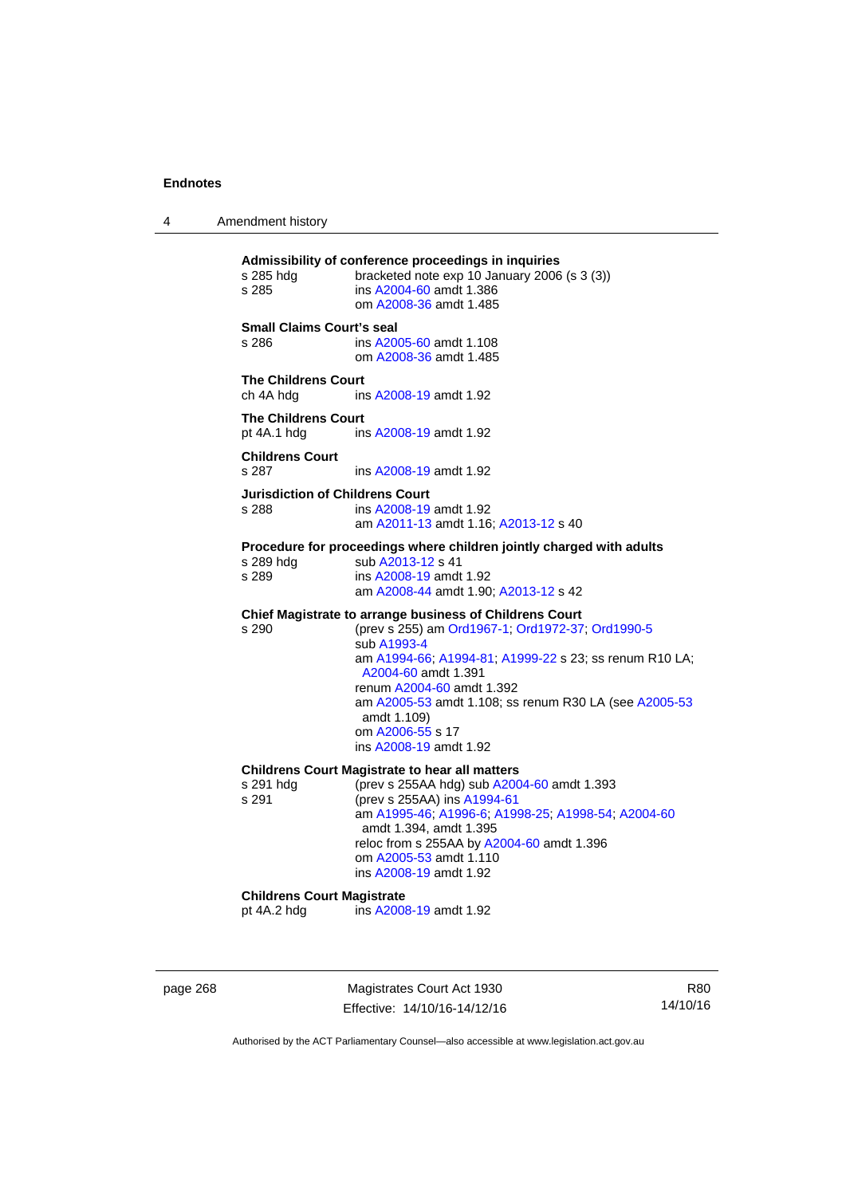**Admissibility of conference proceedings in inquiries**

s 285 hdg bracketed note exp 10 January 2006 (s 3 (3))
s 285 ins A2004-60 amdt 1.386
om A2008-36 amdt 1.485

**Small Claims Court's seal**

s 286 ins A2005-60 amdt 1.108
om A2008-36 amdt 1.485

**The Childrens Court**

ch 4A hdg ins A2008-19 amdt 1.92

**The Childrens Court**

pt 4A.1 hdg ins A2008-19 amdt 1.92

**Childrens Court**

s 287 ins A2008-19 amdt 1.92

**Jurisdiction of Childrens Court**

s 288 ins A2008-19 amdt 1.92
am A2011-13 amdt 1.16; A2013-12 s 40

**Procedure for proceedings where children jointly charged with adults**

s 289 hdg sub A2013-12 s 41
s 289 ins A2008-19 amdt 1.92
am A2008-44 amdt 1.90; A2013-12 s 42

**Chief Magistrate to arrange business of Childrens Court**

s 290 (prev s 255) am Ord1967-1; Ord1972-37; Ord1990-5
sub A1993-4
am A1994-66; A1994-81; A1999-22 s 23; ss renum R10 LA; A2004-60 amdt 1.391
renum A2004-60 amdt 1.392
am A2005-53 amdt 1.108; ss renum R30 LA (see A2005-53 amdt 1.109)
om A2006-55 s 17
ins A2008-19 amdt 1.92

**Childrens Court Magistrate to hear all matters**

s 291 hdg (prev s 255AA hdg) sub A2004-60 amdt 1.393
s 291 (prev s 255AA) ins A1994-61
am A1995-46; A1996-6; A1998-25; A1998-54; A2004-60 amdt 1.394, amdt 1.395
reloc from s 255AA by A2004-60 amdt 1.396
om A2005-53 amdt 1.110
ins A2008-19 amdt 1.92

**Childrens Court Magistrate**

pt 4A.2 hdg ins A2008-19 amdt 1.92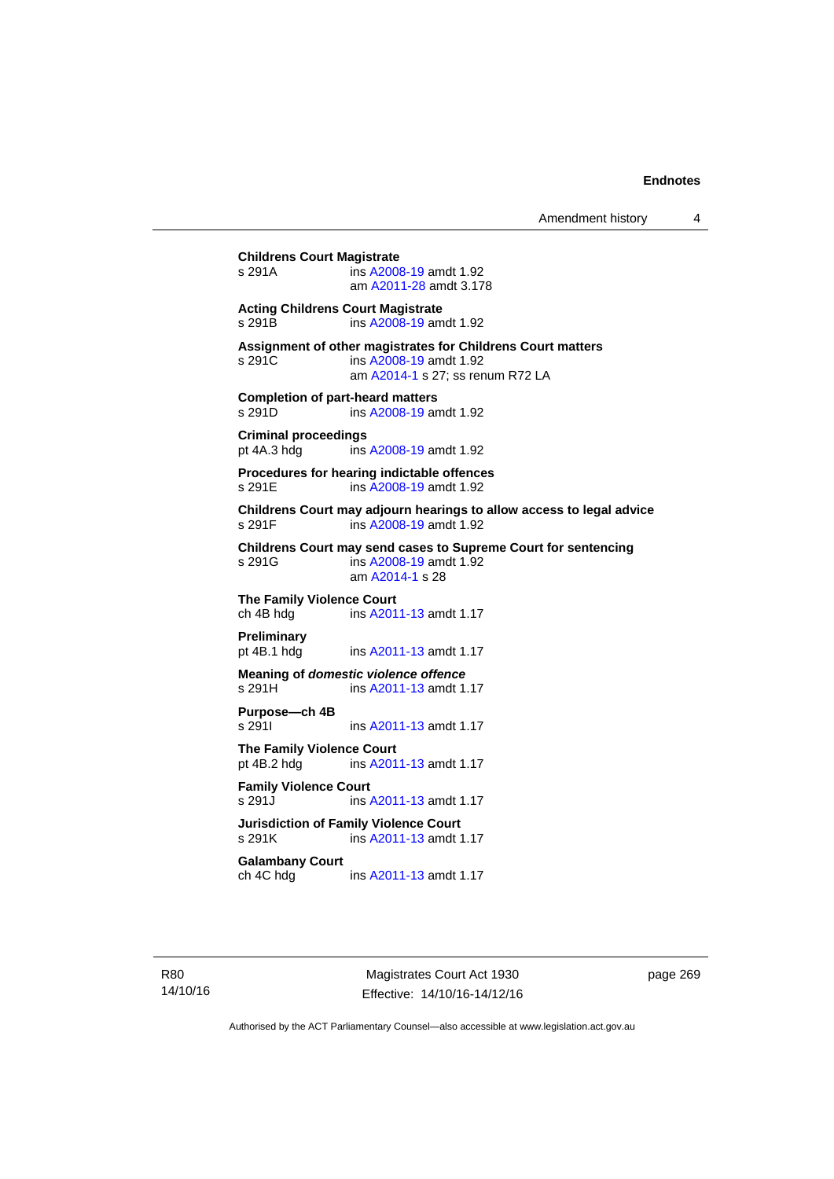**Childrens Court Magistrate**
s 291A ins A2008-19 amdt 1.92
am A2011-28 amdt 3.178

**Acting Childrens Court Magistrate**
s 291B ins A2008-19 amdt 1.92

**Assignment of other magistrates for Childrens Court matters**
s 291C ins A2008-19 amdt 1.92
am A2014-1 s 27; ss renum R72 LA

**Completion of part-heard matters**
s 291D ins A2008-19 amdt 1.92

**Criminal proceedings**
pt 4A.3 hdg ins A2008-19 amdt 1.92

**Procedures for hearing indictable offences**
s 291E ins A2008-19 amdt 1.92

**Childrens Court may adjourn hearings to allow access to legal advice**
s 291F ins A2008-19 amdt 1.92

**Childrens Court may send cases to Supreme Court for sentencing**
s 291G ins A2008-19 amdt 1.92
am A2014-1 s 28

**The Family Violence Court**
ch 4B hdg ins A2011-13 amdt 1.17

**Preliminary**
pt 4B.1 hdg ins A2011-13 amdt 1.17

**Meaning of *domestic violence offence***
s 291H ins A2011-13 amdt 1.17

**Purpose—ch 4B**
s 291I ins A2011-13 amdt 1.17

**The Family Violence Court**
pt 4B.2 hdg ins A2011-13 amdt 1.17

**Family Violence Court**
s 291J ins A2011-13 amdt 1.17

**Jurisdiction of Family Violence Court**
s 291K ins A2011-13 amdt 1.17

**Galambany Court**
ch 4C hdg ins A2011-13 amdt 1.17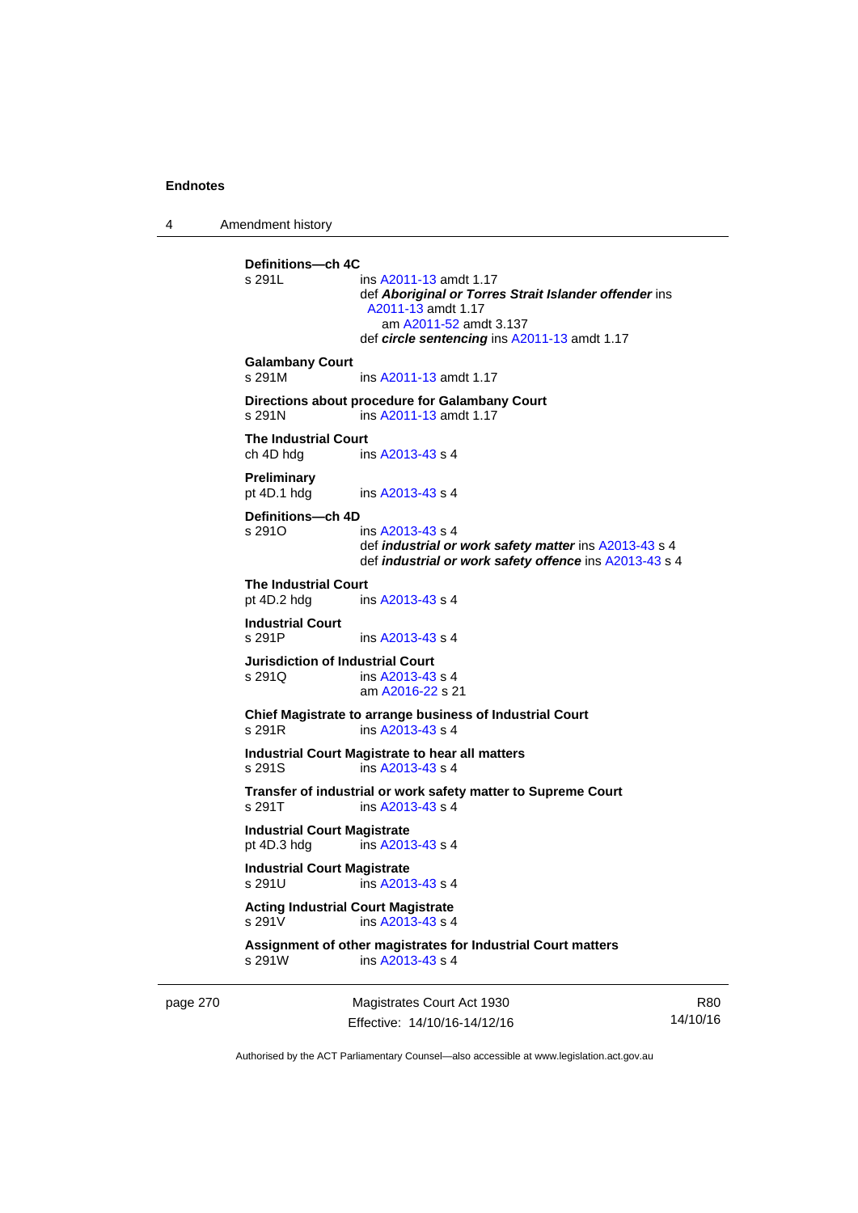**Definitions—ch 4C**

s 291L ins A2011-13 amdt 1.17
def ***Aboriginal or Torres Strait Islander offender*** ins A2011-13 amdt 1.17
am A2011-52 amdt 3.137
def ***circle sentencing*** ins A2011-13 amdt 1.17

**Galambany Court**

s 291M ins A2011-13 amdt 1.17

**Directions about procedure for Galambany Court**

s 291N ins A2011-13 amdt 1.17

**The Industrial Court**

ch 4D hdg ins A2013-43 s 4

**Preliminary**

pt 4D.1 hdg ins A2013-43 s 4

**Definitions—ch 4D**

s 291O ins A2013-43 s 4
def ***industrial or work safety matter*** ins A2013-43 s 4
def ***industrial or work safety offence*** ins A2013-43 s 4

**The Industrial Court**

pt 4D.2 hdg ins A2013-43 s 4

**Industrial Court**

s 291P ins A2013-43 s 4

**Jurisdiction of Industrial Court**

s 291Q ins A2013-43 s 4
am A2016-22 s 21

**Chief Magistrate to arrange business of Industrial Court**

s 291R ins A2013-43 s 4

**Industrial Court Magistrate to hear all matters**

s 291S ins A2013-43 s 4

**Transfer of industrial or work safety matter to Supreme Court**

s 291T ins A2013-43 s 4

**Industrial Court Magistrate**

pt 4D.3 hdg ins A2013-43 s 4

**Industrial Court Magistrate**

s 291U ins A2013-43 s 4

**Acting Industrial Court Magistrate**

s 291V ins A2013-43 s 4

**Assignment of other magistrates for Industrial Court matters**

s 291W ins A2013-43 s 4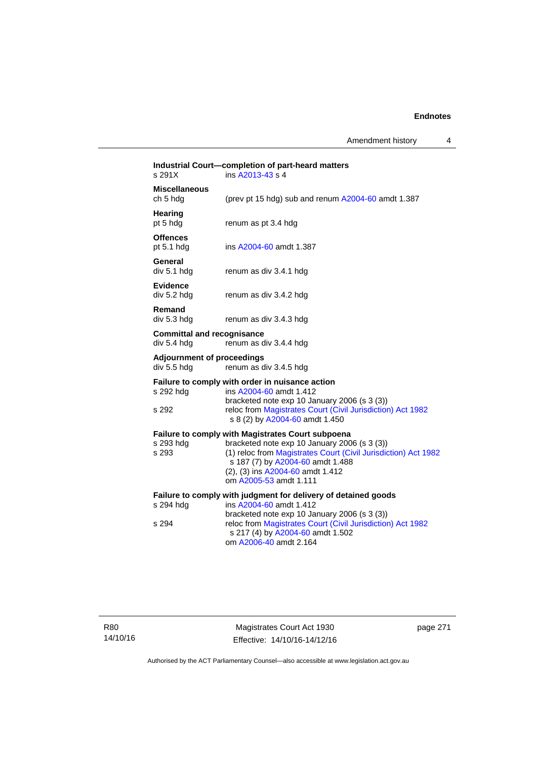**Industrial Court—completion of part-heard matters**

s 291X ins A2013-43 s 4

**Miscellaneous**

ch 5 hdg (prev pt 15 hdg) sub and renum A2004-60 amdt 1.387

**Hearing**

pt 5 hdg renum as pt 3.4 hdg

**Offences**

pt 5.1 hdg ins A2004-60 amdt 1.387

**General**

div 5.1 hdg renum as div 3.4.1 hdg

**Evidence**

div 5.2 hdg renum as div 3.4.2 hdg

**Remand**

div 5.3 hdg renum as div 3.4.3 hdg

**Committal and recognisance**

div 5.4 hdg renum as div 3.4.4 hdg

**Adjournment of proceedings**

div 5.5 hdg renum as div 3.4.5 hdg

**Failure to comply with order in nuisance action**

s 292 hdg ins A2004-60 amdt 1.412
bracketed note exp 10 January 2006 (s 3 (3))

s 292 reloc from Magistrates Court (Civil Jurisdiction) Act 1982 s 8 (2) by A2004-60 amdt 1.450

**Failure to comply with Magistrates Court subpoena**

s 293 hdg bracketed note exp 10 January 2006 (s 3 (3))

s 293 (1) reloc from Magistrates Court (Civil Jurisdiction) Act 1982 s 187 (7) by A2004-60 amdt 1.488
(2), (3) ins A2004-60 amdt 1.412
om A2005-53 amdt 1.111

**Failure to comply with judgment for delivery of detained goods**

s 294 hdg ins A2004-60 amdt 1.412
bracketed note exp 10 January 2006 (s 3 (3))

s 294 reloc from Magistrates Court (Civil Jurisdiction) Act 1982 s 217 (4) by A2004-60 amdt 1.502
om A2006-40 amdt 2.164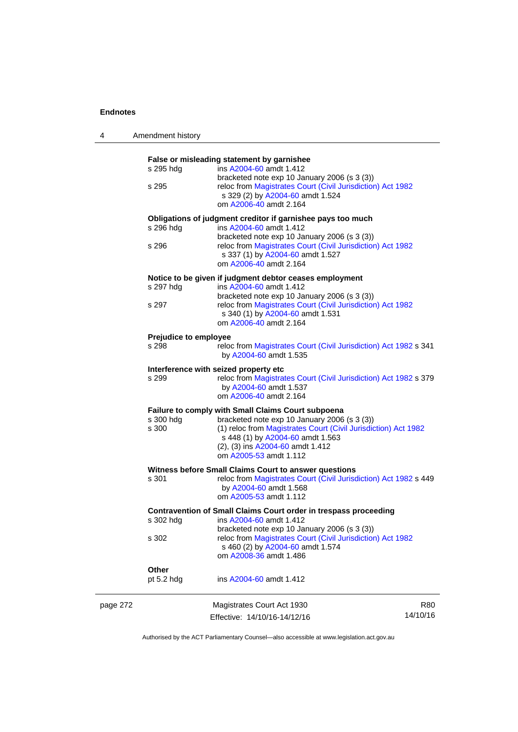**False or misleading statement by garnishee**

s 295 hdg ins A2004-60 amdt 1.412
bracketed note exp 10 January 2006 (s 3 (3))

s 295 reloc from Magistrates Court (Civil Jurisdiction) Act 1982 s 329 (2) by A2004-60 amdt 1.524
om A2006-40 amdt 2.164

**Obligations of judgment creditor if garnishee pays too much**

s 296 hdg ins A2004-60 amdt 1.412
bracketed note exp 10 January 2006 (s 3 (3))

s 296 reloc from Magistrates Court (Civil Jurisdiction) Act 1982 s 337 (1) by A2004-60 amdt 1.527
om A2006-40 amdt 2.164

**Notice to be given if judgment debtor ceases employment**

s 297 hdg ins A2004-60 amdt 1.412
bracketed note exp 10 January 2006 (s 3 (3))

s 297 reloc from Magistrates Court (Civil Jurisdiction) Act 1982 s 340 (1) by A2004-60 amdt 1.531
om A2006-40 amdt 2.164

**Prejudice to employee**

s 298 reloc from Magistrates Court (Civil Jurisdiction) Act 1982 s 341 by A2004-60 amdt 1.535

**Interference with seized property etc**

s 299 reloc from Magistrates Court (Civil Jurisdiction) Act 1982 s 379 by A2004-60 amdt 1.537
om A2006-40 amdt 2.164

**Failure to comply with Small Claims Court subpoena**

s 300 hdg bracketed note exp 10 January 2006 (s 3 (3))

s 300 (1) reloc from Magistrates Court (Civil Jurisdiction) Act 1982 s 448 (1) by A2004-60 amdt 1.563
(2), (3) ins A2004-60 amdt 1.412
om A2005-53 amdt 1.112

**Witness before Small Claims Court to answer questions**

s 301 reloc from Magistrates Court (Civil Jurisdiction) Act 1982 s 449 by A2004-60 amdt 1.568
om A2005-53 amdt 1.112

**Contravention of Small Claims Court order in trespass proceeding**

s 302 hdg ins A2004-60 amdt 1.412
bracketed note exp 10 January 2006 (s 3 (3))

s 302 reloc from Magistrates Court (Civil Jurisdiction) Act 1982 s 460 (2) by A2004-60 amdt 1.574
om A2008-36 amdt 1.486

**Other**

pt 5.2 hdg ins A2004-60 amdt 1.412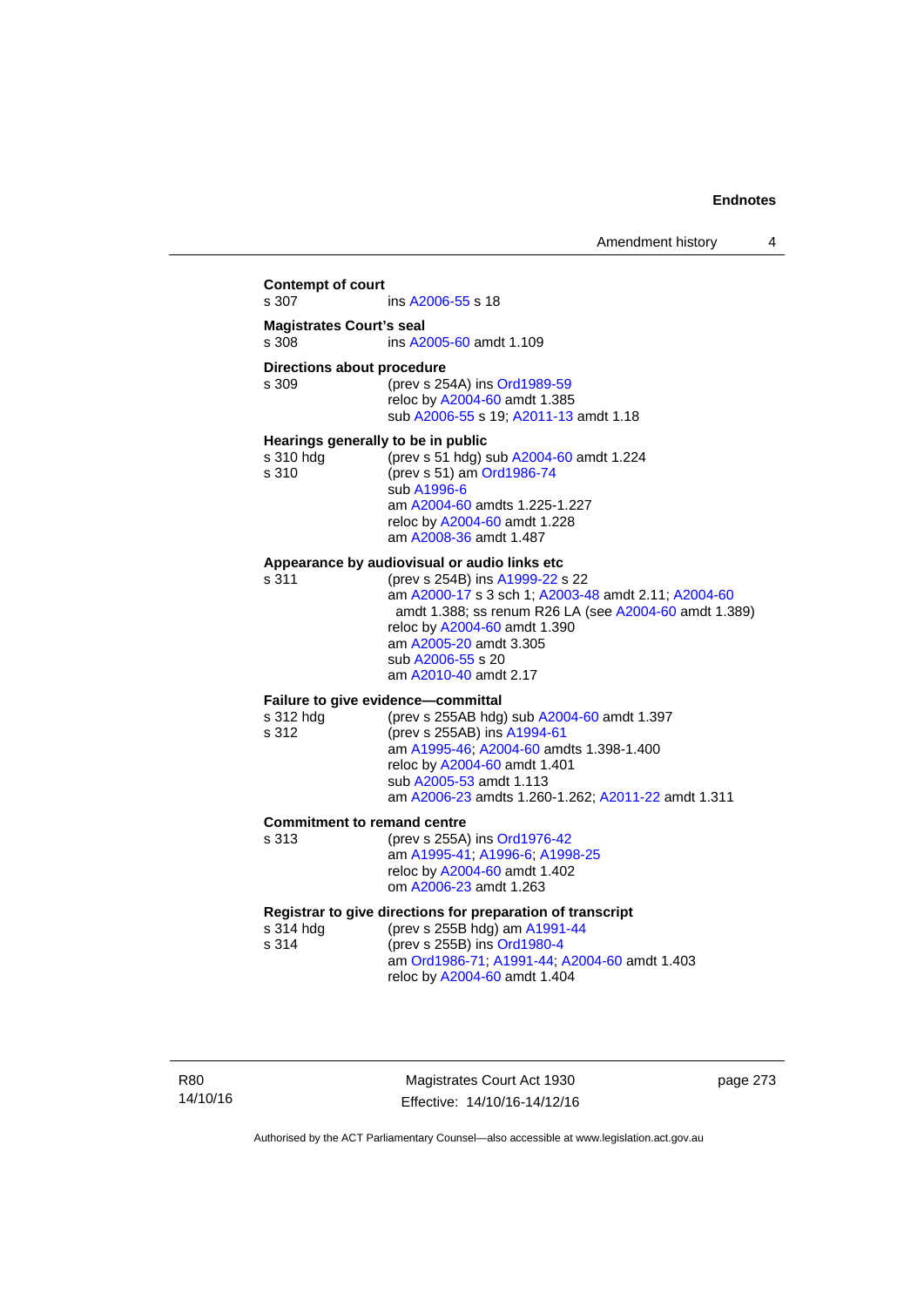**Contempt of court**

s 307 ins A2006-55 s 18

**Magistrates Court's seal**

s 308 ins A2005-60 amdt 1.109

**Directions about procedure**

s 309 (prev s 254A) ins Ord1989-59
reloc by A2004-60 amdt 1.385
sub A2006-55 s 19; A2011-13 amdt 1.18

**Hearings generally to be in public**

s 310 hdg (prev s 51 hdg) sub A2004-60 amdt 1.224
s 310 (prev s 51) am Ord1986-74
sub A1996-6
am A2004-60 amdts 1.225-1.227
reloc by A2004-60 amdt 1.228
am A2008-36 amdt 1.487

**Appearance by audiovisual or audio links etc**

s 311 (prev s 254B) ins A1999-22 s 22
am A2000-17 s 3 sch 1; A2003-48 amdt 2.11; A2004-60 amdt 1.388; ss renum R26 LA (see A2004-60 amdt 1.389)
reloc by A2004-60 amdt 1.390
am A2005-20 amdt 3.305
sub A2006-55 s 20
am A2010-40 amdt 2.17

**Failure to give evidence—committal**

s 312 hdg (prev s 255AB hdg) sub A2004-60 amdt 1.397
s 312 (prev s 255AB) ins A1994-61
am A1995-46; A2004-60 amdts 1.398-1.400
reloc by A2004-60 amdt 1.401
sub A2005-53 amdt 1.113
am A2006-23 amdts 1.260-1.262; A2011-22 amdt 1.311

**Commitment to remand centre**

s 313 (prev s 255A) ins Ord1976-42
am A1995-41; A1996-6; A1998-25
reloc by A2004-60 amdt 1.402
om A2006-23 amdt 1.263

**Registrar to give directions for preparation of transcript**

s 314 hdg (prev s 255B hdg) am A1991-44
s 314 (prev s 255B) ins Ord1980-4
am Ord1986-71; A1991-44; A2004-60 amdt 1.403
reloc by A2004-60 amdt 1.404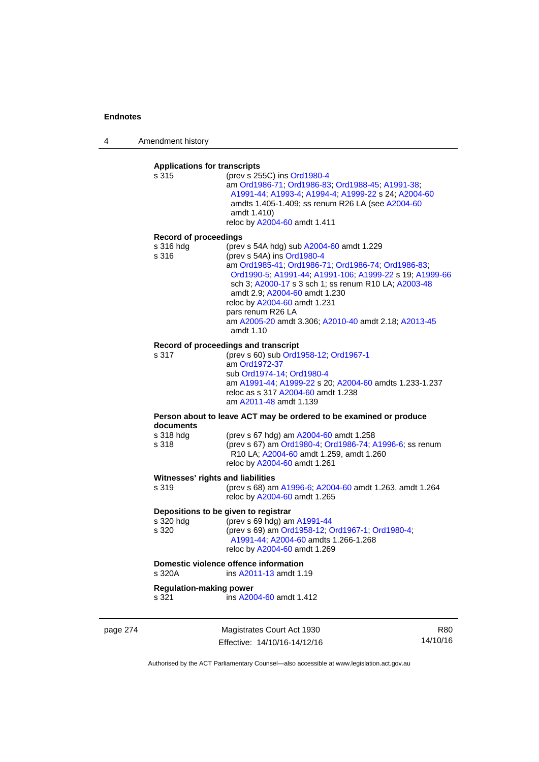**Applications for transcripts**

s 315 (prev s 255C) ins Ord1980-4
am Ord1986-71; Ord1986-83; Ord1988-45; A1991-38; A1991-44; A1993-4; A1994-4; A1999-22 s 24; A2004-60 amdts 1.405-1.409; ss renum R26 LA (see A2004-60 amdt 1.410)
reloc by A2004-60 amdt 1.411

**Record of proceedings**

s 316 hdg (prev s 54A hdg) sub A2004-60 amdt 1.229
s 316 (prev s 54A) ins Ord1980-4
am Ord1985-41; Ord1986-71; Ord1986-74; Ord1986-83; Ord1990-5; A1991-44; A1991-106; A1999-22 s 19; A1999-66 sch 3; A2000-17 s 3 sch 1; ss renum R10 LA; A2003-48 amdt 2.9; A2004-60 amdt 1.230
reloc by A2004-60 amdt 1.231
pars renum R26 LA
am A2005-20 amdt 3.306; A2010-40 amdt 2.18; A2013-45 amdt 1.10

**Record of proceedings and transcript**

s 317 (prev s 60) sub Ord1958-12; Ord1967-1
am Ord1972-37
sub Ord1974-14; Ord1980-4
am A1991-44; A1999-22 s 20; A2004-60 amdts 1.233-1.237
reloc as s 317 A2004-60 amdt 1.238
am A2011-48 amdt 1.139

**Person about to leave ACT may be ordered to be examined or produce documents**

s 318 hdg (prev s 67 hdg) am A2004-60 amdt 1.258
s 318 (prev s 67) am Ord1980-4; Ord1986-74; A1996-6; ss renum R10 LA; A2004-60 amdt 1.259, amdt 1.260
reloc by A2004-60 amdt 1.261

**Witnesses' rights and liabilities**

s 319 (prev s 68) am A1996-6; A2004-60 amdt 1.263, amdt 1.264
reloc by A2004-60 amdt 1.265

**Depositions to be given to registrar**

s 320 hdg (prev s 69 hdg) am A1991-44
s 320 (prev s 69) am Ord1958-12; Ord1967-1; Ord1980-4; A1991-44; A2004-60 amdts 1.266-1.268
reloc by A2004-60 amdt 1.269

**Domestic violence offence information**

s 320A ins A2011-13 amdt 1.19

**Regulation-making power**

s 321 ins A2004-60 amdt 1.412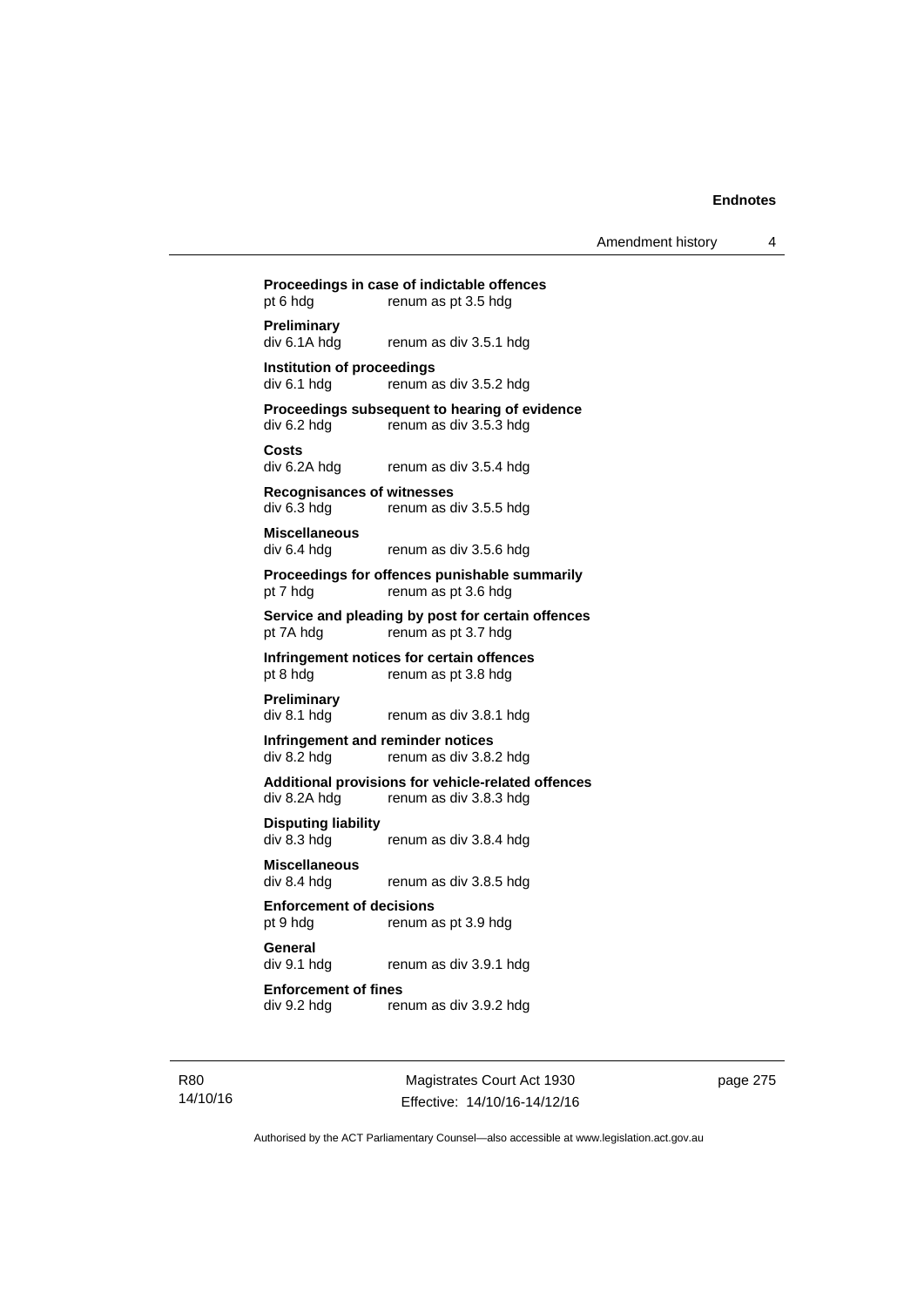**Proceedings in case of indictable offences**
pt 6 hdg renum as pt 3.5 hdg

**Preliminary**
div 6.1A hdg renum as div 3.5.1 hdg

**Institution of proceedings**
div 6.1 hdg renum as div 3.5.2 hdg

**Proceedings subsequent to hearing of evidence**
div 6.2 hdg renum as div 3.5.3 hdg

**Costs**
div 6.2A hdg renum as div 3.5.4 hdg

**Recognisances of witnesses**
div 6.3 hdg renum as div 3.5.5 hdg

**Miscellaneous**
div 6.4 hdg renum as div 3.5.6 hdg

**Proceedings for offences punishable summarily**
pt 7 hdg renum as pt 3.6 hdg

**Service and pleading by post for certain offences**
pt 7A hdg renum as pt 3.7 hdg

**Infringement notices for certain offences**
pt 8 hdg renum as pt 3.8 hdg

**Preliminary**
div 8.1 hdg renum as div 3.8.1 hdg

**Infringement and reminder notices**
div 8.2 hdg renum as div 3.8.2 hdg

**Additional provisions for vehicle-related offences**
div 8.2A hdg renum as div 3.8.3 hdg

**Disputing liability**
div 8.3 hdg renum as div 3.8.4 hdg

**Miscellaneous**
div 8.4 hdg renum as div 3.8.5 hdg

**Enforcement of decisions**
pt 9 hdg renum as pt 3.9 hdg

**General**
div 9.1 hdg renum as div 3.9.1 hdg

**Enforcement of fines**
div 9.2 hdg renum as div 3.9.2 hdg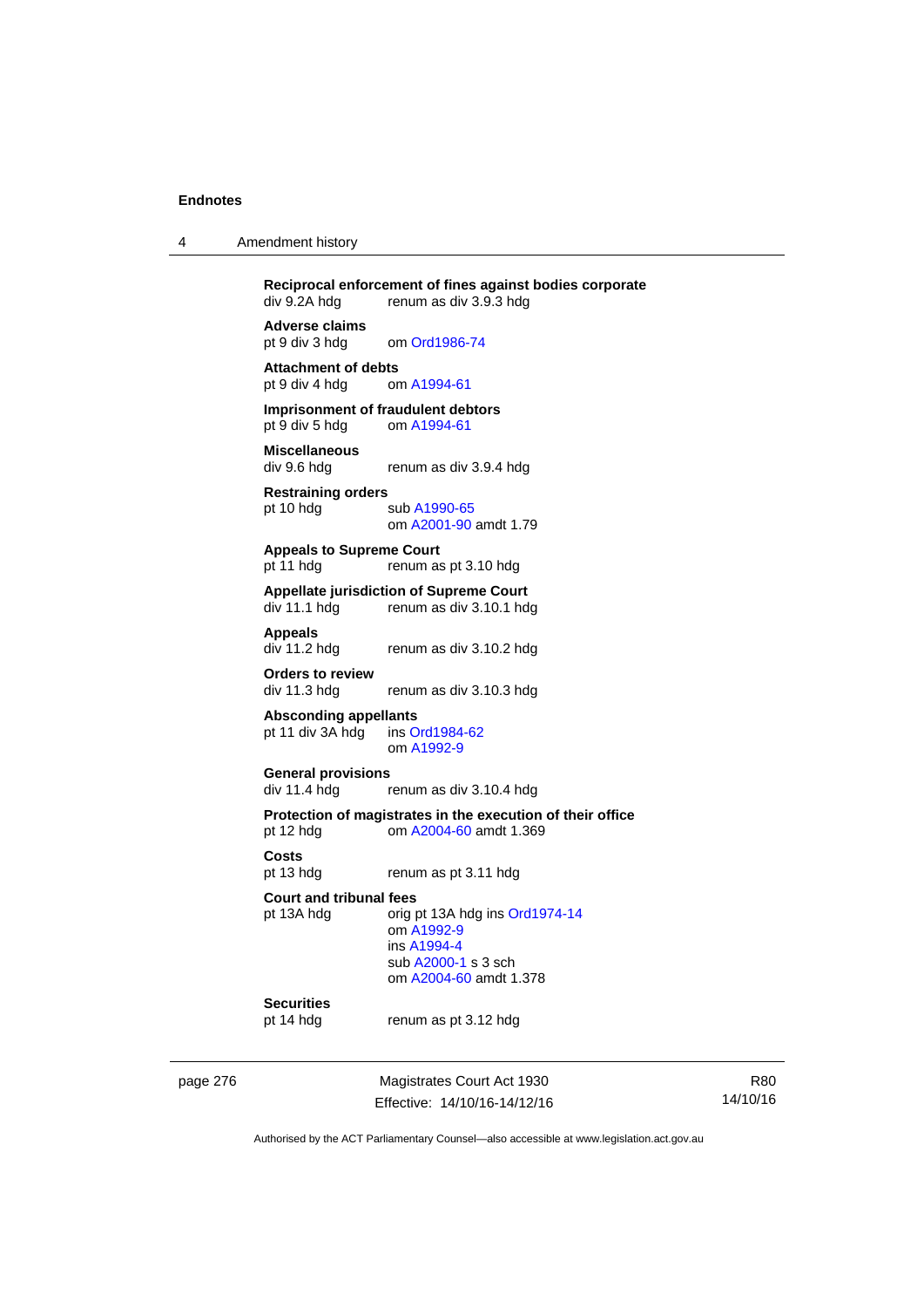**Reciprocal enforcement of fines against bodies corporate**
div 9.2A hdg renum as div 3.9.3 hdg

**Adverse claims**
pt 9 div 3 hdg om Ord1986-74

**Attachment of debts**
pt 9 div 4 hdg om A1994-61

**Imprisonment of fraudulent debtors**
pt 9 div 5 hdg om A1994-61

**Miscellaneous**
div 9.6 hdg renum as div 3.9.4 hdg

**Restraining orders**
pt 10 hdg sub A1990-65
om A2001-90 amdt 1.79

**Appeals to Supreme Court**
pt 11 hdg renum as pt 3.10 hdg

**Appellate jurisdiction of Supreme Court**
div 11.1 hdg renum as div 3.10.1 hdg

**Appeals**
div 11.2 hdg renum as div 3.10.2 hdg

**Orders to review**
div 11.3 hdg renum as div 3.10.3 hdg

**Absconding appellants**
pt 11 div 3A hdg ins Ord1984-62
om A1992-9

**General provisions**
div 11.4 hdg renum as div 3.10.4 hdg

**Protection of magistrates in the execution of their office**
pt 12 hdg om A2004-60 amdt 1.369

**Costs**
pt 13 hdg renum as pt 3.11 hdg

**Court and tribunal fees**
pt 13A hdg orig pt 13A hdg ins Ord1974-14
om A1992-9
ins A1994-4
sub A2000-1 s 3 sch
om A2004-60 amdt 1.378

**Securities**
pt 14 hdg renum as pt 3.12 hdg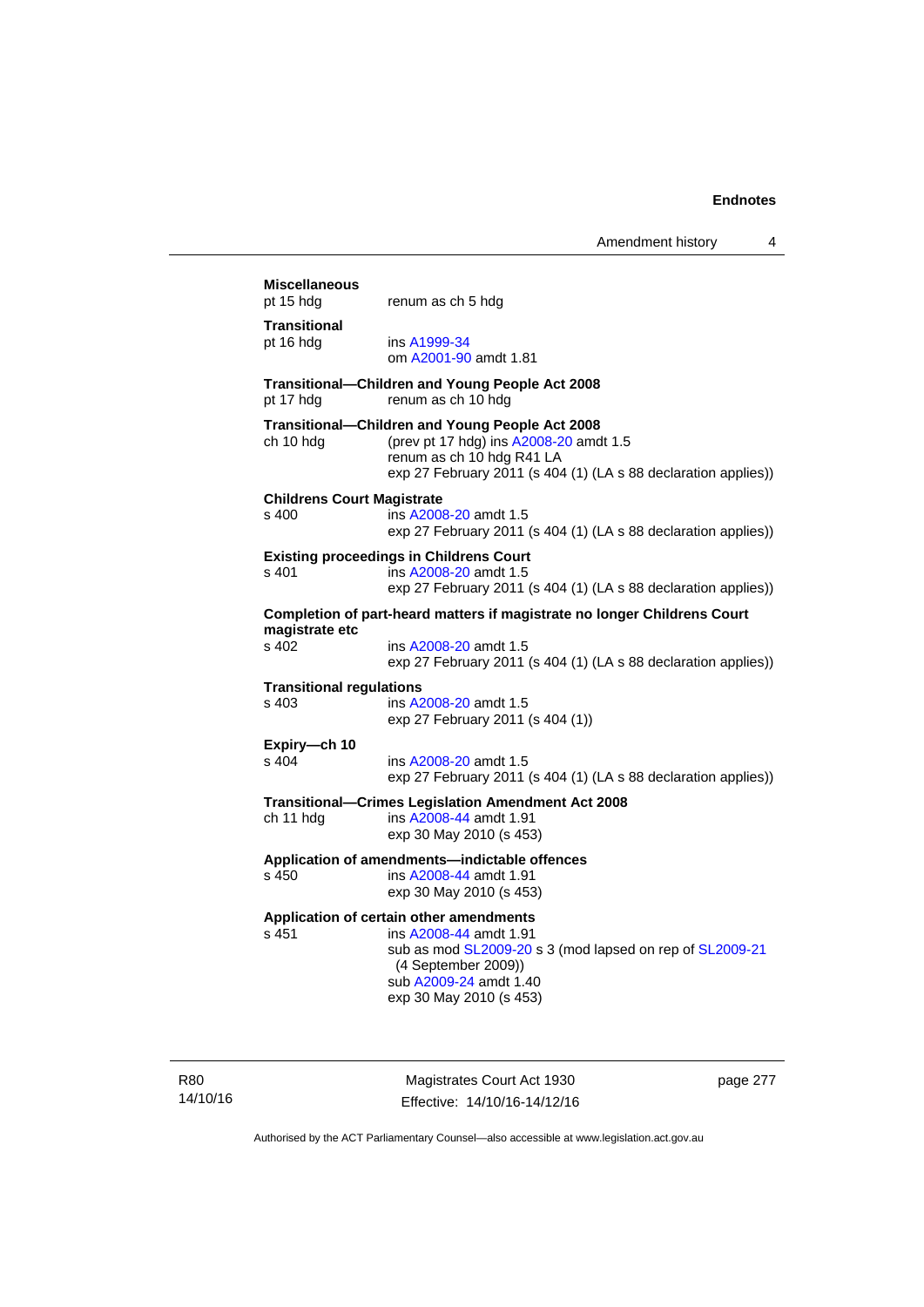**Miscellaneous**
pt 15 hdg renum as ch 5 hdg

**Transitional**
pt 16 hdg ins A1999-34
om A2001-90 amdt 1.81

**Transitional—Children and Young People Act 2008**
pt 17 hdg renum as ch 10 hdg

**Transitional—Children and Young People Act 2008**
ch 10 hdg (prev pt 17 hdg) ins A2008-20 amdt 1.5
renum as ch 10 hdg R41 LA
exp 27 February 2011 (s 404 (1) (LA s 88 declaration applies))

**Childrens Court Magistrate**
s 400 ins A2008-20 amdt 1.5
exp 27 February 2011 (s 404 (1) (LA s 88 declaration applies))

**Existing proceedings in Childrens Court**
s 401 ins A2008-20 amdt 1.5
exp 27 February 2011 (s 404 (1) (LA s 88 declaration applies))

**Completion of part-heard matters if magistrate no longer Childrens Court magistrate etc**
s 402 ins A2008-20 amdt 1.5
exp 27 February 2011 (s 404 (1) (LA s 88 declaration applies))

**Transitional regulations**
s 403 ins A2008-20 amdt 1.5
exp 27 February 2011 (s 404 (1))

**Expiry—ch 10**
s 404 ins A2008-20 amdt 1.5
exp 27 February 2011 (s 404 (1) (LA s 88 declaration applies))

**Transitional—Crimes Legislation Amendment Act 2008**
ch 11 hdg ins A2008-44 amdt 1.91
exp 30 May 2010 (s 453)

**Application of amendments—indictable offences**
s 450 ins A2008-44 amdt 1.91
exp 30 May 2010 (s 453)

**Application of certain other amendments**
s 451 ins A2008-44 amdt 1.91
sub as mod SL2009-20 s 3 (mod lapsed on rep of SL2009-21 (4 September 2009))
sub A2009-24 amdt 1.40
exp 30 May 2010 (s 453)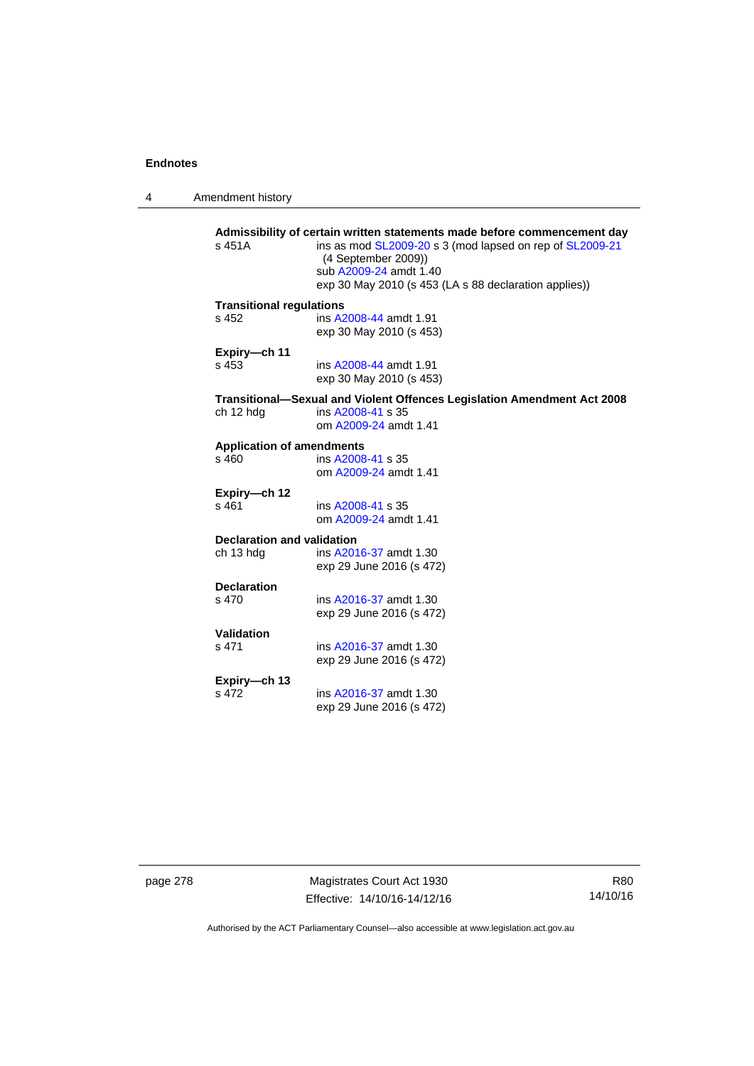**Admissibility of certain written statements made before commencement day**

s 451A ins as mod SL2009-20 s 3 (mod lapsed on rep of SL2009-21 (4 September 2009))
sub A2009-24 amdt 1.40
exp 30 May 2010 (s 453 (LA s 88 declaration applies))

**Transitional regulations**

s 452 ins A2008-44 amdt 1.91
exp 30 May 2010 (s 453)

**Expiry—ch 11**

s 453 ins A2008-44 amdt 1.91
exp 30 May 2010 (s 453)

**Transitional—Sexual and Violent Offences Legislation Amendment Act 2008**

ch 12 hdg ins A2008-41 s 35
om A2009-24 amdt 1.41

**Application of amendments**

s 460 ins A2008-41 s 35
om A2009-24 amdt 1.41

**Expiry—ch 12**

s 461 ins A2008-41 s 35
om A2009-24 amdt 1.41

**Declaration and validation**

ch 13 hdg ins A2016-37 amdt 1.30
exp 29 June 2016 (s 472)

**Declaration**

s 470 ins A2016-37 amdt 1.30
exp 29 June 2016 (s 472)

**Validation**

s 471 ins A2016-37 amdt 1.30
exp 29 June 2016 (s 472)

**Expiry—ch 13**

s 472 ins A2016-37 amdt 1.30
exp 29 June 2016 (s 472)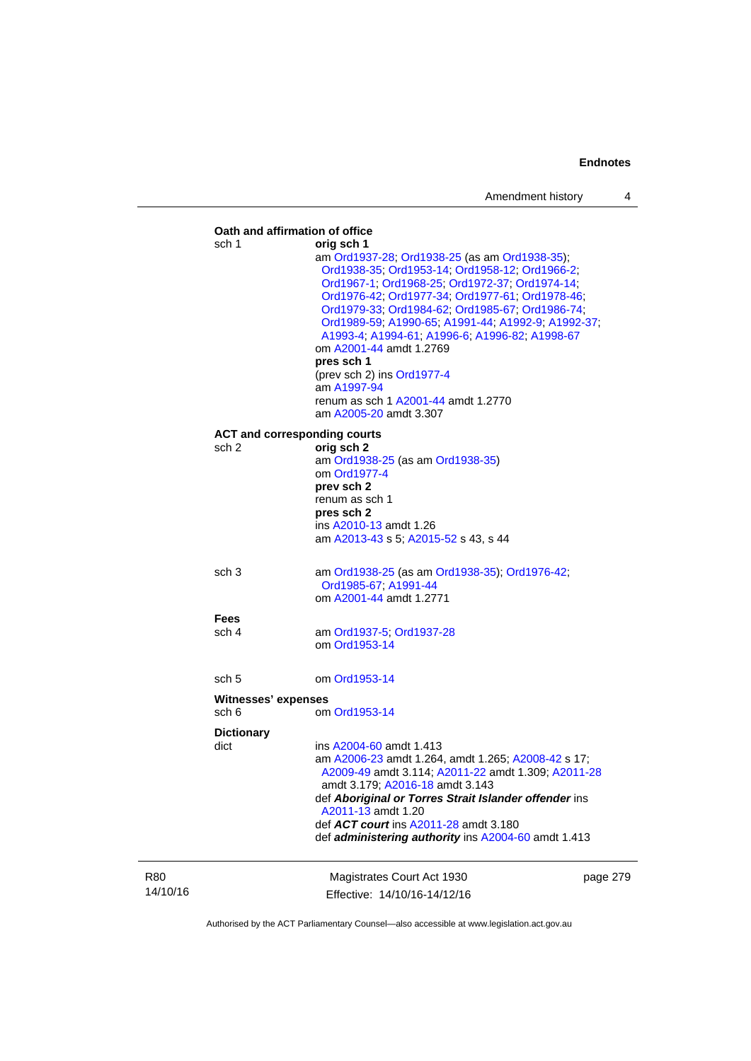**Oath and affirmation of office**

sch 1 **orig sch 1**
am Ord1937-28; Ord1938-25 (as am Ord1938-35); Ord1938-35; Ord1953-14; Ord1958-12; Ord1966-2; Ord1967-1; Ord1968-25; Ord1972-37; Ord1974-14; Ord1976-42; Ord1977-34; Ord1977-61; Ord1978-46; Ord1979-33; Ord1984-62; Ord1985-67; Ord1986-74; Ord1989-59; A1990-65; A1991-44; A1992-9; A1992-37; A1993-4; A1994-61; A1996-6; A1996-82; A1998-67
om A2001-44 amdt 1.2769
**pres sch 1**
(prev sch 2) ins Ord1977-4
am A1997-94
renum as sch 1 A2001-44 amdt 1.2770
am A2005-20 amdt 3.307

**ACT and corresponding courts**

sch 2 **orig sch 2**
am Ord1938-25 (as am Ord1938-35)
om Ord1977-4
**prev sch 2**
renum as sch 1
**pres sch 2**
ins A2010-13 amdt 1.26
am A2013-43 s 5; A2015-52 s 43, s 44

sch 3 am Ord1938-25 (as am Ord1938-35); Ord1976-42; Ord1985-67; A1991-44
om A2001-44 amdt 1.2771

**Fees**

sch 4 am Ord1937-5; Ord1937-28
om Ord1953-14

sch 5 om Ord1953-14

**Witnesses' expenses**

sch 6 om Ord1953-14

**Dictionary**

dict ins A2004-60 amdt 1.413
am A2006-23 amdt 1.264, amdt 1.265; A2008-42 s 17; A2009-49 amdt 3.114; A2011-22 amdt 1.309; A2011-28 amdt 3.179; A2016-18 amdt 3.143
def ***Aboriginal or Torres Strait Islander offender*** ins A2011-13 amdt 1.20
def ***ACT court*** ins A2011-28 amdt 3.180
def ***administering authority*** ins A2004-60 amdt 1.413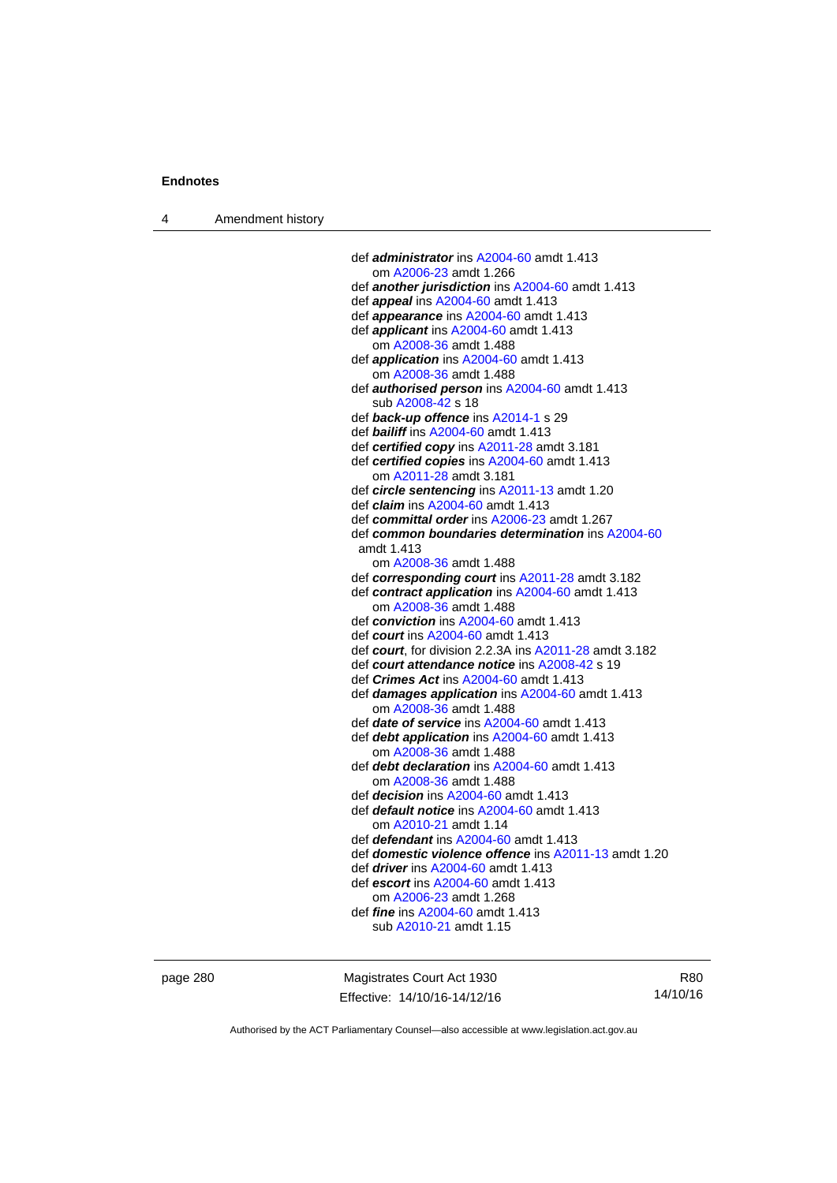def ***administrator*** ins A2004-60 amdt 1.413
om A2006-23 amdt 1.266

def ***another jurisdiction*** ins A2004-60 amdt 1.413

def ***appeal*** ins A2004-60 amdt 1.413

def ***appearance*** ins A2004-60 amdt 1.413

def ***applicant*** ins A2004-60 amdt 1.413
om A2008-36 amdt 1.488

def ***application*** ins A2004-60 amdt 1.413
om A2008-36 amdt 1.488

def ***authorised person*** ins A2004-60 amdt 1.413
sub A2008-42 s 18

def ***back-up offence*** ins A2014-1 s 29

def ***bailiff*** ins A2004-60 amdt 1.413

def ***certified copy*** ins A2011-28 amdt 3.181

def ***certified copies*** ins A2004-60 amdt 1.413
om A2011-28 amdt 3.181

def ***circle sentencing*** ins A2011-13 amdt 1.20

def ***claim*** ins A2004-60 amdt 1.413

def ***committal order*** ins A2006-23 amdt 1.267

def ***common boundaries determination*** ins A2004-60 amdt 1.413
om A2008-36 amdt 1.488

def ***corresponding court*** ins A2011-28 amdt 3.182

def ***contract application*** ins A2004-60 amdt 1.413
om A2008-36 amdt 1.488

def ***conviction*** ins A2004-60 amdt 1.413

def ***court*** ins A2004-60 amdt 1.413

def ***court***, for division 2.2.3A ins A2011-28 amdt 3.182

def ***court attendance notice*** ins A2008-42 s 19

def ***Crimes Act*** ins A2004-60 amdt 1.413

def ***damages application*** ins A2004-60 amdt 1.413
om A2008-36 amdt 1.488

def ***date of service*** ins A2004-60 amdt 1.413

def ***debt application*** ins A2004-60 amdt 1.413
om A2008-36 amdt 1.488

def ***debt declaration*** ins A2004-60 amdt 1.413
om A2008-36 amdt 1.488

def ***decision*** ins A2004-60 amdt 1.413

def ***default notice*** ins A2004-60 amdt 1.413
om A2010-21 amdt 1.14

def ***defendant*** ins A2004-60 amdt 1.413

def ***domestic violence offence*** ins A2011-13 amdt 1.20

def ***driver*** ins A2004-60 amdt 1.413

def ***escort*** ins A2004-60 amdt 1.413
om A2006-23 amdt 1.268

def ***fine*** ins A2004-60 amdt 1.413
sub A2010-21 amdt 1.15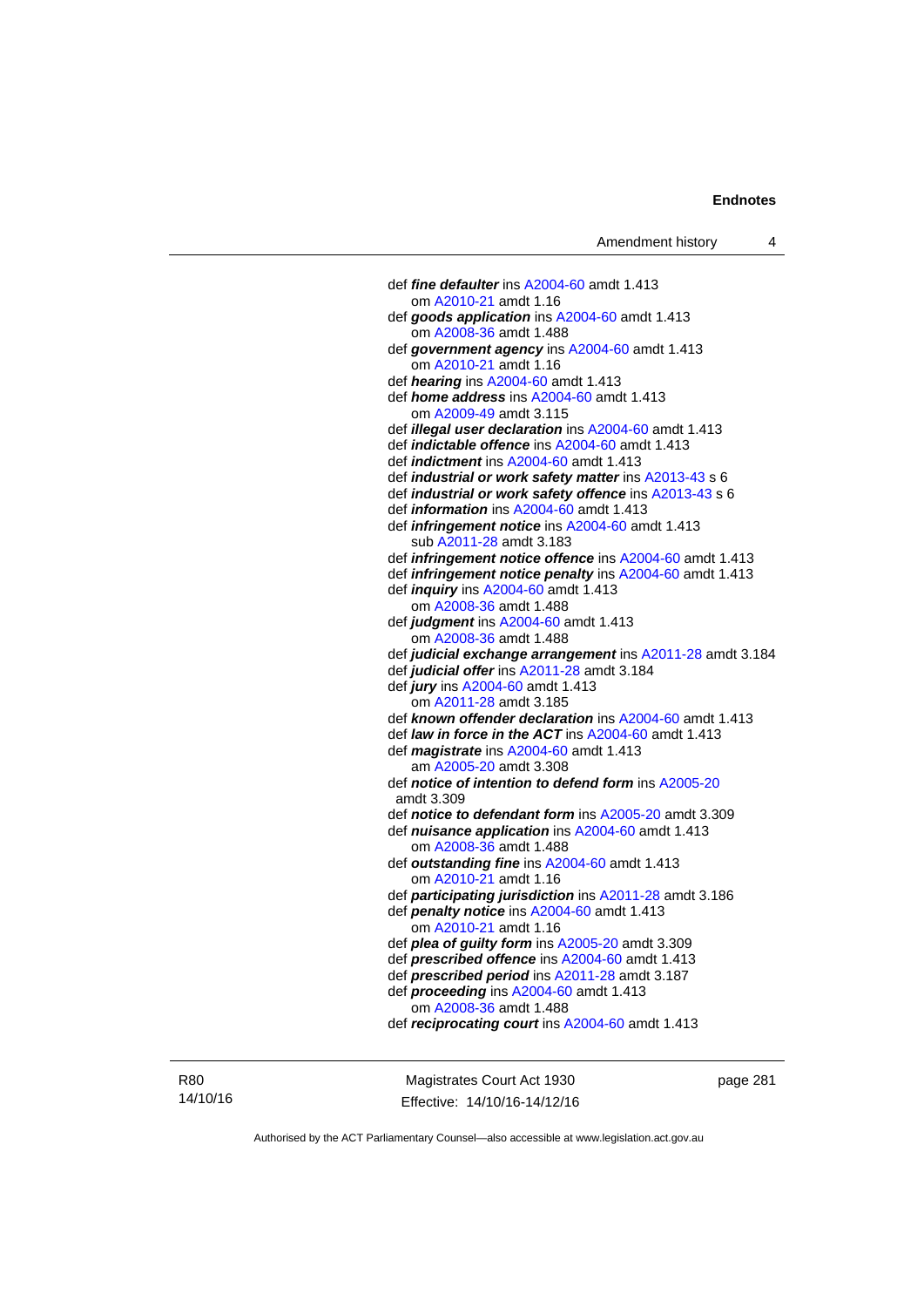def ***fine defaulter*** ins A2004-60 amdt 1.413
om A2010-21 amdt 1.16

def ***goods application*** ins A2004-60 amdt 1.413
om A2008-36 amdt 1.488

def ***government agency*** ins A2004-60 amdt 1.413
om A2010-21 amdt 1.16

def ***hearing*** ins A2004-60 amdt 1.413

def ***home address*** ins A2004-60 amdt 1.413
om A2009-49 amdt 3.115

def ***illegal user declaration*** ins A2004-60 amdt 1.413

def ***indictable offence*** ins A2004-60 amdt 1.413

def ***indictment*** ins A2004-60 amdt 1.413

def ***industrial or work safety matter*** ins A2013-43 s 6

def ***industrial or work safety offence*** ins A2013-43 s 6

def ***information*** ins A2004-60 amdt 1.413

def ***infringement notice*** ins A2004-60 amdt 1.413
sub A2011-28 amdt 3.183

def ***infringement notice offence*** ins A2004-60 amdt 1.413

def ***infringement notice penalty*** ins A2004-60 amdt 1.413

def ***inquiry*** ins A2004-60 amdt 1.413
om A2008-36 amdt 1.488

def ***judgment*** ins A2004-60 amdt 1.413
om A2008-36 amdt 1.488

def ***judicial exchange arrangement*** ins A2011-28 amdt 3.184

def ***judicial offer*** ins A2011-28 amdt 3.184

def ***jury*** ins A2004-60 amdt 1.413
om A2011-28 amdt 3.185

def ***known offender declaration*** ins A2004-60 amdt 1.413

def ***law in force in the ACT*** ins A2004-60 amdt 1.413

def ***magistrate*** ins A2004-60 amdt 1.413
am A2005-20 amdt 3.308

def ***notice of intention to defend form*** ins A2005-20 amdt 3.309

def ***notice to defendant form*** ins A2005-20 amdt 3.309

def ***nuisance application*** ins A2004-60 amdt 1.413
om A2008-36 amdt 1.488

def ***outstanding fine*** ins A2004-60 amdt 1.413
om A2010-21 amdt 1.16

def ***participating jurisdiction*** ins A2011-28 amdt 3.186

def ***penalty notice*** ins A2004-60 amdt 1.413
om A2010-21 amdt 1.16

def ***plea of guilty form*** ins A2005-20 amdt 3.309

def ***prescribed offence*** ins A2004-60 amdt 1.413

def ***prescribed period*** ins A2011-28 amdt 3.187

def ***proceeding*** ins A2004-60 amdt 1.413
om A2008-36 amdt 1.488

def ***reciprocating court*** ins A2004-60 amdt 1.413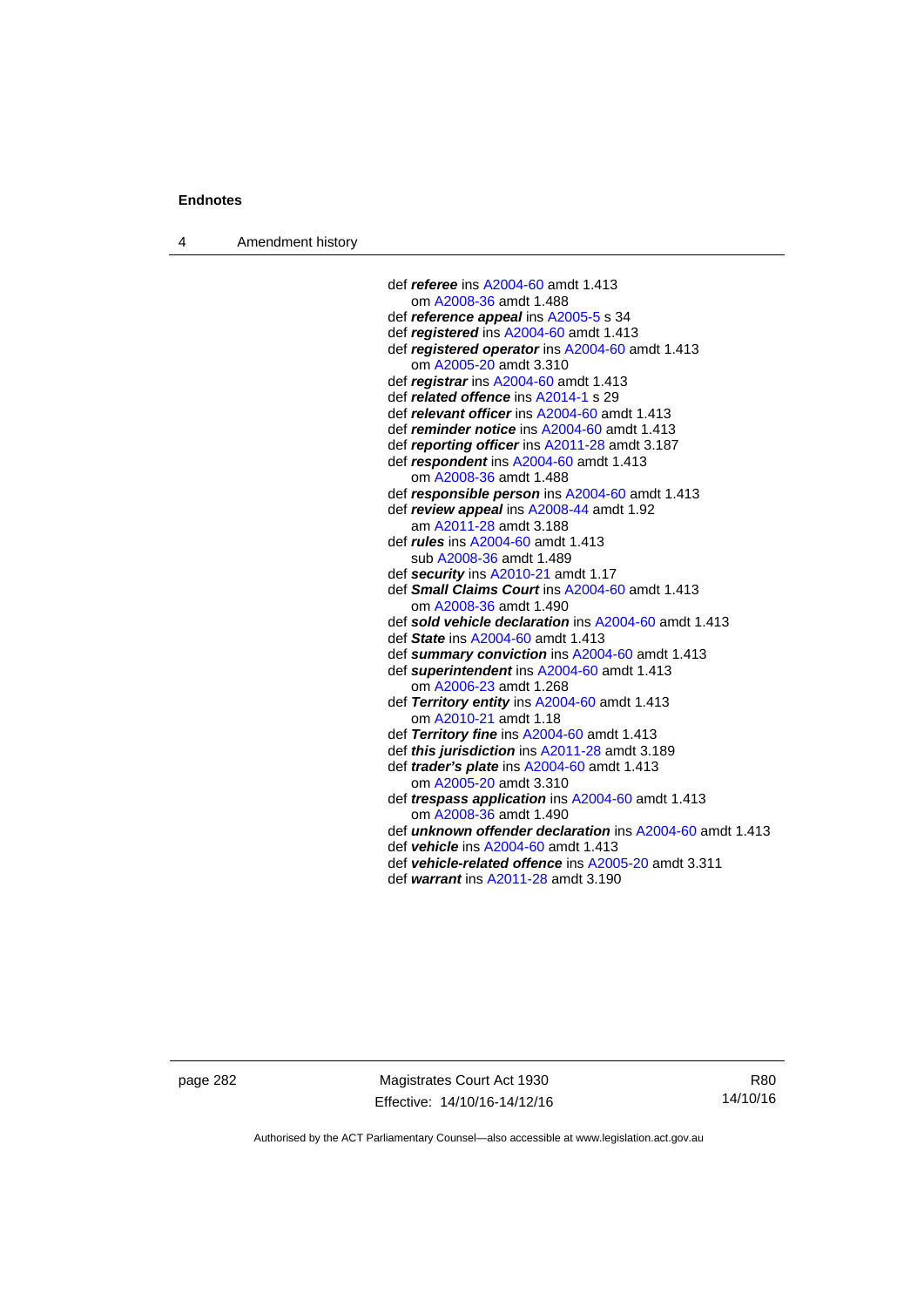def ***referee*** ins A2004-60 amdt 1.413
om A2008-36 amdt 1.488
def ***reference appeal*** ins A2005-5 s 34
def ***registered*** ins A2004-60 amdt 1.413
def ***registered operator*** ins A2004-60 amdt 1.413
om A2005-20 amdt 3.310
def ***registrar*** ins A2004-60 amdt 1.413
def ***related offence*** ins A2014-1 s 29
def ***relevant officer*** ins A2004-60 amdt 1.413
def ***reminder notice*** ins A2004-60 amdt 1.413
def ***reporting officer*** ins A2011-28 amdt 3.187
def ***respondent*** ins A2004-60 amdt 1.413
om A2008-36 amdt 1.488
def ***responsible person*** ins A2004-60 amdt 1.413
def ***review appeal*** ins A2008-44 amdt 1.92
am A2011-28 amdt 3.188
def ***rules*** ins A2004-60 amdt 1.413
sub A2008-36 amdt 1.489
def ***security*** ins A2010-21 amdt 1.17
def ***Small Claims Court*** ins A2004-60 amdt 1.413
om A2008-36 amdt 1.490
def ***sold vehicle declaration*** ins A2004-60 amdt 1.413
def ***State*** ins A2004-60 amdt 1.413
def ***summary conviction*** ins A2004-60 amdt 1.413
def ***superintendent*** ins A2004-60 amdt 1.413
om A2006-23 amdt 1.268
def ***Territory entity*** ins A2004-60 amdt 1.413
om A2010-21 amdt 1.18
def ***Territory fine*** ins A2004-60 amdt 1.413
def ***this jurisdiction*** ins A2011-28 amdt 3.189
def ***trader's plate*** ins A2004-60 amdt 1.413
om A2005-20 amdt 3.310
def ***trespass application*** ins A2004-60 amdt 1.413
om A2008-36 amdt 1.490
def ***unknown offender declaration*** ins A2004-60 amdt 1.413
def ***vehicle*** ins A2004-60 amdt 1.413
def ***vehicle-related offence*** ins A2005-20 amdt 3.311
def ***warrant*** ins A2011-28 amdt 3.190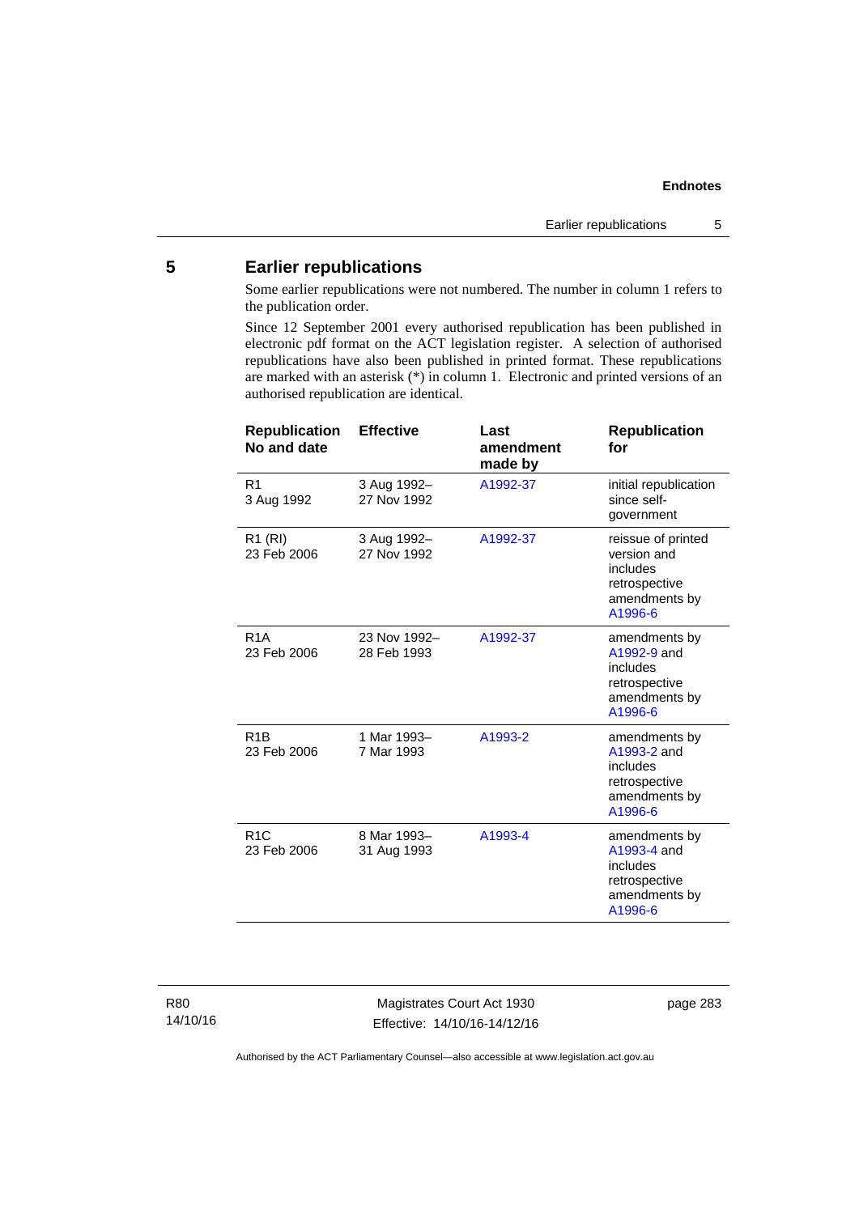## 5 Earlier republications

Some earlier republications were not numbered. The number in column 1 refers to the publication order.

Since 12 September 2001 every authorised republication has been published in electronic pdf format on the ACT legislation register. A selection of authorised republications have also been published in printed format. These republications are marked with an asterisk (*) in column 1. Electronic and printed versions of an authorised republication are identical.

| Republication No and date | Effective | Last amendment made by | Republication for |
|---|---|---|---|
| R1<br>3 Aug 1992 | 3 Aug 1992–<br>27 Nov 1992 | A1992-37 | initial republication since self-government |
| R1 (RI)<br>23 Feb 2006 | 3 Aug 1992–<br>27 Nov 1992 | A1992-37 | reissue of printed version and includes retrospective amendments by A1996-6 |
| R1A<br>23 Feb 2006 | 23 Nov 1992–<br>28 Feb 1993 | A1992-37 | amendments by A1992-9 and includes retrospective amendments by A1996-6 |
| R1B<br>23 Feb 2006 | 1 Mar 1993–<br>7 Mar 1993 | A1993-2 | amendments by A1993-2 and includes retrospective amendments by A1996-6 |
| R1C<br>23 Feb 2006 | 8 Mar 1993–<br>31 Aug 1993 | A1993-4 | amendments by A1993-4 and includes retrospective amendments by A1996-6 |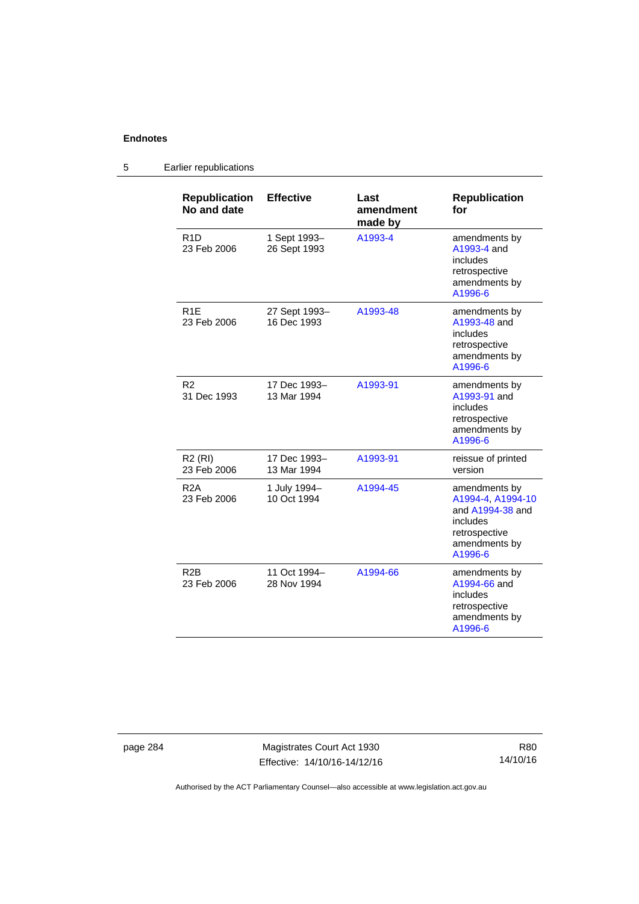## 5 Earlier republications

| Republication No and date | Effective | Last amendment made by | Republication for |
|---|---|---|---|
| R1D 23 Feb 2006 | 1 Sept 1993– 26 Sept 1993 | A1993-4 | amendments by A1993-4 and includes retrospective amendments by A1996-6 |
| R1E 23 Feb 2006 | 27 Sept 1993– 16 Dec 1993 | A1993-48 | amendments by A1993-48 and includes retrospective amendments by A1996-6 |
| R2 31 Dec 1993 | 17 Dec 1993– 13 Mar 1994 | A1993-91 | amendments by A1993-91 and includes retrospective amendments by A1996-6 |
| R2 (RI) 23 Feb 2006 | 17 Dec 1993– 13 Mar 1994 | A1993-91 | reissue of printed version |
| R2A 23 Feb 2006 | 1 July 1994– 10 Oct 1994 | A1994-45 | amendments by A1994-4, A1994-10 and A1994-38 and includes retrospective amendments by A1996-6 |
| R2B 23 Feb 2006 | 11 Oct 1994– 28 Nov 1994 | A1994-66 | amendments by A1994-66 and includes retrospective amendments by A1996-6 |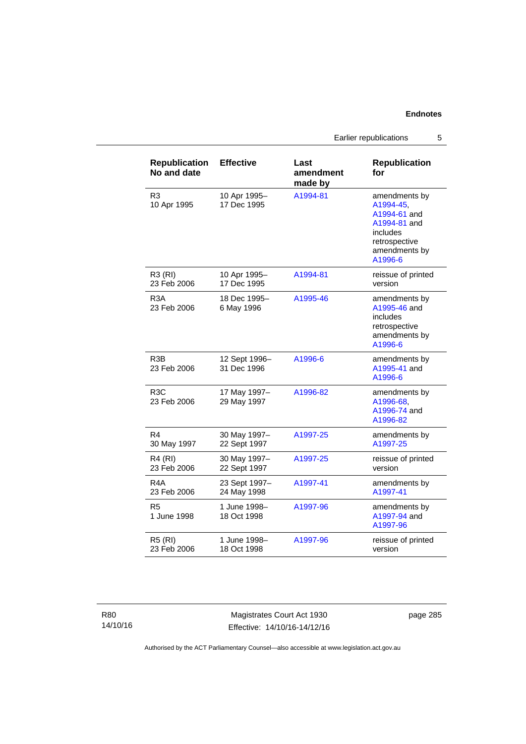| Republication No and date | Effective | Last amendment made by | Republication for |
|---|---|---|---|
| R3<br>10 Apr 1995 | 10 Apr 1995–<br>17 Dec 1995 | A1994-81 | amendments by A1994-45, A1994-61 and A1994-81 and includes retrospective amendments by A1996-6 |
| R3 (RI)<br>23 Feb 2006 | 10 Apr 1995–<br>17 Dec 1995 | A1994-81 | reissue of printed version |
| R3A<br>23 Feb 2006 | 18 Dec 1995–<br>6 May 1996 | A1995-46 | amendments by A1995-46 and includes retrospective amendments by A1996-6 |
| R3B<br>23 Feb 2006 | 12 Sept 1996–<br>31 Dec 1996 | A1996-6 | amendments by A1995-41 and A1996-6 |
| R3C<br>23 Feb 2006 | 17 May 1997–<br>29 May 1997 | A1996-82 | amendments by A1996-68, A1996-74 and A1996-82 |
| R4<br>30 May 1997 | 30 May 1997–<br>22 Sept 1997 | A1997-25 | amendments by A1997-25 |
| R4 (RI)<br>23 Feb 2006 | 30 May 1997–<br>22 Sept 1997 | A1997-25 | reissue of printed version |
| R4A<br>23 Feb 2006 | 23 Sept 1997–<br>24 May 1998 | A1997-41 | amendments by A1997-41 |
| R5<br>1 June 1998 | 1 June 1998–<br>18 Oct 1998 | A1997-96 | amendments by A1997-94 and A1997-96 |
| R5 (RI)<br>23 Feb 2006 | 1 June 1998–<br>18 Oct 1998 | A1997-96 | reissue of printed version |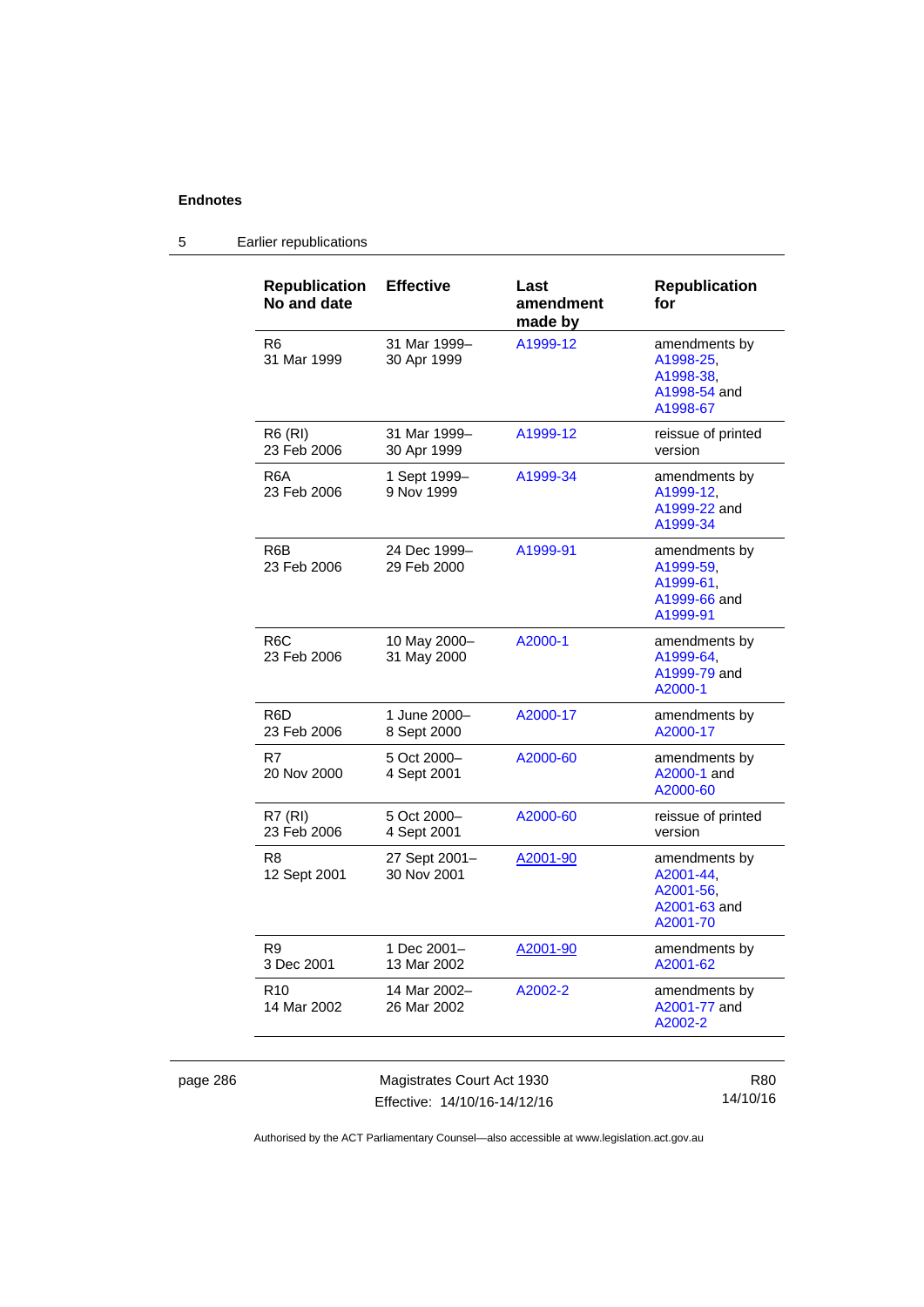## Endnotes

### 5 Earlier republications

| Republication No and date | Effective | Last amendment made by | Republication for |
|---|---|---|---|
| R6 31 Mar 1999 | 31 Mar 1999– 30 Apr 1999 | A1999-12 | amendments by A1998-25, A1998-38, A1998-54 and A1998-67 |
| R6 (RI) 23 Feb 2006 | 31 Mar 1999– 30 Apr 1999 | A1999-12 | reissue of printed version |
| R6A 23 Feb 2006 | 1 Sept 1999– 9 Nov 1999 | A1999-34 | amendments by A1999-12, A1999-22 and A1999-34 |
| R6B 23 Feb 2006 | 24 Dec 1999– 29 Feb 2000 | A1999-91 | amendments by A1999-59, A1999-61, A1999-66 and A1999-91 |
| R6C 23 Feb 2006 | 10 May 2000– 31 May 2000 | A2000-1 | amendments by A1999-64, A1999-79 and A2000-1 |
| R6D 23 Feb 2006 | 1 June 2000– 8 Sept 2000 | A2000-17 | amendments by A2000-17 |
| R7 20 Nov 2000 | 5 Oct 2000– 4 Sept 2001 | A2000-60 | amendments by A2000-1 and A2000-60 |
| R7 (RI) 23 Feb 2006 | 5 Oct 2000– 4 Sept 2001 | A2000-60 | reissue of printed version |
| R8 12 Sept 2001 | 27 Sept 2001– 30 Nov 2001 | A2001-90 | amendments by A2001-44, A2001-56, A2001-63 and A2001-70 |
| R9 3 Dec 2001 | 1 Dec 2001– 13 Mar 2002 | A2001-90 | amendments by A2001-62 |
| R10 14 Mar 2002 | 14 Mar 2002– 26 Mar 2002 | A2002-2 | amendments by A2001-77 and A2002-2 |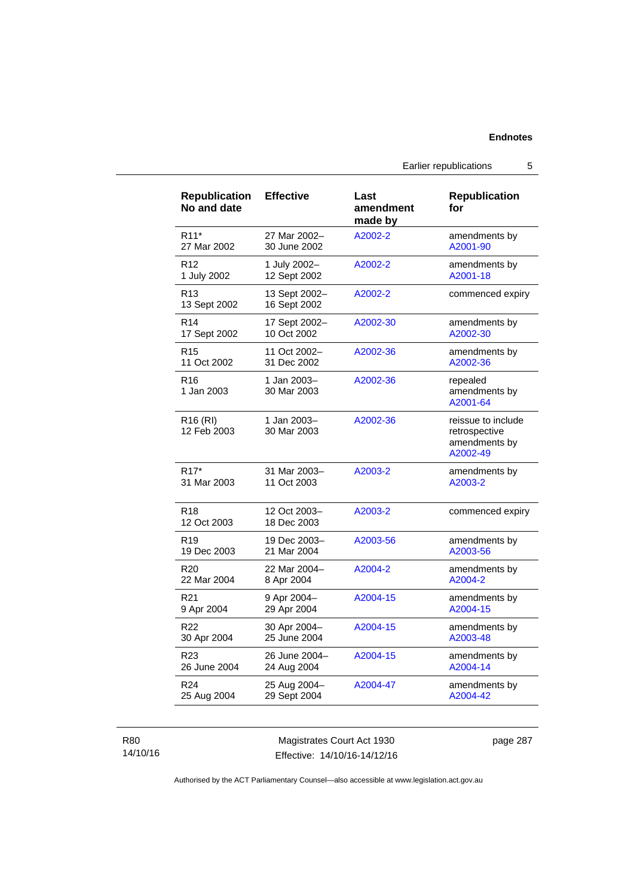| Republication No and date | Effective | Last amendment made by | Republication for |
|---|---|---|---|
| R11* 27 Mar 2002 | 27 Mar 2002– 30 June 2002 | A2002-2 | amendments by A2001-90 |
| R12 1 July 2002 | 1 July 2002– 12 Sept 2002 | A2002-2 | amendments by A2001-18 |
| R13 13 Sept 2002 | 13 Sept 2002– 16 Sept 2002 | A2002-2 | commenced expiry |
| R14 17 Sept 2002 | 17 Sept 2002– 10 Oct 2002 | A2002-30 | amendments by A2002-30 |
| R15 11 Oct 2002 | 11 Oct 2002– 31 Dec 2002 | A2002-36 | amendments by A2002-36 |
| R16 1 Jan 2003 | 1 Jan 2003– 30 Mar 2003 | A2002-36 | repealed amendments by A2001-64 |
| R16 (RI) 12 Feb 2003 | 1 Jan 2003– 30 Mar 2003 | A2002-36 | reissue to include retrospective amendments by A2002-49 |
| R17* 31 Mar 2003 | 31 Mar 2003– 11 Oct 2003 | A2003-2 | amendments by A2003-2 |
| R18 12 Oct 2003 | 12 Oct 2003– 18 Dec 2003 | A2003-2 | commenced expiry |
| R19 19 Dec 2003 | 19 Dec 2003– 21 Mar 2004 | A2003-56 | amendments by A2003-56 |
| R20 22 Mar 2004 | 22 Mar 2004– 8 Apr 2004 | A2004-2 | amendments by A2004-2 |
| R21 9 Apr 2004 | 9 Apr 2004– 29 Apr 2004 | A2004-15 | amendments by A2004-15 |
| R22 30 Apr 2004 | 30 Apr 2004– 25 June 2004 | A2004-15 | amendments by A2003-48 |
| R23 26 June 2004 | 26 June 2004– 24 Aug 2004 | A2004-15 | amendments by A2004-14 |
| R24 25 Aug 2004 | 25 Aug 2004– 29 Sept 2004 | A2004-47 | amendments by A2004-42 |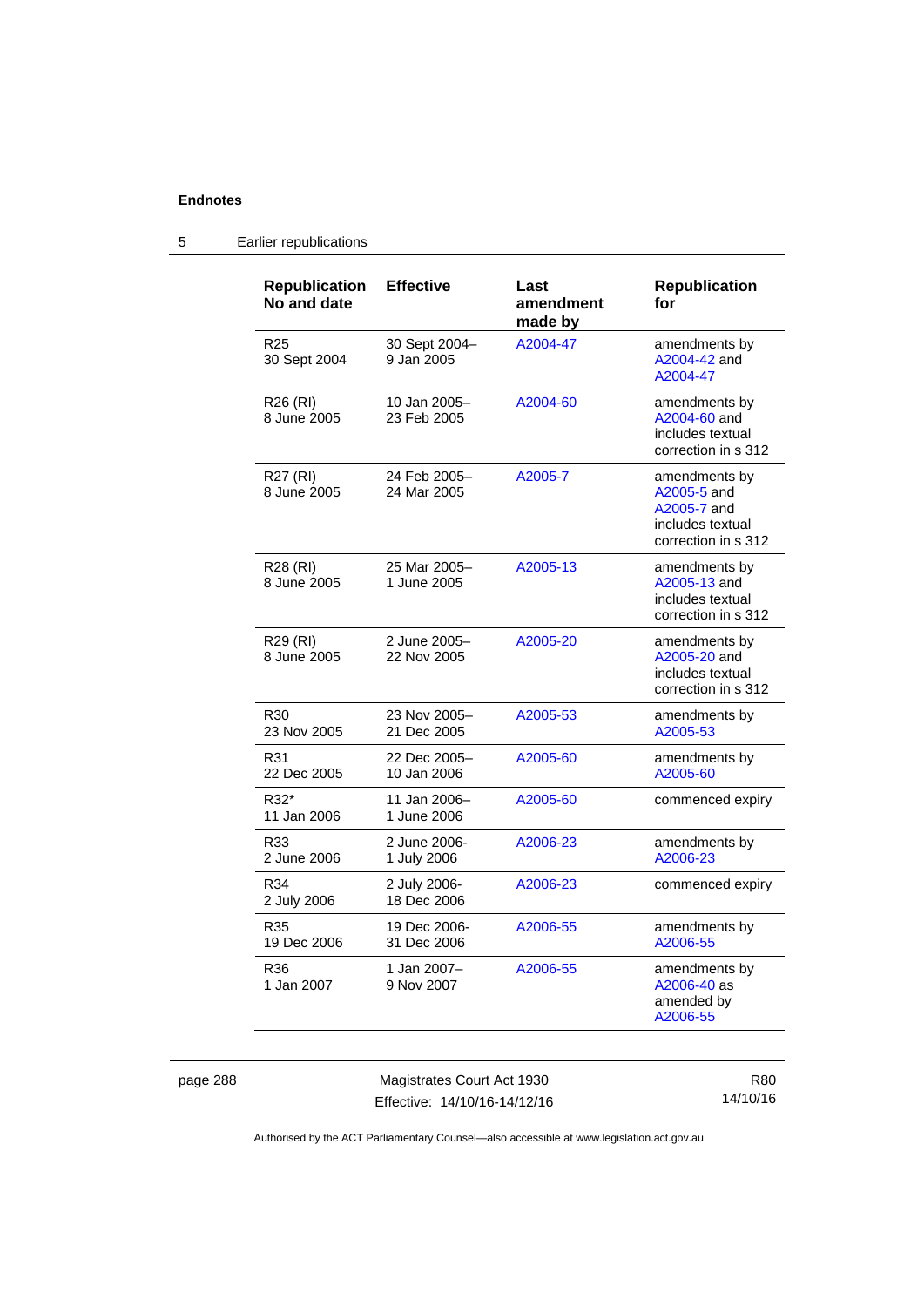## Endnotes

### 5 Earlier republications

| Republication No and date | Effective | Last amendment made by | Republication for |
|---|---|---|---|
| R25<br>30 Sept 2004 | 30 Sept 2004–<br>9 Jan 2005 | A2004-47 | amendments by A2004-42 and A2004-47 |
| R26 (RI)<br>8 June 2005 | 10 Jan 2005–<br>23 Feb 2005 | A2004-60 | amendments by A2004-60 and includes textual correction in s 312 |
| R27 (RI)<br>8 June 2005 | 24 Feb 2005–<br>24 Mar 2005 | A2005-7 | amendments by A2005-5 and A2005-7 and includes textual correction in s 312 |
| R28 (RI)<br>8 June 2005 | 25 Mar 2005–<br>1 June 2005 | A2005-13 | amendments by A2005-13 and includes textual correction in s 312 |
| R29 (RI)<br>8 June 2005 | 2 June 2005–<br>22 Nov 2005 | A2005-20 | amendments by A2005-20 and includes textual correction in s 312 |
| R30<br>23 Nov 2005 | 23 Nov 2005–<br>21 Dec 2005 | A2005-53 | amendments by A2005-53 |
| R31<br>22 Dec 2005 | 22 Dec 2005–<br>10 Jan 2006 | A2005-60 | amendments by A2005-60 |
| R32*<br>11 Jan 2006 | 11 Jan 2006–<br>1 June 2006 | A2005-60 | commenced expiry |
| R33<br>2 June 2006 | 2 June 2006-<br>1 July 2006 | A2006-23 | amendments by A2006-23 |
| R34<br>2 July 2006 | 2 July 2006-<br>18 Dec 2006 | A2006-23 | commenced expiry |
| R35<br>19 Dec 2006 | 19 Dec 2006-<br>31 Dec 2006 | A2006-55 | amendments by A2006-55 |
| R36<br>1 Jan 2007 | 1 Jan 2007–<br>9 Nov 2007 | A2006-55 | amendments by A2006-40 as amended by A2006-55 |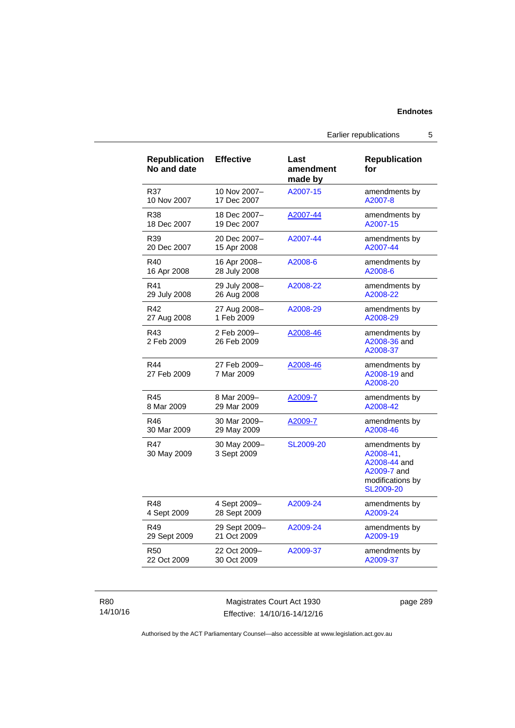| Republication No and date | Effective | Last amendment made by | Republication for |
|---|---|---|---|
| R37 10 Nov 2007 | 10 Nov 2007– 17 Dec 2007 | A2007-15 | amendments by A2007-8 |
| R38 18 Dec 2007 | 18 Dec 2007– 19 Dec 2007 | A2007-44 | amendments by A2007-15 |
| R39 20 Dec 2007 | 20 Dec 2007– 15 Apr 2008 | A2007-44 | amendments by A2007-44 |
| R40 16 Apr 2008 | 16 Apr 2008– 28 July 2008 | A2008-6 | amendments by A2008-6 |
| R41 29 July 2008 | 29 July 2008– 26 Aug 2008 | A2008-22 | amendments by A2008-22 |
| R42 27 Aug 2008 | 27 Aug 2008– 1 Feb 2009 | A2008-29 | amendments by A2008-29 |
| R43 2 Feb 2009 | 2 Feb 2009– 26 Feb 2009 | A2008-46 | amendments by A2008-36 and A2008-37 |
| R44 27 Feb 2009 | 27 Feb 2009– 7 Mar 2009 | A2008-46 | amendments by A2008-19 and A2008-20 |
| R45 8 Mar 2009 | 8 Mar 2009– 29 Mar 2009 | A2009-7 | amendments by A2008-42 |
| R46 30 Mar 2009 | 30 Mar 2009– 29 May 2009 | A2009-7 | amendments by A2008-46 |
| R47 30 May 2009 | 30 May 2009– 3 Sept 2009 | SL2009-20 | amendments by A2008-41, A2008-44 and A2009-7 and modifications by SL2009-20 |
| R48 4 Sept 2009 | 4 Sept 2009– 28 Sept 2009 | A2009-24 | amendments by A2009-24 |
| R49 29 Sept 2009 | 29 Sept 2009– 21 Oct 2009 | A2009-24 | amendments by A2009-19 |
| R50 22 Oct 2009 | 22 Oct 2009– 30 Oct 2009 | A2009-37 | amendments by A2009-37 |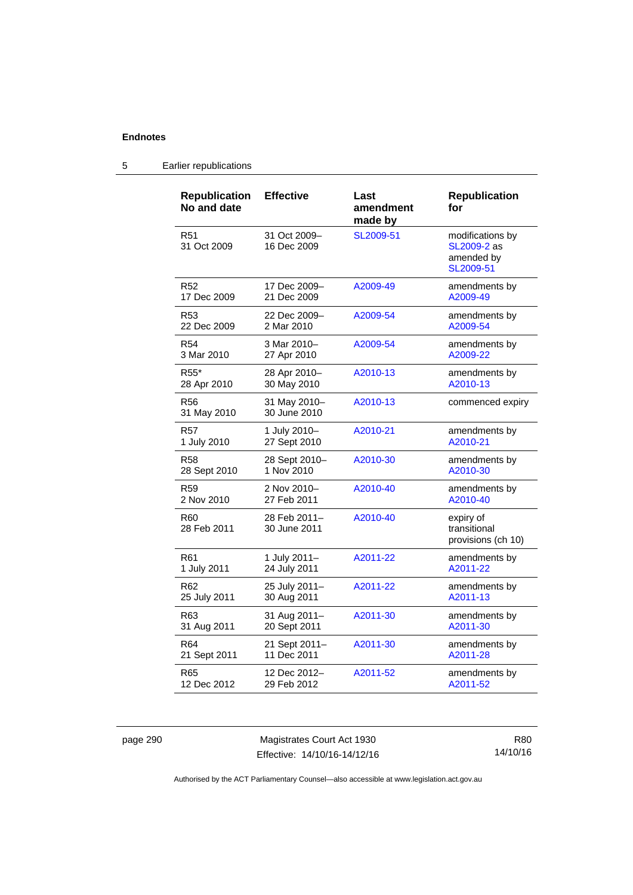## Endnotes

### 5 Earlier republications

| Republication No and date | Effective | Last amendment made by | Republication for |
|---|---|---|---|
| R51 31 Oct 2009 | 31 Oct 2009– 16 Dec 2009 | SL2009-51 | modifications by SL2009-2 as amended by SL2009-51 |
| R52 17 Dec 2009 | 17 Dec 2009– 21 Dec 2009 | A2009-49 | amendments by A2009-49 |
| R53 22 Dec 2009 | 22 Dec 2009– 2 Mar 2010 | A2009-54 | amendments by A2009-54 |
| R54 3 Mar 2010 | 3 Mar 2010– 27 Apr 2010 | A2009-54 | amendments by A2009-22 |
| R55* 28 Apr 2010 | 28 Apr 2010– 30 May 2010 | A2010-13 | amendments by A2010-13 |
| R56 31 May 2010 | 31 May 2010– 30 June 2010 | A2010-13 | commenced expiry |
| R57 1 July 2010 | 1 July 2010– 27 Sept 2010 | A2010-21 | amendments by A2010-21 |
| R58 28 Sept 2010 | 28 Sept 2010– 1 Nov 2010 | A2010-30 | amendments by A2010-30 |
| R59 2 Nov 2010 | 2 Nov 2010– 27 Feb 2011 | A2010-40 | amendments by A2010-40 |
| R60 28 Feb 2011 | 28 Feb 2011– 30 June 2011 | A2010-40 | expiry of transitional provisions (ch 10) |
| R61 1 July 2011 | 1 July 2011– 24 July 2011 | A2011-22 | amendments by A2011-22 |
| R62 25 July 2011 | 25 July 2011– 30 Aug 2011 | A2011-22 | amendments by A2011-13 |
| R63 31 Aug 2011 | 31 Aug 2011– 20 Sept 2011 | A2011-30 | amendments by A2011-30 |
| R64 21 Sept 2011 | 21 Sept 2011– 11 Dec 2011 | A2011-30 | amendments by A2011-28 |
| R65 12 Dec 2012 | 12 Dec 2012– 29 Feb 2012 | A2011-52 | amendments by A2011-52 |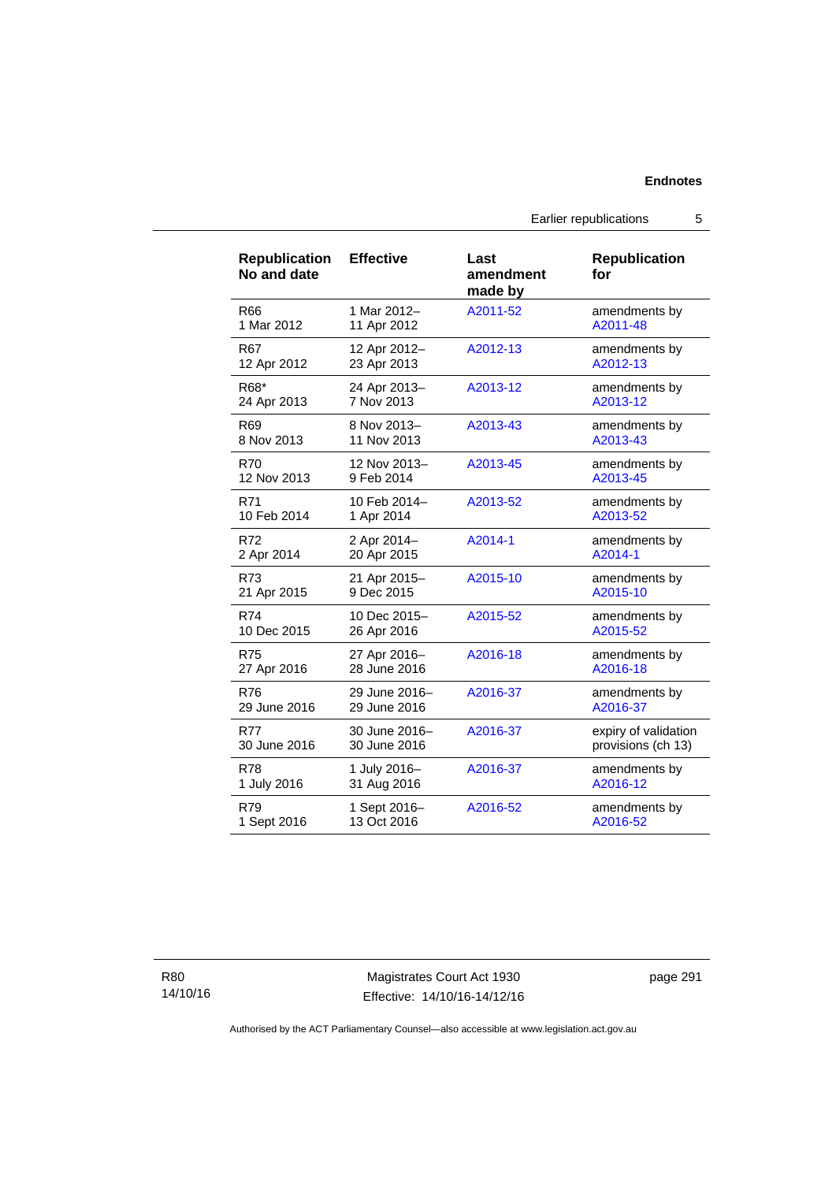| Republication No and date | Effective | Last amendment made by | Republication for |
| --- | --- | --- | --- |
| R66<br>1 Mar 2012 | 1 Mar 2012–<br>11 Apr 2012 | A2011-52 | amendments by A2011-48 |
| R67<br>12 Apr 2012 | 12 Apr 2012–<br>23 Apr 2013 | A2012-13 | amendments by A2012-13 |
| R68*<br>24 Apr 2013 | 24 Apr 2013–<br>7 Nov 2013 | A2013-12 | amendments by A2013-12 |
| R69<br>8 Nov 2013 | 8 Nov 2013–<br>11 Nov 2013 | A2013-43 | amendments by A2013-43 |
| R70<br>12 Nov 2013 | 12 Nov 2013–<br>9 Feb 2014 | A2013-45 | amendments by A2013-45 |
| R71<br>10 Feb 2014 | 10 Feb 2014–<br>1 Apr 2014 | A2013-52 | amendments by A2013-52 |
| R72<br>2 Apr 2014 | 2 Apr 2014–<br>20 Apr 2015 | A2014-1 | amendments by A2014-1 |
| R73<br>21 Apr 2015 | 21 Apr 2015–<br>9 Dec 2015 | A2015-10 | amendments by A2015-10 |
| R74<br>10 Dec 2015 | 10 Dec 2015–<br>26 Apr 2016 | A2015-52 | amendments by A2015-52 |
| R75<br>27 Apr 2016 | 27 Apr 2016–<br>28 June 2016 | A2016-18 | amendments by A2016-18 |
| R76<br>29 June 2016 | 29 June 2016–<br>29 June 2016 | A2016-37 | amendments by A2016-37 |
| R77<br>30 June 2016 | 30 June 2016–<br>30 June 2016 | A2016-37 | expiry of validation provisions (ch 13) |
| R78<br>1 July 2016 | 1 July 2016–<br>31 Aug 2016 | A2016-37 | amendments by A2016-12 |
| R79<br>1 Sept 2016 | 1 Sept 2016–<br>13 Oct 2016 | A2016-52 | amendments by A2016-52 |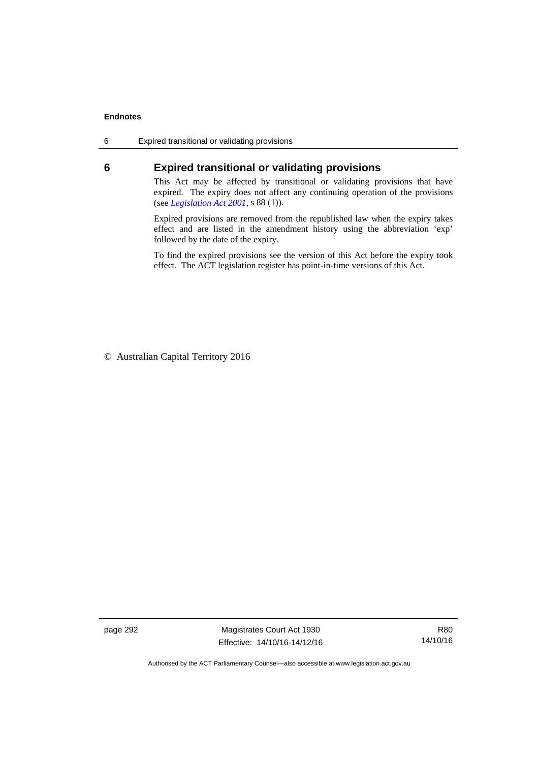## 6 Expired transitional or validating provisions

This Act may be affected by transitional or validating provisions that have expired. The expiry does not affect any continuing operation of the provisions (see *Legislation Act 2001*, s 88 (1)).

Expired provisions are removed from the republished law when the expiry takes effect and are listed in the amendment history using the abbreviation 'exp' followed by the date of the expiry.

To find the expired provisions see the version of this Act before the expiry took effect. The ACT legislation register has point-in-time versions of this Act.

© Australian Capital Territory 2016